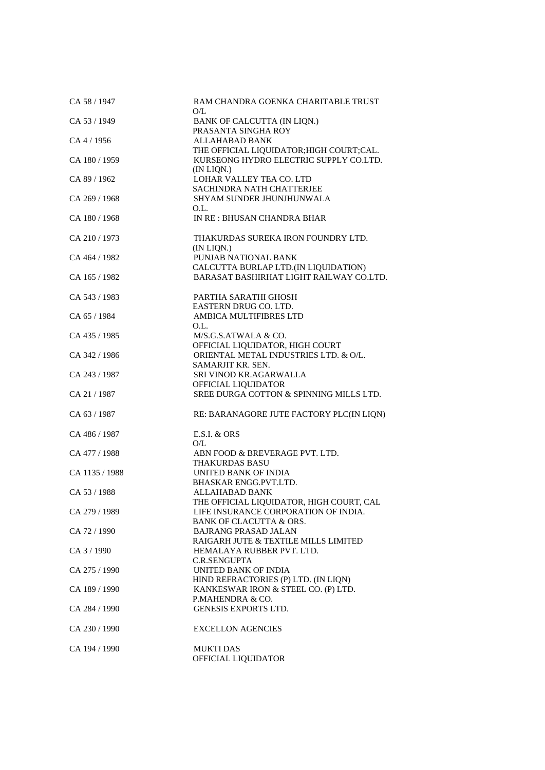| | |
|---|---|
| CA 58 / 1947 | RAM CHANDRA GOENKA CHARITABLE TRUST<br>O/L |
| CA 53 / 1949 | BANK OF CALCUTTA (IN LIQN.)<br>PRASANTA SINGHA ROY |
| CA 4 / 1956 | ALLAHABAD BANK<br>THE OFFICIAL LIQUIDATOR;HIGH COURT;CAL. |
| CA 180 / 1959 | KURSEONG HYDRO ELECTRIC SUPPLY CO.LTD.<br>(IN LIQN.) |
| CA 89 / 1962 | LOHAR VALLEY TEA CO. LTD<br>SACHINDRA NATH CHATTERJEE |
| CA 269 / 1968 | SHYAM SUNDER JHUNJHUNWALA<br>O.L. |
| CA 180 / 1968 | IN RE : BHUSAN CHANDRA BHAR |
| CA 210 / 1973 | THAKURDAS SUREKA IRON FOUNDRY LTD.<br>(IN LIQN.) |
| CA 464 / 1982 | PUNJAB NATIONAL BANK<br>CALCUTTA BURLAP LTD.(IN LIQUIDATION) |
| CA 165 / 1982 | BARASAT BASHIRHAT LIGHT RAILWAY CO.LTD. |
| CA 543 / 1983 | PARTHA SARATHI GHOSH<br>EASTERN DRUG CO. LTD. |
| CA 65 / 1984 | AMBICA MULTIFIBRES LTD<br>O.L. |
| CA 435 / 1985 | M/S.G.S.ATWALA & CO.<br>OFFICIAL LIQUIDATOR, HIGH COURT |
| CA 342 / 1986 | ORIENTAL METAL INDUSTRIES LTD. & O/L.<br>SAMARJIT KR. SEN. |
| CA 243 / 1987 | SRI VINOD KR.AGARWALLA<br>OFFICIAL LIQUIDATOR |
| CA 21 / 1987 | SREE DURGA COTTON & SPINNING MILLS LTD. |
| CA 63 / 1987 | RE: BARANAGORE JUTE FACTORY PLC(IN LIQN) |
| CA 486 / 1987 | E.S.I. & ORS<br>O/L |
| CA 477 / 1988 | ABN FOOD & BREVERAGE PVT. LTD.<br>THAKURDAS BASU |
| CA 1135 / 1988 | UNITED BANK OF INDIA<br>BHASKAR ENGG.PVT.LTD. |
| CA 53 / 1988 | ALLAHABAD BANK<br>THE OFFICIAL LIQUIDATOR, HIGH COURT, CAL |
| CA 279 / 1989 | LIFE INSURANCE CORPORATION OF INDIA.<br>BANK OF CLACUTTA & ORS. |
| CA 72 / 1990 | BAJRANG PRASAD JALAN<br>RAIGARH JUTE & TEXTILE MILLS LIMITED |
| CA 3 / 1990 | HEMALAYA RUBBER PVT. LTD.<br>C.R.SENGUPTA |
| CA 275 / 1990 | UNITED BANK OF INDIA<br>HIND REFRACTORIES (P) LTD. (IN LIQN) |
| CA 189 / 1990 | KANKESWAR IRON & STEEL CO. (P) LTD.<br>P.MAHENDRA & CO. |
| CA 284 / 1990 | GENESIS EXPORTS LTD. |
| CA 230 / 1990 | EXCELLON AGENCIES |
| CA 194 / 1990 | MUKTI DAS<br>OFFICIAL LIQUIDATOR |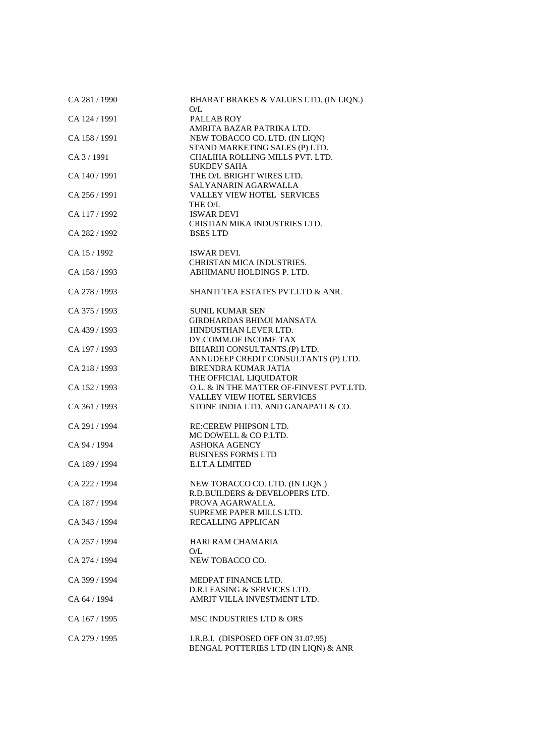| | |
|---|---|
| CA 281 / 1990 | BHARAT BRAKES & VALUES LTD. (IN LIQN.)<br>O/L |
| CA 124 / 1991 | PALLAB ROY<br>AMRITA BAZAR PATRIKA LTD. |
| CA 158 / 1991 | NEW TOBACCO CO. LTD. (IN LIQN)<br>STAND MARKETING SALES (P) LTD. |
| CA 3 / 1991 | CHALIHA ROLLING MILLS PVT. LTD.<br>SUKDEV SAHA |
| CA 140 / 1991 | THE O/L BRIGHT WIRES LTD.<br>SALYANARIN AGARWALLA |
| CA 256 / 1991 | VALLEY VIEW HOTEL SERVICES<br>THE O/L |
| CA 117 / 1992 | ISWAR DEVI<br>CRISTIAN MIKA INDUSTRIES LTD. |
| CA 282 / 1992 | BSES LTD |
| CA 15 / 1992 | ISWAR DEVI.<br>CHRISTAN MICA INDUSTRIES. |
| CA 158 / 1993 | ABHIMANU HOLDINGS P. LTD. |
| CA 278 / 1993 | SHANTI TEA ESTATES PVT.LTD & ANR. |
| CA 375 / 1993 | SUNIL KUMAR SEN<br>GIRDHARDAS BHIMJI MANSATA |
| CA 439 / 1993 | HINDUSTHAN LEVER LTD.<br>DY.COMM.OF INCOME TAX |
| CA 197 / 1993 | BIHARIJI CONSULTANTS.(P) LTD.<br>ANNUDEEP CREDIT CONSULTANTS (P) LTD. |
| CA 218 / 1993 | BIRENDRA KUMAR JATIA<br>THE OFFICIAL LIQUIDATOR |
| CA 152 / 1993 | O.L. & IN THE MATTER OF-FINVEST PVT.LTD.<br>VALLEY VIEW HOTEL SERVICES |
| CA 361 / 1993 | STONE INDIA LTD. AND GANAPATI & CO. |
| CA 291 / 1994 | RE:CEREW PHIPSON LTD.<br>MC DOWELL & CO P.LTD. |
| CA 94 / 1994 | ASHOKA AGENCY<br>BUSINESS FORMS LTD |
| CA 189 / 1994 | E.I.T.A LIMITED |
| CA 222 / 1994 | NEW TOBACCO CO. LTD. (IN LIQN.)<br>R.D.BUILDERS & DEVELOPERS LTD. |
| CA 187 / 1994 | PROVA AGARWALLA.<br>SUPREME PAPER MILLS LTD. |
| CA 343 / 1994 | RECALLING APPLICAN |
| CA 257 / 1994 | HARI RAM CHAMARIA<br>O/L |
| CA 274 / 1994 | NEW TOBACCO CO. |
| CA 399 / 1994 | MEDPAT FINANCE LTD.<br>D.R.LEASING & SERVICES LTD. |
| CA 64 / 1994 | AMRIT VILLA INVESTMENT LTD. |
| CA 167 / 1995 | MSC INDUSTRIES LTD & ORS |
| CA 279 / 1995 | I.R.B.I. (DISPOSED OFF ON 31.07.95)<br>BENGAL POTTERIES LTD (IN LIQN) & ANR |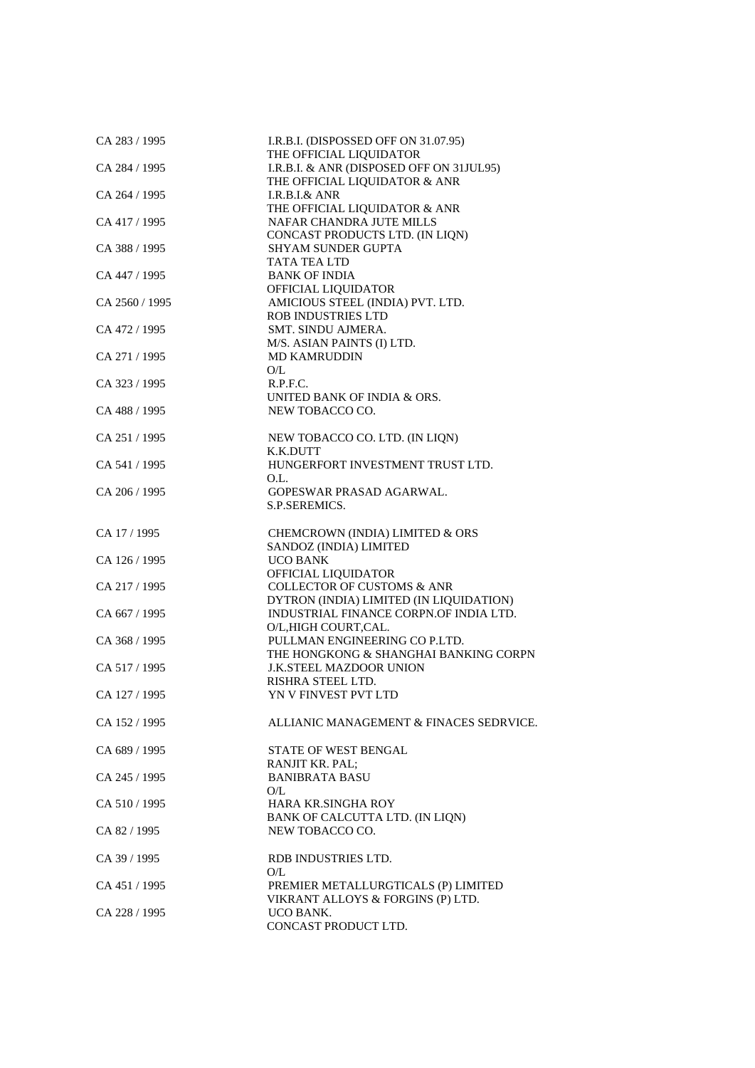| | |
|---|---|
| CA 283 / 1995 | I.R.B.I. (DISPOSSED OFF ON 31.07.95)<br>THE OFFICIAL LIQUIDATOR |
| CA 284 / 1995 | I.R.B.I. & ANR (DISPOSED OFF ON 31JUL95)<br>THE OFFICIAL LIQUIDATOR & ANR |
| CA 264 / 1995 | I.R.B.I.& ANR<br>THE OFFICIAL LIQUIDATOR & ANR |
| CA 417 / 1995 | NAFAR CHANDRA JUTE MILLS<br>CONCAST PRODUCTS LTD. (IN LIQN) |
| CA 388 / 1995 | SHYAM SUNDER GUPTA<br>TATA TEA LTD |
| CA 447 / 1995 | BANK OF INDIA<br>OFFICIAL LIQUIDATOR |
| CA 2560 / 1995 | AMICIOUS STEEL (INDIA) PVT. LTD.<br>ROB INDUSTRIES LTD |
| CA 472 / 1995 | SMT. SINDU AJMERA.<br>M/S. ASIAN PAINTS (I) LTD. |
| CA 271 / 1995 | MD KAMRUDDIN<br>O/L |
| CA 323 / 1995 | R.P.F.C.<br>UNITED BANK OF INDIA & ORS. |
| CA 488 / 1995 | NEW TOBACCO CO. |
| CA 251 / 1995 | NEW TOBACCO CO. LTD. (IN LIQN)<br>K.K.DUTT |
| CA 541 / 1995 | HUNGERFORT INVESTMENT TRUST LTD.<br>O.L. |
| CA 206 / 1995 | GOPESWAR PRASAD AGARWAL.<br>S.P.SEREMICS. |
| CA 17 / 1995 | CHEMCROWN (INDIA) LIMITED & ORS<br>SANDOZ (INDIA) LIMITED |
| CA 126 / 1995 | UCO BANK<br>OFFICIAL LIQUIDATOR |
| CA 217 / 1995 | COLLECTOR OF CUSTOMS & ANR<br>DYTRON (INDIA) LIMITED (IN LIQUIDATION) |
| CA 667 / 1995 | INDUSTRIAL FINANCE CORPN.OF INDIA LTD.<br>O/L,HIGH COURT,CAL. |
| CA 368 / 1995 | PULLMAN ENGINEERING CO P.LTD.<br>THE HONGKONG & SHANGHAI BANKING CORPN |
| CA 517 / 1995 | J.K.STEEL MAZDOOR UNION<br>RISHRA STEEL LTD. |
| CA 127 / 1995 | YN V FINVEST PVT LTD |
| CA 152 / 1995 | ALLIANIC MANAGEMENT & FINACES SEDRVICE. |
| CA 689 / 1995 | STATE OF WEST BENGAL<br>RANJIT KR. PAL; |
| CA 245 / 1995 | BANIBRATA BASU<br>O/L |
| CA 510 / 1995 | HARA KR.SINGHA ROY<br>BANK OF CALCUTTA LTD. (IN LIQN) |
| CA 82 / 1995 | NEW TOBACCO CO. |
| CA 39 / 1995 | RDB INDUSTRIES LTD.<br>O/L |
| CA 451 / 1995 | PREMIER METALLURGTICALS (P) LIMITED<br>VIKRANT ALLOYS & FORGINS (P) LTD. |
| CA 228 / 1995 | UCO BANK.<br>CONCAST PRODUCT LTD. |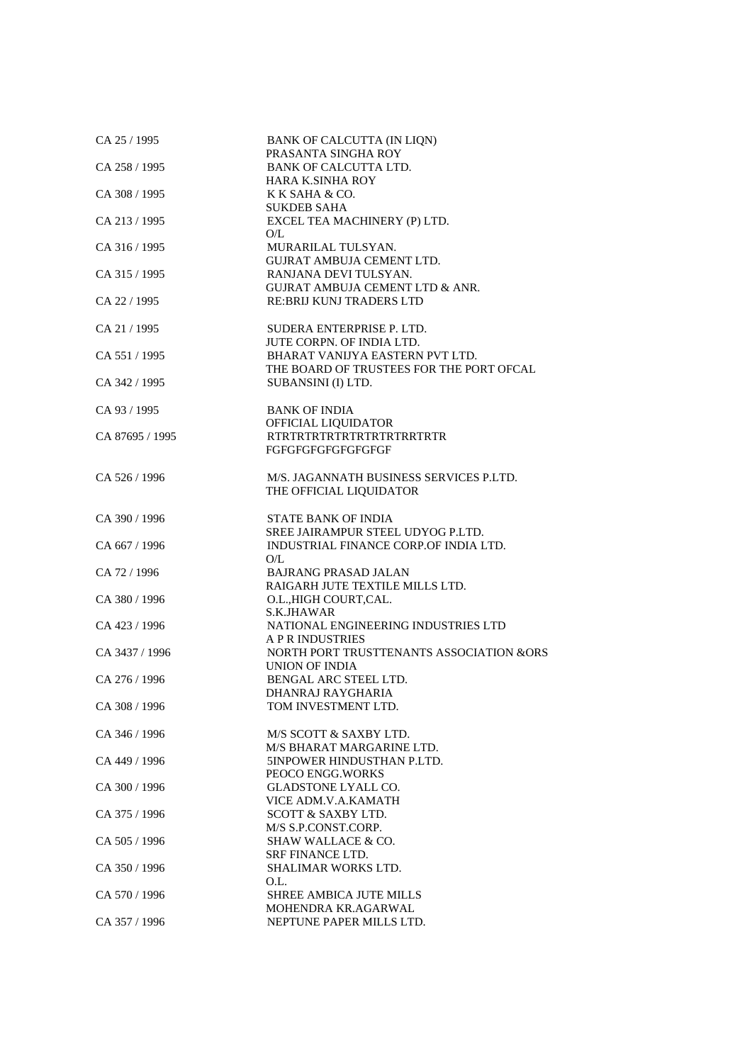| | |
|---|---|
| CA 25 / 1995 | BANK OF CALCUTTA (IN LIQN)<br>PRASANTA SINGHA ROY |
| CA 258 / 1995 | BANK OF CALCUTTA LTD.<br>HARA K.SINHA ROY |
| CA 308 / 1995 | K K SAHA & CO.<br>SUKDEB SAHA |
| CA 213 / 1995 | EXCEL TEA MACHINERY (P) LTD.<br>O/L |
| CA 316 / 1995 | MURARILAL TULSYAN.<br>GUJRAT AMBUJA CEMENT LTD. |
| CA 315 / 1995 | RANJANA DEVI TULSYAN.<br>GUJRAT AMBUJA CEMENT LTD & ANR. |
| CA 22 / 1995 | RE:BRIJ KUNJ TRADERS LTD |
| CA 21 / 1995 | SUDERA ENTERPRISE P. LTD.<br>JUTE CORPN. OF INDIA LTD. |
| CA 551 / 1995 | BHARAT VANIJYA EASTERN PVT LTD.<br>THE BOARD OF TRUSTEES FOR THE PORT OFCAL |
| CA 342 / 1995 | SUBANSINI (I) LTD. |
| CA 93 / 1995 | BANK OF INDIA<br>OFFICIAL LIQUIDATOR |
| CA 87695 / 1995 | RTRTRTRTRTRTRTRTRTRRTRTR<br>FGFGFGFGFGFGFGFGF |
| CA 526 / 1996 | M/S. JAGANNATH BUSINESS SERVICES P.LTD.<br>THE OFFICIAL LIQUIDATOR |
| CA 390 / 1996 | STATE BANK OF INDIA<br>SREE JAIRAMPUR STEEL UDYOG P.LTD. |
| CA 667 / 1996 | INDUSTRIAL FINANCE CORP.OF INDIA LTD.<br>O/L |
| CA 72 / 1996 | BAJRANG PRASAD JALAN<br>RAIGARH JUTE TEXTILE MILLS LTD. |
| CA 380 / 1996 | O.L.,HIGH COURT,CAL.<br>S.K.JHAWAR |
| CA 423 / 1996 | NATIONAL ENGINEERING INDUSTRIES LTD<br>A P R INDUSTRIES |
| CA 3437 / 1996 | NORTH PORT TRUSTTENANTS ASSOCIATION &ORS<br>UNION OF INDIA |
| CA 276 / 1996 | BENGAL ARC STEEL LTD.<br>DHANRAJ RAYGHARIA |
| CA 308 / 1996 | TOM INVESTMENT LTD. |
| CA 346 / 1996 | M/S SCOTT & SAXBY LTD.<br>M/S BHARAT MARGARINE LTD. |
| CA 449 / 1996 | 5INPOWER HINDUSTHAN P.LTD.<br>PEOCO ENGG.WORKS |
| CA 300 / 1996 | GLADSTONE LYALL CO.<br>VICE ADM.V.A.KAMATH |
| CA 375 / 1996 | SCOTT & SAXBY LTD.<br>M/S S.P.CONST.CORP. |
| CA 505 / 1996 | SHAW WALLACE & CO.<br>SRF FINANCE LTD. |
| CA 350 / 1996 | SHALIMAR WORKS LTD.<br>O.L. |
| CA 570 / 1996 | SHREE AMBICA JUTE MILLS<br>MOHENDRA KR.AGARWAL |
| CA 357 / 1996 | NEPTUNE PAPER MILLS LTD. |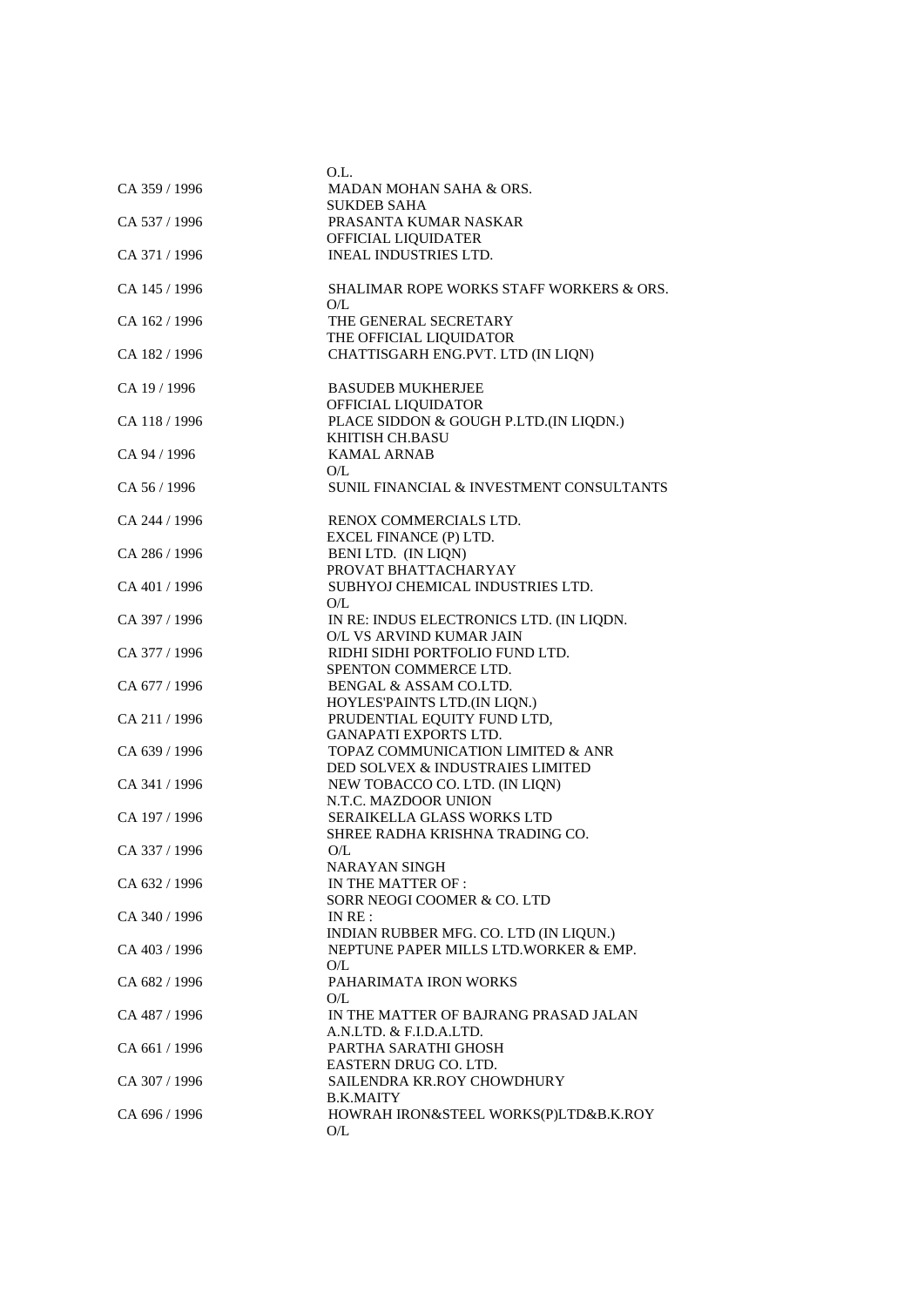| | |
|---|---|
| | O.L. |
| CA 359 / 1996 | MADAN MOHAN SAHA & ORS. |
| | SUKDEB SAHA |
| CA 537 / 1996 | PRASANTA KUMAR NASKAR |
| | OFFICIAL LIQUIDATER |
| CA 371 / 1996 | INEAL INDUSTRIES LTD. |
| | |
| CA 145 / 1996 | SHALIMAR ROPE WORKS STAFF WORKERS & ORS. |
| | O/L |
| CA 162 / 1996 | THE GENERAL SECRETARY |
| | THE OFFICIAL LIQUIDATOR |
| CA 182 / 1996 | CHATTISGARH ENG.PVT. LTD (IN LIQN) |
| | |
| CA 19 / 1996 | BASUDEB MUKHERJEE |
| | OFFICIAL LIQUIDATOR |
| CA 118 / 1996 | PLACE SIDDON & GOUGH P.LTD.(IN LIQDN.) |
| | KHITISH CH.BASU |
| CA 94 / 1996 | KAMAL ARNAB |
| | O/L |
| CA 56 / 1996 | SUNIL FINANCIAL & INVESTMENT CONSULTANTS |
| | |
| CA 244 / 1996 | RENOX COMMERCIALS LTD. |
| | EXCEL FINANCE (P) LTD. |
| CA 286 / 1996 | BENI LTD. (IN LIQN) |
| | PROVAT BHATTACHARYAY |
| CA 401 / 1996 | SUBHYOJ CHEMICAL INDUSTRIES LTD. |
| | O/L |
| CA 397 / 1996 | IN RE: INDUS ELECTRONICS LTD. (IN LIQDN. |
| | O/L VS ARVIND KUMAR JAIN |
| CA 377 / 1996 | RIDHI SIDHI PORTFOLIO FUND LTD. |
| | SPENTON COMMERCE LTD. |
| CA 677 / 1996 | BENGAL & ASSAM CO.LTD. |
| | HOYLES'PAINTS LTD.(IN LIQN.) |
| CA 211 / 1996 | PRUDENTIAL EQUITY FUND LTD, |
| | GANAPATI EXPORTS LTD. |
| CA 639 / 1996 | TOPAZ COMMUNICATION LIMITED & ANR |
| | DED SOLVEX & INDUSTRAIES LIMITED |
| CA 341 / 1996 | NEW TOBACCO CO. LTD. (IN LIQN) |
| | N.T.C. MAZDOOR UNION |
| CA 197 / 1996 | SERAIKELLA GLASS WORKS LTD |
| | SHREE RADHA KRISHNA TRADING CO. |
| CA 337 / 1996 | O/L |
| | NARAYAN SINGH |
| CA 632 / 1996 | IN THE MATTER OF : |
| | SORR NEOGI COOMER & CO. LTD |
| CA 340 / 1996 | IN RE : |
| | INDIAN RUBBER MFG. CO. LTD (IN LIQUN.) |
| CA 403 / 1996 | NEPTUNE PAPER MILLS LTD.WORKER & EMP. |
| | O/L |
| CA 682 / 1996 | PAHARIMATA IRON WORKS |
| | O/L |
| CA 487 / 1996 | IN THE MATTER OF BAJRANG PRASAD JALAN |
| | A.N.LTD. & F.I.D.A.LTD. |
| CA 661 / 1996 | PARTHA SARATHI GHOSH |
| | EASTERN DRUG CO. LTD. |
| CA 307 / 1996 | SAILENDRA KR.ROY CHOWDHURY |
| | B.K.MAITY |
| CA 696 / 1996 | HOWRAH IRON&STEEL WORKS(P)LTD&B.K.ROY |
| | O/L |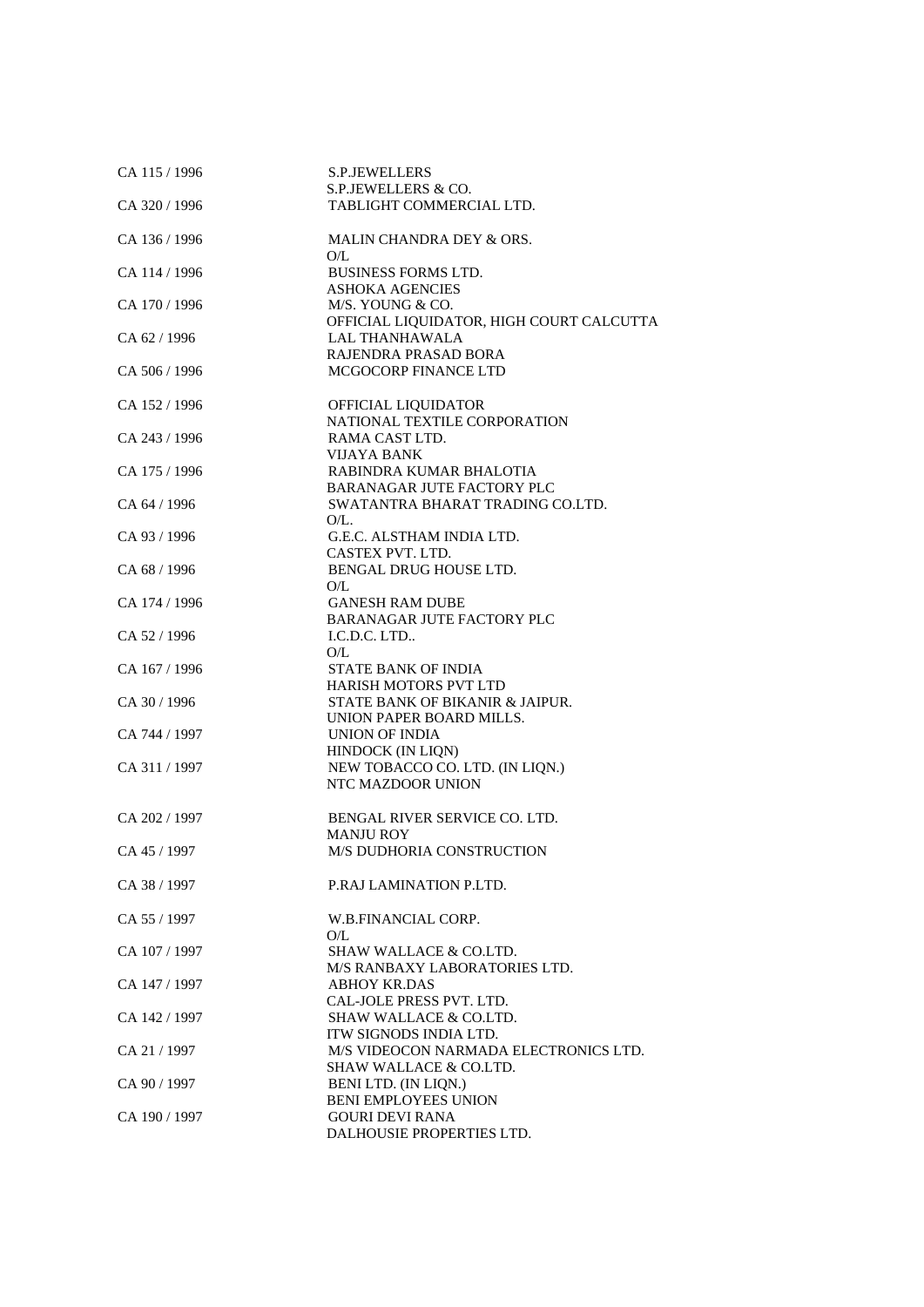| | |
|---|---|
| CA 115 / 1996 | S.P.JEWELLERS<br>S.P.JEWELLERS & CO. |
| CA 320 / 1996 | TABLIGHT COMMERCIAL LTD. |
| CA 136 / 1996 | MALIN CHANDRA DEY & ORS.<br>O/L |
| CA 114 / 1996 | BUSINESS FORMS LTD.<br>ASHOKA AGENCIES |
| CA 170 / 1996 | M/S. YOUNG & CO.<br>OFFICIAL LIQUIDATOR, HIGH COURT CALCUTTA |
| CA 62 / 1996 | LAL THANHAWALA<br>RAJENDRA PRASAD BORA |
| CA 506 / 1996 | MCGOCORP FINANCE LTD |
| CA 152 / 1996 | OFFICIAL LIQUIDATOR<br>NATIONAL TEXTILE CORPORATION |
| CA 243 / 1996 | RAMA CAST LTD.<br>VIJAYA BANK |
| CA 175 / 1996 | RABINDRA KUMAR BHALOTIA<br>BARANAGAR JUTE FACTORY PLC |
| CA 64 / 1996 | SWATANTRA BHARAT TRADING CO.LTD.<br>O/L. |
| CA 93 / 1996 | G.E.C. ALSTHAM INDIA LTD.<br>CASTEX PVT. LTD. |
| CA 68 / 1996 | BENGAL DRUG HOUSE LTD.<br>O/L |
| CA 174 / 1996 | GANESH RAM DUBE<br>BARANAGAR JUTE FACTORY PLC |
| CA 52 / 1996 | I.C.D.C. LTD..<br>O/L |
| CA 167 / 1996 | STATE BANK OF INDIA<br>HARISH MOTORS PVT LTD |
| CA 30 / 1996 | STATE BANK OF BIKANIR & JAIPUR.<br>UNION PAPER BOARD MILLS. |
| CA 744 / 1997 | UNION OF INDIA<br>HINDOCK (IN LIQN) |
| CA 311 / 1997 | NEW TOBACCO CO. LTD. (IN LIQN.)<br>NTC MAZDOOR UNION |
| CA 202 / 1997 | BENGAL RIVER SERVICE CO. LTD.<br>MANJU ROY |
| CA 45 / 1997 | M/S DUDHORIA CONSTRUCTION |
| CA 38 / 1997 | P.RAJ LAMINATION P.LTD. |
| CA 55 / 1997 | W.B.FINANCIAL CORP.<br>O/L |
| CA 107 / 1997 | SHAW WALLACE & CO.LTD.<br>M/S RANBAXY LABORATORIES LTD. |
| CA 147 / 1997 | ABHOY KR.DAS<br>CAL-JOLE PRESS PVT. LTD. |
| CA 142 / 1997 | SHAW WALLACE & CO.LTD.<br>ITW SIGNODS INDIA LTD. |
| CA 21 / 1997 | M/S VIDEOCON NARMADA ELECTRONICS LTD.<br>SHAW WALLACE & CO.LTD. |
| CA 90 / 1997 | BENI LTD. (IN LIQN.)<br>BENI EMPLOYEES UNION |
| CA 190 / 1997 | GOURI DEVI RANA<br>DALHOUSIE PROPERTIES LTD. |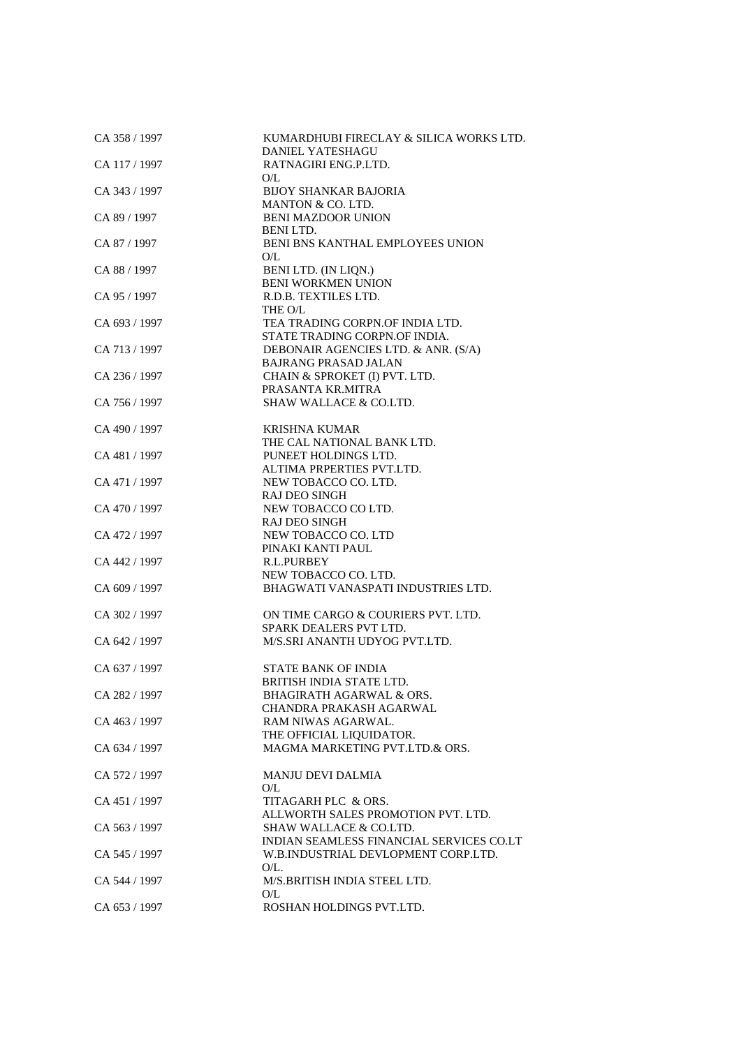| | |
|---|---|
| CA 358 / 1997 | KUMARDHUBI FIRECLAY & SILICA WORKS LTD.<br>DANIEL YATESHAGU |
| CA 117 / 1997 | RATNAGIRI ENG.P.LTD.<br>O/L |
| CA 343 / 1997 | BIJOY SHANKAR BAJORIA<br>MANTON & CO. LTD. |
| CA 89 / 1997 | BENI MAZDOOR UNION<br>BENI LTD. |
| CA 87 / 1997 | BENI BNS KANTHAL EMPLOYEES UNION<br>O/L |
| CA 88 / 1997 | BENI LTD. (IN LIQN.)<br>BENI WORKMEN UNION |
| CA 95 / 1997 | R.D.B. TEXTILES LTD.<br>THE O/L |
| CA 693 / 1997 | TEA TRADING CORPN.OF INDIA LTD.<br>STATE TRADING CORPN.OF INDIA. |
| CA 713 / 1997 | DEBONAIR AGENCIES LTD. & ANR. (S/A)<br>BAJRANG PRASAD JALAN |
| CA 236 / 1997 | CHAIN & SPROKET (I) PVT. LTD.<br>PRASANTA KR.MITRA |
| CA 756 / 1997 | SHAW WALLACE & CO.LTD. |
| CA 490 / 1997 | KRISHNA KUMAR<br>THE CAL NATIONAL BANK LTD. |
| CA 481 / 1997 | PUNEET HOLDINGS LTD.<br>ALTIMA PRPERTIES PVT.LTD. |
| CA 471 / 1997 | NEW TOBACCO CO. LTD.<br>RAJ DEO SINGH |
| CA 470 / 1997 | NEW TOBACCO CO LTD.<br>RAJ DEO SINGH |
| CA 472 / 1997 | NEW TOBACCO CO. LTD<br>PINAKI KANTI PAUL |
| CA 442 / 1997 | R.L.PURBEY<br>NEW TOBACCO CO. LTD. |
| CA 609 / 1997 | BHAGWATI VANASPATI INDUSTRIES LTD. |
| CA 302 / 1997 | ON TIME CARGO & COURIERS PVT. LTD.<br>SPARK DEALERS PVT LTD. |
| CA 642 / 1997 | M/S.SRI ANANTH UDYOG PVT.LTD. |
| CA 637 / 1997 | STATE BANK OF INDIA<br>BRITISH INDIA STATE LTD. |
| CA 282 / 1997 | BHAGIRATH AGARWAL & ORS.<br>CHANDRA PRAKASH AGARWAL |
| CA 463 / 1997 | RAM NIWAS AGARWAL.<br>THE OFFICIAL LIQUIDATOR. |
| CA 634 / 1997 | MAGMA MARKETING PVT.LTD.& ORS. |
| CA 572 / 1997 | MANJU DEVI DALMIA<br>O/L |
| CA 451 / 1997 | TITAGARH PLC & ORS.<br>ALLWORTH SALES PROMOTION PVT. LTD. |
| CA 563 / 1997 | SHAW WALLACE & CO.LTD.<br>INDIAN SEAMLESS FINANCIAL SERVICES CO.LT |
| CA 545 / 1997 | W.B.INDUSTRIAL DEVLOPMENT CORP.LTD.<br>O/L. |
| CA 544 / 1997 | M/S.BRITISH INDIA STEEL LTD.<br>O/L |
| CA 653 / 1997 | ROSHAN HOLDINGS PVT.LTD. |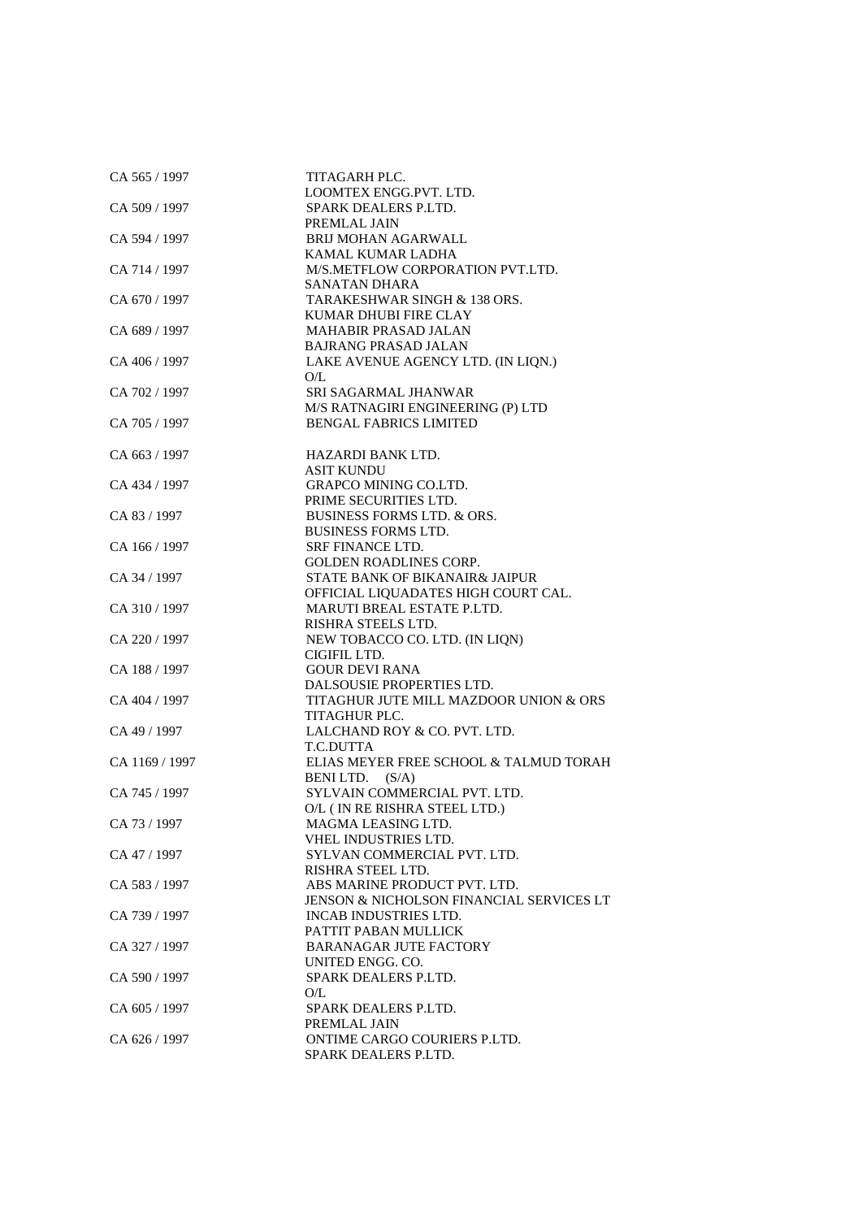| | |
|---|---|
| CA 565 / 1997 | TITAGARH PLC.<br>LOOMTEX ENGG.PVT. LTD. |
| CA 509 / 1997 | SPARK DEALERS P.LTD.<br>PREMLAL JAIN |
| CA 594 / 1997 | BRIJ MOHAN AGARWALL<br>KAMAL KUMAR LADHA |
| CA 714 / 1997 | M/S.METFLOW CORPORATION PVT.LTD.<br>SANATAN DHARA |
| CA 670 / 1997 | TARAKESHWAR SINGH & 138 ORS.<br>KUMAR DHUBI FIRE CLAY |
| CA 689 / 1997 | MAHABIR PRASAD JALAN<br>BAJRANG PRASAD JALAN |
| CA 406 / 1997 | LAKE AVENUE AGENCY LTD. (IN LIQN.)<br>O/L |
| CA 702 / 1997 | SRI SAGARMAL JHANWAR<br>M/S RATNAGIRI ENGINEERING (P) LTD |
| CA 705 / 1997 | BENGAL FABRICS LIMITED |
| CA 663 / 1997 | HAZARDI BANK LTD.<br>ASIT KUNDU |
| CA 434 / 1997 | GRAPCO MINING CO.LTD.<br>PRIME SECURITIES LTD. |
| CA 83 / 1997 | BUSINESS FORMS LTD. & ORS.<br>BUSINESS FORMS LTD. |
| CA 166 / 1997 | SRF FINANCE LTD.<br>GOLDEN ROADLINES CORP. |
| CA 34 / 1997 | STATE BANK OF BIKANAIR& JAIPUR<br>OFFICIAL LIQUADATES HIGH COURT CAL. |
| CA 310 / 1997 | MARUTI BREAL ESTATE P.LTD.<br>RISHRA STEELS LTD. |
| CA 220 / 1997 | NEW TOBACCO CO. LTD. (IN LIQN)<br>CIGIFIL LTD. |
| CA 188 / 1997 | GOUR DEVI RANA<br>DALSOUSIE PROPERTIES LTD. |
| CA 404 / 1997 | TITAGHUR JUTE MILL MAZDOOR UNION & ORS<br>TITAGHUR PLC. |
| CA 49 / 1997 | LALCHAND ROY & CO. PVT. LTD.<br>T.C.DUTTA |
| CA 1169 / 1997 | ELIAS MEYER FREE SCHOOL & TALMUD TORAH<br>BENI LTD. (S/A) |
| CA 745 / 1997 | SYLVAIN COMMERCIAL PVT. LTD.<br>O/L ( IN RE RISHRA STEEL LTD.) |
| CA 73 / 1997 | MAGMA LEASING LTD.<br>VHEL INDUSTRIES LTD. |
| CA 47 / 1997 | SYLVAN COMMERCIAL PVT. LTD.<br>RISHRA STEEL LTD. |
| CA 583 / 1997 | ABS MARINE PRODUCT PVT. LTD.<br>JENSON & NICHOLSON FINANCIAL SERVICES LT |
| CA 739 / 1997 | INCAB INDUSTRIES LTD.<br>PATTIT PABAN MULLICK |
| CA 327 / 1997 | BARANAGAR JUTE FACTORY<br>UNITED ENGG. CO. |
| CA 590 / 1997 | SPARK DEALERS P.LTD.<br>O/L |
| CA 605 / 1997 | SPARK DEALERS P.LTD.<br>PREMLAL JAIN |
| CA 626 / 1997 | ONTIME CARGO COURIERS P.LTD.<br>SPARK DEALERS P.LTD. |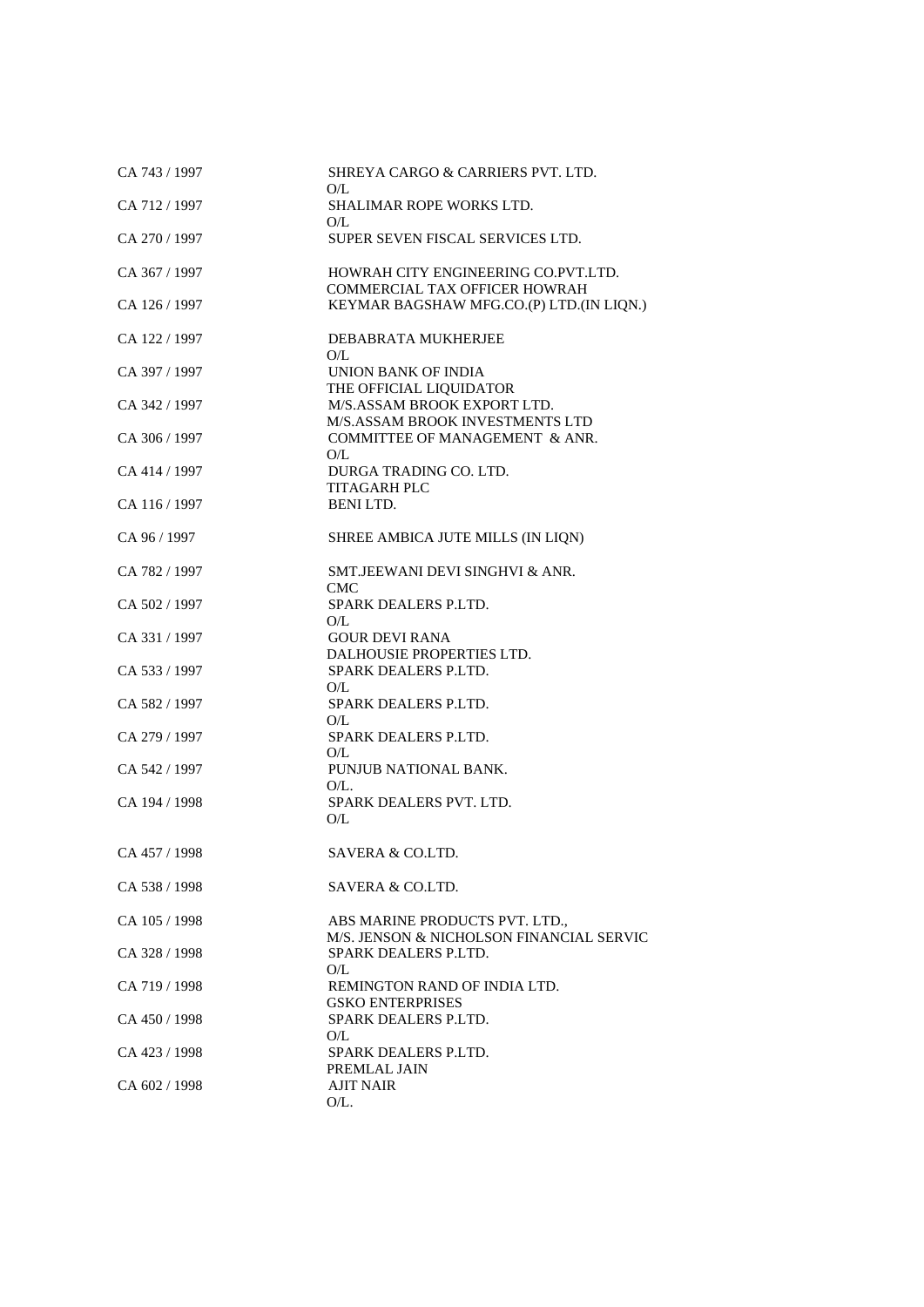| | |
|---|---|
| CA 743 / 1997 | SHREYA CARGO & CARRIERS PVT. LTD.<br>O/L |
| CA 712 / 1997 | SHALIMAR ROPE WORKS LTD.<br>O/L |
| CA 270 / 1997 | SUPER SEVEN FISCAL SERVICES LTD. |
| CA 367 / 1997 | HOWRAH CITY ENGINEERING CO.PVT.LTD.<br>COMMERCIAL TAX OFFICER HOWRAH |
| CA 126 / 1997 | KEYMAR BAGSHAW MFG.CO.(P) LTD.(IN LIQN.) |
| CA 122 / 1997 | DEBABRATA MUKHERJEE<br>O/L |
| CA 397 / 1997 | UNION BANK OF INDIA<br>THE OFFICIAL LIQUIDATOR |
| CA 342 / 1997 | M/S.ASSAM BROOK EXPORT LTD.<br>M/S.ASSAM BROOK INVESTMENTS LTD |
| CA 306 / 1997 | COMMITTEE OF MANAGEMENT & ANR.<br>O/L |
| CA 414 / 1997 | DURGA TRADING CO. LTD.<br>TITAGARH PLC |
| CA 116 / 1997 | BENI LTD. |
| CA 96 / 1997 | SHREE AMBICA JUTE MILLS (IN LIQN) |
| CA 782 / 1997 | SMT.JEEWANI DEVI SINGHVI & ANR.<br>CMC |
| CA 502 / 1997 | SPARK DEALERS P.LTD.<br>O/L |
| CA 331 / 1997 | GOUR DEVI RANA<br>DALHOUSIE PROPERTIES LTD. |
| CA 533 / 1997 | SPARK DEALERS P.LTD.<br>O/L |
| CA 582 / 1997 | SPARK DEALERS P.LTD.<br>O/L |
| CA 279 / 1997 | SPARK DEALERS P.LTD.<br>O/L |
| CA 542 / 1997 | PUNJUB NATIONAL BANK.<br>O/L. |
| CA 194 / 1998 | SPARK DEALERS PVT. LTD.<br>O/L |
| CA 457 / 1998 | SAVERA & CO.LTD. |
| CA 538 / 1998 | SAVERA & CO.LTD. |
| CA 105 / 1998 | ABS MARINE PRODUCTS PVT. LTD.,<br>M/S. JENSON & NICHOLSON FINANCIAL SERVIC |
| CA 328 / 1998 | SPARK DEALERS P.LTD.<br>O/L |
| CA 719 / 1998 | REMINGTON RAND OF INDIA LTD.<br>GSKO ENTERPRISES |
| CA 450 / 1998 | SPARK DEALERS P.LTD.<br>O/L |
| CA 423 / 1998 | SPARK DEALERS P.LTD.<br>PREMLAL JAIN |
| CA 602 / 1998 | AJIT NAIR<br>O/L. |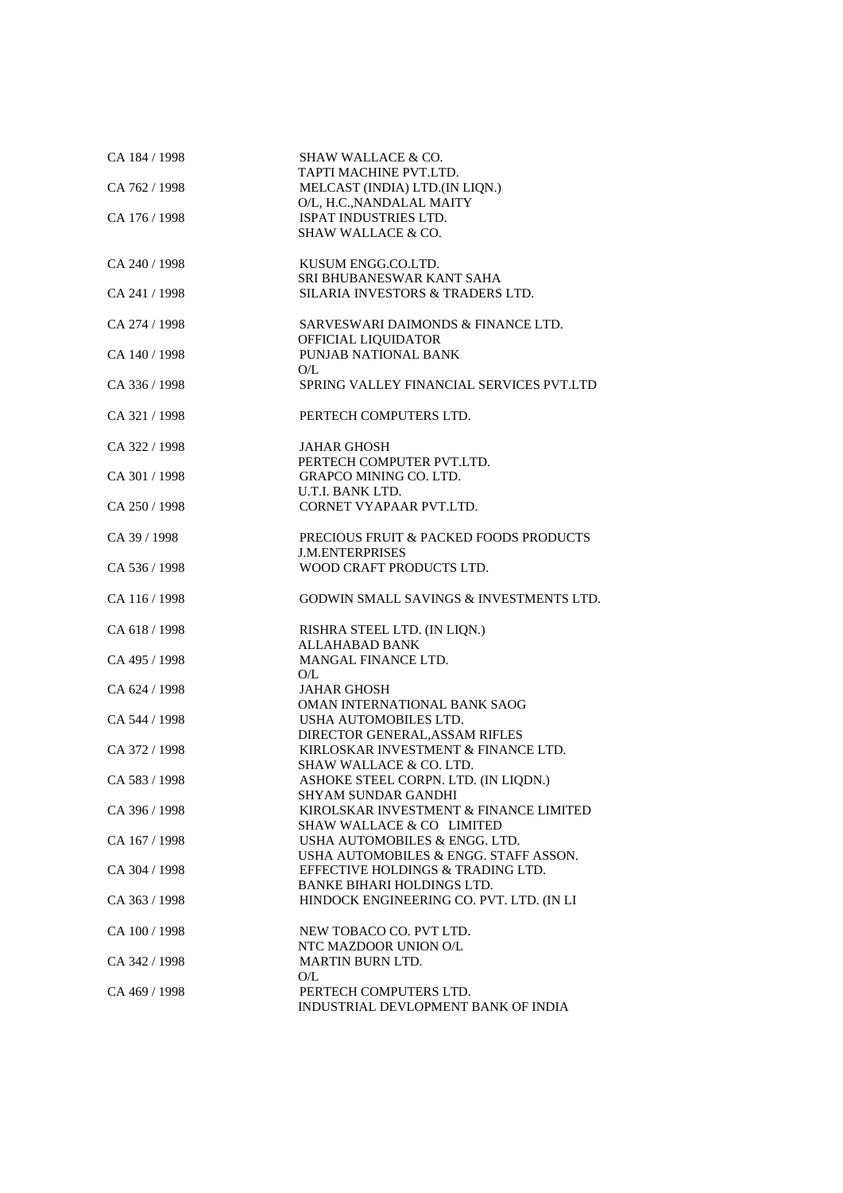| | |
|---|---|
| CA 184 / 1998 | SHAW WALLACE & CO.<br>TAPTI MACHINE PVT.LTD. |
| CA 762 / 1998 | MELCAST (INDIA) LTD.(IN LIQN.)<br>O/L, H.C.,NANDALAL MAITY |
| CA 176 / 1998 | ISPAT INDUSTRIES LTD.<br>SHAW WALLACE & CO. |
| CA 240 / 1998 | KUSUM ENGG.CO.LTD.<br>SRI BHUBANESWAR KANT SAHA |
| CA 241 / 1998 | SILARIA INVESTORS & TRADERS LTD. |
| CA 274 / 1998 | SARVESWARI DAIMONDS & FINANCE LTD.<br>OFFICIAL LIQUIDATOR |
| CA 140 / 1998 | PUNJAB NATIONAL BANK<br>O/L |
| CA 336 / 1998 | SPRING VALLEY FINANCIAL SERVICES PVT.LTD |
| CA 321 / 1998 | PERTECH COMPUTERS LTD. |
| CA 322 / 1998 | JAHAR GHOSH<br>PERTECH COMPUTER PVT.LTD. |
| CA 301 / 1998 | GRAPCO MINING CO. LTD.<br>U.T.I. BANK LTD. |
| CA 250 / 1998 | CORNET VYAPAAR PVT.LTD. |
| CA 39 / 1998 | PRECIOUS FRUIT & PACKED FOODS PRODUCTS<br>J.M.ENTERPRISES |
| CA 536 / 1998 | WOOD CRAFT PRODUCTS LTD. |
| CA 116 / 1998 | GODWIN SMALL SAVINGS & INVESTMENTS LTD. |
| CA 618 / 1998 | RISHRA STEEL LTD. (IN LIQN.)<br>ALLAHABAD BANK |
| CA 495 / 1998 | MANGAL FINANCE LTD.<br>O/L |
| CA 624 / 1998 | JAHAR GHOSH<br>OMAN INTERNATIONAL BANK SAOG |
| CA 544 / 1998 | USHA AUTOMOBILES LTD.<br>DIRECTOR GENERAL,ASSAM RIFLES |
| CA 372 / 1998 | KIRLOSKAR INVESTMENT & FINANCE LTD.<br>SHAW WALLACE & CO. LTD. |
| CA 583 / 1998 | ASHOKE STEEL CORPN. LTD. (IN LIQDN.)<br>SHYAM SUNDAR GANDHI |
| CA 396 / 1998 | KIROLSKAR INVESTMENT & FINANCE LIMITED<br>SHAW WALLACE & CO LIMITED |
| CA 167 / 1998 | USHA AUTOMOBILES & ENGG. LTD.<br>USHA AUTOMOBILES & ENGG. STAFF ASSON. |
| CA 304 / 1998 | EFFECTIVE HOLDINGS & TRADING LTD.<br>BANKE BIHARI HOLDINGS LTD. |
| CA 363 / 1998 | HINDOCK ENGINEERING CO. PVT. LTD. (IN LI |
| CA 100 / 1998 | NEW TOBACO CO. PVT LTD.<br>NTC MAZDOOR UNION O/L |
| CA 342 / 1998 | MARTIN BURN LTD.<br>O/L |
| CA 469 / 1998 | PERTECH COMPUTERS LTD.<br>INDUSTRIAL DEVLOPMENT BANK OF INDIA |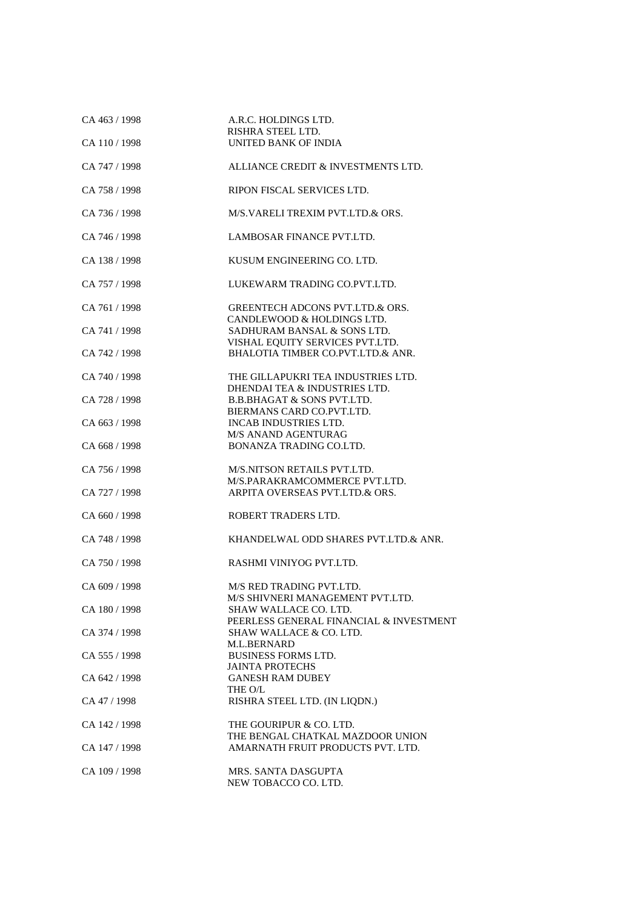| | |
|---|---|
| CA 463 / 1998 | A.R.C. HOLDINGS LTD.<br>RISHRA STEEL LTD. |
| CA 110 / 1998 | UNITED BANK OF INDIA |
| CA 747 / 1998 | ALLIANCE CREDIT & INVESTMENTS LTD. |
| CA 758 / 1998 | RIPON FISCAL SERVICES LTD. |
| CA 736 / 1998 | M/S.VARELI TREXIM PVT.LTD.& ORS. |
| CA 746 / 1998 | LAMBOSAR FINANCE PVT.LTD. |
| CA 138 / 1998 | KUSUM ENGINEERING CO. LTD. |
| CA 757 / 1998 | LUKEWARM TRADING CO.PVT.LTD. |
| CA 761 / 1998 | GREENTECH ADCONS PVT.LTD.& ORS.<br>CANDLEWOOD & HOLDINGS LTD. |
| CA 741 / 1998 | SADHURAM BANSAL & SONS LTD.<br>VISHAL EQUITY SERVICES PVT.LTD. |
| CA 742 / 1998 | BHALOTIA TIMBER CO.PVT.LTD.& ANR. |
| CA 740 / 1998 | THE GILLAPUKRI TEA INDUSTRIES LTD.<br>DHENDAI TEA & INDUSTRIES LTD. |
| CA 728 / 1998 | B.B.BHAGAT & SONS PVT.LTD.<br>BIERMANS CARD CO.PVT.LTD. |
| CA 663 / 1998 | INCAB INDUSTRIES LTD.<br>M/S ANAND AGENTURAG |
| CA 668 / 1998 | BONANZA TRADING CO.LTD. |
| CA 756 / 1998 | M/S.NITSON RETAILS PVT.LTD.<br>M/S.PARAKRAMCOMMERCE PVT.LTD. |
| CA 727 / 1998 | ARPITA OVERSEAS PVT.LTD.& ORS. |
| CA 660 / 1998 | ROBERT TRADERS LTD. |
| CA 748 / 1998 | KHANDELWAL ODD SHARES PVT.LTD.& ANR. |
| CA 750 / 1998 | RASHMI VINIYOG PVT.LTD. |
| CA 609 / 1998 | M/S RED TRADING PVT.LTD.<br>M/S SHIVNERI MANAGEMENT PVT.LTD. |
| CA 180 / 1998 | SHAW WALLACE CO. LTD.<br>PEERLESS GENERAL FINANCIAL & INVESTMENT |
| CA 374 / 1998 | SHAW WALLACE & CO. LTD.<br>M.L.BERNARD |
| CA 555 / 1998 | BUSINESS FORMS LTD.<br>JAINTA PROTECHS |
| CA 642 / 1998 | GANESH RAM DUBEY<br>THE O/L |
| CA 47 / 1998 | RISHRA STEEL LTD. (IN LIQDN.) |
| CA 142 / 1998 | THE GOURIPUR & CO. LTD.<br>THE BENGAL CHATKAL MAZDOOR UNION |
| CA 147 / 1998 | AMARNATH FRUIT PRODUCTS PVT. LTD. |
| CA 109 / 1998 | MRS. SANTA DASGUPTA<br>NEW TOBACCO CO. LTD. |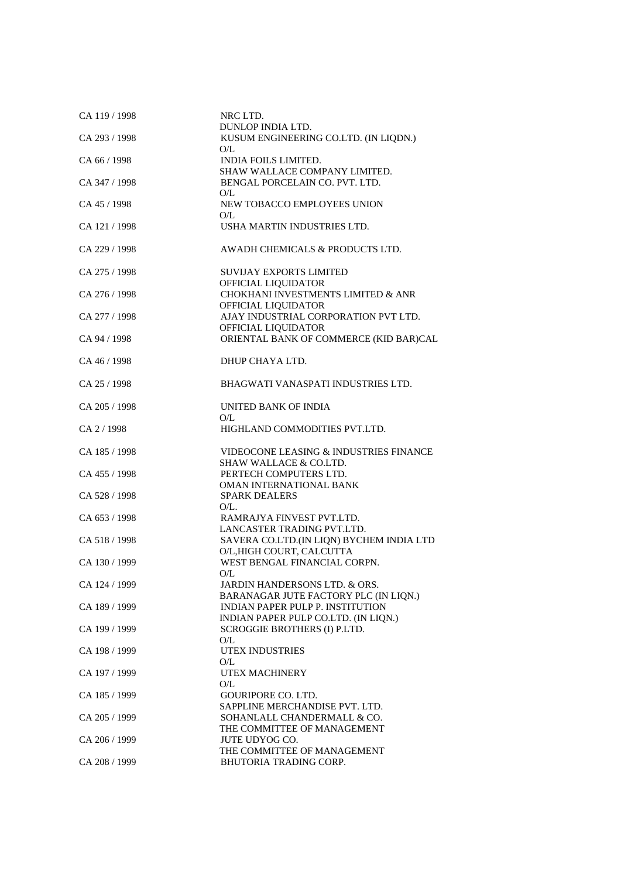| | |
|---|---|
| CA 119 / 1998 | NRC LTD.<br>DUNLOP INDIA LTD. |
| CA 293 / 1998 | KUSUM ENGINEERING CO.LTD. (IN LIQDN.)<br>O/L |
| CA 66 / 1998 | INDIA FOILS LIMITED.<br>SHAW WALLACE COMPANY LIMITED. |
| CA 347 / 1998 | BENGAL PORCELAIN CO. PVT. LTD.<br>O/L |
| CA 45 / 1998 | NEW TOBACCO EMPLOYEES UNION<br>O/L |
| CA 121 / 1998 | USHA MARTIN INDUSTRIES LTD. |
| CA 229 / 1998 | AWADH CHEMICALS & PRODUCTS LTD. |
| CA 275 / 1998 | SUVIJAY EXPORTS LIMITED<br>OFFICIAL LIQUIDATOR |
| CA 276 / 1998 | CHOKHANI INVESTMENTS LIMITED & ANR<br>OFFICIAL LIQUIDATOR |
| CA 277 / 1998 | AJAY INDUSTRIAL CORPORATION PVT LTD.<br>OFFICIAL LIQUIDATOR |
| CA 94 / 1998 | ORIENTAL BANK OF COMMERCE (KID BAR)CAL |
| CA 46 / 1998 | DHUP CHAYA LTD. |
| CA 25 / 1998 | BHAGWATI VANASPATI INDUSTRIES LTD. |
| CA 205 / 1998 | UNITED BANK OF INDIA<br>O/L |
| CA 2 / 1998 | HIGHLAND COMMODITIES PVT.LTD. |
| CA 185 / 1998 | VIDEOCONE LEASING & INDUSTRIES FINANCE<br>SHAW WALLACE & CO.LTD. |
| CA 455 / 1998 | PERTECH COMPUTERS LTD.<br>OMAN INTERNATIONAL BANK |
| CA 528 / 1998 | SPARK DEALERS<br>O/L. |
| CA 653 / 1998 | RAMRAJYA FINVEST PVT.LTD.<br>LANCASTER TRADING PVT.LTD. |
| CA 518 / 1998 | SAVERA CO.LTD.(IN LIQN) BYCHEM INDIA LTD<br>O/L,HIGH COURT, CALCUTTA |
| CA 130 / 1999 | WEST BENGAL FINANCIAL CORPN.<br>O/L |
| CA 124 / 1999 | JARDIN HANDERSONS LTD. & ORS.<br>BARANAGAR JUTE FACTORY PLC (IN LIQN.) |
| CA 189 / 1999 | INDIAN PAPER PULP P. INSTITUTION<br>INDIAN PAPER PULP CO.LTD. (IN LIQN.) |
| CA 199 / 1999 | SCROGGIE BROTHERS (I) P.LTD.<br>O/L |
| CA 198 / 1999 | UTEX INDUSTRIES<br>O/L |
| CA 197 / 1999 | UTEX MACHINERY<br>O/L |
| CA 185 / 1999 | GOURIPORE CO. LTD.<br>SAPPLINE MERCHANDISE PVT. LTD. |
| CA 205 / 1999 | SOHANLALL CHANDERMALL & CO.<br>THE COMMITTEE OF MANAGEMENT |
| CA 206 / 1999 | JUTE UDYOG CO.<br>THE COMMITTEE OF MANAGEMENT |
| CA 208 / 1999 | BHUTORIA TRADING CORP. |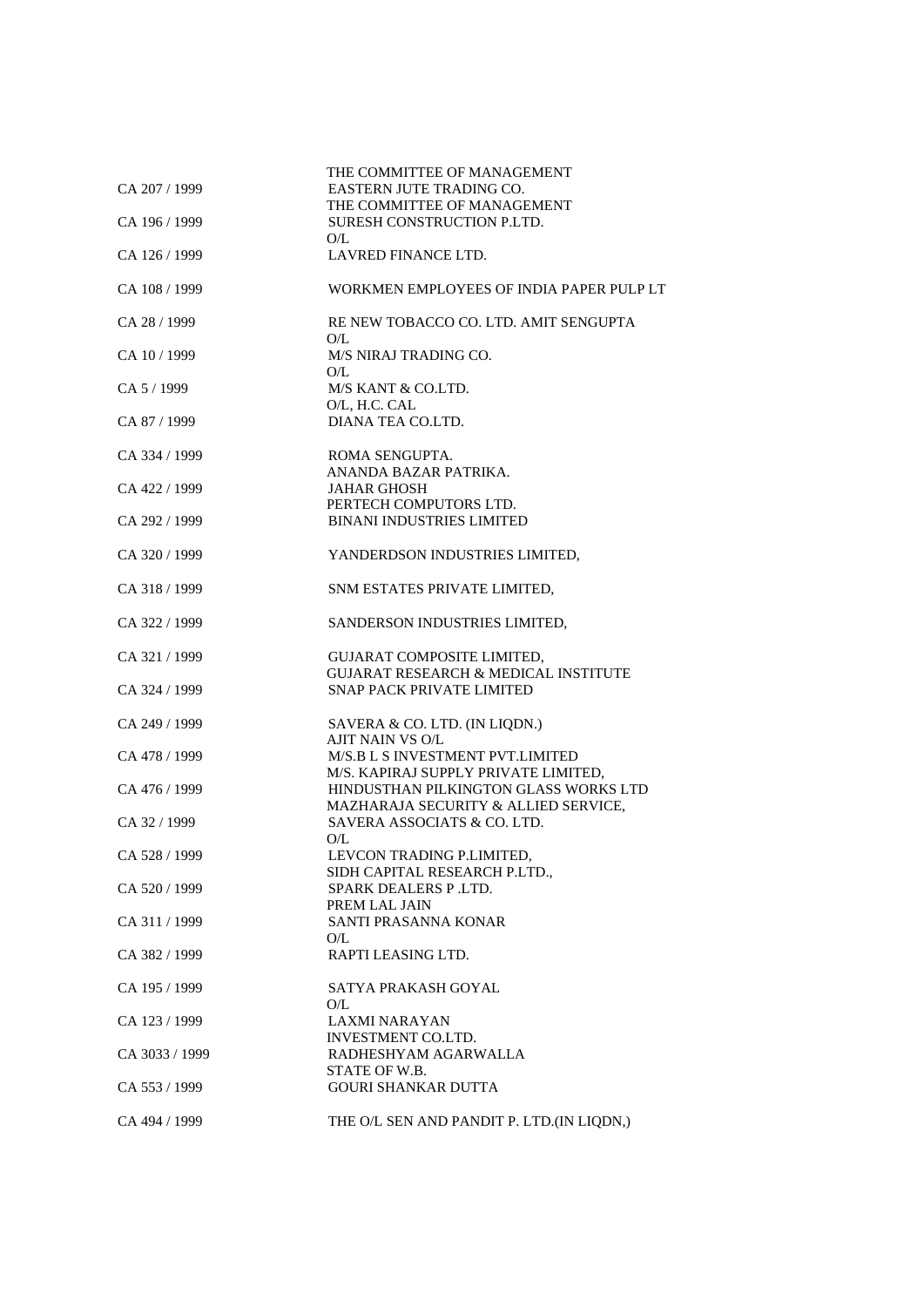| | |
|---|---|
| | THE COMMITTEE OF MANAGEMENT |
| CA 207 / 1999 | EASTERN JUTE TRADING CO. |
| | THE COMMITTEE OF MANAGEMENT |
| CA 196 / 1999 | SURESH CONSTRUCTION P.LTD. |
| | O/L |
| CA 126 / 1999 | LAVRED FINANCE LTD. |
| CA 108 / 1999 | WORKMEN EMPLOYEES OF INDIA PAPER PULP LT |
| CA 28 / 1999 | RE NEW TOBACCO CO. LTD. AMIT SENGUPTA |
| | O/L |
| CA 10 / 1999 | M/S NIRAJ TRADING CO. |
| | O/L |
| CA 5 / 1999 | M/S KANT & CO.LTD. |
| | O/L, H.C. CAL |
| CA 87 / 1999 | DIANA TEA CO.LTD. |
| CA 334 / 1999 | ROMA SENGUPTA. |
| | ANANDA BAZAR PATRIKA. |
| CA 422 / 1999 | JAHAR GHOSH |
| | PERTECH COMPUTORS LTD. |
| CA 292 / 1999 | BINANI INDUSTRIES LIMITED |
| CA 320 / 1999 | YANDERDSON INDUSTRIES LIMITED, |
| CA 318 / 1999 | SNM ESTATES PRIVATE LIMITED, |
| CA 322 / 1999 | SANDERSON INDUSTRIES LIMITED, |
| CA 321 / 1999 | GUJARAT COMPOSITE LIMITED, |
| | GUJARAT RESEARCH & MEDICAL INSTITUTE |
| CA 324 / 1999 | SNAP PACK PRIVATE LIMITED |
| CA 249 / 1999 | SAVERA & CO. LTD. (IN LIQDN.) |
| | AJIT NAIN VS O/L |
| CA 478 / 1999 | M/S.B L S INVESTMENT PVT.LIMITED |
| | M/S. KAPIRAJ SUPPLY PRIVATE LIMITED, |
| CA 476 / 1999 | HINDUSTHAN PILKINGTON GLASS WORKS LTD |
| | MAZHARAJA SECURITY & ALLIED SERVICE, |
| CA 32 / 1999 | SAVERA ASSOCIATS & CO. LTD. |
| | O/L |
| CA 528 / 1999 | LEVCON TRADING P.LIMITED, |
| | SIDH CAPITAL RESEARCH P.LTD., |
| CA 520 / 1999 | SPARK DEALERS P .LTD. |
| | PREM LAL JAIN |
| CA 311 / 1999 | SANTI PRASANNA KONAR |
| | O/L |
| CA 382 / 1999 | RAPTI LEASING LTD. |
| CA 195 / 1999 | SATYA PRAKASH GOYAL |
| | O/L |
| CA 123 / 1999 | LAXMI NARAYAN |
| | INVESTMENT CO.LTD. |
| CA 3033 / 1999 | RADHESHYAM AGARWALLA |
| | STATE OF W.B. |
| CA 553 / 1999 | GOURI SHANKAR DUTTA |
| CA 494 / 1999 | THE O/L SEN AND PANDIT P. LTD.(IN LIQDN,) |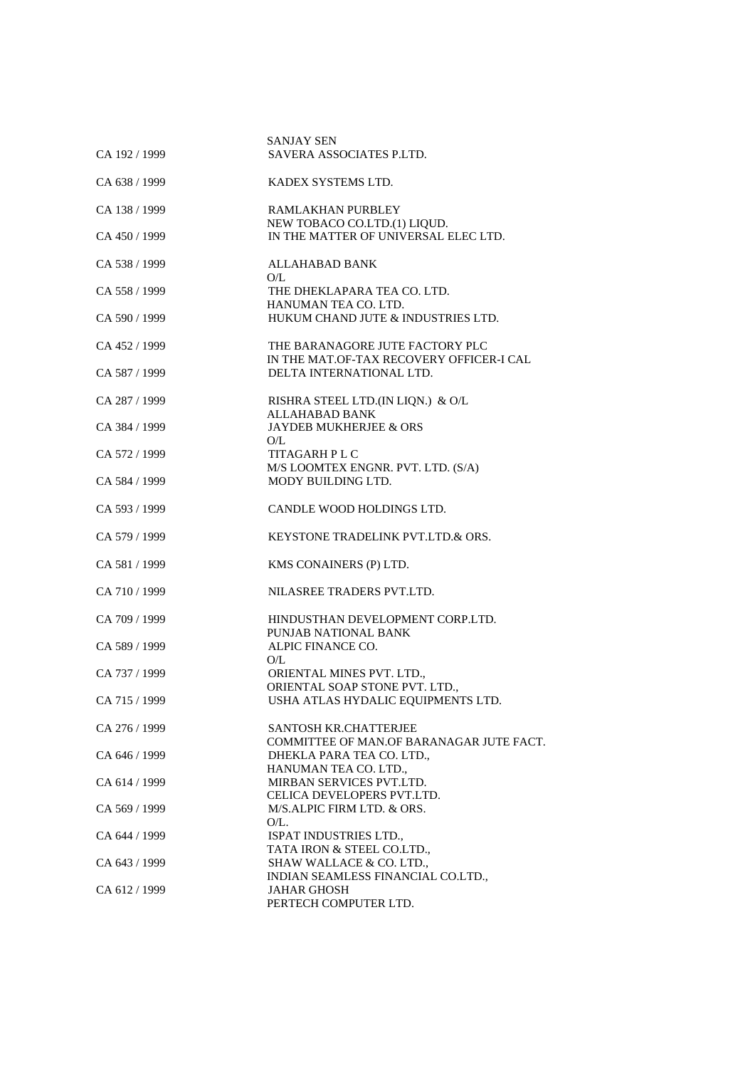| | |
|---|---|
| | SANJAY SEN |
| CA 192 / 1999 | SAVERA ASSOCIATES P.LTD. |
| CA 638 / 1999 | KADEX SYSTEMS LTD. |
| CA 138 / 1999 | RAMLAKHAN PURBLEY |
| | NEW TOBACO CO.LTD.(1) LIQUD. |
| CA 450 / 1999 | IN THE MATTER OF UNIVERSAL ELEC LTD. |
| CA 538 / 1999 | ALLAHABAD BANK |
| | O/L |
| CA 558 / 1999 | THE DHEKLAPARA TEA CO. LTD. |
| | HANUMAN TEA CO. LTD. |
| CA 590 / 1999 | HUKUM CHAND JUTE & INDUSTRIES LTD. |
| CA 452 / 1999 | THE BARANAGORE JUTE FACTORY PLC |
| | IN THE MAT.OF-TAX RECOVERY OFFICER-I CAL |
| CA 587 / 1999 | DELTA INTERNATIONAL LTD. |
| CA 287 / 1999 | RISHRA STEEL LTD.(IN LIQN.) & O/L |
| | ALLAHABAD BANK |
| CA 384 / 1999 | JAYDEB MUKHERJEE & ORS |
| | O/L |
| CA 572 / 1999 | TITAGARH P L C |
| | M/S LOOMTEX ENGNR. PVT. LTD. (S/A) |
| CA 584 / 1999 | MODY BUILDING LTD. |
| CA 593 / 1999 | CANDLE WOOD HOLDINGS LTD. |
| CA 579 / 1999 | KEYSTONE TRADELINK PVT.LTD.& ORS. |
| CA 581 / 1999 | KMS CONAINERS (P) LTD. |
| CA 710 / 1999 | NILASREE TRADERS PVT.LTD. |
| CA 709 / 1999 | HINDUSTHAN DEVELOPMENT CORP.LTD. |
| | PUNJAB NATIONAL BANK |
| CA 589 / 1999 | ALPIC FINANCE CO. |
| | O/L |
| CA 737 / 1999 | ORIENTAL MINES PVT. LTD., |
| | ORIENTAL SOAP STONE PVT. LTD., |
| CA 715 / 1999 | USHA ATLAS HYDALIC EQUIPMENTS LTD. |
| CA 276 / 1999 | SANTOSH KR.CHATTERJEE |
| | COMMITTEE OF MAN.OF BARANAGAR JUTE FACT. |
| CA 646 / 1999 | DHEKLA PARA TEA CO. LTD., |
| | HANUMAN TEA CO. LTD., |
| CA 614 / 1999 | MIRBAN SERVICES PVT.LTD. |
| | CELICA DEVELOPERS PVT.LTD. |
| CA 569 / 1999 | M/S.ALPIC FIRM LTD. & ORS. |
| | O/L. |
| CA 644 / 1999 | ISPAT INDUSTRIES LTD., |
| | TATA IRON & STEEL CO.LTD., |
| CA 643 / 1999 | SHAW WALLACE & CO. LTD., |
| | INDIAN SEAMLESS FINANCIAL CO.LTD., |
| CA 612 / 1999 | JAHAR GHOSH |
| | PERTECH COMPUTER LTD. |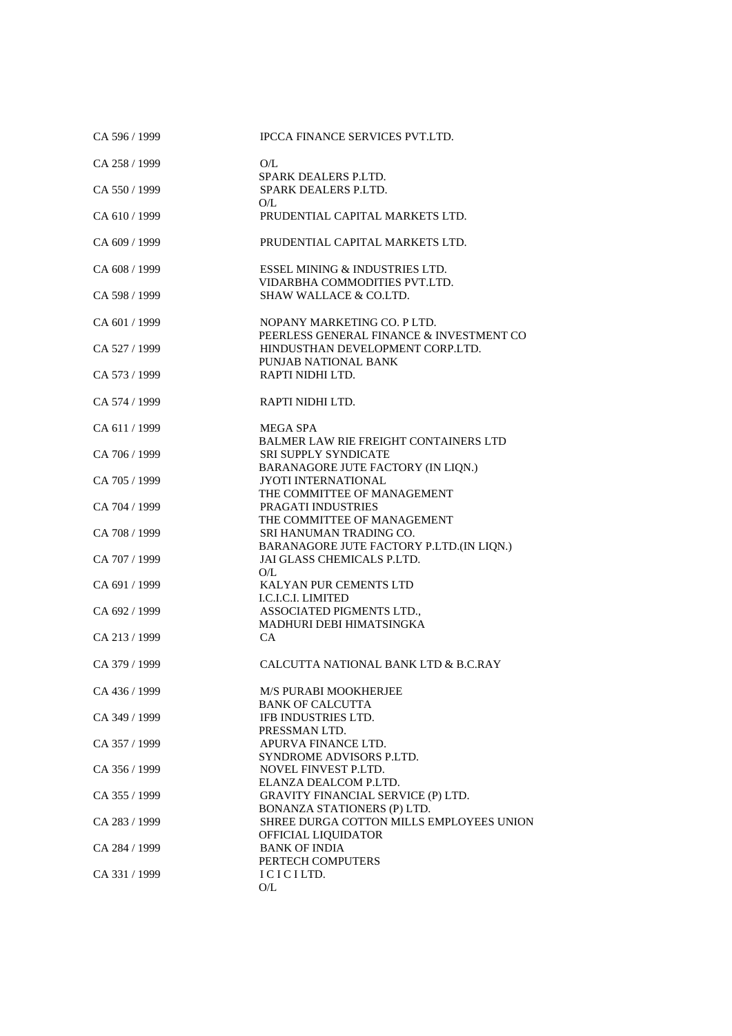| | |
|---|---|
| CA 596 / 1999 | IPCCA FINANCE SERVICES PVT.LTD. |
| CA 258 / 1999 | O/L<br>SPARK DEALERS P.LTD. |
| CA 550 / 1999 | SPARK DEALERS P.LTD.<br>O/L |
| CA 610 / 1999 | PRUDENTIAL CAPITAL MARKETS LTD. |
| CA 609 / 1999 | PRUDENTIAL CAPITAL MARKETS LTD. |
| CA 608 / 1999 | ESSEL MINING & INDUSTRIES LTD.<br>VIDARBHA COMMODITIES PVT.LTD. |
| CA 598 / 1999 | SHAW WALLACE & CO.LTD. |
| CA 601 / 1999 | NOPANY MARKETING CO. P LTD.<br>PEERLESS GENERAL FINANCE & INVESTMENT CO |
| CA 527 / 1999 | HINDUSTHAN DEVELOPMENT CORP.LTD.<br>PUNJAB NATIONAL BANK |
| CA 573 / 1999 | RAPTI NIDHI LTD. |
| CA 574 / 1999 | RAPTI NIDHI LTD. |
| CA 611 / 1999 | MEGA SPA<br>BALMER LAW RIE FREIGHT CONTAINERS LTD |
| CA 706 / 1999 | SRI SUPPLY SYNDICATE<br>BARANAGORE JUTE FACTORY (IN LIQN.) |
| CA 705 / 1999 | JYOTI INTERNATIONAL<br>THE COMMITTEE OF MANAGEMENT |
| CA 704 / 1999 | PRAGATI INDUSTRIES<br>THE COMMITTEE OF MANAGEMENT |
| CA 708 / 1999 | SRI HANUMAN TRADING CO.<br>BARANAGORE JUTE FACTORY P.LTD.(IN LIQN.) |
| CA 707 / 1999 | JAI GLASS CHEMICALS P.LTD.<br>O/L |
| CA 691 / 1999 | KALYAN PUR CEMENTS LTD<br>I.C.I.C.I. LIMITED |
| CA 692 / 1999 | ASSOCIATED PIGMENTS LTD.,<br>MADHURI DEBI HIMATSINGKA |
| CA 213 / 1999 | CA |
| CA 379 / 1999 | CALCUTTA NATIONAL BANK LTD & B.C.RAY |
| CA 436 / 1999 | M/S PURABI MOOKHERJEE<br>BANK OF CALCUTTA |
| CA 349 / 1999 | IFB INDUSTRIES LTD.<br>PRESSMAN LTD. |
| CA 357 / 1999 | APURVA FINANCE LTD.<br>SYNDROME ADVISORS P.LTD. |
| CA 356 / 1999 | NOVEL FINVEST P.LTD.<br>ELANZA DEALCOM P.LTD. |
| CA 355 / 1999 | GRAVITY FINANCIAL SERVICE (P) LTD.<br>BONANZA STATIONERS (P) LTD. |
| CA 283 / 1999 | SHREE DURGA COTTON MILLS EMPLOYEES UNION<br>OFFICIAL LIQUIDATOR |
| CA 284 / 1999 | BANK OF INDIA<br>PERTECH COMPUTERS |
| CA 331 / 1999 | I C I C I LTD.<br>O/L |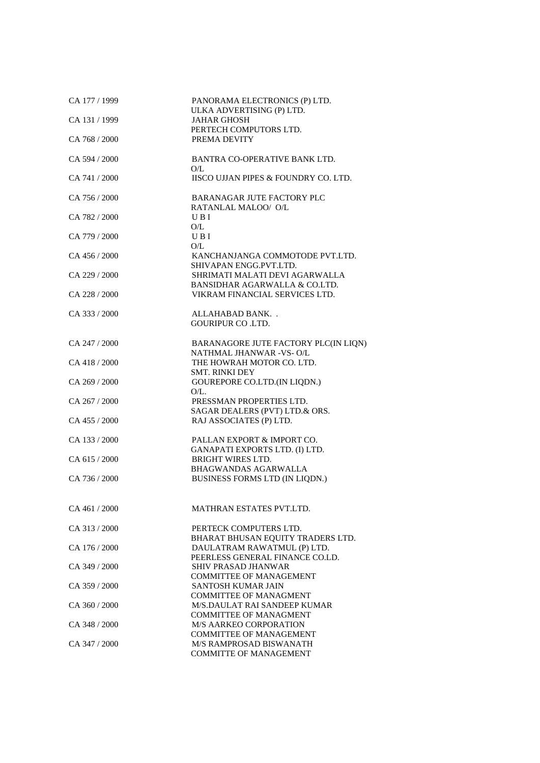| | |
|---|---|
| CA 177 / 1999 | PANORAMA ELECTRONICS (P) LTD.<br>ULKA ADVERTISING (P) LTD. |
| CA 131 / 1999 | JAHAR GHOSH<br>PERTECH COMPUTORS LTD. |
| CA 768 / 2000 | PREMA DEVITY |
| CA 594 / 2000 | BANTRA CO-OPERATIVE BANK LTD.<br>O/L |
| CA 741 / 2000 | IISCO UJJAN PIPES & FOUNDRY CO. LTD. |
| CA 756 / 2000 | BARANAGAR JUTE FACTORY PLC<br>RATANLAL MALOO/ O/L |
| CA 782 / 2000 | U B I<br>O/L |
| CA 779 / 2000 | U B I<br>O/L |
| CA 456 / 2000 | KANCHANJANGA COMMOTODE PVT.LTD.<br>SHIVAPAN ENGG.PVT.LTD. |
| CA 229 / 2000 | SHRIMATI MALATI DEVI AGARWALLA<br>BANSIDHAR AGARWALLA & CO.LTD. |
| CA 228 / 2000 | VIKRAM FINANCIAL SERVICES LTD. |
| CA 333 / 2000 | ALLAHABAD BANK. .<br>GOURIPUR CO .LTD. |
| CA 247 / 2000 | BARANAGORE JUTE FACTORY PLC(IN LIQN)<br>NATHMAL JHANWAR -VS- O/L |
| CA 418 / 2000 | THE HOWRAH MOTOR CO. LTD.<br>SMT. RINKI DEY |
| CA 269 / 2000 | GOUREPORE CO.LTD.(IN LIQDN.)<br>O/L. |
| CA 267 / 2000 | PRESSMAN PROPERTIES LTD.<br>SAGAR DEALERS (PVT) LTD.& ORS. |
| CA 455 / 2000 | RAJ ASSOCIATES (P) LTD. |
| CA 133 / 2000 | PALLAN EXPORT & IMPORT CO.<br>GANAPATI EXPORTS LTD. (I) LTD. |
| CA 615 / 2000 | BRIGHT WIRES LTD.<br>BHAGWANDAS AGARWALLA |
| CA 736 / 2000 | BUSINESS FORMS LTD (IN LIQDN.) |
| CA 461 / 2000 | MATHRAN ESTATES PVT.LTD. |
| CA 313 / 2000 | PERTECK COMPUTERS LTD.<br>BHARAT BHUSAN EQUITY TRADERS LTD. |
| CA 176 / 2000 | DAULATRAM RAWATMUL (P) LTD.<br>PEERLESS GENERAL FINANCE CO.LD. |
| CA 349 / 2000 | SHIV PRASAD JHANWAR<br>COMMITTEE OF MANAGEMENT |
| CA 359 / 2000 | SANTOSH KUMAR JAIN<br>COMMITTEE OF MANAGMENT |
| CA 360 / 2000 | M/S.DAULAT RAI SANDEEP KUMAR<br>COMMITTEE OF MANAGMENT |
| CA 348 / 2000 | M/S AARKEO CORPORATION<br>COMMITTEE OF MANAGEMENT |
| CA 347 / 2000 | M/S RAMPROSAD BISWANATH<br>COMMITTE OF MANAGEMENT |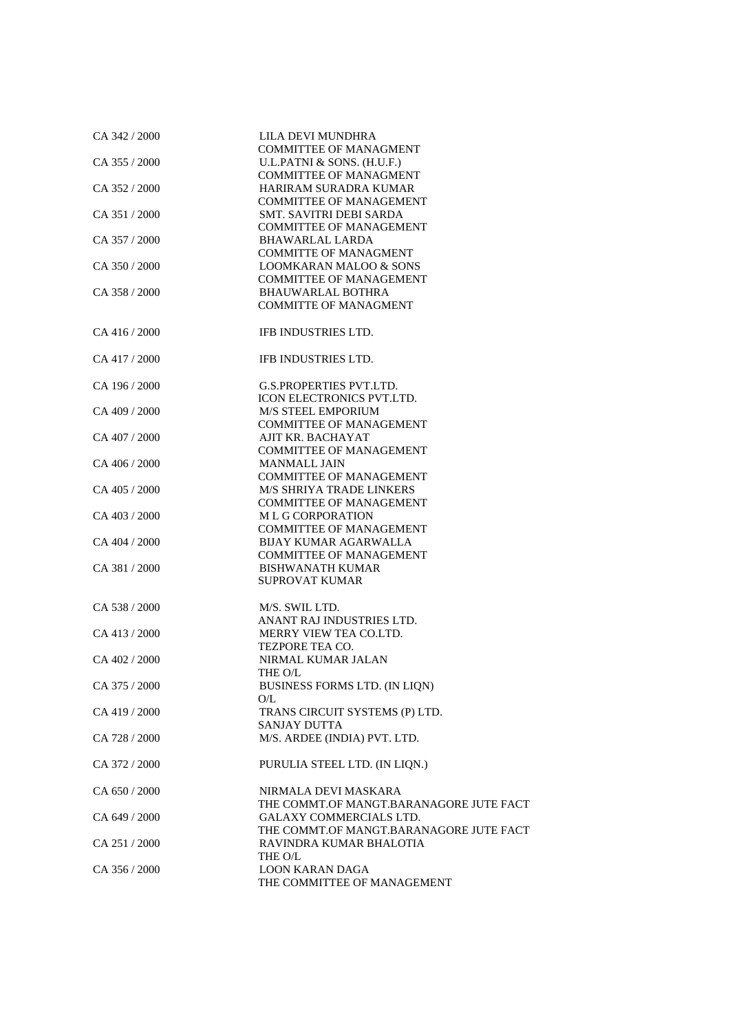| | |
|---|---|
| CA 342 / 2000 | LILA DEVI MUNDHRA<br>COMMITTEE OF MANAGMENT |
| CA 355 / 2000 | U.L.PATNI & SONS. (H.U.F.)<br>COMMITTEE OF MANAGMENT |
| CA 352 / 2000 | HARIRAM SURADRA KUMAR<br>COMMITTEE OF MANAGEMENT |
| CA 351 / 2000 | SMT. SAVITRI DEBI SARDA<br>COMMITTEE OF MANAGEMENT |
| CA 357 / 2000 | BHAWARLAL LARDA<br>COMMITTE OF MANAGMENT |
| CA 350 / 2000 | LOOMKARAN MALOO & SONS<br>COMMITTEE OF MANAGEMENT |
| CA 358 / 2000 | BHAUWARLAL BOTHRA<br>COMMITTE OF MANAGMENT |
| CA 416 / 2000 | IFB INDUSTRIES LTD. |
| CA 417 / 2000 | IFB INDUSTRIES LTD. |
| CA 196 / 2000 | G.S.PROPERTIES PVT.LTD.<br>ICON ELECTRONICS PVT.LTD. |
| CA 409 / 2000 | M/S STEEL EMPORIUM<br>COMMITTEE OF MANAGEMENT |
| CA 407 / 2000 | AJIT KR. BACHAYAT<br>COMMITTEE OF MANAGEMENT |
| CA 406 / 2000 | MANMALL JAIN<br>COMMITTEE OF MANAGEMENT |
| CA 405 / 2000 | M/S SHRIYA TRADE LINKERS<br>COMMITTEE OF MANAGEMENT |
| CA 403 / 2000 | M L G CORPORATION<br>COMMITTEE OF MANAGEMENT |
| CA 404 / 2000 | BIJAY KUMAR AGARWALLA<br>COMMITTEE OF MANAGEMENT |
| CA 381 / 2000 | BISHWANATH KUMAR<br>SUPROVAT KUMAR |
| CA 538 / 2000 | M/S. SWIL LTD.<br>ANANT RAJ INDUSTRIES LTD. |
| CA 413 / 2000 | MERRY VIEW TEA CO.LTD.<br>TEZPORE TEA CO. |
| CA 402 / 2000 | NIRMAL KUMAR JALAN<br>THE O/L |
| CA 375 / 2000 | BUSINESS FORMS LTD. (IN LIQN)<br>O/L |
| CA 419 / 2000 | TRANS CIRCUIT SYSTEMS (P) LTD.<br>SANJAY DUTTA |
| CA 728 / 2000 | M/S. ARDEE (INDIA) PVT. LTD. |
| CA 372 / 2000 | PURULIA STEEL LTD. (IN LIQN.) |
| CA 650 / 2000 | NIRMALA DEVI MASKARA<br>THE COMMT.OF MANGT.BARANAGORE JUTE FACT |
| CA 649 / 2000 | GALAXY COMMERCIALS LTD.<br>THE COMMT.OF MANGT.BARANAGORE JUTE FACT |
| CA 251 / 2000 | RAVINDRA KUMAR BHALOTIA<br>THE O/L |
| CA 356 / 2000 | LOON KARAN DAGA<br>THE COMMITTEE OF MANAGEMENT |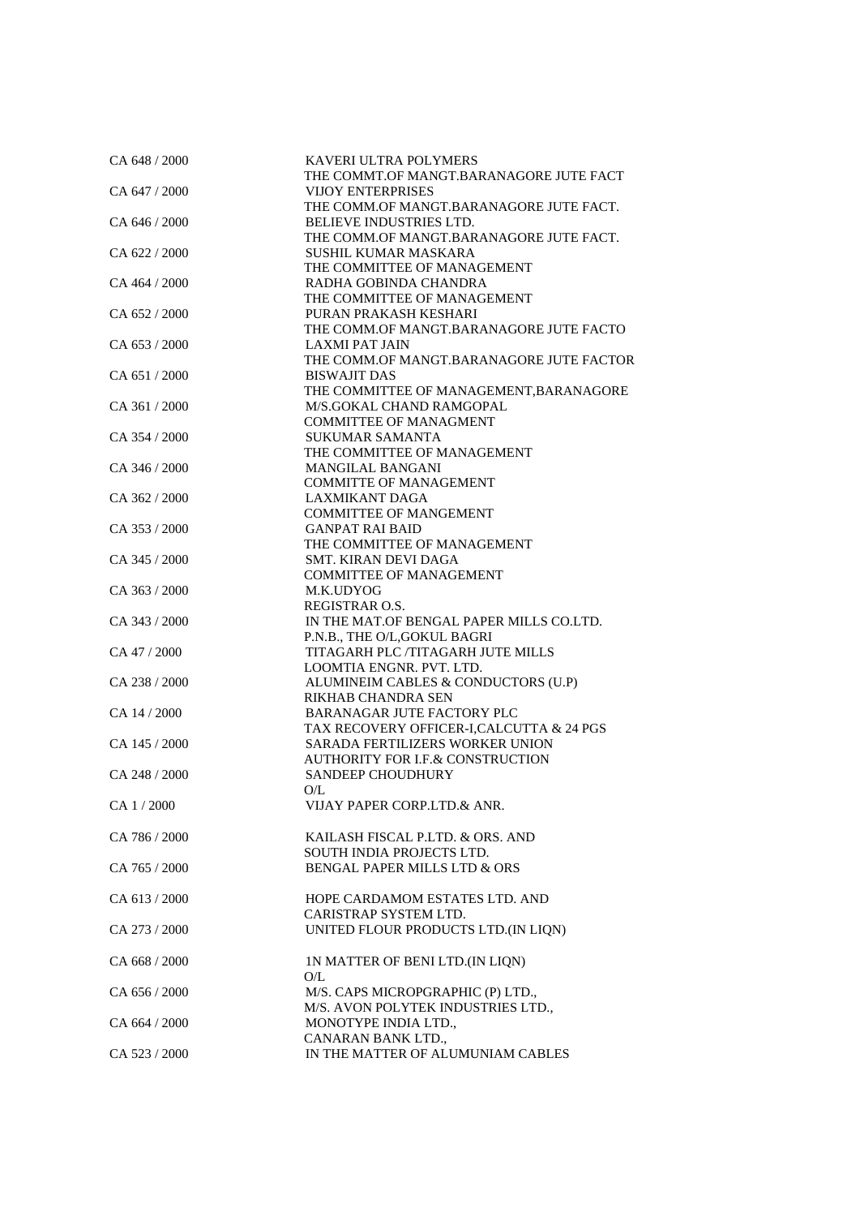| | |
|---|---|
| CA 648 / 2000 | KAVERI ULTRA POLYMERS<br>THE COMMT.OF MANGT.BARANAGORE JUTE FACT |
| CA 647 / 2000 | VIJOY ENTERPRISES<br>THE COMM.OF MANGT.BARANAGORE JUTE FACT. |
| CA 646 / 2000 | BELIEVE INDUSTRIES LTD.<br>THE COMM.OF MANGT.BARANAGORE JUTE FACT. |
| CA 622 / 2000 | SUSHIL KUMAR MASKARA<br>THE COMMITTEE OF MANAGEMENT |
| CA 464 / 2000 | RADHA GOBINDA CHANDRA<br>THE COMMITTEE OF MANAGEMENT |
| CA 652 / 2000 | PURAN PRAKASH KESHARI<br>THE COMM.OF MANGT.BARANAGORE JUTE FACTO |
| CA 653 / 2000 | LAXMI PAT JAIN<br>THE COMM.OF MANGT.BARANAGORE JUTE FACTOR |
| CA 651 / 2000 | BISWAJIT DAS<br>THE COMMITTEE OF MANAGEMENT,BARANAGORE |
| CA 361 / 2000 | M/S.GOKAL CHAND RAMGOPAL<br>COMMITTEE OF MANAGMENT |
| CA 354 / 2000 | SUKUMAR SAMANTA<br>THE COMMITTEE OF MANAGEMENT |
| CA 346 / 2000 | MANGILAL BANGANI<br>COMMITTE OF MANAGEMENT |
| CA 362 / 2000 | LAXMIKANT DAGA<br>COMMITTEE OF MANGEMENT |
| CA 353 / 2000 | GANPAT RAI BAID<br>THE COMMITTEE OF MANAGEMENT |
| CA 345 / 2000 | SMT. KIRAN DEVI DAGA<br>COMMITTEE OF MANAGEMENT |
| CA 363 / 2000 | M.K.UDYOG<br>REGISTRAR O.S. |
| CA 343 / 2000 | IN THE MAT.OF BENGAL PAPER MILLS CO.LTD.<br>P.N.B., THE O/L,GOKUL BAGRI |
| CA 47 / 2000 | TITAGARH PLC /TITAGARH JUTE MILLS<br>LOOMTIA ENGNR. PVT. LTD. |
| CA 238 / 2000 | ALUMINEIM CABLES & CONDUCTORS (U.P)<br>RIKHAB CHANDRA SEN |
| CA 14 / 2000 | BARANAGAR JUTE FACTORY PLC<br>TAX RECOVERY OFFICER-I,CALCUTTA & 24 PGS |
| CA 145 / 2000 | SARADA FERTILIZERS WORKER UNION<br>AUTHORITY FOR I.F.& CONSTRUCTION |
| CA 248 / 2000 | SANDEEP CHOUDHURY<br>O/L |
| CA 1 / 2000 | VIJAY PAPER CORP.LTD.& ANR. |
| CA 786 / 2000 | KAILASH FISCAL P.LTD. & ORS. AND<br>SOUTH INDIA PROJECTS LTD. |
| CA 765 / 2000 | BENGAL PAPER MILLS LTD & ORS |
| CA 613 / 2000 | HOPE CARDAMOM ESTATES LTD. AND<br>CARISTRAP SYSTEM LTD. |
| CA 273 / 2000 | UNITED FLOUR PRODUCTS LTD.(IN LIQN) |
| CA 668 / 2000 | 1N MATTER OF BENI LTD.(IN LIQN)<br>O/L |
| CA 656 / 2000 | M/S. CAPS MICROPGRAPHIC (P) LTD.,<br>M/S. AVON POLYTEK INDUSTRIES LTD., |
| CA 664 / 2000 | MONOTYPE INDIA LTD.,<br>CANARAN BANK LTD., |
| CA 523 / 2000 | IN THE MATTER OF ALUMUNIAM CABLES |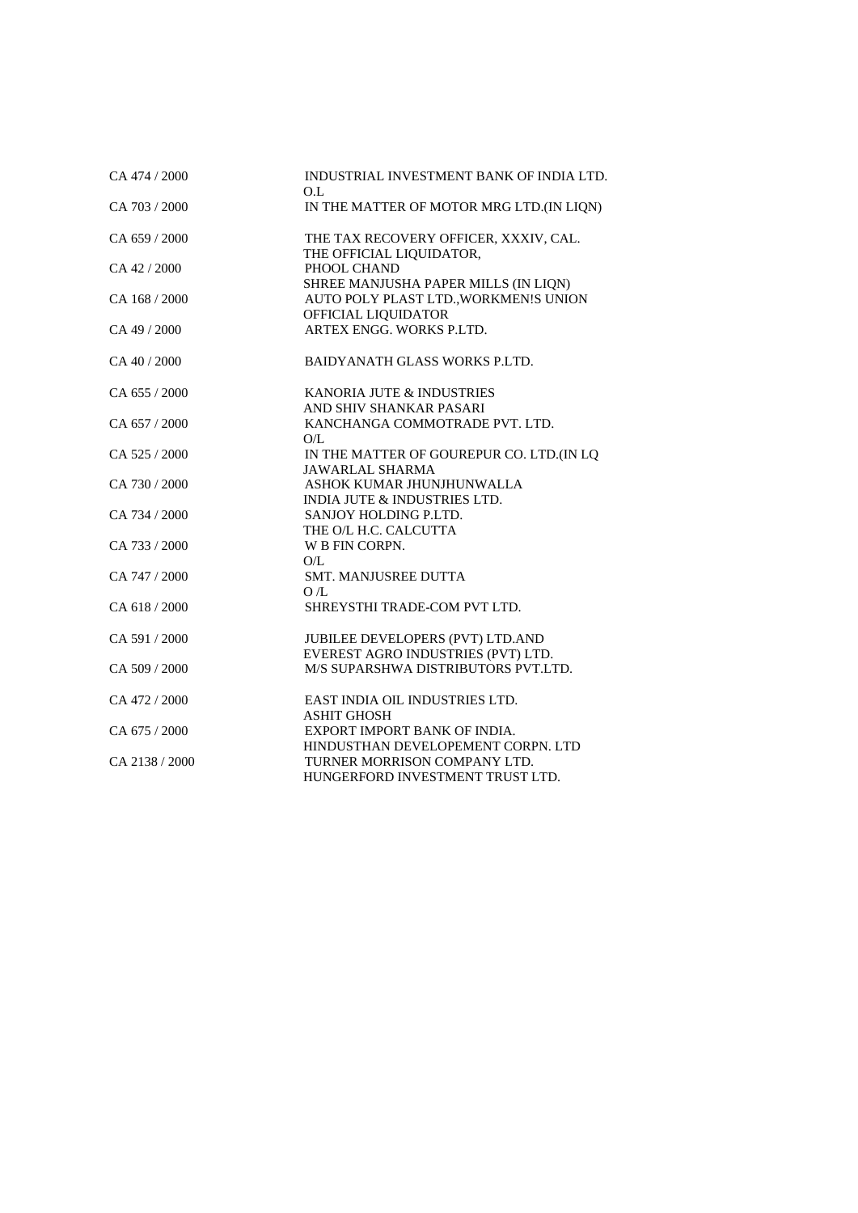| | |
|---|---|
| CA 474 / 2000 | INDUSTRIAL INVESTMENT BANK OF INDIA LTD.<br>O.L |
| CA 703 / 2000 | IN THE MATTER OF MOTOR MRG LTD.(IN LIQN) |
| CA 659 / 2000 | THE TAX RECOVERY OFFICER, XXXIV, CAL.<br>THE OFFICIAL LIQUIDATOR, |
| CA 42 / 2000 | PHOOL CHAND<br>SHREE MANJUSHA PAPER MILLS (IN LIQN) |
| CA 168 / 2000 | AUTO POLY PLAST LTD.,WORKMEN!S UNION<br>OFFICIAL LIQUIDATOR |
| CA 49 / 2000 | ARTEX ENGG. WORKS P.LTD. |
| CA 40 / 2000 | BAIDYANATH GLASS WORKS P.LTD. |
| CA 655 / 2000 | KANORIA JUTE & INDUSTRIES<br>AND SHIV SHANKAR PASARI |
| CA 657 / 2000 | KANCHANGA COMMOTRADE PVT. LTD.<br>O/L |
| CA 525 / 2000 | IN THE MATTER OF GOUREPUR CO. LTD.(IN LQ<br>JAWARLAL SHARMA |
| CA 730 / 2000 | ASHOK KUMAR JHUNJHUNWALLA<br>INDIA JUTE & INDUSTRIES LTD. |
| CA 734 / 2000 | SANJOY HOLDING P.LTD.<br>THE O/L H.C. CALCUTTA |
| CA 733 / 2000 | W B FIN CORPN.<br>O/L |
| CA 747 / 2000 | SMT. MANJUSREE DUTTA<br>O /L |
| CA 618 / 2000 | SHREYSTHI TRADE-COM PVT LTD. |
| CA 591 / 2000 | JUBILEE DEVELOPERS (PVT) LTD.AND<br>EVEREST AGRO INDUSTRIES (PVT) LTD. |
| CA 509 / 2000 | M/S SUPARSHWA DISTRIBUTORS PVT.LTD. |
| CA 472 / 2000 | EAST INDIA OIL INDUSTRIES LTD.<br>ASHIT GHOSH |
| CA 675 / 2000 | EXPORT IMPORT BANK OF INDIA.<br>HINDUSTHAN DEVELOPEMENT CORPN. LTD |
| CA 2138 / 2000 | TURNER MORRISON COMPANY LTD.<br>HUNGERFORD INVESTMENT TRUST LTD. |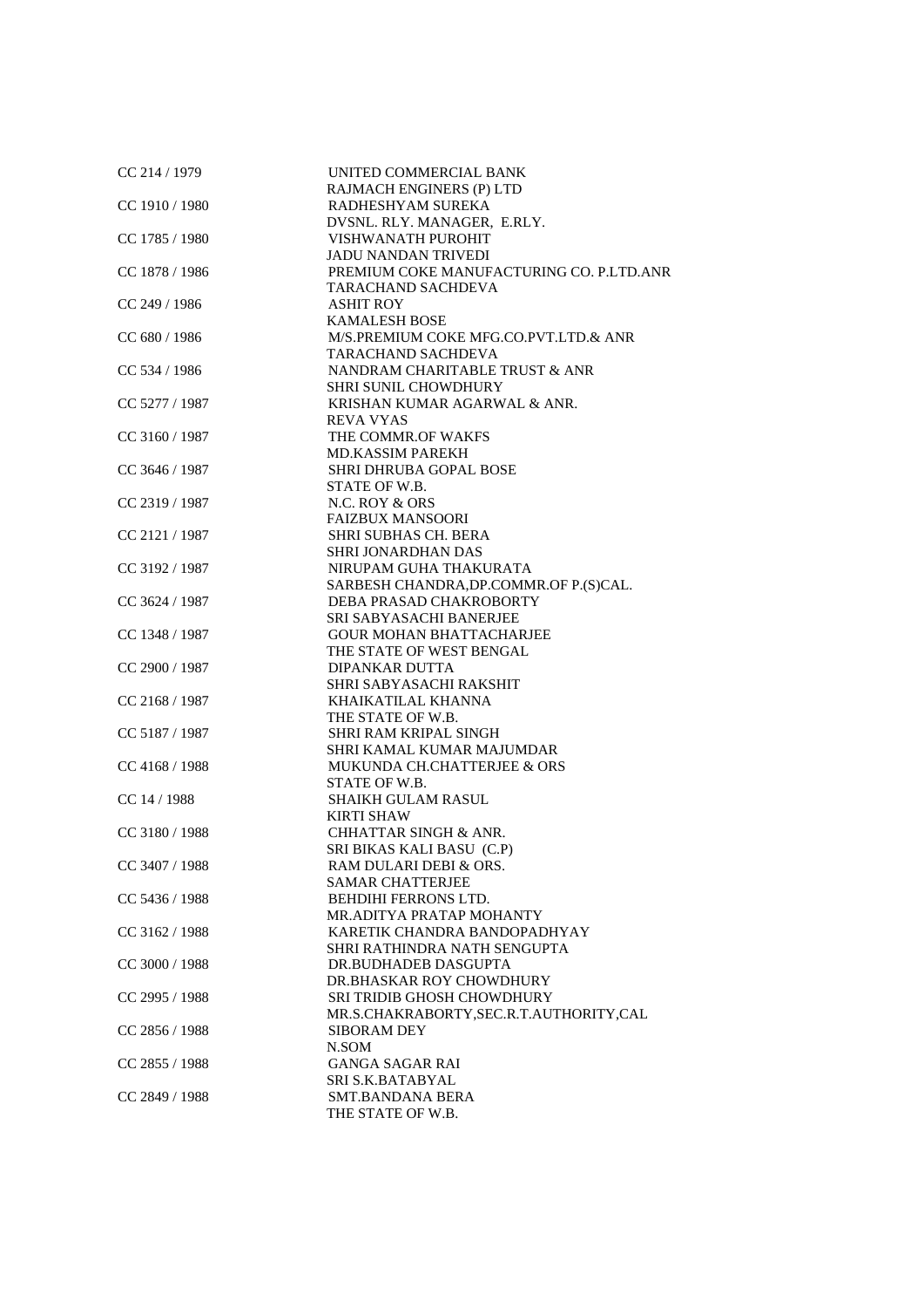| | |
|---|---|
| CC 214 / 1979 | UNITED COMMERCIAL BANK |
| | RAJMACH ENGINERS (P) LTD |
| CC 1910 / 1980 | RADHESHYAM SUREKA |
| | DVSNL. RLY. MANAGER, E.RLY. |
| CC 1785 / 1980 | VISHWANATH PUROHIT |
| | JADU NANDAN TRIVEDI |
| CC 1878 / 1986 | PREMIUM COKE MANUFACTURING CO. P.LTD.ANR |
| | TARACHAND SACHDEVA |
| CC 249 / 1986 | ASHIT ROY |
| | KAMALESH BOSE |
| CC 680 / 1986 | M/S.PREMIUM COKE MFG.CO.PVT.LTD.& ANR |
| | TARACHAND SACHDEVA |
| CC 534 / 1986 | NANDRAM CHARITABLE TRUST & ANR |
| | SHRI SUNIL CHOWDHURY |
| CC 5277 / 1987 | KRISHAN KUMAR AGARWAL & ANR. |
| | REVA VYAS |
| CC 3160 / 1987 | THE COMMR.OF WAKFS |
| | MD.KASSIM PAREKH |
| CC 3646 / 1987 | SHRI DHRUBA GOPAL BOSE |
| | STATE OF W.B. |
| CC 2319 / 1987 | N.C. ROY & ORS |
| | FAIZBUX MANSOORI |
| CC 2121 / 1987 | SHRI SUBHAS CH. BERA |
| | SHRI JONARDHAN DAS |
| CC 3192 / 1987 | NIRUPAM GUHA THAKURATA |
| | SARBESH CHANDRA,DP.COMMR.OF P.(S)CAL. |
| CC 3624 / 1987 | DEBA PRASAD CHAKROBORTY |
| | SRI SABYASACHI BANERJEE |
| CC 1348 / 1987 | GOUR MOHAN BHATTACHARJEE |
| | THE STATE OF WEST BENGAL |
| CC 2900 / 1987 | DIPANKAR DUTTA |
| | SHRI SABYASACHI RAKSHIT |
| CC 2168 / 1987 | KHAIKATILAL KHANNA |
| | THE STATE OF W.B. |
| CC 5187 / 1987 | SHRI RAM KRIPAL SINGH |
| | SHRI KAMAL KUMAR MAJUMDAR |
| CC 4168 / 1988 | MUKUNDA CH.CHATTERJEE & ORS |
| | STATE OF W.B. |
| CC 14 / 1988 | SHAIKH GULAM RASUL |
| | KIRTI SHAW |
| CC 3180 / 1988 | CHHATTAR SINGH & ANR. |
| | SRI BIKAS KALI BASU (C.P) |
| CC 3407 / 1988 | RAM DULARI DEBI & ORS. |
| | SAMAR CHATTERJEE |
| CC 5436 / 1988 | BEHDIHI FERRONS LTD. |
| | MR.ADITYA PRATAP MOHANTY |
| CC 3162 / 1988 | KARETIK CHANDRA BANDOPADHYAY |
| | SHRI RATHINDRA NATH SENGUPTA |
| CC 3000 / 1988 | DR.BUDHADEB DASGUPTA |
| | DR.BHASKAR ROY CHOWDHURY |
| CC 2995 / 1988 | SRI TRIDIB GHOSH CHOWDHURY |
| | MR.S.CHAKRABORTY,SEC.R.T.AUTHORITY,CAL |
| CC 2856 / 1988 | SIBORAM DEY |
| | N.SOM |
| CC 2855 / 1988 | GANGA SAGAR RAI |
| | SRI S.K.BATABYAL |
| CC 2849 / 1988 | SMT.BANDANA BERA |
| | THE STATE OF W.B. |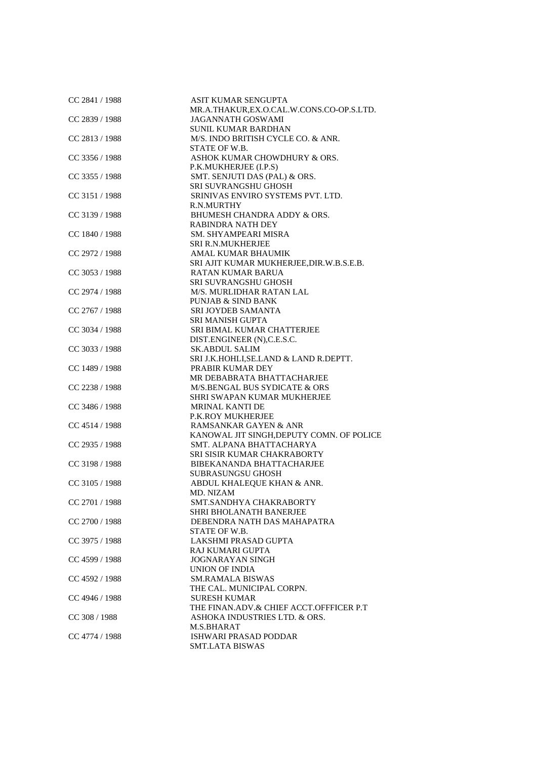| | |
|---|---|
| CC 2841 / 1988 | ASIT KUMAR SENGUPTA |
| | MR.A.THAKUR,EX.O.CAL.W.CONS.CO-OP.S.LTD. |
| CC 2839 / 1988 | JAGANNATH GOSWAMI |
| | SUNIL KUMAR BARDHAN |
| CC 2813 / 1988 | M/S. INDO BRITISH CYCLE CO. & ANR. |
| | STATE OF W.B. |
| CC 3356 / 1988 | ASHOK KUMAR CHOWDHURY & ORS. |
| | P.K.MUKHERJEE (I.P.S) |
| CC 3355 / 1988 | SMT. SENJUTI DAS (PAL) & ORS. |
| | SRI SUVRANGSHU GHOSH |
| CC 3151 / 1988 | SRINIVAS ENVIRO SYSTEMS PVT. LTD. |
| | R.N.MURTHY |
| CC 3139 / 1988 | BHUMESH CHANDRA ADDY & ORS. |
| | RABINDRA NATH DEY |
| CC 1840 / 1988 | SM. SHYAMPEARI MISRA |
| | SRI R.N.MUKHERJEE |
| CC 2972 / 1988 | AMAL KUMAR BHAUMIK |
| | SRI AJIT KUMAR MUKHERJEE,DIR.W.B.S.E.B. |
| CC 3053 / 1988 | RATAN KUMAR BARUA |
| | SRI SUVRANGSHU GHOSH |
| CC 2974 / 1988 | M/S. MURLIDHAR RATAN LAL |
| | PUNJAB & SIND BANK |
| CC 2767 / 1988 | SRI JOYDEB SAMANTA |
| | SRI MANISH GUPTA |
| CC 3034 / 1988 | SRI BIMAL KUMAR CHATTERJEE |
| | DIST.ENGINEER (N),C.E.S.C. |
| CC 3033 / 1988 | SK.ABDUL SALIM |
| | SRI J.K.HOHLI,SE.LAND & LAND R.DEPTT. |
| CC 1489 / 1988 | PRABIR KUMAR DEY |
| | MR DEBABRATA BHATTACHARJEE |
| CC 2238 / 1988 | M/S.BENGAL BUS SYDICATE & ORS |
| | SHRI SWAPAN KUMAR MUKHERJEE |
| CC 3486 / 1988 | MRINAL KANTI DE |
| | P.K.ROY MUKHERJEE |
| CC 4514 / 1988 | RAMSANKAR GAYEN & ANR |
| | KANOWAL JIT SINGH,DEPUTY COMN. OF POLICE |
| CC 2935 / 1988 | SMT. ALPANA BHATTACHARYA |
| | SRI SISIR KUMAR CHAKRABORTY |
| CC 3198 / 1988 | BIBEKANANDA BHATTACHARJEE |
| | SUBRASUNGSU GHOSH |
| CC 3105 / 1988 | ABDUL KHALEQUE KHAN & ANR. |
| | MD. NIZAM |
| CC 2701 / 1988 | SMT.SANDHYA CHAKRABORTY |
| | SHRI BHOLANATH BANERJEE |
| CC 2700 / 1988 | DEBENDRA NATH DAS MAHAPATRA |
| | STATE OF W.B. |
| CC 3975 / 1988 | LAKSHMI PRASAD GUPTA |
| | RAJ KUMARI GUPTA |
| CC 4599 / 1988 | JOGNARAYAN SINGH |
| | UNION OF INDIA |
| CC 4592 / 1988 | SM.RAMALA BISWAS |
| | THE CAL. MUNICIPAL CORPN. |
| CC 4946 / 1988 | SURESH KUMAR |
| | THE FINAN.ADV.& CHIEF ACCT.OFFFICER P.T |
| CC 308 / 1988 | ASHOKA INDUSTRIES LTD. & ORS. |
| | M.S.BHARAT |
| CC 4774 / 1988 | ISHWARI PRASAD PODDAR |
| | SMT.LATA BISWAS |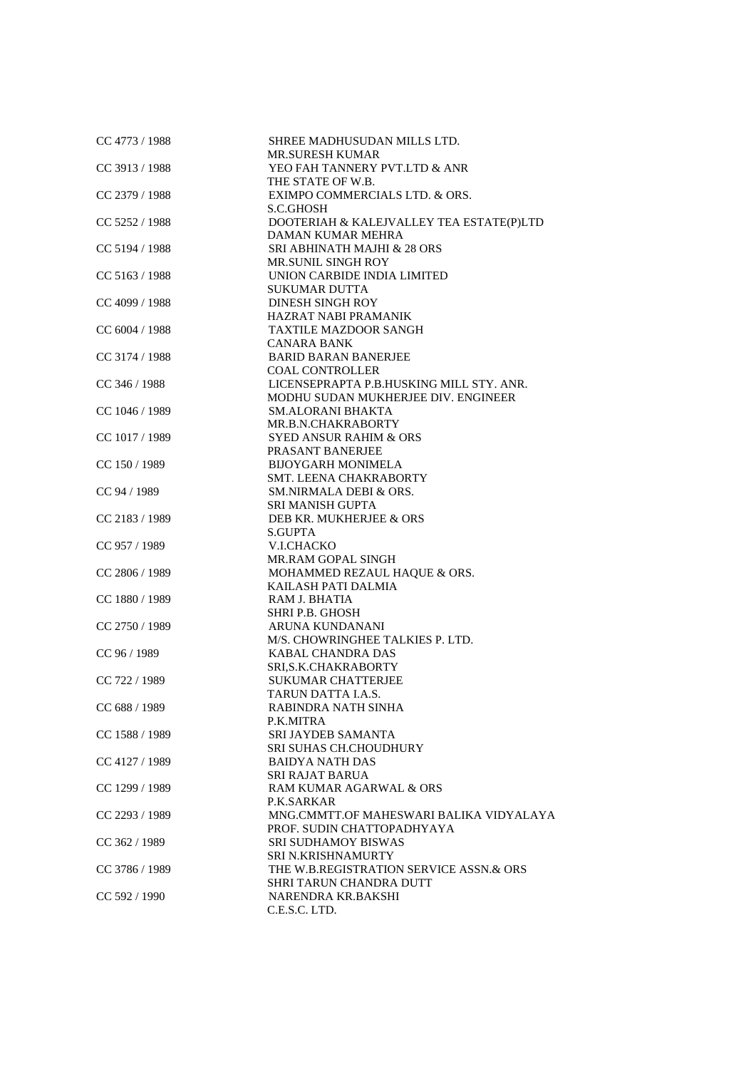| | |
|---|---|
| CC 4773 / 1988 | SHREE MADHUSUDAN MILLS LTD.<br>MR.SURESH KUMAR |
| CC 3913 / 1988 | YEO FAH TANNERY PVT.LTD & ANR<br>THE STATE OF W.B. |
| CC 2379 / 1988 | EXIMPO COMMERCIALS LTD. & ORS.<br>S.C.GHOSH |
| CC 5252 / 1988 | DOOTERIAH & KALEJVALLEY TEA ESTATE(P)LTD<br>DAMAN KUMAR MEHRA |
| CC 5194 / 1988 | SRI ABHINATH MAJHI & 28 ORS<br>MR.SUNIL SINGH ROY |
| CC 5163 / 1988 | UNION CARBIDE INDIA LIMITED<br>SUKUMAR DUTTA |
| CC 4099 / 1988 | DINESH SINGH ROY<br>HAZRAT NABI PRAMANIK |
| CC 6004 / 1988 | TAXTILE MAZDOOR SANGH<br>CANARA BANK |
| CC 3174 / 1988 | BARID BARAN BANERJEE<br>COAL CONTROLLER |
| CC 346 / 1988 | LICENSEPRAPTA P.B.HUSKING MILL STY. ANR.<br>MODHU SUDAN MUKHERJEE DIV. ENGINEER |
| CC 1046 / 1989 | SM.ALORANI BHAKTA<br>MR.B.N.CHAKRABORTY |
| CC 1017 / 1989 | SYED ANSUR RAHIM & ORS<br>PRASANT BANERJEE |
| CC 150 / 1989 | BIJOYGARH MONIMELA<br>SMT. LEENA CHAKRABORTY |
| CC 94 / 1989 | SM.NIRMALA DEBI & ORS.<br>SRI MANISH GUPTA |
| CC 2183 / 1989 | DEB KR. MUKHERJEE & ORS<br>S.GUPTA |
| CC 957 / 1989 | V.I.CHACKO<br>MR.RAM GOPAL SINGH |
| CC 2806 / 1989 | MOHAMMED REZAUL HAQUE & ORS.<br>KAILASH PATI DALMIA |
| CC 1880 / 1989 | RAM J. BHATIA<br>SHRI P.B. GHOSH |
| CC 2750 / 1989 | ARUNA KUNDANANI<br>M/S. CHOWRINGHEE TALKIES P. LTD. |
| CC 96 / 1989 | KABAL CHANDRA DAS<br>SRI,S.K.CHAKRABORTY |
| CC 722 / 1989 | SUKUMAR CHATTERJEE<br>TARUN DATTA I.A.S. |
| CC 688 / 1989 | RABINDRA NATH SINHA<br>P.K.MITRA |
| CC 1588 / 1989 | SRI JAYDEB SAMANTA<br>SRI SUHAS CH.CHOUDHURY |
| CC 4127 / 1989 | BAIDYA NATH DAS<br>SRI RAJAT BARUA |
| CC 1299 / 1989 | RAM KUMAR AGARWAL & ORS<br>P.K.SARKAR |
| CC 2293 / 1989 | MNG.CMMTT.OF MAHESWARI BALIKA VIDYALAYA<br>PROF. SUDIN CHATTOPADHYAYA |
| CC 362 / 1989 | SRI SUDHAMOY BISWAS<br>SRI N.KRISHNAMURTY |
| CC 3786 / 1989 | THE W.B.REGISTRATION SERVICE ASSN.& ORS<br>SHRI TARUN CHANDRA DUTT |
| CC 592 / 1990 | NARENDRA KR.BAKSHI<br>C.E.S.C. LTD. |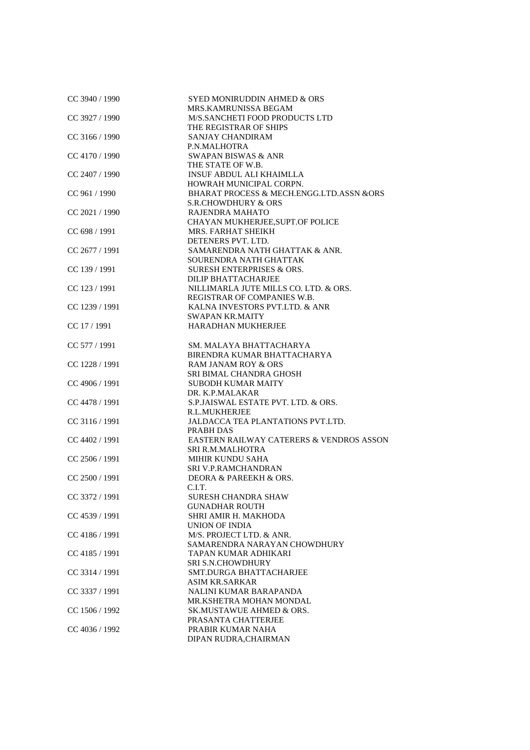| | |
|---|---|
| CC 3940 / 1990 | SYED MONIRUDDIN AHMED & ORS<br>MRS.KAMRUNISSA BEGAM |
| CC 3927 / 1990 | M/S.SANCHETI FOOD PRODUCTS LTD<br>THE REGISTRAR OF SHIPS |
| CC 3166 / 1990 | SANJAY CHANDIRAM<br>P.N.MALHOTRA |
| CC 4170 / 1990 | SWAPAN BISWAS & ANR<br>THE STATE OF W.B. |
| CC 2407 / 1990 | INSUF ABDUL ALI KHAIMLLA<br>HOWRAH MUNICIPAL CORPN. |
| CC 961 / 1990 | BHARAT PROCESS & MECH.ENGG.LTD.ASSN &ORS<br>S.R.CHOWDHURY & ORS |
| CC 2021 / 1990 | RAJENDRA MAHATO<br>CHAYAN MUKHERJEE,SUPT.OF POLICE |
| CC 698 / 1991 | MRS. FARHAT SHEIKH<br>DETENERS PVT. LTD. |
| CC 2677 / 1991 | SAMARENDRA NATH GHATTAK & ANR.<br>SOURENDRA NATH GHATTAK |
| CC 139 / 1991 | SURESH ENTERPRISES & ORS.<br>DILIP BHATTACHARJEE |
| CC 123 / 1991 | NILLIMARLA JUTE MILLS CO. LTD. & ORS.<br>REGISTRAR OF COMPANIES W.B. |
| CC 1239 / 1991 | KALNA INVESTORS PVT.LTD. & ANR<br>SWAPAN KR.MAITY |
| CC 17 / 1991 | HARADHAN MUKHERJEE |
| CC 577 / 1991 | SM. MALAYA BHATTACHARYA<br>BIRENDRA KUMAR BHATTACHARYA |
| CC 1228 / 1991 | RAM JANAM ROY & ORS<br>SRI BIMAL CHANDRA GHOSH |
| CC 4906 / 1991 | SUBODH KUMAR MAITY<br>DR. K.P.MALAKAR |
| CC 4478 / 1991 | S.P.JAISWAL ESTATE PVT. LTD. & ORS.<br>R.L.MUKHERJEE |
| CC 3116 / 1991 | JALDACCA TEA PLANTATIONS PVT.LTD.<br>PRABH DAS |
| CC 4402 / 1991 | EASTERN RAILWAY CATERERS & VENDROS ASSON<br>SRI R.M.MALHOTRA |
| CC 2506 / 1991 | MIHIR KUNDU SAHA<br>SRI V.P.RAMCHANDRAN |
| CC 2500 / 1991 | DEORA & PAREEKH & ORS.<br>C.I.T. |
| CC 3372 / 1991 | SURESH CHANDRA SHAW<br>GUNADHAR ROUTH |
| CC 4539 / 1991 | SHRI AMIR H. MAKHODA<br>UNION OF INDIA |
| CC 4186 / 1991 | M/S. PROJECT LTD. & ANR.<br>SAMARENDRA NARAYAN CHOWDHURY |
| CC 4185 / 1991 | TAPAN KUMAR ADHIKARI<br>SRI S.N.CHOWDHURY |
| CC 3314 / 1991 | SMT.DURGA BHATTACHARJEE<br>ASIM KR.SARKAR |
| CC 3337 / 1991 | NALINI KUMAR BARAPANDA<br>MR.KSHETRA MOHAN MONDAL |
| CC 1506 / 1992 | SK.MUSTAWUE AHMED & ORS.<br>PRASANTA CHATTERJEE |
| CC 4036 / 1992 | PRABIR KUMAR NAHA<br>DIPAN RUDRA,CHAIRMAN |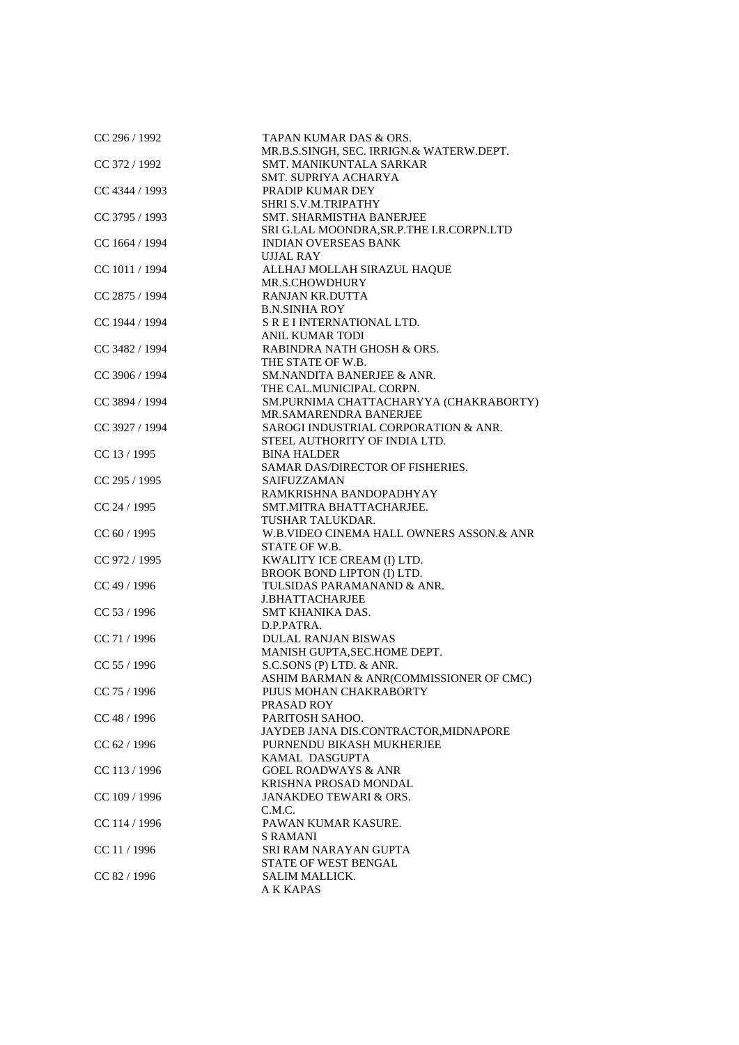| | |
|---|---|
| CC 296 / 1992 | TAPAN KUMAR DAS & ORS.<br>MR.B.S.SINGH, SEC. IRRIGN.& WATERW.DEPT. |
| CC 372 / 1992 | SMT. MANIKUNTALA SARKAR<br>SMT. SUPRIYA ACHARYA |
| CC 4344 / 1993 | PRADIP KUMAR DEY<br>SHRI S.V.M.TRIPATHY |
| CC 3795 / 1993 | SMT. SHARMISTHA BANERJEE<br>SRI G.LAL MOONDRA,SR.P.THE I.R.CORPN.LTD |
| CC 1664 / 1994 | INDIAN OVERSEAS BANK<br>UJJAL RAY |
| CC 1011 / 1994 | ALLHAJ MOLLAH SIRAZUL HAQUE<br>MR.S.CHOWDHURY |
| CC 2875 / 1994 | RANJAN KR.DUTTA<br>B.N.SINHA ROY |
| CC 1944 / 1994 | S R E I INTERNATIONAL LTD.<br>ANIL KUMAR TODI |
| CC 3482 / 1994 | RABINDRA NATH GHOSH & ORS.<br>THE STATE OF W.B. |
| CC 3906 / 1994 | SM.NANDITA BANERJEE & ANR.<br>THE CAL.MUNICIPAL CORPN. |
| CC 3894 / 1994 | SM.PURNIMA CHATTACHARYYA (CHAKRABORTY)<br>MR.SAMARENDRA BANERJEE |
| CC 3927 / 1994 | SAROGI INDUSTRIAL CORPORATION & ANR.<br>STEEL AUTHORITY OF INDIA LTD. |
| CC 13 / 1995 | BINA HALDER<br>SAMAR DAS/DIRECTOR OF FISHERIES. |
| CC 295 / 1995 | SAIFUZZAMAN<br>RAMKRISHNA BANDOPADHYAY |
| CC 24 / 1995 | SMT.MITRA BHATTACHARJEE.<br>TUSHAR TALUKDAR. |
| CC 60 / 1995 | W.B.VIDEO CINEMA HALL OWNERS ASSON.& ANR<br>STATE OF W.B. |
| CC 972 / 1995 | KWALITY ICE CREAM (I) LTD.<br>BROOK BOND LIPTON (I) LTD. |
| CC 49 / 1996 | TULSIDAS PARAMANAND & ANR.<br>J.BHATTACHARJEE |
| CC 53 / 1996 | SMT KHANIKA DAS.<br>D.P.PATRA. |
| CC 71 / 1996 | DULAL RANJAN BISWAS<br>MANISH GUPTA,SEC.HOME DEPT. |
| CC 55 / 1996 | S.C.SONS (P) LTD. & ANR.<br>ASHIM BARMAN & ANR(COMMISSIONER OF CMC) |
| CC 75 / 1996 | PIJUS MOHAN CHAKRABORTY<br>PRASAD ROY |
| CC 48 / 1996 | PARITOSH SAHOO.<br>JAYDEB JANA DIS.CONTRACTOR,MIDNAPORE |
| CC 62 / 1996 | PURNENDU BIKASH MUKHERJEE<br>KAMAL DASGUPTA |
| CC 113 / 1996 | GOEL ROADWAYS & ANR<br>KRISHNA PROSAD MONDAL |
| CC 109 / 1996 | JANAKDEO TEWARI & ORS.<br>C.M.C. |
| CC 114 / 1996 | PAWAN KUMAR KASURE.<br>S RAMANI |
| CC 11 / 1996 | SRI RAM NARAYAN GUPTA<br>STATE OF WEST BENGAL |
| CC 82 / 1996 | SALIM MALLICK.<br>A K KAPAS |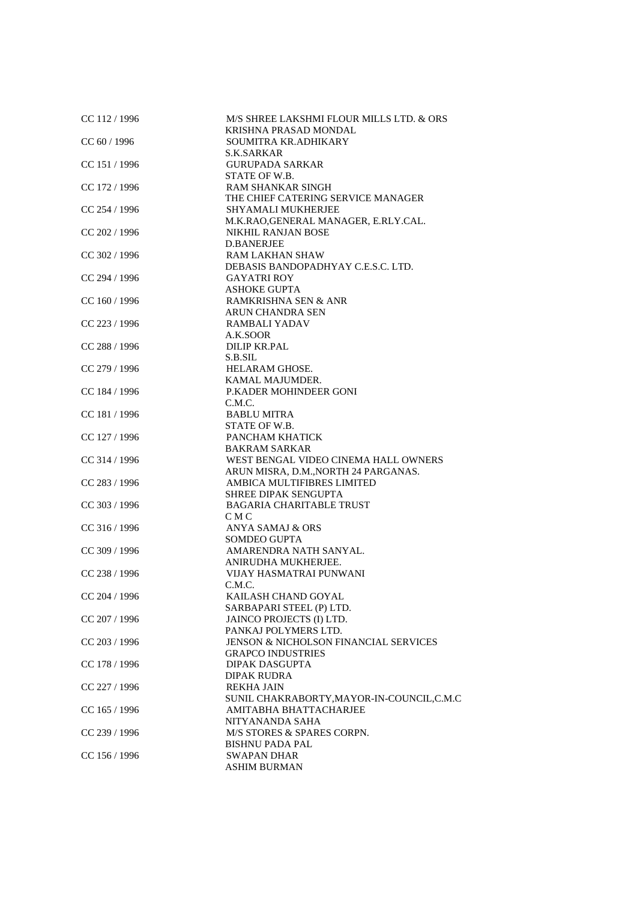| | |
|---|---|
| CC 112 / 1996 | M/S SHREE LAKSHMI FLOUR MILLS LTD. & ORS |
| | KRISHNA PRASAD MONDAL |
| CC 60 / 1996 | SOUMITRA KR.ADHIKARY |
| | S.K.SARKAR |
| CC 151 / 1996 | GURUPADA SARKAR |
| | STATE OF W.B. |
| CC 172 / 1996 | RAM SHANKAR SINGH |
| | THE CHIEF CATERING SERVICE MANAGER |
| CC 254 / 1996 | SHYAMALI MUKHERJEE |
| | M.K.RAO,GENERAL MANAGER, E.RLY.CAL. |
| CC 202 / 1996 | NIKHIL RANJAN BOSE |
| | D.BANERJEE |
| CC 302 / 1996 | RAM LAKHAN SHAW |
| | DEBASIS BANDOPADHYAY C.E.S.C. LTD. |
| CC 294 / 1996 | GAYATRI ROY |
| | ASHOKE GUPTA |
| CC 160 / 1996 | RAMKRISHNA SEN & ANR |
| | ARUN CHANDRA SEN |
| CC 223 / 1996 | RAMBALI YADAV |
| | A.K.SOOR |
| CC 288 / 1996 | DILIP KR.PAL |
| | S.B.SIL |
| CC 279 / 1996 | HELARAM GHOSE. |
| | KAMAL MAJUMDER. |
| CC 184 / 1996 | P.KADER MOHINDEER GONI |
| | C.M.C. |
| CC 181 / 1996 | BABLU MITRA |
| | STATE OF W.B. |
| CC 127 / 1996 | PANCHAM KHATICK |
| | BAKRAM SARKAR |
| CC 314 / 1996 | WEST BENGAL VIDEO CINEMA HALL OWNERS |
| | ARUN MISRA, D.M.,NORTH 24 PARGANAS. |
| CC 283 / 1996 | AMBICA MULTIFIBRES LIMITED |
| | SHREE DIPAK SENGUPTA |
| CC 303 / 1996 | BAGARIA CHARITABLE TRUST |
| | C M C |
| CC 316 / 1996 | ANYA SAMAJ & ORS |
| | SOMDEO GUPTA |
| CC 309 / 1996 | AMARENDRA NATH SANYAL. |
| | ANIRUDHA MUKHERJEE. |
| CC 238 / 1996 | VIJAY HASMATRAI PUNWANI |
| | C.M.C. |
| CC 204 / 1996 | KAILASH CHAND GOYAL |
| | SARBAPARI STEEL (P) LTD. |
| CC 207 / 1996 | JAINCO PROJECTS (I) LTD. |
| | PANKAJ POLYMERS LTD. |
| CC 203 / 1996 | JENSON & NICHOLSON FINANCIAL SERVICES |
| | GRAPCO INDUSTRIES |
| CC 178 / 1996 | DIPAK DASGUPTA |
| | DIPAK RUDRA |
| CC 227 / 1996 | REKHA JAIN |
| | SUNIL CHAKRABORTY,MAYOR-IN-COUNCIL,C.M.C |
| CC 165 / 1996 | AMITABHA BHATTACHARJEE |
| | NITYANANDA SAHA |
| CC 239 / 1996 | M/S STORES & SPARES CORPN. |
| | BISHNU PADA PAL |
| CC 156 / 1996 | SWAPAN DHAR |
| | ASHIM BURMAN |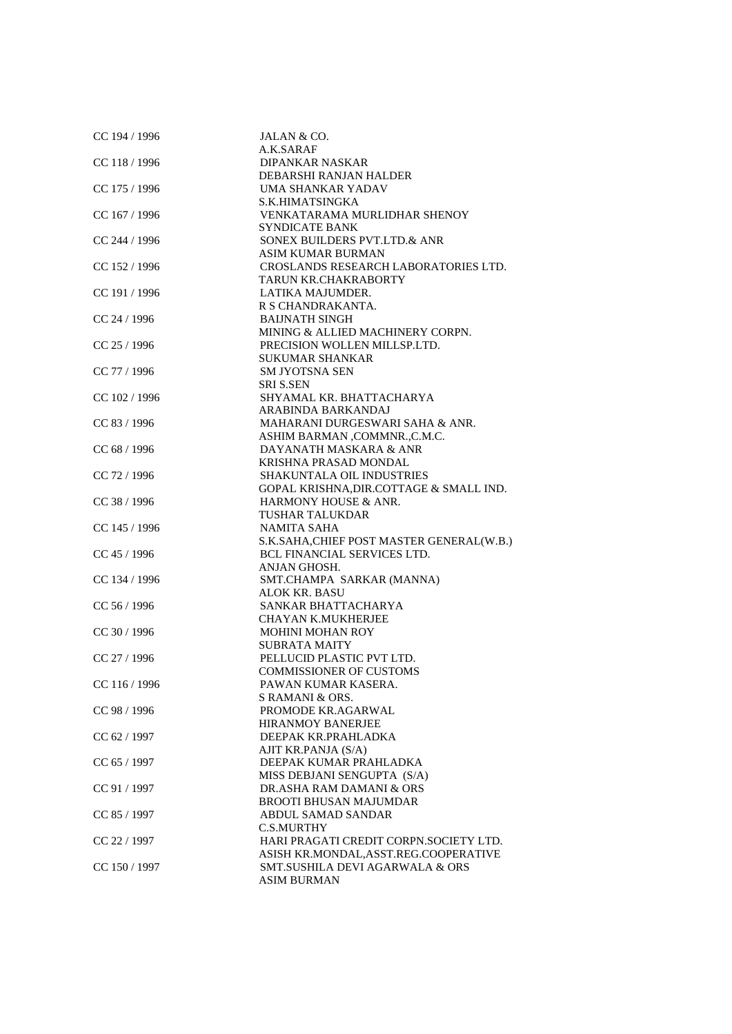| | |
|---|---|
| CC 194 / 1996 | JALAN & CO. |
| | A.K.SARAF |
| CC 118 / 1996 | DIPANKAR NASKAR |
| | DEBARSHI RANJAN HALDER |
| CC 175 / 1996 | UMA SHANKAR YADAV |
| | S.K.HIMATSINGKA |
| CC 167 / 1996 | VENKATARAMA MURLIDHAR SHENOY |
| | SYNDICATE BANK |
| CC 244 / 1996 | SONEX BUILDERS PVT.LTD.& ANR |
| | ASIM KUMAR BURMAN |
| CC 152 / 1996 | CROSLANDS RESEARCH LABORATORIES LTD. |
| | TARUN KR.CHAKRABORTY |
| CC 191 / 1996 | LATIKA MAJUMDER. |
| | R S CHANDRAKANTA. |
| CC 24 / 1996 | BAIJNATH SINGH |
| | MINING & ALLIED MACHINERY CORPN. |
| CC 25 / 1996 | PRECISION WOLLEN MILLSP.LTD. |
| | SUKUMAR SHANKAR |
| CC 77 / 1996 | SM JYOTSNA SEN |
| | SRI S.SEN |
| CC 102 / 1996 | SHYAMAL KR. BHATTACHARYA |
| | ARABINDA BARKANDAJ |
| CC 83 / 1996 | MAHARANI DURGESWARI SAHA & ANR. |
| | ASHIM BARMAN ,COMMNR.,C.M.C. |
| CC 68 / 1996 | DAYANATH MASKARA & ANR |
| | KRISHNA PRASAD MONDAL |
| CC 72 / 1996 | SHAKUNTALA OIL INDUSTRIES |
| | GOPAL KRISHNA,DIR.COTTAGE & SMALL IND. |
| CC 38 / 1996 | HARMONY HOUSE & ANR. |
| | TUSHAR TALUKDAR |
| CC 145 / 1996 | NAMITA SAHA |
| | S.K.SAHA,CHIEF POST MASTER GENERAL(W.B.) |
| CC 45 / 1996 | BCL FINANCIAL SERVICES LTD. |
| | ANJAN GHOSH. |
| CC 134 / 1996 | SMT.CHAMPA SARKAR (MANNA) |
| | ALOK KR. BASU |
| CC 56 / 1996 | SANKAR BHATTACHARYA |
| | CHAYAN K.MUKHERJEE |
| CC 30 / 1996 | MOHINI MOHAN ROY |
| | SUBRATA MAITY |
| CC 27 / 1996 | PELLUCID PLASTIC PVT LTD. |
| | COMMISSIONER OF CUSTOMS |
| CC 116 / 1996 | PAWAN KUMAR KASERA. |
| | S RAMANI & ORS. |
| CC 98 / 1996 | PROMODE KR.AGARWAL |
| | HIRANMOY BANERJEE |
| CC 62 / 1997 | DEEPAK KR.PRAHLADKA |
| | AJIT KR.PANJA (S/A) |
| CC 65 / 1997 | DEEPAK KUMAR PRAHLADKA |
| | MISS DEBJANI SENGUPTA (S/A) |
| CC 91 / 1997 | DR.ASHA RAM DAMANI & ORS |
| | BROOTI BHUSAN MAJUMDAR |
| CC 85 / 1997 | ABDUL SAMAD SANDAR |
| | C.S.MURTHY |
| CC 22 / 1997 | HARI PRAGATI CREDIT CORPN.SOCIETY LTD. |
| | ASISH KR.MONDAL,ASST.REG.COOPERATIVE |
| CC 150 / 1997 | SMT.SUSHILA DEVI AGARWALA & ORS |
| | ASIM BURMAN |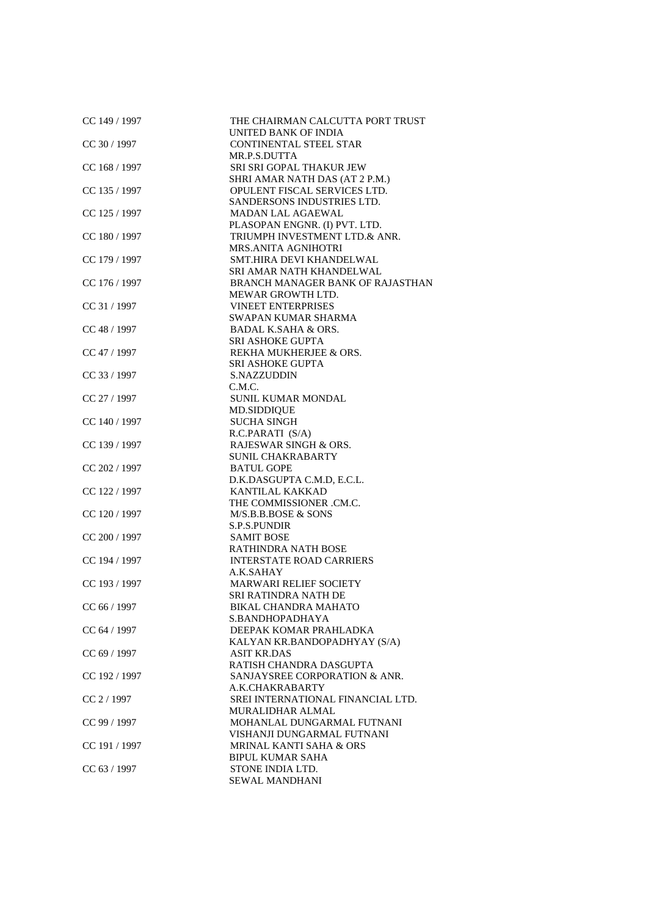| | |
|---|---|
| CC 149 / 1997 | THE CHAIRMAN CALCUTTA PORT TRUST<br>UNITED BANK OF INDIA |
| CC 30 / 1997 | CONTINENTAL STEEL STAR<br>MR.P.S.DUTTA |
| CC 168 / 1997 | SRI SRI GOPAL THAKUR JEW<br>SHRI AMAR NATH DAS (AT 2 P.M.) |
| CC 135 / 1997 | OPULENT FISCAL SERVICES LTD.<br>SANDERSONS INDUSTRIES LTD. |
| CC 125 / 1997 | MADAN LAL AGAEWAL<br>PLASOPAN ENGNR. (I) PVT. LTD. |
| CC 180 / 1997 | TRIUMPH INVESTMENT LTD.& ANR.<br>MRS.ANITA AGNIHOTRI |
| CC 179 / 1997 | SMT.HIRA DEVI KHANDELWAL<br>SRI AMAR NATH KHANDELWAL |
| CC 176 / 1997 | BRANCH MANAGER BANK OF RAJASTHAN<br>MEWAR GROWTH LTD. |
| CC 31 / 1997 | VINEET ENTERPRISES<br>SWAPAN KUMAR SHARMA |
| CC 48 / 1997 | BADAL K.SAHA & ORS.<br>SRI ASHOKE GUPTA |
| CC 47 / 1997 | REKHA MUKHERJEE & ORS.<br>SRI ASHOKE GUPTA |
| CC 33 / 1997 | S.NAZZUDDIN<br>C.M.C. |
| CC 27 / 1997 | SUNIL KUMAR MONDAL<br>MD.SIDDIQUE |
| CC 140 / 1997 | SUCHA SINGH<br>R.C.PARATI (S/A) |
| CC 139 / 1997 | RAJESWAR SINGH & ORS.<br>SUNIL CHAKRABARTY |
| CC 202 / 1997 | BATUL GOPE<br>D.K.DASGUPTA C.M.D, E.C.L. |
| CC 122 / 1997 | KANTILAL KAKKAD<br>THE COMMISSIONER .CM.C. |
| CC 120 / 1997 | M/S.B.B.BOSE & SONS<br>S.P.S.PUNDIR |
| CC 200 / 1997 | SAMIT BOSE<br>RATHINDRA NATH BOSE |
| CC 194 / 1997 | INTERSTATE ROAD CARRIERS<br>A.K.SAHAY |
| CC 193 / 1997 | MARWARI RELIEF SOCIETY<br>SRI RATINDRA NATH DE |
| CC 66 / 1997 | BIKAL CHANDRA MAHATO<br>S.BANDHOPADHAYA |
| CC 64 / 1997 | DEEPAK KOMAR PRAHLADKA<br>KALYAN KR.BANDOPADHYAY (S/A) |
| CC 69 / 1997 | ASIT KR.DAS<br>RATISH CHANDRA DASGUPTA |
| CC 192 / 1997 | SANJAYSREE CORPORATION & ANR.<br>A.K.CHAKRABARTY |
| CC 2 / 1997 | SREI INTERNATIONAL FINANCIAL LTD.<br>MURALIDHAR ALMAL |
| CC 99 / 1997 | MOHANLAL DUNGARMAL FUTNANI<br>VISHANJI DUNGARMAL FUTNANI |
| CC 191 / 1997 | MRINAL KANTI SAHA & ORS<br>BIPUL KUMAR SAHA |
| CC 63 / 1997 | STONE INDIA LTD.<br>SEWAL MANDHANI |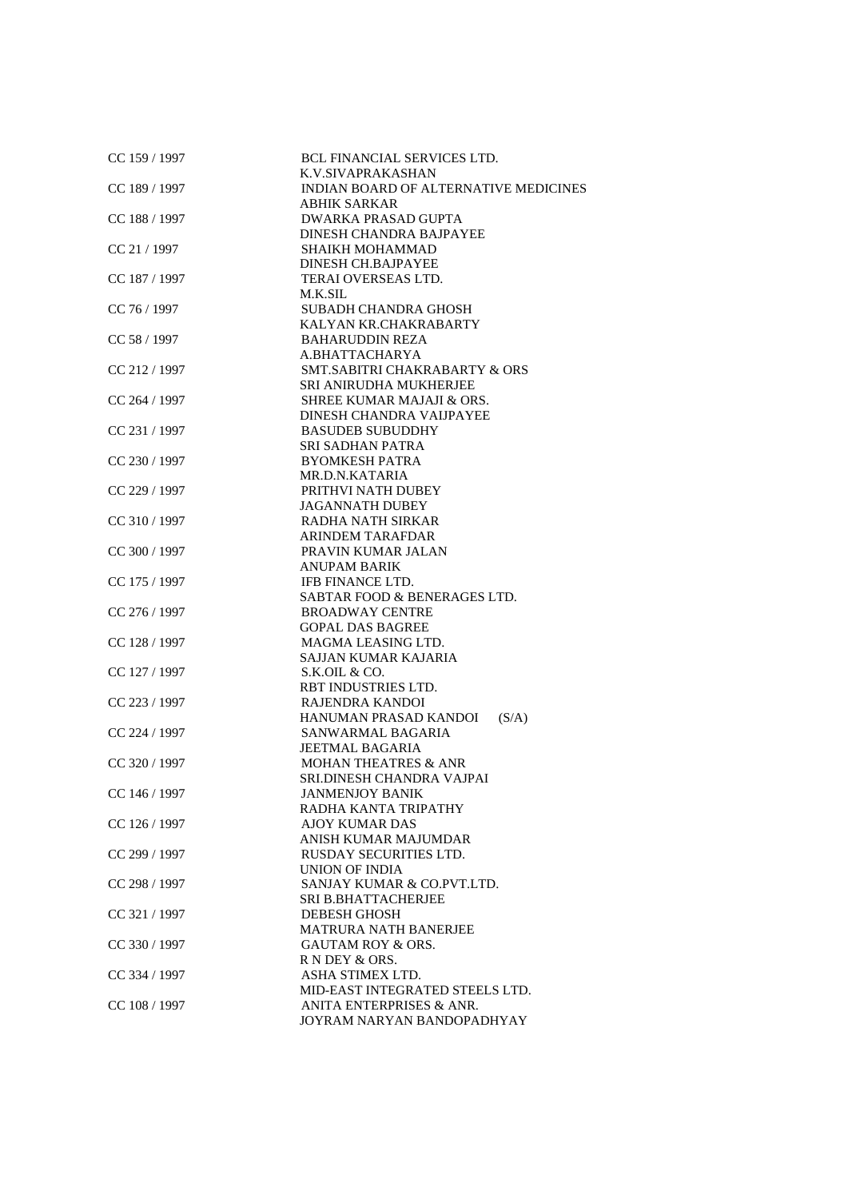| | |
|---|---|
| CC 159 / 1997 | BCL FINANCIAL SERVICES LTD.<br>K.V.SIVAPRAKASHAN |
| CC 189 / 1997 | INDIAN BOARD OF ALTERNATIVE MEDICINES<br>ABHIK SARKAR |
| CC 188 / 1997 | DWARKA PRASAD GUPTA<br>DINESH CHANDRA BAJPAYEE |
| CC 21 / 1997 | SHAIKH MOHAMMAD<br>DINESH CH.BAJPAYEE |
| CC 187 / 1997 | TERAI OVERSEAS LTD.<br>M.K.SIL |
| CC 76 / 1997 | SUBADH CHANDRA GHOSH<br>KALYAN KR.CHAKRABARTY |
| CC 58 / 1997 | BAHARUDDIN REZA<br>A.BHATTACHARYA |
| CC 212 / 1997 | SMT.SABITRI CHAKRABARTY & ORS<br>SRI ANIRUDHA MUKHERJEE |
| CC 264 / 1997 | SHREE KUMAR MAJAJI & ORS.<br>DINESH CHANDRA VAIJPAYEE |
| CC 231 / 1997 | BASUDEB SUBUDDHY<br>SRI SADHAN PATRA |
| CC 230 / 1997 | BYOMKESH PATRA<br>MR.D.N.KATARIA |
| CC 229 / 1997 | PRITHVI NATH DUBEY<br>JAGANNATH DUBEY |
| CC 310 / 1997 | RADHA NATH SIRKAR<br>ARINDEM TARAFDAR |
| CC 300 / 1997 | PRAVIN KUMAR JALAN<br>ANUPAM BARIK |
| CC 175 / 1997 | IFB FINANCE LTD.<br>SABTAR FOOD & BENERAGES LTD. |
| CC 276 / 1997 | BROADWAY CENTRE<br>GOPAL DAS BAGREE |
| CC 128 / 1997 | MAGMA LEASING LTD.<br>SAJJAN KUMAR KAJARIA |
| CC 127 / 1997 | S.K.OIL & CO.<br>RBT INDUSTRIES LTD. |
| CC 223 / 1997 | RAJENDRA KANDOI<br>HANUMAN PRASAD KANDOI (S/A) |
| CC 224 / 1997 | SANWARMAL BAGARIA<br>JEETMAL BAGARIA |
| CC 320 / 1997 | MOHAN THEATRES & ANR<br>SRI.DINESH CHANDRA VAJPAI |
| CC 146 / 1997 | JANMENJOY BANIK<br>RADHA KANTA TRIPATHY |
| CC 126 / 1997 | AJOY KUMAR DAS<br>ANISH KUMAR MAJUMDAR |
| CC 299 / 1997 | RUSDAY SECURITIES LTD.<br>UNION OF INDIA |
| CC 298 / 1997 | SANJAY KUMAR & CO.PVT.LTD.<br>SRI B.BHATTACHERJEE |
| CC 321 / 1997 | DEBESH GHOSH<br>MATRURA NATH BANERJEE |
| CC 330 / 1997 | GAUTAM ROY & ORS.<br>R N DEY & ORS. |
| CC 334 / 1997 | ASHA STIMEX LTD.<br>MID-EAST INTEGRATED STEELS LTD. |
| CC 108 / 1997 | ANITA ENTERPRISES & ANR.<br>JOYRAM NARYAN BANDOPADHYAY |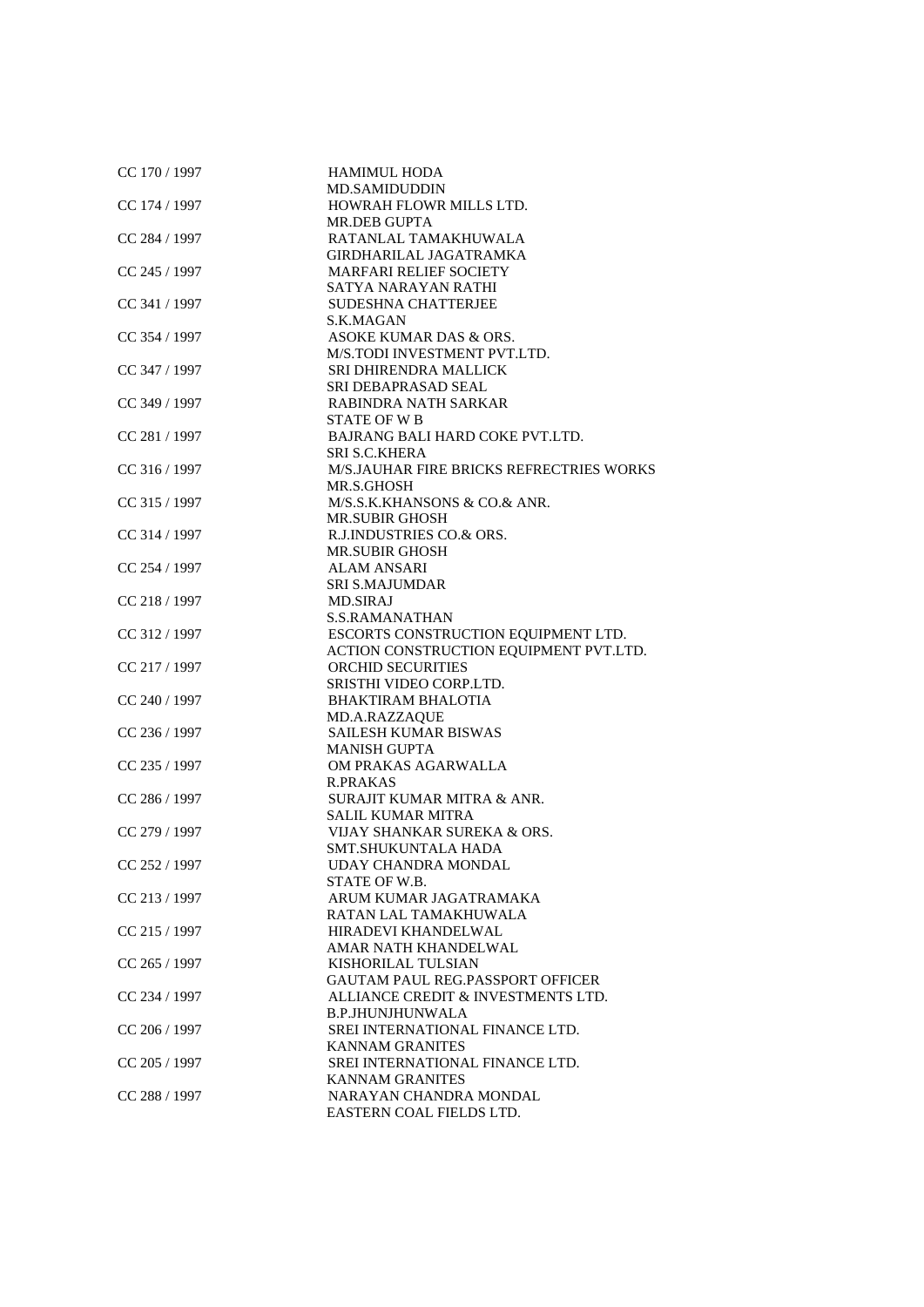| | |
|---|---|
| CC 170 / 1997 | HAMIMUL HODA |
| | MD.SAMIDUDDIN |
| CC 174 / 1997 | HOWRAH FLOWR MILLS LTD. |
| | MR.DEB GUPTA |
| CC 284 / 1997 | RATANLAL TAMAKHUWALA |
| | GIRDHARILAL JAGATRAMKA |
| CC 245 / 1997 | MARFARI RELIEF SOCIETY |
| | SATYA NARAYAN RATHI |
| CC 341 / 1997 | SUDESHNA CHATTERJEE |
| | S.K.MAGAN |
| CC 354 / 1997 | ASOKE KUMAR DAS & ORS. |
| | M/S.TODI INVESTMENT PVT.LTD. |
| CC 347 / 1997 | SRI DHIRENDRA MALLICK |
| | SRI DEBAPRASAD SEAL |
| CC 349 / 1997 | RABINDRA NATH SARKAR |
| | STATE OF W B |
| CC 281 / 1997 | BAJRANG BALI HARD COKE PVT.LTD. |
| | SRI S.C.KHERA |
| CC 316 / 1997 | M/S.JAUHAR FIRE BRICKS REFRECTRIES WORKS |
| | MR.S.GHOSH |
| CC 315 / 1997 | M/S.S.K.KHANSONS & CO.& ANR. |
| | MR.SUBIR GHOSH |
| CC 314 / 1997 | R.J.INDUSTRIES CO.& ORS. |
| | MR.SUBIR GHOSH |
| CC 254 / 1997 | ALAM ANSARI |
| | SRI S.MAJUMDAR |
| CC 218 / 1997 | MD.SIRAJ |
| | S.S.RAMANATHAN |
| CC 312 / 1997 | ESCORTS CONSTRUCTION EQUIPMENT LTD. |
| | ACTION CONSTRUCTION EQUIPMENT PVT.LTD. |
| CC 217 / 1997 | ORCHID SECURITIES |
| | SRISTHI VIDEO CORP.LTD. |
| CC 240 / 1997 | BHAKTIRAM BHALOTIA |
| | MD.A.RAZZAQUE |
| CC 236 / 1997 | SAILESH KUMAR BISWAS |
| | MANISH GUPTA |
| CC 235 / 1997 | OM PRAKAS AGARWALLA |
| | R.PRAKAS |
| CC 286 / 1997 | SURAJIT KUMAR MITRA & ANR. |
| | SALIL KUMAR MITRA |
| CC 279 / 1997 | VIJAY SHANKAR SUREKA & ORS. |
| | SMT.SHUKUNTALA HADA |
| CC 252 / 1997 | UDAY CHANDRA MONDAL |
| | STATE OF W.B. |
| CC 213 / 1997 | ARUM KUMAR JAGATRAMAKA |
| | RATAN LAL TAMAKHUWALA |
| CC 215 / 1997 | HIRADEVI KHANDELWAL |
| | AMAR NATH KHANDELWAL |
| CC 265 / 1997 | KISHORILAL TULSIAN |
| | GAUTAM PAUL REG.PASSPORT OFFICER |
| CC 234 / 1997 | ALLIANCE CREDIT & INVESTMENTS LTD. |
| | B.P.JHUNJHUNWALA |
| CC 206 / 1997 | SREI INTERNATIONAL FINANCE LTD. |
| | KANNAM GRANITES |
| CC 205 / 1997 | SREI INTERNATIONAL FINANCE LTD. |
| | KANNAM GRANITES |
| CC 288 / 1997 | NARAYAN CHANDRA MONDAL |
| | EASTERN COAL FIELDS LTD. |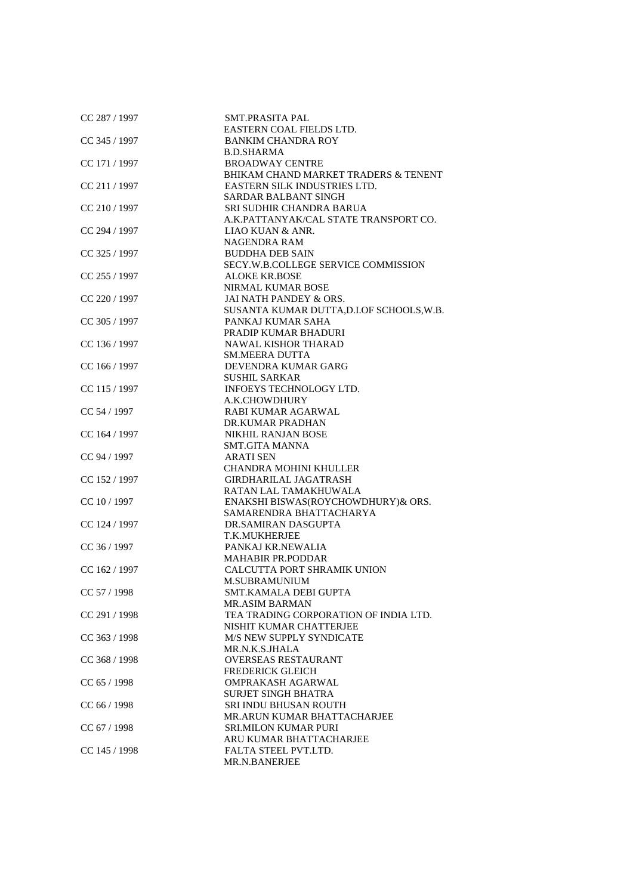| | |
|---|---|
| CC 287 / 1997 | SMT.PRASITA PAL |
| | EASTERN COAL FIELDS LTD. |
| CC 345 / 1997 | BANKIM CHANDRA ROY |
| | B.D.SHARMA |
| CC 171 / 1997 | BROADWAY CENTRE |
| | BHIKAM CHAND MARKET TRADERS & TENENT |
| CC 211 / 1997 | EASTERN SILK INDUSTRIES LTD. |
| | SARDAR BALBANT SINGH |
| CC 210 / 1997 | SRI SUDHIR CHANDRA BARUA |
| | A.K.PATTANYAK/CAL STATE TRANSPORT CO. |
| CC 294 / 1997 | LIAO KUAN & ANR. |
| | NAGENDRA RAM |
| CC 325 / 1997 | BUDDHA DEB SAIN |
| | SECY.W.B.COLLEGE SERVICE COMMISSION |
| CC 255 / 1997 | ALOKE KR.BOSE |
| | NIRMAL KUMAR BOSE |
| CC 220 / 1997 | JAI NATH PANDEY & ORS. |
| | SUSANTA KUMAR DUTTA,D.I.OF SCHOOLS,W.B. |
| CC 305 / 1997 | PANKAJ KUMAR SAHA |
| | PRADIP KUMAR BHADURI |
| CC 136 / 1997 | NAWAL KISHOR THARAD |
| | SM.MEERA DUTTA |
| CC 166 / 1997 | DEVENDRA KUMAR GARG |
| | SUSHIL SARKAR |
| CC 115 / 1997 | INFOEYS TECHNOLOGY LTD. |
| | A.K.CHOWDHURY |
| CC 54 / 1997 | RABI KUMAR AGARWAL |
| | DR.KUMAR PRADHAN |
| CC 164 / 1997 | NIKHIL RANJAN BOSE |
| | SMT.GITA MANNA |
| CC 94 / 1997 | ARATI SEN |
| | CHANDRA MOHINI KHULLER |
| CC 152 / 1997 | GIRDHARILAL JAGATRASH |
| | RATAN LAL TAMAKHUWALA |
| CC 10 / 1997 | ENAKSHI BISWAS(ROYCHOWDHURY)& ORS. |
| | SAMARENDRA BHATTACHARYA |
| CC 124 / 1997 | DR.SAMIRAN DASGUPTA |
| | T.K.MUKHERJEE |
| CC 36 / 1997 | PANKAJ KR.NEWALIA |
| | MAHABIR PR.PODDAR |
| CC 162 / 1997 | CALCUTTA PORT SHRAMIK UNION |
| | M.SUBRAMUNIUM |
| CC 57 / 1998 | SMT.KAMALA DEBI GUPTA |
| | MR.ASIM BARMAN |
| CC 291 / 1998 | TEA TRADING CORPORATION OF INDIA LTD. |
| | NISHIT KUMAR CHATTERJEE |
| CC 363 / 1998 | M/S NEW SUPPLY SYNDICATE |
| | MR.N.K.S.JHALA |
| CC 368 / 1998 | OVERSEAS RESTAURANT |
| | FREDERICK GLEICH |
| CC 65 / 1998 | OMPRAKASH AGARWAL |
| | SURJET SINGH BHATRA |
| CC 66 / 1998 | SRI INDU BHUSAN ROUTH |
| | MR.ARUN KUMAR BHATTACHARJEE |
| CC 67 / 1998 | SRI.MILON KUMAR PURI |
| | ARU KUMAR BHATTACHARJEE |
| CC 145 / 1998 | FALTA STEEL PVT.LTD. |
| | MR.N.BANERJEE |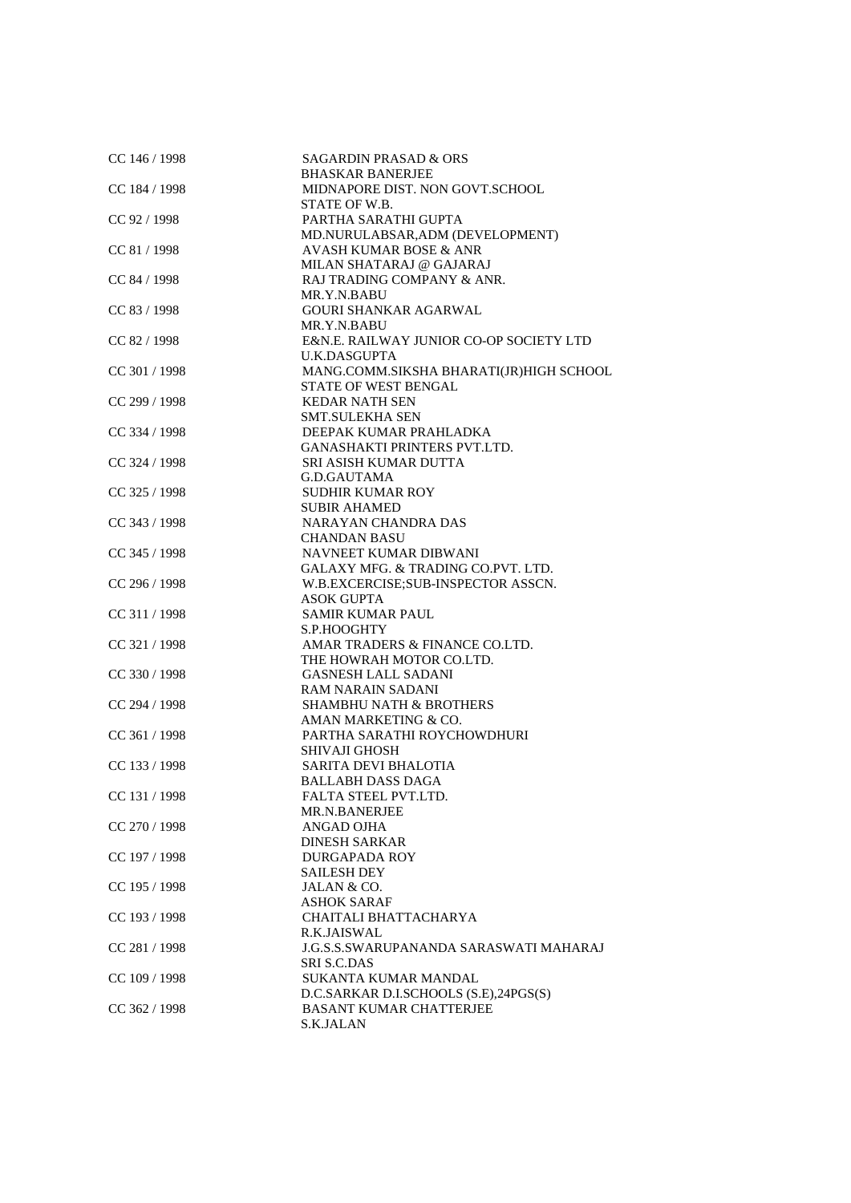| | |
|---|---|
| CC 146 / 1998 | SAGARDIN PRASAD & ORS |
| | BHASKAR BANERJEE |
| CC 184 / 1998 | MIDNAPORE DIST. NON GOVT.SCHOOL |
| | STATE OF W.B. |
| CC 92 / 1998 | PARTHA SARATHI GUPTA |
| | MD.NURULABSAR,ADM (DEVELOPMENT) |
| CC 81 / 1998 | AVASH KUMAR BOSE & ANR |
| | MILAN SHATARAJ @ GAJARAJ |
| CC 84 / 1998 | RAJ TRADING COMPANY & ANR. |
| | MR.Y.N.BABU |
| CC 83 / 1998 | GOURI SHANKAR AGARWAL |
| | MR.Y.N.BABU |
| CC 82 / 1998 | E&N.E. RAILWAY JUNIOR CO-OP SOCIETY LTD |
| | U.K.DASGUPTA |
| CC 301 / 1998 | MANG.COMM.SIKSHA BHARATI(JR)HIGH SCHOOL |
| | STATE OF WEST BENGAL |
| CC 299 / 1998 | KEDAR NATH SEN |
| | SMT.SULEKHA SEN |
| CC 334 / 1998 | DEEPAK KUMAR PRAHLADKA |
| | GANASHAKTI PRINTERS PVT.LTD. |
| CC 324 / 1998 | SRI ASISH KUMAR DUTTA |
| | G.D.GAUTAMA |
| CC 325 / 1998 | SUDHIR KUMAR ROY |
| | SUBIR AHAMED |
| CC 343 / 1998 | NARAYAN CHANDRA DAS |
| | CHANDAN BASU |
| CC 345 / 1998 | NAVNEET KUMAR DIBWANI |
| | GALAXY MFG. & TRADING CO.PVT. LTD. |
| CC 296 / 1998 | W.B.EXCERCISE;SUB-INSPECTOR ASSCN. |
| | ASOK GUPTA |
| CC 311 / 1998 | SAMIR KUMAR PAUL |
| | S.P.HOOGHTY |
| CC 321 / 1998 | AMAR TRADERS & FINANCE CO.LTD. |
| | THE HOWRAH MOTOR CO.LTD. |
| CC 330 / 1998 | GASNESH LALL SADANI |
| | RAM NARAIN SADANI |
| CC 294 / 1998 | SHAMBHU NATH & BROTHERS |
| | AMAN MARKETING & CO. |
| CC 361 / 1998 | PARTHA SARATHI ROYCHOWDHURI |
| | SHIVAJI GHOSH |
| CC 133 / 1998 | SARITA DEVI BHALOTIA |
| | BALLABH DASS DAGA |
| CC 131 / 1998 | FALTA STEEL PVT.LTD. |
| | MR.N.BANERJEE |
| CC 270 / 1998 | ANGAD OJHA |
| | DINESH SARKAR |
| CC 197 / 1998 | DURGAPADA ROY |
| | SAILESH DEY |
| CC 195 / 1998 | JALAN & CO. |
| | ASHOK SARAF |
| CC 193 / 1998 | CHAITALI BHATTACHARYA |
| | R.K.JAISWAL |
| CC 281 / 1998 | J.G.S.S.SWARUPANANDA SARASWATI MAHARAJ |
| | SRI S.C.DAS |
| CC 109 / 1998 | SUKANTA KUMAR MANDAL |
| | D.C.SARKAR D.I.SCHOOLS (S.E),24PGS(S) |
| CC 362 / 1998 | BASANT KUMAR CHATTERJEE |
| | S.K.JALAN |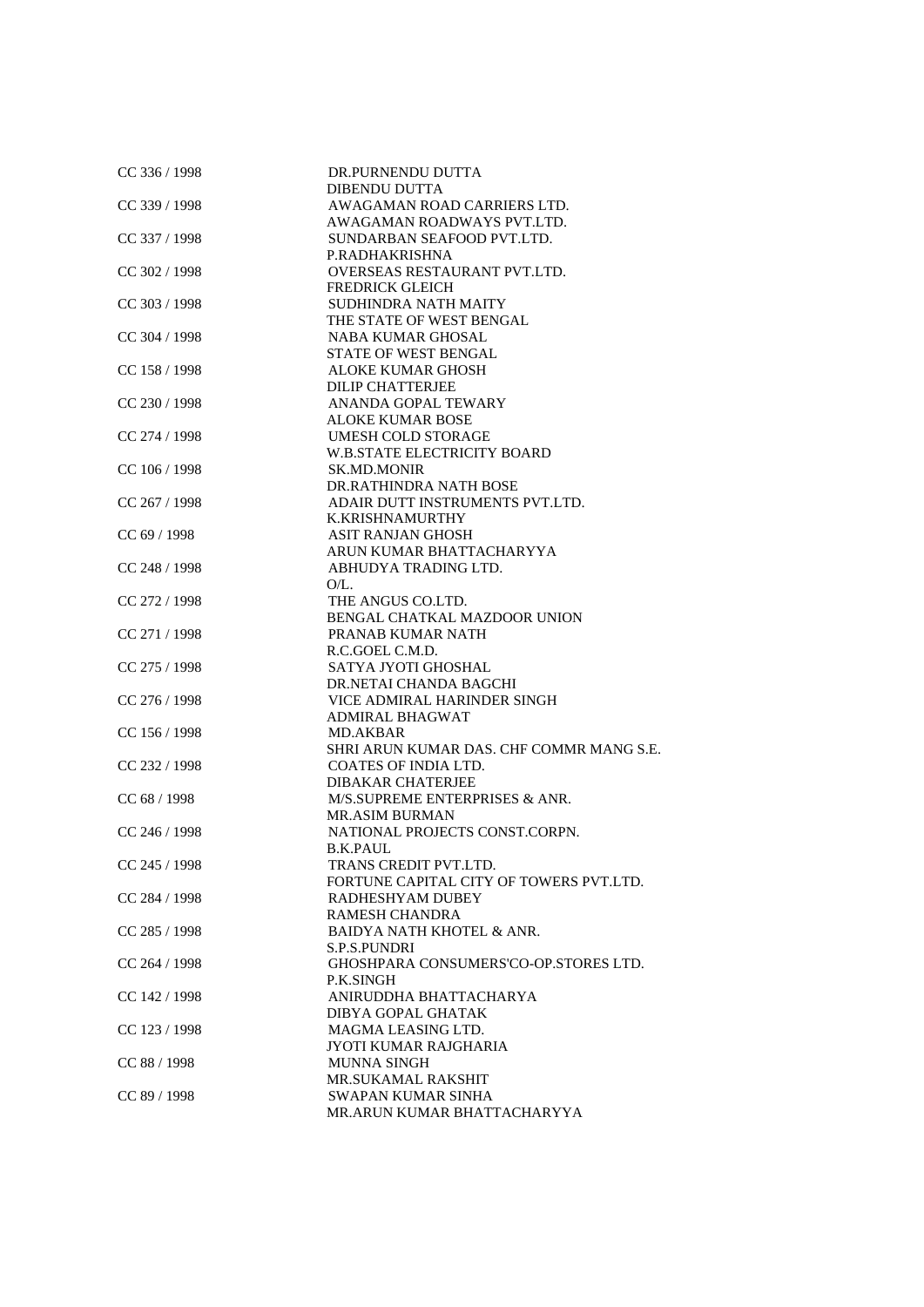| | |
|---|---|
| CC 336 / 1998 | DR.PURNENDU DUTTA<br>DIBENDU DUTTA |
| CC 339 / 1998 | AWAGAMAN ROAD CARRIERS LTD.<br>AWAGAMAN ROADWAYS PVT.LTD. |
| CC 337 / 1998 | SUNDARBAN SEAFOOD PVT.LTD.<br>P.RADHAKRISHNA |
| CC 302 / 1998 | OVERSEAS RESTAURANT PVT.LTD.<br>FREDRICK GLEICH |
| CC 303 / 1998 | SUDHINDRA NATH MAITY<br>THE STATE OF WEST BENGAL |
| CC 304 / 1998 | NABA KUMAR GHOSAL<br>STATE OF WEST BENGAL |
| CC 158 / 1998 | ALOKE KUMAR GHOSH<br>DILIP CHATTERJEE |
| CC 230 / 1998 | ANANDA GOPAL TEWARY<br>ALOKE KUMAR BOSE |
| CC 274 / 1998 | UMESH COLD STORAGE<br>W.B.STATE ELECTRICITY BOARD |
| CC 106 / 1998 | SK.MD.MONIR<br>DR.RATHINDRA NATH BOSE |
| CC 267 / 1998 | ADAIR DUTT INSTRUMENTS PVT.LTD.<br>K.KRISHNAMURTHY |
| CC 69 / 1998 | ASIT RANJAN GHOSH<br>ARUN KUMAR BHATTACHARYYA |
| CC 248 / 1998 | ABHUDYA TRADING LTD.<br>O/L. |
| CC 272 / 1998 | THE ANGUS CO.LTD.<br>BENGAL CHATKAL MAZDOOR UNION |
| CC 271 / 1998 | PRANAB KUMAR NATH<br>R.C.GOEL C.M.D. |
| CC 275 / 1998 | SATYA JYOTI GHOSHAL<br>DR.NETAI CHANDA BAGCHI |
| CC 276 / 1998 | VICE ADMIRAL HARINDER SINGH<br>ADMIRAL BHAGWAT |
| CC 156 / 1998 | MD.AKBAR<br>SHRI ARUN KUMAR DAS. CHF COMMR MANG S.E. |
| CC 232 / 1998 | COATES OF INDIA LTD.<br>DIBAKAR CHATERJEE |
| CC 68 / 1998 | M/S.SUPREME ENTERPRISES & ANR.<br>MR.ASIM BURMAN |
| CC 246 / 1998 | NATIONAL PROJECTS CONST.CORPN.<br>B.K.PAUL |
| CC 245 / 1998 | TRANS CREDIT PVT.LTD.<br>FORTUNE CAPITAL CITY OF TOWERS PVT.LTD. |
| CC 284 / 1998 | RADHESHYAM DUBEY<br>RAMESH CHANDRA |
| CC 285 / 1998 | BAIDYA NATH KHOTEL & ANR.<br>S.P.S.PUNDRI |
| CC 264 / 1998 | GHOSHPARA CONSUMERS'CO-OP.STORES LTD.<br>P.K.SINGH |
| CC 142 / 1998 | ANIRUDDHA BHATTACHARYA<br>DIBYA GOPAL GHATAK |
| CC 123 / 1998 | MAGMA LEASING LTD.<br>JYOTI KUMAR RAJGHARIA |
| CC 88 / 1998 | MUNNA SINGH<br>MR.SUKAMAL RAKSHIT |
| CC 89 / 1998 | SWAPAN KUMAR SINHA<br>MR.ARUN KUMAR BHATTACHARYYA |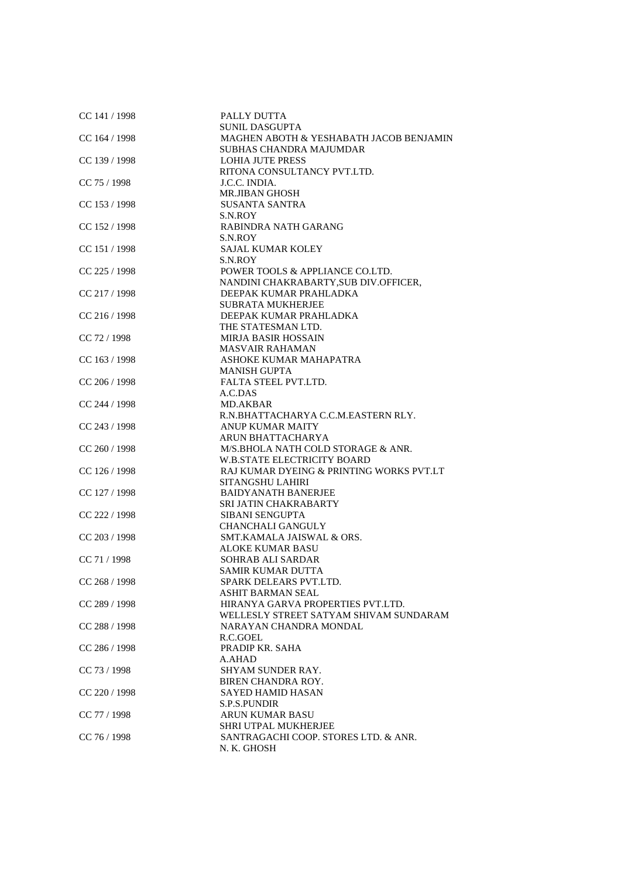| | |
|---|---|
| CC 141 / 1998 | PALLY DUTTA |
| | SUNIL DASGUPTA |
| CC 164 / 1998 | MAGHEN ABOTH & YESHABATH JACOB BENJAMIN |
| | SUBHAS CHANDRA MAJUMDAR |
| CC 139 / 1998 | LOHIA JUTE PRESS |
| | RITONA CONSULTANCY PVT.LTD. |
| CC 75 / 1998 | J.C.C. INDIA. |
| | MR.JIBAN GHOSH |
| CC 153 / 1998 | SUSANTA SANTRA |
| | S.N.ROY |
| CC 152 / 1998 | RABINDRA NATH GARANG |
| | S.N.ROY |
| CC 151 / 1998 | SAJAL KUMAR KOLEY |
| | S.N.ROY |
| CC 225 / 1998 | POWER TOOLS & APPLIANCE CO.LTD. |
| | NANDINI CHAKRABARTY,SUB DIV.OFFICER, |
| CC 217 / 1998 | DEEPAK KUMAR PRAHLADKA |
| | SUBRATA MUKHERJEE |
| CC 216 / 1998 | DEEPAK KUMAR PRAHLADKA |
| | THE STATESMAN LTD. |
| CC 72 / 1998 | MIRJA BASIR HOSSAIN |
| | MASVAIR RAHAMAN |
| CC 163 / 1998 | ASHOKE KUMAR MAHAPATRA |
| | MANISH GUPTA |
| CC 206 / 1998 | FALTA STEEL PVT.LTD. |
| | A.C.DAS |
| CC 244 / 1998 | MD.AKBAR |
| | R.N.BHATTACHARYA C.C.M.EASTERN RLY. |
| CC 243 / 1998 | ANUP KUMAR MAITY |
| | ARUN BHATTACHARYA |
| CC 260 / 1998 | M/S.BHOLA NATH COLD STORAGE & ANR. |
| | W.B.STATE ELECTRICITY BOARD |
| CC 126 / 1998 | RAJ KUMAR DYEING & PRINTING WORKS PVT.LT |
| | SITANGSHU LAHIRI |
| CC 127 / 1998 | BAIDYANATH BANERJEE |
| | SRI JATIN CHAKRABARTY |
| CC 222 / 1998 | SIBANI SENGUPTA |
| | CHANCHALI GANGULY |
| CC 203 / 1998 | SMT.KAMALA JAISWAL & ORS. |
| | ALOKE KUMAR BASU |
| CC 71 / 1998 | SOHRAB ALI SARDAR |
| | SAMIR KUMAR DUTTA |
| CC 268 / 1998 | SPARK DELEARS PVT.LTD. |
| | ASHIT BARMAN SEAL |
| CC 289 / 1998 | HIRANYA GARVA PROPERTIES PVT.LTD. |
| | WELLESLY STREET SATYAM SHIVAM SUNDARAM |
| CC 288 / 1998 | NARAYAN CHANDRA MONDAL |
| | R.C.GOEL |
| CC 286 / 1998 | PRADIP KR. SAHA |
| | A.AHAD |
| CC 73 / 1998 | SHYAM SUNDER RAY. |
| | BIREN CHANDRA ROY. |
| CC 220 / 1998 | SAYED HAMID HASAN |
| | S.P.S.PUNDIR |
| CC 77 / 1998 | ARUN KUMAR BASU |
| | SHRI UTPAL MUKHERJEE |
| CC 76 / 1998 | SANTRAGACHI COOP. STORES LTD. & ANR. |
| | N. K. GHOSH |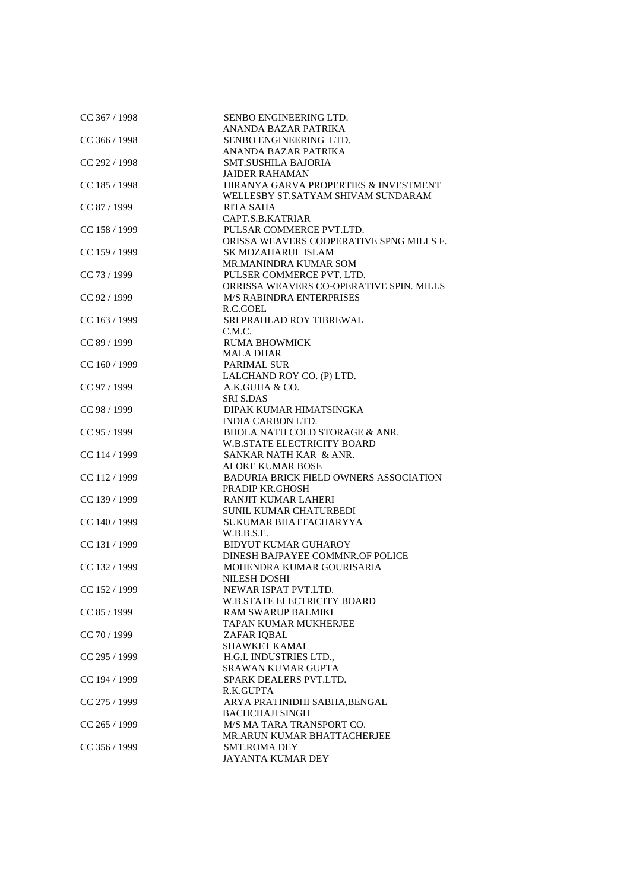| | |
|---|---|
| CC 367 / 1998 | SENBO ENGINEERING LTD.<br>ANANDA BAZAR PATRIKA |
| CC 366 / 1998 | SENBO ENGINEERING LTD.<br>ANANDA BAZAR PATRIKA |
| CC 292 / 1998 | SMT.SUSHILA BAJORIA<br>JAIDER RAHAMAN |
| CC 185 / 1998 | HIRANYA GARVA PROPERTIES & INVESTMENT<br>WELLESBY ST.SATYAM SHIVAM SUNDARAM |
| CC 87 / 1999 | RITA SAHA<br>CAPT.S.B.KATRIAR |
| CC 158 / 1999 | PULSAR COMMERCE PVT.LTD.<br>ORISSA WEAVERS COOPERATIVE SPNG MILLS F. |
| CC 159 / 1999 | SK MOZAHARUL ISLAM<br>MR.MANINDRA KUMAR SOM |
| CC 73 / 1999 | PULSER COMMERCE PVT. LTD.<br>ORRISSA WEAVERS CO-OPERATIVE SPIN. MILLS |
| CC 92 / 1999 | M/S RABINDRA ENTERPRISES<br>R.C.GOEL |
| CC 163 / 1999 | SRI PRAHLAD ROY TIBREWAL<br>C.M.C. |
| CC 89 / 1999 | RUMA BHOWMICK<br>MALA DHAR |
| CC 160 / 1999 | PARIMAL SUR<br>LALCHAND ROY CO. (P) LTD. |
| CC 97 / 1999 | A.K.GUHA & CO.<br>SRI S.DAS |
| CC 98 / 1999 | DIPAK KUMAR HIMATSINGKA<br>INDIA CARBON LTD. |
| CC 95 / 1999 | BHOLA NATH COLD STORAGE & ANR.<br>W.B.STATE ELECTRICITY BOARD |
| CC 114 / 1999 | SANKAR NATH KAR & ANR.<br>ALOKE KUMAR BOSE |
| CC 112 / 1999 | BADURIA BRICK FIELD OWNERS ASSOCIATION<br>PRADIP KR.GHOSH |
| CC 139 / 1999 | RANJIT KUMAR LAHERI<br>SUNIL KUMAR CHATURBEDI |
| CC 140 / 1999 | SUKUMAR BHATTACHARYYA<br>W.B.B.S.E. |
| CC 131 / 1999 | BIDYUT KUMAR GUHAROY<br>DINESH BAJPAYEE COMMNR.OF POLICE |
| CC 132 / 1999 | MOHENDRA KUMAR GOURISARIA<br>NILESH DOSHI |
| CC 152 / 1999 | NEWAR ISPAT PVT.LTD.<br>W.B.STATE ELECTRICITY BOARD |
| CC 85 / 1999 | RAM SWARUP BALMIKI<br>TAPAN KUMAR MUKHERJEE |
| CC 70 / 1999 | ZAFAR IQBAL<br>SHAWKET KAMAL |
| CC 295 / 1999 | H.G.I. INDUSTRIES LTD.,<br>SRAWAN KUMAR GUPTA |
| CC 194 / 1999 | SPARK DEALERS PVT.LTD.<br>R.K.GUPTA |
| CC 275 / 1999 | ARYA PRATINIDHI SABHA,BENGAL<br>BACHCHAJI SINGH |
| CC 265 / 1999 | M/S MA TARA TRANSPORT CO.<br>MR.ARUN KUMAR BHATTACHERJEE |
| CC 356 / 1999 | SMT.ROMA DEY<br>JAYANTA KUMAR DEY |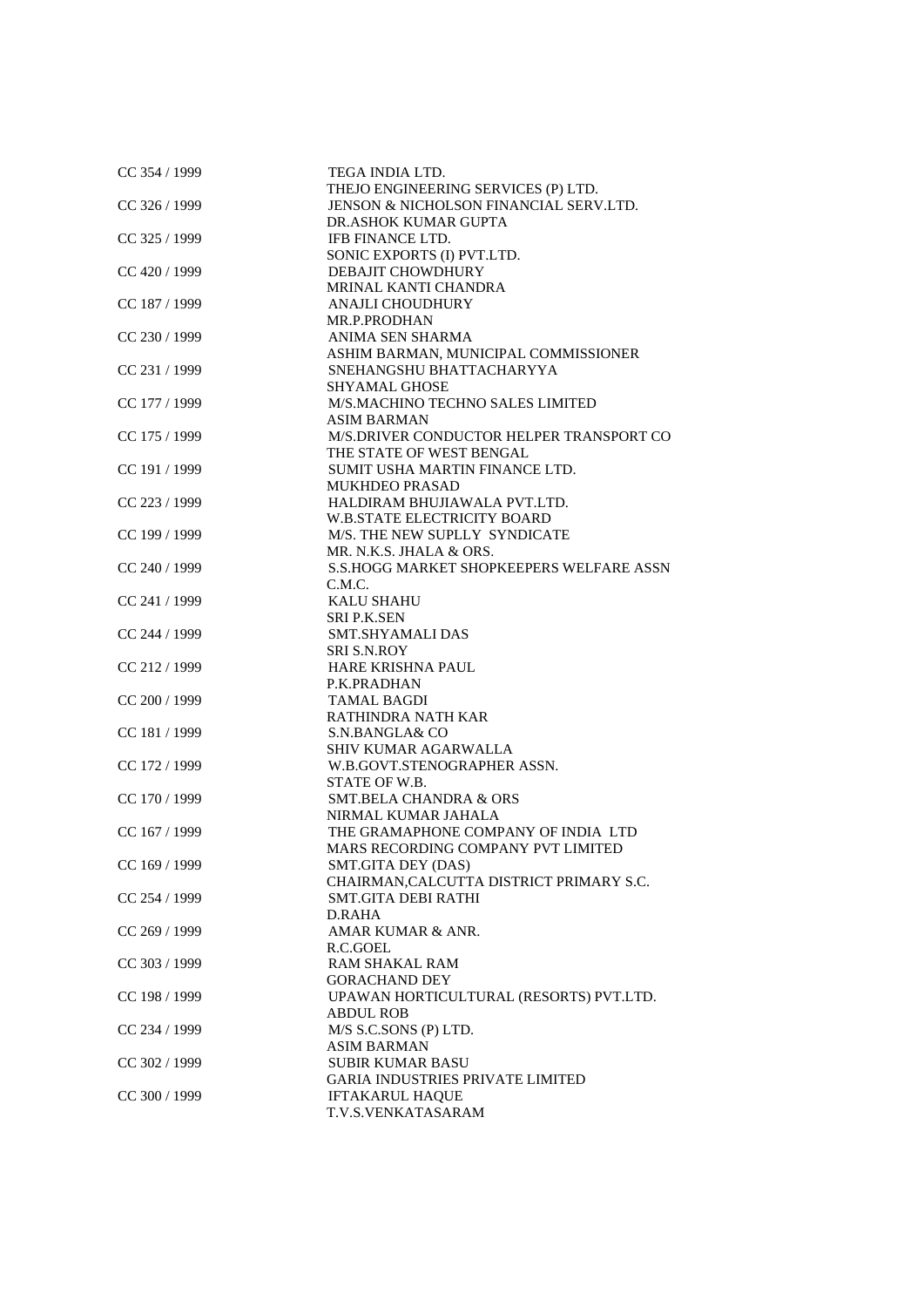| | |
|---|---|
| CC 354 / 1999 | TEGA INDIA LTD. |
| | THEJO ENGINEERING SERVICES (P) LTD. |
| CC 326 / 1999 | JENSON & NICHOLSON FINANCIAL SERV.LTD. |
| | DR.ASHOK KUMAR GUPTA |
| CC 325 / 1999 | IFB FINANCE LTD. |
| | SONIC EXPORTS (I) PVT.LTD. |
| CC 420 / 1999 | DEBAJIT CHOWDHURY |
| | MRINAL KANTI CHANDRA |
| CC 187 / 1999 | ANAJLI CHOUDHURY |
| | MR.P.PRODHAN |
| CC 230 / 1999 | ANIMA SEN SHARMA |
| | ASHIM BARMAN, MUNICIPAL COMMISSIONER |
| CC 231 / 1999 | SNEHANGSHU BHATTACHARYYA |
| | SHYAMAL GHOSE |
| CC 177 / 1999 | M/S.MACHINO TECHNO SALES LIMITED |
| | ASIM BARMAN |
| CC 175 / 1999 | M/S.DRIVER CONDUCTOR HELPER TRANSPORT CO |
| | THE STATE OF WEST BENGAL |
| CC 191 / 1999 | SUMIT USHA MARTIN FINANCE LTD. |
| | MUKHDEO PRASAD |
| CC 223 / 1999 | HALDIRAM BHUJIAWALA PVT.LTD. |
| | W.B.STATE ELECTRICITY BOARD |
| CC 199 / 1999 | M/S. THE NEW SUPLLY SYNDICATE |
| | MR. N.K.S. JHALA & ORS. |
| CC 240 / 1999 | S.S.HOGG MARKET SHOPKEEPERS WELFARE ASSN |
| | C.M.C. |
| CC 241 / 1999 | KALU SHAHU |
| | SRI P.K.SEN |
| CC 244 / 1999 | SMT.SHYAMALI DAS |
| | SRI S.N.ROY |
| CC 212 / 1999 | HARE KRISHNA PAUL |
| | P.K.PRADHAN |
| CC 200 / 1999 | TAMAL BAGDI |
| | RATHINDRA NATH KAR |
| CC 181 / 1999 | S.N.BANGLA& CO |
| | SHIV KUMAR AGARWALLA |
| CC 172 / 1999 | W.B.GOVT.STENOGRAPHER ASSN. |
| | STATE OF W.B. |
| CC 170 / 1999 | SMT.BELA CHANDRA & ORS |
| | NIRMAL KUMAR JAHALA |
| CC 167 / 1999 | THE GRAMAPHONE COMPANY OF INDIA LTD |
| | MARS RECORDING COMPANY PVT LIMITED |
| CC 169 / 1999 | SMT.GITA DEY (DAS) |
| | CHAIRMAN,CALCUTTA DISTRICT PRIMARY S.C. |
| CC 254 / 1999 | SMT.GITA DEBI RATHI |
| | D.RAHA |
| CC 269 / 1999 | AMAR KUMAR & ANR. |
| | R.C.GOEL |
| CC 303 / 1999 | RAM SHAKAL RAM |
| | GORACHAND DEY |
| CC 198 / 1999 | UPAWAN HORTICULTURAL (RESORTS) PVT.LTD. |
| | ABDUL ROB |
| CC 234 / 1999 | M/S S.C.SONS (P) LTD. |
| | ASIM BARMAN |
| CC 302 / 1999 | SUBIR KUMAR BASU |
| | GARIA INDUSTRIES PRIVATE LIMITED |
| CC 300 / 1999 | IFTAKARUL HAQUE |
| | T.V.S.VENKATASARAM |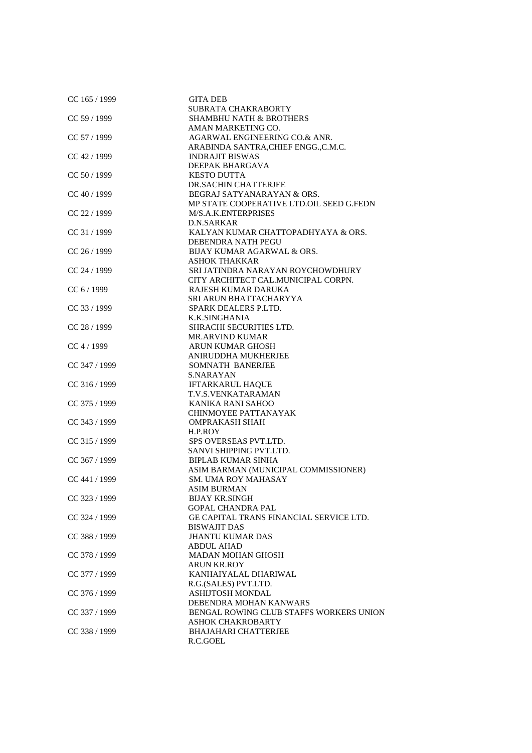| | |
|---|---|
| CC 165 / 1999 | GITA DEB |
| | SUBRATA CHAKRABORTY |
| CC 59 / 1999 | SHAMBHU NATH & BROTHERS |
| | AMAN MARKETING CO. |
| CC 57 / 1999 | AGARWAL ENGINEERING CO.& ANR. |
| | ARABINDA SANTRA,CHIEF ENGG.,C.M.C. |
| CC 42 / 1999 | INDRAJIT BISWAS |
| | DEEPAK BHARGAVA |
| CC 50 / 1999 | KESTO DUTTA |
| | DR.SACHIN CHATTERJEE |
| CC 40 / 1999 | BEGRAJ SATYANARAYAN & ORS. |
| | MP STATE COOPERATIVE LTD.OIL SEED G.FEDN |
| CC 22 / 1999 | M/S.A.K.ENTERPRISES |
| | D.N.SARKAR |
| CC 31 / 1999 | KALYAN KUMAR CHATTOPADHYAYA & ORS. |
| | DEBENDRA NATH PEGU |
| CC 26 / 1999 | BIJAY KUMAR AGARWAL & ORS. |
| | ASHOK THAKKAR |
| CC 24 / 1999 | SRI JATINDRA NARAYAN ROYCHOWDHURY |
| | CITY ARCHITECT CAL.MUNICIPAL CORPN. |
| CC 6 / 1999 | RAJESH KUMAR DARUKA |
| | SRI ARUN BHATTACHARYYA |
| CC 33 / 1999 | SPARK DEALERS P.LTD. |
| | K.K.SINGHANIA |
| CC 28 / 1999 | SHRACHI SECURITIES LTD. |
| | MR.ARVIND KUMAR |
| CC 4 / 1999 | ARUN KUMAR GHOSH |
| | ANIRUDDHA MUKHERJEE |
| CC 347 / 1999 | SOMNATH BANERJEE |
| | S.NARAYAN |
| CC 316 / 1999 | IFTARKARUL HAQUE |
| | T.V.S.VENKATARAMAN |
| CC 375 / 1999 | KANIKA RANI SAHOO |
| | CHINMOYEE PATTANAYAK |
| CC 343 / 1999 | OMPRAKASH SHAH |
| | H.P.ROY |
| CC 315 / 1999 | SPS OVERSEAS PVT.LTD. |
| | SANVI SHIPPING PVT.LTD. |
| CC 367 / 1999 | BIPLAB KUMAR SINHA |
| | ASIM BARMAN (MUNICIPAL COMMISSIONER) |
| CC 441 / 1999 | SM. UMA ROY MAHASAY |
| | ASIM BURMAN |
| CC 323 / 1999 | BIJAY KR.SINGH |
| | GOPAL CHANDRA PAL |
| CC 324 / 1999 | GE CAPITAL TRANS FINANCIAL SERVICE LTD. |
| | BISWAJIT DAS |
| CC 388 / 1999 | JHANTU KUMAR DAS |
| | ABDUL AHAD |
| CC 378 / 1999 | MADAN MOHAN GHOSH |
| | ARUN KR.ROY |
| CC 377 / 1999 | KANHAIYALAL DHARIWAL |
| | R.G.(SALES) PVT.LTD. |
| CC 376 / 1999 | ASHIJTOSH MONDAL |
| | DEBENDRA MOHAN KANWARS |
| CC 337 / 1999 | BENGAL ROWING CLUB STAFFS WORKERS UNION |
| | ASHOK CHAKROBARTY |
| CC 338 / 1999 | BHAJAHARI CHATTERJEE |
| | R.C.GOEL |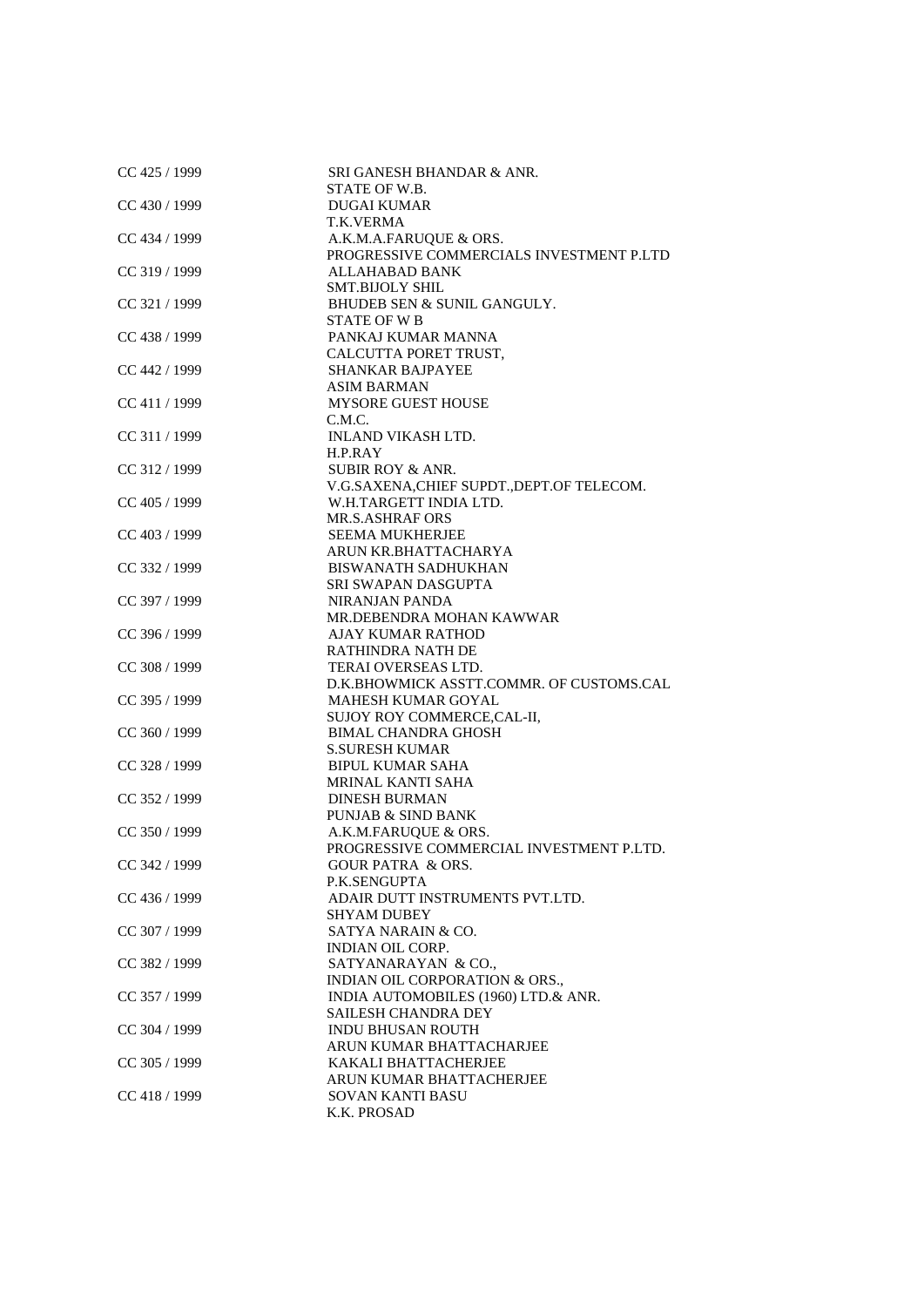| | |
|---|---|
| CC 425 / 1999 | SRI GANESH BHANDAR & ANR.<br>STATE OF W.B. |
| CC 430 / 1999 | DUGAI KUMAR<br>T.K.VERMA |
| CC 434 / 1999 | A.K.M.A.FARUQUE & ORS.<br>PROGRESSIVE COMMERCIALS INVESTMENT P.LTD |
| CC 319 / 1999 | ALLAHABAD BANK<br>SMT.BIJOLY SHIL |
| CC 321 / 1999 | BHUDEB SEN & SUNIL GANGULY.<br>STATE OF W B |
| CC 438 / 1999 | PANKAJ KUMAR MANNA<br>CALCUTTA PORET TRUST, |
| CC 442 / 1999 | SHANKAR BAJPAYEE<br>ASIM BARMAN |
| CC 411 / 1999 | MYSORE GUEST HOUSE<br>C.M.C. |
| CC 311 / 1999 | INLAND VIKASH LTD.<br>H.P.RAY |
| CC 312 / 1999 | SUBIR ROY & ANR.<br>V.G.SAXENA,CHIEF SUPDT.,DEPT.OF TELECOM. |
| CC 405 / 1999 | W.H.TARGETT INDIA LTD.<br>MR.S.ASHRAF ORS |
| CC 403 / 1999 | SEEMA MUKHERJEE<br>ARUN KR.BHATTACHARYA |
| CC 332 / 1999 | BISWANATH SADHUKHAN<br>SRI SWAPAN DASGUPTA |
| CC 397 / 1999 | NIRANJAN PANDA<br>MR.DEBENDRA MOHAN KAWWAR |
| CC 396 / 1999 | AJAY KUMAR RATHOD<br>RATHINDRA NATH DE |
| CC 308 / 1999 | TERAI OVERSEAS LTD.<br>D.K.BHOWMICK ASSTT.COMMR. OF CUSTOMS.CAL |
| CC 395 / 1999 | MAHESH KUMAR GOYAL<br>SUJOY ROY COMMERCE,CAL-II, |
| CC 360 / 1999 | BIMAL CHANDRA GHOSH<br>S.SURESH KUMAR |
| CC 328 / 1999 | BIPUL KUMAR SAHA<br>MRINAL KANTI SAHA |
| CC 352 / 1999 | DINESH BURMAN<br>PUNJAB & SIND BANK |
| CC 350 / 1999 | A.K.M.FARUQUE & ORS.<br>PROGRESSIVE COMMERCIAL INVESTMENT P.LTD. |
| CC 342 / 1999 | GOUR PATRA & ORS.<br>P.K.SENGUPTA |
| CC 436 / 1999 | ADAIR DUTT INSTRUMENTS PVT.LTD.<br>SHYAM DUBEY |
| CC 307 / 1999 | SATYA NARAIN & CO.<br>INDIAN OIL CORP. |
| CC 382 / 1999 | SATYANARAYAN & CO.,<br>INDIAN OIL CORPORATION & ORS., |
| CC 357 / 1999 | INDIA AUTOMOBILES (1960) LTD.& ANR.<br>SAILESH CHANDRA DEY |
| CC 304 / 1999 | INDU BHUSAN ROUTH<br>ARUN KUMAR BHATTACHARJEE |
| CC 305 / 1999 | KAKALI BHATTACHERJEE<br>ARUN KUMAR BHATTACHERJEE |
| CC 418 / 1999 | SOVAN KANTI BASU<br>K.K. PROSAD |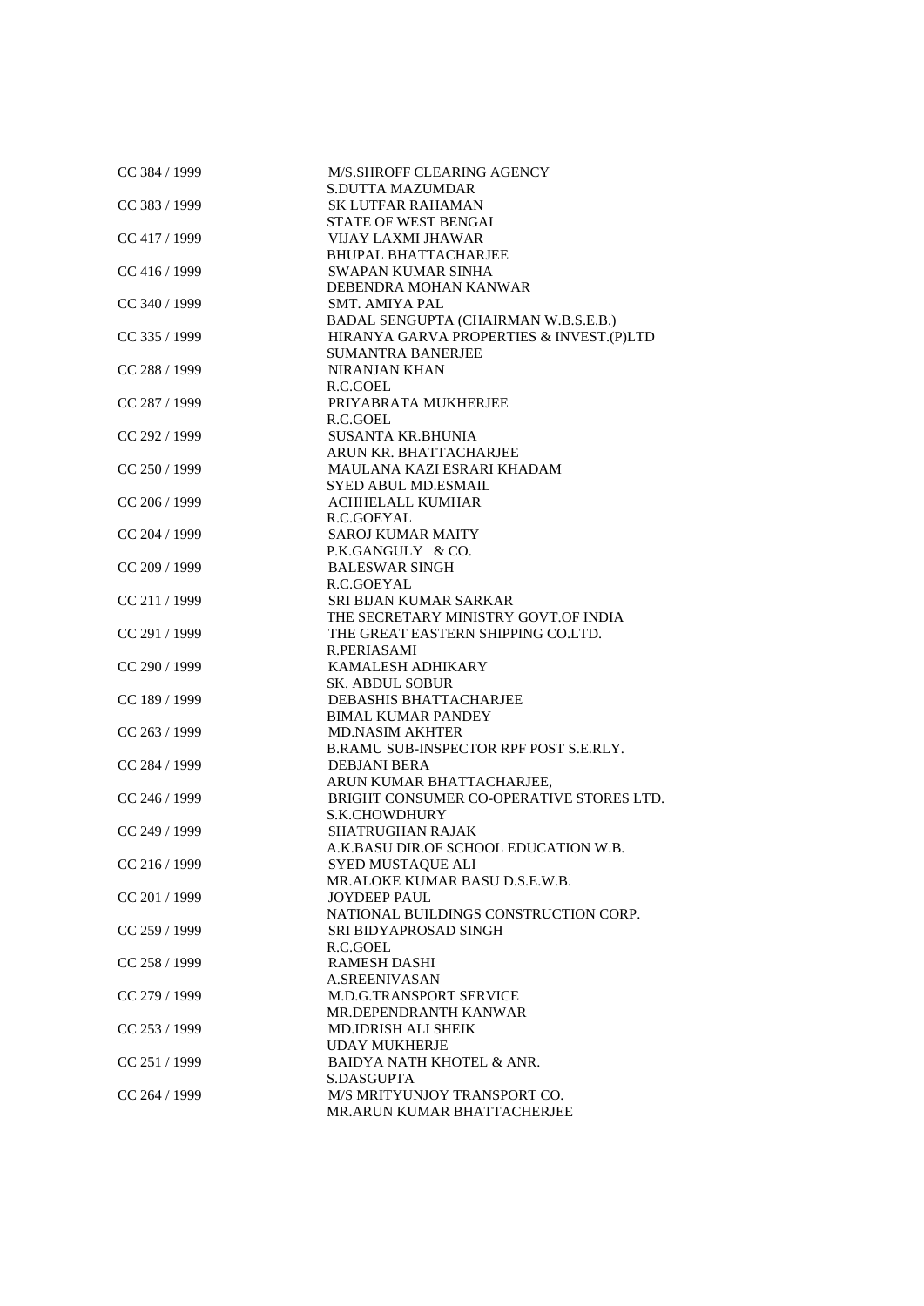| | |
|---|---|
| CC 384 / 1999 | M/S.SHROFF CLEARING AGENCY<br>S.DUTTA MAZUMDAR |
| CC 383 / 1999 | SK LUTFAR RAHAMAN<br>STATE OF WEST BENGAL |
| CC 417 / 1999 | VIJAY LAXMI JHAWAR<br>BHUPAL BHATTACHARJEE |
| CC 416 / 1999 | SWAPAN KUMAR SINHA<br>DEBENDRA MOHAN KANWAR |
| CC 340 / 1999 | SMT. AMIYA PAL<br>BADAL SENGUPTA (CHAIRMAN W.B.S.E.B.) |
| CC 335 / 1999 | HIRANYA GARVA PROPERTIES & INVEST.(P)LTD<br>SUMANTRA BANERJEE |
| CC 288 / 1999 | NIRANJAN KHAN<br>R.C.GOEL |
| CC 287 / 1999 | PRIYABRATA MUKHERJEE<br>R.C.GOEL |
| CC 292 / 1999 | SUSANTA KR.BHUNIA<br>ARUN KR. BHATTACHARJEE |
| CC 250 / 1999 | MAULANA KAZI ESRARI KHADAM<br>SYED ABUL MD.ESMAIL |
| CC 206 / 1999 | ACHHELALL KUMHAR<br>R.C.GOEYAL |
| CC 204 / 1999 | SAROJ KUMAR MAITY<br>P.K.GANGULY & CO. |
| CC 209 / 1999 | BALESWAR SINGH<br>R.C.GOEYAL |
| CC 211 / 1999 | SRI BIJAN KUMAR SARKAR<br>THE SECRETARY MINISTRY GOVT.OF INDIA |
| CC 291 / 1999 | THE GREAT EASTERN SHIPPING CO.LTD.<br>R.PERIASAMI |
| CC 290 / 1999 | KAMALESH ADHIKARY<br>SK. ABDUL SOBUR |
| CC 189 / 1999 | DEBASHIS BHATTACHARJEE<br>BIMAL KUMAR PANDEY |
| CC 263 / 1999 | MD.NASIM AKHTER<br>B.RAMU SUB-INSPECTOR RPF POST S.E.RLY. |
| CC 284 / 1999 | DEBJANI BERA<br>ARUN KUMAR BHATTACHARJEE, |
| CC 246 / 1999 | BRIGHT CONSUMER CO-OPERATIVE STORES LTD.<br>S.K.CHOWDHURY |
| CC 249 / 1999 | SHATRUGHAN RAJAK<br>A.K.BASU DIR.OF SCHOOL EDUCATION W.B. |
| CC 216 / 1999 | SYED MUSTAQUE ALI<br>MR.ALOKE KUMAR BASU D.S.E.W.B. |
| CC 201 / 1999 | JOYDEEP PAUL<br>NATIONAL BUILDINGS CONSTRUCTION CORP. |
| CC 259 / 1999 | SRI BIDYAPROSAD SINGH<br>R.C.GOEL |
| CC 258 / 1999 | RAMESH DASHI<br>A.SREENIVASAN |
| CC 279 / 1999 | M.D.G.TRANSPORT SERVICE<br>MR.DEPENDRANTH KANWAR |
| CC 253 / 1999 | MD.IDRISH ALI SHEIK<br>UDAY MUKHERJE |
| CC 251 / 1999 | BAIDYA NATH KHOTEL & ANR.<br>S.DASGUPTA |
| CC 264 / 1999 | M/S MRITYUNJOY TRANSPORT CO.<br>MR.ARUN KUMAR BHATTACHERJEE |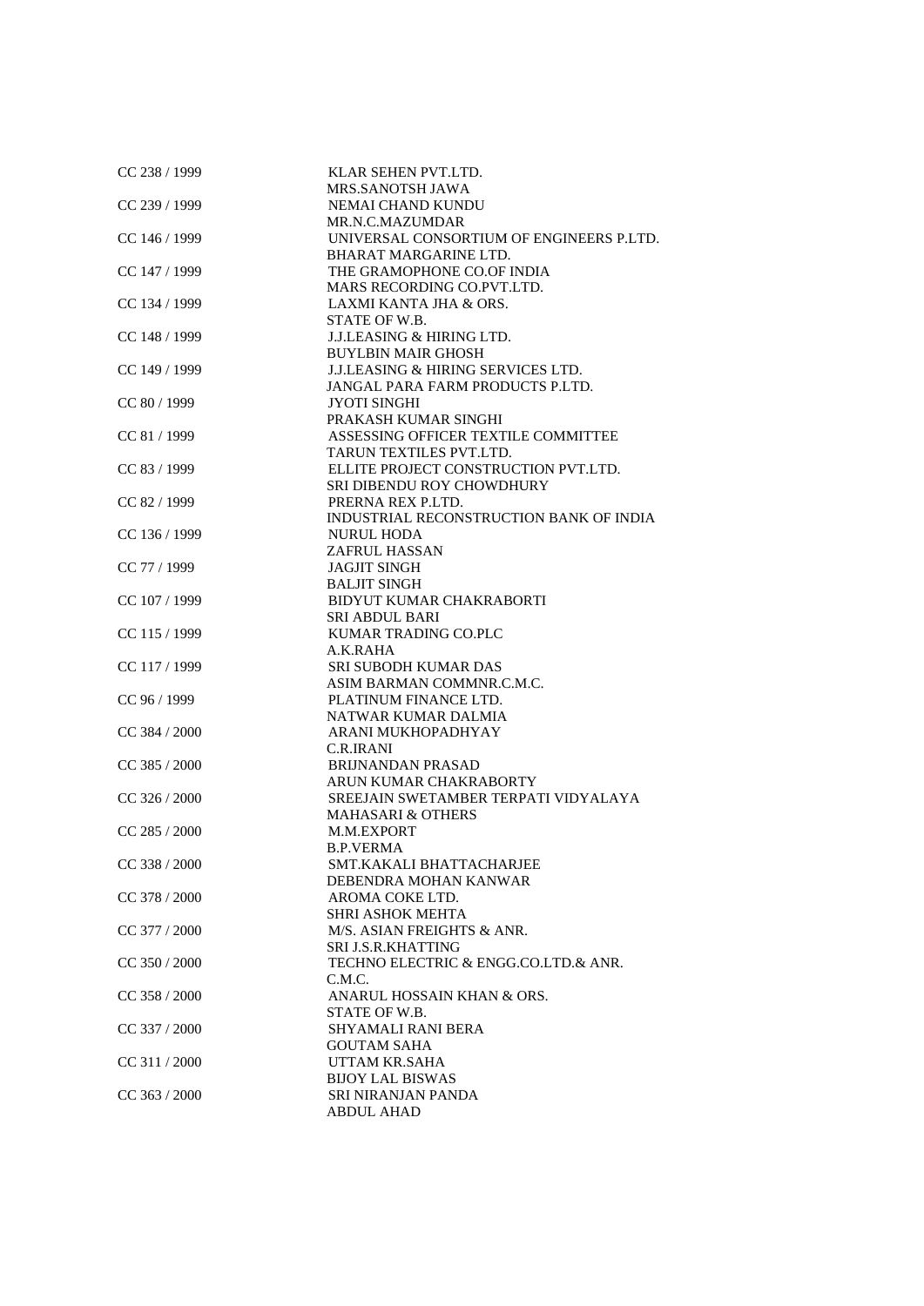| | |
|---|---|
| CC 238 / 1999 | KLAR SEHEN PVT.LTD.<br>MRS.SANOTSH JAWA |
| CC 239 / 1999 | NEMAI CHAND KUNDU<br>MR.N.C.MAZUMDAR |
| CC 146 / 1999 | UNIVERSAL CONSORTIUM OF ENGINEERS P.LTD.<br>BHARAT MARGARINE LTD. |
| CC 147 / 1999 | THE GRAMOPHONE CO.OF INDIA<br>MARS RECORDING CO.PVT.LTD. |
| CC 134 / 1999 | LAXMI KANTA JHA & ORS.<br>STATE OF W.B. |
| CC 148 / 1999 | J.J.LEASING & HIRING LTD.<br>BUYLBIN MAIR GHOSH |
| CC 149 / 1999 | J.J.LEASING & HIRING SERVICES LTD.<br>JANGAL PARA FARM PRODUCTS P.LTD. |
| CC 80 / 1999 | JYOTI SINGHI<br>PRAKASH KUMAR SINGHI |
| CC 81 / 1999 | ASSESSING OFFICER TEXTILE COMMITTEE<br>TARUN TEXTILES PVT.LTD. |
| CC 83 / 1999 | ELLITE PROJECT CONSTRUCTION PVT.LTD.<br>SRI DIBENDU ROY CHOWDHURY |
| CC 82 / 1999 | PRERNA REX P.LTD.<br>INDUSTRIAL RECONSTRUCTION BANK OF INDIA |
| CC 136 / 1999 | NURUL HODA<br>ZAFRUL HASSAN |
| CC 77 / 1999 | JAGJIT SINGH<br>BALJIT SINGH |
| CC 107 / 1999 | BIDYUT KUMAR CHAKRABORTI<br>SRI ABDUL BARI |
| CC 115 / 1999 | KUMAR TRADING CO.PLC<br>A.K.RAHA |
| CC 117 / 1999 | SRI SUBODH KUMAR DAS<br>ASIM BARMAN COMMNR.C.M.C. |
| CC 96 / 1999 | PLATINUM FINANCE LTD.<br>NATWAR KUMAR DALMIA |
| CC 384 / 2000 | ARANI MUKHOPADHYAY<br>C.R.IRANI |
| CC 385 / 2000 | BRIJNANDAN PRASAD<br>ARUN KUMAR CHAKRABORTY |
| CC 326 / 2000 | SREEJAIN SWETAMBER TERPATI VIDYALAYA<br>MAHASARI & OTHERS |
| CC 285 / 2000 | M.M.EXPORT<br>B.P.VERMA |
| CC 338 / 2000 | SMT.KAKALI BHATTACHARJEE<br>DEBENDRA MOHAN KANWAR |
| CC 378 / 2000 | AROMA COKE LTD.<br>SHRI ASHOK MEHTA |
| CC 377 / 2000 | M/S. ASIAN FREIGHTS & ANR.<br>SRI J.S.R.KHATTING |
| CC 350 / 2000 | TECHNO ELECTRIC & ENGG.CO.LTD.& ANR.<br>C.M.C. |
| CC 358 / 2000 | ANARUL HOSSAIN KHAN & ORS.<br>STATE OF W.B. |
| CC 337 / 2000 | SHYAMALI RANI BERA<br>GOUTAM SAHA |
| CC 311 / 2000 | UTTAM KR.SAHA<br>BIJOY LAL BISWAS |
| CC 363 / 2000 | SRI NIRANJAN PANDA<br>ABDUL AHAD |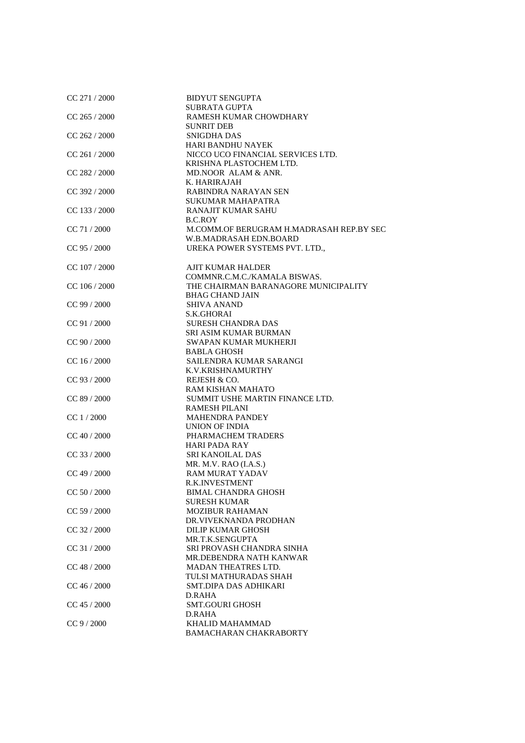| | |
|---|---|
| CC 271 / 2000 | BIDYUT SENGUPTA<br>SUBRATA GUPTA |
| CC 265 / 2000 | RAMESH KUMAR CHOWDHARY<br>SUNRIT DEB |
| CC 262 / 2000 | SNIGDHA DAS<br>HARI BANDHU NAYEK |
| CC 261 / 2000 | NICCO UCO FINANCIAL SERVICES LTD.<br>KRISHNA PLASTOCHEM LTD. |
| CC 282 / 2000 | MD.NOOR ALAM & ANR.<br>K. HARIRAJAH |
| CC 392 / 2000 | RABINDRA NARAYAN SEN<br>SUKUMAR MAHAPATRA |
| CC 133 / 2000 | RANAJIT KUMAR SAHU<br>B.C.ROY |
| CC 71 / 2000 | M.COMM.OF BERUGRAM H.MADRASAH REP.BY SEC<br>W.B.MADRASAH EDN.BOARD |
| CC 95 / 2000 | UREKA POWER SYSTEMS PVT. LTD., |
| CC 107 / 2000 | AJIT KUMAR HALDER<br>COMMNR.C.M.C./KAMALA BISWAS. |
| CC 106 / 2000 | THE CHAIRMAN BARANAGORE MUNICIPALITY<br>BHAG CHAND JAIN |
| CC 99 / 2000 | SHIVA ANAND<br>S.K.GHORAI |
| CC 91 / 2000 | SURESH CHANDRA DAS<br>SRI ASIM KUMAR BURMAN |
| CC 90 / 2000 | SWAPAN KUMAR MUKHERJI<br>BABLA GHOSH |
| CC 16 / 2000 | SAILENDRA KUMAR SARANGI<br>K.V.KRISHNAMURTHY |
| CC 93 / 2000 | REJESH & CO.<br>RAM KISHAN MAHATO |
| CC 89 / 2000 | SUMMIT USHE MARTIN FINANCE LTD.<br>RAMESH PILANI |
| CC 1 / 2000 | MAHENDRA PANDEY<br>UNION OF INDIA |
| CC 40 / 2000 | PHARMACHEM TRADERS<br>HARI PADA RAY |
| CC 33 / 2000 | SRI KANOILAL DAS<br>MR. M.V. RAO (I.A.S.) |
| CC 49 / 2000 | RAM MURAT YADAV<br>R.K.INVESTMENT |
| CC 50 / 2000 | BIMAL CHANDRA GHOSH<br>SURESH KUMAR |
| CC 59 / 2000 | MOZIBUR RAHAMAN<br>DR.VIVEKNANDA PRODHAN |
| CC 32 / 2000 | DILIP KUMAR GHOSH<br>MR.T.K.SENGUPTA |
| CC 31 / 2000 | SRI PROVASH CHANDRA SINHA<br>MR.DEBENDRA NATH KANWAR |
| CC 48 / 2000 | MADAN THEATRES LTD.<br>TULSI MATHURADAS SHAH |
| CC 46 / 2000 | SMT.DIPA DAS ADHIKARI<br>D.RAHA |
| CC 45 / 2000 | SMT.GOURI GHOSH<br>D.RAHA |
| CC 9 / 2000 | KHALID MAHAMMAD<br>BAMACHARAN CHAKRABORTY |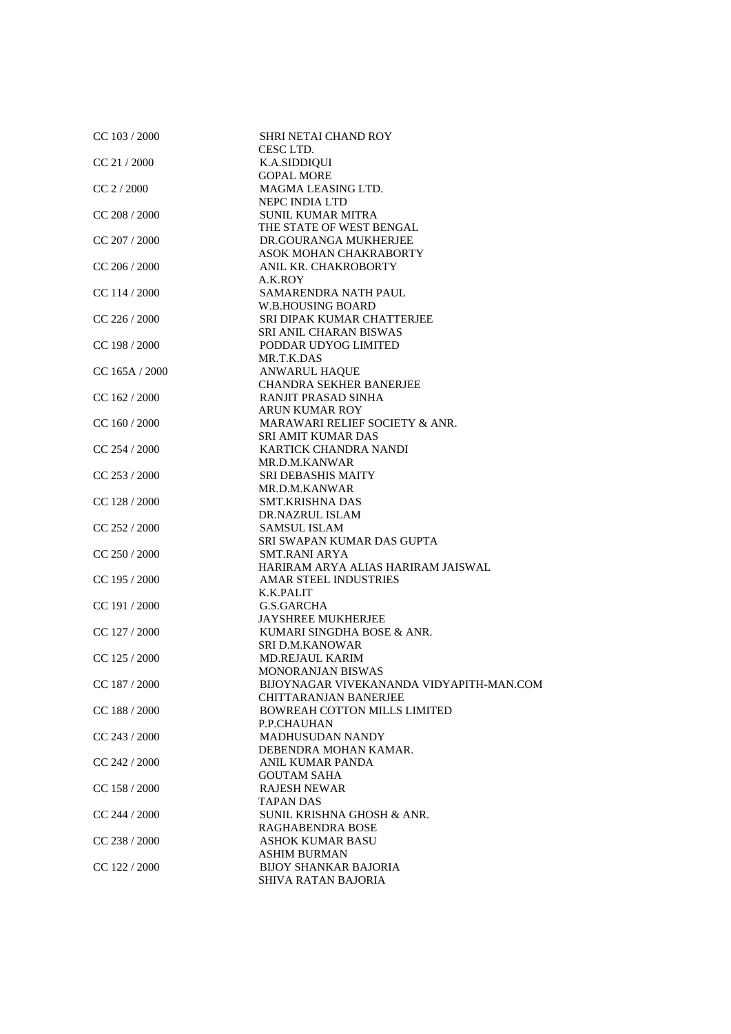| | |
|---|---|
| CC 103 / 2000 | SHRI NETAI CHAND ROY<br>CESC LTD. |
| CC 21 / 2000 | K.A.SIDDIQUI<br>GOPAL MORE |
| CC 2 / 2000 | MAGMA LEASING LTD.<br>NEPC INDIA LTD |
| CC 208 / 2000 | SUNIL KUMAR MITRA<br>THE STATE OF WEST BENGAL |
| CC 207 / 2000 | DR.GOURANGA MUKHERJEE<br>ASOK MOHAN CHAKRABORTY |
| CC 206 / 2000 | ANIL KR. CHAKROBORTY<br>A.K.ROY |
| CC 114 / 2000 | SAMARENDRA NATH PAUL<br>W.B.HOUSING BOARD |
| CC 226 / 2000 | SRI DIPAK KUMAR CHATTERJEE<br>SRI ANIL CHARAN BISWAS |
| CC 198 / 2000 | PODDAR UDYOG LIMITED<br>MR.T.K.DAS |
| CC 165A / 2000 | ANWARUL HAQUE<br>CHANDRA SEKHER BANERJEE |
| CC 162 / 2000 | RANJIT PRASAD SINHA<br>ARUN KUMAR ROY |
| CC 160 / 2000 | MARAWARI RELIEF SOCIETY & ANR.<br>SRI AMIT KUMAR DAS |
| CC 254 / 2000 | KARTICK CHANDRA NANDI<br>MR.D.M.KANWAR |
| CC 253 / 2000 | SRI DEBASHIS MAITY<br>MR.D.M.KANWAR |
| CC 128 / 2000 | SMT.KRISHNA DAS<br>DR.NAZRUL ISLAM |
| CC 252 / 2000 | SAMSUL ISLAM<br>SRI SWAPAN KUMAR DAS GUPTA |
| CC 250 / 2000 | SMT.RANI ARYA<br>HARIRAM ARYA ALIAS HARIRAM JAISWAL |
| CC 195 / 2000 | AMAR STEEL INDUSTRIES<br>K.K.PALIT |
| CC 191 / 2000 | G.S.GARCHA<br>JAYSHREE MUKHERJEE |
| CC 127 / 2000 | KUMARI SINGDHA BOSE & ANR.<br>SRI D.M.KANOWAR |
| CC 125 / 2000 | MD.REJAUL KARIM<br>MONORANJAN BISWAS |
| CC 187 / 2000 | BIJOYNAGAR VIVEKANANDA VIDYAPITH-MAN.COM<br>CHITTARANJAN BANERJEE |
| CC 188 / 2000 | BOWREAH COTTON MILLS LIMITED<br>P.P.CHAUHAN |
| CC 243 / 2000 | MADHUSUDAN NANDY<br>DEBENDRA MOHAN KAMAR. |
| CC 242 / 2000 | ANIL KUMAR PANDA<br>GOUTAM SAHA |
| CC 158 / 2000 | RAJESH NEWAR<br>TAPAN DAS |
| CC 244 / 2000 | SUNIL KRISHNA GHOSH & ANR.<br>RAGHABENDRA BOSE |
| CC 238 / 2000 | ASHOK KUMAR BASU<br>ASHIM BURMAN |
| CC 122 / 2000 | BIJOY SHANKAR BAJORIA<br>SHIVA RATAN BAJORIA |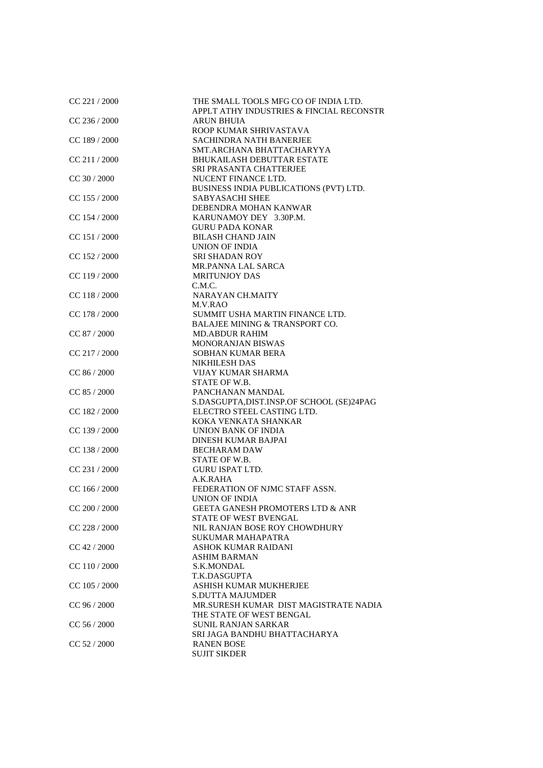| | |
|---|---|
| CC 221 / 2000 | THE SMALL TOOLS MFG CO OF INDIA LTD. |
| | APPLT ATHY INDUSTRIES & FINCIAL RECONSTR |
| CC 236 / 2000 | ARUN BHUIA |
| | ROOP KUMAR SHRIVASTAVA |
| CC 189 / 2000 | SACHINDRA NATH BANERJEE |
| | SMT.ARCHANA BHATTACHARYYA |
| CC 211 / 2000 | BHUKAILASH DEBUTTAR ESTATE |
| | SRI PRASANTA CHATTERJEE |
| CC 30 / 2000 | NUCENT FINANCE LTD. |
| | BUSINESS INDIA PUBLICATIONS (PVT) LTD. |
| CC 155 / 2000 | SABYASACHI SHEE |
| | DEBENDRA MOHAN KANWAR |
| CC 154 / 2000 | KARUNAMOY DEY 3.30P.M. |
| | GURU PADA KONAR |
| CC 151 / 2000 | BILASH CHAND JAIN |
| | UNION OF INDIA |
| CC 152 / 2000 | SRI SHADAN ROY |
| | MR.PANNA LAL SARCA |
| CC 119 / 2000 | MRITUNJOY DAS |
| | C.M.C. |
| CC 118 / 2000 | NARAYAN CH.MAITY |
| | M.V.RAO |
| CC 178 / 2000 | SUMMIT USHA MARTIN FINANCE LTD. |
| | BALAJEE MINING & TRANSPORT CO. |
| CC 87 / 2000 | MD.ABDUR RAHIM |
| | MONORANJAN BISWAS |
| CC 217 / 2000 | SOBHAN KUMAR BERA |
| | NIKHILESH DAS |
| CC 86 / 2000 | VIJAY KUMAR SHARMA |
| | STATE OF W.B. |
| CC 85 / 2000 | PANCHANAN MANDAL |
| | S.DASGUPTA,DIST.INSP.OF SCHOOL (SE)24PAG |
| CC 182 / 2000 | ELECTRO STEEL CASTING LTD. |
| | KOKA VENKATA SHANKAR |
| CC 139 / 2000 | UNION BANK OF INDIA |
| | DINESH KUMAR BAJPAI |
| CC 138 / 2000 | BECHARAM DAW |
| | STATE OF W.B. |
| CC 231 / 2000 | GURU ISPAT LTD. |
| | A.K.RAHA |
| CC 166 / 2000 | FEDERATION OF NJMC STAFF ASSN. |
| | UNION OF INDIA |
| CC 200 / 2000 | GEETA GANESH PROMOTERS LTD & ANR |
| | STATE OF WEST BVENGAL |
| CC 228 / 2000 | NIL RANJAN BOSE ROY CHOWDHURY |
| | SUKUMAR MAHAPATRA |
| CC 42 / 2000 | ASHOK KUMAR RAIDANI |
| | ASHIM BARMAN |
| CC 110 / 2000 | S.K.MONDAL |
| | T.K.DASGUPTA |
| CC 105 / 2000 | ASHISH KUMAR MUKHERJEE |
| | S.DUTTA MAJUMDER |
| CC 96 / 2000 | MR.SURESH KUMAR DIST MAGISTRATE NADIA |
| | THE STATE OF WEST BENGAL |
| CC 56 / 2000 | SUNIL RANJAN SARKAR |
| | SRI JAGA BANDHU BHATTACHARYA |
| CC 52 / 2000 | RANEN BOSE |
| | SUJIT SIKDER |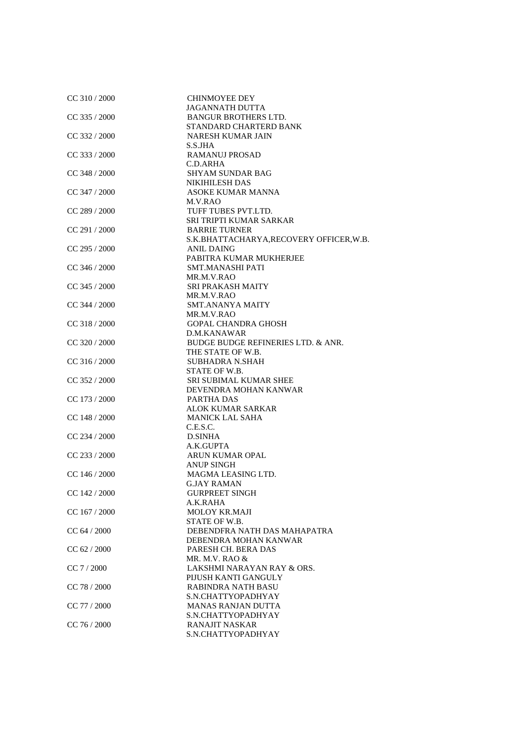| | |
|---|---|
| CC 310 / 2000 | CHINMOYEE DEY |
| | JAGANNATH DUTTA |
| CC 335 / 2000 | BANGUR BROTHERS LTD. |
| | STANDARD CHARTERD BANK |
| CC 332 / 2000 | NARESH KUMAR JAIN |
| | S.S.JHA |
| CC 333 / 2000 | RAMANUJ PROSAD |
| | C.D.ARHA |
| CC 348 / 2000 | SHYAM SUNDAR BAG |
| | NIKIHILESH DAS |
| CC 347 / 2000 | ASOKE KUMAR MANNA |
| | M.V.RAO |
| CC 289 / 2000 | TUFF TUBES PVT.LTD. |
| | SRI TRIPTI KUMAR SARKAR |
| CC 291 / 2000 | BARRIE TURNER |
| | S.K.BHATTACHARYA,RECOVERY OFFICER,W.B. |
| CC 295 / 2000 | ANIL DAING |
| | PABITRA KUMAR MUKHERJEE |
| CC 346 / 2000 | SMT.MANASHI PATI |
| | MR.M.V.RAO |
| CC 345 / 2000 | SRI PRAKASH MAITY |
| | MR.M.V.RAO |
| CC 344 / 2000 | SMT.ANANYA MAITY |
| | MR.M.V.RAO |
| CC 318 / 2000 | GOPAL CHANDRA GHOSH |
| | D.M.KANAWAR |
| CC 320 / 2000 | BUDGE BUDGE REFINERIES LTD. & ANR. |
| | THE STATE OF W.B. |
| CC 316 / 2000 | SUBHADRA N.SHAH |
| | STATE OF W.B. |
| CC 352 / 2000 | SRI SUBIMAL KUMAR SHEE |
| | DEVENDRA MOHAN KANWAR |
| CC 173 / 2000 | PARTHA DAS |
| | ALOK KUMAR SARKAR |
| CC 148 / 2000 | MANICK LAL SAHA |
| | C.E.S.C. |
| CC 234 / 2000 | D.SINHA |
| | A.K.GUPTA |
| CC 233 / 2000 | ARUN KUMAR OPAL |
| | ANUP SINGH |
| CC 146 / 2000 | MAGMA LEASING LTD. |
| | G.JAY RAMAN |
| CC 142 / 2000 | GURPREET SINGH |
| | A.K.RAHA |
| CC 167 / 2000 | MOLOY KR.MAJI |
| | STATE OF W.B. |
| CC 64 / 2000 | DEBENDFRA NATH DAS MAHAPATRA |
| | DEBENDRA MOHAN KANWAR |
| CC 62 / 2000 | PARESH CH. BERA DAS |
| | MR. M.V. RAO & |
| CC 7 / 2000 | LAKSHMI NARAYAN RAY & ORS. |
| | PIJUSH KANTI GANGULY |
| CC 78 / 2000 | RABINDRA NATH BASU |
| | S.N.CHATTYOPADHYAY |
| CC 77 / 2000 | MANAS RANJAN DUTTA |
| | S.N.CHATTYOPADHYAY |
| CC 76 / 2000 | RANAJIT NASKAR |
| | S.N.CHATTYOPADHYAY |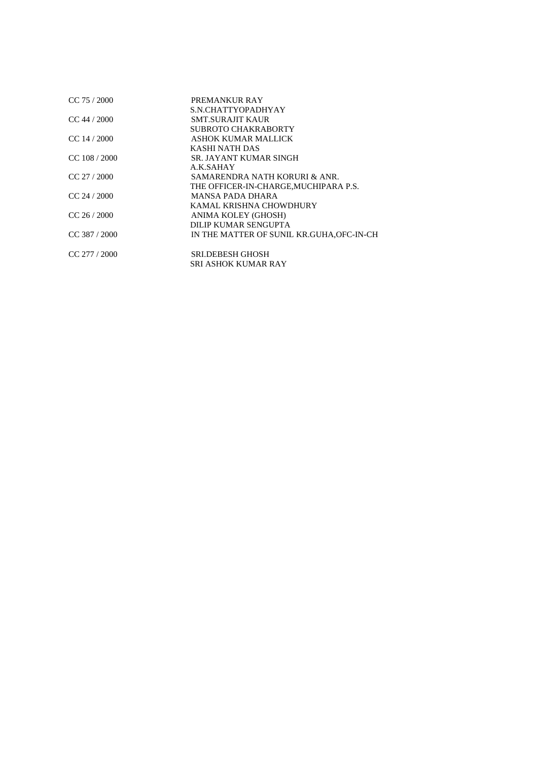| | |
|---|---|
| CC 75 / 2000 | PREMANKUR RAY |
| | S.N.CHATTYOPADHYAY |
| CC 44 / 2000 | SMT.SURAJIT KAUR |
| | SUBROTO CHAKRABORTY |
| CC 14 / 2000 | ASHOK KUMAR MALLICK |
| | KASHI NATH DAS |
| CC 108 / 2000 | SR. JAYANT KUMAR SINGH |
| | A.K.SAHAY |
| CC 27 / 2000 | SAMARENDRA NATH KORURI & ANR. |
| | THE OFFICER-IN-CHARGE,MUCHIPARA P.S. |
| CC 24 / 2000 | MANSA PADA DHARA |
| | KAMAL KRISHNA CHOWDHURY |
| CC 26 / 2000 | ANIMA KOLEY (GHOSH) |
| | DILIP KUMAR SENGUPTA |
| CC 387 / 2000 | IN THE MATTER OF SUNIL KR.GUHA,OFC-IN-CH |
| CC 277 / 2000 | SRI.DEBESH GHOSH |
| | SRI ASHOK KUMAR RAY |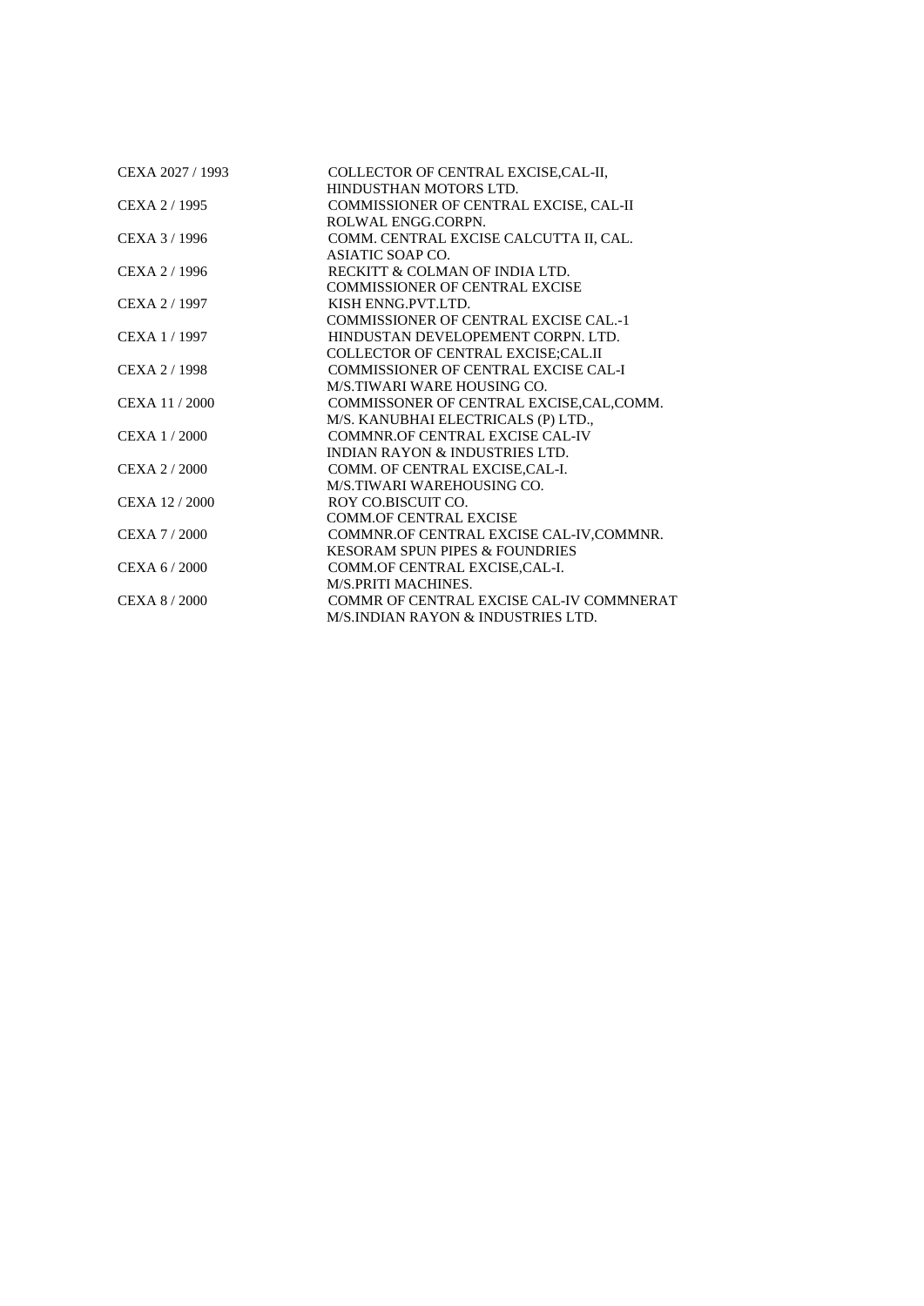| | |
|---|---|
| CEXA 2027 / 1993 | COLLECTOR OF CENTRAL EXCISE,CAL-II,<br>HINDUSTHAN MOTORS LTD. |
| CEXA 2 / 1995 | COMMISSIONER OF CENTRAL EXCISE, CAL-II<br>ROLWAL ENGG.CORPN. |
| CEXA 3 / 1996 | COMM. CENTRAL EXCISE CALCUTTA II, CAL.<br>ASIATIC SOAP CO. |
| CEXA 2 / 1996 | RECKITT & COLMAN OF INDIA LTD.<br>COMMISSIONER OF CENTRAL EXCISE |
| CEXA 2 / 1997 | KISH ENNG.PVT.LTD.<br>COMMISSIONER OF CENTRAL EXCISE CAL.-1 |
| CEXA 1 / 1997 | HINDUSTAN DEVELOPEMENT CORPN. LTD.<br>COLLECTOR OF CENTRAL EXCISE;CAL.II |
| CEXA 2 / 1998 | COMMISSIONER OF CENTRAL EXCISE CAL-I<br>M/S.TIWARI WARE HOUSING CO. |
| CEXA 11 / 2000 | COMMISSONER OF CENTRAL EXCISE,CAL,COMM.<br>M/S. KANUBHAI ELECTRICALS (P) LTD., |
| CEXA 1 / 2000 | COMMNR.OF CENTRAL EXCISE CAL-IV<br>INDIAN RAYON & INDUSTRIES LTD. |
| CEXA 2 / 2000 | COMM. OF CENTRAL EXCISE,CAL-I.<br>M/S.TIWARI WAREHOUSING CO. |
| CEXA 12 / 2000 | ROY CO.BISCUIT CO.<br>COMM.OF CENTRAL EXCISE |
| CEXA 7 / 2000 | COMMNR.OF CENTRAL EXCISE CAL-IV,COMMNR.<br>KESORAM SPUN PIPES & FOUNDRIES |
| CEXA 6 / 2000 | COMM.OF CENTRAL EXCISE,CAL-I.<br>M/S.PRITI MACHINES. |
| CEXA 8 / 2000 | COMMR OF CENTRAL EXCISE CAL-IV COMMNERAT<br>M/S.INDIAN RAYON & INDUSTRIES LTD. |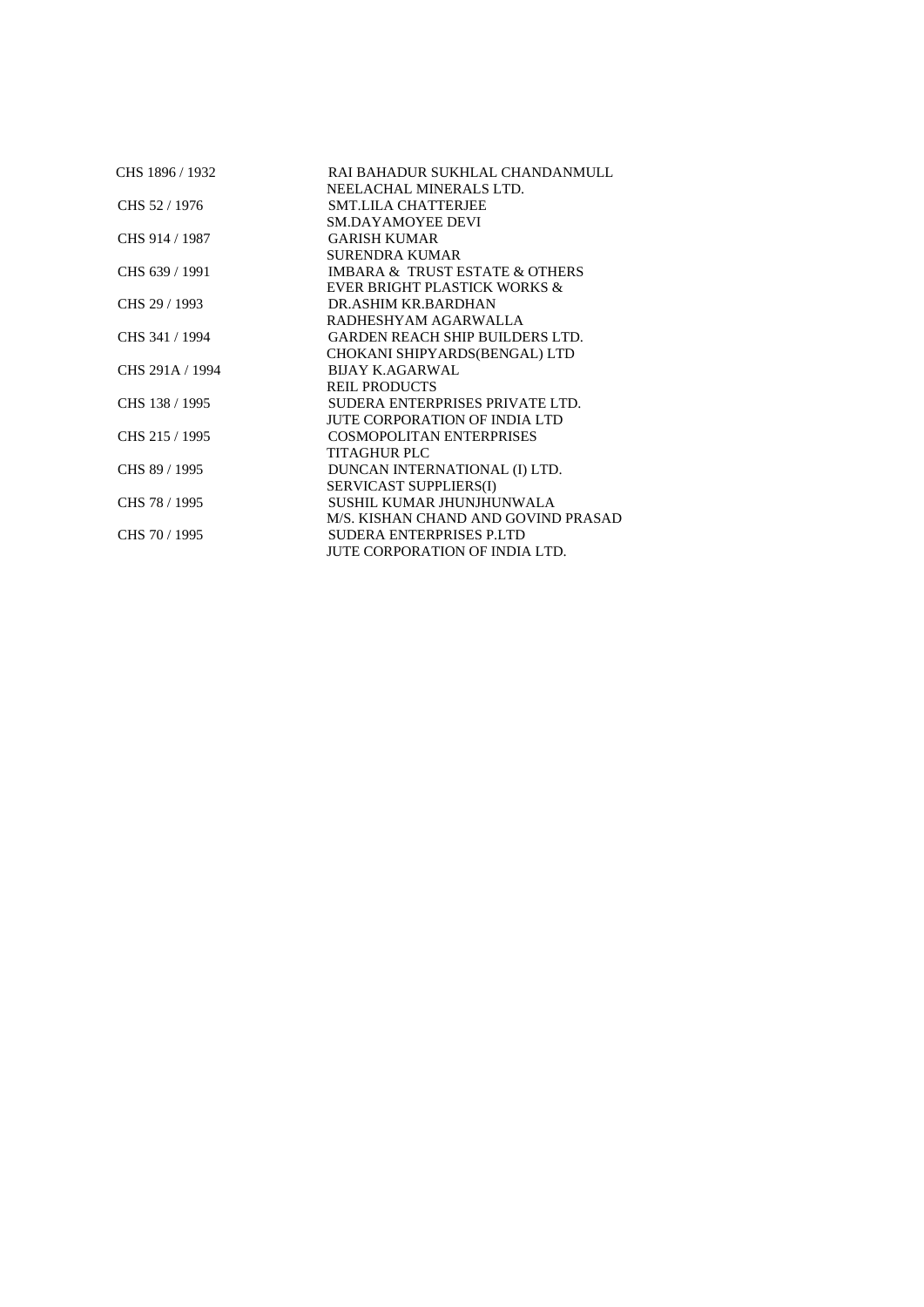| | |
|---|---|
| CHS 1896 / 1932 | RAI BAHADUR SUKHLAL CHANDANMULL |
| | NEELACHAL MINERALS LTD. |
| CHS 52 / 1976 | SMT.LILA CHATTERJEE |
| | SM.DAYAMOYEE DEVI |
| CHS 914 / 1987 | GARISH KUMAR |
| | SURENDRA KUMAR |
| CHS 639 / 1991 | IMBARA & TRUST ESTATE & OTHERS |
| | EVER BRIGHT PLASTICK WORKS & |
| CHS 29 / 1993 | DR.ASHIM KR.BARDHAN |
| | RADHESHYAM AGARWALLA |
| CHS 341 / 1994 | GARDEN REACH SHIP BUILDERS LTD. |
| | CHOKANI SHIPYARDS(BENGAL) LTD |
| CHS 291A / 1994 | BIJAY K.AGARWAL |
| | REIL PRODUCTS |
| CHS 138 / 1995 | SUDERA ENTERPRISES PRIVATE LTD. |
| | JUTE CORPORATION OF INDIA LTD |
| CHS 215 / 1995 | COSMOPOLITAN ENTERPRISES |
| | TITAGHUR PLC |
| CHS 89 / 1995 | DUNCAN INTERNATIONAL (I) LTD. |
| | SERVICAST SUPPLIERS(I) |
| CHS 78 / 1995 | SUSHIL KUMAR JHUNJHUNWALA |
| | M/S. KISHAN CHAND AND GOVIND PRASAD |
| CHS 70 / 1995 | SUDERA ENTERPRISES P.LTD |
| | JUTE CORPORATION OF INDIA LTD. |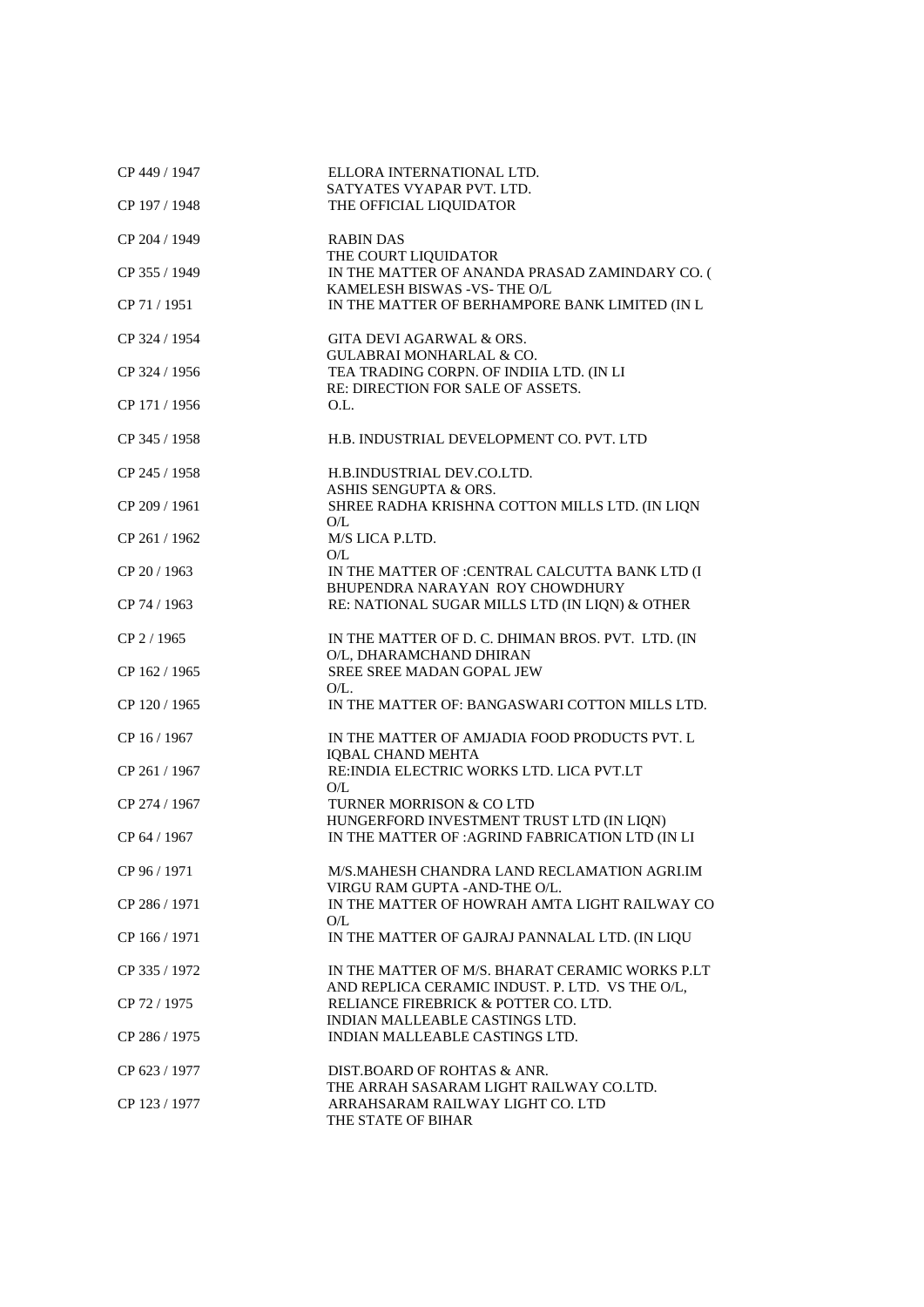| | |
|---|---|
| CP 449 / 1947 | ELLORA INTERNATIONAL LTD.<br>SATYATES VYAPAR PVT. LTD. |
| CP 197 / 1948 | THE OFFICIAL LIQUIDATOR |
| CP 204 / 1949 | RABIN DAS<br>THE COURT LIQUIDATOR |
| CP 355 / 1949 | IN THE MATTER OF ANANDA PRASAD ZAMINDARY CO. (<br>KAMELESH BISWAS -VS- THE O/L |
| CP 71 / 1951 | IN THE MATTER OF BERHAMPORE BANK LIMITED (IN L |
| CP 324 / 1954 | GITA DEVI AGARWAL & ORS.<br>GULABRAI MONHARLAL & CO. |
| CP 324 / 1956 | TEA TRADING CORPN. OF INDIIA LTD. (IN LI<br>RE: DIRECTION FOR SALE OF ASSETS. |
| CP 171 / 1956 | O.L. |
| CP 345 / 1958 | H.B. INDUSTRIAL DEVELOPMENT CO. PVT. LTD |
| CP 245 / 1958 | H.B.INDUSTRIAL DEV.CO.LTD.<br>ASHIS SENGUPTA & ORS. |
| CP 209 / 1961 | SHREE RADHA KRISHNA COTTON MILLS LTD. (IN LIQN<br>O/L |
| CP 261 / 1962 | M/S LICA P.LTD.<br>O/L |
| CP 20 / 1963 | IN THE MATTER OF :CENTRAL CALCUTTA BANK LTD (I<br>BHUPENDRA NARAYAN ROY CHOWDHURY |
| CP 74 / 1963 | RE: NATIONAL SUGAR MILLS LTD (IN LIQN) & OTHER |
| CP 2 / 1965 | IN THE MATTER OF D. C. DHIMAN BROS. PVT. LTD. (IN<br>O/L, DHARAMCHAND DHIRAN |
| CP 162 / 1965 | SREE SREE MADAN GOPAL JEW<br>O/L. |
| CP 120 / 1965 | IN THE MATTER OF: BANGASWARI COTTON MILLS LTD. |
| CP 16 / 1967 | IN THE MATTER OF AMJADIA FOOD PRODUCTS PVT. L<br>IQBAL CHAND MEHTA |
| CP 261 / 1967 | RE:INDIA ELECTRIC WORKS LTD. LICA PVT.LT<br>O/L |
| CP 274 / 1967 | TURNER MORRISON & CO LTD<br>HUNGERFORD INVESTMENT TRUST LTD (IN LIQN) |
| CP 64 / 1967 | IN THE MATTER OF :AGRIND FABRICATION LTD (IN LI |
| CP 96 / 1971 | M/S.MAHESH CHANDRA LAND RECLAMATION AGRI.IM<br>VIRGU RAM GUPTA -AND-THE O/L. |
| CP 286 / 1971 | IN THE MATTER OF HOWRAH AMTA LIGHT RAILWAY CO<br>O/L |
| CP 166 / 1971 | IN THE MATTER OF GAJRAJ PANNALAL LTD. (IN LIQU |
| CP 335 / 1972 | IN THE MATTER OF M/S. BHARAT CERAMIC WORKS P.LT<br>AND REPLICA CERAMIC INDUST. P. LTD. VS THE O/L, |
| CP 72 / 1975 | RELIANCE FIREBRICK & POTTER CO. LTD.<br>INDIAN MALLEABLE CASTINGS LTD. |
| CP 286 / 1975 | INDIAN MALLEABLE CASTINGS LTD. |
| CP 623 / 1977 | DIST.BOARD OF ROHTAS & ANR.<br>THE ARRAH SASARAM LIGHT RAILWAY CO.LTD. |
| CP 123 / 1977 | ARRAHSARAM RAILWAY LIGHT CO. LTD<br>THE STATE OF BIHAR |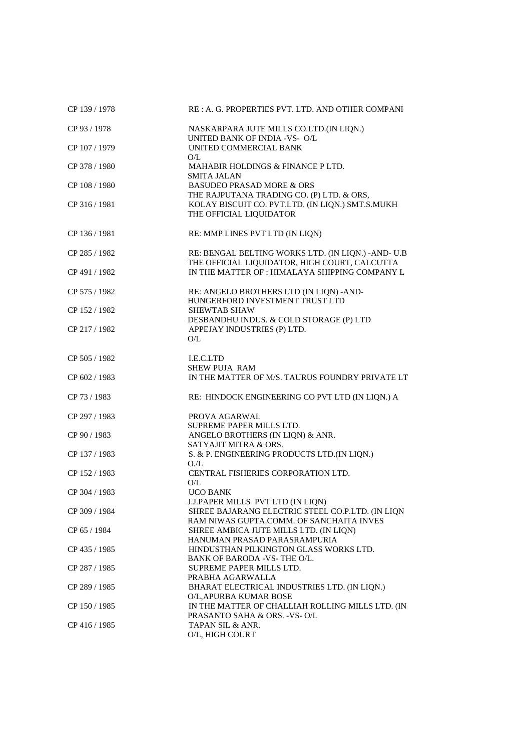| | |
|---|---|
| CP 139 / 1978 | RE : A. G. PROPERTIES PVT. LTD. AND OTHER COMPANI |
| CP 93 / 1978 | NASKARPARA JUTE MILLS CO.LTD.(IN LIQN.)<br>UNITED BANK OF INDIA -VS- O/L |
| CP 107 / 1979 | UNITED COMMERCIAL BANK<br>O/L |
| CP 378 / 1980 | MAHABIR HOLDINGS & FINANCE P LTD.<br>SMITA JALAN |
| CP 108 / 1980 | BASUDEO PRASAD MORE & ORS<br>THE RAJPUTANA TRADING CO. (P) LTD. & ORS, |
| CP 316 / 1981 | KOLAY BISCUIT CO. PVT.LTD. (IN LIQN.) SMT.S.MUKH<br>THE OFFICIAL LIQUIDATOR |
| CP 136 / 1981 | RE: MMP LINES PVT LTD (IN LIQN) |
| CP 285 / 1982 | RE: BENGAL BELTING WORKS LTD. (IN LIQN.) -AND- U.B<br>THE OFFICIAL LIQUIDATOR, HIGH COURT, CALCUTTA |
| CP 491 / 1982 | IN THE MATTER OF : HIMALAYA SHIPPING COMPANY L |
| CP 575 / 1982 | RE: ANGELO BROTHERS LTD (IN LIQN) -AND-<br>HUNGERFORD INVESTMENT TRUST LTD |
| CP 152 / 1982 | SHEWTAB SHAW<br>DESBANDHU INDUS. & COLD STORAGE (P) LTD |
| CP 217 / 1982 | APPEJAY INDUSTRIES (P) LTD.<br>O/L |
| CP 505 / 1982 | I.E.C.LTD<br>SHEW PUJA RAM |
| CP 602 / 1983 | IN THE MATTER OF M/S. TAURUS FOUNDRY PRIVATE LT |
| CP 73 / 1983 | RE: HINDOCK ENGINEERING CO PVT LTD (IN LIQN.) A |
| CP 297 / 1983 | PROVA AGARWAL<br>SUPREME PAPER MILLS LTD. |
| CP 90 / 1983 | ANGELO BROTHERS (IN LIQN) & ANR.<br>SATYAJIT MITRA & ORS. |
| CP 137 / 1983 | S. & P. ENGINEERING PRODUCTS LTD.(IN LIQN.)<br>O./L |
| CP 152 / 1983 | CENTRAL FISHERIES CORPORATION LTD.<br>O/L |
| CP 304 / 1983 | UCO BANK<br>J.J.PAPER MILLS PVT LTD (IN LIQN) |
| CP 309 / 1984 | SHREE BAJARANG ELECTRIC STEEL CO.P.LTD. (IN LIQN<br>RAM NIWAS GUPTA.COMM. OF SANCHAITA INVES |
| CP 65 / 1984 | SHREE AMBICA JUTE MILLS LTD. (IN LIQN)<br>HANUMAN PRASAD PARASRAMPURIA |
| CP 435 / 1985 | HINDUSTHAN PILKINGTON GLASS WORKS LTD.<br>BANK OF BARODA -VS- THE O/L. |
| CP 287 / 1985 | SUPREME PAPER MILLS LTD.<br>PRABHA AGARWALLA |
| CP 289 / 1985 | BHARAT ELECTRICAL INDUSTRIES LTD. (IN LIQN.)<br>O/L,APURBA KUMAR BOSE |
| CP 150 / 1985 | IN THE MATTER OF CHALLIAH ROLLING MILLS LTD. (IN<br>PRASANTO SAHA & ORS. -VS- O/L |
| CP 416 / 1985 | TAPAN SIL & ANR.<br>O/L, HIGH COURT |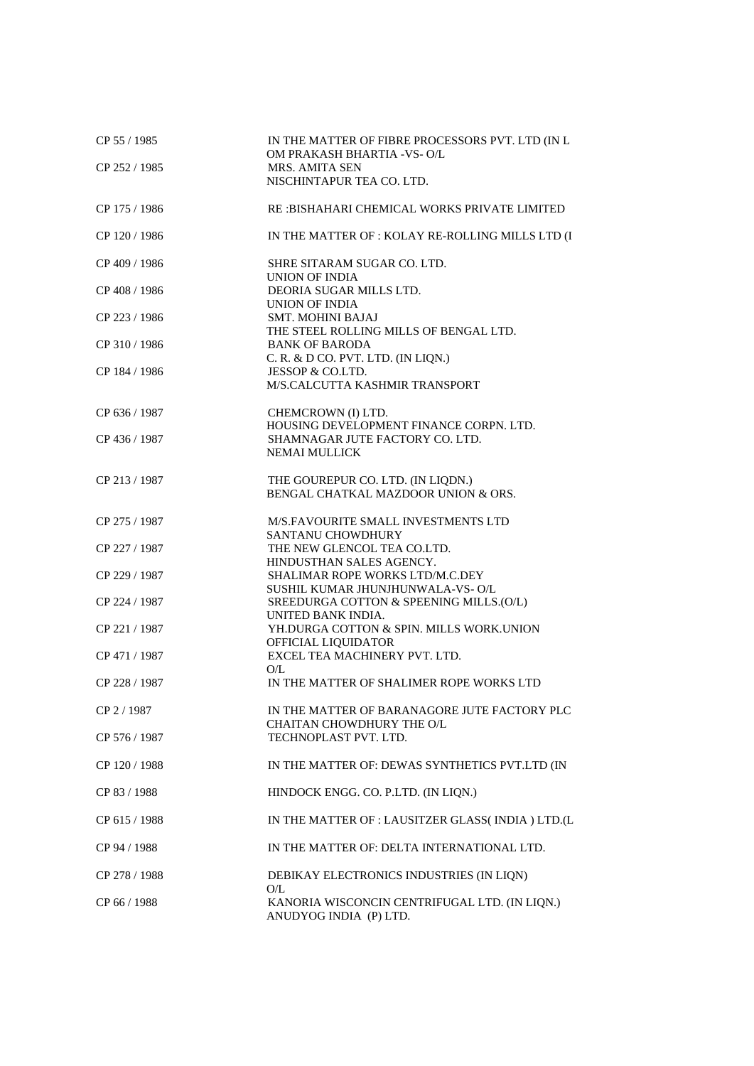| | |
|---|---|
| CP 55 / 1985 | IN THE MATTER OF FIBRE PROCESSORS PVT. LTD (IN L<br>OM PRAKASH BHARTIA -VS- O/L |
| CP 252 / 1985 | MRS. AMITA SEN<br>NISCHINTAPUR TEA CO. LTD. |
| CP 175 / 1986 | RE :BISHAHARI CHEMICAL WORKS PRIVATE LIMITED |
| CP 120 / 1986 | IN THE MATTER OF : KOLAY RE-ROLLING MILLS LTD (I |
| CP 409 / 1986 | SHRE SITARAM SUGAR CO. LTD.<br>UNION OF INDIA |
| CP 408 / 1986 | DEORIA SUGAR MILLS LTD.<br>UNION OF INDIA |
| CP 223 / 1986 | SMT. MOHINI BAJAJ<br>THE STEEL ROLLING MILLS OF BENGAL LTD. |
| CP 310 / 1986 | BANK OF BARODA<br>C. R. & D CO. PVT. LTD. (IN LIQN.) |
| CP 184 / 1986 | JESSOP & CO.LTD.<br>M/S.CALCUTTA KASHMIR TRANSPORT |
| CP 636 / 1987 | CHEMCROWN (I) LTD.<br>HOUSING DEVELOPMENT FINANCE CORPN. LTD. |
| CP 436 / 1987 | SHAMNAGAR JUTE FACTORY CO. LTD.<br>NEMAI MULLICK |
| CP 213 / 1987 | THE GOUREPUR CO. LTD. (IN LIQDN.)<br>BENGAL CHATKAL MAZDOOR UNION & ORS. |
| CP 275 / 1987 | M/S.FAVOURITE SMALL INVESTMENTS LTD<br>SANTANU CHOWDHURY |
| CP 227 / 1987 | THE NEW GLENCOL TEA CO.LTD.<br>HINDUSTHAN SALES AGENCY. |
| CP 229 / 1987 | SHALIMAR ROPE WORKS LTD/M.C.DEY<br>SUSHIL KUMAR JHUNJHUNWALA-VS- O/L |
| CP 224 / 1987 | SREEDURGA COTTON & SPEENING MILLS.(O/L)<br>UNITED BANK INDIA. |
| CP 221 / 1987 | YH.DURGA COTTON & SPIN. MILLS WORK.UNION<br>OFFICIAL LIQUIDATOR |
| CP 471 / 1987 | EXCEL TEA MACHINERY PVT. LTD.<br>O/L |
| CP 228 / 1987 | IN THE MATTER OF SHALIMER ROPE WORKS LTD |
| CP 2 / 1987 | IN THE MATTER OF BARANAGORE JUTE FACTORY PLC<br>CHAITAN CHOWDHURY THE O/L |
| CP 576 / 1987 | TECHNOPLAST PVT. LTD. |
| CP 120 / 1988 | IN THE MATTER OF: DEWAS SYNTHETICS PVT.LTD (IN |
| CP 83 / 1988 | HINDOCK ENGG. CO. P.LTD. (IN LIQN.) |
| CP 615 / 1988 | IN THE MATTER OF : LAUSITZER GLASS( INDIA ) LTD.(L |
| CP 94 / 1988 | IN THE MATTER OF: DELTA INTERNATIONAL LTD. |
| CP 278 / 1988 | DEBIKAY ELECTRONICS INDUSTRIES (IN LIQN)<br>O/L |
| CP 66 / 1988 | KANORIA WISCONCIN CENTRIFUGAL LTD. (IN LIQN.)<br>ANUDYOG INDIA (P) LTD. |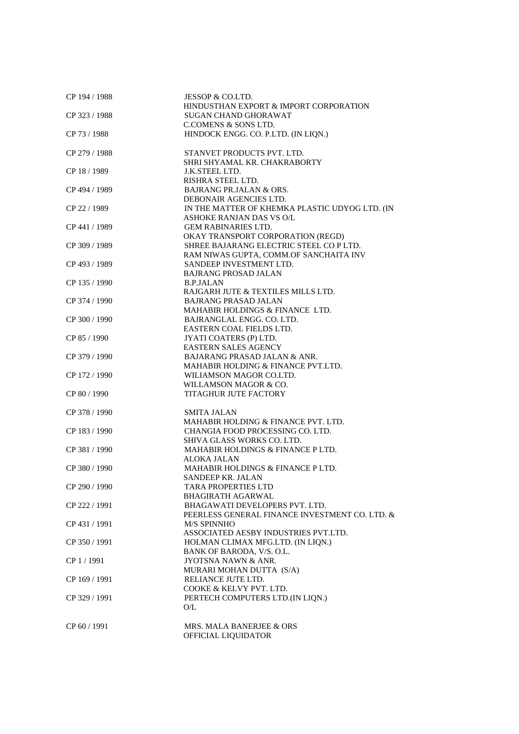| | |
|---|---|
| CP 194 / 1988 | JESSOP & CO.LTD.<br>HINDUSTHAN EXPORT & IMPORT CORPORATION |
| CP 323 / 1988 | SUGAN CHAND GHORAWAT<br>C.COMENS & SONS LTD. |
| CP 73 / 1988 | HINDOCK ENGG. CO. P.LTD. (IN LIQN.) |
| CP 279 / 1988 | STANVET PRODUCTS PVT. LTD.<br>SHRI SHYAMAL KR. CHAKRABORTY |
| CP 18 / 1989 | J.K.STEEL LTD.<br>RISHRA STEEL LTD. |
| CP 494 / 1989 | BAJRANG PR.JALAN & ORS.<br>DEBONAIR AGENCIES LTD. |
| CP 22 / 1989 | IN THE MATTER OF KHEMKA PLASTIC UDYOG LTD. (IN<br>ASHOKE RANJAN DAS VS O/L |
| CP 441 / 1989 | GEM RABINARIES LTD.<br>OKAY TRANSPORT CORPORATION (REGD) |
| CP 309 / 1989 | SHREE BAJARANG ELECTRIC STEEL CO P LTD.<br>RAM NIWAS GUPTA, COMM.OF SANCHAITA INV |
| CP 493 / 1989 | SANDEEP INVESTMENT LTD.<br>BAJRANG PROSAD JALAN |
| CP 135 / 1990 | B.P.JALAN<br>RAJGARH JUTE & TEXTILES MILLS LTD. |
| CP 374 / 1990 | BAJRANG PRASAD JALAN<br>MAHABIR HOLDINGS & FINANCE LTD. |
| CP 300 / 1990 | BAJRANGLAL ENGG. CO. LTD.<br>EASTERN COAL FIELDS LTD. |
| CP 85 / 1990 | JYATI COATERS (P) LTD.<br>EASTERN SALES AGENCY |
| CP 379 / 1990 | BAJARANG PRASAD JALAN & ANR.<br>MAHABIR HOLDING & FINANCE PVT.LTD. |
| CP 172 / 1990 | WILIAMSON MAGOR CO.LTD.<br>WILLAMSON MAGOR & CO. |
| CP 80 / 1990 | TITAGHUR JUTE FACTORY |
| CP 378 / 1990 | SMITA JALAN<br>MAHABIR HOLDING & FINANCE PVT. LTD. |
| CP 183 / 1990 | CHANGIA FOOD PROCESSING CO. LTD.<br>SHIVA GLASS WORKS CO. LTD. |
| CP 381 / 1990 | MAHABIR HOLDINGS & FINANCE P LTD.<br>ALOKA JALAN |
| CP 380 / 1990 | MAHABIR HOLDINGS & FINANCE P LTD.<br>SANDEEP KR. JALAN |
| CP 290 / 1990 | TARA PROPERTIES LTD<br>BHAGIRATH AGARWAL |
| CP 222 / 1991 | BHAGAWATI DEVELOPERS PVT. LTD.<br>PEERLESS GENERAL FINANCE INVESTMENT CO. LTD. & |
| CP 431 / 1991 | M/S SPINNHO<br>ASSOCIATED AESBY INDUSTRIES PVT.LTD. |
| CP 350 / 1991 | HOLMAN CLIMAX MFG.LTD. (IN LIQN.)<br>BANK OF BARODA, V/S. O.L. |
| CP 1 / 1991 | JYOTSNA NAWN & ANR.<br>MURARI MOHAN DUTTA (S/A) |
| CP 169 / 1991 | RELIANCE JUTE LTD.<br>COOKE & KELVY PVT. LTD. |
| CP 329 / 1991 | PERTECH COMPUTERS LTD.(IN LIQN.)<br>O/L |
| CP 60 / 1991 | MRS. MALA BANERJEE & ORS<br>OFFICIAL LIQUIDATOR |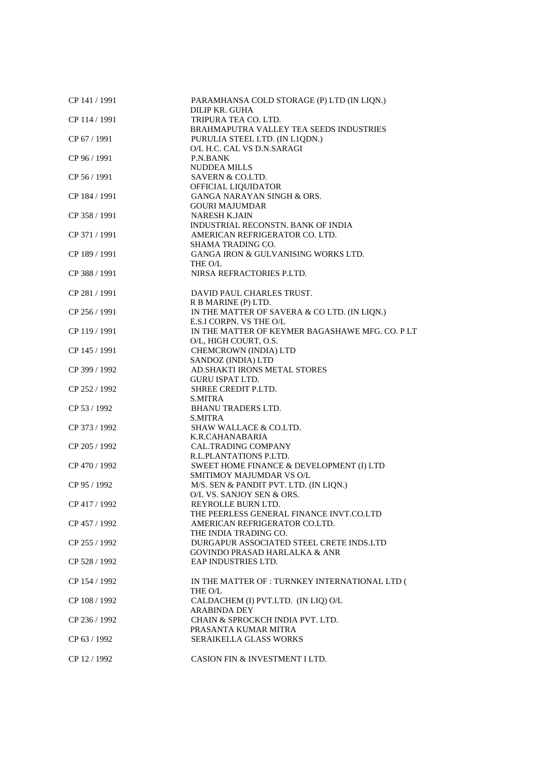| | |
|---|---|
| CP 141 / 1991 | PARAMHANSA COLD STORAGE (P) LTD (IN LIQN.)<br>DILIP KR. GUHA |
| CP 114 / 1991 | TRIPURA TEA CO. LTD.<br>BRAHMAPUTRA VALLEY TEA SEEDS INDUSTRIES |
| CP 67 / 1991 | PURULIA STEEL LTD. (IN L1QDN.)<br>O/L H.C. CAL VS D.N.SARAGI |
| CP 96 / 1991 | P.N.BANK<br>NUDDEA MILLS |
| CP 56 / 1991 | SAVERN & CO.LTD.<br>OFFICIAL LIQUIDATOR |
| CP 184 / 1991 | GANGA NARAYAN SINGH & ORS.<br>GOURI MAJUMDAR |
| CP 358 / 1991 | NARESH K.JAIN<br>INDUSTRIAL RECONSTN. BANK OF INDIA |
| CP 371 / 1991 | AMERICAN REFRIGERATOR CO. LTD.<br>SHAMA TRADING CO. |
| CP 189 / 1991 | GANGA IRON & GULVANISING WORKS LTD.<br>THE O/L |
| CP 388 / 1991 | NIRSA REFRACTORIES P.LTD. |
| CP 281 / 1991 | DAVID PAUL CHARLES TRUST.<br>R B MARINE (P) LTD. |
| CP 256 / 1991 | IN THE MATTER OF SAVERA & CO LTD. (IN LIQN.)<br>E.S.I CORPN. VS THE O/L |
| CP 119 / 1991 | IN THE MATTER OF KEYMER BAGASHAWE MFG. CO. P LT<br>O/L, HIGH COURT, O.S. |
| CP 145 / 1991 | CHEMCROWN (INDIA) LTD<br>SANDOZ (INDIA) LTD |
| CP 399 / 1992 | AD.SHAKTI IRONS METAL STORES<br>GURU ISPAT LTD. |
| CP 252 / 1992 | SHREE CREDIT P.LTD.<br>S.MITRA |
| CP 53 / 1992 | BHANU TRADERS LTD.<br>S.MITRA |
| CP 373 / 1992 | SHAW WALLACE & CO.LTD.<br>K.R.CAHANABARIA |
| CP 205 / 1992 | CAL.TRADING COMPANY<br>R.L.PLANTATIONS P.LTD. |
| CP 470 / 1992 | SWEET HOME FINANCE & DEVELOPMENT (I) LTD<br>SMITIMOY MAJUMDAR VS O/L |
| CP 95 / 1992 | M/S. SEN & PANDIT PVT. LTD. (IN LIQN.)<br>O/L VS. SANJOY SEN & ORS. |
| CP 417 / 1992 | REYROLLE BURN LTD.<br>THE PEERLESS GENERAL FINANCE INVT.CO.LTD |
| CP 457 / 1992 | AMERICAN REFRIGERATOR CO.LTD.<br>THE INDIA TRADING CO. |
| CP 255 / 1992 | DURGAPUR ASSOCIATED STEEL CRETE INDS.LTD<br>GOVINDO PRASAD HARLALKA & ANR |
| CP 528 / 1992 | EAP INDUSTRIES LTD. |
| CP 154 / 1992 | IN THE MATTER OF : TURNKEY INTERNATIONAL LTD (<br>THE O/L |
| CP 108 / 1992 | CALDACHEM (I) PVT.LTD. (IN LIQ) O/L<br>ARABINDA DEY |
| CP 236 / 1992 | CHAIN & SPROCKCH INDIA PVT. LTD.<br>PRASANTA KUMAR MITRA |
| CP 63 / 1992 | SERAIKELLA GLASS WORKS |
| CP 12 / 1992 | CASION FIN & INVESTMENT I LTD. |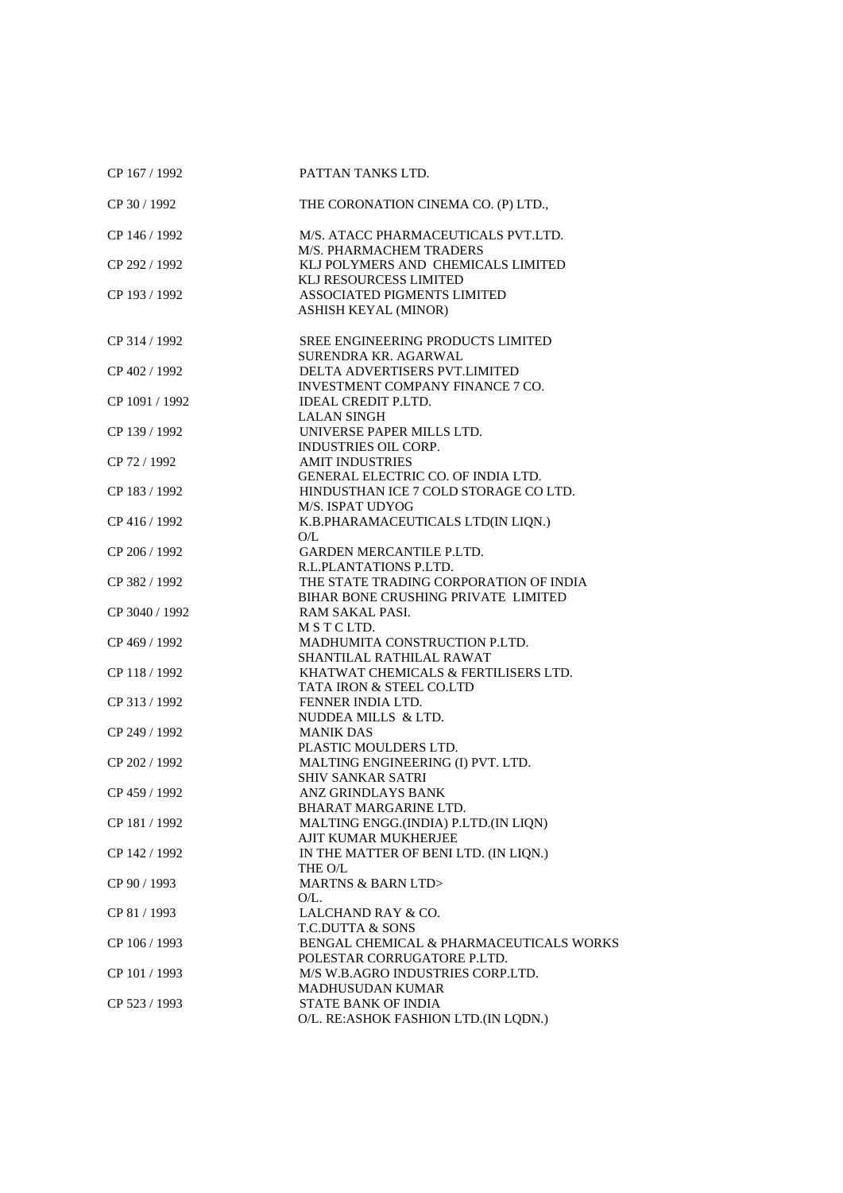| | |
|---|---|
| CP 167 / 1992 | PATTAN TANKS LTD. |
| CP 30 / 1992 | THE CORONATION CINEMA CO. (P) LTD., |
| CP 146 / 1992 | M/S. ATACC PHARMACEUTICALS PVT.LTD.<br>M/S. PHARMACHEM TRADERS |
| CP 292 / 1992 | KLJ POLYMERS AND CHEMICALS LIMITED<br>KLJ RESOURCESS LIMITED |
| CP 193 / 1992 | ASSOCIATED PIGMENTS LIMITED<br>ASHISH KEYAL (MINOR) |
| CP 314 / 1992 | SREE ENGINEERING PRODUCTS LIMITED<br>SURENDRA KR. AGARWAL |
| CP 402 / 1992 | DELTA ADVERTISERS PVT.LIMITED<br>INVESTMENT COMPANY FINANCE 7 CO. |
| CP 1091 / 1992 | IDEAL CREDIT P.LTD.<br>LALAN SINGH |
| CP 139 / 1992 | UNIVERSE PAPER MILLS LTD.<br>INDUSTRIES OIL CORP. |
| CP 72 / 1992 | AMIT INDUSTRIES<br>GENERAL ELECTRIC CO. OF INDIA LTD. |
| CP 183 / 1992 | HINDUSTHAN ICE 7 COLD STORAGE CO LTD.<br>M/S. ISPAT UDYOG |
| CP 416 / 1992 | K.B.PHARAMACEUTICALS LTD(IN LIQN.)<br>O/L |
| CP 206 / 1992 | GARDEN MERCANTILE P.LTD.<br>R.L.PLANTATIONS P.LTD. |
| CP 382 / 1992 | THE STATE TRADING CORPORATION OF INDIA<br>BIHAR BONE CRUSHING PRIVATE LIMITED |
| CP 3040 / 1992 | RAM SAKAL PASI.<br>M S T C LTD. |
| CP 469 / 1992 | MADHUMITA CONSTRUCTION P.LTD.<br>SHANTILAL RATHILAL RAWAT |
| CP 118 / 1992 | KHATWAT CHEMICALS & FERTILISERS LTD.<br>TATA IRON & STEEL CO.LTD |
| CP 313 / 1992 | FENNER INDIA LTD.<br>NUDDEA MILLS & LTD. |
| CP 249 / 1992 | MANIK DAS<br>PLASTIC MOULDERS LTD. |
| CP 202 / 1992 | MALTING ENGINEERING (I) PVT. LTD.<br>SHIV SANKAR SATRI |
| CP 459 / 1992 | ANZ GRINDLAYS BANK<br>BHARAT MARGARINE LTD. |
| CP 181 / 1992 | MALTING ENGG.(INDIA) P.LTD.(IN LIQN)<br>AJIT KUMAR MUKHERJEE |
| CP 142 / 1992 | IN THE MATTER OF BENI LTD. (IN LIQN.)<br>THE O/L |
| CP 90 / 1993 | MARTNS & BARN LTD><br>O/L. |
| CP 81 / 1993 | LALCHAND RAY & CO.<br>T.C.DUTTA & SONS |
| CP 106 / 1993 | BENGAL CHEMICAL & PHARMACEUTICALS WORKS<br>POLESTAR CORRUGATORE P.LTD. |
| CP 101 / 1993 | M/S W.B.AGRO INDUSTRIES CORP.LTD.<br>MADHUSUDAN KUMAR |
| CP 523 / 1993 | STATE BANK OF INDIA<br>O/L. RE:ASHOK FASHION LTD.(IN LQDN.) |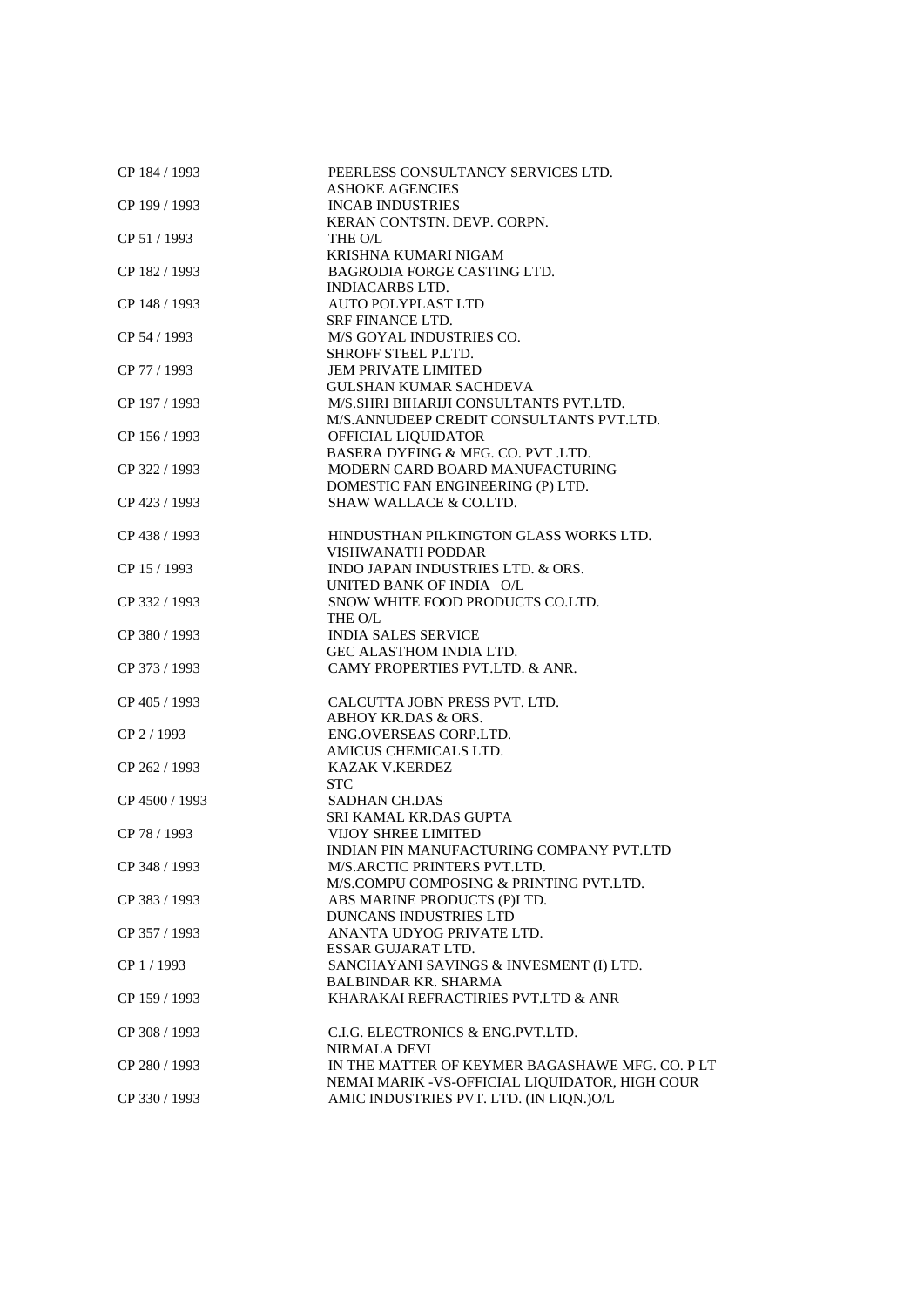| | |
|---|---|
| CP 184 / 1993 | PEERLESS CONSULTANCY SERVICES LTD. |
| | ASHOKE AGENCIES |
| CP 199 / 1993 | INCAB INDUSTRIES |
| | KERAN CONTSTN. DEVP. CORPN. |
| CP 51 / 1993 | THE O/L |
| | KRISHNA KUMARI NIGAM |
| CP 182 / 1993 | BAGRODIA FORGE CASTING LTD. |
| | INDIACARBS LTD. |
| CP 148 / 1993 | AUTO POLYPLAST LTD |
| | SRF FINANCE LTD. |
| CP 54 / 1993 | M/S GOYAL INDUSTRIES CO. |
| | SHROFF STEEL P.LTD. |
| CP 77 / 1993 | JEM PRIVATE LIMITED |
| | GULSHAN KUMAR SACHDEVA |
| CP 197 / 1993 | M/S.SHRI BIHARIJI CONSULTANTS PVT.LTD. |
| | M/S.ANNUDEEP CREDIT CONSULTANTS PVT.LTD. |
| CP 156 / 1993 | OFFICIAL LIQUIDATOR |
| | BASERA DYEING & MFG. CO. PVT .LTD. |
| CP 322 / 1993 | MODERN CARD BOARD MANUFACTURING |
| | DOMESTIC FAN ENGINEERING (P) LTD. |
| CP 423 / 1993 | SHAW WALLACE & CO.LTD. |
| | |
| CP 438 / 1993 | HINDUSTHAN PILKINGTON GLASS WORKS LTD. |
| | VISHWANATH PODDAR |
| CP 15 / 1993 | INDO JAPAN INDUSTRIES LTD. & ORS. |
| | UNITED BANK OF INDIA O/L |
| CP 332 / 1993 | SNOW WHITE FOOD PRODUCTS CO.LTD. |
| | THE O/L |
| CP 380 / 1993 | INDIA SALES SERVICE |
| | GEC ALASTHOM INDIA LTD. |
| CP 373 / 1993 | CAMY PROPERTIES PVT.LTD. & ANR. |
| | |
| CP 405 / 1993 | CALCUTTA JOBN PRESS PVT. LTD. |
| | ABHOY KR.DAS & ORS. |
| CP 2 / 1993 | ENG.OVERSEAS CORP.LTD. |
| | AMICUS CHEMICALS LTD. |
| CP 262 / 1993 | KAZAK V.KERDEZ |
| | STC |
| CP 4500 / 1993 | SADHAN CH.DAS |
| | SRI KAMAL KR.DAS GUPTA |
| CP 78 / 1993 | VIJOY SHREE LIMITED |
| | INDIAN PIN MANUFACTURING COMPANY PVT.LTD |
| CP 348 / 1993 | M/S.ARCTIC PRINTERS PVT.LTD. |
| | M/S.COMPU COMPOSING & PRINTING PVT.LTD. |
| CP 383 / 1993 | ABS MARINE PRODUCTS (P)LTD. |
| | DUNCANS INDUSTRIES LTD |
| CP 357 / 1993 | ANANTA UDYOG PRIVATE LTD. |
| | ESSAR GUJARAT LTD. |
| CP 1 / 1993 | SANCHAYANI SAVINGS & INVESMENT (I) LTD. |
| | BALBINDAR KR. SHARMA |
| CP 159 / 1993 | KHARAKAI REFRACTIRIES PVT.LTD & ANR |
| | |
| CP 308 / 1993 | C.I.G. ELECTRONICS & ENG.PVT.LTD. |
| | NIRMALA DEVI |
| CP 280 / 1993 | IN THE MATTER OF KEYMER BAGASHAWE MFG. CO. P LT |
| | NEMAI MARIK -VS-OFFICIAL LIQUIDATOR, HIGH COUR |
| CP 330 / 1993 | AMIC INDUSTRIES PVT. LTD. (IN LIQN.)O/L |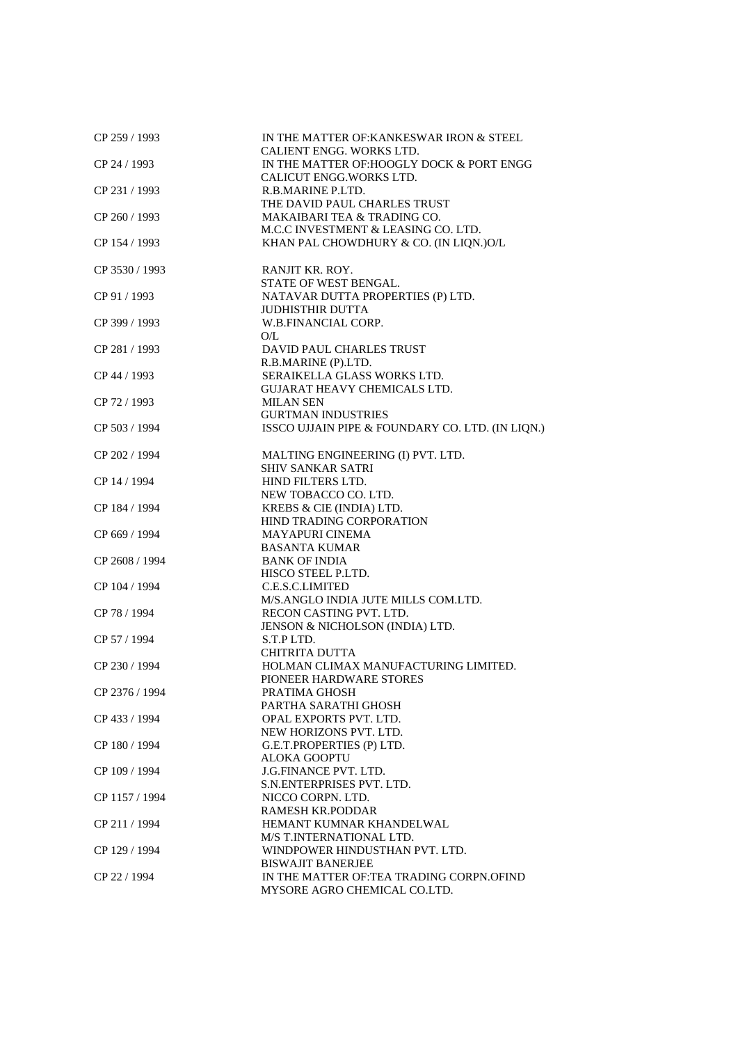| | |
|---|---|
| CP 259 / 1993 | IN THE MATTER OF:KANKESWAR IRON & STEEL<br>CALIENT ENGG. WORKS LTD. |
| CP 24 / 1993 | IN THE MATTER OF:HOOGLY DOCK & PORT ENGG<br>CALICUT ENGG.WORKS LTD. |
| CP 231 / 1993 | R.B.MARINE P.LTD.<br>THE DAVID PAUL CHARLES TRUST |
| CP 260 / 1993 | MAKAIBARI TEA & TRADING CO.<br>M.C.C INVESTMENT & LEASING CO. LTD. |
| CP 154 / 1993 | KHAN PAL CHOWDHURY & CO. (IN LIQN.)O/L |
| CP 3530 / 1993 | RANJIT KR. ROY.<br>STATE OF WEST BENGAL. |
| CP 91 / 1993 | NATAVAR DUTTA PROPERTIES (P) LTD.<br>JUDHISTHIR DUTTA |
| CP 399 / 1993 | W.B.FINANCIAL CORP.<br>O/L |
| CP 281 / 1993 | DAVID PAUL CHARLES TRUST<br>R.B.MARINE (P).LTD. |
| CP 44 / 1993 | SERAIKELLA GLASS WORKS LTD.<br>GUJARAT HEAVY CHEMICALS LTD. |
| CP 72 / 1993 | MILAN SEN<br>GURTMAN INDUSTRIES |
| CP 503 / 1994 | ISSCO UJJAIN PIPE & FOUNDARY CO. LTD. (IN LIQN.) |
| CP 202 / 1994 | MALTING ENGINEERING (I) PVT. LTD.<br>SHIV SANKAR SATRI |
| CP 14 / 1994 | HIND FILTERS LTD.<br>NEW TOBACCO CO. LTD. |
| CP 184 / 1994 | KREBS & CIE (INDIA) LTD.<br>HIND TRADING CORPORATION |
| CP 669 / 1994 | MAYAPURI CINEMA<br>BASANTA KUMAR |
| CP 2608 / 1994 | BANK OF INDIA<br>HISCO STEEL P.LTD. |
| CP 104 / 1994 | C.E.S.C.LIMITED<br>M/S.ANGLO INDIA JUTE MILLS COM.LTD. |
| CP 78 / 1994 | RECON CASTING PVT. LTD.<br>JENSON & NICHOLSON (INDIA) LTD. |
| CP 57 / 1994 | S.T.P LTD.<br>CHITRITA DUTTA |
| CP 230 / 1994 | HOLMAN CLIMAX MANUFACTURING LIMITED.<br>PIONEER HARDWARE STORES |
| CP 2376 / 1994 | PRATIMA GHOSH<br>PARTHA SARATHI GHOSH |
| CP 433 / 1994 | OPAL EXPORTS PVT. LTD.<br>NEW HORIZONS PVT. LTD. |
| CP 180 / 1994 | G.E.T.PROPERTIES (P) LTD.<br>ALOKA GOOPTU |
| CP 109 / 1994 | J.G.FINANCE PVT. LTD.<br>S.N.ENTERPRISES PVT. LTD. |
| CP 1157 / 1994 | NICCO CORPN. LTD.<br>RAMESH KR.PODDAR |
| CP 211 / 1994 | HEMANT KUMNAR KHANDELWAL<br>M/S T.INTERNATIONAL LTD. |
| CP 129 / 1994 | WINDPOWER HINDUSTHAN PVT. LTD.<br>BISWAJIT BANERJEE |
| CP 22 / 1994 | IN THE MATTER OF:TEA TRADING CORPN.OFIND<br>MYSORE AGRO CHEMICAL CO.LTD. |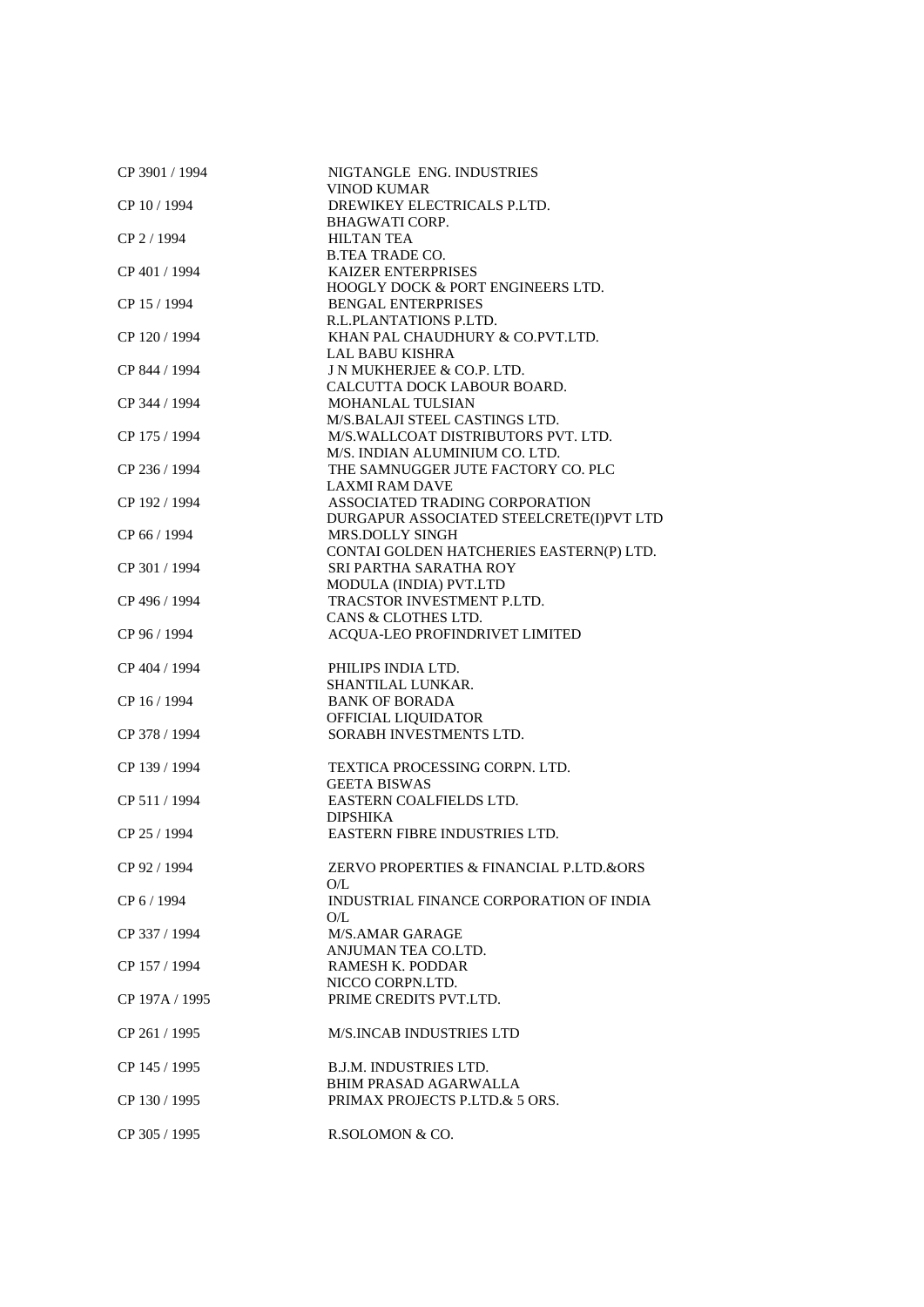| | |
|---|---|
| CP 3901 / 1994 | NIGTANGLE ENG. INDUSTRIES<br>VINOD KUMAR |
| CP 10 / 1994 | DREWIKEY ELECTRICALS P.LTD.<br>BHAGWATI CORP. |
| CP 2 / 1994 | HILTAN TEA<br>B.TEA TRADE CO. |
| CP 401 / 1994 | KAIZER ENTERPRISES<br>HOOGLY DOCK & PORT ENGINEERS LTD. |
| CP 15 / 1994 | BENGAL ENTERPRISES<br>R.L.PLANTATIONS P.LTD. |
| CP 120 / 1994 | KHAN PAL CHAUDHURY & CO.PVT.LTD.<br>LAL BABU KISHRA |
| CP 844 / 1994 | J N MUKHERJEE & CO.P. LTD.<br>CALCUTTA DOCK LABOUR BOARD. |
| CP 344 / 1994 | MOHANLAL TULSIAN<br>M/S.BALAJI STEEL CASTINGS LTD. |
| CP 175 / 1994 | M/S.WALLCOAT DISTRIBUTORS PVT. LTD.<br>M/S. INDIAN ALUMINIUM CO. LTD. |
| CP 236 / 1994 | THE SAMNUGGER JUTE FACTORY CO. PLC<br>LAXMI RAM DAVE |
| CP 192 / 1994 | ASSOCIATED TRADING CORPORATION<br>DURGAPUR ASSOCIATED STEELCRETE(I)PVT LTD |
| CP 66 / 1994 | MRS.DOLLY SINGH<br>CONTAI GOLDEN HATCHERIES EASTERN(P) LTD. |
| CP 301 / 1994 | SRI PARTHA SARATHA ROY<br>MODULA (INDIA) PVT.LTD |
| CP 496 / 1994 | TRACSTOR INVESTMENT P.LTD.<br>CANS & CLOTHES LTD. |
| CP 96 / 1994 | ACQUA-LEO PROFINDRIVET LIMITED |
| CP 404 / 1994 | PHILIPS INDIA LTD.<br>SHANTILAL LUNKAR. |
| CP 16 / 1994 | BANK OF BORADA<br>OFFICIAL LIQUIDATOR |
| CP 378 / 1994 | SORABH INVESTMENTS LTD. |
| CP 139 / 1994 | TEXTICA PROCESSING CORPN. LTD.<br>GEETA BISWAS |
| CP 511 / 1994 | EASTERN COALFIELDS LTD.<br>DIPSHIKA |
| CP 25 / 1994 | EASTERN FIBRE INDUSTRIES LTD. |
| CP 92 / 1994 | ZERVO PROPERTIES & FINANCIAL P.LTD.&ORS<br>O/L |
| CP 6 / 1994 | INDUSTRIAL FINANCE CORPORATION OF INDIA<br>O/L |
| CP 337 / 1994 | M/S.AMAR GARAGE<br>ANJUMAN TEA CO.LTD. |
| CP 157 / 1994 | RAMESH K. PODDAR<br>NICCO CORPN.LTD. |
| CP 197A / 1995 | PRIME CREDITS PVT.LTD. |
| CP 261 / 1995 | M/S.INCAB INDUSTRIES LTD |
| CP 145 / 1995 | B.J.M. INDUSTRIES LTD.<br>BHIM PRASAD AGARWALLA |
| CP 130 / 1995 | PRIMAX PROJECTS P.LTD.& 5 ORS. |
| CP 305 / 1995 | R.SOLOMON & CO. |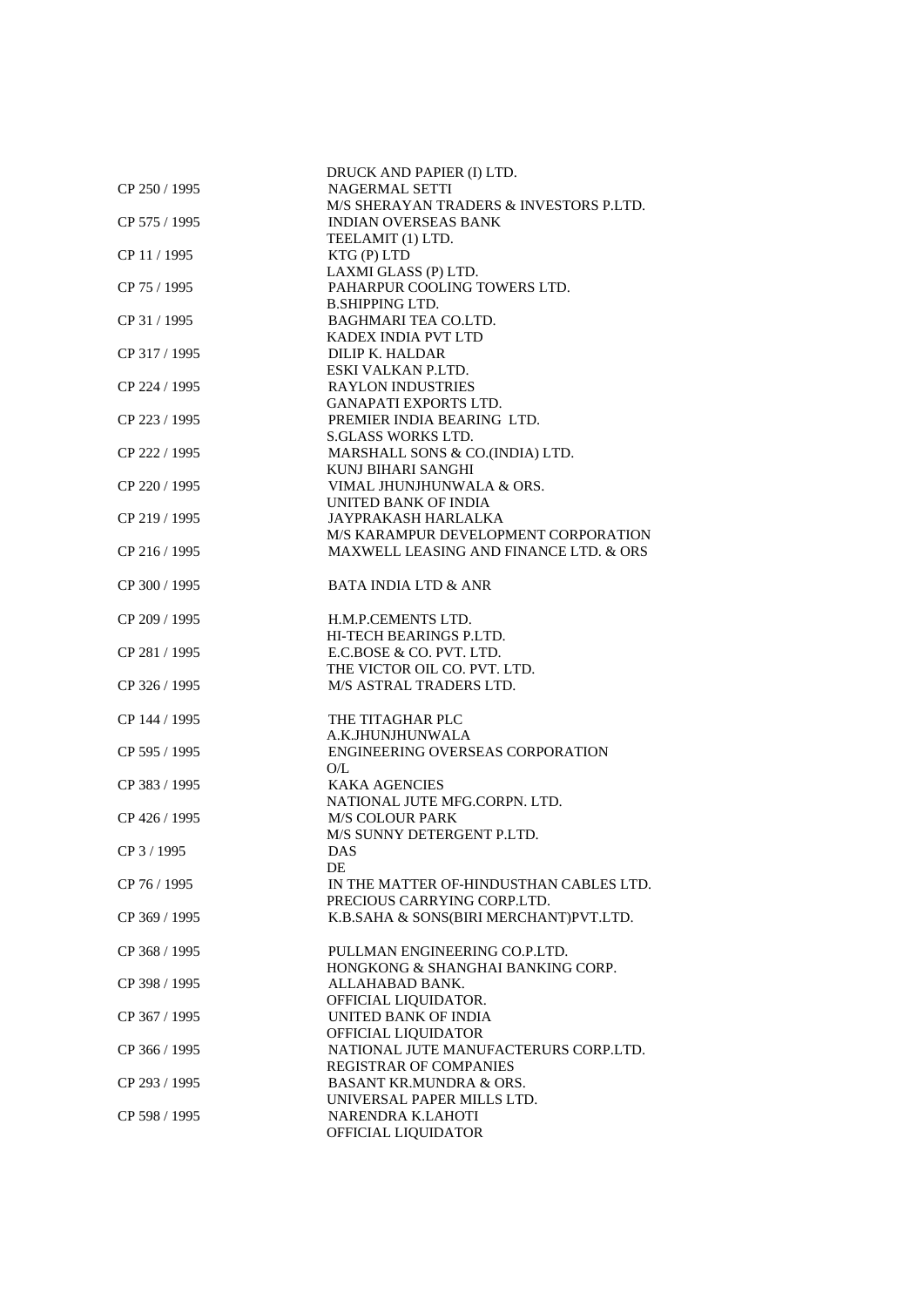| | |
|---|---|
| | DRUCK AND PAPIER (I) LTD. |
| CP 250 / 1995 | NAGERMAL SETTI |
| | M/S SHERAYAN TRADERS & INVESTORS P.LTD. |
| CP 575 / 1995 | INDIAN OVERSEAS BANK |
| | TEELAMIT (1) LTD. |
| CP 11 / 1995 | KTG (P) LTD |
| | LAXMI GLASS (P) LTD. |
| CP 75 / 1995 | PAHARPUR COOLING TOWERS LTD. |
| | B.SHIPPING LTD. |
| CP 31 / 1995 | BAGHMARI TEA CO.LTD. |
| | KADEX INDIA PVT LTD |
| CP 317 / 1995 | DILIP K. HALDAR |
| | ESKI VALKAN P.LTD. |
| CP 224 / 1995 | RAYLON INDUSTRIES |
| | GANAPATI EXPORTS LTD. |
| CP 223 / 1995 | PREMIER INDIA BEARING LTD. |
| | S.GLASS WORKS LTD. |
| CP 222 / 1995 | MARSHALL SONS & CO.(INDIA) LTD. |
| | KUNJ BIHARI SANGHI |
| CP 220 / 1995 | VIMAL JHUNJHUNWALA & ORS. |
| | UNITED BANK OF INDIA |
| CP 219 / 1995 | JAYPRAKASH HARLALKA |
| | M/S KARAMPUR DEVELOPMENT CORPORATION |
| CP 216 / 1995 | MAXWELL LEASING AND FINANCE LTD. & ORS |
| CP 300 / 1995 | BATA INDIA LTD & ANR |
| CP 209 / 1995 | H.M.P.CEMENTS LTD. |
| | HI-TECH BEARINGS P.LTD. |
| CP 281 / 1995 | E.C.BOSE & CO. PVT. LTD. |
| | THE VICTOR OIL CO. PVT. LTD. |
| CP 326 / 1995 | M/S ASTRAL TRADERS LTD. |
| CP 144 / 1995 | THE TITAGHAR PLC |
| | A.K.JHUNJHUNWALA |
| CP 595 / 1995 | ENGINEERING OVERSEAS CORPORATION |
| | O/L |
| CP 383 / 1995 | KAKA AGENCIES |
| | NATIONAL JUTE MFG.CORPN. LTD. |
| CP 426 / 1995 | M/S COLOUR PARK |
| | M/S SUNNY DETERGENT P.LTD. |
| CP 3 / 1995 | DAS |
| | DE |
| CP 76 / 1995 | IN THE MATTER OF-HINDUSTHAN CABLES LTD. |
| | PRECIOUS CARRYING CORP.LTD. |
| CP 369 / 1995 | K.B.SAHA & SONS(BIRI MERCHANT)PVT.LTD. |
| CP 368 / 1995 | PULLMAN ENGINEERING CO.P.LTD. |
| | HONGKONG & SHANGHAI BANKING CORP. |
| CP 398 / 1995 | ALLAHABAD BANK. |
| | OFFICIAL LIQUIDATOR. |
| CP 367 / 1995 | UNITED BANK OF INDIA |
| | OFFICIAL LIQUIDATOR |
| CP 366 / 1995 | NATIONAL JUTE MANUFACTERURS CORP.LTD. |
| | REGISTRAR OF COMPANIES |
| CP 293 / 1995 | BASANT KR.MUNDRA & ORS. |
| | UNIVERSAL PAPER MILLS LTD. |
| CP 598 / 1995 | NARENDRA K.LAHOTI |
| | OFFICIAL LIQUIDATOR |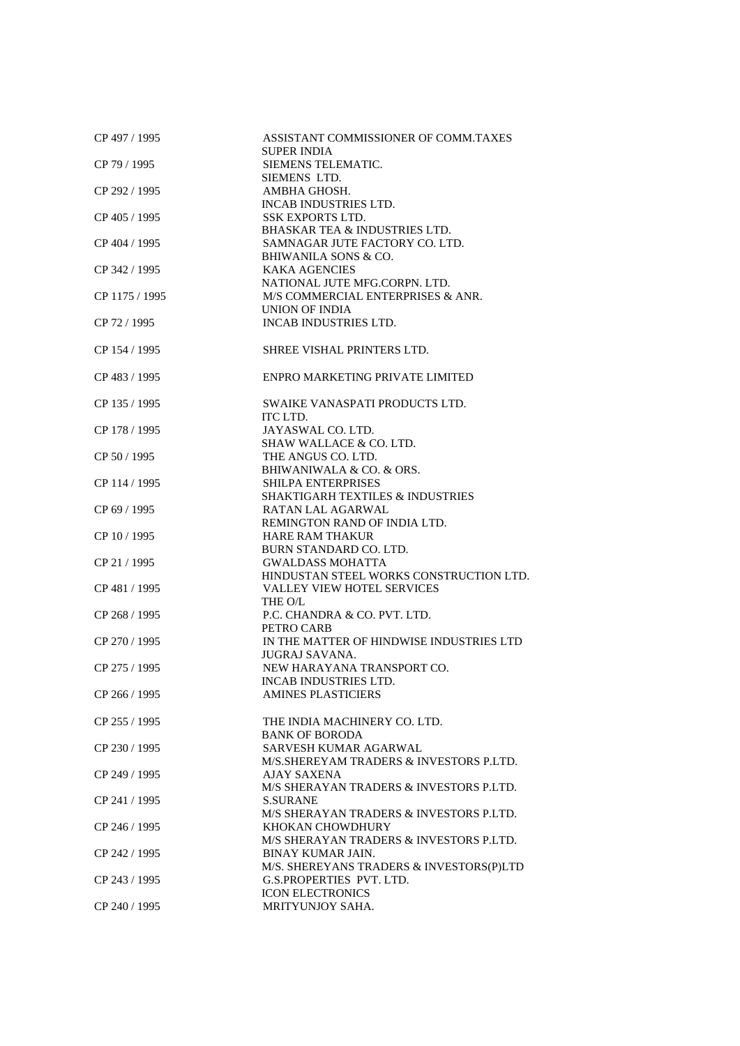| | |
|---|---|
| CP 497 / 1995 | ASSISTANT COMMISSIONER OF COMM.TAXES<br>SUPER INDIA |
| CP 79 / 1995 | SIEMENS TELEMATIC.<br>SIEMENS LTD. |
| CP 292 / 1995 | AMBHA GHOSH.<br>INCAB INDUSTRIES LTD. |
| CP 405 / 1995 | SSK EXPORTS LTD.<br>BHASKAR TEA & INDUSTRIES LTD. |
| CP 404 / 1995 | SAMNAGAR JUTE FACTORY CO. LTD.<br>BHIWANILA SONS & CO. |
| CP 342 / 1995 | KAKA AGENCIES<br>NATIONAL JUTE MFG.CORPN. LTD. |
| CP 1175 / 1995 | M/S COMMERCIAL ENTERPRISES & ANR.<br>UNION OF INDIA |
| CP 72 / 1995 | INCAB INDUSTRIES LTD. |
| CP 154 / 1995 | SHREE VISHAL PRINTERS LTD. |
| CP 483 / 1995 | ENPRO MARKETING PRIVATE LIMITED |
| CP 135 / 1995 | SWAIKE VANASPATI PRODUCTS LTD.<br>ITC LTD. |
| CP 178 / 1995 | JAYASWAL CO. LTD.<br>SHAW WALLACE & CO. LTD. |
| CP 50 / 1995 | THE ANGUS CO. LTD.<br>BHIWANIWALA & CO. & ORS. |
| CP 114 / 1995 | SHILPA ENTERPRISES<br>SHAKTIGARH TEXTILES & INDUSTRIES |
| CP 69 / 1995 | RATAN LAL AGARWAL<br>REMINGTON RAND OF INDIA LTD. |
| CP 10 / 1995 | HARE RAM THAKUR<br>BURN STANDARD CO. LTD. |
| CP 21 / 1995 | GWALDASS MOHATTA<br>HINDUSTAN STEEL WORKS CONSTRUCTION LTD. |
| CP 481 / 1995 | VALLEY VIEW HOTEL SERVICES<br>THE O/L |
| CP 268 / 1995 | P.C. CHANDRA & CO. PVT. LTD.<br>PETRO CARB |
| CP 270 / 1995 | IN THE MATTER OF HINDWISE INDUSTRIES LTD<br>JUGRAJ SAVANA. |
| CP 275 / 1995 | NEW HARAYANA TRANSPORT CO.<br>INCAB INDUSTRIES LTD. |
| CP 266 / 1995 | AMINES PLASTICIERS |
| CP 255 / 1995 | THE INDIA MACHINERY CO. LTD.<br>BANK OF BORODA |
| CP 230 / 1995 | SARVESH KUMAR AGARWAL<br>M/S.SHEREYAM TRADERS & INVESTORS P.LTD. |
| CP 249 / 1995 | AJAY SAXENA<br>M/S SHERAYAN TRADERS & INVESTORS P.LTD. |
| CP 241 / 1995 | S.SURANE<br>M/S SHERAYAN TRADERS & INVESTORS P.LTD. |
| CP 246 / 1995 | KHOKAN CHOWDHURY<br>M/S SHERAYAN TRADERS & INVESTORS P.LTD. |
| CP 242 / 1995 | BINAY KUMAR JAIN.<br>M/S. SHEREYANS TRADERS & INVESTORS(P)LTD |
| CP 243 / 1995 | G.S.PROPERTIES PVT. LTD.<br>ICON ELECTRONICS |
| CP 240 / 1995 | MRITYUNJOY SAHA. |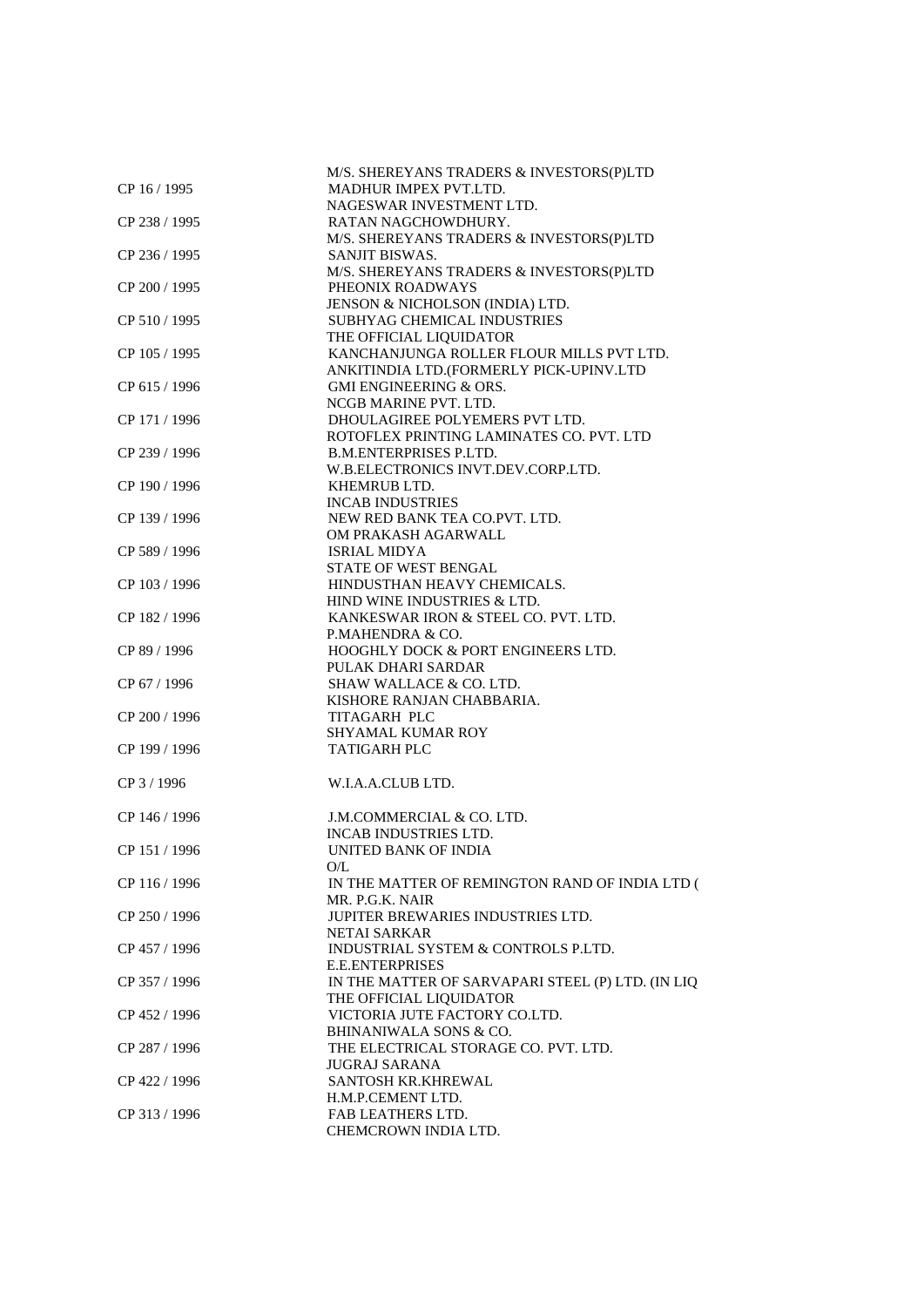| | |
|---|---|
| | M/S. SHEREYANS TRADERS & INVESTORS(P)LTD |
| CP 16 / 1995 | MADHUR IMPEX PVT.LTD. |
| | NAGESWAR INVESTMENT LTD. |
| CP 238 / 1995 | RATAN NAGCHOWDHURY. |
| | M/S. SHEREYANS TRADERS & INVESTORS(P)LTD |
| CP 236 / 1995 | SANJIT BISWAS. |
| | M/S. SHEREYANS TRADERS & INVESTORS(P)LTD |
| CP 200 / 1995 | PHEONIX ROADWAYS |
| | JENSON & NICHOLSON (INDIA) LTD. |
| CP 510 / 1995 | SUBHYAG CHEMICAL INDUSTRIES |
| | THE OFFICIAL LIQUIDATOR |
| CP 105 / 1995 | KANCHANJUNGA ROLLER FLOUR MILLS PVT LTD. |
| | ANKITINDIA LTD.(FORMERLY PICK-UPINV.LTD |
| CP 615 / 1996 | GMI ENGINEERING & ORS. |
| | NCGB MARINE PVT. LTD. |
| CP 171 / 1996 | DHOULAGIREE POLYEMERS PVT LTD. |
| | ROTOFLEX PRINTING LAMINATES CO. PVT. LTD |
| CP 239 / 1996 | B.M.ENTERPRISES P.LTD. |
| | W.B.ELECTRONICS INVT.DEV.CORP.LTD. |
| CP 190 / 1996 | KHEMRUB LTD. |
| | INCAB INDUSTRIES |
| CP 139 / 1996 | NEW RED BANK TEA CO.PVT. LTD. |
| | OM PRAKASH AGARWALL |
| CP 589 / 1996 | ISRIAL MIDYA |
| | STATE OF WEST BENGAL |
| CP 103 / 1996 | HINDUSTHAN HEAVY CHEMICALS. |
| | HIND WINE INDUSTRIES & LTD. |
| CP 182 / 1996 | KANKESWAR IRON & STEEL CO. PVT. LTD. |
| | P.MAHENDRA & CO. |
| CP 89 / 1996 | HOOGHLY DOCK & PORT ENGINEERS LTD. |
| | PULAK DHARI SARDAR |
| CP 67 / 1996 | SHAW WALLACE & CO. LTD. |
| | KISHORE RANJAN CHABBARIA. |
| CP 200 / 1996 | TITAGARH PLC |
| | SHYAMAL KUMAR ROY |
| CP 199 / 1996 | TATIGARH PLC |
| CP 3 / 1996 | W.I.A.A.CLUB LTD. |
| CP 146 / 1996 | J.M.COMMERCIAL & CO. LTD. |
| | INCAB INDUSTRIES LTD. |
| CP 151 / 1996 | UNITED BANK OF INDIA |
| | O/L |
| CP 116 / 1996 | IN THE MATTER OF REMINGTON RAND OF INDIA LTD ( |
| | MR. P.G.K. NAIR |
| CP 250 / 1996 | JUPITER BREWARIES INDUSTRIES LTD. |
| | NETAI SARKAR |
| CP 457 / 1996 | INDUSTRIAL SYSTEM & CONTROLS P.LTD. |
| | E.E.ENTERPRISES |
| CP 357 / 1996 | IN THE MATTER OF SARVAPARI STEEL (P) LTD. (IN LIQ |
| | THE OFFICIAL LIQUIDATOR |
| CP 452 / 1996 | VICTORIA JUTE FACTORY CO.LTD. |
| | BHINANIWALA SONS & CO. |
| CP 287 / 1996 | THE ELECTRICAL STORAGE CO. PVT. LTD. |
| | JUGRAJ SARANA |
| CP 422 / 1996 | SANTOSH KR.KHREWAL |
| | H.M.P.CEMENT LTD. |
| CP 313 / 1996 | FAB LEATHERS LTD. |
| | CHEMCROWN INDIA LTD. |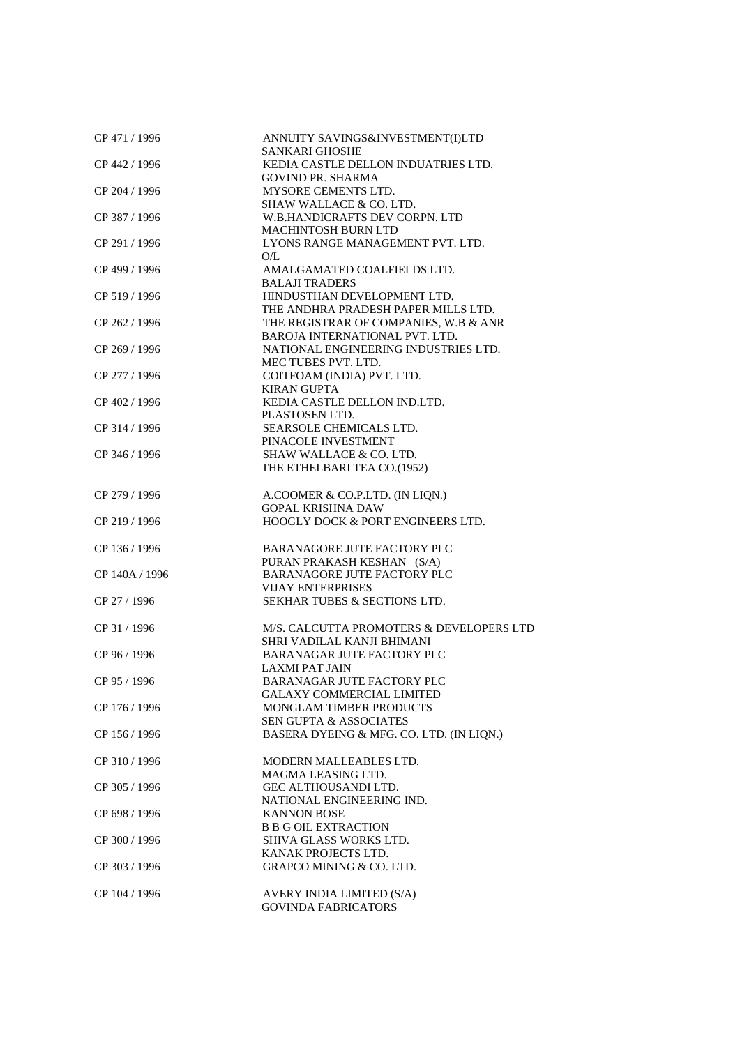| | |
|---|---|
| CP 471 / 1996 | ANNUITY SAVINGS&INVESTMENT(I)LTD<br>SANKARI GHOSHE |
| CP 442 / 1996 | KEDIA CASTLE DELLON INDUATRIES LTD.<br>GOVIND PR. SHARMA |
| CP 204 / 1996 | MYSORE CEMENTS LTD.<br>SHAW WALLACE & CO. LTD. |
| CP 387 / 1996 | W.B.HANDICRAFTS DEV CORPN. LTD<br>MACHINTOSH BURN LTD |
| CP 291 / 1996 | LYONS RANGE MANAGEMENT PVT. LTD.<br>O/L |
| CP 499 / 1996 | AMALGAMATED COALFIELDS LTD.<br>BALAJI TRADERS |
| CP 519 / 1996 | HINDUSTHAN DEVELOPMENT LTD.<br>THE ANDHRA PRADESH PAPER MILLS LTD. |
| CP 262 / 1996 | THE REGISTRAR OF COMPANIES, W.B & ANR<br>BAROJA INTERNATIONAL PVT. LTD. |
| CP 269 / 1996 | NATIONAL ENGINEERING INDUSTRIES LTD.<br>MEC TUBES PVT. LTD. |
| CP 277 / 1996 | COITFOAM (INDIA) PVT. LTD.<br>KIRAN GUPTA |
| CP 402 / 1996 | KEDIA CASTLE DELLON IND.LTD.<br>PLASTOSEN LTD. |
| CP 314 / 1996 | SEARSOLE CHEMICALS LTD.<br>PINACOLE INVESTMENT |
| CP 346 / 1996 | SHAW WALLACE & CO. LTD.<br>THE ETHELBARI TEA CO.(1952) |
| CP 279 / 1996 | A.COOMER & CO.P.LTD. (IN LIQN.)<br>GOPAL KRISHNA DAW |
| CP 219 / 1996 | HOOGLY DOCK & PORT ENGINEERS LTD. |
| CP 136 / 1996 | BARANAGORE JUTE FACTORY PLC<br>PURAN PRAKASH KESHAN (S/A) |
| CP 140A / 1996 | BARANAGORE JUTE FACTORY PLC<br>VIJAY ENTERPRISES |
| CP 27 / 1996 | SEKHAR TUBES & SECTIONS LTD. |
| CP 31 / 1996 | M/S. CALCUTTA PROMOTERS & DEVELOPERS LTD<br>SHRI VADILAL KANJI BHIMANI |
| CP 96 / 1996 | BARANAGAR JUTE FACTORY PLC<br>LAXMI PAT JAIN |
| CP 95 / 1996 | BARANAGAR JUTE FACTORY PLC<br>GALAXY COMMERCIAL LIMITED |
| CP 176 / 1996 | MONGLAM TIMBER PRODUCTS<br>SEN GUPTA & ASSOCIATES |
| CP 156 / 1996 | BASERA DYEING & MFG. CO. LTD. (IN LIQN.) |
| CP 310 / 1996 | MODERN MALLEABLES LTD.<br>MAGMA LEASING LTD. |
| CP 305 / 1996 | GEC ALTHOUSANDI LTD.<br>NATIONAL ENGINEERING IND. |
| CP 698 / 1996 | KANNON BOSE<br>B B G OIL EXTRACTION |
| CP 300 / 1996 | SHIVA GLASS WORKS LTD.<br>KANAK PROJECTS LTD. |
| CP 303 / 1996 | GRAPCO MINING & CO. LTD. |
| CP 104 / 1996 | AVERY INDIA LIMITED (S/A)<br>GOVINDA FABRICATORS |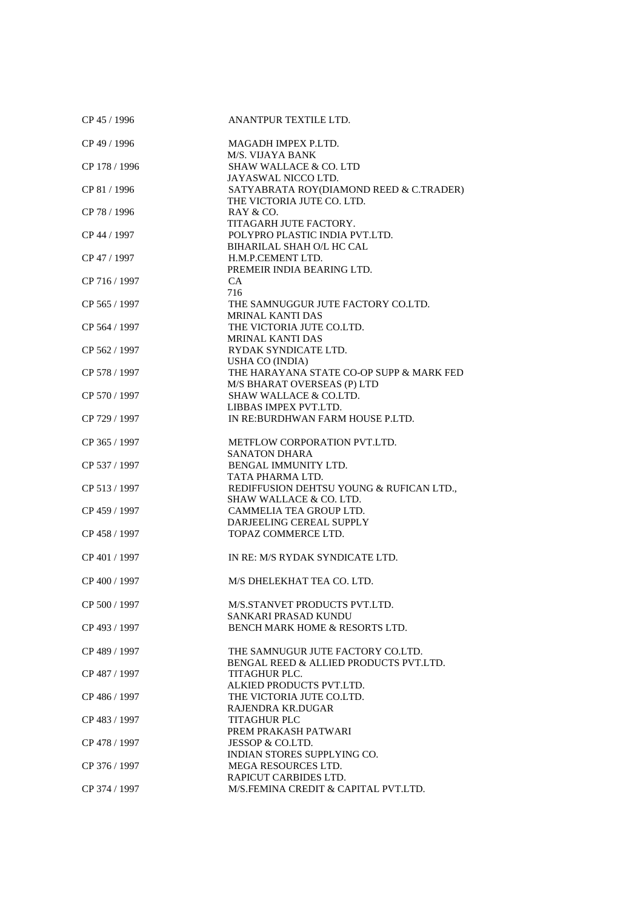| | |
|---|---|
| CP 45 / 1996 | ANANTPUR TEXTILE LTD. |
| CP 49 / 1996 | MAGADH IMPEX P.LTD.<br>M/S. VIJAYA BANK |
| CP 178 / 1996 | SHAW WALLACE & CO. LTD<br>JAYASWAL NICCO LTD. |
| CP 81 / 1996 | SATYABRATA ROY(DIAMOND REED & C.TRADER)<br>THE VICTORIA JUTE CO. LTD. |
| CP 78 / 1996 | RAY & CO.<br>TITAGARH JUTE FACTORY. |
| CP 44 / 1997 | POLYPRO PLASTIC INDIA PVT.LTD.<br>BIHARILAL SHAH O/L HC CAL |
| CP 47 / 1997 | H.M.P.CEMENT LTD.<br>PREMEIR INDIA BEARING LTD. |
| CP 716 / 1997 | CA<br>716 |
| CP 565 / 1997 | THE SAMNUGGUR JUTE FACTORY CO.LTD.<br>MRINAL KANTI DAS |
| CP 564 / 1997 | THE VICTORIA JUTE CO.LTD.<br>MRINAL KANTI DAS |
| CP 562 / 1997 | RYDAK SYNDICATE LTD.<br>USHA CO (INDIA) |
| CP 578 / 1997 | THE HARAYANA STATE CO-OP SUPP & MARK FED<br>M/S BHARAT OVERSEAS (P) LTD |
| CP 570 / 1997 | SHAW WALLACE & CO.LTD.<br>LIBBAS IMPEX PVT.LTD. |
| CP 729 / 1997 | IN RE:BURDHWAN FARM HOUSE P.LTD. |
| CP 365 / 1997 | METFLOW CORPORATION PVT.LTD.<br>SANATON DHARA |
| CP 537 / 1997 | BENGAL IMMUNITY LTD.<br>TATA PHARMA LTD. |
| CP 513 / 1997 | REDIFFUSION DEHTSU YOUNG & RUFICAN LTD.,<br>SHAW WALLACE & CO. LTD. |
| CP 459 / 1997 | CAMMELIA TEA GROUP LTD.<br>DARJEELING CEREAL SUPPLY |
| CP 458 / 1997 | TOPAZ COMMERCE LTD. |
| CP 401 / 1997 | IN RE: M/S RYDAK SYNDICATE LTD. |
| CP 400 / 1997 | M/S DHELEKHAT TEA CO. LTD. |
| CP 500 / 1997 | M/S.STANVET PRODUCTS PVT.LTD.<br>SANKARI PRASAD KUNDU |
| CP 493 / 1997 | BENCH MARK HOME & RESORTS LTD. |
| CP 489 / 1997 | THE SAMNUGUR JUTE FACTORY CO.LTD.<br>BENGAL REED & ALLIED PRODUCTS PVT.LTD. |
| CP 487 / 1997 | TITAGHUR PLC.<br>ALKIED PRODUCTS PVT.LTD. |
| CP 486 / 1997 | THE VICTORIA JUTE CO.LTD.<br>RAJENDRA KR.DUGAR |
| CP 483 / 1997 | TITAGHUR PLC<br>PREM PRAKASH PATWARI |
| CP 478 / 1997 | JESSOP & CO.LTD.<br>INDIAN STORES SUPPLYING CO. |
| CP 376 / 1997 | MEGA RESOURCES LTD.<br>RAPICUT CARBIDES LTD. |
| CP 374 / 1997 | M/S.FEMINA CREDIT & CAPITAL PVT.LTD. |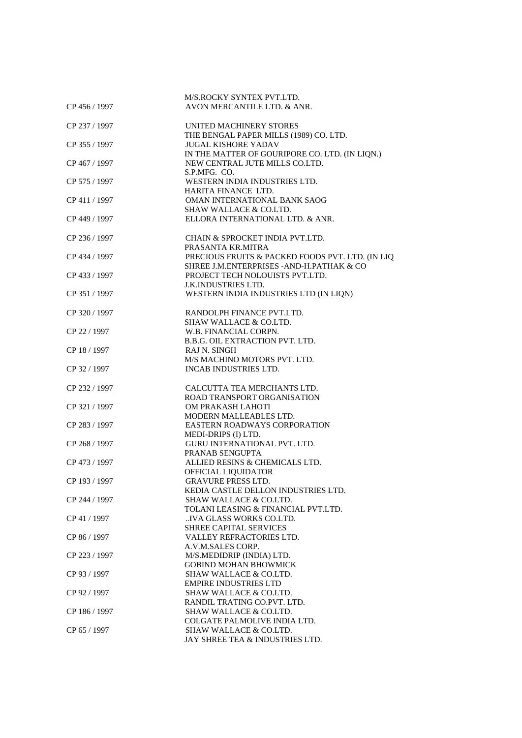| | |
|---|---|
| | M/S.ROCKY SYNTEX PVT.LTD. |
| CP 456 / 1997 | AVON MERCANTILE LTD. & ANR. |
| | |
| CP 237 / 1997 | UNITED MACHINERY STORES |
| | THE BENGAL PAPER MILLS (1989) CO. LTD. |
| CP 355 / 1997 | JUGAL KISHORE YADAV |
| | IN THE MATTER OF GOURIPORE CO. LTD. (IN LIQN.) |
| CP 467 / 1997 | NEW CENTRAL JUTE MILLS CO.LTD. |
| | S.P.MFG. CO. |
| CP 575 / 1997 | WESTERN INDIA INDUSTRIES LTD. |
| | HARITA FINANCE LTD. |
| CP 411 / 1997 | OMAN INTERNATIONAL BANK SAOG |
| | SHAW WALLACE & CO.LTD. |
| CP 449 / 1997 | ELLORA INTERNATIONAL LTD. & ANR. |
| | |
| CP 236 / 1997 | CHAIN & SPROCKET INDIA PVT.LTD. |
| | PRASANTA KR.MITRA |
| CP 434 / 1997 | PRECIOUS FRUITS & PACKED FOODS PVT. LTD. (IN LIQ |
| | SHREE J.M.ENTERPRISES -AND-H.PATHAK & CO |
| CP 433 / 1997 | PROJECT TECH NOLOUISTS PVT.LTD. |
| | J.K.INDUSTRIES LTD. |
| CP 351 / 1997 | WESTERN INDIA INDUSTRIES LTD (IN LIQN) |
| | |
| CP 320 / 1997 | RANDOLPH FINANCE PVT.LTD. |
| | SHAW WALLACE & CO.LTD. |
| CP 22 / 1997 | W.B. FINANCIAL CORPN. |
| | B.B.G. OIL EXTRACTION PVT. LTD. |
| CP 18 / 1997 | RAJ N. SINGH |
| | M/S MACHINO MOTORS PVT. LTD. |
| CP 32 / 1997 | INCAB INDUSTRIES LTD. |
| | |
| CP 232 / 1997 | CALCUTTA TEA MERCHANTS LTD. |
| | ROAD TRANSPORT ORGANISATION |
| CP 321 / 1997 | OM PRAKASH LAHOTI |
| | MODERN MALLEABLES LTD. |
| CP 283 / 1997 | EASTERN ROADWAYS CORPORATION |
| | MEDI-DRIPS (I) LTD. |
| CP 268 / 1997 | GURU INTERNATIONAL PVT. LTD. |
| | PRANAB SENGUPTA |
| CP 473 / 1997 | ALLIED RESINS & CHEMICALS LTD. |
| | OFFICIAL LIQUIDATOR |
| CP 193 / 1997 | GRAVURE PRESS LTD. |
| | KEDIA CASTLE DELLON INDUSTRIES LTD. |
| CP 244 / 1997 | SHAW WALLACE & CO.LTD. |
| | TOLANI LEASING & FINANCIAL PVT.LTD. |
| CP 41 / 1997 | ..IVA GLASS WORKS CO.LTD. |
| | SHREE CAPITAL SERVICES |
| CP 86 / 1997 | VALLEY REFRACTORIES LTD. |
| | A.V.M.SALES CORP. |
| CP 223 / 1997 | M/S.MEDIDRIP (INDIA) LTD. |
| | GOBIND MOHAN BHOWMICK |
| CP 93 / 1997 | SHAW WALLACE & CO.LTD. |
| | EMPIRE INDUSTRIES LTD |
| CP 92 / 1997 | SHAW WALLACE & CO.LTD. |
| | RANDIL TRATING CO.PVT. LTD. |
| CP 186 / 1997 | SHAW WALLACE & CO.LTD. |
| | COLGATE PALMOLIVE INDIA LTD. |
| CP 65 / 1997 | SHAW WALLACE & CO.LTD. |
| | JAY SHREE TEA & INDUSTRIES LTD. |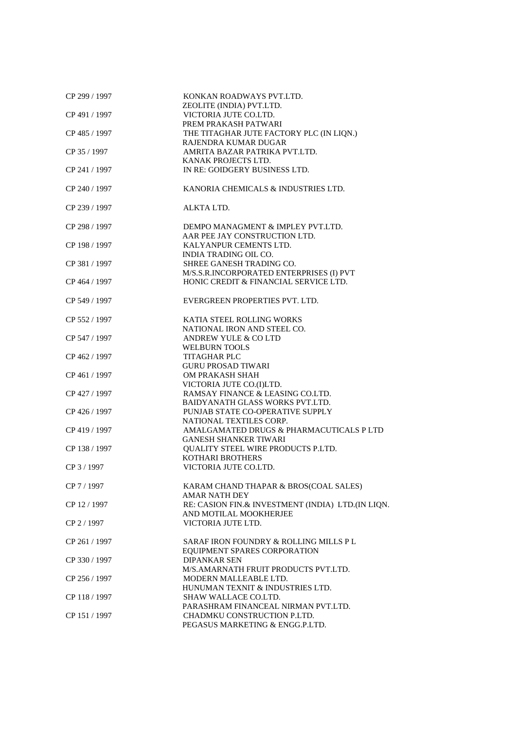| | |
|---|---|
| CP 299 / 1997 | KONKAN ROADWAYS PVT.LTD.<br>ZEOLITE (INDIA) PVT.LTD. |
| CP 491 / 1997 | VICTORIA JUTE CO.LTD.<br>PREM PRAKASH PATWARI |
| CP 485 / 1997 | THE TITAGHAR JUTE FACTORY PLC (IN LIQN.)<br>RAJENDRA KUMAR DUGAR |
| CP 35 / 1997 | AMRITA BAZAR PATRIKA PVT.LTD.<br>KANAK PROJECTS LTD. |
| CP 241 / 1997 | IN RE: GOIDGERY BUSINESS LTD. |
| CP 240 / 1997 | KANORIA CHEMICALS & INDUSTRIES LTD. |
| CP 239 / 1997 | ALKTA LTD. |
| CP 298 / 1997 | DEMPO MANAGMENT & IMPLEY PVT.LTD.<br>AAR PEE JAY CONSTRUCTION LTD. |
| CP 198 / 1997 | KALYANPUR CEMENTS LTD.<br>INDIA TRADING OIL CO. |
| CP 381 / 1997 | SHREE GANESH TRADING CO.<br>M/S.S.R.INCORPORATED ENTERPRISES (I) PVT |
| CP 464 / 1997 | HONIC CREDIT & FINANCIAL SERVICE LTD. |
| CP 549 / 1997 | EVERGREEN PROPERTIES PVT. LTD. |
| CP 552 / 1997 | KATIA STEEL ROLLING WORKS<br>NATIONAL IRON AND STEEL CO. |
| CP 547 / 1997 | ANDREW YULE & CO LTD<br>WELBURN TOOLS |
| CP 462 / 1997 | TITAGHAR PLC<br>GURU PROSAD TIWARI |
| CP 461 / 1997 | OM PRAKASH SHAH<br>VICTORIA JUTE CO.(I)LTD. |
| CP 427 / 1997 | RAMSAY FINANCE & LEASING CO.LTD.<br>BAIDYANATH GLASS WORKS PVT.LTD. |
| CP 426 / 1997 | PUNJAB STATE CO-OPERATIVE SUPPLY<br>NATIONAL TEXTILES CORP. |
| CP 419 / 1997 | AMALGAMATED DRUGS & PHARMACUTICALS P LTD<br>GANESH SHANKER TIWARI |
| CP 138 / 1997 | QUALITY STEEL WIRE PRODUCTS P.LTD.<br>KOTHARI BROTHERS |
| CP 3 / 1997 | VICTORIA JUTE CO.LTD. |
| CP 7 / 1997 | KARAM CHAND THAPAR & BROS(COAL SALES)<br>AMAR NATH DEY |
| CP 12 / 1997 | RE: CASION FIN.& INVESTMENT (INDIA) LTD.(IN LIQN.<br>AND MOTILAL MOOKHERJEE |
| CP 2 / 1997 | VICTORIA JUTE LTD. |
| CP 261 / 1997 | SARAF IRON FOUNDRY & ROLLING MILLS P L<br>EQUIPMENT SPARES CORPORATION |
| CP 330 / 1997 | DIPANKAR SEN<br>M/S.AMARNATH FRUIT PRODUCTS PVT.LTD. |
| CP 256 / 1997 | MODERN MALLEABLE LTD.<br>HUNUMAN TEXNIT & INDUSTRIES LTD. |
| CP 118 / 1997 | SHAW WALLACE CO.LTD.<br>PARASHRAM FINANCEAL NIRMAN PVT.LTD. |
| CP 151 / 1997 | CHADMKU CONSTRUCTION P.LTD.<br>PEGASUS MARKETING & ENGG.P.LTD. |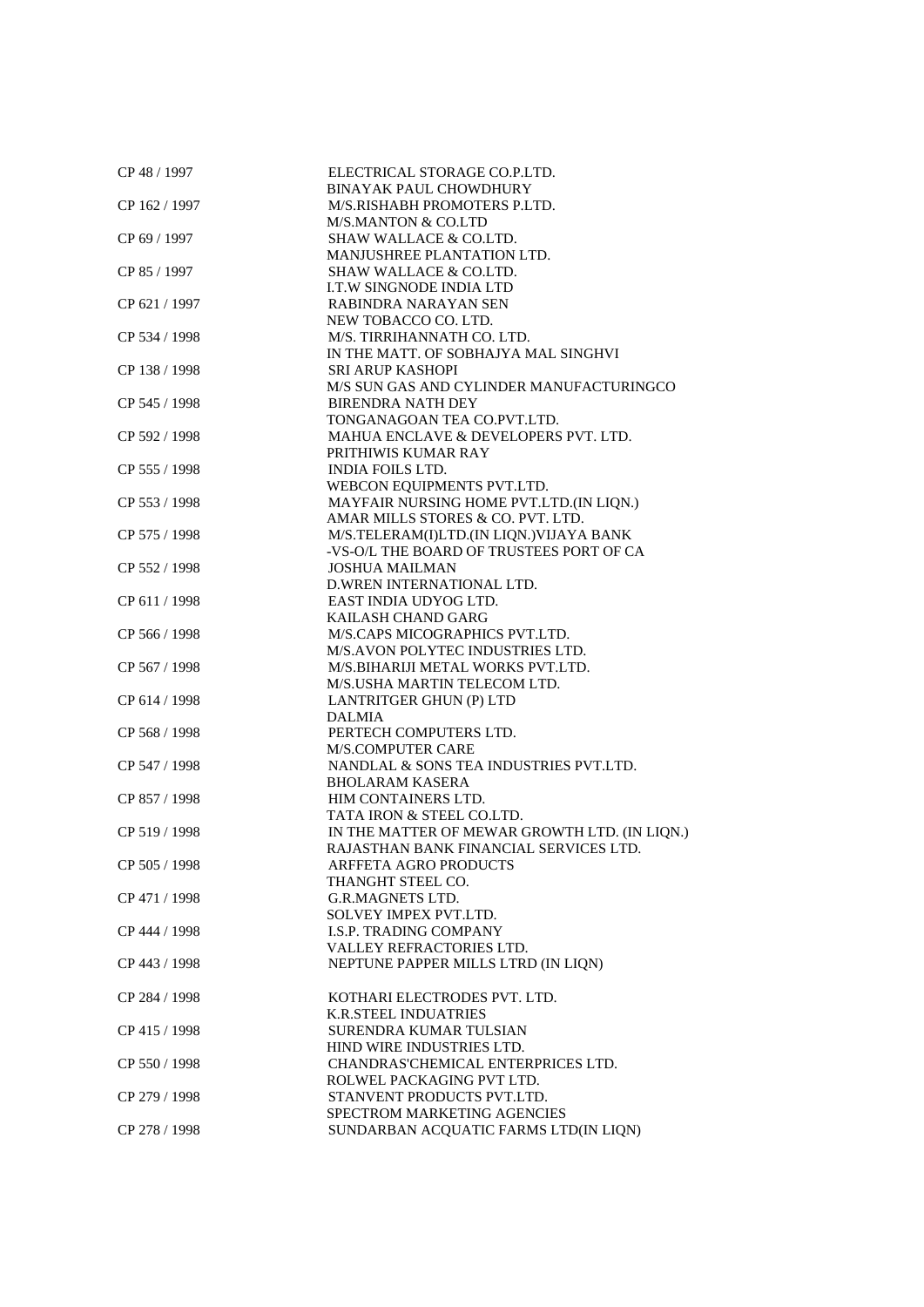| | |
|---|---|
| CP 48 / 1997 | ELECTRICAL STORAGE CO.P.LTD. |
| | BINAYAK PAUL CHOWDHURY |
| CP 162 / 1997 | M/S.RISHABH PROMOTERS P.LTD. |
| | M/S.MANTON & CO.LTD |
| CP 69 / 1997 | SHAW WALLACE & CO.LTD. |
| | MANJUSHREE PLANTATION LTD. |
| CP 85 / 1997 | SHAW WALLACE & CO.LTD. |
| | I.T.W SINGNODE INDIA LTD |
| CP 621 / 1997 | RABINDRA NARAYAN SEN |
| | NEW TOBACCO CO. LTD. |
| CP 534 / 1998 | M/S. TIRRIHANNATH CO. LTD. |
| | IN THE MATT. OF SOBHAJYA MAL SINGHVI |
| CP 138 / 1998 | SRI ARUP KASHOPI |
| | M/S SUN GAS AND CYLINDER MANUFACTURINGCO |
| CP 545 / 1998 | BIRENDRA NATH DEY |
| | TONGANAGOAN TEA CO.PVT.LTD. |
| CP 592 / 1998 | MAHUA ENCLAVE & DEVELOPERS PVT. LTD. |
| | PRITHIWIS KUMAR RAY |
| CP 555 / 1998 | INDIA FOILS LTD. |
| | WEBCON EQUIPMENTS PVT.LTD. |
| CP 553 / 1998 | MAYFAIR NURSING HOME PVT.LTD.(IN LIQN.) |
| | AMAR MILLS STORES & CO. PVT. LTD. |
| CP 575 / 1998 | M/S.TELERAM(I)LTD.(IN LIQN.)VIJAYA BANK |
| | -VS-O/L THE BOARD OF TRUSTEES PORT OF CA |
| CP 552 / 1998 | JOSHUA MAILMAN |
| | D.WREN INTERNATIONAL LTD. |
| CP 611 / 1998 | EAST INDIA UDYOG LTD. |
| | KAILASH CHAND GARG |
| CP 566 / 1998 | M/S.CAPS MICOGRAPHICS PVT.LTD. |
| | M/S.AVON POLYTEC INDUSTRIES LTD. |
| CP 567 / 1998 | M/S.BIHARIJI METAL WORKS PVT.LTD. |
| | M/S.USHA MARTIN TELECOM LTD. |
| CP 614 / 1998 | LANTRITGER GHUN (P) LTD |
| | DALMIA |
| CP 568 / 1998 | PERTECH COMPUTERS LTD. |
| | M/S.COMPUTER CARE |
| CP 547 / 1998 | NANDLAL & SONS TEA INDUSTRIES PVT.LTD. |
| | BHOLARAM KASERA |
| CP 857 / 1998 | HIM CONTAINERS LTD. |
| | TATA IRON & STEEL CO.LTD. |
| CP 519 / 1998 | IN THE MATTER OF MEWAR GROWTH LTD. (IN LIQN.) |
| | RAJASTHAN BANK FINANCIAL SERVICES LTD. |
| CP 505 / 1998 | ARFFETA AGRO PRODUCTS |
| | THANGHT STEEL CO. |
| CP 471 / 1998 | G.R.MAGNETS LTD. |
| | SOLVEY IMPEX PVT.LTD. |
| CP 444 / 1998 | I.S.P. TRADING COMPANY |
| | VALLEY REFRACTORIES LTD. |
| CP 443 / 1998 | NEPTUNE PAPPER MILLS LTRD (IN LIQN) |
| CP 284 / 1998 | KOTHARI ELECTRODES PVT. LTD. |
| | K.R.STEEL INDUATRIES |
| CP 415 / 1998 | SURENDRA KUMAR TULSIAN |
| | HIND WIRE INDUSTRIES LTD. |
| CP 550 / 1998 | CHANDRAS'CHEMICAL ENTERPRICES LTD. |
| | ROLWEL PACKAGING PVT LTD. |
| CP 279 / 1998 | STANVENT PRODUCTS PVT.LTD. |
| | SPECTROM MARKETING AGENCIES |
| CP 278 / 1998 | SUNDARBAN ACQUATIC FARMS LTD(IN LIQN) |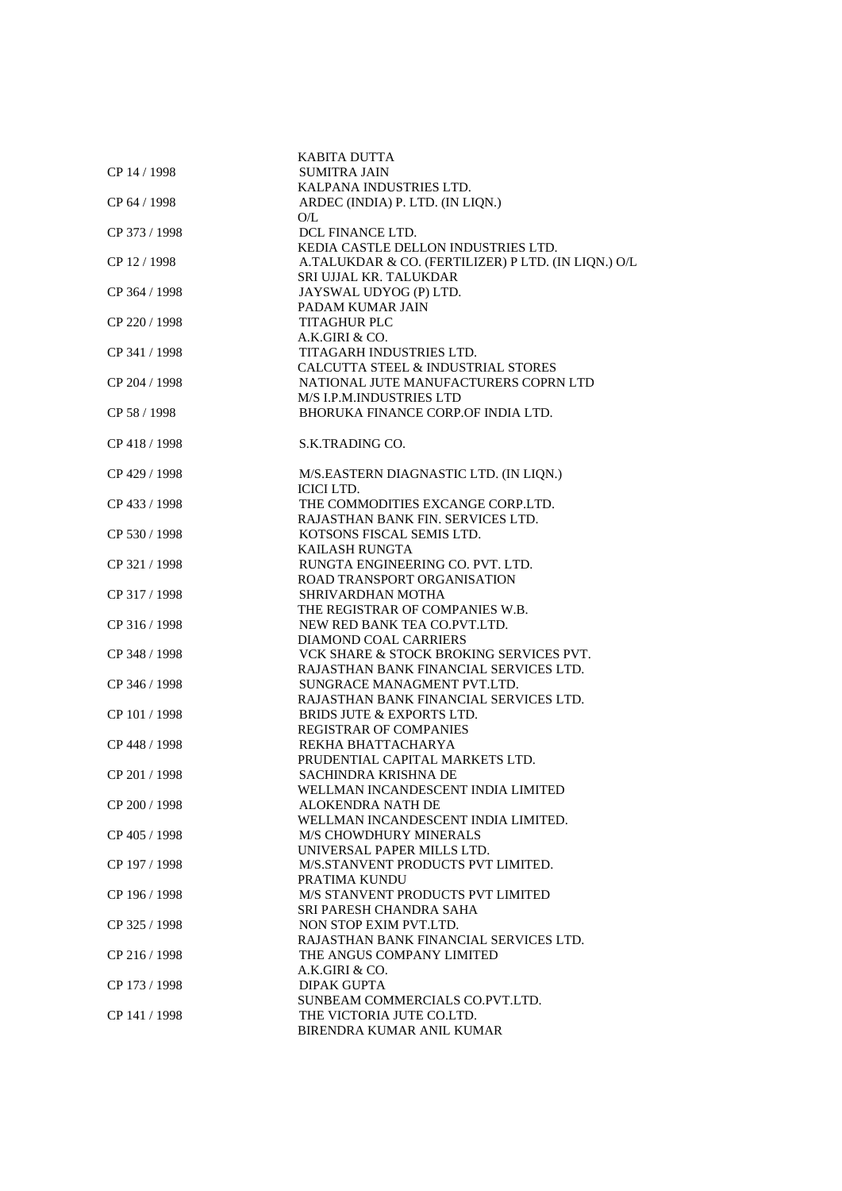| | |
|---|---|
| | KABITA DUTTA |
| CP 14 / 1998 | SUMITRA JAIN |
| | KALPANA INDUSTRIES LTD. |
| CP 64 / 1998 | ARDEC (INDIA) P. LTD. (IN LIQN.) |
| | O/L |
| CP 373 / 1998 | DCL FINANCE LTD. |
| | KEDIA CASTLE DELLON INDUSTRIES LTD. |
| CP 12 / 1998 | A.TALUKDAR & CO. (FERTILIZER) P LTD. (IN LIQN.) O/L |
| | SRI UJJAL KR. TALUKDAR |
| CP 364 / 1998 | JAYSWAL UDYOG (P) LTD. |
| | PADAM KUMAR JAIN |
| CP 220 / 1998 | TITAGHUR PLC |
| | A.K.GIRI & CO. |
| CP 341 / 1998 | TITAGARH INDUSTRIES LTD. |
| | CALCUTTA STEEL & INDUSTRIAL STORES |
| CP 204 / 1998 | NATIONAL JUTE MANUFACTURERS COPRN LTD |
| | M/S I.P.M.INDUSTRIES LTD |
| CP 58 / 1998 | BHORUKA FINANCE CORP.OF INDIA LTD. |
| CP 418 / 1998 | S.K.TRADING CO. |
| CP 429 / 1998 | M/S.EASTERN DIAGNASTIC LTD. (IN LIQN.) |
| | ICICI LTD. |
| CP 433 / 1998 | THE COMMODITIES EXCANGE CORP.LTD. |
| | RAJASTHAN BANK FIN. SERVICES LTD. |
| CP 530 / 1998 | KOTSONS FISCAL SEMIS LTD. |
| | KAILASH RUNGTA |
| CP 321 / 1998 | RUNGTA ENGINEERING CO. PVT. LTD. |
| | ROAD TRANSPORT ORGANISATION |
| CP 317 / 1998 | SHRIVARDHAN MOTHA |
| | THE REGISTRAR OF COMPANIES W.B. |
| CP 316 / 1998 | NEW RED BANK TEA CO.PVT.LTD. |
| | DIAMOND COAL CARRIERS |
| CP 348 / 1998 | VCK SHARE & STOCK BROKING SERVICES PVT. |
| | RAJASTHAN BANK FINANCIAL SERVICES LTD. |
| CP 346 / 1998 | SUNGRACE MANAGMENT PVT.LTD. |
| | RAJASTHAN BANK FINANCIAL SERVICES LTD. |
| CP 101 / 1998 | BRIDS JUTE & EXPORTS LTD. |
| | REGISTRAR OF COMPANIES |
| CP 448 / 1998 | REKHA BHATTACHARYA |
| | PRUDENTIAL CAPITAL MARKETS LTD. |
| CP 201 / 1998 | SACHINDRA KRISHNA DE |
| | WELLMAN INCANDESCENT INDIA LIMITED |
| CP 200 / 1998 | ALOKENDRA NATH DE |
| | WELLMAN INCANDESCENT INDIA LIMITED. |
| CP 405 / 1998 | M/S CHOWDHURY MINERALS |
| | UNIVERSAL PAPER MILLS LTD. |
| CP 197 / 1998 | M/S.STANVENT PRODUCTS PVT LIMITED. |
| | PRATIMA KUNDU |
| CP 196 / 1998 | M/S STANVENT PRODUCTS PVT LIMITED |
| | SRI PARESH CHANDRA SAHA |
| CP 325 / 1998 | NON STOP EXIM PVT.LTD. |
| | RAJASTHAN BANK FINANCIAL SERVICES LTD. |
| CP 216 / 1998 | THE ANGUS COMPANY LIMITED |
| | A.K.GIRI & CO. |
| CP 173 / 1998 | DIPAK GUPTA |
| | SUNBEAM COMMERCIALS CO.PVT.LTD. |
| CP 141 / 1998 | THE VICTORIA JUTE CO.LTD. |
| | BIRENDRA KUMAR ANIL KUMAR |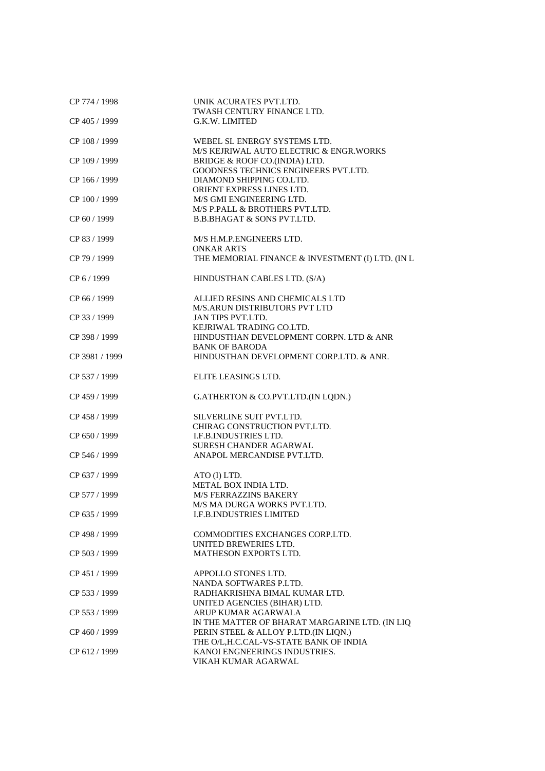| | |
|---|---|
| CP 774 / 1998 | UNIK ACURATES PVT.LTD. |
| | TWASH CENTURY FINANCE LTD. |
| CP 405 / 1999 | G.K.W. LIMITED |
| CP 108 / 1999 | WEBEL SL ENERGY SYSTEMS LTD. |
| | M/S KEJRIWAL AUTO ELECTRIC & ENGR.WORKS |
| CP 109 / 1999 | BRIDGE & ROOF CO.(INDIA) LTD. |
| | GOODNESS TECHNICS ENGINEERS PVT.LTD. |
| CP 166 / 1999 | DIAMOND SHIPPING CO.LTD. |
| | ORIENT EXPRESS LINES LTD. |
| CP 100 / 1999 | M/S GMI ENGINEERING LTD. |
| | M/S P.PALL & BROTHERS PVT.LTD. |
| CP 60 / 1999 | B.B.BHAGAT & SONS PVT.LTD. |
| CP 83 / 1999 | M/S H.M.P.ENGINEERS LTD. |
| | ONKAR ARTS |
| CP 79 / 1999 | THE MEMORIAL FINANCE & INVESTMENT (I) LTD. (IN L |
| CP 6 / 1999 | HINDUSTHAN CABLES LTD. (S/A) |
| CP 66 / 1999 | ALLIED RESINS AND CHEMICALS LTD |
| | M/S.ARUN DISTRIBUTORS PVT LTD |
| CP 33 / 1999 | JAN TIPS PVT.LTD. |
| | KEJRIWAL TRADING CO.LTD. |
| CP 398 / 1999 | HINDUSTHAN DEVELOPMENT CORPN. LTD & ANR |
| | BANK OF BARODA |
| CP 3981 / 1999 | HINDUSTHAN DEVELOPMENT CORP.LTD. & ANR. |
| CP 537 / 1999 | ELITE LEASINGS LTD. |
| CP 459 / 1999 | G.ATHERTON & CO.PVT.LTD.(IN LQDN.) |
| CP 458 / 1999 | SILVERLINE SUIT PVT.LTD. |
| | CHIRAG CONSTRUCTION PVT.LTD. |
| CP 650 / 1999 | I.F.B.INDUSTRIES LTD. |
| | SURESH CHANDER AGARWAL |
| CP 546 / 1999 | ANAPOL MERCANDISE PVT.LTD. |
| CP 637 / 1999 | ATO (I) LTD. |
| | METAL BOX INDIA LTD. |
| CP 577 / 1999 | M/S FERRAZZINS BAKERY |
| | M/S MA DURGA WORKS PVT.LTD. |
| CP 635 / 1999 | I.F.B.INDUSTRIES LIMITED |
| CP 498 / 1999 | COMMODITIES EXCHANGES CORP.LTD. |
| | UNITED BREWERIES LTD. |
| CP 503 / 1999 | MATHESON EXPORTS LTD. |
| CP 451 / 1999 | APPOLLO STONES LTD. |
| | NANDA SOFTWARES P.LTD. |
| CP 533 / 1999 | RADHAKRISHNA BIMAL KUMAR LTD. |
| | UNITED AGENCIES (BIHAR) LTD. |
| CP 553 / 1999 | ARUP KUMAR AGARWALA |
| | IN THE MATTER OF BHARAT MARGARINE LTD. (IN LIQ |
| CP 460 / 1999 | PERIN STEEL & ALLOY P.LTD.(IN LIQN.) |
| | THE O/L,H.C.CAL-VS-STATE BANK OF INDIA |
| CP 612 / 1999 | KANOI ENGNEERINGS INDUSTRIES. |
| | VIKAH KUMAR AGARWAL |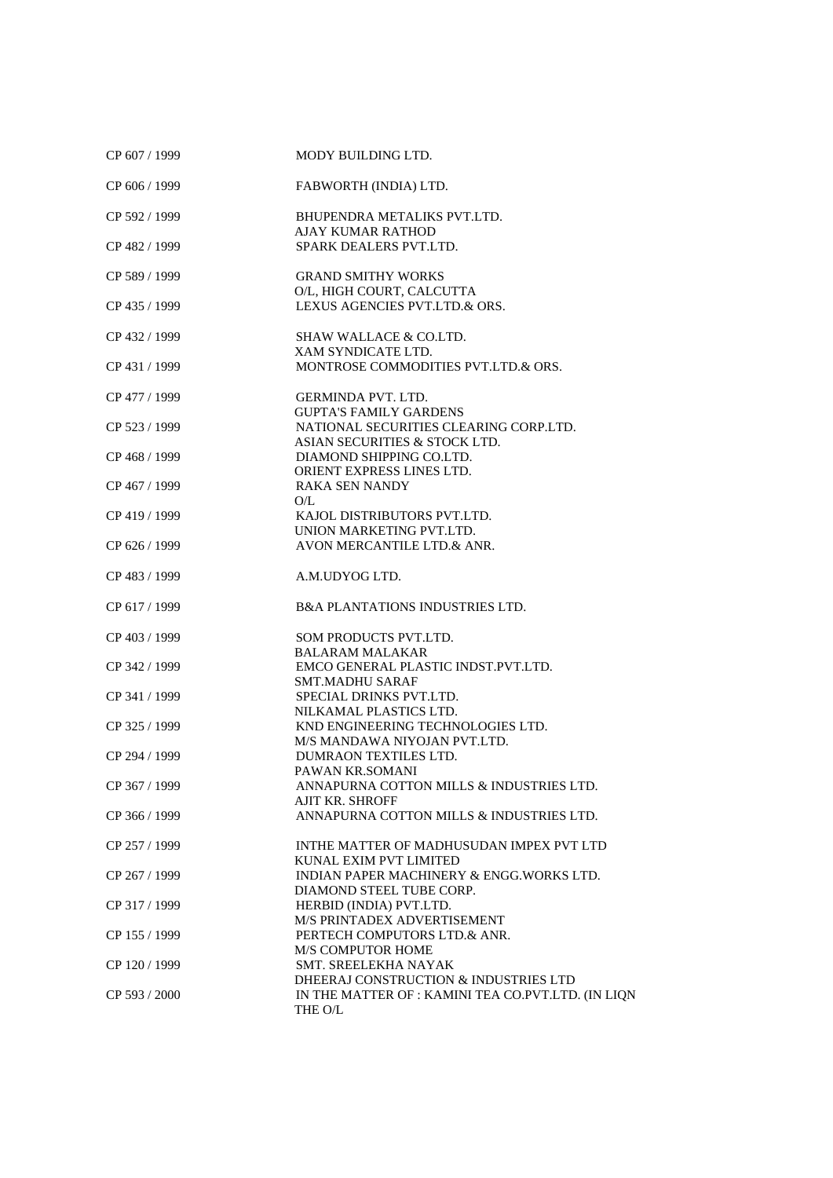| | |
|---|---|
| CP 607 / 1999 | MODY BUILDING LTD. |
| CP 606 / 1999 | FABWORTH (INDIA) LTD. |
| CP 592 / 1999 | BHUPENDRA METALIKS PVT.LTD.<br>AJAY KUMAR RATHOD |
| CP 482 / 1999 | SPARK DEALERS PVT.LTD. |
| CP 589 / 1999 | GRAND SMITHY WORKS<br>O/L, HIGH COURT, CALCUTTA |
| CP 435 / 1999 | LEXUS AGENCIES PVT.LTD.& ORS. |
| CP 432 / 1999 | SHAW WALLACE & CO.LTD.<br>XAM SYNDICATE LTD. |
| CP 431 / 1999 | MONTROSE COMMODITIES PVT.LTD.& ORS. |
| CP 477 / 1999 | GERMINDA PVT. LTD.<br>GUPTA'S FAMILY GARDENS |
| CP 523 / 1999 | NATIONAL SECURITIES CLEARING CORP.LTD.<br>ASIAN SECURITIES & STOCK LTD. |
| CP 468 / 1999 | DIAMOND SHIPPING CO.LTD.<br>ORIENT EXPRESS LINES LTD. |
| CP 467 / 1999 | RAKA SEN NANDY<br>O/L |
| CP 419 / 1999 | KAJOL DISTRIBUTORS PVT.LTD.<br>UNION MARKETING PVT.LTD. |
| CP 626 / 1999 | AVON MERCANTILE LTD.& ANR. |
| CP 483 / 1999 | A.M.UDYOG LTD. |
| CP 617 / 1999 | B&A PLANTATIONS INDUSTRIES LTD. |
| CP 403 / 1999 | SOM PRODUCTS PVT.LTD.<br>BALARAM MALAKAR |
| CP 342 / 1999 | EMCO GENERAL PLASTIC INDST.PVT.LTD.<br>SMT.MADHU SARAF |
| CP 341 / 1999 | SPECIAL DRINKS PVT.LTD.<br>NILKAMAL PLASTICS LTD. |
| CP 325 / 1999 | KND ENGINEERING TECHNOLOGIES LTD.<br>M/S MANDAWA NIYOJAN PVT.LTD. |
| CP 294 / 1999 | DUMRAON TEXTILES LTD.<br>PAWAN KR.SOMANI |
| CP 367 / 1999 | ANNAPURNA COTTON MILLS & INDUSTRIES LTD.<br>AJIT KR. SHROFF |
| CP 366 / 1999 | ANNAPURNA COTTON MILLS & INDUSTRIES LTD. |
| CP 257 / 1999 | INTHE MATTER OF MADHUSUDAN IMPEX PVT LTD<br>KUNAL EXIM PVT LIMITED |
| CP 267 / 1999 | INDIAN PAPER MACHINERY & ENGG.WORKS LTD.<br>DIAMOND STEEL TUBE CORP. |
| CP 317 / 1999 | HERBID (INDIA) PVT.LTD.<br>M/S PRINTADEX ADVERTISEMENT |
| CP 155 / 1999 | PERTECH COMPUTORS LTD.& ANR.<br>M/S COMPUTOR HOME |
| CP 120 / 1999 | SMT. SREELEKHA NAYAK<br>DHEERAJ CONSTRUCTION & INDUSTRIES LTD |
| CP 593 / 2000 | IN THE MATTER OF : KAMINI TEA CO.PVT.LTD. (IN LIQN<br>THE O/L |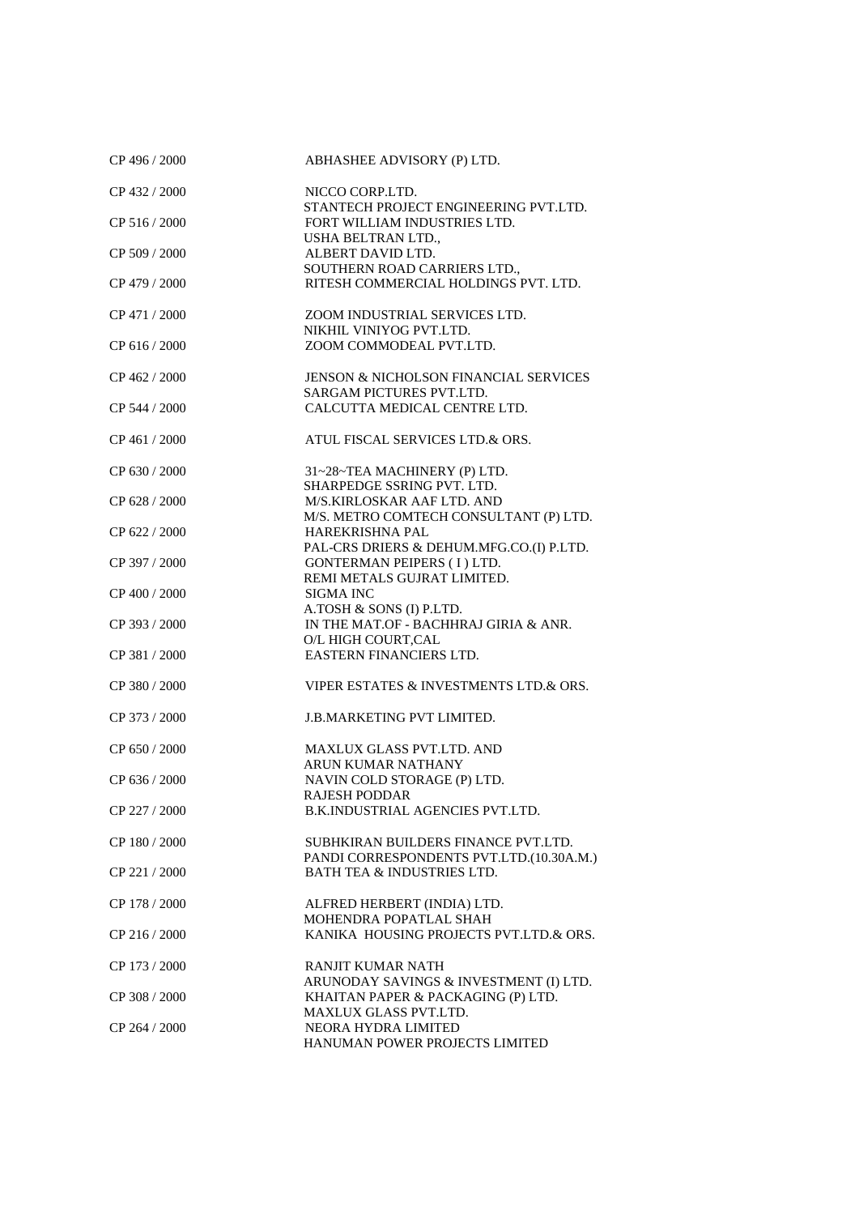| | |
|---|---|
| CP 496 / 2000 | ABHASHEE ADVISORY (P) LTD. |
| CP 432 / 2000 | NICCO CORP.LTD.<br>STANTECH PROJECT ENGINEERING PVT.LTD. |
| CP 516 / 2000 | FORT WILLIAM INDUSTRIES LTD.<br>USHA BELTRAN LTD., |
| CP 509 / 2000 | ALBERT DAVID LTD.<br>SOUTHERN ROAD CARRIERS LTD., |
| CP 479 / 2000 | RITESH COMMERCIAL HOLDINGS PVT. LTD. |
| CP 471 / 2000 | ZOOM INDUSTRIAL SERVICES LTD.<br>NIKHIL VINIYOG PVT.LTD. |
| CP 616 / 2000 | ZOOM COMMODEAL PVT.LTD. |
| CP 462 / 2000 | JENSON & NICHOLSON FINANCIAL SERVICES<br>SARGAM PICTURES PVT.LTD. |
| CP 544 / 2000 | CALCUTTA MEDICAL CENTRE LTD. |
| CP 461 / 2000 | ATUL FISCAL SERVICES LTD.& ORS. |
| CP 630 / 2000 | 31~28~TEA MACHINERY (P) LTD.<br>SHARPEDGE SSRING PVT. LTD. |
| CP 628 / 2000 | M/S.KIRLOSKAR AAF LTD. AND<br>M/S. METRO COMTECH CONSULTANT (P) LTD. |
| CP 622 / 2000 | HAREKRISHNA PAL<br>PAL-CRS DRIERS & DEHUM.MFG.CO.(I) P.LTD. |
| CP 397 / 2000 | GONTERMAN PEIPERS ( I ) LTD.<br>REMI METALS GUJRAT LIMITED. |
| CP 400 / 2000 | SIGMA INC<br>A.TOSH & SONS (I) P.LTD. |
| CP 393 / 2000 | IN THE MAT.OF - BACHHRAJ GIRIA & ANR.<br>O/L HIGH COURT,CAL |
| CP 381 / 2000 | EASTERN FINANCIERS LTD. |
| CP 380 / 2000 | VIPER ESTATES & INVESTMENTS LTD.& ORS. |
| CP 373 / 2000 | J.B.MARKETING PVT LIMITED. |
| CP 650 / 2000 | MAXLUX GLASS PVT.LTD. AND<br>ARUN KUMAR NATHANY |
| CP 636 / 2000 | NAVIN COLD STORAGE (P) LTD.<br>RAJESH PODDAR |
| CP 227 / 2000 | B.K.INDUSTRIAL AGENCIES PVT.LTD. |
| CP 180 / 2000 | SUBHKIRAN BUILDERS FINANCE PVT.LTD.<br>PANDI CORRESPONDENTS PVT.LTD.(10.30A.M.) |
| CP 221 / 2000 | BATH TEA & INDUSTRIES LTD. |
| CP 178 / 2000 | ALFRED HERBERT (INDIA) LTD.<br>MOHENDRA POPATLAL SHAH |
| CP 216 / 2000 | KANIKA HOUSING PROJECTS PVT.LTD.& ORS. |
| CP 173 / 2000 | RANJIT KUMAR NATH<br>ARUNODAY SAVINGS & INVESTMENT (I) LTD. |
| CP 308 / 2000 | KHAITAN PAPER & PACKAGING (P) LTD.<br>MAXLUX GLASS PVT.LTD. |
| CP 264 / 2000 | NEORA HYDRA LIMITED<br>HANUMAN POWER PROJECTS LIMITED |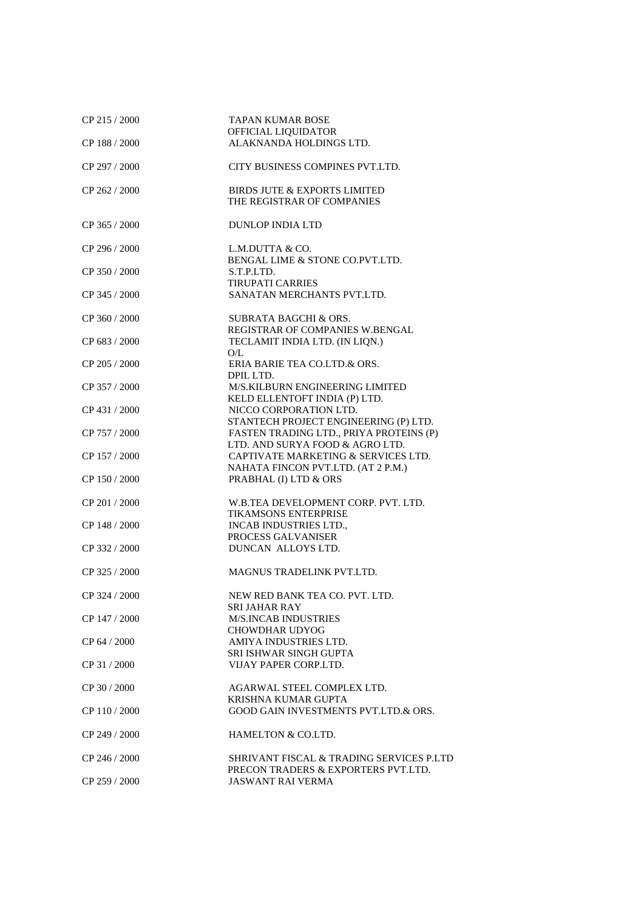| | |
|---|---|
| CP 215 / 2000 | TAPAN KUMAR BOSE<br>OFFICIAL LIQUIDATOR |
| CP 188 / 2000 | ALAKNANDA HOLDINGS LTD. |
| CP 297 / 2000 | CITY BUSINESS COMPINES PVT.LTD. |
| CP 262 / 2000 | BIRDS JUTE & EXPORTS LIMITED<br>THE REGISTRAR OF COMPANIES |
| CP 365 / 2000 | DUNLOP INDIA LTD |
| CP 296 / 2000 | L.M.DUTTA & CO.<br>BENGAL LIME & STONE CO.PVT.LTD. |
| CP 350 / 2000 | S.T.P.LTD.<br>TIRUPATI CARRIES |
| CP 345 / 2000 | SANATAN MERCHANTS PVT.LTD. |
| CP 360 / 2000 | SUBRATA BAGCHI & ORS.<br>REGISTRAR OF COMPANIES W.BENGAL |
| CP 683 / 2000 | TECLAMIT INDIA LTD. (IN LIQN.)<br>O/L |
| CP 205 / 2000 | ERIA BARIE TEA CO.LTD.& ORS.<br>DPIL LTD. |
| CP 357 / 2000 | M/S.KILBURN ENGINEERING LIMITED<br>KELD ELLENTOFT INDIA (P) LTD. |
| CP 431 / 2000 | NICCO CORPORATION LTD.<br>STANTECH PROJECT ENGINEERING (P) LTD. |
| CP 757 / 2000 | FASTEN TRADING LTD., PRIYA PROTEINS (P)<br>LTD. AND SURYA FOOD & AGRO LTD. |
| CP 157 / 2000 | CAPTIVATE MARKETING & SERVICES LTD.<br>NAHATA FINCON PVT.LTD. (AT 2 P.M.) |
| CP 150 / 2000 | PRABHAL (I) LTD & ORS |
| CP 201 / 2000 | W.B.TEA DEVELOPMENT CORP. PVT. LTD.<br>TIKAMSONS ENTERPRISE |
| CP 148 / 2000 | INCAB INDUSTRIES LTD.,<br>PROCESS GALVANISER |
| CP 332 / 2000 | DUNCAN ALLOYS LTD. |
| CP 325 / 2000 | MAGNUS TRADELINK PVT.LTD. |
| CP 324 / 2000 | NEW RED BANK TEA CO. PVT. LTD.<br>SRI JAHAR RAY |
| CP 147 / 2000 | M/S.INCAB INDUSTRIES<br>CHOWDHAR UDYOG |
| CP 64 / 2000 | AMIYA INDUSTRIES LTD.<br>SRI ISHWAR SINGH GUPTA |
| CP 31 / 2000 | VIJAY PAPER CORP.LTD. |
| CP 30 / 2000 | AGARWAL STEEL COMPLEX LTD.<br>KRISHNA KUMAR GUPTA |
| CP 110 / 2000 | GOOD GAIN INVESTMENTS PVT.LTD.& ORS. |
| CP 249 / 2000 | HAMELTON & CO.LTD. |
| CP 246 / 2000 | SHRIVANT FISCAL & TRADING SERVICES P.LTD<br>PRECON TRADERS & EXPORTERS PVT.LTD. |
| CP 259 / 2000 | JASWANT RAI VERMA |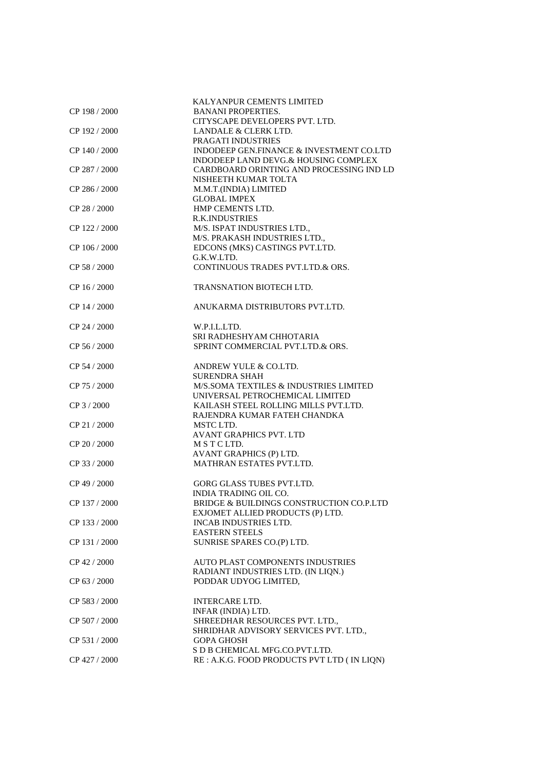| | |
|---|---|
| | KALYANPUR CEMENTS LIMITED |
| CP 198 / 2000 | BANANI PROPERTIES. |
| | CITYSCAPE DEVELOPERS PVT. LTD. |
| CP 192 / 2000 | LANDALE & CLERK LTD. |
| | PRAGATI INDUSTRIES |
| CP 140 / 2000 | INDODEEP GEN.FINANCE & INVESTMENT CO.LTD |
| | INDODEEP LAND DEVG.& HOUSING COMPLEX |
| CP 287 / 2000 | CARDBOARD ORINTING AND PROCESSING IND LD |
| | NISHEETH KUMAR TOLTA |
| CP 286 / 2000 | M.M.T.(INDIA) LIMITED |
| | GLOBAL IMPEX |
| CP 28 / 2000 | HMP CEMENTS LTD. |
| | R.K.INDUSTRIES |
| CP 122 / 2000 | M/S. ISPAT INDUSTRIES LTD., |
| | M/S. PRAKASH INDUSTRIES LTD., |
| CP 106 / 2000 | EDCONS (MKS) CASTINGS PVT.LTD. |
| | G.K.W.LTD. |
| CP 58 / 2000 | CONTINUOUS TRADES PVT.LTD.& ORS. |
| CP 16 / 2000 | TRANSNATION BIOTECH LTD. |
| CP 14 / 2000 | ANUKARMA DISTRIBUTORS PVT.LTD. |
| CP 24 / 2000 | W.P.I.L.LTD. |
| | SRI RADHESHYAM CHHOTARIA |
| CP 56 / 2000 | SPRINT COMMERCIAL PVT.LTD.& ORS. |
| CP 54 / 2000 | ANDREW YULE & CO.LTD. |
| | SURENDRA SHAH |
| CP 75 / 2000 | M/S.SOMA TEXTILES & INDUSTRIES LIMITED |
| | UNIVERSAL PETROCHEMICAL LIMITED |
| CP 3 / 2000 | KAILASH STEEL ROLLING MILLS PVT.LTD. |
| | RAJENDRA KUMAR FATEH CHANDKA |
| CP 21 / 2000 | MSTC LTD. |
| | AVANT GRAPHICS PVT. LTD |
| CP 20 / 2000 | M S T C LTD. |
| | AVANT GRAPHICS (P) LTD. |
| CP 33 / 2000 | MATHRAN ESTATES PVT.LTD. |
| CP 49 / 2000 | GORG GLASS TUBES PVT.LTD. |
| | INDIA TRADING OIL CO. |
| CP 137 / 2000 | BRIDGE & BUILDINGS CONSTRUCTION CO.P.LTD |
| | EXJOMET ALLIED PRODUCTS (P) LTD. |
| CP 133 / 2000 | INCAB INDUSTRIES LTD. |
| | EASTERN STEELS |
| CP 131 / 2000 | SUNRISE SPARES CO.(P) LTD. |
| CP 42 / 2000 | AUTO PLAST COMPONENTS INDUSTRIES |
| | RADIANT INDUSTRIES LTD. (IN LIQN.) |
| CP 63 / 2000 | PODDAR UDYOG LIMITED, |
| CP 583 / 2000 | INTERCARE LTD. |
| | INFAR (INDIA) LTD. |
| CP 507 / 2000 | SHREEDHAR RESOURCES PVT. LTD., |
| | SHRIDHAR ADVISORY SERVICES PVT. LTD., |
| CP 531 / 2000 | GOPA GHOSH |
| | S D B CHEMICAL MFG.CO.PVT.LTD. |
| CP 427 / 2000 | RE : A.K.G. FOOD PRODUCTS PVT LTD ( IN LIQN) |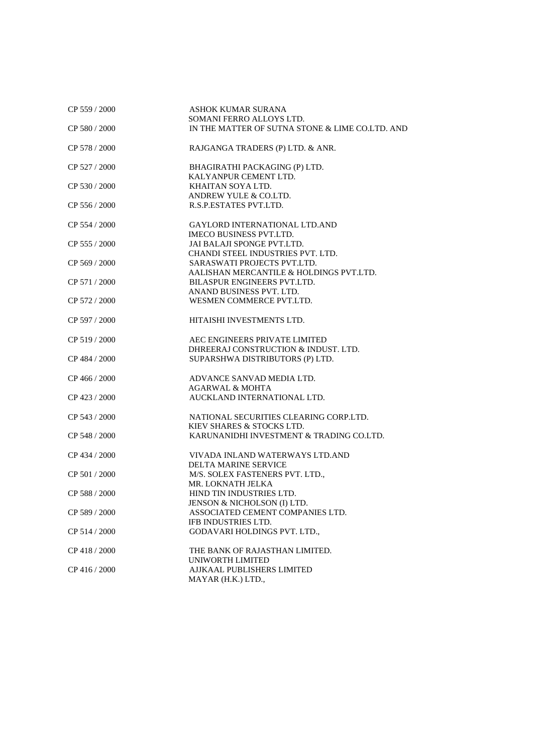| | |
|---|---|
| CP 559 / 2000 | ASHOK KUMAR SURANA<br>SOMANI FERRO ALLOYS LTD. |
| CP 580 / 2000 | IN THE MATTER OF SUTNA STONE & LIME CO.LTD. AND |
| CP 578 / 2000 | RAJGANGA TRADERS (P) LTD. & ANR. |
| CP 527 / 2000 | BHAGIRATHI PACKAGING (P) LTD.<br>KALYANPUR CEMENT LTD. |
| CP 530 / 2000 | KHAITAN SOYA LTD.<br>ANDREW YULE & CO.LTD. |
| CP 556 / 2000 | R.S.P.ESTATES PVT.LTD. |
| CP 554 / 2000 | GAYLORD INTERNATIONAL LTD.AND<br>IMECO BUSINESS PVT.LTD. |
| CP 555 / 2000 | JAI BALAJI SPONGE PVT.LTD.<br>CHANDI STEEL INDUSTRIES PVT. LTD. |
| CP 569 / 2000 | SARASWATI PROJECTS PVT.LTD.<br>AALISHAN MERCANTILE & HOLDINGS PVT.LTD. |
| CP 571 / 2000 | BILASPUR ENGINEERS PVT.LTD.<br>ANAND BUSINESS PVT. LTD. |
| CP 572 / 2000 | WESMEN COMMERCE PVT.LTD. |
| CP 597 / 2000 | HITAISHI INVESTMENTS LTD. |
| CP 519 / 2000 | AEC ENGINEERS PRIVATE LIMITED<br>DHREERAJ CONSTRUCTION & INDUST. LTD. |
| CP 484 / 2000 | SUPARSHWA DISTRIBUTORS (P) LTD. |
| CP 466 / 2000 | ADVANCE SANVAD MEDIA LTD.<br>AGARWAL & MOHTA |
| CP 423 / 2000 | AUCKLAND INTERNATIONAL LTD. |
| CP 543 / 2000 | NATIONAL SECURITIES CLEARING CORP.LTD.<br>KIEV SHARES & STOCKS LTD. |
| CP 548 / 2000 | KARUNANIDHI INVESTMENT & TRADING CO.LTD. |
| CP 434 / 2000 | VIVADA INLAND WATERWAYS LTD.AND<br>DELTA MARINE SERVICE |
| CP 501 / 2000 | M/S. SOLEX FASTENERS PVT. LTD.,<br>MR. LOKNATH JELKA |
| CP 588 / 2000 | HIND TIN INDUSTRIES LTD.<br>JENSON & NICHOLSON (I) LTD. |
| CP 589 / 2000 | ASSOCIATED CEMENT COMPANIES LTD.<br>IFB INDUSTRIES LTD. |
| CP 514 / 2000 | GODAVARI HOLDINGS PVT. LTD., |
| CP 418 / 2000 | THE BANK OF RAJASTHAN LIMITED.<br>UNIWORTH LIMITED |
| CP 416 / 2000 | AJJKAAL PUBLISHERS LIMITED<br>MAYAR (H.K.) LTD., |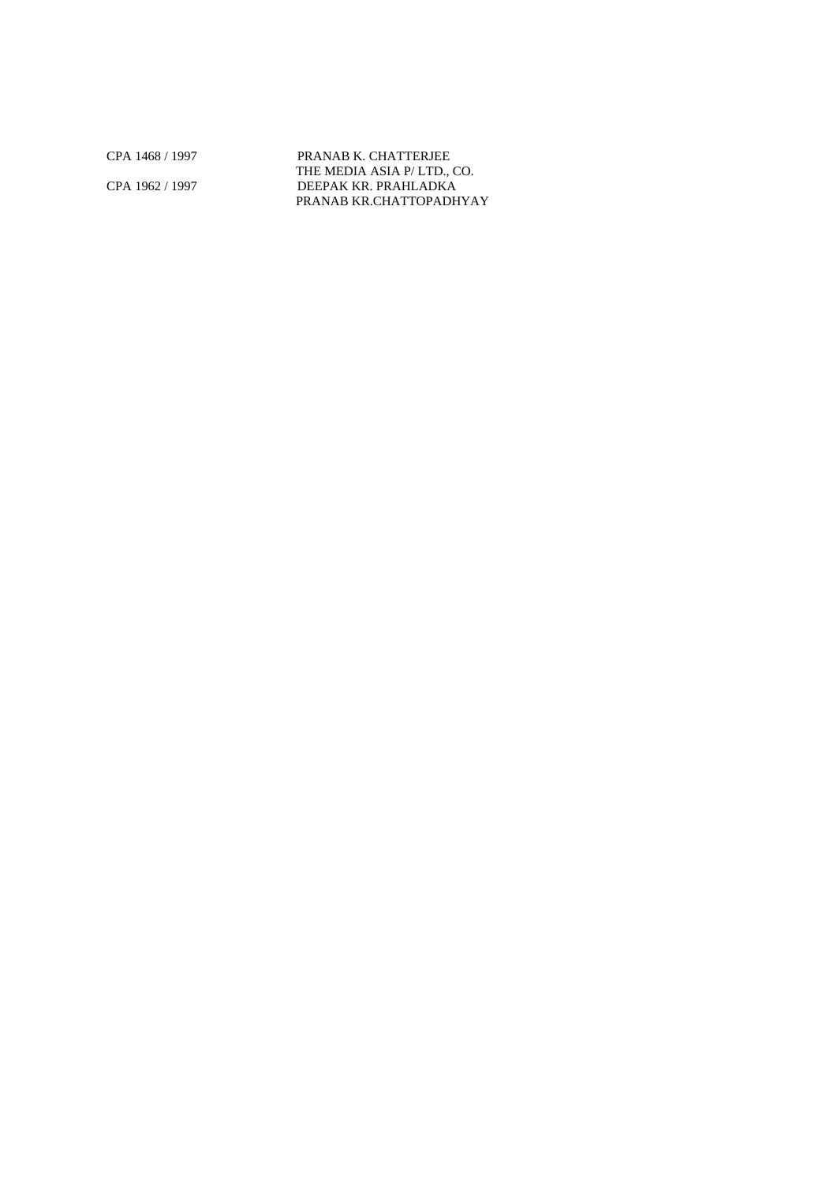| | |
|---|---|
| CPA 1468 / 1997 | PRANAB K. CHATTERJEE |
| | THE MEDIA ASIA P/ LTD., CO. |
| CPA 1962 / 1997 | DEEPAK KR. PRAHLADKA |
| | PRANAB KR.CHATTOPADHYAY |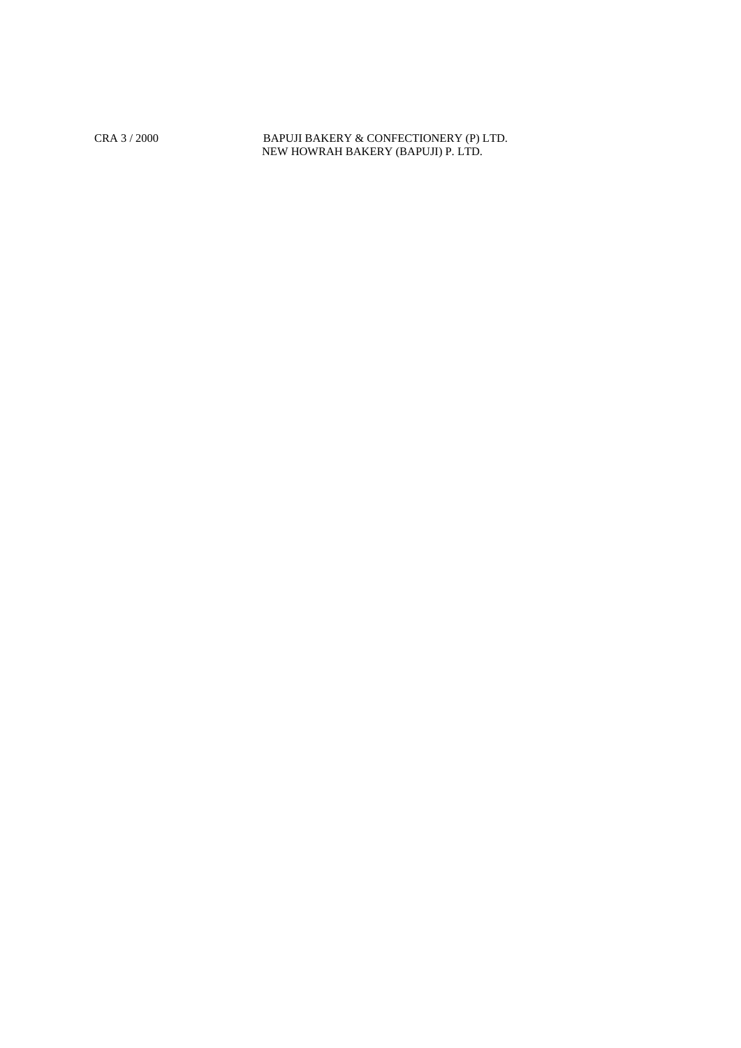CRA 3 / 2000 BAPUJI BAKERY & CONFECTIONERY (P) LTD.
NEW HOWRAH BAKERY (BAPUJI) P. LTD.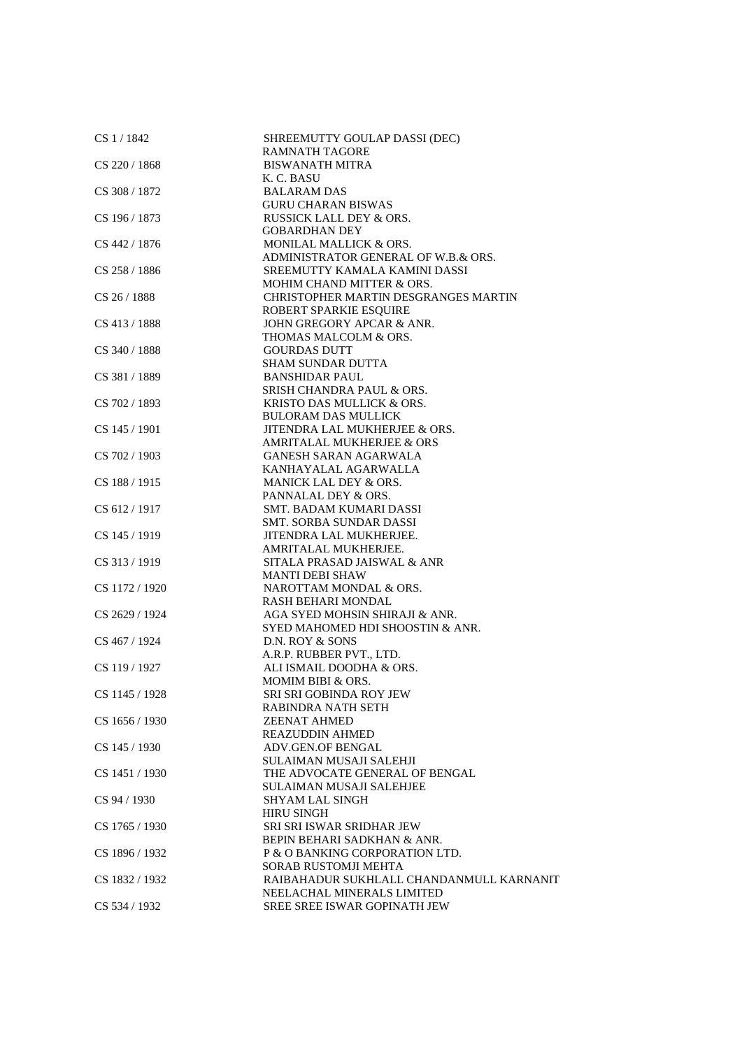| | |
|---|---|
| CS 1 / 1842 | SHREEMUTTY GOULAP DASSI (DEC) |
| | RAMNATH TAGORE |
| CS 220 / 1868 | BISWANATH MITRA |
| | K. C. BASU |
| CS 308 / 1872 | BALARAM DAS |
| | GURU CHARAN BISWAS |
| CS 196 / 1873 | RUSSICK LALL DEY & ORS. |
| | GOBARDHAN DEY |
| CS 442 / 1876 | MONILAL MALLICK & ORS. |
| | ADMINISTRATOR GENERAL OF W.B.& ORS. |
| CS 258 / 1886 | SREEMUTTY KAMALA KAMINI DASSI |
| | MOHIM CHAND MITTER & ORS. |
| CS 26 / 1888 | CHRISTOPHER MARTIN DESGRANGES MARTIN |
| | ROBERT SPARKIE ESQUIRE |
| CS 413 / 1888 | JOHN GREGORY APCAR & ANR. |
| | THOMAS MALCOLM & ORS. |
| CS 340 / 1888 | GOURDAS DUTT |
| | SHAM SUNDAR DUTTA |
| CS 381 / 1889 | BANSHIDAR PAUL |
| | SRISH CHANDRA PAUL & ORS. |
| CS 702 / 1893 | KRISTO DAS MULLICK & ORS. |
| | BULORAM DAS MULLICK |
| CS 145 / 1901 | JITENDRA LAL MUKHERJEE & ORS. |
| | AMRITALAL MUKHERJEE & ORS |
| CS 702 / 1903 | GANESH SARAN AGARWALA |
| | KANHAYALAL AGARWALLA |
| CS 188 / 1915 | MANICK LAL DEY & ORS. |
| | PANNALAL DEY & ORS. |
| CS 612 / 1917 | SMT. BADAM KUMARI DASSI |
| | SMT. SORBA SUNDAR DASSI |
| CS 145 / 1919 | JITENDRA LAL MUKHERJEE. |
| | AMRITALAL MUKHERJEE. |
| CS 313 / 1919 | SITALA PRASAD JAISWAL & ANR |
| | MANTI DEBI SHAW |
| CS 1172 / 1920 | NAROTTAM MONDAL & ORS. |
| | RASH BEHARI MONDAL |
| CS 2629 / 1924 | AGA SYED MOHSIN SHIRAJI & ANR. |
| | SYED MAHOMED HDI SHOOSTIN & ANR. |
| CS 467 / 1924 | D.N. ROY & SONS |
| | A.R.P. RUBBER PVT., LTD. |
| CS 119 / 1927 | ALI ISMAIL DOODHA & ORS. |
| | MOMIM BIBI & ORS. |
| CS 1145 / 1928 | SRI SRI GOBINDA ROY JEW |
| | RABINDRA NATH SETH |
| CS 1656 / 1930 | ZEENAT AHMED |
| | REAZUDDIN AHMED |
| CS 145 / 1930 | ADV.GEN.OF BENGAL |
| | SULAIMAN MUSAJI SALEHJI |
| CS 1451 / 1930 | THE ADVOCATE GENERAL OF BENGAL |
| | SULAIMAN MUSAJI SALEHJEE |
| CS 94 / 1930 | SHYAM LAL SINGH |
| | HIRU SINGH |
| CS 1765 / 1930 | SRI SRI ISWAR SRIDHAR JEW |
| | BEPIN BEHARI SADKHAN & ANR. |
| CS 1896 / 1932 | P & O BANKING CORPORATION LTD. |
| | SORAB RUSTOMJI MEHTA |
| CS 1832 / 1932 | RAIBAHADUR SUKHLALL CHANDANMULL KARNANIT |
| | NEELACHAL MINERALS LIMITED |
| CS 534 / 1932 | SREE SREE ISWAR GOPINATH JEW |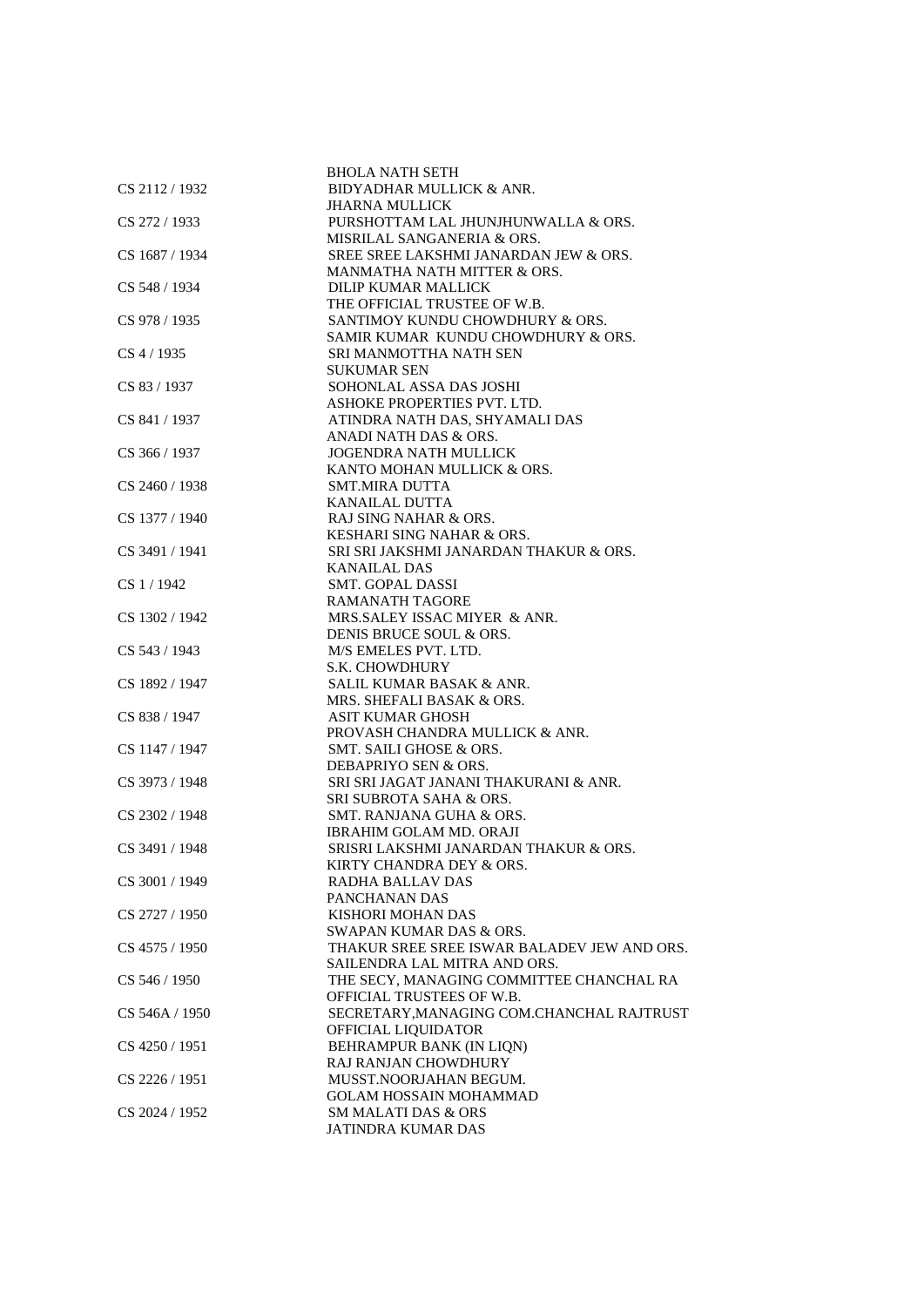| | |
|---|---|
| | BHOLA NATH SETH |
| CS 2112 / 1932 | BIDYADHAR MULLICK & ANR. |
| | JHARNA MULLICK |
| CS 272 / 1933 | PURSHOTTAM LAL JHUNJHUNWALLA & ORS. |
| | MISRILAL SANGANERIA & ORS. |
| CS 1687 / 1934 | SREE SREE LAKSHMI JANARDAN JEW & ORS. |
| | MANMATHA NATH MITTER & ORS. |
| CS 548 / 1934 | DILIP KUMAR MALLICK |
| | THE OFFICIAL TRUSTEE OF W.B. |
| CS 978 / 1935 | SANTIMOY KUNDU CHOWDHURY & ORS. |
| | SAMIR KUMAR KUNDU CHOWDHURY & ORS. |
| CS 4 / 1935 | SRI MANMOTTHA NATH SEN |
| | SUKUMAR SEN |
| CS 83 / 1937 | SOHONLAL ASSA DAS JOSHI |
| | ASHOKE PROPERTIES PVT. LTD. |
| CS 841 / 1937 | ATINDRA NATH DAS, SHYAMALI DAS |
| | ANADI NATH DAS & ORS. |
| CS 366 / 1937 | JOGENDRA NATH MULLICK |
| | KANTO MOHAN MULLICK & ORS. |
| CS 2460 / 1938 | SMT.MIRA DUTTA |
| | KANAILAL DUTTA |
| CS 1377 / 1940 | RAJ SING NAHAR & ORS. |
| | KESHARI SING NAHAR & ORS. |
| CS 3491 / 1941 | SRI SRI JAKSHMI JANARDAN THAKUR & ORS. |
| | KANAILAL DAS |
| CS 1 / 1942 | SMT. GOPAL DASSI |
| | RAMANATH TAGORE |
| CS 1302 / 1942 | MRS.SALEY ISSAC MIYER & ANR. |
| | DENIS BRUCE SOUL & ORS. |
| CS 543 / 1943 | M/S EMELES PVT. LTD. |
| | S.K. CHOWDHURY |
| CS 1892 / 1947 | SALIL KUMAR BASAK & ANR. |
| | MRS. SHEFALI BASAK & ORS. |
| CS 838 / 1947 | ASIT KUMAR GHOSH |
| | PROVASH CHANDRA MULLICK & ANR. |
| CS 1147 / 1947 | SMT. SAILI GHOSE & ORS. |
| | DEBAPRIYO SEN & ORS. |
| CS 3973 / 1948 | SRI SRI JAGAT JANANI THAKURANI & ANR. |
| | SRI SUBROTA SAHA & ORS. |
| CS 2302 / 1948 | SMT. RANJANA GUHA & ORS. |
| | IBRAHIM GOLAM MD. ORAJI |
| CS 3491 / 1948 | SRISRI LAKSHMI JANARDAN THAKUR & ORS. |
| | KIRTY CHANDRA DEY & ORS. |
| CS 3001 / 1949 | RADHA BALLAV DAS |
| | PANCHANAN DAS |
| CS 2727 / 1950 | KISHORI MOHAN DAS |
| | SWAPAN KUMAR DAS & ORS. |
| CS 4575 / 1950 | THAKUR SREE SREE ISWAR BALADEV JEW AND ORS. |
| | SAILENDRA LAL MITRA AND ORS. |
| CS 546 / 1950 | THE SECY, MANAGING COMMITTEE CHANCHAL RA |
| | OFFICIAL TRUSTEES OF W.B. |
| CS 546A / 1950 | SECRETARY,MANAGING COM.CHANCHAL RAJTRUST |
| | OFFICIAL LIQUIDATOR |
| CS 4250 / 1951 | BEHRAMPUR BANK (IN LIQN) |
| | RAJ RANJAN CHOWDHURY |
| CS 2226 / 1951 | MUSST.NOORJAHAN BEGUM. |
| | GOLAM HOSSAIN MOHAMMAD |
| CS 2024 / 1952 | SM MALATI DAS & ORS |
| | JATINDRA KUMAR DAS |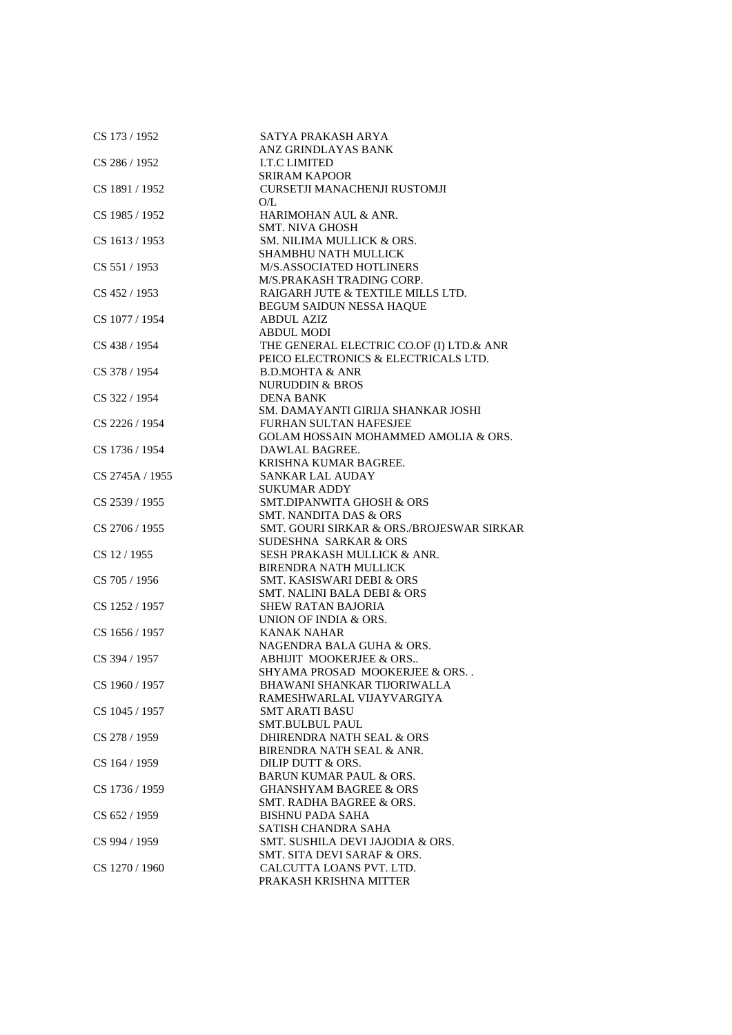| | |
|---|---|
| CS 173 / 1952 | SATYA PRAKASH ARYA |
| | ANZ GRINDLAYAS BANK |
| CS 286 / 1952 | I.T.C LIMITED |
| | SRIRAM KAPOOR |
| CS 1891 / 1952 | CURSETJI MANACHENJI RUSTOMJI |
| | O/L |
| CS 1985 / 1952 | HARIMOHAN AUL & ANR. |
| | SMT. NIVA GHOSH |
| CS 1613 / 1953 | SM. NILIMA MULLICK & ORS. |
| | SHAMBHU NATH MULLICK |
| CS 551 / 1953 | M/S.ASSOCIATED HOTLINERS |
| | M/S.PRAKASH TRADING CORP. |
| CS 452 / 1953 | RAIGARH JUTE & TEXTILE MILLS LTD. |
| | BEGUM SAIDUN NESSA HAQUE |
| CS 1077 / 1954 | ABDUL AZIZ |
| | ABDUL MODI |
| CS 438 / 1954 | THE GENERAL ELECTRIC CO.OF (I) LTD.& ANR |
| | PEICO ELECTRONICS & ELECTRICALS LTD. |
| CS 378 / 1954 | B.D.MOHTA & ANR |
| | NURUDDIN & BROS |
| CS 322 / 1954 | DENA BANK |
| | SM. DAMAYANTI GIRIJA SHANKAR JOSHI |
| CS 2226 / 1954 | FURHAN SULTAN HAFESJEE |
| | GOLAM HOSSAIN MOHAMMED AMOLIA & ORS. |
| CS 1736 / 1954 | DAWLAL BAGREE. |
| | KRISHNA KUMAR BAGREE. |
| CS 2745A / 1955 | SANKAR LAL AUDAY |
| | SUKUMAR ADDY |
| CS 2539 / 1955 | SMT.DIPANWITA GHOSH & ORS |
| | SMT. NANDITA DAS & ORS |
| CS 2706 / 1955 | SMT. GOURI SIRKAR & ORS./BROJESWAR SIRKAR |
| | SUDESHNA SARKAR & ORS |
| CS 12 / 1955 | SESH PRAKASH MULLICK & ANR. |
| | BIRENDRA NATH MULLICK |
| CS 705 / 1956 | SMT. KASISWARI DEBI & ORS |
| | SMT. NALINI BALA DEBI & ORS |
| CS 1252 / 1957 | SHEW RATAN BAJORIA |
| | UNION OF INDIA & ORS. |
| CS 1656 / 1957 | KANAK NAHAR |
| | NAGENDRA BALA GUHA & ORS. |
| CS 394 / 1957 | ABHIJIT MOOKERJEE & ORS.. |
| | SHYAMA PROSAD MOOKERJEE & ORS. . |
| CS 1960 / 1957 | BHAWANI SHANKAR TIJORIWALLA |
| | RAMESHWARLAL VIJAYVARGIYA |
| CS 1045 / 1957 | SMT ARATI BASU |
| | SMT.BULBUL PAUL |
| CS 278 / 1959 | DHIRENDRA NATH SEAL & ORS |
| | BIRENDRA NATH SEAL & ANR. |
| CS 164 / 1959 | DILIP DUTT & ORS. |
| | BARUN KUMAR PAUL & ORS. |
| CS 1736 / 1959 | GHANSHYAM BAGREE & ORS |
| | SMT. RADHA BAGREE & ORS. |
| CS 652 / 1959 | BISHNU PADA SAHA |
| | SATISH CHANDRA SAHA |
| CS 994 / 1959 | SMT. SUSHILA DEVI JAJODIA & ORS. |
| | SMT. SITA DEVI SARAF & ORS. |
| CS 1270 / 1960 | CALCUTTA LOANS PVT. LTD. |
| | PRAKASH KRISHNA MITTER |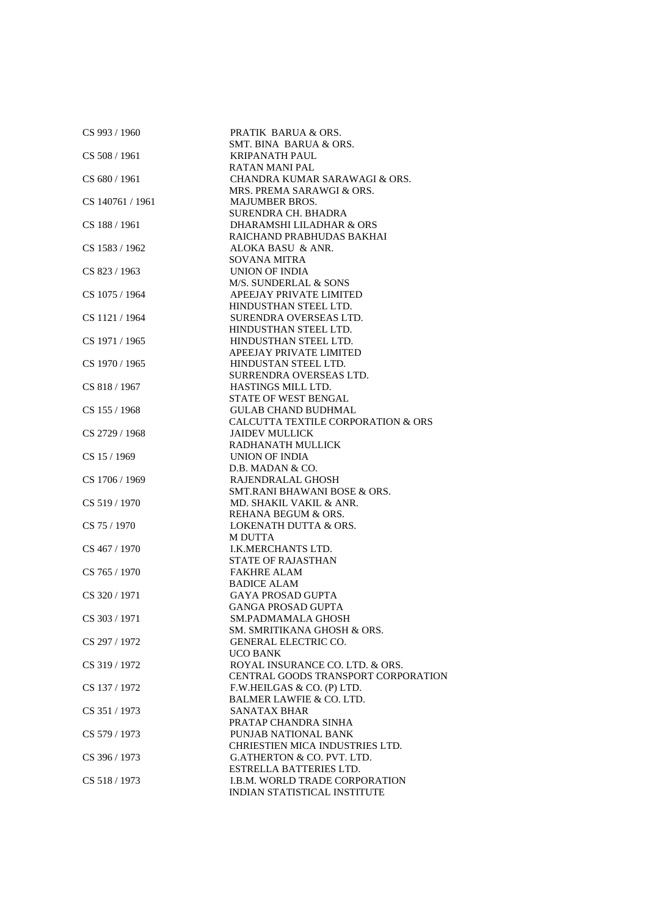| | |
|---|---|
| CS 993 / 1960 | PRATIK BARUA & ORS.<br>SMT. BINA BARUA & ORS. |
| CS 508 / 1961 | KRIPANATH PAUL<br>RATAN MANI PAL |
| CS 680 / 1961 | CHANDRA KUMAR SARAWAGI & ORS.<br>MRS. PREMA SARAWGI & ORS. |
| CS 140761 / 1961 | MAJUMBER BROS.<br>SURENDRA CH. BHADRA |
| CS 188 / 1961 | DHARAMSHI LILADHAR & ORS<br>RAICHAND PRABHUDAS BAKHAI |
| CS 1583 / 1962 | ALOKA BASU & ANR.<br>SOVANA MITRA |
| CS 823 / 1963 | UNION OF INDIA<br>M/S. SUNDERLAL & SONS |
| CS 1075 / 1964 | APEEJAY PRIVATE LIMITED<br>HINDUSTHAN STEEL LTD. |
| CS 1121 / 1964 | SURENDRA OVERSEAS LTD.<br>HINDUSTHAN STEEL LTD. |
| CS 1971 / 1965 | HINDUSTHAN STEEL LTD.<br>APEEJAY PRIVATE LIMITED |
| CS 1970 / 1965 | HINDUSTAN STEEL LTD.<br>SURRENDRA OVERSEAS LTD. |
| CS 818 / 1967 | HASTINGS MILL LTD.<br>STATE OF WEST BENGAL |
| CS 155 / 1968 | GULAB CHAND BUDHMAL<br>CALCUTTA TEXTILE CORPORATION & ORS |
| CS 2729 / 1968 | JAIDEV MULLICK<br>RADHANATH MULLICK |
| CS 15 / 1969 | UNION OF INDIA<br>D.B. MADAN & CO. |
| CS 1706 / 1969 | RAJENDRALAL GHOSH<br>SMT.RANI BHAWANI BOSE & ORS. |
| CS 519 / 1970 | MD. SHAKIL VAKIL & ANR.<br>REHANA BEGUM & ORS. |
| CS 75 / 1970 | LOKENATH DUTTA & ORS.<br>M DUTTA |
| CS 467 / 1970 | I.K.MERCHANTS LTD.<br>STATE OF RAJASTHAN |
| CS 765 / 1970 | FAKHRE ALAM<br>BADICE ALAM |
| CS 320 / 1971 | GAYA PROSAD GUPTA<br>GANGA PROSAD GUPTA |
| CS 303 / 1971 | SM.PADMAMALA GHOSH<br>SM. SMRITIKANA GHOSH & ORS. |
| CS 297 / 1972 | GENERAL ELECTRIC CO.<br>UCO BANK |
| CS 319 / 1972 | ROYAL INSURANCE CO. LTD. & ORS.<br>CENTRAL GOODS TRANSPORT CORPORATION |
| CS 137 / 1972 | F.W.HEILGAS & CO. (P) LTD.<br>BALMER LAWFIE & CO. LTD. |
| CS 351 / 1973 | SANATAX BHAR<br>PRATAP CHANDRA SINHA |
| CS 579 / 1973 | PUNJAB NATIONAL BANK<br>CHRIESTIEN MICA INDUSTRIES LTD. |
| CS 396 / 1973 | G.ATHERTON & CO. PVT. LTD.<br>ESTRELLA BATTERIES LTD. |
| CS 518 / 1973 | I.B.M. WORLD TRADE CORPORATION<br>INDIAN STATISTICAL INSTITUTE |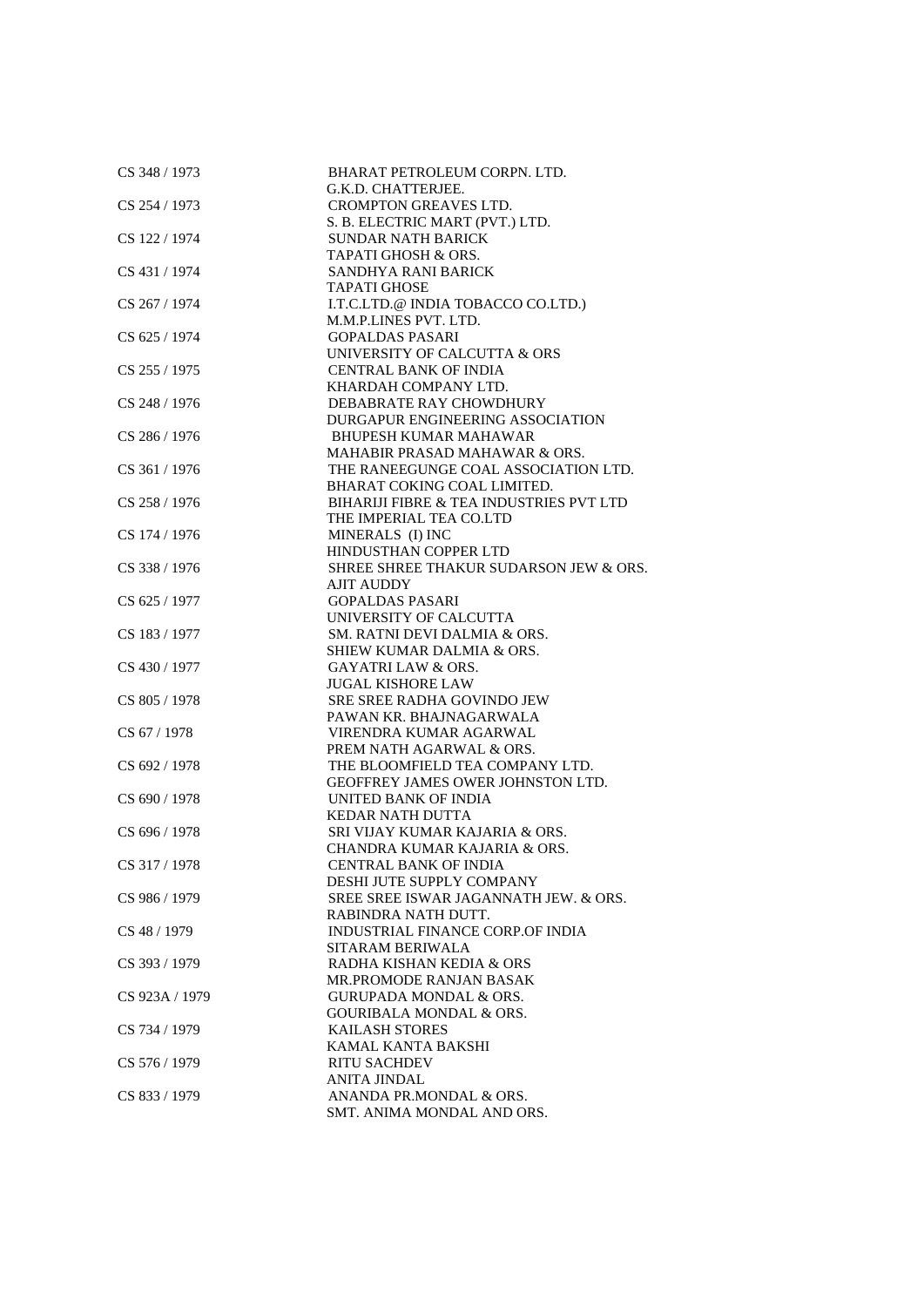| | |
|---|---|
| CS 348 / 1973 | BHARAT PETROLEUM CORPN. LTD.<br>G.K.D. CHATTERJEE. |
| CS 254 / 1973 | CROMPTON GREAVES LTD.<br>S. B. ELECTRIC MART (PVT.) LTD. |
| CS 122 / 1974 | SUNDAR NATH BARICK<br>TAPATI GHOSH & ORS. |
| CS 431 / 1974 | SANDHYA RANI BARICK<br>TAPATI GHOSE |
| CS 267 / 1974 | I.T.C.LTD.@ INDIA TOBACCO CO.LTD.)<br>M.M.P.LINES PVT. LTD. |
| CS 625 / 1974 | GOPALDAS PASARI<br>UNIVERSITY OF CALCUTTA & ORS |
| CS 255 / 1975 | CENTRAL BANK OF INDIA<br>KHARDAH COMPANY LTD. |
| CS 248 / 1976 | DEBABRATE RAY CHOWDHURY<br>DURGAPUR ENGINEERING ASSOCIATION |
| CS 286 / 1976 | BHUPESH KUMAR MAHAWAR<br>MAHABIR PRASAD MAHAWAR & ORS. |
| CS 361 / 1976 | THE RANEEGUNGE COAL ASSOCIATION LTD.<br>BHARAT COKING COAL LIMITED. |
| CS 258 / 1976 | BIHARIJI FIBRE & TEA INDUSTRIES PVT LTD<br>THE IMPERIAL TEA CO.LTD |
| CS 174 / 1976 | MINERALS (I) INC<br>HINDUSTHAN COPPER LTD |
| CS 338 / 1976 | SHREE SHREE THAKUR SUDARSON JEW & ORS.<br>AJIT AUDDY |
| CS 625 / 1977 | GOPALDAS PASARI<br>UNIVERSITY OF CALCUTTA |
| CS 183 / 1977 | SM. RATNI DEVI DALMIA & ORS.<br>SHIEW KUMAR DALMIA & ORS. |
| CS 430 / 1977 | GAYATRI LAW & ORS.<br>JUGAL KISHORE LAW |
| CS 805 / 1978 | SRE SREE RADHA GOVINDO JEW<br>PAWAN KR. BHAJNAGARWALA |
| CS 67 / 1978 | VIRENDRA KUMAR AGARWAL<br>PREM NATH AGARWAL & ORS. |
| CS 692 / 1978 | THE BLOOMFIELD TEA COMPANY LTD.<br>GEOFFREY JAMES OWER JOHNSTON LTD. |
| CS 690 / 1978 | UNITED BANK OF INDIA<br>KEDAR NATH DUTTA |
| CS 696 / 1978 | SRI VIJAY KUMAR KAJARIA & ORS.<br>CHANDRA KUMAR KAJARIA & ORS. |
| CS 317 / 1978 | CENTRAL BANK OF INDIA<br>DESHI JUTE SUPPLY COMPANY |
| CS 986 / 1979 | SREE SREE ISWAR JAGANNATH JEW. & ORS.<br>RABINDRA NATH DUTT. |
| CS 48 / 1979 | INDUSTRIAL FINANCE CORP.OF INDIA<br>SITARAM BERIWALA |
| CS 393 / 1979 | RADHA KISHAN KEDIA & ORS<br>MR.PROMODE RANJAN BASAK |
| CS 923A / 1979 | GURUPADA MONDAL & ORS.<br>GOURIBALA MONDAL & ORS. |
| CS 734 / 1979 | KAILASH STORES<br>KAMAL KANTA BAKSHI |
| CS 576 / 1979 | RITU SACHDEV<br>ANITA JINDAL |
| CS 833 / 1979 | ANANDA PR.MONDAL & ORS.<br>SMT. ANIMA MONDAL AND ORS. |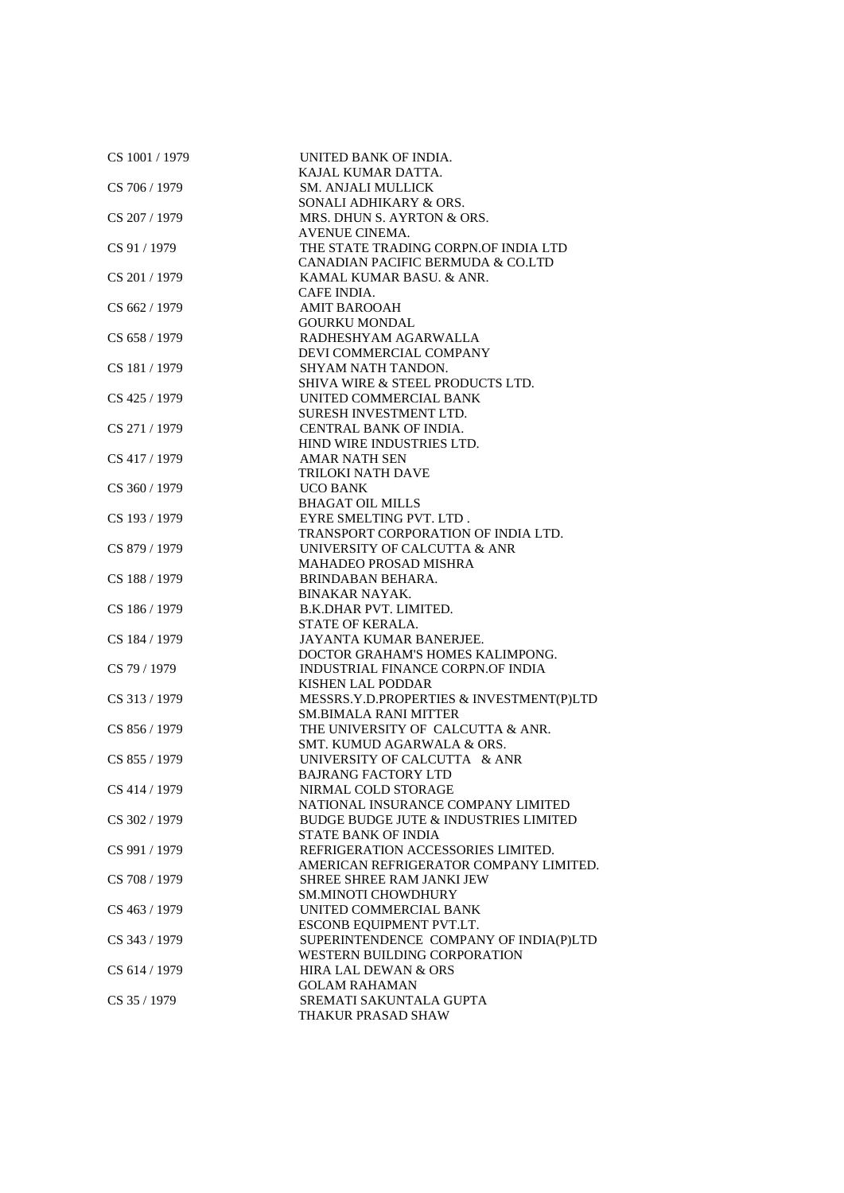| | |
|---|---|
| CS 1001 / 1979 | UNITED BANK OF INDIA.<br>KAJAL KUMAR DATTA. |
| CS 706 / 1979 | SM. ANJALI MULLICK<br>SONALI ADHIKARY & ORS. |
| CS 207 / 1979 | MRS. DHUN S. AYRTON & ORS.<br>AVENUE CINEMA. |
| CS 91 / 1979 | THE STATE TRADING CORPN.OF INDIA LTD<br>CANADIAN PACIFIC BERMUDA & CO.LTD |
| CS 201 / 1979 | KAMAL KUMAR BASU. & ANR.<br>CAFE INDIA. |
| CS 662 / 1979 | AMIT BAROOAH<br>GOURKU MONDAL |
| CS 658 / 1979 | RADHESHYAM AGARWALLA<br>DEVI COMMERCIAL COMPANY |
| CS 181 / 1979 | SHYAM NATH TANDON.<br>SHIVA WIRE & STEEL PRODUCTS LTD. |
| CS 425 / 1979 | UNITED COMMERCIAL BANK<br>SURESH INVESTMENT LTD. |
| CS 271 / 1979 | CENTRAL BANK OF INDIA.<br>HIND WIRE INDUSTRIES LTD. |
| CS 417 / 1979 | AMAR NATH SEN<br>TRILOKI NATH DAVE |
| CS 360 / 1979 | UCO BANK<br>BHAGAT OIL MILLS |
| CS 193 / 1979 | EYRE SMELTING PVT. LTD .<br>TRANSPORT CORPORATION OF INDIA LTD. |
| CS 879 / 1979 | UNIVERSITY OF CALCUTTA & ANR<br>MAHADEO PROSAD MISHRA |
| CS 188 / 1979 | BRINDABAN BEHARA.<br>BINAKAR NAYAK. |
| CS 186 / 1979 | B.K.DHAR PVT. LIMITED.<br>STATE OF KERALA. |
| CS 184 / 1979 | JAYANTA KUMAR BANERJEE.<br>DOCTOR GRAHAM'S HOMES KALIMPONG. |
| CS 79 / 1979 | INDUSTRIAL FINANCE CORPN.OF INDIA<br>KISHEN LAL PODDAR |
| CS 313 / 1979 | MESSRS.Y.D.PROPERTIES & INVESTMENT(P)LTD<br>SM.BIMALA RANI MITTER |
| CS 856 / 1979 | THE UNIVERSITY OF CALCUTTA & ANR.<br>SMT. KUMUD AGARWALA & ORS. |
| CS 855 / 1979 | UNIVERSITY OF CALCUTTA & ANR<br>BAJRANG FACTORY LTD |
| CS 414 / 1979 | NIRMAL COLD STORAGE<br>NATIONAL INSURANCE COMPANY LIMITED |
| CS 302 / 1979 | BUDGE BUDGE JUTE & INDUSTRIES LIMITED<br>STATE BANK OF INDIA |
| CS 991 / 1979 | REFRIGERATION ACCESSORIES LIMITED.<br>AMERICAN REFRIGERATOR COMPANY LIMITED. |
| CS 708 / 1979 | SHREE SHREE RAM JANKI JEW<br>SM.MINOTI CHOWDHURY |
| CS 463 / 1979 | UNITED COMMERCIAL BANK<br>ESCONB EQUIPMENT PVT.LT. |
| CS 343 / 1979 | SUPERINTENDENCE COMPANY OF INDIA(P)LTD<br>WESTERN BUILDING CORPORATION |
| CS 614 / 1979 | HIRA LAL DEWAN & ORS<br>GOLAM RAHAMAN |
| CS 35 / 1979 | SREMATI SAKUNTALA GUPTA<br>THAKUR PRASAD SHAW |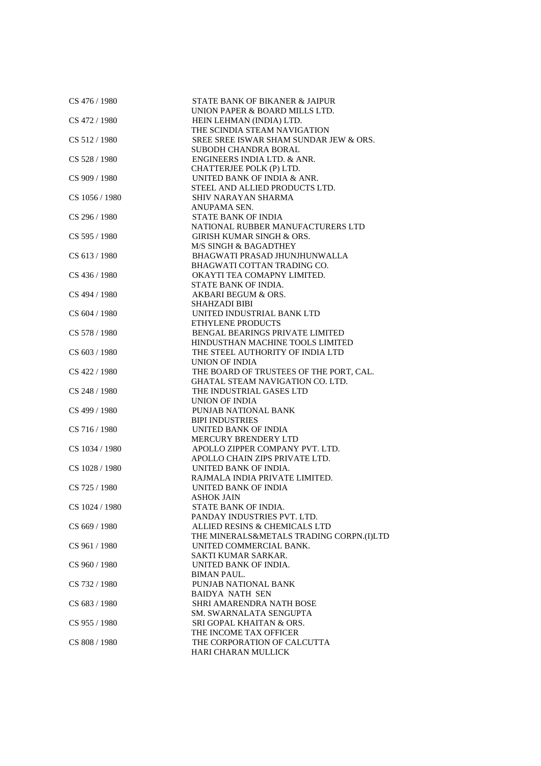| | |
|---|---|
| CS 476 / 1980 | STATE BANK OF BIKANER & JAIPUR<br>UNION PAPER & BOARD MILLS LTD. |
| CS 472 / 1980 | HEIN LEHMAN (INDIA) LTD.<br>THE SCINDIA STEAM NAVIGATION |
| CS 512 / 1980 | SREE SREE ISWAR SHAM SUNDAR JEW & ORS.<br>SUBODH CHANDRA BORAL |
| CS 528 / 1980 | ENGINEERS INDIA LTD. & ANR.<br>CHATTERJEE POLK (P) LTD. |
| CS 909 / 1980 | UNITED BANK OF INDIA & ANR.<br>STEEL AND ALLIED PRODUCTS LTD. |
| CS 1056 / 1980 | SHIV NARAYAN SHARMA<br>ANUPAMA SEN. |
| CS 296 / 1980 | STATE BANK OF INDIA<br>NATIONAL RUBBER MANUFACTURERS LTD |
| CS 595 / 1980 | GIRISH KUMAR SINGH & ORS.<br>M/S SINGH & BAGADTHEY |
| CS 613 / 1980 | BHAGWATI PRASAD JHUNJHUNWALLA<br>BHAGWATI COTTAN TRADING CO. |
| CS 436 / 1980 | OKAYTI TEA COMAPNY LIMITED.<br>STATE BANK OF INDIA. |
| CS 494 / 1980 | AKBARI BEGUM & ORS.<br>SHAHZADI BIBI |
| CS 604 / 1980 | UNITED INDUSTRIAL BANK LTD<br>ETHYLENE PRODUCTS |
| CS 578 / 1980 | BENGAL BEARINGS PRIVATE LIMITED<br>HINDUSTHAN MACHINE TOOLS LIMITED |
| CS 603 / 1980 | THE STEEL AUTHORITY OF INDIA LTD<br>UNION OF INDIA |
| CS 422 / 1980 | THE BOARD OF TRUSTEES OF THE PORT, CAL.<br>GHATAL STEAM NAVIGATION CO. LTD. |
| CS 248 / 1980 | THE INDUSTRIAL GASES LTD<br>UNION OF INDIA |
| CS 499 / 1980 | PUNJAB NATIONAL BANK<br>BIPI INDUSTRIES |
| CS 716 / 1980 | UNITED BANK OF INDIA<br>MERCURY BRENDERY LTD |
| CS 1034 / 1980 | APOLLO ZIPPER COMPANY PVT. LTD.<br>APOLLO CHAIN ZIPS PRIVATE LTD. |
| CS 1028 / 1980 | UNITED BANK OF INDIA.<br>RAJMALA INDIA PRIVATE LIMITED. |
| CS 725 / 1980 | UNITED BANK OF INDIA<br>ASHOK JAIN |
| CS 1024 / 1980 | STATE BANK OF INDIA.<br>PANDAY INDUSTRIES PVT. LTD. |
| CS 669 / 1980 | ALLIED RESINS & CHEMICALS LTD<br>THE MINERALS&METALS TRADING CORPN.(I)LTD |
| CS 961 / 1980 | UNITED COMMERCIAL BANK.<br>SAKTI KUMAR SARKAR. |
| CS 960 / 1980 | UNITED BANK OF INDIA.<br>BIMAN PAUL. |
| CS 732 / 1980 | PUNJAB NATIONAL BANK<br>BAIDYA NATH SEN |
| CS 683 / 1980 | SHRI AMARENDRA NATH BOSE<br>SM. SWARNALATA SENGUPTA |
| CS 955 / 1980 | SRI GOPAL KHAITAN & ORS.<br>THE INCOME TAX OFFICER |
| CS 808 / 1980 | THE CORPORATION OF CALCUTTA<br>HARI CHARAN MULLICK |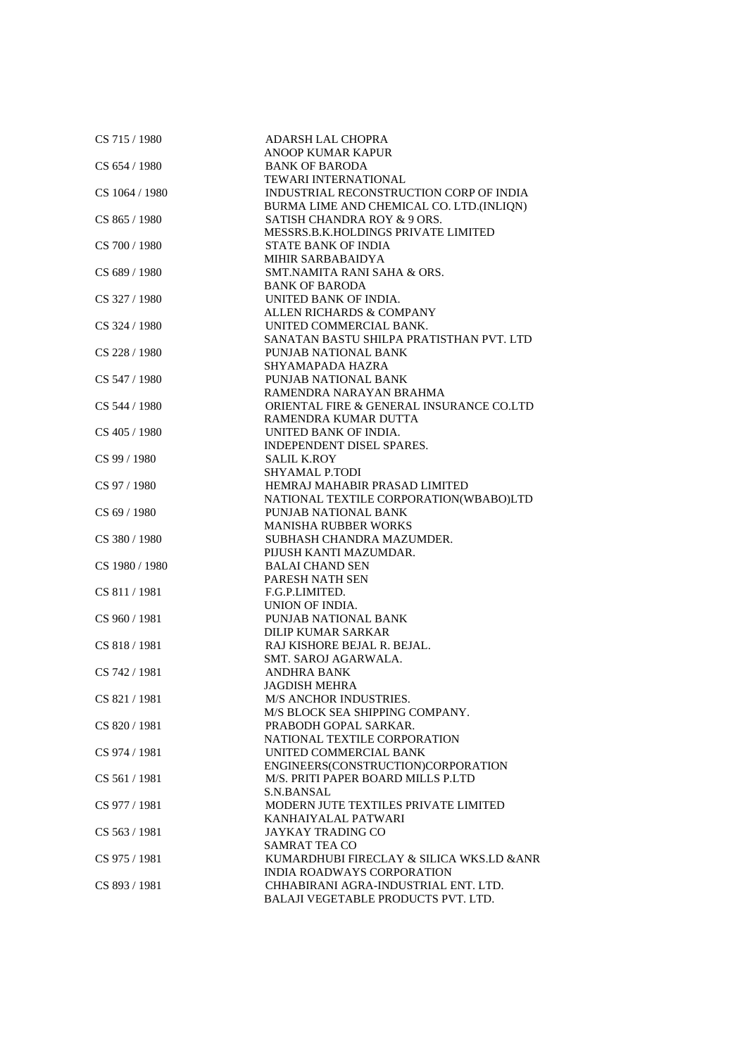| | |
|---|---|
| CS 715 / 1980 | ADARSH LAL CHOPRA |
| | ANOOP KUMAR KAPUR |
| CS 654 / 1980 | BANK OF BARODA |
| | TEWARI INTERNATIONAL |
| CS 1064 / 1980 | INDUSTRIAL RECONSTRUCTION CORP OF INDIA |
| | BURMA LIME AND CHEMICAL CO. LTD.(INLIQN) |
| CS 865 / 1980 | SATISH CHANDRA ROY & 9 ORS. |
| | MESSRS.B.K.HOLDINGS PRIVATE LIMITED |
| CS 700 / 1980 | STATE BANK OF INDIA |
| | MIHIR SARBABAIDYA |
| CS 689 / 1980 | SMT.NAMITA RANI SAHA & ORS. |
| | BANK OF BARODA |
| CS 327 / 1980 | UNITED BANK OF INDIA. |
| | ALLEN RICHARDS & COMPANY |
| CS 324 / 1980 | UNITED COMMERCIAL BANK. |
| | SANATAN BASTU SHILPA PRATISTHAN PVT. LTD |
| CS 228 / 1980 | PUNJAB NATIONAL BANK |
| | SHYAMAPADA HAZRA |
| CS 547 / 1980 | PUNJAB NATIONAL BANK |
| | RAMENDRA NARAYAN BRAHMA |
| CS 544 / 1980 | ORIENTAL FIRE & GENERAL INSURANCE CO.LTD |
| | RAMENDRA KUMAR DUTTA |
| CS 405 / 1980 | UNITED BANK OF INDIA. |
| | INDEPENDENT DISEL SPARES. |
| CS 99 / 1980 | SALIL K.ROY |
| | SHYAMAL P.TODI |
| CS 97 / 1980 | HEMRAJ MAHABIR PRASAD LIMITED |
| | NATIONAL TEXTILE CORPORATION(WBABO)LTD |
| CS 69 / 1980 | PUNJAB NATIONAL BANK |
| | MANISHA RUBBER WORKS |
| CS 380 / 1980 | SUBHASH CHANDRA MAZUMDER. |
| | PIJUSH KANTI MAZUMDAR. |
| CS 1980 / 1980 | BALAI CHAND SEN |
| | PARESH NATH SEN |
| CS 811 / 1981 | F.G.P.LIMITED. |
| | UNION OF INDIA. |
| CS 960 / 1981 | PUNJAB NATIONAL BANK |
| | DILIP KUMAR SARKAR |
| CS 818 / 1981 | RAJ KISHORE BEJAL R. BEJAL. |
| | SMT. SAROJ AGARWALA. |
| CS 742 / 1981 | ANDHRA BANK |
| | JAGDISH MEHRA |
| CS 821 / 1981 | M/S ANCHOR INDUSTRIES. |
| | M/S BLOCK SEA SHIPPING COMPANY. |
| CS 820 / 1981 | PRABODH GOPAL SARKAR. |
| | NATIONAL TEXTILE CORPORATION |
| CS 974 / 1981 | UNITED COMMERCIAL BANK |
| | ENGINEERS(CONSTRUCTION)CORPORATION |
| CS 561 / 1981 | M/S. PRITI PAPER BOARD MILLS P.LTD |
| | S.N.BANSAL |
| CS 977 / 1981 | MODERN JUTE TEXTILES PRIVATE LIMITED |
| | KANHAIYALAL PATWARI |
| CS 563 / 1981 | JAYKAY TRADING CO |
| | SAMRAT TEA CO |
| CS 975 / 1981 | KUMARDHUBI FIRECLAY & SILICA WKS.LD &ANR |
| | INDIA ROADWAYS CORPORATION |
| CS 893 / 1981 | CHHABIRANI AGRA-INDUSTRIAL ENT. LTD. |
| | BALAJI VEGETABLE PRODUCTS PVT. LTD. |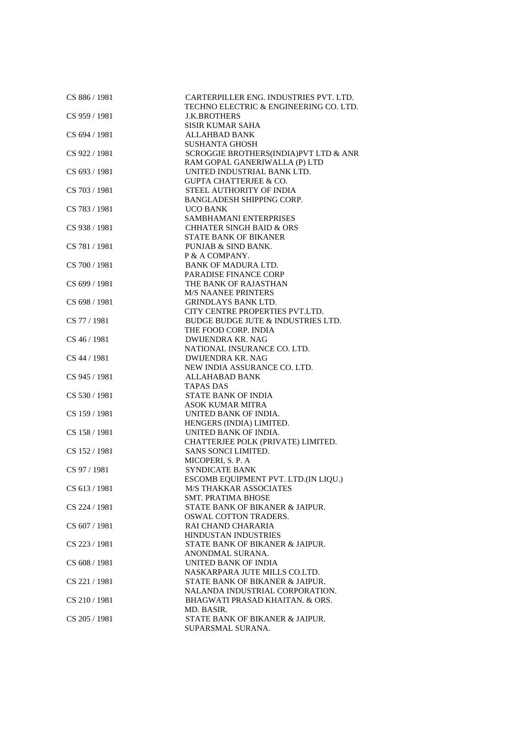| | |
|---|---|
| CS 886 / 1981 | CARTERPILLER ENG. INDUSTRIES PVT. LTD. |
| | TECHNO ELECTRIC & ENGINEERING CO. LTD. |
| CS 959 / 1981 | J.K.BROTHERS |
| | SISIR KUMAR SAHA |
| CS 694 / 1981 | ALLAHBAD BANK |
| | SUSHANTA GHOSH |
| CS 922 / 1981 | SCROGGIE BROTHERS(INDIA)PVT LTD & ANR |
| | RAM GOPAL GANERIWALLA (P) LTD |
| CS 693 / 1981 | UNITED INDUSTRIAL BANK LTD. |
| | GUPTA CHATTERJEE & CO. |
| CS 703 / 1981 | STEEL AUTHORITY OF INDIA |
| | BANGLADESH SHIPPING CORP. |
| CS 783 / 1981 | UCO BANK |
| | SAMBHAMANI ENTERPRISES |
| CS 938 / 1981 | CHHATER SINGH BAID & ORS |
| | STATE BANK OF BIKANER |
| CS 781 / 1981 | PUNJAB & SIND BANK. |
| | P & A COMPANY. |
| CS 700 / 1981 | BANK OF MADURA LTD. |
| | PARADISE FINANCE CORP |
| CS 699 / 1981 | THE BANK OF RAJASTHAN |
| | M/S NAANEE PRINTERS |
| CS 698 / 1981 | GRINDLAYS BANK LTD. |
| | CITY CENTRE PROPERTIES PVT.LTD. |
| CS 77 / 1981 | BUDGE BUDGE JUTE & INDUSTRIES LTD. |
| | THE FOOD CORP. INDIA |
| CS 46 / 1981 | DWIJENDRA KR. NAG |
| | NATIONAL INSURANCE CO. LTD. |
| CS 44 / 1981 | DWIJENDRA KR. NAG |
| | NEW INDIA ASSURANCE CO. LTD. |
| CS 945 / 1981 | ALLAHABAD BANK |
| | TAPAS DAS |
| CS 530 / 1981 | STATE BANK OF INDIA |
| | ASOK KUMAR MITRA |
| CS 159 / 1981 | UNITED BANK OF INDIA. |
| | HENGERS (INDIA) LIMITED. |
| CS 158 / 1981 | UNITED BANK OF INDIA. |
| | CHATTERJEE POLK (PRIVATE) LIMITED. |
| CS 152 / 1981 | SANS SONCI LIMITED. |
| | MICOPERI, S. P. A |
| CS 97 / 1981 | SYNDICATE BANK |
| | ESCOMB EQUIPMENT PVT. LTD.(IN LIQU.) |
| CS 613 / 1981 | M/S THAKKAR ASSOCIATES |
| | SMT. PRATIMA BHOSE |
| CS 224 / 1981 | STATE BANK OF BIKANER & JAIPUR. |
| | OSWAL COTTON TRADERS. |
| CS 607 / 1981 | RAI CHAND CHARARIA |
| | HINDUSTAN INDUSTRIES |
| CS 223 / 1981 | STATE BANK OF BIKANER & JAIPUR. |
| | ANONDMAL SURANA. |
| CS 608 / 1981 | UNITED BANK OF INDIA |
| | NASKARPARA JUTE MILLS CO.LTD. |
| CS 221 / 1981 | STATE BANK OF BIKANER & JAIPUR. |
| | NALANDA INDUSTRIAL CORPORATION. |
| CS 210 / 1981 | BHAGWATI PRASAD KHAITAN. & ORS. |
| | MD. BASIR. |
| CS 205 / 1981 | STATE BANK OF BIKANER & JAIPUR. |
| | SUPARSMAL SURANA. |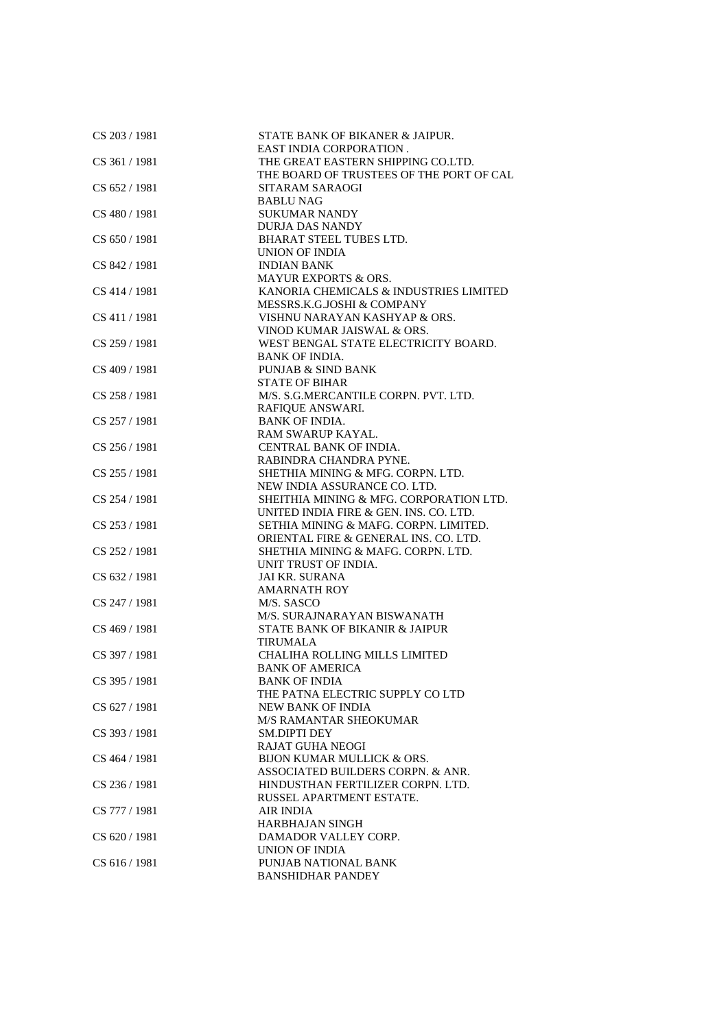| | |
|---|---|
| CS 203 / 1981 | STATE BANK OF BIKANER & JAIPUR. |
| | EAST INDIA CORPORATION . |
| CS 361 / 1981 | THE GREAT EASTERN SHIPPING CO.LTD. |
| | THE BOARD OF TRUSTEES OF THE PORT OF CAL |
| CS 652 / 1981 | SITARAM SARAOGI |
| | BABLU NAG |
| CS 480 / 1981 | SUKUMAR NANDY |
| | DURJA DAS NANDY |
| CS 650 / 1981 | BHARAT STEEL TUBES LTD. |
| | UNION OF INDIA |
| CS 842 / 1981 | INDIAN BANK |
| | MAYUR EXPORTS & ORS. |
| CS 414 / 1981 | KANORIA CHEMICALS & INDUSTRIES LIMITED |
| | MESSRS.K.G.JOSHI & COMPANY |
| CS 411 / 1981 | VISHNU NARAYAN KASHYAP & ORS. |
| | VINOD KUMAR JAISWAL & ORS. |
| CS 259 / 1981 | WEST BENGAL STATE ELECTRICITY BOARD. |
| | BANK OF INDIA. |
| CS 409 / 1981 | PUNJAB & SIND BANK |
| | STATE OF BIHAR |
| CS 258 / 1981 | M/S. S.G.MERCANTILE CORPN. PVT. LTD. |
| | RAFIQUE ANSWARI. |
| CS 257 / 1981 | BANK OF INDIA. |
| | RAM SWARUP KAYAL. |
| CS 256 / 1981 | CENTRAL BANK OF INDIA. |
| | RABINDRA CHANDRA PYNE. |
| CS 255 / 1981 | SHETHIA MINING & MFG. CORPN. LTD. |
| | NEW INDIA ASSURANCE CO. LTD. |
| CS 254 / 1981 | SHEITHIA MINING & MFG. CORPORATION LTD. |
| | UNITED INDIA FIRE & GEN. INS. CO. LTD. |
| CS 253 / 1981 | SETHIA MINING & MAFG. CORPN. LIMITED. |
| | ORIENTAL FIRE & GENERAL INS. CO. LTD. |
| CS 252 / 1981 | SHETHIA MINING & MAFG. CORPN. LTD. |
| | UNIT TRUST OF INDIA. |
| CS 632 / 1981 | JAI KR. SURANA |
| | AMARNATH ROY |
| CS 247 / 1981 | M/S. SASCO |
| | M/S. SURAJNARAYAN BISWANATH |
| CS 469 / 1981 | STATE BANK OF BIKANIR & JAIPUR |
| | TIRUMALA |
| CS 397 / 1981 | CHALIHA ROLLING MILLS LIMITED |
| | BANK OF AMERICA |
| CS 395 / 1981 | BANK OF INDIA |
| | THE PATNA ELECTRIC SUPPLY CO LTD |
| CS 627 / 1981 | NEW BANK OF INDIA |
| | M/S RAMANTAR SHEOKUMAR |
| CS 393 / 1981 | SM.DIPTI DEY |
| | RAJAT GUHA NEOGI |
| CS 464 / 1981 | BIJON KUMAR MULLICK & ORS. |
| | ASSOCIATED BUILDERS CORPN. & ANR. |
| CS 236 / 1981 | HINDUSTHAN FERTILIZER CORPN. LTD. |
| | RUSSEL APARTMENT ESTATE. |
| CS 777 / 1981 | AIR INDIA |
| | HARBHAJAN SINGH |
| CS 620 / 1981 | DAMADOR VALLEY CORP. |
| | UNION OF INDIA |
| CS 616 / 1981 | PUNJAB NATIONAL BANK |
| | BANSHIDHAR PANDEY |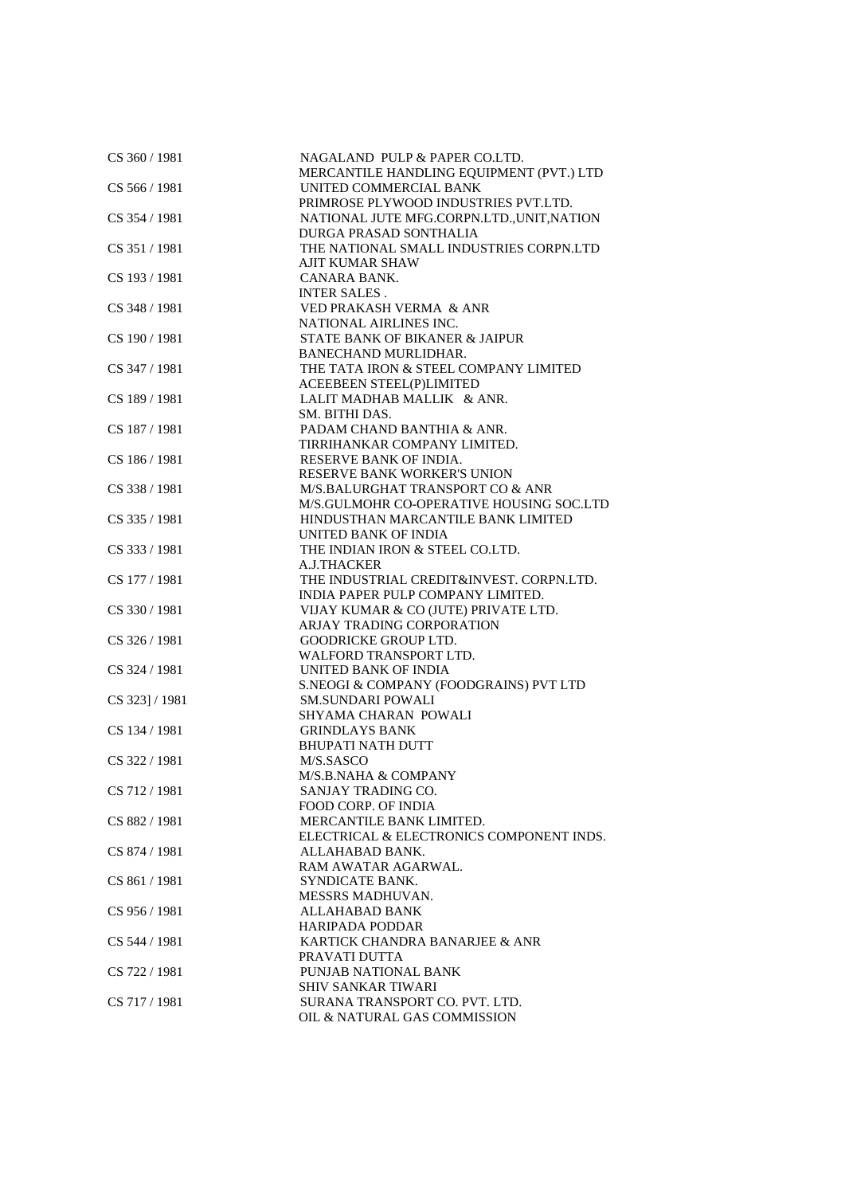| | |
|---|---|
| CS 360 / 1981 | NAGALAND PULP & PAPER CO.LTD. |
| | MERCANTILE HANDLING EQUIPMENT (PVT.) LTD |
| CS 566 / 1981 | UNITED COMMERCIAL BANK |
| | PRIMROSE PLYWOOD INDUSTRIES PVT.LTD. |
| CS 354 / 1981 | NATIONAL JUTE MFG.CORPN.LTD.,UNIT,NATION |
| | DURGA PRASAD SONTHALIA |
| CS 351 / 1981 | THE NATIONAL SMALL INDUSTRIES CORPN.LTD |
| | AJIT KUMAR SHAW |
| CS 193 / 1981 | CANARA BANK. |
| | INTER SALES . |
| CS 348 / 1981 | VED PRAKASH VERMA & ANR |
| | NATIONAL AIRLINES INC. |
| CS 190 / 1981 | STATE BANK OF BIKANER & JAIPUR |
| | BANECHAND MURLIDHAR. |
| CS 347 / 1981 | THE TATA IRON & STEEL COMPANY LIMITED |
| | ACEEBEEN STEEL(P)LIMITED |
| CS 189 / 1981 | LALIT MADHAB MALLIK & ANR. |
| | SM. BITHI DAS. |
| CS 187 / 1981 | PADAM CHAND BANTHIA & ANR. |
| | TIRRIHANKAR COMPANY LIMITED. |
| CS 186 / 1981 | RESERVE BANK OF INDIA. |
| | RESERVE BANK WORKER'S UNION |
| CS 338 / 1981 | M/S.BALURGHAT TRANSPORT CO & ANR |
| | M/S.GULMOHR CO-OPERATIVE HOUSING SOC.LTD |
| CS 335 / 1981 | HINDUSTHAN MARCANTILE BANK LIMITED |
| | UNITED BANK OF INDIA |
| CS 333 / 1981 | THE INDIAN IRON & STEEL CO.LTD. |
| | A.J.THACKER |
| CS 177 / 1981 | THE INDUSTRIAL CREDIT&INVEST. CORPN.LTD. |
| | INDIA PAPER PULP COMPANY LIMITED. |
| CS 330 / 1981 | VIJAY KUMAR & CO (JUTE) PRIVATE LTD. |
| | ARJAY TRADING CORPORATION |
| CS 326 / 1981 | GOODRICKE GROUP LTD. |
| | WALFORD TRANSPORT LTD. |
| CS 324 / 1981 | UNITED BANK OF INDIA |
| | S.NEOGI & COMPANY (FOODGRAINS) PVT LTD |
| CS 323] / 1981 | SM.SUNDARI POWALI |
| | SHYAMA CHARAN POWALI |
| CS 134 / 1981 | GRINDLAYS BANK |
| | BHUPATI NATH DUTT |
| CS 322 / 1981 | M/S.SASCO |
| | M/S.B.NAHA & COMPANY |
| CS 712 / 1981 | SANJAY TRADING CO. |
| | FOOD CORP. OF INDIA |
| CS 882 / 1981 | MERCANTILE BANK LIMITED. |
| | ELECTRICAL & ELECTRONICS COMPONENT INDS. |
| CS 874 / 1981 | ALLAHABAD BANK. |
| | RAM AWATAR AGARWAL. |
| CS 861 / 1981 | SYNDICATE BANK. |
| | MESSRS MADHUVAN. |
| CS 956 / 1981 | ALLAHABAD BANK |
| | HARIPADA PODDAR |
| CS 544 / 1981 | KARTICK CHANDRA BANARJEE & ANR |
| | PRAVATI DUTTA |
| CS 722 / 1981 | PUNJAB NATIONAL BANK |
| | SHIV SANKAR TIWARI |
| CS 717 / 1981 | SURANA TRANSPORT CO. PVT. LTD. |
| | OIL & NATURAL GAS COMMISSION |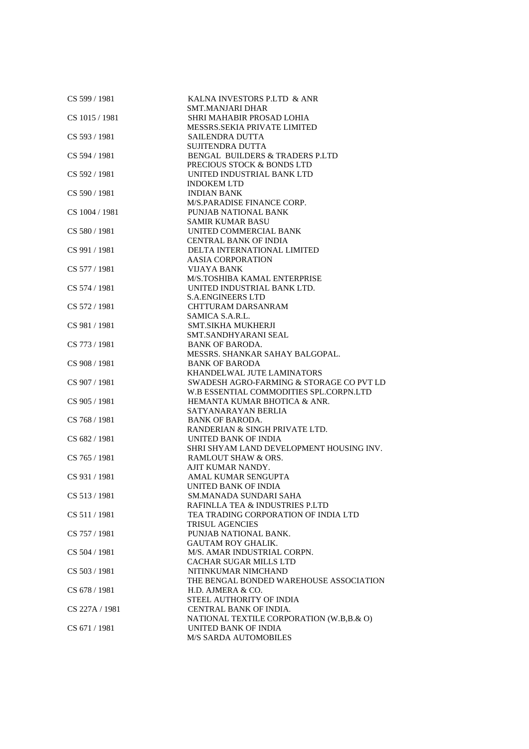| | |
|---|---|
| CS 599 / 1981 | KALNA INVESTORS P.LTD & ANR<br>SMT.MANJARI DHAR |
| CS 1015 / 1981 | SHRI MAHABIR PROSAD LOHIA<br>MESSRS.SEKIA PRIVATE LIMITED |
| CS 593 / 1981 | SAILENDRA DUTTA<br>SUJITENDRA DUTTA |
| CS 594 / 1981 | BENGAL BUILDERS & TRADERS P.LTD<br>PRECIOUS STOCK & BONDS LTD |
| CS 592 / 1981 | UNITED INDUSTRIAL BANK LTD<br>INDOKEM LTD |
| CS 590 / 1981 | INDIAN BANK<br>M/S.PARADISE FINANCE CORP. |
| CS 1004 / 1981 | PUNJAB NATIONAL BANK<br>SAMIR KUMAR BASU |
| CS 580 / 1981 | UNITED COMMERCIAL BANK<br>CENTRAL BANK OF INDIA |
| CS 991 / 1981 | DELTA INTERNATIONAL LIMITED<br>AASIA CORPORATION |
| CS 577 / 1981 | VIJAYA BANK<br>M/S.TOSHIBA KAMAL ENTERPRISE |
| CS 574 / 1981 | UNITED INDUSTRIAL BANK LTD.<br>S.A.ENGINEERS LTD |
| CS 572 / 1981 | CHTTURAM DARSANRAM<br>SAMICA S.A.R.L. |
| CS 981 / 1981 | SMT.SIKHA MUKHERJI<br>SMT.SANDHYARANI SEAL |
| CS 773 / 1981 | BANK OF BARODA.<br>MESSRS. SHANKAR SAHAY BALGOPAL. |
| CS 908 / 1981 | BANK OF BARODA<br>KHANDELWAL JUTE LAMINATORS |
| CS 907 / 1981 | SWADESH AGRO-FARMING & STORAGE CO PVT LD<br>W.B ESSENTIAL COMMODITIES SPL.CORPN.LTD |
| CS 905 / 1981 | HEMANTA KUMAR BHOTICA & ANR.<br>SATYANARAYAN BERLIA |
| CS 768 / 1981 | BANK OF BARODA.<br>RANDERIAN & SINGH PRIVATE LTD. |
| CS 682 / 1981 | UNITED BANK OF INDIA<br>SHRI SHYAM LAND DEVELOPMENT HOUSING INV. |
| CS 765 / 1981 | RAMLOUT SHAW & ORS.<br>AJIT KUMAR NANDY. |
| CS 931 / 1981 | AMAL KUMAR SENGUPTA<br>UNITED BANK OF INDIA |
| CS 513 / 1981 | SM.MANADA SUNDARI SAHA<br>RAFINLLA TEA & INDUSTRIES P.LTD |
| CS 511 / 1981 | TEA TRADING CORPORATION OF INDIA LTD<br>TRISUL AGENCIES |
| CS 757 / 1981 | PUNJAB NATIONAL BANK.<br>GAUTAM ROY GHALIK. |
| CS 504 / 1981 | M/S. AMAR INDUSTRIAL CORPN.<br>CACHAR SUGAR MILLS LTD |
| CS 503 / 1981 | NITINKUMAR NIMCHAND<br>THE BENGAL BONDED WAREHOUSE ASSOCIATION |
| CS 678 / 1981 | H.D. AJMERA & CO.<br>STEEL AUTHORITY OF INDIA |
| CS 227A / 1981 | CENTRAL BANK OF INDIA.<br>NATIONAL TEXTILE CORPORATION (W.B,B.& O) |
| CS 671 / 1981 | UNITED BANK OF INDIA<br>M/S SARDA AUTOMOBILES |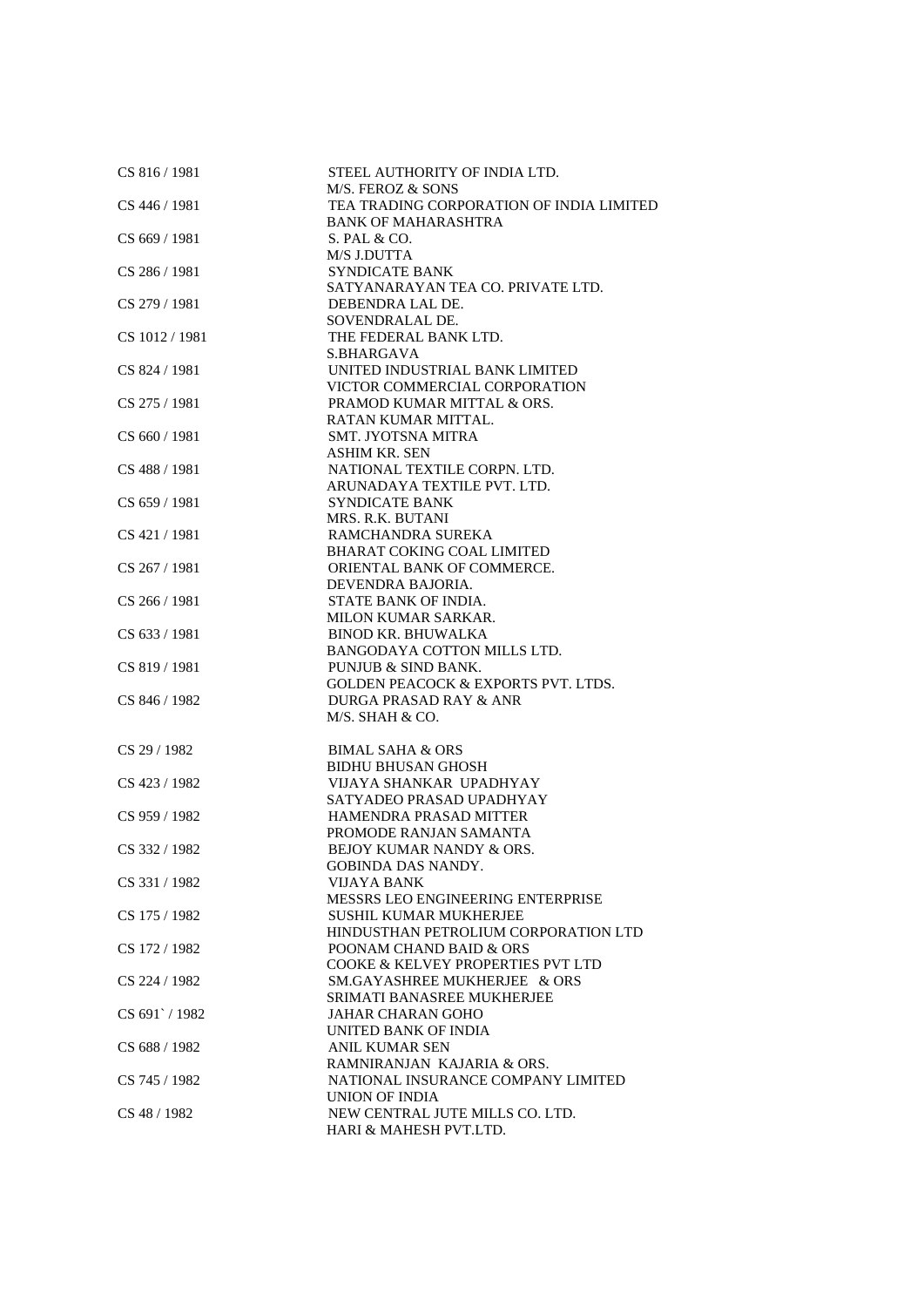| | |
|---|---|
| CS 816 / 1981 | STEEL AUTHORITY OF INDIA LTD.<br>M/S. FEROZ & SONS |
| CS 446 / 1981 | TEA TRADING CORPORATION OF INDIA LIMITED<br>BANK OF MAHARASHTRA |
| CS 669 / 1981 | S. PAL & CO.<br>M/S J.DUTTA |
| CS 286 / 1981 | SYNDICATE BANK<br>SATYANARAYAN TEA CO. PRIVATE LTD. |
| CS 279 / 1981 | DEBENDRA LAL DE.<br>SOVENDRALAL DE. |
| CS 1012 / 1981 | THE FEDERAL BANK LTD.<br>S.BHARGAVA |
| CS 824 / 1981 | UNITED INDUSTRIAL BANK LIMITED<br>VICTOR COMMERCIAL CORPORATION |
| CS 275 / 1981 | PRAMOD KUMAR MITTAL & ORS.<br>RATAN KUMAR MITTAL. |
| CS 660 / 1981 | SMT. JYOTSNA MITRA<br>ASHIM KR. SEN |
| CS 488 / 1981 | NATIONAL TEXTILE CORPN. LTD.<br>ARUNADAYA TEXTILE PVT. LTD. |
| CS 659 / 1981 | SYNDICATE BANK<br>MRS. R.K. BUTANI |
| CS 421 / 1981 | RAMCHANDRA SUREKA<br>BHARAT COKING COAL LIMITED |
| CS 267 / 1981 | ORIENTAL BANK OF COMMERCE.<br>DEVENDRA BAJORIA. |
| CS 266 / 1981 | STATE BANK OF INDIA.<br>MILON KUMAR SARKAR. |
| CS 633 / 1981 | BINOD KR. BHUWALKA<br>BANGODAYA COTTON MILLS LTD. |
| CS 819 / 1981 | PUNJUB & SIND BANK.<br>GOLDEN PEACOCK & EXPORTS PVT. LTDS. |
| CS 846 / 1982 | DURGA PRASAD RAY & ANR<br>M/S. SHAH & CO. |
| CS 29 / 1982 | BIMAL SAHA & ORS<br>BIDHU BHUSAN GHOSH |
| CS 423 / 1982 | VIJAYA SHANKAR UPADHYAY<br>SATYADEO PRASAD UPADHYAY |
| CS 959 / 1982 | HAMENDRA PRASAD MITTER<br>PROMODE RANJAN SAMANTA |
| CS 332 / 1982 | BEJOY KUMAR NANDY & ORS.<br>GOBINDA DAS NANDY. |
| CS 331 / 1982 | VIJAYA BANK<br>MESSRS LEO ENGINEERING ENTERPRISE |
| CS 175 / 1982 | SUSHIL KUMAR MUKHERJEE<br>HINDUSTHAN PETROLIUM CORPORATION LTD |
| CS 172 / 1982 | POONAM CHAND BAID & ORS<br>COOKE & KELVEY PROPERTIES PVT LTD |
| CS 224 / 1982 | SM.GAYASHREE MUKHERJEE & ORS<br>SRIMATI BANASREE MUKHERJEE |
| CS 691` / 1982 | JAHAR CHARAN GOHO<br>UNITED BANK OF INDIA |
| CS 688 / 1982 | ANIL KUMAR SEN<br>RAMNIRANJAN KAJARIA & ORS. |
| CS 745 / 1982 | NATIONAL INSURANCE COMPANY LIMITED<br>UNION OF INDIA |
| CS 48 / 1982 | NEW CENTRAL JUTE MILLS CO. LTD.<br>HARI & MAHESH PVT.LTD. |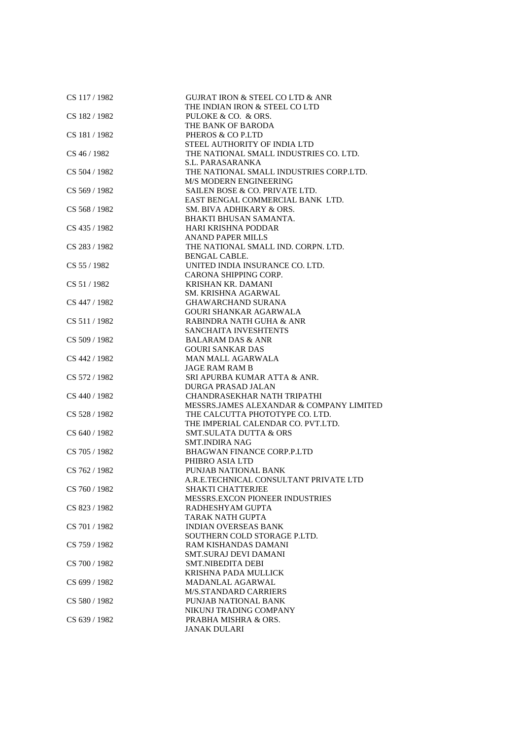| | |
|---|---|
| CS 117 / 1982 | GUJRAT IRON & STEEL CO LTD & ANR<br>THE INDIAN IRON & STEEL CO LTD |
| CS 182 / 1982 | PULOKE & CO. & ORS.<br>THE BANK OF BARODA |
| CS 181 / 1982 | PHEROS & CO P.LTD<br>STEEL AUTHORITY OF INDIA LTD |
| CS 46 / 1982 | THE NATIONAL SMALL INDUSTRIES CO. LTD.<br>S.L. PARASARANKA |
| CS 504 / 1982 | THE NATIONAL SMALL INDUSTRIES CORP.LTD.<br>M/S MODERN ENGINEERING |
| CS 569 / 1982 | SAILEN BOSE & CO. PRIVATE LTD.<br>EAST BENGAL COMMERCIAL BANK LTD. |
| CS 568 / 1982 | SM. BIVA ADHIKARY & ORS.<br>BHAKTI BHUSAN SAMANTA. |
| CS 435 / 1982 | HARI KRISHNA PODDAR<br>ANAND PAPER MILLS |
| CS 283 / 1982 | THE NATIONAL SMALL IND. CORPN. LTD.<br>BENGAL CABLE. |
| CS 55 / 1982 | UNITED INDIA INSURANCE CO. LTD.<br>CARONA SHIPPING CORP. |
| CS 51 / 1982 | KRISHAN KR. DAMANI<br>SM. KRISHNA AGARWAL |
| CS 447 / 1982 | GHAWARCHAND SURANA<br>GOURI SHANKAR AGARWALA |
| CS 511 / 1982 | RABINDRA NATH GUHA & ANR<br>SANCHAITA INVESHTENTS |
| CS 509 / 1982 | BALARAM DAS & ANR<br>GOURI SANKAR DAS |
| CS 442 / 1982 | MAN MALL AGARWALA<br>JAGE RAM RAM B |
| CS 572 / 1982 | SRI APURBA KUMAR ATTA & ANR.<br>DURGA PRASAD JALAN |
| CS 440 / 1982 | CHANDRASEKHAR NATH TRIPATHI<br>MESSRS.JAMES ALEXANDAR & COMPANY LIMITED |
| CS 528 / 1982 | THE CALCUTTA PHOTOTYPE CO. LTD.<br>THE IMPERIAL CALENDAR CO. PVT.LTD. |
| CS 640 / 1982 | SMT.SULATA DUTTA & ORS<br>SMT.INDIRA NAG |
| CS 705 / 1982 | BHAGWAN FINANCE CORP.P.LTD<br>PHIBRO ASIA LTD |
| CS 762 / 1982 | PUNJAB NATIONAL BANK<br>A.R.E.TECHNICAL CONSULTANT PRIVATE LTD |
| CS 760 / 1982 | SHAKTI CHATTERJEE<br>MESSRS.EXCON PIONEER INDUSTRIES |
| CS 823 / 1982 | RADHESHYAM GUPTA<br>TARAK NATH GUPTA |
| CS 701 / 1982 | INDIAN OVERSEAS BANK<br>SOUTHERN COLD STORAGE P.LTD. |
| CS 759 / 1982 | RAM KISHANDAS DAMANI<br>SMT.SURAJ DEVI DAMANI |
| CS 700 / 1982 | SMT.NIBEDITA DEBI<br>KRISHNA PADA MULLICK |
| CS 699 / 1982 | MADANLAL AGARWAL<br>M/S.STANDARD CARRIERS |
| CS 580 / 1982 | PUNJAB NATIONAL BANK<br>NIKUNJ TRADING COMPANY |
| CS 639 / 1982 | PRABHA MISHRA & ORS.<br>JANAK DULARI |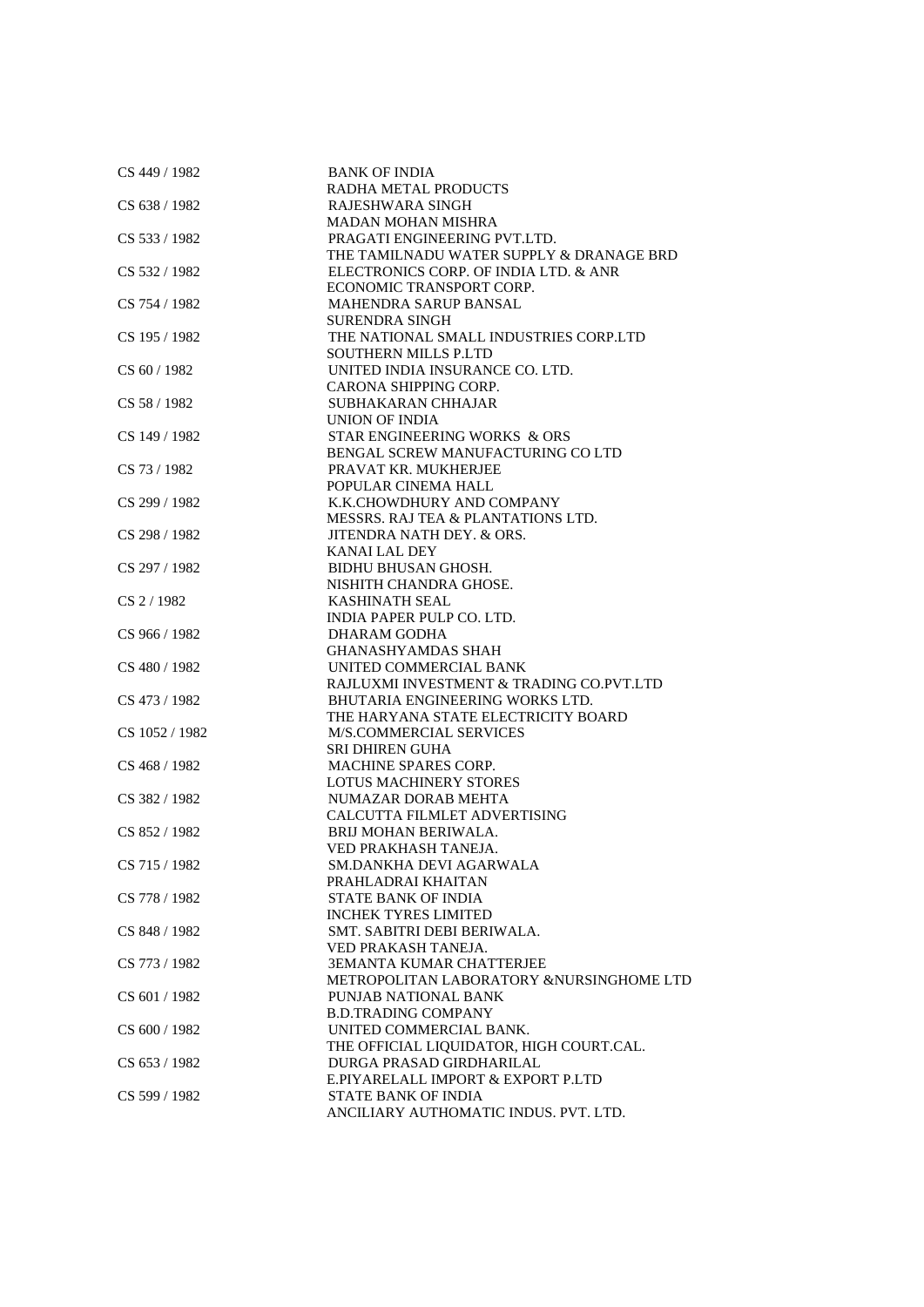| | |
|---|---|
| CS 449 / 1982 | BANK OF INDIA |
| | RADHA METAL PRODUCTS |
| CS 638 / 1982 | RAJESHWARA SINGH |
| | MADAN MOHAN MISHRA |
| CS 533 / 1982 | PRAGATI ENGINEERING PVT.LTD. |
| | THE TAMILNADU WATER SUPPLY & DRANAGE BRD |
| CS 532 / 1982 | ELECTRONICS CORP. OF INDIA LTD. & ANR |
| | ECONOMIC TRANSPORT CORP. |
| CS 754 / 1982 | MAHENDRA SARUP BANSAL |
| | SURENDRA SINGH |
| CS 195 / 1982 | THE NATIONAL SMALL INDUSTRIES CORP.LTD |
| | SOUTHERN MILLS P.LTD |
| CS 60 / 1982 | UNITED INDIA INSURANCE CO. LTD. |
| | CARONA SHIPPING CORP. |
| CS 58 / 1982 | SUBHAKARAN CHHAJAR |
| | UNION OF INDIA |
| CS 149 / 1982 | STAR ENGINEERING WORKS & ORS |
| | BENGAL SCREW MANUFACTURING CO LTD |
| CS 73 / 1982 | PRAVAT KR. MUKHERJEE |
| | POPULAR CINEMA HALL |
| CS 299 / 1982 | K.K.CHOWDHURY AND COMPANY |
| | MESSRS. RAJ TEA & PLANTATIONS LTD. |
| CS 298 / 1982 | JITENDRA NATH DEY. & ORS. |
| | KANAI LAL DEY |
| CS 297 / 1982 | BIDHU BHUSAN GHOSH. |
| | NISHITH CHANDRA GHOSE. |
| CS 2 / 1982 | KASHINATH SEAL |
| | INDIA PAPER PULP CO. LTD. |
| CS 966 / 1982 | DHARAM GODHA |
| | GHANASHYAMDAS SHAH |
| CS 480 / 1982 | UNITED COMMERCIAL BANK |
| | RAJLUXMI INVESTMENT & TRADING CO.PVT.LTD |
| CS 473 / 1982 | BHUTARIA ENGINEERING WORKS LTD. |
| | THE HARYANA STATE ELECTRICITY BOARD |
| CS 1052 / 1982 | M/S.COMMERCIAL SERVICES |
| | SRI DHIREN GUHA |
| CS 468 / 1982 | MACHINE SPARES CORP. |
| | LOTUS MACHINERY STORES |
| CS 382 / 1982 | NUMAZAR DORAB MEHTA |
| | CALCUTTA FILMLET ADVERTISING |
| CS 852 / 1982 | BRIJ MOHAN BERIWALA. |
| | VED PRAKHASH TANEJA. |
| CS 715 / 1982 | SM.DANKHA DEVI AGARWALA |
| | PRAHLADRAI KHAITAN |
| CS 778 / 1982 | STATE BANK OF INDIA |
| | INCHEK TYRES LIMITED |
| CS 848 / 1982 | SMT. SABITRI DEBI BERIWALA. |
| | VED PRAKASH TANEJA. |
| CS 773 / 1982 | 3EMANTA KUMAR CHATTERJEE |
| | METROPOLITAN LABORATORY &NURSINGHOME LTD |
| CS 601 / 1982 | PUNJAB NATIONAL BANK |
| | B.D.TRADING COMPANY |
| CS 600 / 1982 | UNITED COMMERCIAL BANK. |
| | THE OFFICIAL LIQUIDATOR, HIGH COURT.CAL. |
| CS 653 / 1982 | DURGA PRASAD GIRDHARILAL |
| | E.PIYARELALL IMPORT & EXPORT P.LTD |
| CS 599 / 1982 | STATE BANK OF INDIA |
| | ANCILIARY AUTHOMATIC INDUS. PVT. LTD. |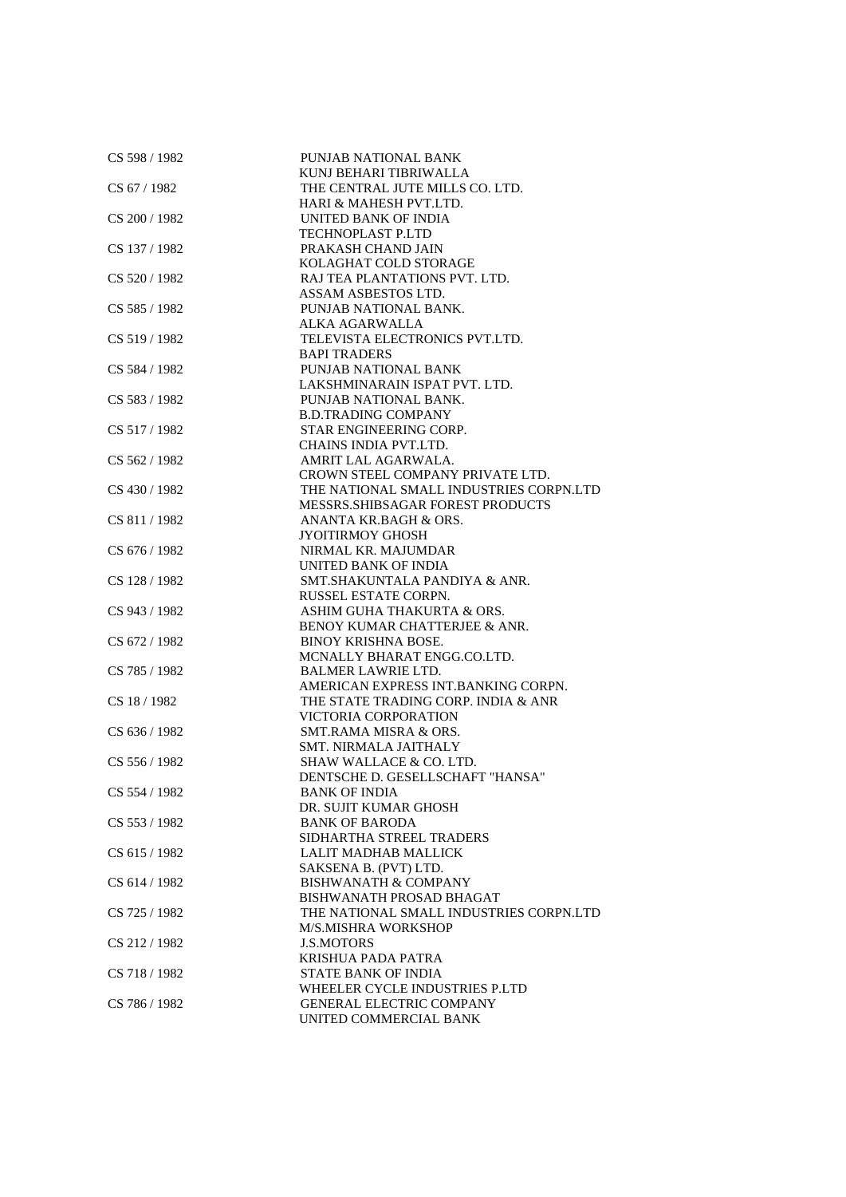| | |
|---|---|
| CS 598 / 1982 | PUNJAB NATIONAL BANK |
| | KUNJ BEHARI TIBRIWALLA |
| CS 67 / 1982 | THE CENTRAL JUTE MILLS CO. LTD. |
| | HARI & MAHESH PVT.LTD. |
| CS 200 / 1982 | UNITED BANK OF INDIA |
| | TECHNOPLAST P.LTD |
| CS 137 / 1982 | PRAKASH CHAND JAIN |
| | KOLAGHAT COLD STORAGE |
| CS 520 / 1982 | RAJ TEA PLANTATIONS PVT. LTD. |
| | ASSAM ASBESTOS LTD. |
| CS 585 / 1982 | PUNJAB NATIONAL BANK. |
| | ALKA AGARWALLA |
| CS 519 / 1982 | TELEVISTA ELECTRONICS PVT.LTD. |
| | BAPI TRADERS |
| CS 584 / 1982 | PUNJAB NATIONAL BANK |
| | LAKSHMINARAIN ISPAT PVT. LTD. |
| CS 583 / 1982 | PUNJAB NATIONAL BANK. |
| | B.D.TRADING COMPANY |
| CS 517 / 1982 | STAR ENGINEERING CORP. |
| | CHAINS INDIA PVT.LTD. |
| CS 562 / 1982 | AMRIT LAL AGARWALA. |
| | CROWN STEEL COMPANY PRIVATE LTD. |
| CS 430 / 1982 | THE NATIONAL SMALL INDUSTRIES CORPN.LTD |
| | MESSRS.SHIBSAGAR FOREST PRODUCTS |
| CS 811 / 1982 | ANANTA KR.BAGH & ORS. |
| | JYOITIRMOY GHOSH |
| CS 676 / 1982 | NIRMAL KR. MAJUMDAR |
| | UNITED BANK OF INDIA |
| CS 128 / 1982 | SMT.SHAKUNTALA PANDIYA & ANR. |
| | RUSSEL ESTATE CORPN. |
| CS 943 / 1982 | ASHIM GUHA THAKURTA & ORS. |
| | BENOY KUMAR CHATTERJEE & ANR. |
| CS 672 / 1982 | BINOY KRISHNA BOSE. |
| | MCNALLY BHARAT ENGG.CO.LTD. |
| CS 785 / 1982 | BALMER LAWRIE LTD. |
| | AMERICAN EXPRESS INT.BANKING CORPN. |
| CS 18 / 1982 | THE STATE TRADING CORP. INDIA & ANR |
| | VICTORIA CORPORATION |
| CS 636 / 1982 | SMT.RAMA MISRA & ORS. |
| | SMT. NIRMALA JAITHALY |
| CS 556 / 1982 | SHAW WALLACE & CO. LTD. |
| | DENTSCHE D. GESELLSCHAFT "HANSA" |
| CS 554 / 1982 | BANK OF INDIA |
| | DR. SUJIT KUMAR GHOSH |
| CS 553 / 1982 | BANK OF BARODA |
| | SIDHARTHA STREEL TRADERS |
| CS 615 / 1982 | LALIT MADHAB MALLICK |
| | SAKSENA B. (PVT) LTD. |
| CS 614 / 1982 | BISHWANATH & COMPANY |
| | BISHWANATH PROSAD BHAGAT |
| CS 725 / 1982 | THE NATIONAL SMALL INDUSTRIES CORPN.LTD |
| | M/S.MISHRA WORKSHOP |
| CS 212 / 1982 | J.S.MOTORS |
| | KRISHUA PADA PATRA |
| CS 718 / 1982 | STATE BANK OF INDIA |
| | WHEELER CYCLE INDUSTRIES P.LTD |
| CS 786 / 1982 | GENERAL ELECTRIC COMPANY |
| | UNITED COMMERCIAL BANK |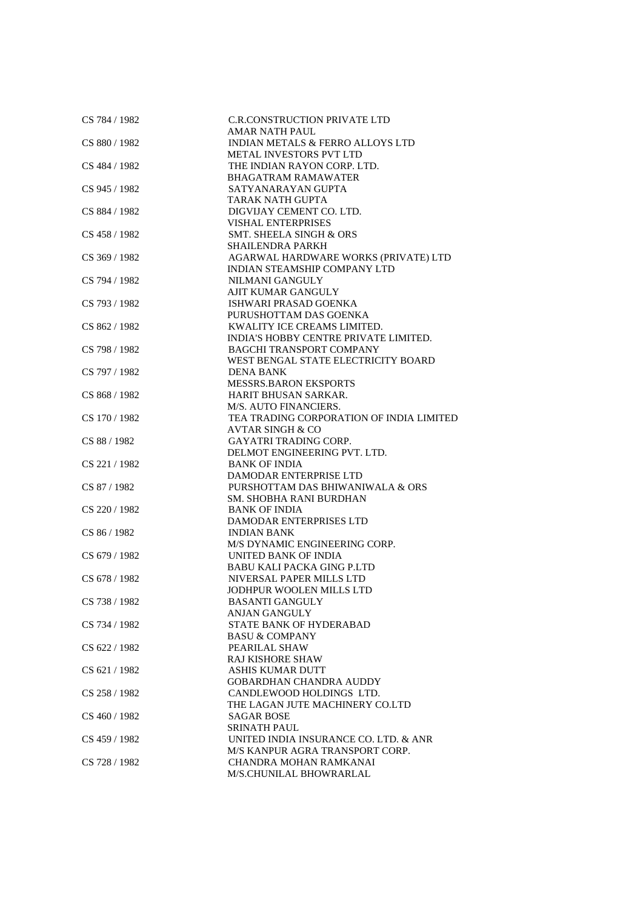| | |
|---|---|
| CS 784 / 1982 | C.R.CONSTRUCTION PRIVATE LTD<br>AMAR NATH PAUL |
| CS 880 / 1982 | INDIAN METALS & FERRO ALLOYS LTD<br>METAL INVESTORS PVT LTD |
| CS 484 / 1982 | THE INDIAN RAYON CORP. LTD.<br>BHAGATRAM RAMAWATER |
| CS 945 / 1982 | SATYANARAYAN GUPTA<br>TARAK NATH GUPTA |
| CS 884 / 1982 | DIGVIJAY CEMENT CO. LTD.<br>VISHAL ENTERPRISES |
| CS 458 / 1982 | SMT. SHEELA SINGH & ORS<br>SHAILENDRA PARKH |
| CS 369 / 1982 | AGARWAL HARDWARE WORKS (PRIVATE) LTD<br>INDIAN STEAMSHIP COMPANY LTD |
| CS 794 / 1982 | NILMANI GANGULY<br>AJIT KUMAR GANGULY |
| CS 793 / 1982 | ISHWARI PRASAD GOENKA<br>PURUSHOTTAM DAS GOENKA |
| CS 862 / 1982 | KWALITY ICE CREAMS LIMITED.<br>INDIA'S HOBBY CENTRE PRIVATE LIMITED. |
| CS 798 / 1982 | BAGCHI TRANSPORT COMPANY<br>WEST BENGAL STATE ELECTRICITY BOARD |
| CS 797 / 1982 | DENA BANK<br>MESSRS.BARON EKSPORTS |
| CS 868 / 1982 | HARIT BHUSAN SARKAR.<br>M/S. AUTO FINANCIERS. |
| CS 170 / 1982 | TEA TRADING CORPORATION OF INDIA LIMITED<br>AVTAR SINGH & CO |
| CS 88 / 1982 | GAYATRI TRADING CORP.<br>DELMOT ENGINEERING PVT. LTD. |
| CS 221 / 1982 | BANK OF INDIA<br>DAMODAR ENTERPRISE LTD |
| CS 87 / 1982 | PURSHOTTAM DAS BHIWANIWALA & ORS<br>SM. SHOBHA RANI BURDHAN |
| CS 220 / 1982 | BANK OF INDIA<br>DAMODAR ENTERPRISES LTD |
| CS 86 / 1982 | INDIAN BANK<br>M/S DYNAMIC ENGINEERING CORP. |
| CS 679 / 1982 | UNITED BANK OF INDIA<br>BABU KALI PACKA GING P.LTD |
| CS 678 / 1982 | NIVERSAL PAPER MILLS LTD<br>JODHPUR WOOLEN MILLS LTD |
| CS 738 / 1982 | BASANTI GANGULY<br>ANJAN GANGULY |
| CS 734 / 1982 | STATE BANK OF HYDERABAD<br>BASU & COMPANY |
| CS 622 / 1982 | PEARILAL SHAW<br>RAJ KISHORE SHAW |
| CS 621 / 1982 | ASHIS KUMAR DUTT<br>GOBARDHAN CHANDRA AUDDY |
| CS 258 / 1982 | CANDLEWOOD HOLDINGS LTD.<br>THE LAGAN JUTE MACHINERY CO.LTD |
| CS 460 / 1982 | SAGAR BOSE<br>SRINATH PAUL |
| CS 459 / 1982 | UNITED INDIA INSURANCE CO. LTD. & ANR<br>M/S KANPUR AGRA TRANSPORT CORP. |
| CS 728 / 1982 | CHANDRA MOHAN RAMKANAI<br>M/S.CHUNILAL BHOWRARLAL |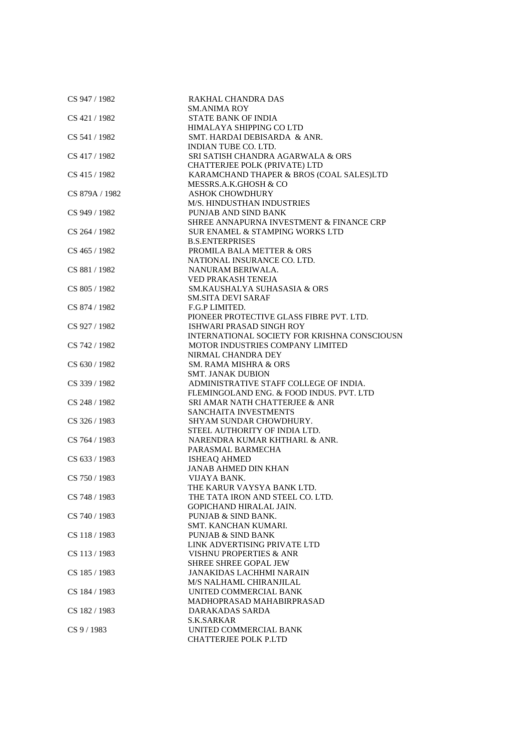| | |
|---|---|
| CS 947 / 1982 | RAKHAL CHANDRA DAS<br>SM.ANIMA ROY |
| CS 421 / 1982 | STATE BANK OF INDIA<br>HIMALAYA SHIPPING CO LTD |
| CS 541 / 1982 | SMT. HARDAI DEBISARDA & ANR.<br>INDIAN TUBE CO. LTD. |
| CS 417 / 1982 | SRI SATISH CHANDRA AGARWALA & ORS<br>CHATTERJEE POLK (PRIVATE) LTD |
| CS 415 / 1982 | KARAMCHAND THAPER & BROS (COAL SALES)LTD<br>MESSRS.A.K.GHOSH & CO |
| CS 879A / 1982 | ASHOK CHOWDHURY<br>M/S. HINDUSTHAN INDUSTRIES |
| CS 949 / 1982 | PUNJAB AND SIND BANK<br>SHREE ANNAPURNA INVESTMENT & FINANCE CRP |
| CS 264 / 1982 | SUR ENAMEL & STAMPING WORKS LTD<br>B.S.ENTERPRISES |
| CS 465 / 1982 | PROMILA BALA METTER & ORS<br>NATIONAL INSURANCE CO. LTD. |
| CS 881 / 1982 | NANURAM BERIWALA.<br>VED PRAKASH TENEJA |
| CS 805 / 1982 | SM.KAUSHALYA SUHASASIA & ORS<br>SM.SITA DEVI SARAF |
| CS 874 / 1982 | F.G.P LIMITED.<br>PIONEER PROTECTIVE GLASS FIBRE PVT. LTD. |
| CS 927 / 1982 | ISHWARI PRASAD SINGH ROY<br>INTERNATIONAL SOCIETY FOR KRISHNA CONSCIOUSN |
| CS 742 / 1982 | MOTOR INDUSTRIES COMPANY LIMITED<br>NIRMAL CHANDRA DEY |
| CS 630 / 1982 | SM. RAMA MISHRA & ORS<br>SMT. JANAK DUBION |
| CS 339 / 1982 | ADMINISTRATIVE STAFF COLLEGE OF INDIA.<br>FLEMINGOLAND ENG. & FOOD INDUS. PVT. LTD |
| CS 248 / 1982 | SRI AMAR NATH CHATTERJEE & ANR<br>SANCHAITA INVESTMENTS |
| CS 326 / 1983 | SHYAM SUNDAR CHOWDHURY.<br>STEEL AUTHORITY OF INDIA LTD. |
| CS 764 / 1983 | NARENDRA KUMAR KHTHARI. & ANR.<br>PARASMAL BARMECHA |
| CS 633 / 1983 | ISHEAQ AHMED<br>JANAB AHMED DIN KHAN |
| CS 750 / 1983 | VIJAYA BANK.<br>THE KARUR VAYSYA BANK LTD. |
| CS 748 / 1983 | THE TATA IRON AND STEEL CO. LTD.<br>GOPICHAND HIRALAL JAIN. |
| CS 740 / 1983 | PUNJAB & SIND BANK.<br>SMT. KANCHAN KUMARI. |
| CS 118 / 1983 | PUNJAB & SIND BANK<br>LINK ADVERTISING PRIVATE LTD |
| CS 113 / 1983 | VISHNU PROPERTIES & ANR<br>SHREE SHREE GOPAL JEW |
| CS 185 / 1983 | JANAKIDAS LACHHMI NARAIN<br>M/S NALHAML CHIRANJILAL |
| CS 184 / 1983 | UNITED COMMERCIAL BANK<br>MADHOPRASAD MAHABIRPRASAD |
| CS 182 / 1983 | DARAKADAS SARDA<br>S.K.SARKAR |
| CS 9 / 1983 | UNITED COMMERCIAL BANK<br>CHATTERJEE POLK P.LTD |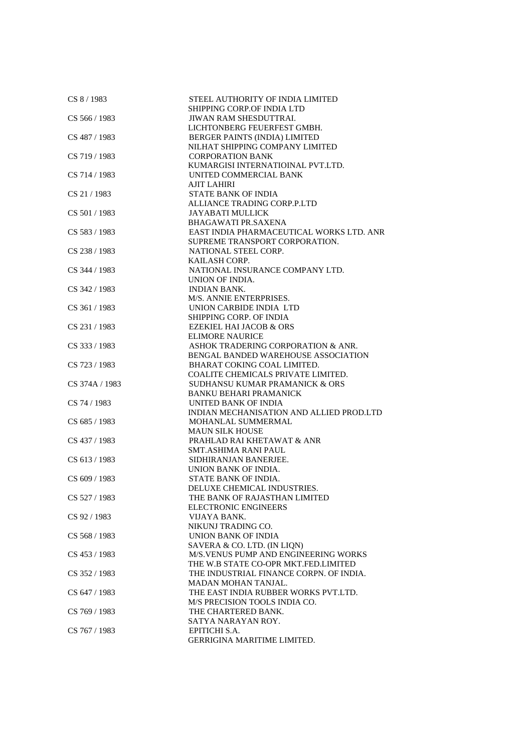| | |
|---|---|
| CS 8 / 1983 | STEEL AUTHORITY OF INDIA LIMITED |
| | SHIPPING CORP.OF INDIA LTD |
| CS 566 / 1983 | JIWAN RAM SHESDUTTRAI. |
| | LICHTONBERG FEUERFEST GMBH. |
| CS 487 / 1983 | BERGER PAINTS (INDIA) LIMITED |
| | NILHAT SHIPPING COMPANY LIMITED |
| CS 719 / 1983 | CORPORATION BANK |
| | KUMARGISI INTERNATIOINAL PVT.LTD. |
| CS 714 / 1983 | UNITED COMMERCIAL BANK |
| | AJIT LAHIRI |
| CS 21 / 1983 | STATE BANK OF INDIA |
| | ALLIANCE TRADING CORP.P.LTD |
| CS 501 / 1983 | JAYABATI MULLICK |
| | BHAGAWATI PR.SAXENA |
| CS 583 / 1983 | EAST INDIA PHARMACEUTICAL WORKS LTD. ANR |
| | SUPREME TRANSPORT CORPORATION. |
| CS 238 / 1983 | NATIONAL STEEL CORP. |
| | KAILASH CORP. |
| CS 344 / 1983 | NATIONAL INSURANCE COMPANY LTD. |
| | UNION OF INDIA. |
| CS 342 / 1983 | INDIAN BANK. |
| | M/S. ANNIE ENTERPRISES. |
| CS 361 / 1983 | UNION CARBIDE INDIA LTD |
| | SHIPPING CORP. OF INDIA |
| CS 231 / 1983 | EZEKIEL HAI JACOB & ORS |
| | ELIMORE NAURICE |
| CS 333 / 1983 | ASHOK TRADERING CORPORATION & ANR. |
| | BENGAL BANDED WAREHOUSE ASSOCIATION |
| CS 723 / 1983 | BHARAT COKING COAL LIMITED. |
| | COALITE CHEMICALS PRIVATE LIMITED. |
| CS 374A / 1983 | SUDHANSU KUMAR PRAMANICK & ORS |
| | BANKU BEHARI PRAMANICK |
| CS 74 / 1983 | UNITED BANK OF INDIA |
| | INDIAN MECHANISATION AND ALLIED PROD.LTD |
| CS 685 / 1983 | MOHANLAL SUMMERMAL |
| | MAUN SILK HOUSE |
| CS 437 / 1983 | PRAHLAD RAI KHETAWAT & ANR |
| | SMT.ASHIMA RANI PAUL |
| CS 613 / 1983 | SIDHIRANJAN BANERJEE. |
| | UNION BANK OF INDIA. |
| CS 609 / 1983 | STATE BANK OF INDIA. |
| | DELUXE CHEMICAL INDUSTRIES. |
| CS 527 / 1983 | THE BANK OF RAJASTHAN LIMITED |
| | ELECTRONIC ENGINEERS |
| CS 92 / 1983 | VIJAYA BANK. |
| | NIKUNJ TRADING CO. |
| CS 568 / 1983 | UNION BANK OF INDIA |
| | SAVERA & CO. LTD. (IN LIQN) |
| CS 453 / 1983 | M/S.VENUS PUMP AND ENGINEERING WORKS |
| | THE W.B STATE CO-OPR MKT.FED.LIMITED |
| CS 352 / 1983 | THE INDUSTRIAL FINANCE CORPN. OF INDIA. |
| | MADAN MOHAN TANJAL. |
| CS 647 / 1983 | THE EAST INDIA RUBBER WORKS PVT.LTD. |
| | M/S PRECISION TOOLS INDIA CO. |
| CS 769 / 1983 | THE CHARTERED BANK. |
| | SATYA NARAYAN ROY. |
| CS 767 / 1983 | EPITICHI S.A. |
| | GERRIGINA MARITIME LIMITED. |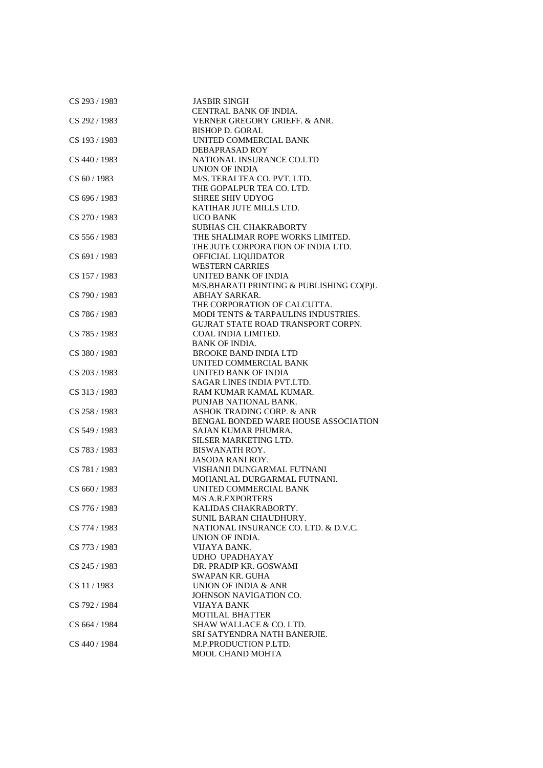| | |
|---|---|
| CS 293 / 1983 | JASBIR SINGH<br>CENTRAL BANK OF INDIA. |
| CS 292 / 1983 | VERNER GREGORY GRIEFF. & ANR.<br>BISHOP D. GORAI. |
| CS 193 / 1983 | UNITED COMMERCIAL BANK<br>DEBAPRASAD ROY |
| CS 440 / 1983 | NATIONAL INSURANCE CO.LTD<br>UNION OF INDIA |
| CS 60 / 1983 | M/S. TERAI TEA CO. PVT. LTD.<br>THE GOPALPUR TEA CO. LTD. |
| CS 696 / 1983 | SHREE SHIV UDYOG<br>KATIHAR JUTE MILLS LTD. |
| CS 270 / 1983 | UCO BANK<br>SUBHAS CH. CHAKRABORTY |
| CS 556 / 1983 | THE SHALIMAR ROPE WORKS LIMITED.<br>THE JUTE CORPORATION OF INDIA LTD. |
| CS 691 / 1983 | OFFICIAL LIQUIDATOR<br>WESTERN CARRIES |
| CS 157 / 1983 | UNITED BANK OF INDIA<br>M/S.BHARATI PRINTING & PUBLISHING CO(P)L |
| CS 790 / 1983 | ABHAY SARKAR.<br>THE CORPORATION OF CALCUTTA. |
| CS 786 / 1983 | MODI TENTS & TARPAULINS INDUSTRIES.<br>GUJRAT STATE ROAD TRANSPORT CORPN. |
| CS 785 / 1983 | COAL INDIA LIMITED.<br>BANK OF INDIA. |
| CS 380 / 1983 | BROOKE BAND INDIA LTD<br>UNITED COMMERCIAL BANK |
| CS 203 / 1983 | UNITED BANK OF INDIA<br>SAGAR LINES INDIA PVT.LTD. |
| CS 313 / 1983 | RAM KUMAR KAMAL KUMAR.<br>PUNJAB NATIONAL BANK. |
| CS 258 / 1983 | ASHOK TRADING CORP. & ANR<br>BENGAL BONDED WARE HOUSE ASSOCIATION |
| CS 549 / 1983 | SAJAN KUMAR PHUMRA.<br>SILSER MARKETING LTD. |
| CS 783 / 1983 | BISWANATH ROY.<br>JASODA RANI ROY. |
| CS 781 / 1983 | VISHANJI DUNGARMAL FUTNANI<br>MOHANLAL DURGARMAL FUTNANI. |
| CS 660 / 1983 | UNITED COMMERCIAL BANK<br>M/S A.R.EXPORTERS |
| CS 776 / 1983 | KALIDAS CHAKRABORTY.<br>SUNIL BARAN CHAUDHURY. |
| CS 774 / 1983 | NATIONAL INSURANCE CO. LTD. & D.V.C.<br>UNION OF INDIA. |
| CS 773 / 1983 | VIJAYA BANK.<br>UDHO UPADHAYAY |
| CS 245 / 1983 | DR. PRADIP KR. GOSWAMI<br>SWAPAN KR. GUHA |
| CS 11 / 1983 | UNION OF INDIA & ANR<br>JOHNSON NAVIGATION CO. |
| CS 792 / 1984 | VIJAYA BANK<br>MOTILAL BHATTER |
| CS 664 / 1984 | SHAW WALLACE & CO. LTD.<br>SRI SATYENDRA NATH BANERJIE. |
| CS 440 / 1984 | M.P.PRODUCTION P.LTD.<br>MOOL CHAND MOHTA |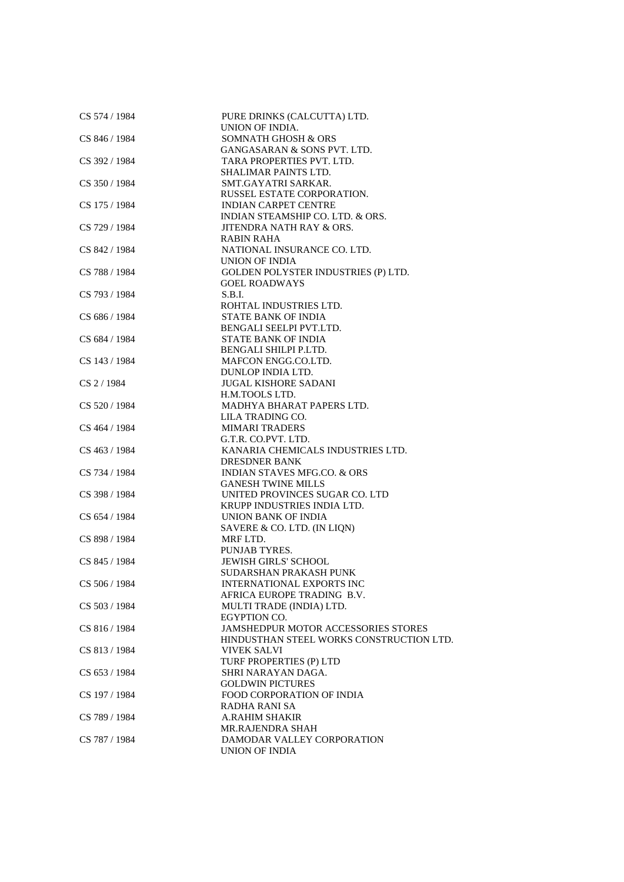| | |
|---|---|
| CS 574 / 1984 | PURE DRINKS (CALCUTTA) LTD. |
| | UNION OF INDIA. |
| CS 846 / 1984 | SOMNATH GHOSH & ORS |
| | GANGASARAN & SONS PVT. LTD. |
| CS 392 / 1984 | TARA PROPERTIES PVT. LTD. |
| | SHALIMAR PAINTS LTD. |
| CS 350 / 1984 | SMT.GAYATRI SARKAR. |
| | RUSSEL ESTATE CORPORATION. |
| CS 175 / 1984 | INDIAN CARPET CENTRE |
| | INDIAN STEAMSHIP CO. LTD. & ORS. |
| CS 729 / 1984 | JITENDRA NATH RAY & ORS. |
| | RABIN RAHA |
| CS 842 / 1984 | NATIONAL INSURANCE CO. LTD. |
| | UNION OF INDIA |
| CS 788 / 1984 | GOLDEN POLYSTER INDUSTRIES (P) LTD. |
| | GOEL ROADWAYS |
| CS 793 / 1984 | S.B.I. |
| | ROHTAL INDUSTRIES LTD. |
| CS 686 / 1984 | STATE BANK OF INDIA |
| | BENGALI SEELPI PVT.LTD. |
| CS 684 / 1984 | STATE BANK OF INDIA |
| | BENGALI SHILPI P.LTD. |
| CS 143 / 1984 | MAFCON ENGG.CO.LTD. |
| | DUNLOP INDIA LTD. |
| CS 2 / 1984 | JUGAL KISHORE SADANI |
| | H.M.TOOLS LTD. |
| CS 520 / 1984 | MADHYA BHARAT PAPERS LTD. |
| | LILA TRADING CO. |
| CS 464 / 1984 | MIMARI TRADERS |
| | G.T.R. CO.PVT. LTD. |
| CS 463 / 1984 | KANARIA CHEMICALS INDUSTRIES LTD. |
| | DRESDNER BANK |
| CS 734 / 1984 | INDIAN STAVES MFG.CO. & ORS |
| | GANESH TWINE MILLS |
| CS 398 / 1984 | UNITED PROVINCES SUGAR CO. LTD |
| | KRUPP INDUSTRIES INDIA LTD. |
| CS 654 / 1984 | UNION BANK OF INDIA |
| | SAVERE & CO. LTD. (IN LIQN) |
| CS 898 / 1984 | MRF LTD. |
| | PUNJAB TYRES. |
| CS 845 / 1984 | JEWISH GIRLS' SCHOOL |
| | SUDARSHAN PRAKASH PUNK |
| CS 506 / 1984 | INTERNATIONAL EXPORTS INC |
| | AFRICA EUROPE TRADING B.V. |
| CS 503 / 1984 | MULTI TRADE (INDIA) LTD. |
| | EGYPTION CO. |
| CS 816 / 1984 | JAMSHEDPUR MOTOR ACCESSORIES STORES |
| | HINDUSTHAN STEEL WORKS CONSTRUCTION LTD. |
| CS 813 / 1984 | VIVEK SALVI |
| | TURF PROPERTIES (P) LTD |
| CS 653 / 1984 | SHRI NARAYAN DAGA. |
| | GOLDWIN PICTURES |
| CS 197 / 1984 | FOOD CORPORATION OF INDIA |
| | RADHA RANI SA |
| CS 789 / 1984 | A.RAHIM SHAKIR |
| | MR.RAJENDRA SHAH |
| CS 787 / 1984 | DAMODAR VALLEY CORPORATION |
| | UNION OF INDIA |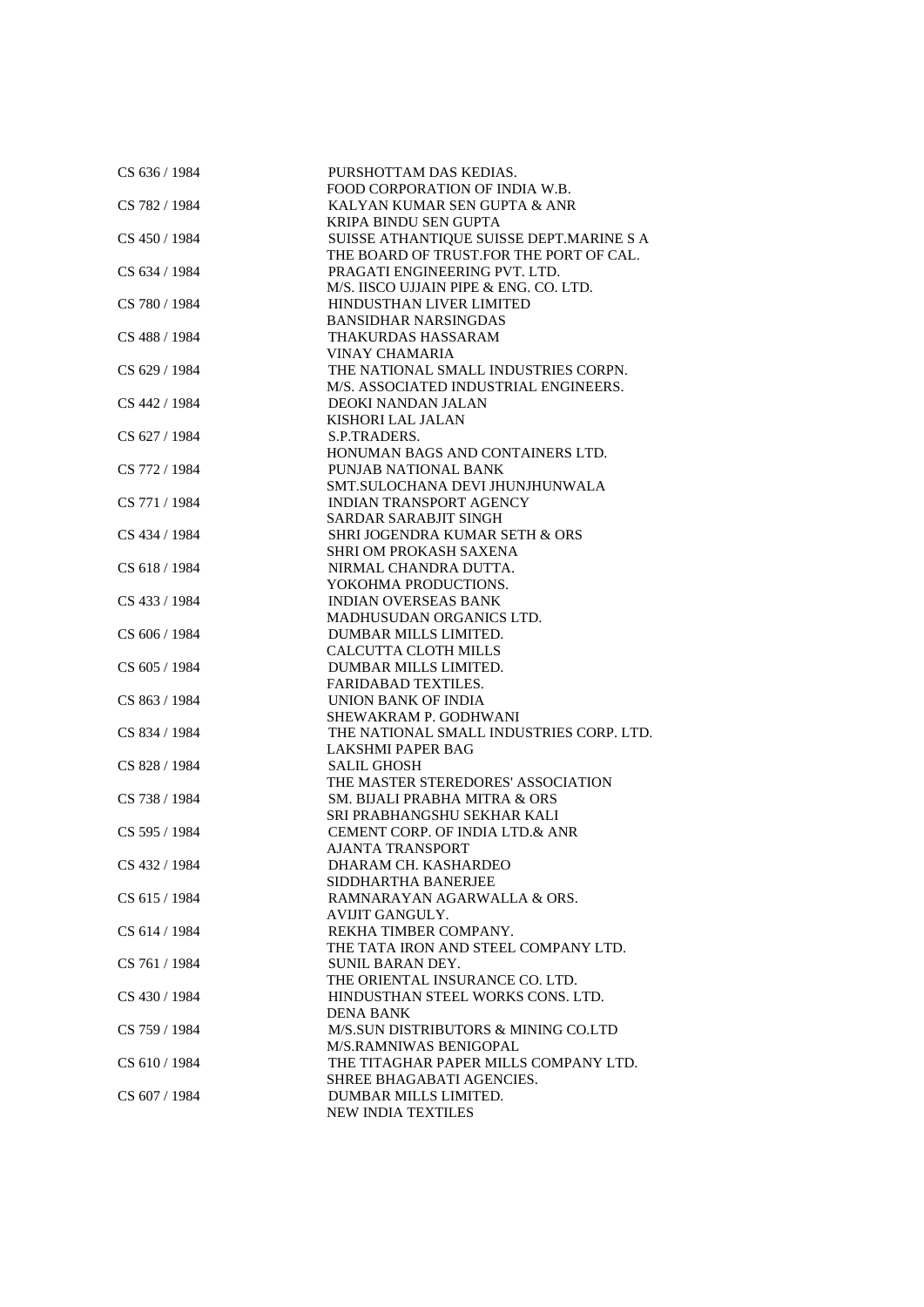| | |
|---|---|
| CS 636 / 1984 | PURSHOTTAM DAS KEDIAS.<br>FOOD CORPORATION OF INDIA W.B. |
| CS 782 / 1984 | KALYAN KUMAR SEN GUPTA & ANR<br>KRIPA BINDU SEN GUPTA |
| CS 450 / 1984 | SUISSE ATHANTIQUE SUISSE DEPT.MARINE S A<br>THE BOARD OF TRUST.FOR THE PORT OF CAL. |
| CS 634 / 1984 | PRAGATI ENGINEERING PVT. LTD.<br>M/S. IISCO UJJAIN PIPE & ENG. CO. LTD. |
| CS 780 / 1984 | HINDUSTHAN LIVER LIMITED<br>BANSIDHAR NARSINGDAS |
| CS 488 / 1984 | THAKURDAS HASSARAM<br>VINAY CHAMARIA |
| CS 629 / 1984 | THE NATIONAL SMALL INDUSTRIES CORPN.<br>M/S. ASSOCIATED INDUSTRIAL ENGINEERS. |
| CS 442 / 1984 | DEOKI NANDAN JALAN<br>KISHORI LAL JALAN |
| CS 627 / 1984 | S.P.TRADERS.<br>HONUMAN BAGS AND CONTAINERS LTD. |
| CS 772 / 1984 | PUNJAB NATIONAL BANK<br>SMT.SULOCHANA DEVI JHUNJHUNWALA |
| CS 771 / 1984 | INDIAN TRANSPORT AGENCY<br>SARDAR SARABJIT SINGH |
| CS 434 / 1984 | SHRI JOGENDRA KUMAR SETH & ORS<br>SHRI OM PROKASH SAXENA |
| CS 618 / 1984 | NIRMAL CHANDRA DUTTA.<br>YOKOHMA PRODUCTIONS. |
| CS 433 / 1984 | INDIAN OVERSEAS BANK<br>MADHUSUDAN ORGANICS LTD. |
| CS 606 / 1984 | DUMBAR MILLS LIMITED.<br>CALCUTTA CLOTH MILLS |
| CS 605 / 1984 | DUMBAR MILLS LIMITED.<br>FARIDABAD TEXTILES. |
| CS 863 / 1984 | UNION BANK OF INDIA<br>SHEWAKRAM P. GODHWANI |
| CS 834 / 1984 | THE NATIONAL SMALL INDUSTRIES CORP. LTD.<br>LAKSHMI PAPER BAG |
| CS 828 / 1984 | SALIL GHOSH<br>THE MASTER STEREDORES' ASSOCIATION |
| CS 738 / 1984 | SM. BIJALI PRABHA MITRA & ORS<br>SRI PRABHANGSHU SEKHAR KALI |
| CS 595 / 1984 | CEMENT CORP. OF INDIA LTD.& ANR<br>AJANTA TRANSPORT |
| CS 432 / 1984 | DHARAM CH. KASHARDEO<br>SIDDHARTHA BANERJEE |
| CS 615 / 1984 | RAMNARAYAN AGARWALLA & ORS.<br>AVIJIT GANGULY. |
| CS 614 / 1984 | REKHA TIMBER COMPANY.<br>THE TATA IRON AND STEEL COMPANY LTD. |
| CS 761 / 1984 | SUNIL BARAN DEY.<br>THE ORIENTAL INSURANCE CO. LTD. |
| CS 430 / 1984 | HINDUSTHAN STEEL WORKS CONS. LTD.<br>DENA BANK |
| CS 759 / 1984 | M/S.SUN DISTRIBUTORS & MINING CO.LTD<br>M/S.RAMNIWAS BENIGOPAL |
| CS 610 / 1984 | THE TITAGHAR PAPER MILLS COMPANY LTD.<br>SHREE BHAGABATI AGENCIES. |
| CS 607 / 1984 | DUMBAR MILLS LIMITED.<br>NEW INDIA TEXTILES |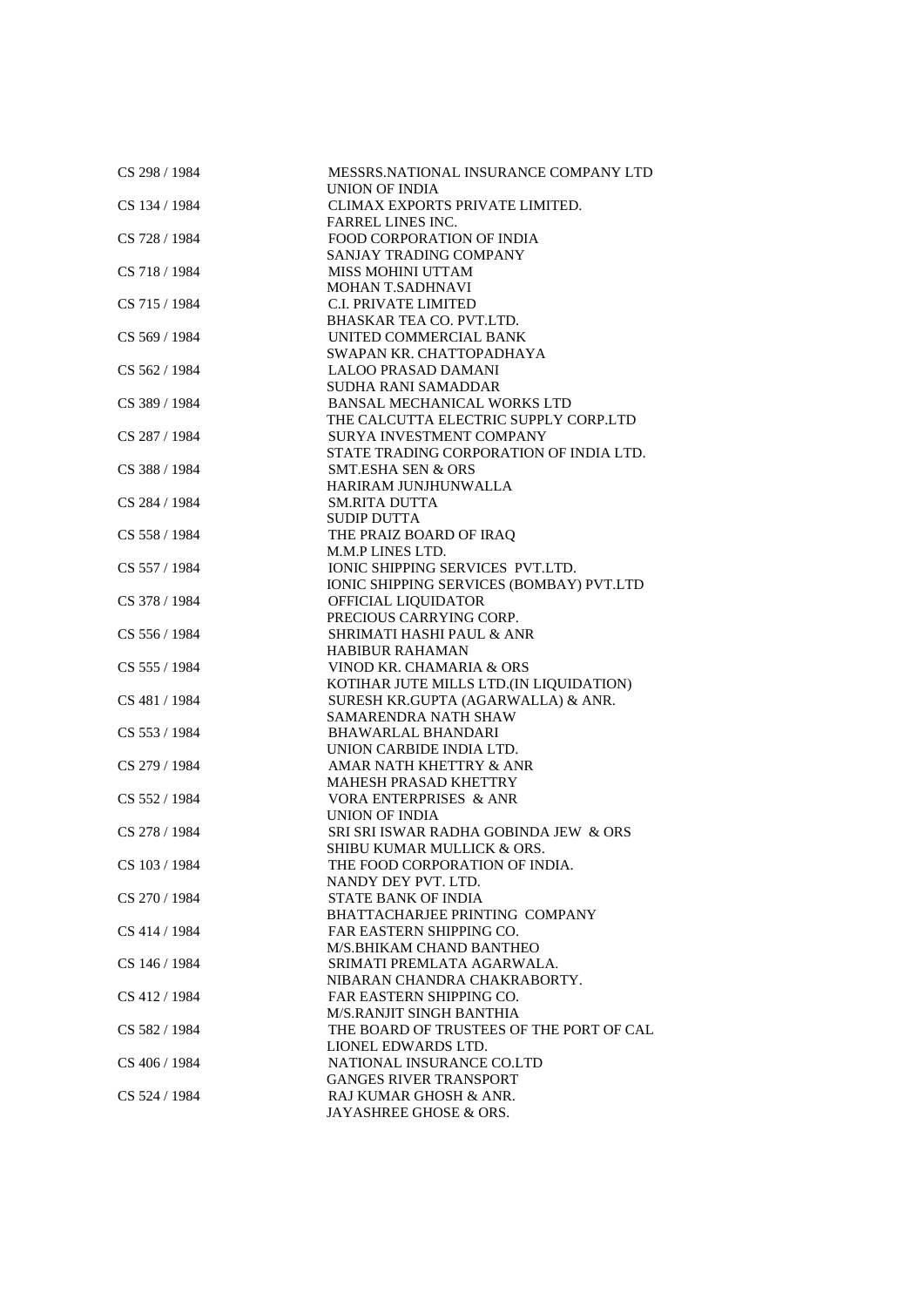| | |
|---|---|
| CS 298 / 1984 | MESSRS.NATIONAL INSURANCE COMPANY LTD<br>UNION OF INDIA |
| CS 134 / 1984 | CLIMAX EXPORTS PRIVATE LIMITED.<br>FARREL LINES INC. |
| CS 728 / 1984 | FOOD CORPORATION OF INDIA<br>SANJAY TRADING COMPANY |
| CS 718 / 1984 | MISS MOHINI UTTAM<br>MOHAN T.SADHNAVI |
| CS 715 / 1984 | C.I. PRIVATE LIMITED<br>BHASKAR TEA CO. PVT.LTD. |
| CS 569 / 1984 | UNITED COMMERCIAL BANK<br>SWAPAN KR. CHATTOPADHAYA |
| CS 562 / 1984 | LALOO PRASAD DAMANI<br>SUDHA RANI SAMADDAR |
| CS 389 / 1984 | BANSAL MECHANICAL WORKS LTD<br>THE CALCUTTA ELECTRIC SUPPLY CORP.LTD |
| CS 287 / 1984 | SURYA INVESTMENT COMPANY<br>STATE TRADING CORPORATION OF INDIA LTD. |
| CS 388 / 1984 | SMT.ESHA SEN & ORS<br>HARIRAM JUNJHUNWALLA |
| CS 284 / 1984 | SM.RITA DUTTA<br>SUDIP DUTTA |
| CS 558 / 1984 | THE PRAIZ BOARD OF IRAQ<br>M.M.P LINES LTD. |
| CS 557 / 1984 | IONIC SHIPPING SERVICES PVT.LTD.<br>IONIC SHIPPING SERVICES (BOMBAY) PVT.LTD |
| CS 378 / 1984 | OFFICIAL LIQUIDATOR<br>PRECIOUS CARRYING CORP. |
| CS 556 / 1984 | SHRIMATI HASHI PAUL & ANR<br>HABIBUR RAHAMAN |
| CS 555 / 1984 | VINOD KR. CHAMARIA & ORS<br>KOTIHAR JUTE MILLS LTD.(IN LIQUIDATION) |
| CS 481 / 1984 | SURESH KR.GUPTA (AGARWALLA) & ANR.<br>SAMARENDRA NATH SHAW |
| CS 553 / 1984 | BHAWARLAL BHANDARI<br>UNION CARBIDE INDIA LTD. |
| CS 279 / 1984 | AMAR NATH KHETTRY & ANR<br>MAHESH PRASAD KHETTRY |
| CS 552 / 1984 | VORA ENTERPRISES & ANR<br>UNION OF INDIA |
| CS 278 / 1984 | SRI SRI ISWAR RADHA GOBINDA JEW & ORS<br>SHIBU KUMAR MULLICK & ORS. |
| CS 103 / 1984 | THE FOOD CORPORATION OF INDIA.<br>NANDY DEY PVT. LTD. |
| CS 270 / 1984 | STATE BANK OF INDIA<br>BHATTACHARJEE PRINTING COMPANY |
| CS 414 / 1984 | FAR EASTERN SHIPPING CO.<br>M/S.BHIKAM CHAND BANTHEO |
| CS 146 / 1984 | SRIMATI PREMLATA AGARWALA.<br>NIBARAN CHANDRA CHAKRABORTY. |
| CS 412 / 1984 | FAR EASTERN SHIPPING CO.<br>M/S.RANJIT SINGH BANTHIA |
| CS 582 / 1984 | THE BOARD OF TRUSTEES OF THE PORT OF CAL<br>LIONEL EDWARDS LTD. |
| CS 406 / 1984 | NATIONAL INSURANCE CO.LTD<br>GANGES RIVER TRANSPORT |
| CS 524 / 1984 | RAJ KUMAR GHOSH & ANR.<br>JAYASHREE GHOSE & ORS. |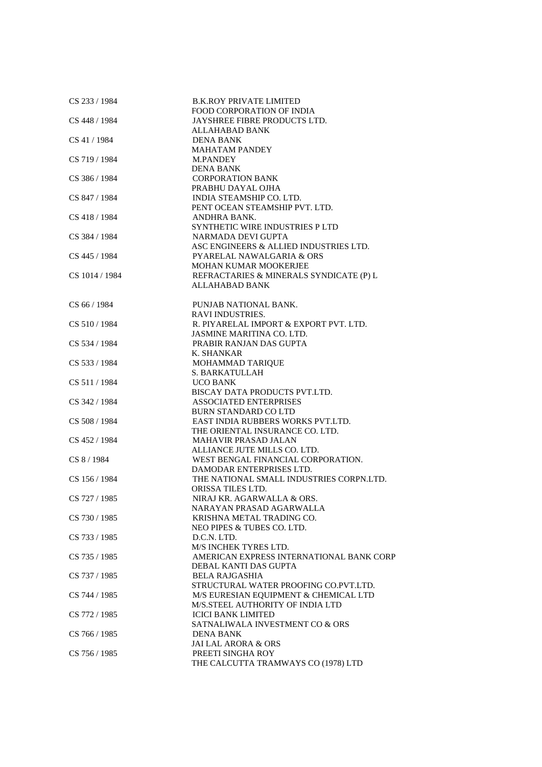| | |
|---|---|
| CS 233 / 1984 | B.K.ROY PRIVATE LIMITED<br>FOOD CORPORATION OF INDIA |
| CS 448 / 1984 | JAYSHREE FIBRE PRODUCTS LTD.<br>ALLAHABAD BANK |
| CS 41 / 1984 | DENA BANK<br>MAHATAM PANDEY |
| CS 719 / 1984 | M.PANDEY<br>DENA BANK |
| CS 386 / 1984 | CORPORATION BANK<br>PRABHU DAYAL OJHA |
| CS 847 / 1984 | INDIA STEAMSHIP CO. LTD.<br>PENT OCEAN STEAMSHIP PVT. LTD. |
| CS 418 / 1984 | ANDHRA BANK.<br>SYNTHETIC WIRE INDUSTRIES P LTD |
| CS 384 / 1984 | NARMADA DEVI GUPTA<br>ASC ENGINEERS & ALLIED INDUSTRIES LTD. |
| CS 445 / 1984 | PYARELAL NAWALGARIA & ORS<br>MOHAN KUMAR MOOKERJEE |
| CS 1014 / 1984 | REFRACTARIES & MINERALS SYNDICATE (P) L<br>ALLAHABAD BANK |
| CS 66 / 1984 | PUNJAB NATIONAL BANK.<br>RAVI INDUSTRIES. |
| CS 510 / 1984 | R. PIYARELAL IMPORT & EXPORT PVT. LTD.<br>JASMINE MARITINA CO. LTD. |
| CS 534 / 1984 | PRABIR RANJAN DAS GUPTA<br>K. SHANKAR |
| CS 533 / 1984 | MOHAMMAD TARIQUE<br>S. BARKATULLAH |
| CS 511 / 1984 | UCO BANK<br>BISCAY DATA PRODUCTS PVT.LTD. |
| CS 342 / 1984 | ASSOCIATED ENTERPRISES<br>BURN STANDARD CO LTD |
| CS 508 / 1984 | EAST INDIA RUBBERS WORKS PVT.LTD.<br>THE ORIENTAL INSURANCE CO. LTD. |
| CS 452 / 1984 | MAHAVIR PRASAD JALAN<br>ALLIANCE JUTE MILLS CO. LTD. |
| CS 8 / 1984 | WEST BENGAL FINANCIAL CORPORATION.<br>DAMODAR ENTERPRISES LTD. |
| CS 156 / 1984 | THE NATIONAL SMALL INDUSTRIES CORPN.LTD.<br>ORISSA TILES LTD. |
| CS 727 / 1985 | NIRAJ KR. AGARWALLA & ORS.<br>NARAYAN PRASAD AGARWALLA |
| CS 730 / 1985 | KRISHNA METAL TRADING CO.<br>NEO PIPES & TUBES CO. LTD. |
| CS 733 / 1985 | D.C.N. LTD.<br>M/S INCHEK TYRES LTD. |
| CS 735 / 1985 | AMERICAN EXPRESS INTERNATIONAL BANK CORP<br>DEBAL KANTI DAS GUPTA |
| CS 737 / 1985 | BELA RAJGASHIA<br>STRUCTURAL WATER PROOFING CO.PVT.LTD. |
| CS 744 / 1985 | M/S EURESIAN EQUIPMENT & CHEMICAL LTD<br>M/S.STEEL AUTHORITY OF INDIA LTD |
| CS 772 / 1985 | ICICI BANK LIMITED<br>SATNALIWALA INVESTMENT CO & ORS |
| CS 766 / 1985 | DENA BANK<br>JAI LAL ARORA & ORS |
| CS 756 / 1985 | PREETI SINGHA ROY<br>THE CALCUTTA TRAMWAYS CO (1978) LTD |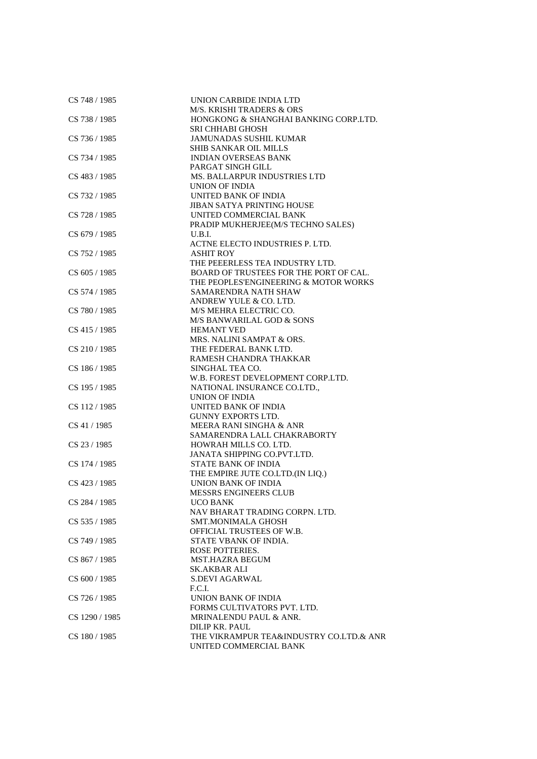| | |
|---|---|
| CS 748 / 1985 | UNION CARBIDE INDIA LTD |
| | M/S. KRISHI TRADERS & ORS |
| CS 738 / 1985 | HONGKONG & SHANGHAI BANKING CORP.LTD. |
| | SRI CHHABI GHOSH |
| CS 736 / 1985 | JAMUNADAS SUSHIL KUMAR |
| | SHIB SANKAR OIL MILLS |
| CS 734 / 1985 | INDIAN OVERSEAS BANK |
| | PARGAT SINGH GILL |
| CS 483 / 1985 | MS. BALLARPUR INDUSTRIES LTD |
| | UNION OF INDIA |
| CS 732 / 1985 | UNITED BANK OF INDIA |
| | JIBAN SATYA PRINTING HOUSE |
| CS 728 / 1985 | UNITED COMMERCIAL BANK |
| | PRADIP MUKHERJEE(M/S TECHNO SALES) |
| CS 679 / 1985 | U.B.I. |
| | ACTNE ELECTO INDUSTRIES P. LTD. |
| CS 752 / 1985 | ASHIT ROY |
| | THE PEEERLESS TEA INDUSTRY LTD. |
| CS 605 / 1985 | BOARD OF TRUSTEES FOR THE PORT OF CAL. |
| | THE PEOPLES'ENGINEERING & MOTOR WORKS |
| CS 574 / 1985 | SAMARENDRA NATH SHAW |
| | ANDREW YULE & CO. LTD. |
| CS 780 / 1985 | M/S MEHRA ELECTRIC CO. |
| | M/S BANWARILAL GOD & SONS |
| CS 415 / 1985 | HEMANT VED |
| | MRS. NALINI SAMPAT & ORS. |
| CS 210 / 1985 | THE FEDERAL BANK LTD. |
| | RAMESH CHANDRA THAKKAR |
| CS 186 / 1985 | SINGHAL TEA CO. |
| | W.B. FOREST DEVELOPMENT CORP.LTD. |
| CS 195 / 1985 | NATIONAL INSURANCE CO.LTD., |
| | UNION OF INDIA |
| CS 112 / 1985 | UNITED BANK OF INDIA |
| | GUNNY EXPORTS LTD. |
| CS 41 / 1985 | MEERA RANI SINGHA & ANR |
| | SAMARENDRA LALL CHAKRABORTY |
| CS 23 / 1985 | HOWRAH MILLS CO. LTD. |
| | JANATA SHIPPING CO.PVT.LTD. |
| CS 174 / 1985 | STATE BANK OF INDIA |
| | THE EMPIRE JUTE CO.LTD.(IN LIQ.) |
| CS 423 / 1985 | UNION BANK OF INDIA |
| | MESSRS ENGINEERS CLUB |
| CS 284 / 1985 | UCO BANK |
| | NAV BHARAT TRADING CORPN. LTD. |
| CS 535 / 1985 | SMT.MONIMALA GHOSH |
| | OFFICIAL TRUSTEES OF W.B. |
| CS 749 / 1985 | STATE VBANK OF INDIA. |
| | ROSE POTTERIES. |
| CS 867 / 1985 | MST.HAZRA BEGUM |
| | SK.AKBAR ALI |
| CS 600 / 1985 | S.DEVI AGARWAL |
| | F.C.I. |
| CS 726 / 1985 | UNION BANK OF INDIA |
| | FORMS CULTIVATORS PVT. LTD. |
| CS 1290 / 1985 | MRINALENDU PAUL & ANR. |
| | DILIP KR. PAUL |
| CS 180 / 1985 | THE VIKRAMPUR TEA&INDUSTRY CO.LTD.& ANR |
| | UNITED COMMERCIAL BANK |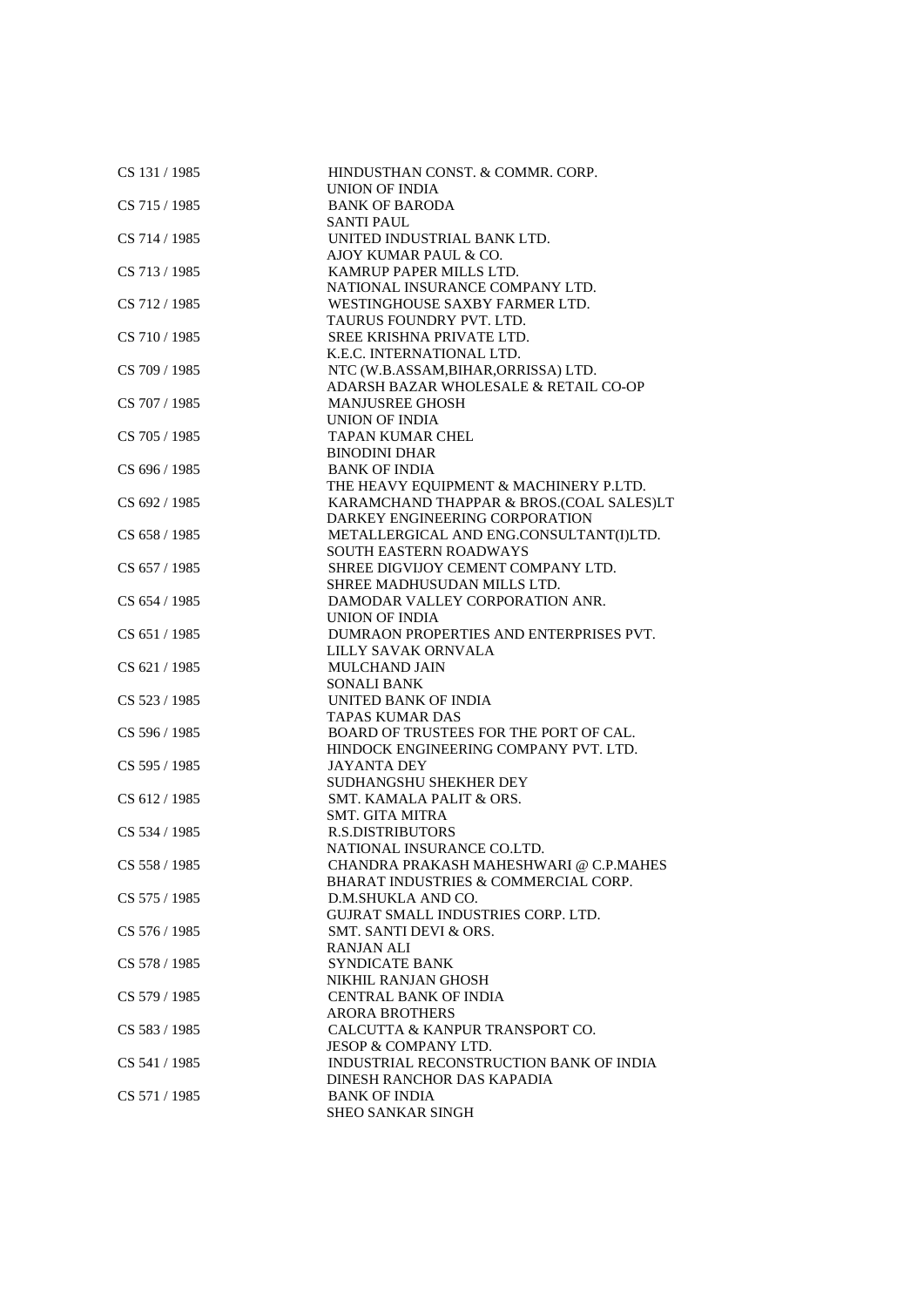| | |
|---|---|
| CS 131 / 1985 | HINDUSTHAN CONST. & COMMR. CORP.<br>UNION OF INDIA |
| CS 715 / 1985 | BANK OF BARODA<br>SANTI PAUL |
| CS 714 / 1985 | UNITED INDUSTRIAL BANK LTD.<br>AJOY KUMAR PAUL & CO. |
| CS 713 / 1985 | KAMRUP PAPER MILLS LTD.<br>NATIONAL INSURANCE COMPANY LTD. |
| CS 712 / 1985 | WESTINGHOUSE SAXBY FARMER LTD.<br>TAURUS FOUNDRY PVT. LTD. |
| CS 710 / 1985 | SREE KRISHNA PRIVATE LTD.<br>K.E.C. INTERNATIONAL LTD. |
| CS 709 / 1985 | NTC (W.B.ASSAM,BIHAR,ORRISSA) LTD.<br>ADARSH BAZAR WHOLESALE & RETAIL CO-OP |
| CS 707 / 1985 | MANJUSREE GHOSH<br>UNION OF INDIA |
| CS 705 / 1985 | TAPAN KUMAR CHEL<br>BINODINI DHAR |
| CS 696 / 1985 | BANK OF INDIA<br>THE HEAVY EQUIPMENT & MACHINERY P.LTD. |
| CS 692 / 1985 | KARAMCHAND THAPPAR & BROS.(COAL SALES)LT<br>DARKEY ENGINEERING CORPORATION |
| CS 658 / 1985 | METALLERGICAL AND ENG.CONSULTANT(I)LTD.<br>SOUTH EASTERN ROADWAYS |
| CS 657 / 1985 | SHREE DIGVIJOY CEMENT COMPANY LTD.<br>SHREE MADHUSUDAN MILLS LTD. |
| CS 654 / 1985 | DAMODAR VALLEY CORPORATION ANR.<br>UNION OF INDIA |
| CS 651 / 1985 | DUMRAON PROPERTIES AND ENTERPRISES PVT.<br>LILLY SAVAK ORNVALA |
| CS 621 / 1985 | MULCHAND JAIN<br>SONALI BANK |
| CS 523 / 1985 | UNITED BANK OF INDIA<br>TAPAS KUMAR DAS |
| CS 596 / 1985 | BOARD OF TRUSTEES FOR THE PORT OF CAL.<br>HINDOCK ENGINEERING COMPANY PVT. LTD. |
| CS 595 / 1985 | JAYANTA DEY<br>SUDHANGSHU SHEKHER DEY |
| CS 612 / 1985 | SMT. KAMALA PALIT & ORS.<br>SMT. GITA MITRA |
| CS 534 / 1985 | R.S.DISTRIBUTORS<br>NATIONAL INSURANCE CO.LTD. |
| CS 558 / 1985 | CHANDRA PRAKASH MAHESHWARI @ C.P.MAHES<br>BHARAT INDUSTRIES & COMMERCIAL CORP. |
| CS 575 / 1985 | D.M.SHUKLA AND CO.<br>GUJRAT SMALL INDUSTRIES CORP. LTD. |
| CS 576 / 1985 | SMT. SANTI DEVI & ORS.<br>RANJAN ALI |
| CS 578 / 1985 | SYNDICATE BANK<br>NIKHIL RANJAN GHOSH |
| CS 579 / 1985 | CENTRAL BANK OF INDIA<br>ARORA BROTHERS |
| CS 583 / 1985 | CALCUTTA & KANPUR TRANSPORT CO.<br>JESOP & COMPANY LTD. |
| CS 541 / 1985 | INDUSTRIAL RECONSTRUCTION BANK OF INDIA<br>DINESH RANCHOR DAS KAPADIA |
| CS 571 / 1985 | BANK OF INDIA<br>SHEO SANKAR SINGH |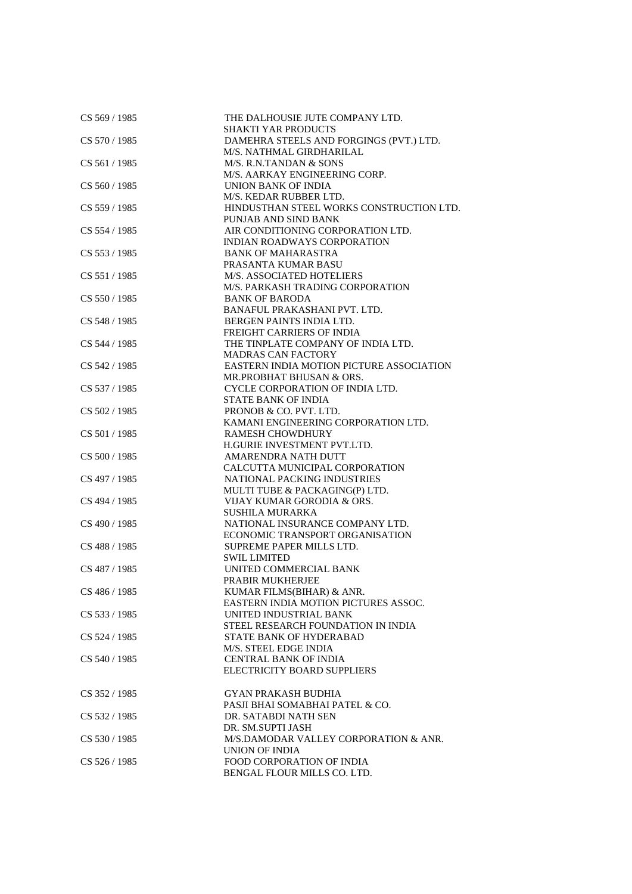| | |
|---|---|
| CS 569 / 1985 | THE DALHOUSIE JUTE COMPANY LTD.<br>SHAKTI YAR PRODUCTS |
| CS 570 / 1985 | DAMEHRA STEELS AND FORGINGS (PVT.) LTD.<br>M/S. NATHMAL GIRDHARILAL |
| CS 561 / 1985 | M/S. R.N.TANDAN & SONS<br>M/S. AARKAY ENGINEERING CORP. |
| CS 560 / 1985 | UNION BANK OF INDIA<br>M/S. KEDAR RUBBER LTD. |
| CS 559 / 1985 | HINDUSTHAN STEEL WORKS CONSTRUCTION LTD.<br>PUNJAB AND SIND BANK |
| CS 554 / 1985 | AIR CONDITIONING CORPORATION LTD.<br>INDIAN ROADWAYS CORPORATION |
| CS 553 / 1985 | BANK OF MAHARASTRA<br>PRASANTA KUMAR BASU |
| CS 551 / 1985 | M/S. ASSOCIATED HOTELIERS<br>M/S. PARKASH TRADING CORPORATION |
| CS 550 / 1985 | BANK OF BARODA<br>BANAFUL PRAKASHANI PVT. LTD. |
| CS 548 / 1985 | BERGEN PAINTS INDIA LTD.<br>FREIGHT CARRIERS OF INDIA |
| CS 544 / 1985 | THE TINPLATE COMPANY OF INDIA LTD.<br>MADRAS CAN FACTORY |
| CS 542 / 1985 | EASTERN INDIA MOTION PICTURE ASSOCIATION<br>MR.PROBHAT BHUSAN & ORS. |
| CS 537 / 1985 | CYCLE CORPORATION OF INDIA LTD.<br>STATE BANK OF INDIA |
| CS 502 / 1985 | PRONOB & CO. PVT. LTD.<br>KAMANI ENGINEERING CORPORATION LTD. |
| CS 501 / 1985 | RAMESH CHOWDHURY<br>H.GURIE INVESTMENT PVT.LTD. |
| CS 500 / 1985 | AMARENDRA NATH DUTT<br>CALCUTTA MUNICIPAL CORPORATION |
| CS 497 / 1985 | NATIONAL PACKING INDUSTRIES<br>MULTI TUBE & PACKAGING(P) LTD. |
| CS 494 / 1985 | VIJAY KUMAR GORODIA & ORS.<br>SUSHILA MURARKA |
| CS 490 / 1985 | NATIONAL INSURANCE COMPANY LTD.<br>ECONOMIC TRANSPORT ORGANISATION |
| CS 488 / 1985 | SUPREME PAPER MILLS LTD.<br>SWIL LIMITED |
| CS 487 / 1985 | UNITED COMMERCIAL BANK<br>PRABIR MUKHERJEE |
| CS 486 / 1985 | KUMAR FILMS(BIHAR) & ANR.<br>EASTERN INDIA MOTION PICTURES ASSOC. |
| CS 533 / 1985 | UNITED INDUSTRIAL BANK<br>STEEL RESEARCH FOUNDATION IN INDIA |
| CS 524 / 1985 | STATE BANK OF HYDERABAD<br>M/S. STEEL EDGE INDIA |
| CS 540 / 1985 | CENTRAL BANK OF INDIA<br>ELECTRICITY BOARD SUPPLIERS |
| CS 352 / 1985 | GYAN PRAKASH BUDHIA<br>PASJI BHAI SOMABHAI PATEL & CO. |
| CS 532 / 1985 | DR. SATABDI NATH SEN<br>DR. SM.SUPTI JASH |
| CS 530 / 1985 | M/S.DAMODAR VALLEY CORPORATION & ANR.<br>UNION OF INDIA |
| CS 526 / 1985 | FOOD CORPORATION OF INDIA<br>BENGAL FLOUR MILLS CO. LTD. |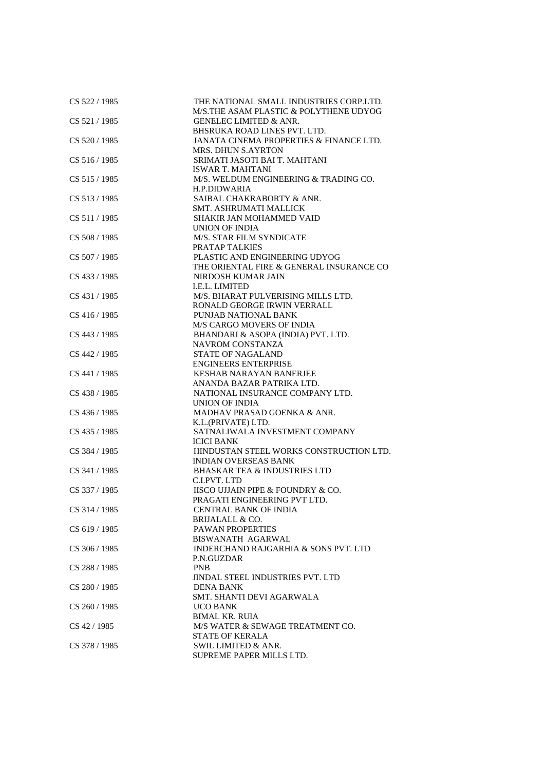| | |
|---|---|
| CS 522 / 1985 | THE NATIONAL SMALL INDUSTRIES CORP.LTD.<br>M/S.THE ASAM PLASTIC & POLYTHENE UDYOG |
| CS 521 / 1985 | GENELEC LIMITED & ANR.<br>BHSRUKA ROAD LINES PVT. LTD. |
| CS 520 / 1985 | JANATA CINEMA PROPERTIES & FINANCE LTD.<br>MRS. DHUN S.AYRTON |
| CS 516 / 1985 | SRIMATI JASOTI BAI T. MAHTANI<br>ISWAR T. MAHTANI |
| CS 515 / 1985 | M/S. WELDUM ENGINEERING & TRADING CO.<br>H.P.DIDWARIA |
| CS 513 / 1985 | SAIBAL CHAKRABORTY & ANR.<br>SMT. ASHRUMATI MALLICK |
| CS 511 / 1985 | SHAKIR JAN MOHAMMED VAID<br>UNION OF INDIA |
| CS 508 / 1985 | M/S. STAR FILM SYNDICATE<br>PRATAP TALKIES |
| CS 507 / 1985 | PLASTIC AND ENGINEERING UDYOG<br>THE ORIENTAL FIRE & GENERAL INSURANCE CO |
| CS 433 / 1985 | NIRDOSH KUMAR JAIN<br>I.E.L. LIMITED |
| CS 431 / 1985 | M/S. BHARAT PULVERISING MILLS LTD.<br>RONALD GEORGE IRWIN VERRALL |
| CS 416 / 1985 | PUNJAB NATIONAL BANK<br>M/S CARGO MOVERS OF INDIA |
| CS 443 / 1985 | BHANDARI & ASOPA (INDIA) PVT. LTD.<br>NAVROM CONSTANZA |
| CS 442 / 1985 | STATE OF NAGALAND<br>ENGINEERS ENTERPRISE |
| CS 441 / 1985 | KESHAB NARAYAN BANERJEE<br>ANANDA BAZAR PATRIKA LTD. |
| CS 438 / 1985 | NATIONAL INSURANCE COMPANY LTD.<br>UNION OF INDIA |
| CS 436 / 1985 | MADHAV PRASAD GOENKA & ANR.<br>K.L.(PRIVATE) LTD. |
| CS 435 / 1985 | SATNALIWALA INVESTMENT COMPANY<br>ICICI BANK |
| CS 384 / 1985 | HINDUSTAN STEEL WORKS CONSTRUCTION LTD.<br>INDIAN OVERSEAS BANK |
| CS 341 / 1985 | BHASKAR TEA & INDUSTRIES LTD<br>C.I.PVT. LTD |
| CS 337 / 1985 | IISCO UJJAIN PIPE & FOUNDRY & CO.<br>PRAGATI ENGINEERING PVT LTD. |
| CS 314 / 1985 | CENTRAL BANK OF INDIA<br>BRIJALALL & CO. |
| CS 619 / 1985 | PAWAN PROPERTIES<br>BISWANATH AGARWAL |
| CS 306 / 1985 | INDERCHAND RAJGARHIA & SONS PVT. LTD<br>P.N.GUZDAR |
| CS 288 / 1985 | PNB<br>JINDAL STEEL INDUSTRIES PVT. LTD |
| CS 280 / 1985 | DENA BANK<br>SMT. SHANTI DEVI AGARWALA |
| CS 260 / 1985 | UCO BANK<br>BIMAL KR. RUIA |
| CS 42 / 1985 | M/S WATER & SEWAGE TREATMENT CO.<br>STATE OF KERALA |
| CS 378 / 1985 | SWIL LIMITED & ANR.<br>SUPREME PAPER MILLS LTD. |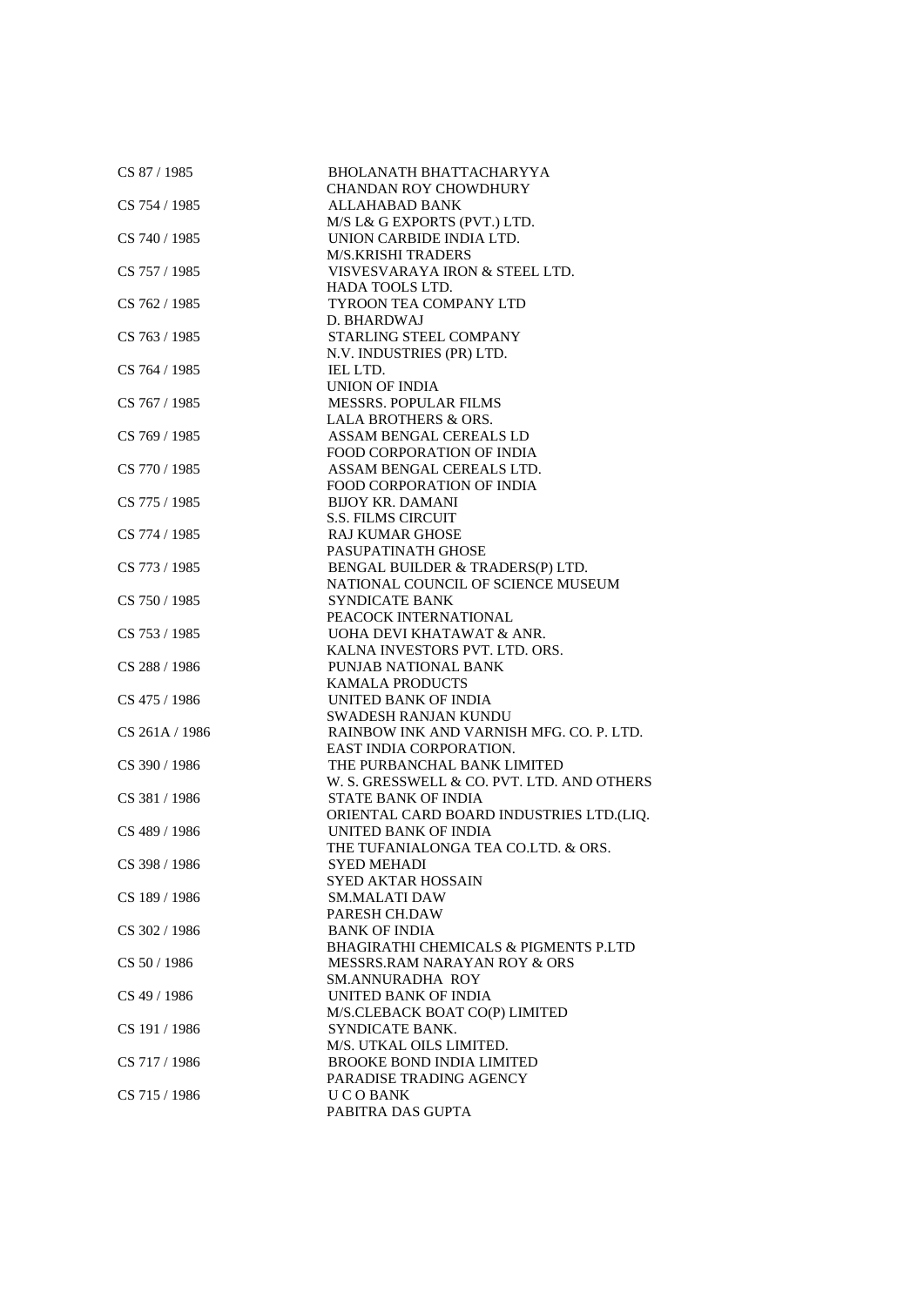| | |
|---|---|
| CS 87 / 1985 | BHOLANATH BHATTACHARYYA<br>CHANDAN ROY CHOWDHURY |
| CS 754 / 1985 | ALLAHABAD BANK<br>M/S L& G EXPORTS (PVT.) LTD. |
| CS 740 / 1985 | UNION CARBIDE INDIA LTD.<br>M/S.KRISHI TRADERS |
| CS 757 / 1985 | VISVESVARAYA IRON & STEEL LTD.<br>HADA TOOLS LTD. |
| CS 762 / 1985 | TYROON TEA COMPANY LTD<br>D. BHARDWAJ |
| CS 763 / 1985 | STARLING STEEL COMPANY<br>N.V. INDUSTRIES (PR) LTD. |
| CS 764 / 1985 | IEL LTD.<br>UNION OF INDIA |
| CS 767 / 1985 | MESSRS. POPULAR FILMS<br>LALA BROTHERS & ORS. |
| CS 769 / 1985 | ASSAM BENGAL CEREALS LD<br>FOOD CORPORATION OF INDIA |
| CS 770 / 1985 | ASSAM BENGAL CEREALS LTD.<br>FOOD CORPORATION OF INDIA |
| CS 775 / 1985 | BIJOY KR. DAMANI<br>S.S. FILMS CIRCUIT |
| CS 774 / 1985 | RAJ KUMAR GHOSE<br>PASUPATINATH GHOSE |
| CS 773 / 1985 | BENGAL BUILDER & TRADERS(P) LTD.<br>NATIONAL COUNCIL OF SCIENCE MUSEUM |
| CS 750 / 1985 | SYNDICATE BANK<br>PEACOCK INTERNATIONAL |
| CS 753 / 1985 | UOHA DEVI KHATAWAT & ANR.<br>KALNA INVESTORS PVT. LTD. ORS. |
| CS 288 / 1986 | PUNJAB NATIONAL BANK<br>KAMALA PRODUCTS |
| CS 475 / 1986 | UNITED BANK OF INDIA<br>SWADESH RANJAN KUNDU |
| CS 261A / 1986 | RAINBOW INK AND VARNISH MFG. CO. P. LTD.<br>EAST INDIA CORPORATION. |
| CS 390 / 1986 | THE PURBANCHAL BANK LIMITED<br>W. S. GRESSWELL & CO. PVT. LTD. AND OTHERS |
| CS 381 / 1986 | STATE BANK OF INDIA<br>ORIENTAL CARD BOARD INDUSTRIES LTD.(LIQ. |
| CS 489 / 1986 | UNITED BANK OF INDIA<br>THE TUFANIALONGA TEA CO.LTD. & ORS. |
| CS 398 / 1986 | SYED MEHADI<br>SYED AKTAR HOSSAIN |
| CS 189 / 1986 | SM.MALATI DAW<br>PARESH CH.DAW |
| CS 302 / 1986 | BANK OF INDIA<br>BHAGIRATHI CHEMICALS & PIGMENTS P.LTD |
| CS 50 / 1986 | MESSRS.RAM NARAYAN ROY & ORS<br>SM.ANNURADHA ROY |
| CS 49 / 1986 | UNITED BANK OF INDIA<br>M/S.CLEBACK BOAT CO(P) LIMITED |
| CS 191 / 1986 | SYNDICATE BANK.<br>M/S. UTKAL OILS LIMITED. |
| CS 717 / 1986 | BROOKE BOND INDIA LIMITED<br>PARADISE TRADING AGENCY |
| CS 715 / 1986 | U C O BANK<br>PABITRA DAS GUPTA |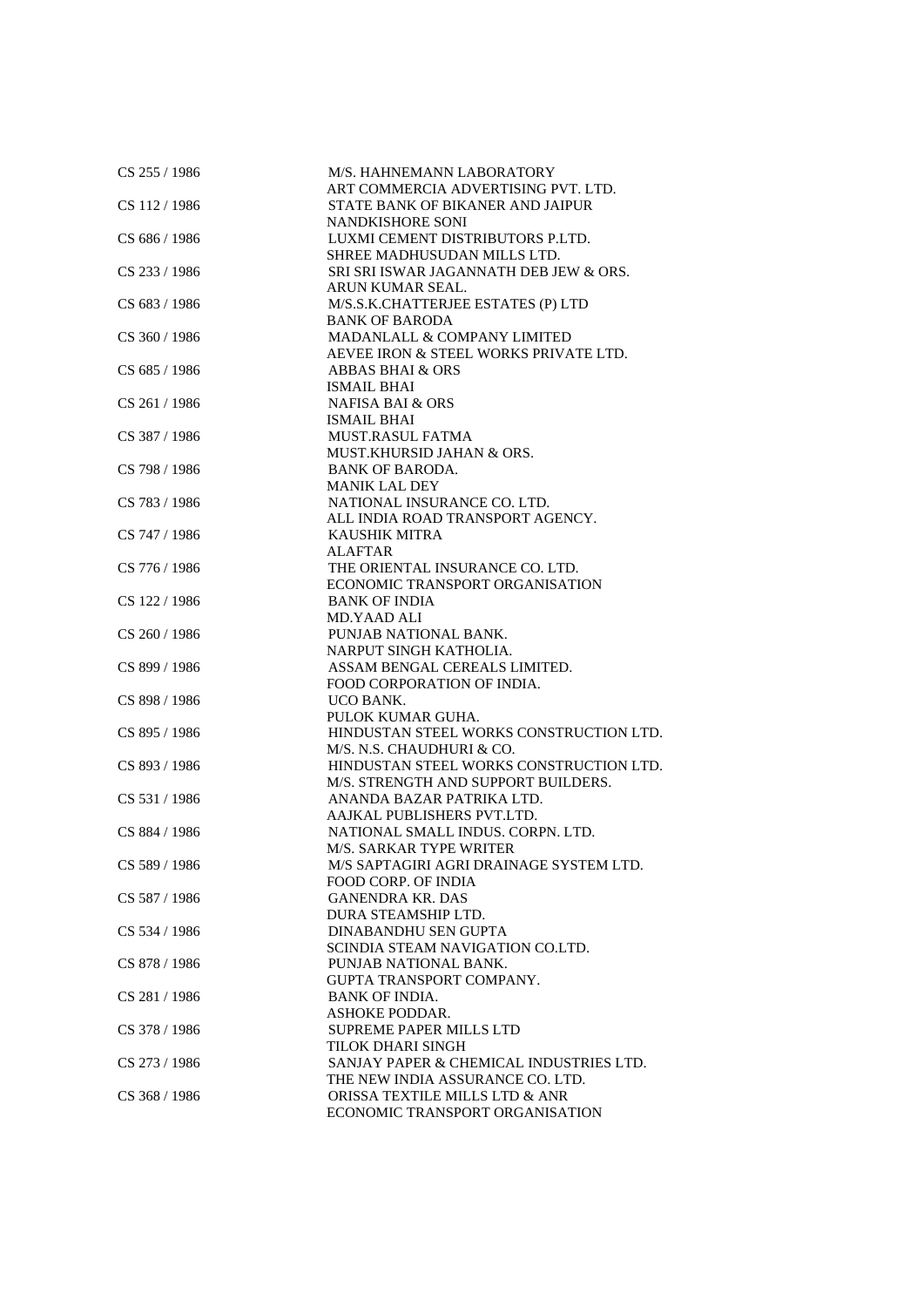| | |
|---|---|
| CS 255 / 1986 | M/S. HAHNEMANN LABORATORY |
| | ART COMMERCIA ADVERTISING PVT. LTD. |
| CS 112 / 1986 | STATE BANK OF BIKANER AND JAIPUR |
| | NANDKISHORE SONI |
| CS 686 / 1986 | LUXMI CEMENT DISTRIBUTORS P.LTD. |
| | SHREE MADHUSUDAN MILLS LTD. |
| CS 233 / 1986 | SRI SRI ISWAR JAGANNATH DEB JEW & ORS. |
| | ARUN KUMAR SEAL. |
| CS 683 / 1986 | M/S.S.K.CHATTERJEE ESTATES (P) LTD |
| | BANK OF BARODA |
| CS 360 / 1986 | MADANLALL & COMPANY LIMITED |
| | AEVEE IRON & STEEL WORKS PRIVATE LTD. |
| CS 685 / 1986 | ABBAS BHAI & ORS |
| | ISMAIL BHAI |
| CS 261 / 1986 | NAFISA BAI & ORS |
| | ISMAIL BHAI |
| CS 387 / 1986 | MUST.RASUL FATMA |
| | MUST.KHURSID JAHAN & ORS. |
| CS 798 / 1986 | BANK OF BARODA. |
| | MANIK LAL DEY |
| CS 783 / 1986 | NATIONAL INSURANCE CO. LTD. |
| | ALL INDIA ROAD TRANSPORT AGENCY. |
| CS 747 / 1986 | KAUSHIK MITRA |
| | ALAFTAR |
| CS 776 / 1986 | THE ORIENTAL INSURANCE CO. LTD. |
| | ECONOMIC TRANSPORT ORGANISATION |
| CS 122 / 1986 | BANK OF INDIA |
| | MD.YAAD ALI |
| CS 260 / 1986 | PUNJAB NATIONAL BANK. |
| | NARPUT SINGH KATHOLIA. |
| CS 899 / 1986 | ASSAM BENGAL CEREALS LIMITED. |
| | FOOD CORPORATION OF INDIA. |
| CS 898 / 1986 | UCO BANK. |
| | PULOK KUMAR GUHA. |
| CS 895 / 1986 | HINDUSTAN STEEL WORKS CONSTRUCTION LTD. |
| | M/S. N.S. CHAUDHURI & CO. |
| CS 893 / 1986 | HINDUSTAN STEEL WORKS CONSTRUCTION LTD. |
| | M/S. STRENGTH AND SUPPORT BUILDERS. |
| CS 531 / 1986 | ANANDA BAZAR PATRIKA LTD. |
| | AAJKAL PUBLISHERS PVT.LTD. |
| CS 884 / 1986 | NATIONAL SMALL INDUS. CORPN. LTD. |
| | M/S. SARKAR TYPE WRITER |
| CS 589 / 1986 | M/S SAPTAGIRI AGRI DRAINAGE SYSTEM LTD. |
| | FOOD CORP. OF INDIA |
| CS 587 / 1986 | GANENDRA KR. DAS |
| | DURA STEAMSHIP LTD. |
| CS 534 / 1986 | DINABANDHU SEN GUPTA |
| | SCINDIA STEAM NAVIGATION CO.LTD. |
| CS 878 / 1986 | PUNJAB NATIONAL BANK. |
| | GUPTA TRANSPORT COMPANY. |
| CS 281 / 1986 | BANK OF INDIA. |
| | ASHOKE PODDAR. |
| CS 378 / 1986 | SUPREME PAPER MILLS LTD |
| | TILOK DHARI SINGH |
| CS 273 / 1986 | SANJAY PAPER & CHEMICAL INDUSTRIES LTD. |
| | THE NEW INDIA ASSURANCE CO. LTD. |
| CS 368 / 1986 | ORISSA TEXTILE MILLS LTD & ANR |
| | ECONOMIC TRANSPORT ORGANISATION |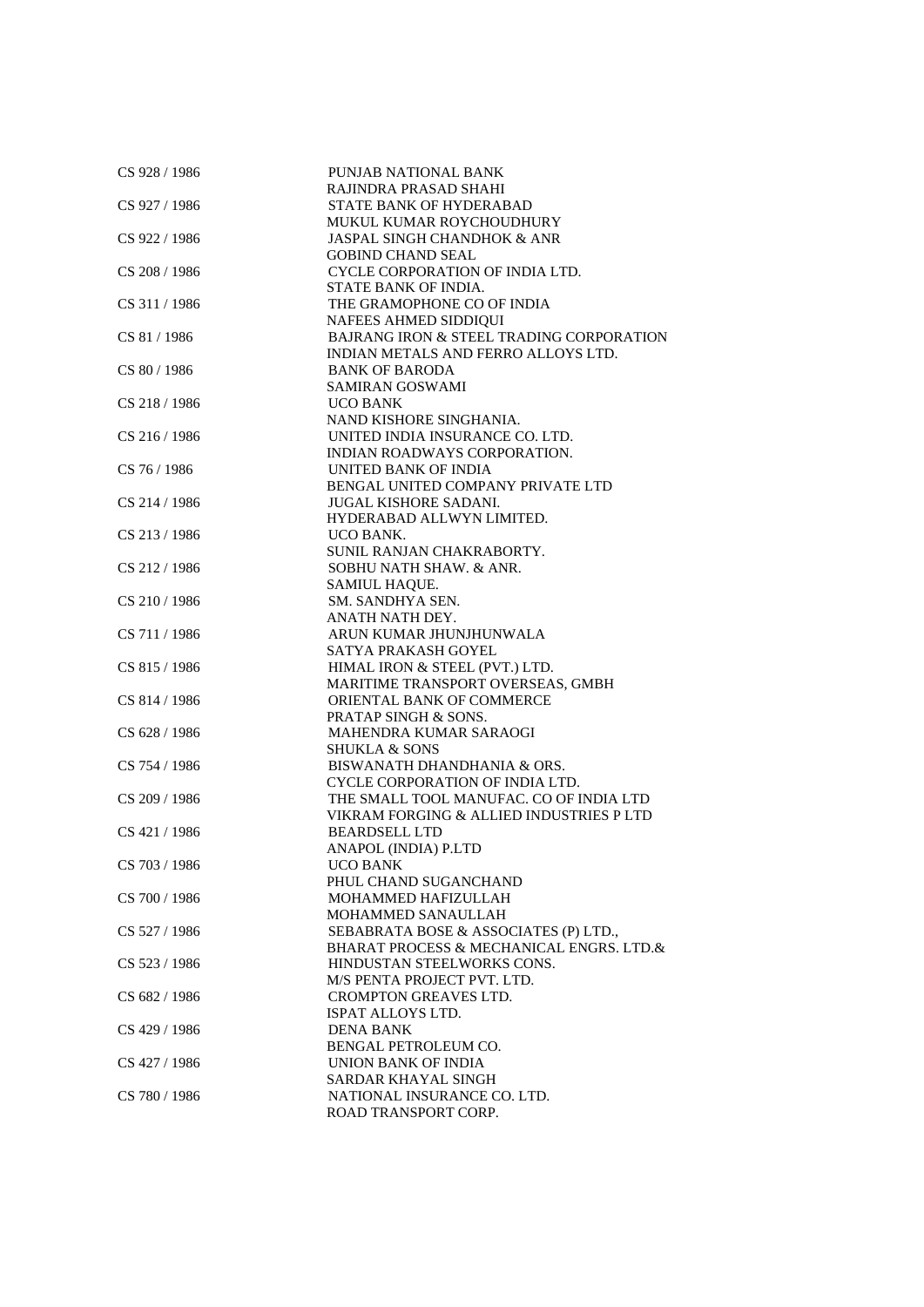| | |
|---|---|
| CS 928 / 1986 | PUNJAB NATIONAL BANK<br>RAJINDRA PRASAD SHAHI |
| CS 927 / 1986 | STATE BANK OF HYDERABAD<br>MUKUL KUMAR ROYCHOUDHURY |
| CS 922 / 1986 | JASPAL SINGH CHANDHOK & ANR<br>GOBIND CHAND SEAL |
| CS 208 / 1986 | CYCLE CORPORATION OF INDIA LTD.<br>STATE BANK OF INDIA. |
| CS 311 / 1986 | THE GRAMOPHONE CO OF INDIA<br>NAFEES AHMED SIDDIQUI |
| CS 81 / 1986 | BAJRANG IRON & STEEL TRADING CORPORATION<br>INDIAN METALS AND FERRO ALLOYS LTD. |
| CS 80 / 1986 | BANK OF BARODA<br>SAMIRAN GOSWAMI |
| CS 218 / 1986 | UCO BANK<br>NAND KISHORE SINGHANIA. |
| CS 216 / 1986 | UNITED INDIA INSURANCE CO. LTD.<br>INDIAN ROADWAYS CORPORATION. |
| CS 76 / 1986 | UNITED BANK OF INDIA<br>BENGAL UNITED COMPANY PRIVATE LTD |
| CS 214 / 1986 | JUGAL KISHORE SADANI.<br>HYDERABAD ALLWYN LIMITED. |
| CS 213 / 1986 | UCO BANK.<br>SUNIL RANJAN CHAKRABORTY. |
| CS 212 / 1986 | SOBHU NATH SHAW. & ANR.<br>SAMIUL HAQUE. |
| CS 210 / 1986 | SM. SANDHYA SEN.<br>ANATH NATH DEY. |
| CS 711 / 1986 | ARUN KUMAR JHUNJHUNWALA<br>SATYA PRAKASH GOYEL |
| CS 815 / 1986 | HIMAL IRON & STEEL (PVT.) LTD.<br>MARITIME TRANSPORT OVERSEAS, GMBH |
| CS 814 / 1986 | ORIENTAL BANK OF COMMERCE<br>PRATAP SINGH & SONS. |
| CS 628 / 1986 | MAHENDRA KUMAR SARAOGI<br>SHUKLA & SONS |
| CS 754 / 1986 | BISWANATH DHANDHANIA & ORS.<br>CYCLE CORPORATION OF INDIA LTD. |
| CS 209 / 1986 | THE SMALL TOOL MANUFAC. CO OF INDIA LTD<br>VIKRAM FORGING & ALLIED INDUSTRIES P LTD |
| CS 421 / 1986 | BEARDSELL LTD<br>ANAPOL (INDIA) P.LTD |
| CS 703 / 1986 | UCO BANK<br>PHUL CHAND SUGANCHAND |
| CS 700 / 1986 | MOHAMMED HAFIZULLAH<br>MOHAMMED SANAULLAH |
| CS 527 / 1986 | SEBABRATA BOSE & ASSOCIATES (P) LTD.,<br>BHARAT PROCESS & MECHANICAL ENGRS. LTD.& |
| CS 523 / 1986 | HINDUSTAN STEELWORKS CONS.<br>M/S PENTA PROJECT PVT. LTD. |
| CS 682 / 1986 | CROMPTON GREAVES LTD.<br>ISPAT ALLOYS LTD. |
| CS 429 / 1986 | DENA BANK<br>BENGAL PETROLEUM CO. |
| CS 427 / 1986 | UNION BANK OF INDIA<br>SARDAR KHAYAL SINGH |
| CS 780 / 1986 | NATIONAL INSURANCE CO. LTD.<br>ROAD TRANSPORT CORP. |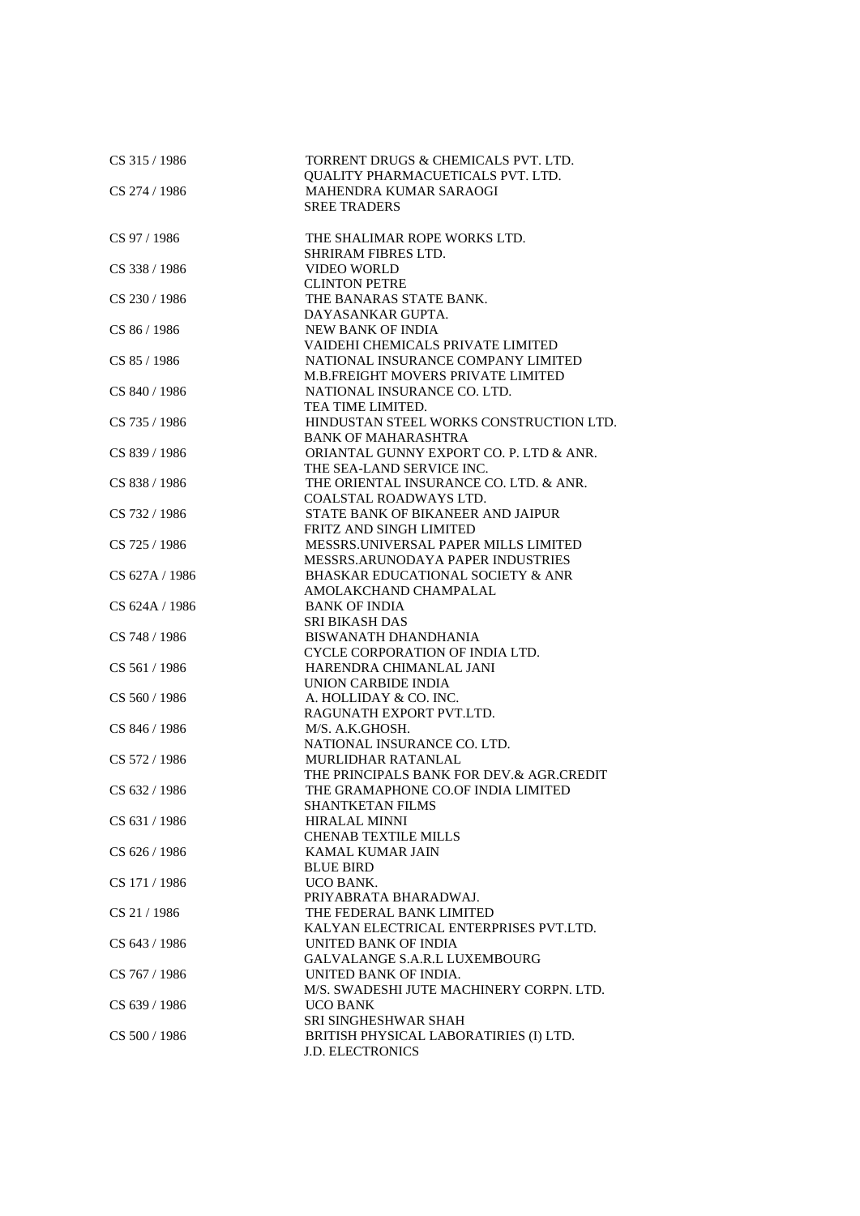| | |
|---|---|
| CS 315 / 1986 | TORRENT DRUGS & CHEMICALS PVT. LTD.<br>QUALITY PHARMACUETICALS PVT. LTD. |
| CS 274 / 1986 | MAHENDRA KUMAR SARAOGI<br>SREE TRADERS |
| CS 97 / 1986 | THE SHALIMAR ROPE WORKS LTD.<br>SHRIRAM FIBRES LTD. |
| CS 338 / 1986 | VIDEO WORLD<br>CLINTON PETRE |
| CS 230 / 1986 | THE BANARAS STATE BANK.<br>DAYASANKAR GUPTA. |
| CS 86 / 1986 | NEW BANK OF INDIA<br>VAIDEHI CHEMICALS PRIVATE LIMITED |
| CS 85 / 1986 | NATIONAL INSURANCE COMPANY LIMITED<br>M.B.FREIGHT MOVERS PRIVATE LIMITED |
| CS 840 / 1986 | NATIONAL INSURANCE CO. LTD.<br>TEA TIME LIMITED. |
| CS 735 / 1986 | HINDUSTAN STEEL WORKS CONSTRUCTION LTD.<br>BANK OF MAHARASHTRA |
| CS 839 / 1986 | ORIANTAL GUNNY EXPORT CO. P. LTD & ANR.<br>THE SEA-LAND SERVICE INC. |
| CS 838 / 1986 | THE ORIENTAL INSURANCE CO. LTD. & ANR.<br>COALSTAL ROADWAYS LTD. |
| CS 732 / 1986 | STATE BANK OF BIKANEER AND JAIPUR<br>FRITZ AND SINGH LIMITED |
| CS 725 / 1986 | MESSRS.UNIVERSAL PAPER MILLS LIMITED<br>MESSRS.ARUNODAYA PAPER INDUSTRIES |
| CS 627A / 1986 | BHASKAR EDUCATIONAL SOCIETY & ANR<br>AMOLAKCHAND CHAMPALAL |
| CS 624A / 1986 | BANK OF INDIA<br>SRI BIKASH DAS |
| CS 748 / 1986 | BISWANATH DHANDHANIA<br>CYCLE CORPORATION OF INDIA LTD. |
| CS 561 / 1986 | HARENDRA CHIMANLAL JANI<br>UNION CARBIDE INDIA |
| CS 560 / 1986 | A. HOLLIDAY & CO. INC.<br>RAGUNATH EXPORT PVT.LTD. |
| CS 846 / 1986 | M/S. A.K.GHOSH.<br>NATIONAL INSURANCE CO. LTD. |
| CS 572 / 1986 | MURLIDHAR RATANLAL<br>THE PRINCIPALS BANK FOR DEV.& AGR.CREDIT |
| CS 632 / 1986 | THE GRAMAPHONE CO.OF INDIA LIMITED<br>SHANTKETAN FILMS |
| CS 631 / 1986 | HIRALAL MINNI<br>CHENAB TEXTILE MILLS |
| CS 626 / 1986 | KAMAL KUMAR JAIN<br>BLUE BIRD |
| CS 171 / 1986 | UCO BANK.<br>PRIYABRATA BHARADWAJ. |
| CS 21 / 1986 | THE FEDERAL BANK LIMITED<br>KALYAN ELECTRICAL ENTERPRISES PVT.LTD. |
| CS 643 / 1986 | UNITED BANK OF INDIA<br>GALVALANGE S.A.R.L LUXEMBOURG |
| CS 767 / 1986 | UNITED BANK OF INDIA.<br>M/S. SWADESHI JUTE MACHINERY CORPN. LTD. |
| CS 639 / 1986 | UCO BANK<br>SRI SINGHESHWAR SHAH |
| CS 500 / 1986 | BRITISH PHYSICAL LABORATIRIES (I) LTD.<br>J.D. ELECTRONICS |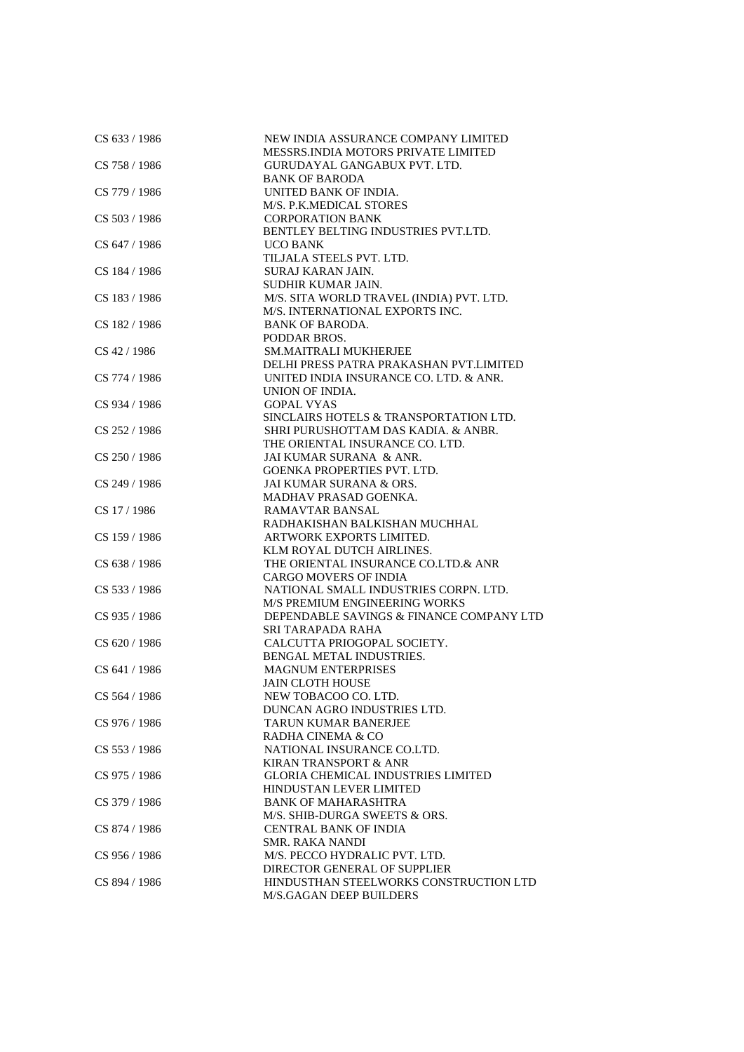| | |
|---|---|
| CS 633 / 1986 | NEW INDIA ASSURANCE COMPANY LIMITED<br>MESSRS.INDIA MOTORS PRIVATE LIMITED |
| CS 758 / 1986 | GURUDAYAL GANGABUX PVT. LTD.<br>BANK OF BARODA |
| CS 779 / 1986 | UNITED BANK OF INDIA.<br>M/S. P.K.MEDICAL STORES |
| CS 503 / 1986 | CORPORATION BANK<br>BENTLEY BELTING INDUSTRIES PVT.LTD. |
| CS 647 / 1986 | UCO BANK<br>TILJALA STEELS PVT. LTD. |
| CS 184 / 1986 | SURAJ KARAN JAIN.<br>SUDHIR KUMAR JAIN. |
| CS 183 / 1986 | M/S. SITA WORLD TRAVEL (INDIA) PVT. LTD.<br>M/S. INTERNATIONAL EXPORTS INC. |
| CS 182 / 1986 | BANK OF BARODA.<br>PODDAR BROS. |
| CS 42 / 1986 | SM.MAITRALI MUKHERJEE<br>DELHI PRESS PATRA PRAKASHAN PVT.LIMITED |
| CS 774 / 1986 | UNITED INDIA INSURANCE CO. LTD. & ANR.<br>UNION OF INDIA. |
| CS 934 / 1986 | GOPAL VYAS<br>SINCLAIRS HOTELS & TRANSPORTATION LTD. |
| CS 252 / 1986 | SHRI PURUSHOTTAM DAS KADIA. & ANBR.<br>THE ORIENTAL INSURANCE CO. LTD. |
| CS 250 / 1986 | JAI KUMAR SURANA & ANR.<br>GOENKA PROPERTIES PVT. LTD. |
| CS 249 / 1986 | JAI KUMAR SURANA & ORS.<br>MADHAV PRASAD GOENKA. |
| CS 17 / 1986 | RAMAVTAR BANSAL<br>RADHAKISHAN BALKISHAN MUCHHAL |
| CS 159 / 1986 | ARTWORK EXPORTS LIMITED.<br>KLM ROYAL DUTCH AIRLINES. |
| CS 638 / 1986 | THE ORIENTAL INSURANCE CO.LTD.& ANR<br>CARGO MOVERS OF INDIA |
| CS 533 / 1986 | NATIONAL SMALL INDUSTRIES CORPN. LTD.<br>M/S PREMIUM ENGINEERING WORKS |
| CS 935 / 1986 | DEPENDABLE SAVINGS & FINANCE COMPANY LTD<br>SRI TARAPADA RAHA |
| CS 620 / 1986 | CALCUTTA PRIOGOPAL SOCIETY.<br>BENGAL METAL INDUSTRIES. |
| CS 641 / 1986 | MAGNUM ENTERPRISES<br>JAIN CLOTH HOUSE |
| CS 564 / 1986 | NEW TOBACOO CO. LTD.<br>DUNCAN AGRO INDUSTRIES LTD. |
| CS 976 / 1986 | TARUN KUMAR BANERJEE<br>RADHA CINEMA & CO |
| CS 553 / 1986 | NATIONAL INSURANCE CO.LTD.<br>KIRAN TRANSPORT & ANR |
| CS 975 / 1986 | GLORIA CHEMICAL INDUSTRIES LIMITED<br>HINDUSTAN LEVER LIMITED |
| CS 379 / 1986 | BANK OF MAHARASHTRA<br>M/S. SHIB-DURGA SWEETS & ORS. |
| CS 874 / 1986 | CENTRAL BANK OF INDIA<br>SMR. RAKA NANDI |
| CS 956 / 1986 | M/S. PECCO HYDRALIC PVT. LTD.<br>DIRECTOR GENERAL OF SUPPLIER |
| CS 894 / 1986 | HINDUSTHAN STEELWORKS CONSTRUCTION LTD<br>M/S.GAGAN DEEP BUILDERS |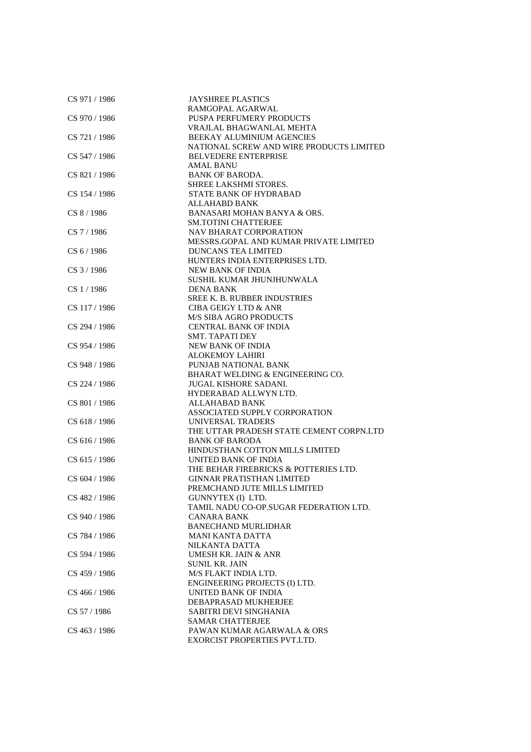| | |
|---|---|
| CS 971 / 1986 | JAYSHREE PLASTICS<br>RAMGOPAL AGARWAL |
| CS 970 / 1986 | PUSPA PERFUMERY PRODUCTS<br>VRAJLAL BHAGWANLAL MEHTA |
| CS 721 / 1986 | BEEKAY ALUMINIUM AGENCIES<br>NATIONAL SCREW AND WIRE PRODUCTS LIMITED |
| CS 547 / 1986 | BELVEDERE ENTERPRISE<br>AMAL BANU |
| CS 821 / 1986 | BANK OF BARODA.<br>SHREE LAKSHMI STORES. |
| CS 154 / 1986 | STATE BANK OF HYDRABAD<br>ALLAHABD BANK |
| CS 8 / 1986 | BANASARI MOHAN BANYA & ORS.<br>SM.TOTINI CHATTERJEE |
| CS 7 / 1986 | NAV BHARAT CORPORATION<br>MESSRS.GOPAL AND KUMAR PRIVATE LIMITED |
| CS 6 / 1986 | DUNCANS TEA LIMITED<br>HUNTERS INDIA ENTERPRISES LTD. |
| CS 3 / 1986 | NEW BANK OF INDIA<br>SUSHIL KUMAR JHUNJHUNWALA |
| CS 1 / 1986 | DENA BANK<br>SREE K. B. RUBBER INDUSTRIES |
| CS 117 / 1986 | CIBA GEIGY LTD & ANR<br>M/S SIBA AGRO PRODUCTS |
| CS 294 / 1986 | CENTRAL BANK OF INDIA<br>SMT. TAPATI DEY |
| CS 954 / 1986 | NEW BANK OF INDIA<br>ALOKEMOY LAHIRI |
| CS 948 / 1986 | PUNJAB NATIONAL BANK<br>BHARAT WELDING & ENGINEERING CO. |
| CS 224 / 1986 | JUGAL KISHORE SADANI.<br>HYDERABAD ALLWYN LTD. |
| CS 801 / 1986 | ALLAHABAD BANK<br>ASSOCIATED SUPPLY CORPORATION |
| CS 618 / 1986 | UNIVERSAL TRADERS<br>THE UTTAR PRADESH STATE CEMENT CORPN.LTD |
| CS 616 / 1986 | BANK OF BARODA<br>HINDUSTHAN COTTON MILLS LIMITED |
| CS 615 / 1986 | UNITED BANK OF INDIA<br>THE BEHAR FIREBRICKS & POTTERIES LTD. |
| CS 604 / 1986 | GINNAR PRATISTHAN LIMITED<br>PREMCHAND JUTE MILLS LIMITED |
| CS 482 / 1986 | GUNNYTEX (I) LTD.<br>TAMIL NADU CO-OP.SUGAR FEDERATION LTD. |
| CS 940 / 1986 | CANARA BANK<br>BANECHAND MURLIDHAR |
| CS 784 / 1986 | MANI KANTA DATTA<br>NILKANTA DATTA |
| CS 594 / 1986 | UMESH KR. JAIN & ANR<br>SUNIL KR. JAIN |
| CS 459 / 1986 | M/S FLAKT INDIA LTD.<br>ENGINEERING PROJECTS (I) LTD. |
| CS 466 / 1986 | UNITED BANK OF INDIA<br>DEBAPRASAD MUKHERJEE |
| CS 57 / 1986 | SABITRI DEVI SINGHANIA<br>SAMAR CHATTERJEE |
| CS 463 / 1986 | PAWAN KUMAR AGARWALA & ORS<br>EXORCIST PROPERTIES PVT.LTD. |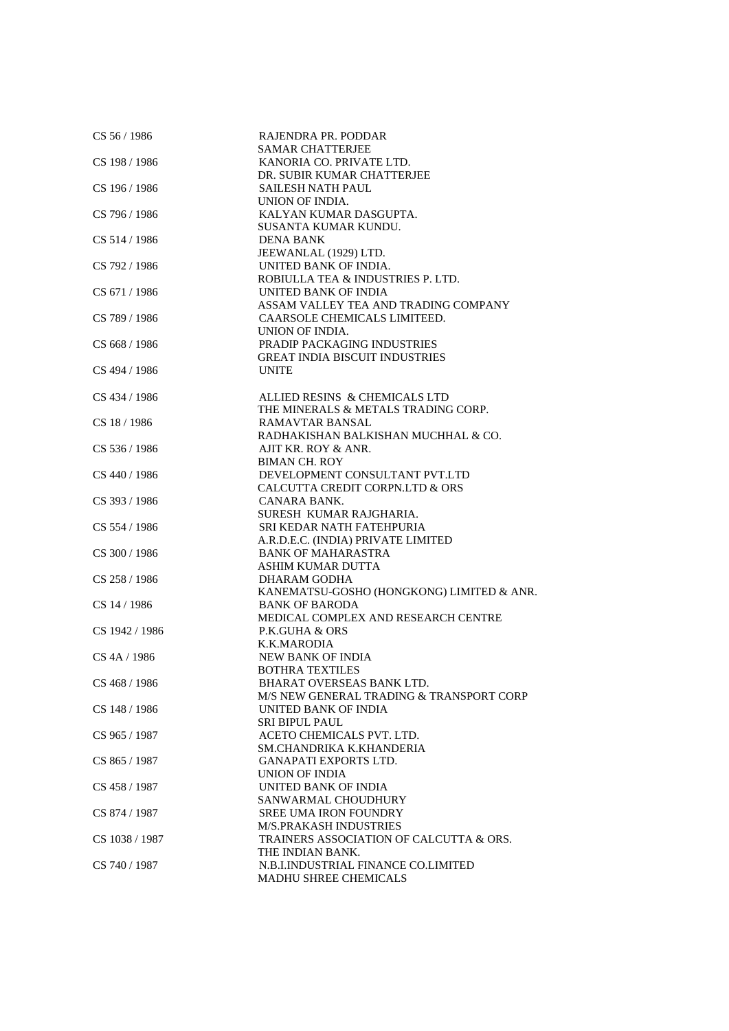| | |
|---|---|
| CS 56 / 1986 | RAJENDRA PR. PODDAR<br>SAMAR CHATTERJEE |
| CS 198 / 1986 | KANORIA CO. PRIVATE LTD.<br>DR. SUBIR KUMAR CHATTERJEE |
| CS 196 / 1986 | SAILESH NATH PAUL<br>UNION OF INDIA. |
| CS 796 / 1986 | KALYAN KUMAR DASGUPTA.<br>SUSANTA KUMAR KUNDU. |
| CS 514 / 1986 | DENA BANK<br>JEEWANLAL (1929) LTD. |
| CS 792 / 1986 | UNITED BANK OF INDIA.<br>ROBIULLA TEA & INDUSTRIES P. LTD. |
| CS 671 / 1986 | UNITED BANK OF INDIA<br>ASSAM VALLEY TEA AND TRADING COMPANY |
| CS 789 / 1986 | CAARSOLE CHEMICALS LIMITEED.<br>UNION OF INDIA. |
| CS 668 / 1986 | PRADIP PACKAGING INDUSTRIES<br>GREAT INDIA BISCUIT INDUSTRIES |
| CS 494 / 1986 | UNITE |
| CS 434 / 1986 | ALLIED RESINS & CHEMICALS LTD<br>THE MINERALS & METALS TRADING CORP. |
| CS 18 / 1986 | RAMAVTAR BANSAL<br>RADHAKISHAN BALKISHAN MUCHHAL & CO. |
| CS 536 / 1986 | AJIT KR. ROY & ANR.<br>BIMAN CH. ROY |
| CS 440 / 1986 | DEVELOPMENT CONSULTANT PVT.LTD<br>CALCUTTA CREDIT CORPN.LTD & ORS |
| CS 393 / 1986 | CANARA BANK.<br>SURESH KUMAR RAJGHARIA. |
| CS 554 / 1986 | SRI KEDAR NATH FATEHPURIA<br>A.R.D.E.C. (INDIA) PRIVATE LIMITED |
| CS 300 / 1986 | BANK OF MAHARASTRA<br>ASHIM KUMAR DUTTA |
| CS 258 / 1986 | DHARAM GODHA<br>KANEMATSU-GOSHO (HONGKONG) LIMITED & ANR. |
| CS 14 / 1986 | BANK OF BARODA<br>MEDICAL COMPLEX AND RESEARCH CENTRE |
| CS 1942 / 1986 | P.K.GUHA & ORS<br>K.K.MARODIA |
| CS 4A / 1986 | NEW BANK OF INDIA<br>BOTHRA TEXTILES |
| CS 468 / 1986 | BHARAT OVERSEAS BANK LTD.<br>M/S NEW GENERAL TRADING & TRANSPORT CORP |
| CS 148 / 1986 | UNITED BANK OF INDIA<br>SRI BIPUL PAUL |
| CS 965 / 1987 | ACETO CHEMICALS PVT. LTD.<br>SM.CHANDRIKA K.KHANDERIA |
| CS 865 / 1987 | GANAPATI EXPORTS LTD.<br>UNION OF INDIA |
| CS 458 / 1987 | UNITED BANK OF INDIA<br>SANWARMAL CHOUDHURY |
| CS 874 / 1987 | SREE UMA IRON FOUNDRY<br>M/S.PRAKASH INDUSTRIES |
| CS 1038 / 1987 | TRAINERS ASSOCIATION OF CALCUTTA & ORS.<br>THE INDIAN BANK. |
| CS 740 / 1987 | N.B.I.INDUSTRIAL FINANCE CO.LIMITED<br>MADHU SHREE CHEMICALS |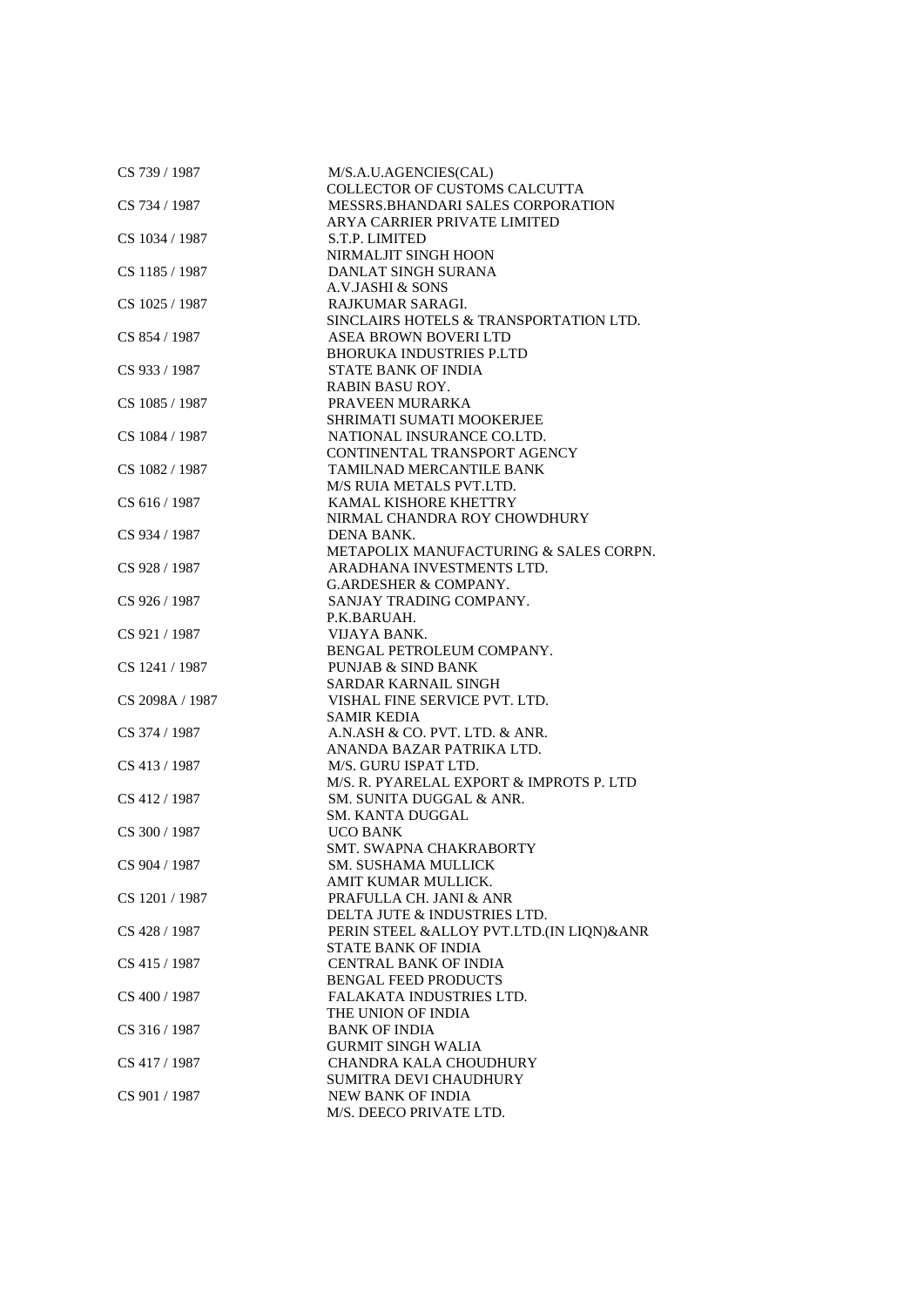| | |
|---|---|
| CS 739 / 1987 | M/S.A.U.AGENCIES(CAL) |
| | COLLECTOR OF CUSTOMS CALCUTTA |
| CS 734 / 1987 | MESSRS.BHANDARI SALES CORPORATION |
| | ARYA CARRIER PRIVATE LIMITED |
| CS 1034 / 1987 | S.T.P. LIMITED |
| | NIRMALJIT SINGH HOON |
| CS 1185 / 1987 | DANLAT SINGH SURANA |
| | A.V.JASHI & SONS |
| CS 1025 / 1987 | RAJKUMAR SARAGI. |
| | SINCLAIRS HOTELS & TRANSPORTATION LTD. |
| CS 854 / 1987 | ASEA BROWN BOVERI LTD |
| | BHORUKA INDUSTRIES P.LTD |
| CS 933 / 1987 | STATE BANK OF INDIA |
| | RABIN BASU ROY. |
| CS 1085 / 1987 | PRAVEEN MURARKA |
| | SHRIMATI SUMATI MOOKERJEE |
| CS 1084 / 1987 | NATIONAL INSURANCE CO.LTD. |
| | CONTINENTAL TRANSPORT AGENCY |
| CS 1082 / 1987 | TAMILNAD MERCANTILE BANK |
| | M/S RUIA METALS PVT.LTD. |
| CS 616 / 1987 | KAMAL KISHORE KHETTRY |
| | NIRMAL CHANDRA ROY CHOWDHURY |
| CS 934 / 1987 | DENA BANK. |
| | METAPOLIX MANUFACTURING & SALES CORPN. |
| CS 928 / 1987 | ARADHANA INVESTMENTS LTD. |
| | G.ARDESHER & COMPANY. |
| CS 926 / 1987 | SANJAY TRADING COMPANY. |
| | P.K.BARUAH. |
| CS 921 / 1987 | VIJAYA BANK. |
| | BENGAL PETROLEUM COMPANY. |
| CS 1241 / 1987 | PUNJAB & SIND BANK |
| | SARDAR KARNAIL SINGH |
| CS 2098A / 1987 | VISHAL FINE SERVICE PVT. LTD. |
| | SAMIR KEDIA |
| CS 374 / 1987 | A.N.ASH & CO. PVT. LTD. & ANR. |
| | ANANDA BAZAR PATRIKA LTD. |
| CS 413 / 1987 | M/S. GURU ISPAT LTD. |
| | M/S. R. PYARELAL EXPORT & IMPROTS P. LTD |
| CS 412 / 1987 | SM. SUNITA DUGGAL & ANR. |
| | SM. KANTA DUGGAL |
| CS 300 / 1987 | UCO BANK |
| | SMT. SWAPNA CHAKRABORTY |
| CS 904 / 1987 | SM. SUSHAMA MULLICK |
| | AMIT KUMAR MULLICK. |
| CS 1201 / 1987 | PRAFULLA CH. JANI & ANR |
| | DELTA JUTE & INDUSTRIES LTD. |
| CS 428 / 1987 | PERIN STEEL &ALLOY PVT.LTD.(IN LIQN)&ANR |
| | STATE BANK OF INDIA |
| CS 415 / 1987 | CENTRAL BANK OF INDIA |
| | BENGAL FEED PRODUCTS |
| CS 400 / 1987 | FALAKATA INDUSTRIES LTD. |
| | THE UNION OF INDIA |
| CS 316 / 1987 | BANK OF INDIA |
| | GURMIT SINGH WALIA |
| CS 417 / 1987 | CHANDRA KALA CHOUDHURY |
| | SUMITRA DEVI CHAUDHURY |
| CS 901 / 1987 | NEW BANK OF INDIA |
| | M/S. DEECO PRIVATE LTD. |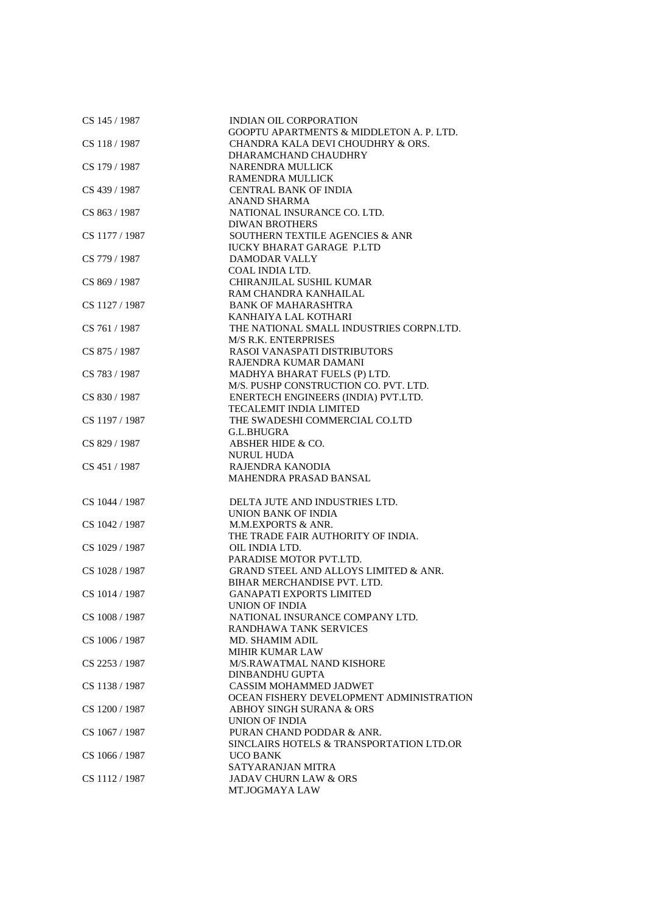| | |
|---|---|
| CS 145 / 1987 | INDIAN OIL CORPORATION<br>GOOPTU APARTMENTS & MIDDLETON A. P. LTD. |
| CS 118 / 1987 | CHANDRA KALA DEVI CHOUDHRY & ORS.<br>DHARAMCHAND CHAUDHRY |
| CS 179 / 1987 | NARENDRA MULLICK<br>RAMENDRA MULLICK |
| CS 439 / 1987 | CENTRAL BANK OF INDIA<br>ANAND SHARMA |
| CS 863 / 1987 | NATIONAL INSURANCE CO. LTD.<br>DIWAN BROTHERS |
| CS 1177 / 1987 | SOUTHERN TEXTILE AGENCIES & ANR<br>IUCKY BHARAT GARAGE P.LTD |
| CS 779 / 1987 | DAMODAR VALLY<br>COAL INDIA LTD. |
| CS 869 / 1987 | CHIRANJILAL SUSHIL KUMAR<br>RAM CHANDRA KANHAILAL |
| CS 1127 / 1987 | BANK OF MAHARASHTRA<br>KANHAIYA LAL KOTHARI |
| CS 761 / 1987 | THE NATIONAL SMALL INDUSTRIES CORPN.LTD.<br>M/S R.K. ENTERPRISES |
| CS 875 / 1987 | RASOI VANASPATI DISTRIBUTORS<br>RAJENDRA KUMAR DAMANI |
| CS 783 / 1987 | MADHYA BHARAT FUELS (P) LTD.<br>M/S. PUSHP CONSTRUCTION CO. PVT. LTD. |
| CS 830 / 1987 | ENERTECH ENGINEERS (INDIA) PVT.LTD.<br>TECALEMIT INDIA LIMITED |
| CS 1197 / 1987 | THE SWADESHI COMMERCIAL CO.LTD<br>G.L.BHUGRA |
| CS 829 / 1987 | ABSHER HIDE & CO.<br>NURUL HUDA |
| CS 451 / 1987 | RAJENDRA KANODIA<br>MAHENDRA PRASAD BANSAL |
| CS 1044 / 1987 | DELTA JUTE AND INDUSTRIES LTD.<br>UNION BANK OF INDIA |
| CS 1042 / 1987 | M.M.EXPORTS & ANR.<br>THE TRADE FAIR AUTHORITY OF INDIA. |
| CS 1029 / 1987 | OIL INDIA LTD.<br>PARADISE MOTOR PVT.LTD. |
| CS 1028 / 1987 | GRAND STEEL AND ALLOYS LIMITED & ANR.<br>BIHAR MERCHANDISE PVT. LTD. |
| CS 1014 / 1987 | GANAPATI EXPORTS LIMITED<br>UNION OF INDIA |
| CS 1008 / 1987 | NATIONAL INSURANCE COMPANY LTD.<br>RANDHAWA TANK SERVICES |
| CS 1006 / 1987 | MD. SHAMIM ADIL<br>MIHIR KUMAR LAW |
| CS 2253 / 1987 | M/S.RAWATMAL NAND KISHORE<br>DINBANDHU GUPTA |
| CS 1138 / 1987 | CASSIM MOHAMMED JADWET<br>OCEAN FISHERY DEVELOPMENT ADMINISTRATION |
| CS 1200 / 1987 | ABHOY SINGH SURANA & ORS<br>UNION OF INDIA |
| CS 1067 / 1987 | PURAN CHAND PODDAR & ANR.<br>SINCLAIRS HOTELS & TRANSPORTATION LTD.OR |
| CS 1066 / 1987 | UCO BANK<br>SATYARANJAN MITRA |
| CS 1112 / 1987 | JADAV CHURN LAW & ORS<br>MT.JOGMAYA LAW |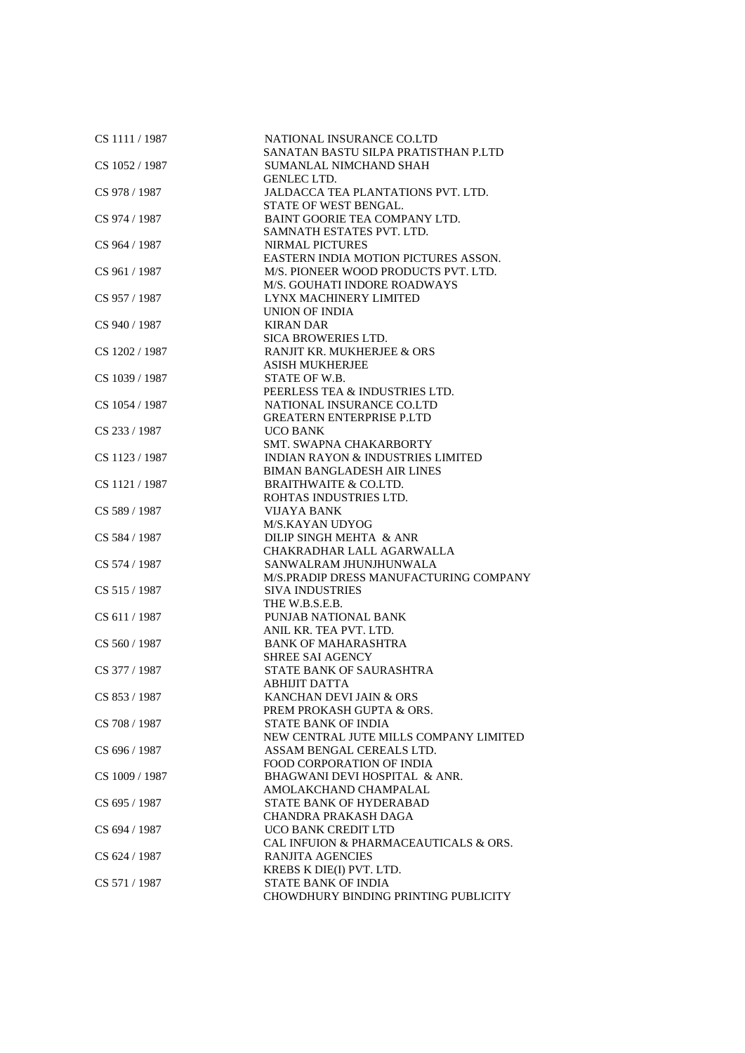| | |
|---|---|
| CS 1111 / 1987 | NATIONAL INSURANCE CO.LTD<br>SANATAN BASTU SILPA PRATISTHAN P.LTD |
| CS 1052 / 1987 | SUMANLAL NIMCHAND SHAH<br>GENLEC LTD. |
| CS 978 / 1987 | JALDACCA TEA PLANTATIONS PVT. LTD.<br>STATE OF WEST BENGAL. |
| CS 974 / 1987 | BAINT GOORIE TEA COMPANY LTD.<br>SAMNATH ESTATES PVT. LTD. |
| CS 964 / 1987 | NIRMAL PICTURES<br>EASTERN INDIA MOTION PICTURES ASSON. |
| CS 961 / 1987 | M/S. PIONEER WOOD PRODUCTS PVT. LTD.<br>M/S. GOUHATI INDORE ROADWAYS |
| CS 957 / 1987 | LYNX MACHINERY LIMITED<br>UNION OF INDIA |
| CS 940 / 1987 | KIRAN DAR<br>SICA BROWERIES LTD. |
| CS 1202 / 1987 | RANJIT KR. MUKHERJEE & ORS<br>ASISH MUKHERJEE |
| CS 1039 / 1987 | STATE OF W.B.<br>PEERLESS TEA & INDUSTRIES LTD. |
| CS 1054 / 1987 | NATIONAL INSURANCE CO.LTD<br>GREATERN ENTERPRISE P.LTD |
| CS 233 / 1987 | UCO BANK<br>SMT. SWAPNA CHAKARBORTY |
| CS 1123 / 1987 | INDIAN RAYON & INDUSTRIES LIMITED<br>BIMAN BANGLADESH AIR LINES |
| CS 1121 / 1987 | BRAITHWAITE & CO.LTD.<br>ROHTAS INDUSTRIES LTD. |
| CS 589 / 1987 | VIJAYA BANK<br>M/S.KAYAN UDYOG |
| CS 584 / 1987 | DILIP SINGH MEHTA & ANR<br>CHAKRADHAR LALL AGARWALLA |
| CS 574 / 1987 | SANWALRAM JHUNJHUNWALA<br>M/S.PRADIP DRESS MANUFACTURING COMPANY |
| CS 515 / 1987 | SIVA INDUSTRIES<br>THE W.B.S.E.B. |
| CS 611 / 1987 | PUNJAB NATIONAL BANK<br>ANIL KR. TEA PVT. LTD. |
| CS 560 / 1987 | BANK OF MAHARASHTRA<br>SHREE SAI AGENCY |
| CS 377 / 1987 | STATE BANK OF SAURASHTRA<br>ABHIJIT DATTA |
| CS 853 / 1987 | KANCHAN DEVI JAIN & ORS<br>PREM PROKASH GUPTA & ORS. |
| CS 708 / 1987 | STATE BANK OF INDIA<br>NEW CENTRAL JUTE MILLS COMPANY LIMITED |
| CS 696 / 1987 | ASSAM BENGAL CEREALS LTD.<br>FOOD CORPORATION OF INDIA |
| CS 1009 / 1987 | BHAGWANI DEVI HOSPITAL & ANR.<br>AMOLAKCHAND CHAMPALAL |
| CS 695 / 1987 | STATE BANK OF HYDERABAD<br>CHANDRA PRAKASH DAGA |
| CS 694 / 1987 | UCO BANK CREDIT LTD<br>CAL INFUION & PHARMACEAUTICALS & ORS. |
| CS 624 / 1987 | RANJITA AGENCIES<br>KREBS K DIE(I) PVT. LTD. |
| CS 571 / 1987 | STATE BANK OF INDIA<br>CHOWDHURY BINDING PRINTING PUBLICITY |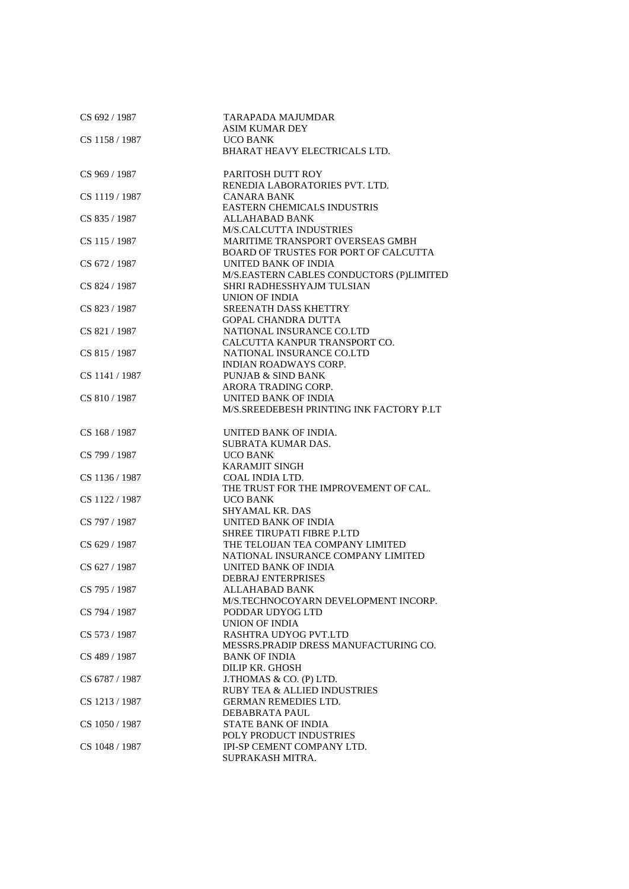| | |
|---|---|
| CS 692 / 1987 | TARAPADA MAJUMDAR |
| | ASIM KUMAR DEY |
| CS 1158 / 1987 | UCO BANK |
| | BHARAT HEAVY ELECTRICALS LTD. |
| CS 969 / 1987 | PARITOSH DUTT ROY |
| | RENEDIA LABORATORIES PVT. LTD. |
| CS 1119 / 1987 | CANARA BANK |
| | EASTERN CHEMICALS INDUSTRIS |
| CS 835 / 1987 | ALLAHABAD BANK |
| | M/S.CALCUTTA INDUSTRIES |
| CS 115 / 1987 | MARITIME TRANSPORT OVERSEAS GMBH |
| | BOARD OF TRUSTES FOR PORT OF CALCUTTA |
| CS 672 / 1987 | UNITED BANK OF INDIA |
| | M/S.EASTERN CABLES CONDUCTORS (P)LIMITED |
| CS 824 / 1987 | SHRI RADHESSHYAJM TULSIAN |
| | UNION OF INDIA |
| CS 823 / 1987 | SREENATH DASS KHETTRY |
| | GOPAL CHANDRA DUTTA |
| CS 821 / 1987 | NATIONAL INSURANCE CO.LTD |
| | CALCUTTA KANPUR TRANSPORT CO. |
| CS 815 / 1987 | NATIONAL INSURANCE CO.LTD |
| | INDIAN ROADWAYS CORP. |
| CS 1141 / 1987 | PUNJAB & SIND BANK |
| | ARORA TRADING CORP. |
| CS 810 / 1987 | UNITED BANK OF INDIA |
| | M/S.SREEDEBESH PRINTING INK FACTORY P.LT |
| CS 168 / 1987 | UNITED BANK OF INDIA. |
| | SUBRATA KUMAR DAS. |
| CS 799 / 1987 | UCO BANK |
| | KARAMJIT SINGH |
| CS 1136 / 1987 | COAL INDIA LTD. |
| | THE TRUST FOR THE IMPROVEMENT OF CAL. |
| CS 1122 / 1987 | UCO BANK |
| | SHYAMAL KR. DAS |
| CS 797 / 1987 | UNITED BANK OF INDIA |
| | SHREE TIRUPATI FIBRE P.LTD |
| CS 629 / 1987 | THE TELOIJAN TEA COMPANY LIMITED |
| | NATIONAL INSURANCE COMPANY LIMITED |
| CS 627 / 1987 | UNITED BANK OF INDIA |
| | DEBRAJ ENTERPRISES |
| CS 795 / 1987 | ALLAHABAD BANK |
| | M/S.TECHNOCOYARN DEVELOPMENT INCORP. |
| CS 794 / 1987 | PODDAR UDYOG LTD |
| | UNION OF INDIA |
| CS 573 / 1987 | RASHTRA UDYOG PVT.LTD |
| | MESSRS.PRADIP DRESS MANUFACTURING CO. |
| CS 489 / 1987 | BANK OF INDIA |
| | DILIP KR. GHOSH |
| CS 6787 / 1987 | J.THOMAS & CO. (P) LTD. |
| | RUBY TEA & ALLIED INDUSTRIES |
| CS 1213 / 1987 | GERMAN REMEDIES LTD. |
| | DEBABRATA PAUL |
| CS 1050 / 1987 | STATE BANK OF INDIA |
| | POLY PRODUCT INDUSTRIES |
| CS 1048 / 1987 | IPI-SP CEMENT COMPANY LTD. |
| | SUPRAKASH MITRA. |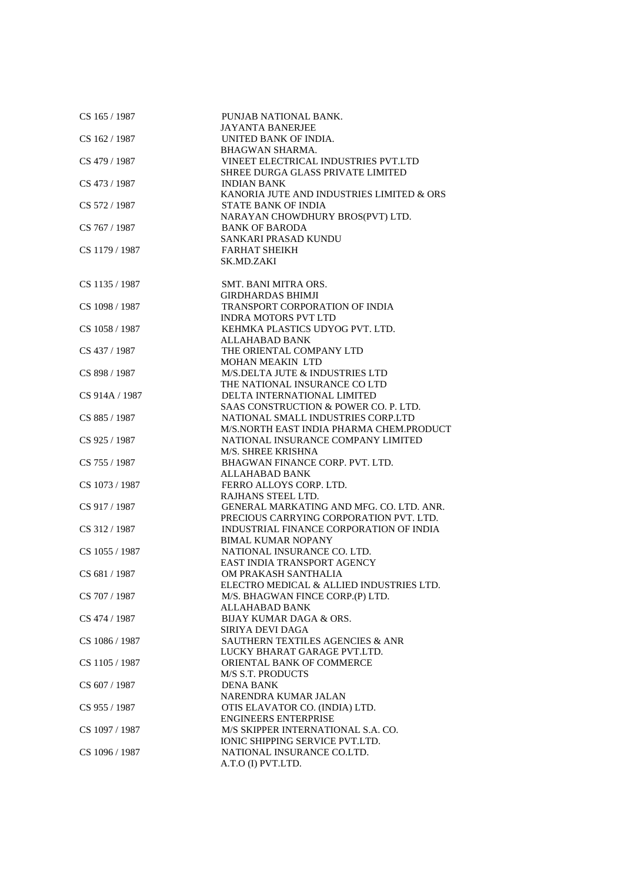| | |
|---|---|
| CS 165 / 1987 | PUNJAB NATIONAL BANK.<br>JAYANTA BANERJEE |
| CS 162 / 1987 | UNITED BANK OF INDIA.<br>BHAGWAN SHARMA. |
| CS 479 / 1987 | VINEET ELECTRICAL INDUSTRIES PVT.LTD<br>SHREE DURGA GLASS PRIVATE LIMITED |
| CS 473 / 1987 | INDIAN BANK<br>KANORIA JUTE AND INDUSTRIES LIMITED & ORS |
| CS 572 / 1987 | STATE BANK OF INDIA<br>NARAYAN CHOWDHURY BROS(PVT) LTD. |
| CS 767 / 1987 | BANK OF BARODA<br>SANKARI PRASAD KUNDU |
| CS 1179 / 1987 | FARHAT SHEIKH<br>SK.MD.ZAKI |
| CS 1135 / 1987 | SMT. BANI MITRA ORS.<br>GIRDHARDAS BHIMJI |
| CS 1098 / 1987 | TRANSPORT CORPORATION OF INDIA<br>INDRA MOTORS PVT LTD |
| CS 1058 / 1987 | KEHMKA PLASTICS UDYOG PVT. LTD.<br>ALLAHABAD BANK |
| CS 437 / 1987 | THE ORIENTAL COMPANY LTD<br>MOHAN MEAKIN LTD |
| CS 898 / 1987 | M/S.DELTA JUTE & INDUSTRIES LTD<br>THE NATIONAL INSURANCE CO LTD |
| CS 914A / 1987 | DELTA INTERNATIONAL LIMITED<br>SAAS CONSTRUCTION & POWER CO. P. LTD. |
| CS 885 / 1987 | NATIONAL SMALL INDUSTRIES CORP.LTD<br>M/S.NORTH EAST INDIA PHARMA CHEM.PRODUCT |
| CS 925 / 1987 | NATIONAL INSURANCE COMPANY LIMITED<br>M/S. SHREE KRISHNA |
| CS 755 / 1987 | BHAGWAN FINANCE CORP. PVT. LTD.<br>ALLAHABAD BANK |
| CS 1073 / 1987 | FERRO ALLOYS CORP. LTD.<br>RAJHANS STEEL LTD. |
| CS 917 / 1987 | GENERAL MARKATING AND MFG. CO. LTD. ANR.<br>PRECIOUS CARRYING CORPORATION PVT. LTD. |
| CS 312 / 1987 | INDUSTRIAL FINANCE CORPORATION OF INDIA<br>BIMAL KUMAR NOPANY |
| CS 1055 / 1987 | NATIONAL INSURANCE CO. LTD.<br>EAST INDIA TRANSPORT AGENCY |
| CS 681 / 1987 | OM PRAKASH SANTHALIA<br>ELECTRO MEDICAL & ALLIED INDUSTRIES LTD. |
| CS 707 / 1987 | M/S. BHAGWAN FINCE CORP.(P) LTD.<br>ALLAHABAD BANK |
| CS 474 / 1987 | BIJAY KUMAR DAGA & ORS.<br>SIRIYA DEVI DAGA |
| CS 1086 / 1987 | SAUTHERN TEXTILES AGENCIES & ANR<br>LUCKY BHARAT GARAGE PVT.LTD. |
| CS 1105 / 1987 | ORIENTAL BANK OF COMMERCE<br>M/S S.T. PRODUCTS |
| CS 607 / 1987 | DENA BANK<br>NARENDRA KUMAR JALAN |
| CS 955 / 1987 | OTIS ELAVATOR CO. (INDIA) LTD.<br>ENGINEERS ENTERPRISE |
| CS 1097 / 1987 | M/S SKIPPER INTERNATIONAL S.A. CO.<br>IONIC SHIPPING SERVICE PVT.LTD. |
| CS 1096 / 1987 | NATIONAL INSURANCE CO.LTD.<br>A.T.O (I) PVT.LTD. |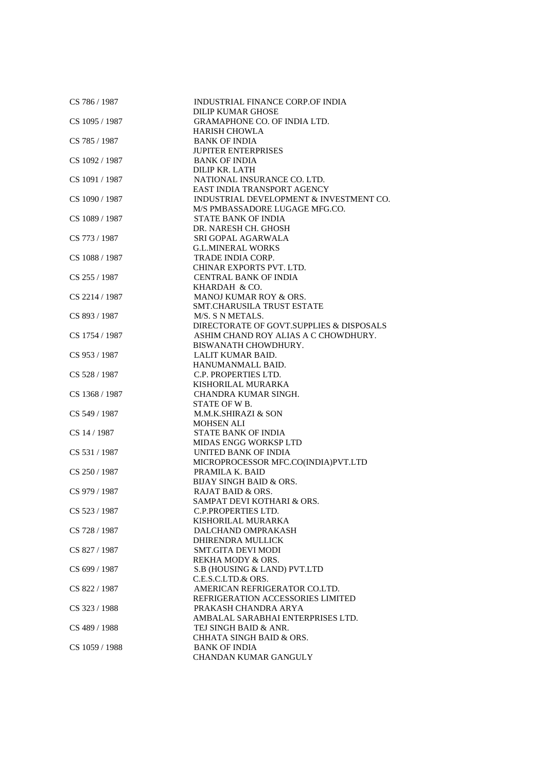| | |
|---|---|
| CS 786 / 1987 | INDUSTRIAL FINANCE CORP.OF INDIA |
| | DILIP KUMAR GHOSE |
| CS 1095 / 1987 | GRAMAPHONE CO. OF INDIA LTD. |
| | HARISH CHOWLA |
| CS 785 / 1987 | BANK OF INDIA |
| | JUPITER ENTERPRISES |
| CS 1092 / 1987 | BANK OF INDIA |
| | DILIP KR. LATH |
| CS 1091 / 1987 | NATIONAL INSURANCE CO. LTD. |
| | EAST INDIA TRANSPORT AGENCY |
| CS 1090 / 1987 | INDUSTRIAL DEVELOPMENT & INVESTMENT CO. |
| | M/S PMBASSADORE LUGAGE MFG.CO. |
| CS 1089 / 1987 | STATE BANK OF INDIA |
| | DR. NARESH CH. GHOSH |
| CS 773 / 1987 | SRI GOPAL AGARWALA |
| | G.L.MINERAL WORKS |
| CS 1088 / 1987 | TRADE INDIA CORP. |
| | CHINAR EXPORTS PVT. LTD. |
| CS 255 / 1987 | CENTRAL BANK OF INDIA |
| | KHARDAH & CO. |
| CS 2214 / 1987 | MANOJ KUMAR ROY & ORS. |
| | SMT.CHARUSILA TRUST ESTATE |
| CS 893 / 1987 | M/S. S N METALS. |
| | DIRECTORATE OF GOVT.SUPPLIES & DISPOSALS |
| CS 1754 / 1987 | ASHIM CHAND ROY ALIAS A C CHOWDHURY. |
| | BISWANATH CHOWDHURY. |
| CS 953 / 1987 | LALIT KUMAR BAID. |
| | HANUMANMALL BAID. |
| CS 528 / 1987 | C.P. PROPERTIES LTD. |
| | KISHORILAL MURARKA |
| CS 1368 / 1987 | CHANDRA KUMAR SINGH. |
| | STATE OF W B. |
| CS 549 / 1987 | M.M.K.SHIRAZI & SON |
| | MOHSEN ALI |
| CS 14 / 1987 | STATE BANK OF INDIA |
| | MIDAS ENGG WORKSP LTD |
| CS 531 / 1987 | UNITED BANK OF INDIA |
| | MICROPROCESSOR MFC.CO(INDIA)PVT.LTD |
| CS 250 / 1987 | PRAMILA K. BAID |
| | BIJAY SINGH BAID & ORS. |
| CS 979 / 1987 | RAJAT BAID & ORS. |
| | SAMPAT DEVI KOTHARI & ORS. |
| CS 523 / 1987 | C.P.PROPERTIES LTD. |
| | KISHORILAL MURARKA |
| CS 728 / 1987 | DALCHAND OMPRAKASH |
| | DHIRENDRA MULLICK |
| CS 827 / 1987 | SMT.GITA DEVI MODI |
| | REKHA MODY & ORS. |
| CS 699 / 1987 | S.B (HOUSING & LAND) PVT.LTD |
| | C.E.S.C.LTD.& ORS. |
| CS 822 / 1987 | AMERICAN REFRIGERATOR CO.LTD. |
| | REFRIGERATION ACCESSORIES LIMITED |
| CS 323 / 1988 | PRAKASH CHANDRA ARYA |
| | AMBALAL SARABHAI ENTERPRISES LTD. |
| CS 489 / 1988 | TEJ SINGH BAID & ANR. |
| | CHHATA SINGH BAID & ORS. |
| CS 1059 / 1988 | BANK OF INDIA |
| | CHANDAN KUMAR GANGULY |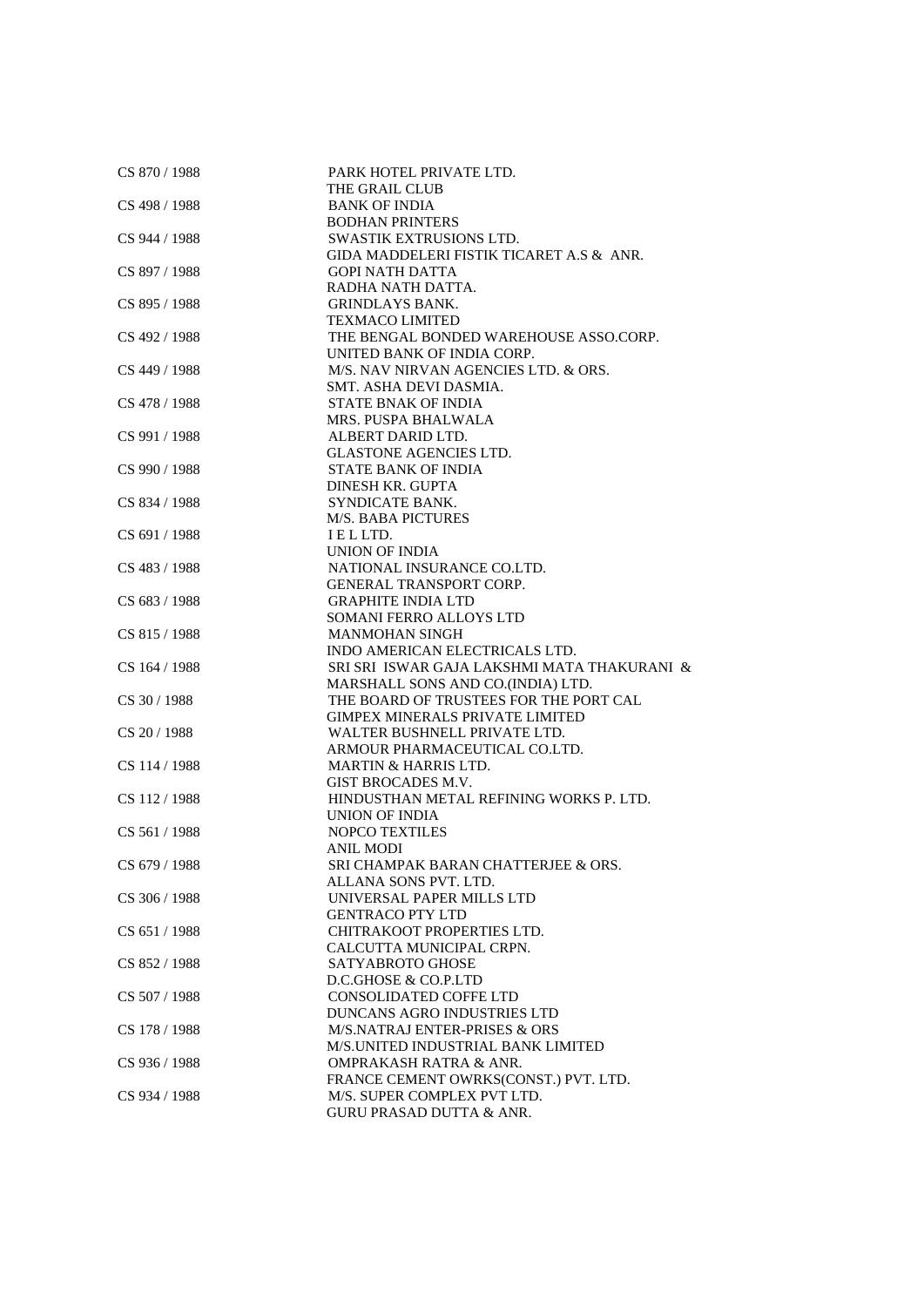| | |
|---|---|
| CS 870 / 1988 | PARK HOTEL PRIVATE LTD. |
| | THE GRAIL CLUB |
| CS 498 / 1988 | BANK OF INDIA |
| | BODHAN PRINTERS |
| CS 944 / 1988 | SWASTIK EXTRUSIONS LTD. |
| | GIDA MADDELERI FISTIK TICARET A.S & ANR. |
| CS 897 / 1988 | GOPI NATH DATTA |
| | RADHA NATH DATTA. |
| CS 895 / 1988 | GRINDLAYS BANK. |
| | TEXMACO LIMITED |
| CS 492 / 1988 | THE BENGAL BONDED WAREHOUSE ASSO.CORP. |
| | UNITED BANK OF INDIA CORP. |
| CS 449 / 1988 | M/S. NAV NIRVAN AGENCIES LTD. & ORS. |
| | SMT. ASHA DEVI DASMIA. |
| CS 478 / 1988 | STATE BNAK OF INDIA |
| | MRS. PUSPA BHALWALA |
| CS 991 / 1988 | ALBERT DARID LTD. |
| | GLASTONE AGENCIES LTD. |
| CS 990 / 1988 | STATE BANK OF INDIA |
| | DINESH KR. GUPTA |
| CS 834 / 1988 | SYNDICATE BANK. |
| | M/S. BABA PICTURES |
| CS 691 / 1988 | I E L LTD. |
| | UNION OF INDIA |
| CS 483 / 1988 | NATIONAL INSURANCE CO.LTD. |
| | GENERAL TRANSPORT CORP. |
| CS 683 / 1988 | GRAPHITE INDIA LTD |
| | SOMANI FERRO ALLOYS LTD |
| CS 815 / 1988 | MANMOHAN SINGH |
| | INDO AMERICAN ELECTRICALS LTD. |
| CS 164 / 1988 | SRI SRI ISWAR GAJA LAKSHMI MATA THAKURANI & |
| | MARSHALL SONS AND CO.(INDIA) LTD. |
| CS 30 / 1988 | THE BOARD OF TRUSTEES FOR THE PORT CAL |
| | GIMPEX MINERALS PRIVATE LIMITED |
| CS 20 / 1988 | WALTER BUSHNELL PRIVATE LTD. |
| | ARMOUR PHARMACEUTICAL CO.LTD. |
| CS 114 / 1988 | MARTIN & HARRIS LTD. |
| | GIST BROCADES M.V. |
| CS 112 / 1988 | HINDUSTHAN METAL REFINING WORKS P. LTD. |
| | UNION OF INDIA |
| CS 561 / 1988 | NOPCO TEXTILES |
| | ANIL MODI |
| CS 679 / 1988 | SRI CHAMPAK BARAN CHATTERJEE & ORS. |
| | ALLANA SONS PVT. LTD. |
| CS 306 / 1988 | UNIVERSAL PAPER MILLS LTD |
| | GENTRACO PTY LTD |
| CS 651 / 1988 | CHITRAKOOT PROPERTIES LTD. |
| | CALCUTTA MUNICIPAL CRPN. |
| CS 852 / 1988 | SATYABROTO GHOSE |
| | D.C.GHOSE & CO.P.LTD |
| CS 507 / 1988 | CONSOLIDATED COFFE LTD |
| | DUNCANS AGRO INDUSTRIES LTD |
| CS 178 / 1988 | M/S.NATRAJ ENTER-PRISES & ORS |
| | M/S.UNITED INDUSTRIAL BANK LIMITED |
| CS 936 / 1988 | OMPRAKASH RATRA & ANR. |
| | FRANCE CEMENT OWRKS(CONST.) PVT. LTD. |
| CS 934 / 1988 | M/S. SUPER COMPLEX PVT LTD. |
| | GURU PRASAD DUTTA & ANR. |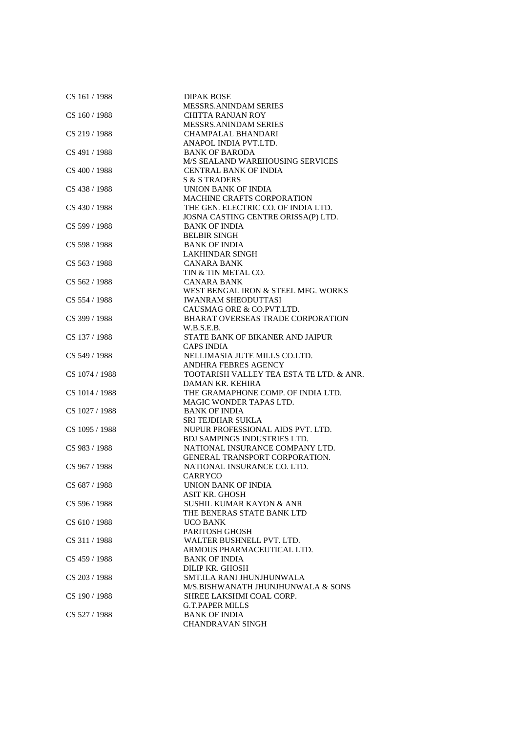| | |
|---|---|
| CS 161 / 1988 | DIPAK BOSE |
| | MESSRS.ANINDAM SERIES |
| CS 160 / 1988 | CHITTA RANJAN ROY |
| | MESSRS.ANINDAM SERIES |
| CS 219 / 1988 | CHAMPALAL BHANDARI |
| | ANAPOL INDIA PVT.LTD. |
| CS 491 / 1988 | BANK OF BARODA |
| | M/S SEALAND WAREHOUSING SERVICES |
| CS 400 / 1988 | CENTRAL BANK OF INDIA |
| | S & S TRADERS |
| CS 438 / 1988 | UNION BANK OF INDIA |
| | MACHINE CRAFTS CORPORATION |
| CS 430 / 1988 | THE GEN. ELECTRIC CO. OF INDIA LTD. |
| | JOSNA CASTING CENTRE ORISSA(P) LTD. |
| CS 599 / 1988 | BANK OF INDIA |
| | BELBIR SINGH |
| CS 598 / 1988 | BANK OF INDIA |
| | LAKHINDAR SINGH |
| CS 563 / 1988 | CANARA BANK |
| | TIN & TIN METAL CO. |
| CS 562 / 1988 | CANARA BANK |
| | WEST BENGAL IRON & STEEL MFG. WORKS |
| CS 554 / 1988 | IWANRAM SHEODUTTASI |
| | CAUSMAG ORE & CO.PVT.LTD. |
| CS 399 / 1988 | BHARAT OVERSEAS TRADE CORPORATION |
| | W.B.S.E.B. |
| CS 137 / 1988 | STATE BANK OF BIKANER AND JAIPUR |
| | CAPS INDIA |
| CS 549 / 1988 | NELLIMASIA JUTE MILLS CO.LTD. |
| | ANDHRA FEBRES AGENCY |
| CS 1074 / 1988 | TOOTARISH VALLEY TEA ESTA TE LTD. & ANR. |
| | DAMAN KR. KEHIRA |
| CS 1014 / 1988 | THE GRAMAPHONE COMP. OF INDIA LTD. |
| | MAGIC WONDER TAPAS LTD. |
| CS 1027 / 1988 | BANK OF INDIA |
| | SRI TEJDHAR SUKLA |
| CS 1095 / 1988 | NUPUR PROFESSIONAL AIDS PVT. LTD. |
| | BDJ SAMPINGS INDUSTRIES LTD. |
| CS 983 / 1988 | NATIONAL INSURANCE COMPANY LTD. |
| | GENERAL TRANSPORT CORPORATION. |
| CS 967 / 1988 | NATIONAL INSURANCE CO. LTD. |
| | CARRYCO |
| CS 687 / 1988 | UNION BANK OF INDIA |
| | ASIT KR. GHOSH |
| CS 596 / 1988 | SUSHIL KUMAR KAYON & ANR |
| | THE BENERAS STATE BANK LTD |
| CS 610 / 1988 | UCO BANK |
| | PARITOSH GHOSH |
| CS 311 / 1988 | WALTER BUSHNELL PVT. LTD. |
| | ARMOUS PHARMACEUTICAL LTD. |
| CS 459 / 1988 | BANK OF INDIA |
| | DILIP KR. GHOSH |
| CS 203 / 1988 | SMT.ILA RANI JHUNJHUNWALA |
| | M/S.BISHWANATH JHUNJHUNWALA & SONS |
| CS 190 / 1988 | SHREE LAKSHMI COAL CORP. |
| | G.T.PAPER MILLS |
| CS 527 / 1988 | BANK OF INDIA |
| | CHANDRAVAN SINGH |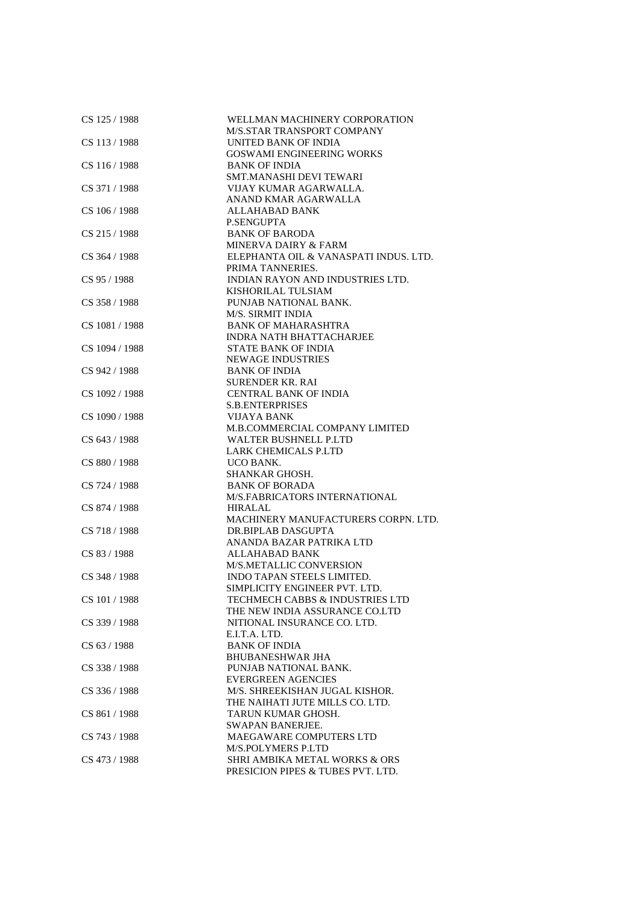| | |
|---|---|
| CS 125 / 1988 | WELLMAN MACHINERY CORPORATION |
| | M/S.STAR TRANSPORT COMPANY |
| CS 113 / 1988 | UNITED BANK OF INDIA |
| | GOSWAMI ENGINEERING WORKS |
| CS 116 / 1988 | BANK OF INDIA |
| | SMT.MANASHI DEVI TEWARI |
| CS 371 / 1988 | VIJAY KUMAR AGARWALLA. |
| | ANAND KMAR AGARWALLA |
| CS 106 / 1988 | ALLAHABAD BANK |
| | P.SENGUPTA |
| CS 215 / 1988 | BANK OF BARODA |
| | MINERVA DAIRY & FARM |
| CS 364 / 1988 | ELEPHANTA OIL & VANASPATI INDUS. LTD. |
| | PRIMA TANNERIES. |
| CS 95 / 1988 | INDIAN RAYON AND INDUSTRIES LTD. |
| | KISHORILAL TULSIAM |
| CS 358 / 1988 | PUNJAB NATIONAL BANK. |
| | M/S. SIRMIT INDIA |
| CS 1081 / 1988 | BANK OF MAHARASHTRA |
| | INDRA NATH BHATTACHARJEE |
| CS 1094 / 1988 | STATE BANK OF INDIA |
| | NEWAGE INDUSTRIES |
| CS 942 / 1988 | BANK OF INDIA |
| | SURENDER KR. RAI |
| CS 1092 / 1988 | CENTRAL BANK OF INDIA |
| | S.B.ENTERPRISES |
| CS 1090 / 1988 | VIJAYA BANK |
| | M.B.COMMERCIAL COMPANY LIMITED |
| CS 643 / 1988 | WALTER BUSHNELL P.LTD |
| | LARK CHEMICALS P.LTD |
| CS 880 / 1988 | UCO BANK. |
| | SHANKAR GHOSH. |
| CS 724 / 1988 | BANK OF BORADA |
| | M/S.FABRICATORS INTERNATIONAL |
| CS 874 / 1988 | HIRALAL |
| | MACHINERY MANUFACTURERS CORPN. LTD. |
| CS 718 / 1988 | DR.BIPLAB DASGUPTA |
| | ANANDA BAZAR PATRIKA LTD |
| CS 83 / 1988 | ALLAHABAD BANK |
| | M/S.METALLIC CONVERSION |
| CS 348 / 1988 | INDO TAPAN STEELS LIMITED. |
| | SIMPLICITY ENGINEER PVT. LTD. |
| CS 101 / 1988 | TECHMECH CABBS & INDUSTRIES LTD |
| | THE NEW INDIA ASSURANCE CO.LTD |
| CS 339 / 1988 | NITIONAL INSURANCE CO. LTD. |
| | E.I.T.A. LTD. |
| CS 63 / 1988 | BANK OF INDIA |
| | BHUBANESHWAR JHA |
| CS 338 / 1988 | PUNJAB NATIONAL BANK. |
| | EVERGREEN AGENCIES |
| CS 336 / 1988 | M/S. SHREEKISHAN JUGAL KISHOR. |
| | THE NAIHATI JUTE MILLS CO. LTD. |
| CS 861 / 1988 | TARUN KUMAR GHOSH. |
| | SWAPAN BANERJEE. |
| CS 743 / 1988 | MAEGAWARE COMPUTERS LTD |
| | M/S.POLYMERS P.LTD |
| CS 473 / 1988 | SHRI AMBIKA METAL WORKS & ORS |
| | PRESICION PIPES & TUBES PVT. LTD. |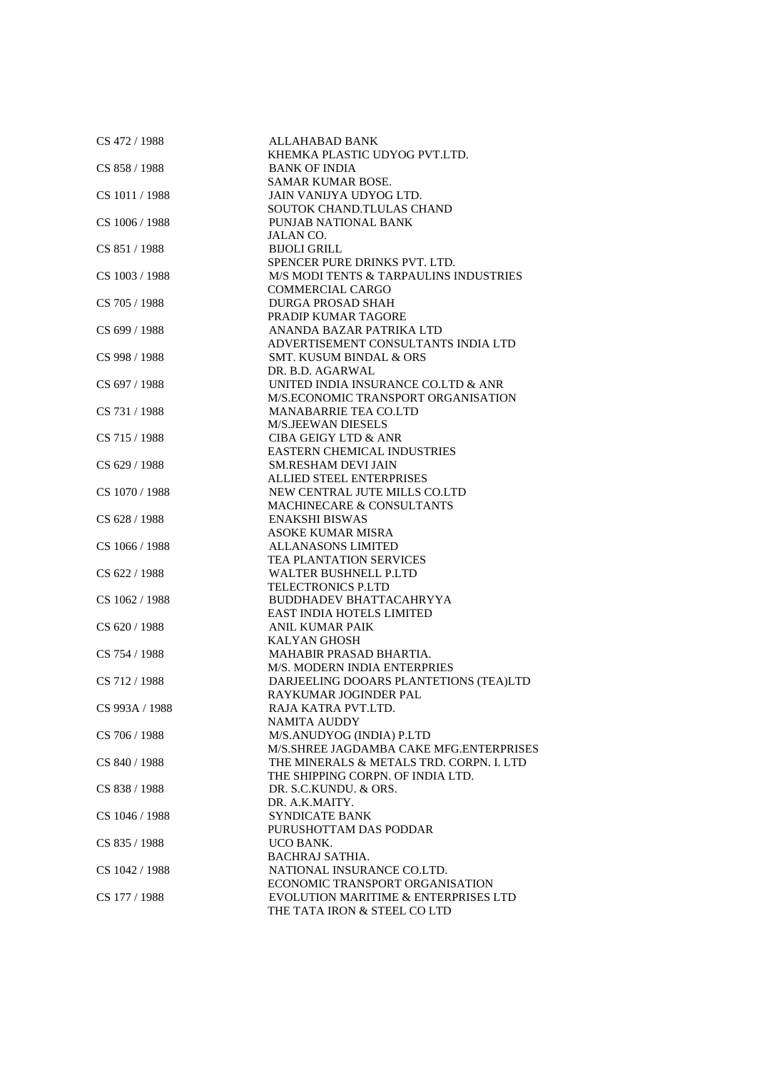| | |
|---|---|
| CS 472 / 1988 | ALLAHABAD BANK<br>KHEMKA PLASTIC UDYOG PVT.LTD. |
| CS 858 / 1988 | BANK OF INDIA<br>SAMAR KUMAR BOSE. |
| CS 1011 / 1988 | JAIN VANIJYA UDYOG LTD.<br>SOUTOK CHAND.TLULAS CHAND |
| CS 1006 / 1988 | PUNJAB NATIONAL BANK<br>JALAN CO. |
| CS 851 / 1988 | BIJOLI GRILL<br>SPENCER PURE DRINKS PVT. LTD. |
| CS 1003 / 1988 | M/S MODI TENTS & TARPAULINS INDUSTRIES<br>COMMERCIAL CARGO |
| CS 705 / 1988 | DURGA PROSAD SHAH<br>PRADIP KUMAR TAGORE |
| CS 699 / 1988 | ANANDA BAZAR PATRIKA LTD<br>ADVERTISEMENT CONSULTANTS INDIA LTD |
| CS 998 / 1988 | SMT. KUSUM BINDAL & ORS<br>DR. B.D. AGARWAL |
| CS 697 / 1988 | UNITED INDIA INSURANCE CO.LTD & ANR<br>M/S.ECONOMIC TRANSPORT ORGANISATION |
| CS 731 / 1988 | MANABARRIE TEA CO.LTD<br>M/S.JEEWAN DIESELS |
| CS 715 / 1988 | CIBA GEIGY LTD & ANR<br>EASTERN CHEMICAL INDUSTRIES |
| CS 629 / 1988 | SM.RESHAM DEVI JAIN<br>ALLIED STEEL ENTERPRISES |
| CS 1070 / 1988 | NEW CENTRAL JUTE MILLS CO.LTD<br>MACHINECARE & CONSULTANTS |
| CS 628 / 1988 | ENAKSHI BISWAS<br>ASOKE KUMAR MISRA |
| CS 1066 / 1988 | ALLANASONS LIMITED<br>TEA PLANTATION SERVICES |
| CS 622 / 1988 | WALTER BUSHNELL P.LTD<br>TELECTRONICS P.LTD |
| CS 1062 / 1988 | BUDDHADEV BHATTACAHRYYA<br>EAST INDIA HOTELS LIMITED |
| CS 620 / 1988 | ANIL KUMAR PAIK<br>KALYAN GHOSH |
| CS 754 / 1988 | MAHABIR PRASAD BHARTIA.<br>M/S. MODERN INDIA ENTERPRIES |
| CS 712 / 1988 | DARJEELING DOOARS PLANTETIONS (TEA)LTD<br>RAYKUMAR JOGINDER PAL |
| CS 993A / 1988 | RAJA KATRA PVT.LTD.<br>NAMITA AUDDY |
| CS 706 / 1988 | M/S.ANUDYOG (INDIA) P.LTD<br>M/S.SHREE JAGDAMBA CAKE MFG.ENTERPRISES |
| CS 840 / 1988 | THE MINERALS & METALS TRD. CORPN. I. LTD<br>THE SHIPPING CORPN. OF INDIA LTD. |
| CS 838 / 1988 | DR. S.C.KUNDU. & ORS.<br>DR. A.K.MAITY. |
| CS 1046 / 1988 | SYNDICATE BANK<br>PURUSHOTTAM DAS PODDAR |
| CS 835 / 1988 | UCO BANK.<br>BACHRAJ SATHIA. |
| CS 1042 / 1988 | NATIONAL INSURANCE CO.LTD.<br>ECONOMIC TRANSPORT ORGANISATION |
| CS 177 / 1988 | EVOLUTION MARITIME & ENTERPRISES LTD<br>THE TATA IRON & STEEL CO LTD |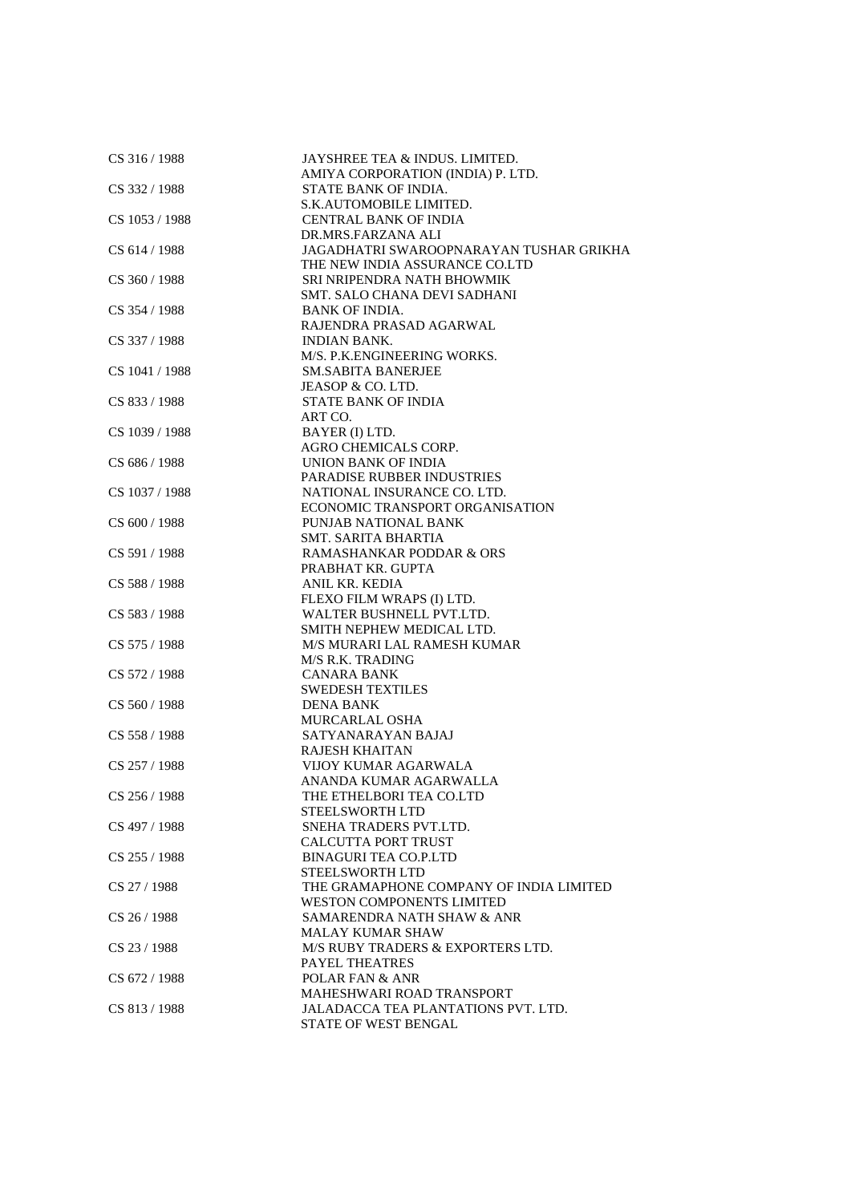| | |
|---|---|
| CS 316 / 1988 | JAYSHREE TEA & INDUS. LIMITED.<br>AMIYA CORPORATION (INDIA) P. LTD. |
| CS 332 / 1988 | STATE BANK OF INDIA.<br>S.K.AUTOMOBILE LIMITED. |
| CS 1053 / 1988 | CENTRAL BANK OF INDIA<br>DR.MRS.FARZANA ALI |
| CS 614 / 1988 | JAGADHATRI SWAROOPNARAYAN TUSHAR GRIKHA<br>THE NEW INDIA ASSURANCE CO.LTD |
| CS 360 / 1988 | SRI NRIPENDRA NATH BHOWMIK<br>SMT. SALO CHANA DEVI SADHANI |
| CS 354 / 1988 | BANK OF INDIA.<br>RAJENDRA PRASAD AGARWAL |
| CS 337 / 1988 | INDIAN BANK.<br>M/S. P.K.ENGINEERING WORKS. |
| CS 1041 / 1988 | SM.SABITA BANERJEE<br>JEASOP & CO. LTD. |
| CS 833 / 1988 | STATE BANK OF INDIA<br>ART CO. |
| CS 1039 / 1988 | BAYER (I) LTD.<br>AGRO CHEMICALS CORP. |
| CS 686 / 1988 | UNION BANK OF INDIA<br>PARADISE RUBBER INDUSTRIES |
| CS 1037 / 1988 | NATIONAL INSURANCE CO. LTD.<br>ECONOMIC TRANSPORT ORGANISATION |
| CS 600 / 1988 | PUNJAB NATIONAL BANK<br>SMT. SARITA BHARTIA |
| CS 591 / 1988 | RAMASHANKAR PODDAR & ORS<br>PRABHAT KR. GUPTA |
| CS 588 / 1988 | ANIL KR. KEDIA<br>FLEXO FILM WRAPS (I) LTD. |
| CS 583 / 1988 | WALTER BUSHNELL PVT.LTD.<br>SMITH NEPHEW MEDICAL LTD. |
| CS 575 / 1988 | M/S MURARI LAL RAMESH KUMAR<br>M/S R.K. TRADING |
| CS 572 / 1988 | CANARA BANK<br>SWEDESH TEXTILES |
| CS 560 / 1988 | DENA BANK<br>MURCARLAL OSHA |
| CS 558 / 1988 | SATYANARAYAN BAJAJ<br>RAJESH KHAITAN |
| CS 257 / 1988 | VIJOY KUMAR AGARWALA<br>ANANDA KUMAR AGARWALLA |
| CS 256 / 1988 | THE ETHELBORI TEA CO.LTD<br>STEELSWORTH LTD |
| CS 497 / 1988 | SNEHA TRADERS PVT.LTD.<br>CALCUTTA PORT TRUST |
| CS 255 / 1988 | BINAGURI TEA CO.P.LTD<br>STEELSWORTH LTD |
| CS 27 / 1988 | THE GRAMAPHONE COMPANY OF INDIA LIMITED<br>WESTON COMPONENTS LIMITED |
| CS 26 / 1988 | SAMARENDRA NATH SHAW & ANR<br>MALAY KUMAR SHAW |
| CS 23 / 1988 | M/S RUBY TRADERS & EXPORTERS LTD.<br>PAYEL THEATRES |
| CS 672 / 1988 | POLAR FAN & ANR<br>MAHESHWARI ROAD TRANSPORT |
| CS 813 / 1988 | JALADACCA TEA PLANTATIONS PVT. LTD.<br>STATE OF WEST BENGAL |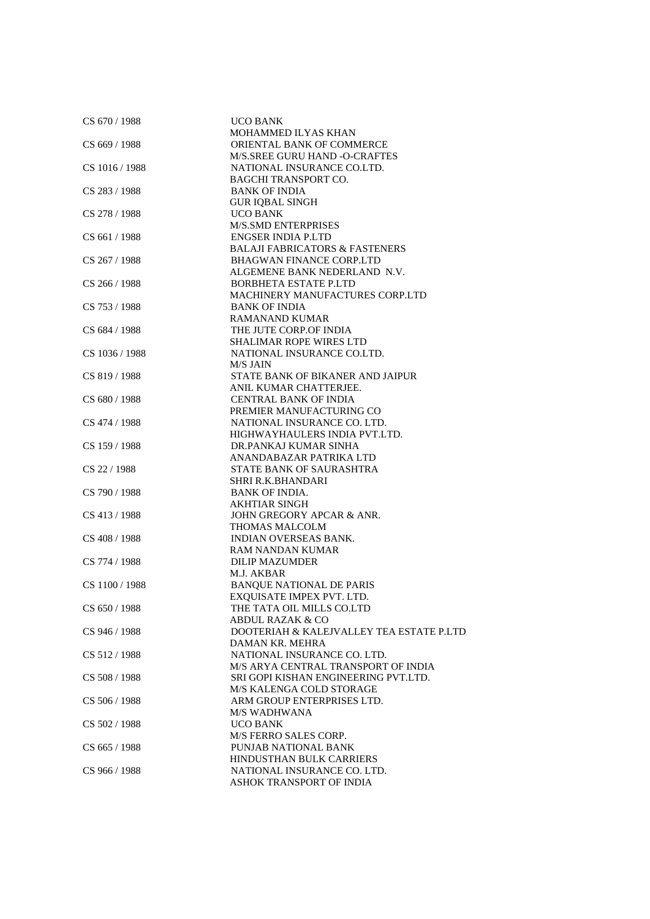| | |
|---|---|
| CS 670 / 1988 | UCO BANK |
| | MOHAMMED ILYAS KHAN |
| CS 669 / 1988 | ORIENTAL BANK OF COMMERCE |
| | M/S.SREE GURU HAND -O-CRAFTES |
| CS 1016 / 1988 | NATIONAL INSURANCE CO.LTD. |
| | BAGCHI TRANSPORT CO. |
| CS 283 / 1988 | BANK OF INDIA |
| | GUR IQBAL SINGH |
| CS 278 / 1988 | UCO BANK |
| | M/S.SMD ENTERPRISES |
| CS 661 / 1988 | ENGSER INDIA P.LTD |
| | BALAJI FABRICATORS & FASTENERS |
| CS 267 / 1988 | BHAGWAN FINANCE CORP.LTD |
| | ALGEMENE BANK NEDERLAND N.V. |
| CS 266 / 1988 | BORBHETA ESTATE P.LTD |
| | MACHINERY MANUFACTURES CORP.LTD |
| CS 753 / 1988 | BANK OF INDIA |
| | RAMANAND KUMAR |
| CS 684 / 1988 | THE JUTE CORP.OF INDIA |
| | SHALIMAR ROPE WIRES LTD |
| CS 1036 / 1988 | NATIONAL INSURANCE CO.LTD. |
| | M/S JAIN |
| CS 819 / 1988 | STATE BANK OF BIKANER AND JAIPUR |
| | ANIL KUMAR CHATTERJEE. |
| CS 680 / 1988 | CENTRAL BANK OF INDIA |
| | PREMIER MANUFACTURING CO |
| CS 474 / 1988 | NATIONAL INSURANCE CO. LTD. |
| | HIGHWAYHAULERS INDIA PVT.LTD. |
| CS 159 / 1988 | DR.PANKAJ KUMAR SINHA |
| | ANANDABAZAR PATRIKA LTD |
| CS 22 / 1988 | STATE BANK OF SAURASHTRA |
| | SHRI R.K.BHANDARI |
| CS 790 / 1988 | BANK OF INDIA. |
| | AKHTIAR SINGH |
| CS 413 / 1988 | JOHN GREGORY APCAR & ANR. |
| | THOMAS MALCOLM |
| CS 408 / 1988 | INDIAN OVERSEAS BANK. |
| | RAM NANDAN KUMAR |
| CS 774 / 1988 | DILIP MAZUMDER |
| | M.J. AKBAR |
| CS 1100 / 1988 | BANQUE NATIONAL DE PARIS |
| | EXQUISATE IMPEX PVT. LTD. |
| CS 650 / 1988 | THE TATA OIL MILLS CO.LTD |
| | ABDUL RAZAK & CO |
| CS 946 / 1988 | DOOTERIAH & KALEJVALLEY TEA ESTATE P.LTD |
| | DAMAN KR. MEHRA |
| CS 512 / 1988 | NATIONAL INSURANCE CO. LTD. |
| | M/S ARYA CENTRAL TRANSPORT OF INDIA |
| CS 508 / 1988 | SRI GOPI KISHAN ENGINEERING PVT.LTD. |
| | M/S KALENGA COLD STORAGE |
| CS 506 / 1988 | ARM GROUP ENTERPRISES LTD. |
| | M/S WADHWANA |
| CS 502 / 1988 | UCO BANK |
| | M/S FERRO SALES CORP. |
| CS 665 / 1988 | PUNJAB NATIONAL BANK |
| | HINDUSTHAN BULK CARRIERS |
| CS 966 / 1988 | NATIONAL INSURANCE CO. LTD. |
| | ASHOK TRANSPORT OF INDIA |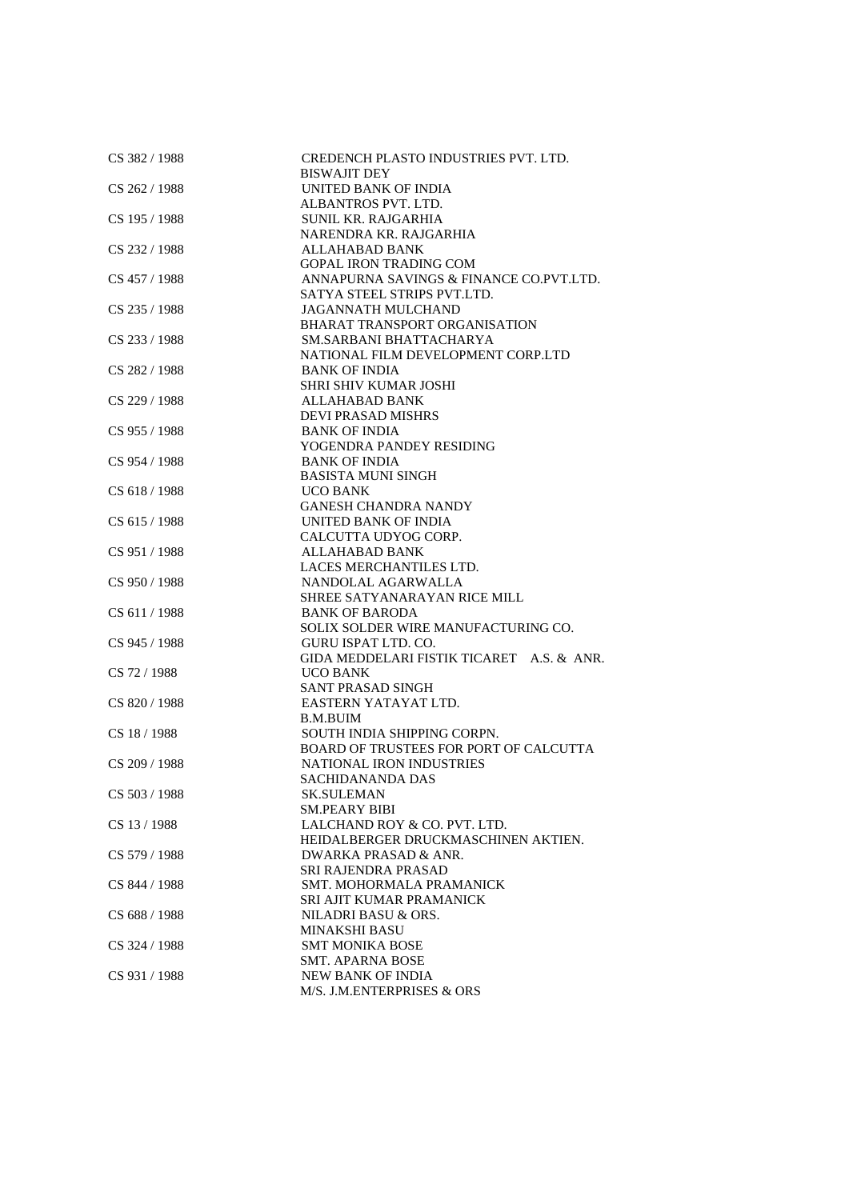| | |
|---|---|
| CS 382 / 1988 | CREDENCH PLASTO INDUSTRIES PVT. LTD.<br>BISWAJIT DEY |
| CS 262 / 1988 | UNITED BANK OF INDIA<br>ALBANTROS PVT. LTD. |
| CS 195 / 1988 | SUNIL KR. RAJGARHIA<br>NARENDRA KR. RAJGARHIA |
| CS 232 / 1988 | ALLAHABAD BANK<br>GOPAL IRON TRADING COM |
| CS 457 / 1988 | ANNAPURNA SAVINGS & FINANCE CO.PVT.LTD.<br>SATYA STEEL STRIPS PVT.LTD. |
| CS 235 / 1988 | JAGANNATH MULCHAND<br>BHARAT TRANSPORT ORGANISATION |
| CS 233 / 1988 | SM.SARBANI BHATTACHARYA<br>NATIONAL FILM DEVELOPMENT CORP.LTD |
| CS 282 / 1988 | BANK OF INDIA<br>SHRI SHIV KUMAR JOSHI |
| CS 229 / 1988 | ALLAHABAD BANK<br>DEVI PRASAD MISHRS |
| CS 955 / 1988 | BANK OF INDIA<br>YOGENDRA PANDEY RESIDING |
| CS 954 / 1988 | BANK OF INDIA<br>BASISTA MUNI SINGH |
| CS 618 / 1988 | UCO BANK<br>GANESH CHANDRA NANDY |
| CS 615 / 1988 | UNITED BANK OF INDIA<br>CALCUTTA UDYOG CORP. |
| CS 951 / 1988 | ALLAHABAD BANK<br>LACES MERCHANTILES LTD. |
| CS 950 / 1988 | NANDOLAL AGARWALLA<br>SHREE SATYANARAYAN RICE MILL |
| CS 611 / 1988 | BANK OF BARODA<br>SOLIX SOLDER WIRE MANUFACTURING CO. |
| CS 945 / 1988 | GURU ISPAT LTD. CO.<br>GIDA MEDDELARI FISTIK TICARET A.S. & ANR. |
| CS 72 / 1988 | UCO BANK<br>SANT PRASAD SINGH |
| CS 820 / 1988 | EASTERN YATAYAT LTD.<br>B.M.BUIM |
| CS 18 / 1988 | SOUTH INDIA SHIPPING CORPN.<br>BOARD OF TRUSTEES FOR PORT OF CALCUTTA |
| CS 209 / 1988 | NATIONAL IRON INDUSTRIES<br>SACHIDANANDA DAS |
| CS 503 / 1988 | SK.SULEMAN<br>SM.PEARY BIBI |
| CS 13 / 1988 | LALCHAND ROY & CO. PVT. LTD.<br>HEIDALBERGER DRUCKMASCHINEN AKTIEN. |
| CS 579 / 1988 | DWARKA PRASAD & ANR.<br>SRI RAJENDRA PRASAD |
| CS 844 / 1988 | SMT. MOHORMALA PRAMANICK<br>SRI AJIT KUMAR PRAMANICK |
| CS 688 / 1988 | NILADRI BASU & ORS.<br>MINAKSHI BASU |
| CS 324 / 1988 | SMT MONIKA BOSE<br>SMT. APARNA BOSE |
| CS 931 / 1988 | NEW BANK OF INDIA<br>M/S. J.M.ENTERPRISES & ORS |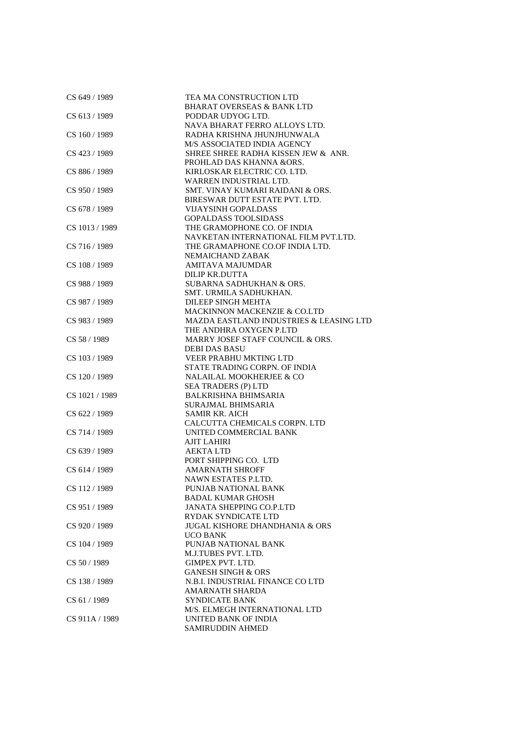| | |
|---|---|
| CS 649 / 1989 | TEA MA CONSTRUCTION LTD<br>BHARAT OVERSEAS & BANK LTD |
| CS 613 / 1989 | PODDAR UDYOG LTD.<br>NAVA BHARAT FERRO ALLOYS LTD. |
| CS 160 / 1989 | RADHA KRISHNA JHUNJHUNWALA<br>M/S ASSOCIATED INDIA AGENCY |
| CS 423 / 1989 | SHREE SHREE RADHA KISSEN JEW & ANR.<br>PROHLAD DAS KHANNA &ORS. |
| CS 886 / 1989 | KIRLOSKAR ELECTRIC CO. LTD.<br>WARREN INDUSTRIAL LTD. |
| CS 950 / 1989 | SMT. VINAY KUMARI RAIDANI & ORS.<br>BIRESWAR DUTT ESTATE PVT. LTD. |
| CS 678 / 1989 | VIJAYSINH GOPALDASS<br>GOPALDASS TOOLSIDASS |
| CS 1013 / 1989 | THE GRAMOPHONE CO. OF INDIA<br>NAVKETAN INTERNATIONAL FILM PVT.LTD. |
| CS 716 / 1989 | THE GRAMAPHONE CO.OF INDIA LTD.<br>NEMAICHAND ZABAK |
| CS 108 / 1989 | AMITAVA MAJUMDAR<br>DILIP KR.DUTTA |
| CS 988 / 1989 | SUBARNA SADHUKHAN & ORS.<br>SMT. URMILA SADHUKHAN. |
| CS 987 / 1989 | DILEEP SINGH MEHTA<br>MACKINNON MACKENZIE & CO.LTD |
| CS 983 / 1989 | MAZDA EASTLAND INDUSTRIES & LEASING LTD<br>THE ANDHRA OXYGEN P.LTD |
| CS 58 / 1989 | MARRY JOSEF STAFF COUNCIL & ORS.<br>DEBI DAS BASU |
| CS 103 / 1989 | VEER PRABHU MKTING LTD<br>STATE TRADING CORPN. OF INDIA |
| CS 120 / 1989 | NALAILAL MOOKHERJEE & CO<br>SEA TRADERS (P) LTD |
| CS 1021 / 1989 | BALKRISHNA BHIMSARIA<br>SURAJMAL BHIMSARIA |
| CS 622 / 1989 | SAMIR KR. AICH<br>CALCUTTA CHEMICALS CORPN. LTD |
| CS 714 / 1989 | UNITED COMMERCIAL BANK<br>AJIT LAHIRI |
| CS 639 / 1989 | AEKTA LTD<br>PORT SHIPPING CO. LTD |
| CS 614 / 1989 | AMARNATH SHROFF<br>NAWN ESTATES P.LTD. |
| CS 112 / 1989 | PUNJAB NATIONAL BANK<br>BADAL KUMAR GHOSH |
| CS 951 / 1989 | JANATA SHEPPING CO.P.LTD<br>RYDAK SYNDICATE LTD |
| CS 920 / 1989 | JUGAL KISHORE DHANDHANIA & ORS<br>UCO BANK |
| CS 104 / 1989 | PUNJAB NATIONAL BANK<br>M.J.TUBES PVT. LTD. |
| CS 50 / 1989 | GIMPEX PVT. LTD.<br>GANESH SINGH & ORS |
| CS 138 / 1989 | N.B.I. INDUSTRIAL FINANCE CO LTD<br>AMARNATH SHARDA |
| CS 61 / 1989 | SYNDICATE BANK<br>M/S. ELMEGH INTERNATIONAL LTD |
| CS 911A / 1989 | UNITED BANK OF INDIA<br>SAMIRUDDIN AHMED |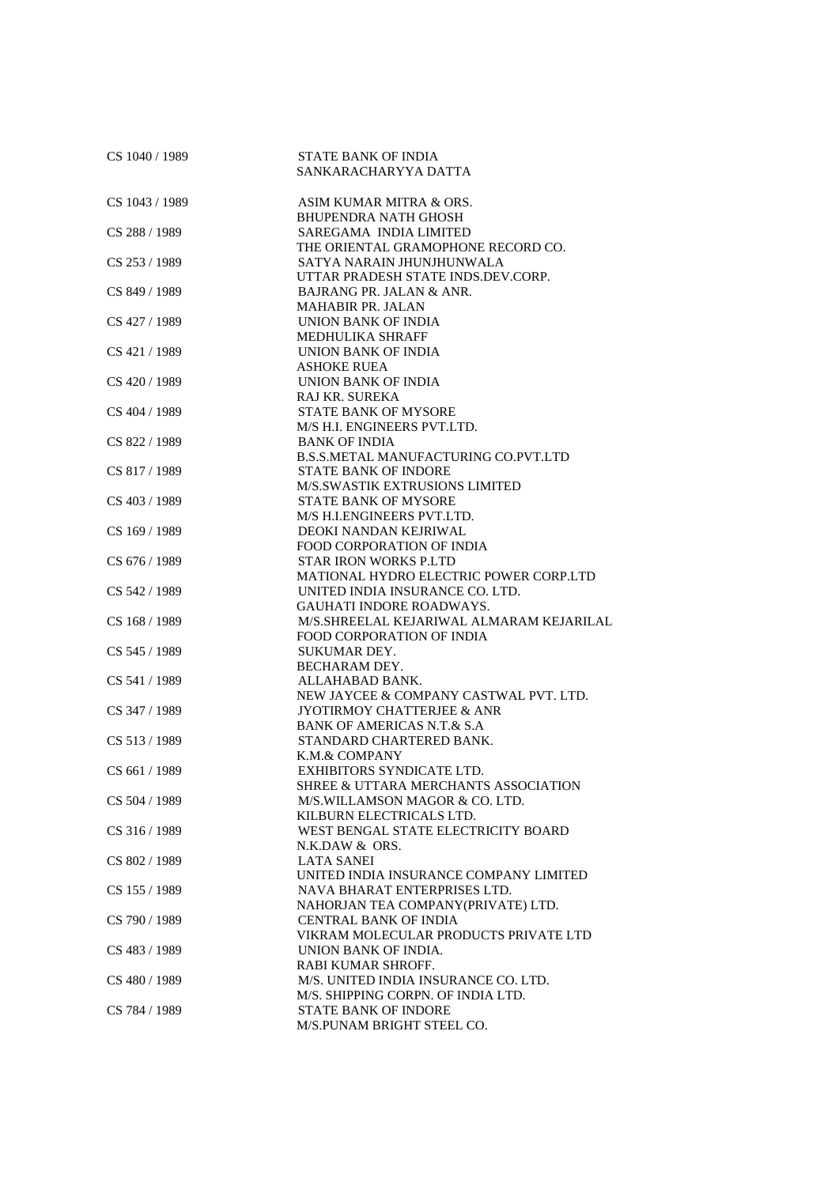| | |
|---|---|
| CS 1040 / 1989 | STATE BANK OF INDIA<br>SANKARACHARYYA DATTA |
| CS 1043 / 1989 | ASIM KUMAR MITRA & ORS.<br>BHUPENDRA NATH GHOSH |
| CS 288 / 1989 | SAREGAMA INDIA LIMITED<br>THE ORIENTAL GRAMOPHONE RECORD CO. |
| CS 253 / 1989 | SATYA NARAIN JHUNJHUNWALA<br>UTTAR PRADESH STATE INDS.DEV.CORP. |
| CS 849 / 1989 | BAJRANG PR. JALAN & ANR.<br>MAHABIR PR. JALAN |
| CS 427 / 1989 | UNION BANK OF INDIA<br>MEDHULIKA SHRAFF |
| CS 421 / 1989 | UNION BANK OF INDIA<br>ASHOKE RUEA |
| CS 420 / 1989 | UNION BANK OF INDIA<br>RAJ KR. SUREKA |
| CS 404 / 1989 | STATE BANK OF MYSORE<br>M/S H.I. ENGINEERS PVT.LTD. |
| CS 822 / 1989 | BANK OF INDIA<br>B.S.S.METAL MANUFACTURING CO.PVT.LTD |
| CS 817 / 1989 | STATE BANK OF INDORE<br>M/S.SWASTIK EXTRUSIONS LIMITED |
| CS 403 / 1989 | STATE BANK OF MYSORE<br>M/S H.I.ENGINEERS PVT.LTD. |
| CS 169 / 1989 | DEOKI NANDAN KEJRIWAL<br>FOOD CORPORATION OF INDIA |
| CS 676 / 1989 | STAR IRON WORKS P.LTD<br>MATIONAL HYDRO ELECTRIC POWER CORP.LTD |
| CS 542 / 1989 | UNITED INDIA INSURANCE CO. LTD.<br>GAUHATI INDORE ROADWAYS. |
| CS 168 / 1989 | M/S.SHREELAL KEJARIWAL ALMARAM KEJARILAL<br>FOOD CORPORATION OF INDIA |
| CS 545 / 1989 | SUKUMAR DEY.<br>BECHARAM DEY. |
| CS 541 / 1989 | ALLAHABAD BANK.<br>NEW JAYCEE & COMPANY CASTWAL PVT. LTD. |
| CS 347 / 1989 | JYOTIRMOY CHATTERJEE & ANR<br>BANK OF AMERICAS N.T.& S.A |
| CS 513 / 1989 | STANDARD CHARTERED BANK.<br>K.M.& COMPANY |
| CS 661 / 1989 | EXHIBITORS SYNDICATE LTD.<br>SHREE & UTTARA MERCHANTS ASSOCIATION |
| CS 504 / 1989 | M/S.WILLAMSON MAGOR & CO. LTD.<br>KILBURN ELECTRICALS LTD. |
| CS 316 / 1989 | WEST BENGAL STATE ELECTRICITY BOARD<br>N.K.DAW & ORS. |
| CS 802 / 1989 | LATA SANEI<br>UNITED INDIA INSURANCE COMPANY LIMITED |
| CS 155 / 1989 | NAVA BHARAT ENTERPRISES LTD.<br>NAHORJAN TEA COMPANY(PRIVATE) LTD. |
| CS 790 / 1989 | CENTRAL BANK OF INDIA<br>VIKRAM MOLECULAR PRODUCTS PRIVATE LTD |
| CS 483 / 1989 | UNION BANK OF INDIA.<br>RABI KUMAR SHROFF. |
| CS 480 / 1989 | M/S. UNITED INDIA INSURANCE CO. LTD.<br>M/S. SHIPPING CORPN. OF INDIA LTD. |
| CS 784 / 1989 | STATE BANK OF INDORE<br>M/S.PUNAM BRIGHT STEEL CO. |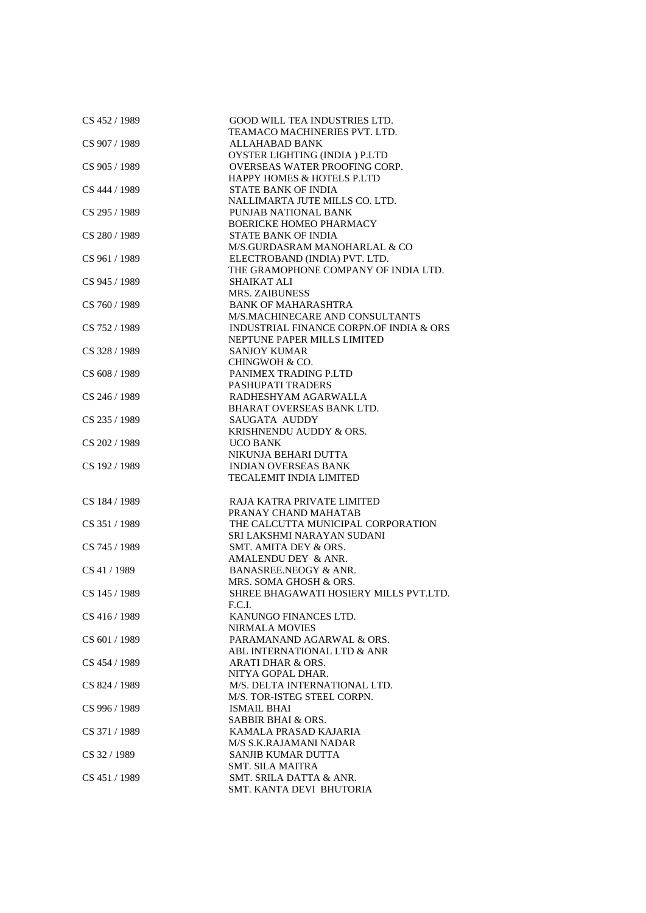| | |
|---|---|
| CS 452 / 1989 | GOOD WILL TEA INDUSTRIES LTD.<br>TEAMACO MACHINERIES PVT. LTD. |
| CS 907 / 1989 | ALLAHABAD BANK<br>OYSTER LIGHTING (INDIA ) P.LTD |
| CS 905 / 1989 | OVERSEAS WATER PROOFING CORP.<br>HAPPY HOMES & HOTELS P.LTD |
| CS 444 / 1989 | STATE BANK OF INDIA<br>NALLIMARTA JUTE MILLS CO. LTD. |
| CS 295 / 1989 | PUNJAB NATIONAL BANK<br>BOERICKE HOMEO PHARMACY |
| CS 280 / 1989 | STATE BANK OF INDIA<br>M/S.GURDASRAM MANOHARLAL & CO |
| CS 961 / 1989 | ELECTROBAND (INDIA) PVT. LTD.<br>THE GRAMOPHONE COMPANY OF INDIA LTD. |
| CS 945 / 1989 | SHAIKAT ALI<br>MRS. ZAIBUNESS |
| CS 760 / 1989 | BANK OF MAHARASHTRA<br>M/S.MACHINECARE AND CONSULTANTS |
| CS 752 / 1989 | INDUSTRIAL FINANCE CORPN.OF INDIA & ORS<br>NEPTUNE PAPER MILLS LIMITED |
| CS 328 / 1989 | SANJOY KUMAR<br>CHINGWOH & CO. |
| CS 608 / 1989 | PANIMEX TRADING P.LTD<br>PASHUPATI TRADERS |
| CS 246 / 1989 | RADHESHYAM AGARWALLA<br>BHARAT OVERSEAS BANK LTD. |
| CS 235 / 1989 | SAUGATA AUDDY<br>KRISHNENDU AUDDY & ORS. |
| CS 202 / 1989 | UCO BANK<br>NIKUNJA BEHARI DUTTA |
| CS 192 / 1989 | INDIAN OVERSEAS BANK<br>TECALEMIT INDIA LIMITED |
| CS 184 / 1989 | RAJA KATRA PRIVATE LIMITED<br>PRANAY CHAND MAHATAB |
| CS 351 / 1989 | THE CALCUTTA MUNICIPAL CORPORATION<br>SRI LAKSHMI NARAYAN SUDANI |
| CS 745 / 1989 | SMT. AMITA DEY & ORS.<br>AMALENDU DEY & ANR. |
| CS 41 / 1989 | BANASREE.NEOGY & ANR.<br>MRS. SOMA GHOSH & ORS. |
| CS 145 / 1989 | SHREE BHAGAWATI HOSIERY MILLS PVT.LTD.<br>F.C.I. |
| CS 416 / 1989 | KANUNGO FINANCES LTD.<br>NIRMALA MOVIES |
| CS 601 / 1989 | PARAMANAND AGARWAL & ORS.<br>ABL INTERNATIONAL LTD & ANR |
| CS 454 / 1989 | ARATI DHAR & ORS.<br>NITYA GOPAL DHAR. |
| CS 824 / 1989 | M/S. DELTA INTERNATIONAL LTD.<br>M/S. TOR-ISTEG STEEL CORPN. |
| CS 996 / 1989 | ISMAIL BHAI<br>SABBIR BHAI & ORS. |
| CS 371 / 1989 | KAMALA PRASAD KAJARIA<br>M/S S.K.RAJAMANI NADAR |
| CS 32 / 1989 | SANJIB KUMAR DUTTA<br>SMT. SILA MAITRA |
| CS 451 / 1989 | SMT. SRILA DATTA & ANR.<br>SMT. KANTA DEVI BHUTORIA |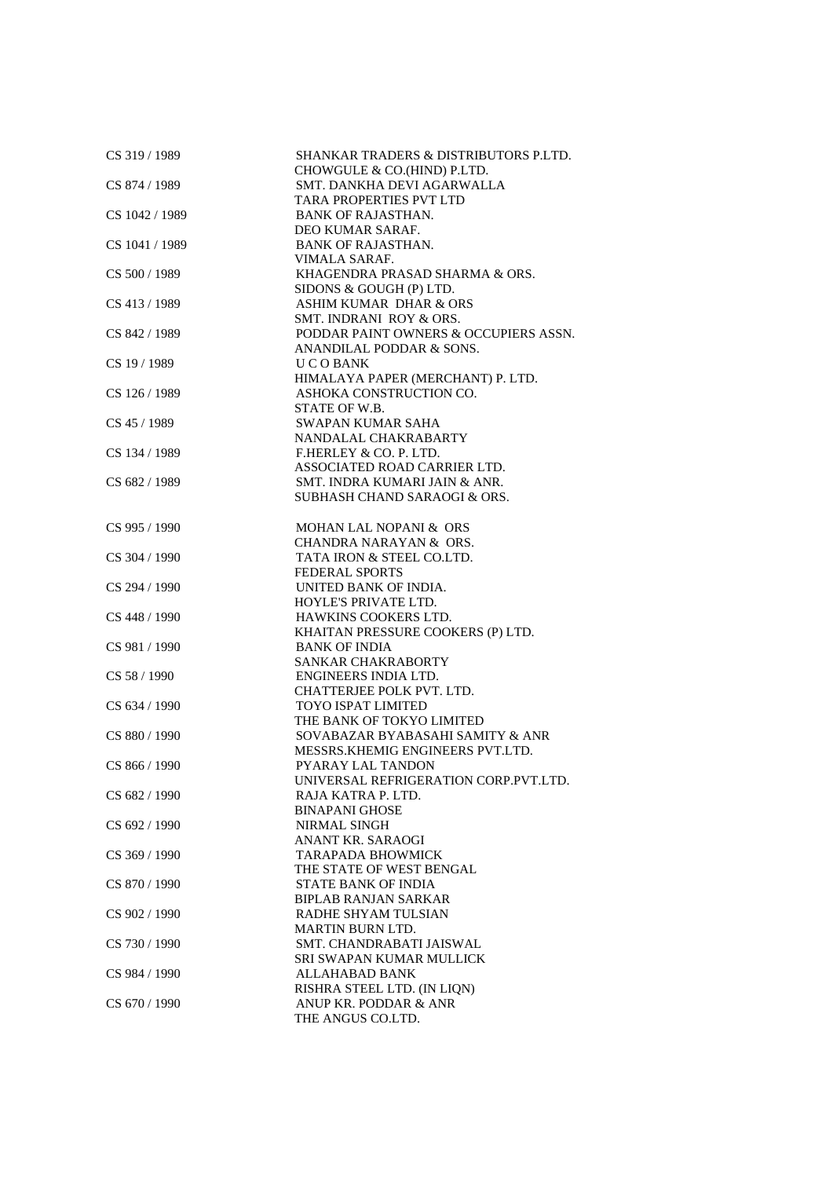| | |
|---|---|
| CS 319 / 1989 | SHANKAR TRADERS & DISTRIBUTORS P.LTD.<br>CHOWGULE & CO.(HIND) P.LTD. |
| CS 874 / 1989 | SMT. DANKHA DEVI AGARWALLA<br>TARA PROPERTIES PVT LTD |
| CS 1042 / 1989 | BANK OF RAJASTHAN.<br>DEO KUMAR SARAF. |
| CS 1041 / 1989 | BANK OF RAJASTHAN.<br>VIMALA SARAF. |
| CS 500 / 1989 | KHAGENDRA PRASAD SHARMA & ORS.<br>SIDONS & GOUGH (P) LTD. |
| CS 413 / 1989 | ASHIM KUMAR DHAR & ORS<br>SMT. INDRANI ROY & ORS. |
| CS 842 / 1989 | PODDAR PAINT OWNERS & OCCUPIERS ASSN.<br>ANANDILAL PODDAR & SONS. |
| CS 19 / 1989 | U C O BANK<br>HIMALAYA PAPER (MERCHANT) P. LTD. |
| CS 126 / 1989 | ASHOKA CONSTRUCTION CO.<br>STATE OF W.B. |
| CS 45 / 1989 | SWAPAN KUMAR SAHA<br>NANDALAL CHAKRABARTY |
| CS 134 / 1989 | F.HERLEY & CO. P. LTD.<br>ASSOCIATED ROAD CARRIER LTD. |
| CS 682 / 1989 | SMT. INDRA KUMARI JAIN & ANR.<br>SUBHASH CHAND SARAOGI & ORS. |
| CS 995 / 1990 | MOHAN LAL NOPANI & ORS<br>CHANDRA NARAYAN & ORS. |
| CS 304 / 1990 | TATA IRON & STEEL CO.LTD.<br>FEDERAL SPORTS |
| CS 294 / 1990 | UNITED BANK OF INDIA.<br>HOYLE'S PRIVATE LTD. |
| CS 448 / 1990 | HAWKINS COOKERS LTD.<br>KHAITAN PRESSURE COOKERS (P) LTD. |
| CS 981 / 1990 | BANK OF INDIA<br>SANKAR CHAKRABORTY |
| CS 58 / 1990 | ENGINEERS INDIA LTD.<br>CHATTERJEE POLK PVT. LTD. |
| CS 634 / 1990 | TOYO ISPAT LIMITED<br>THE BANK OF TOKYO LIMITED |
| CS 880 / 1990 | SOVABAZAR BYABASAHI SAMITY & ANR<br>MESSRS.KHEMIG ENGINEERS PVT.LTD. |
| CS 866 / 1990 | PYARAY LAL TANDON<br>UNIVERSAL REFRIGERATION CORP.PVT.LTD. |
| CS 682 / 1990 | RAJA KATRA P. LTD.<br>BINAPANI GHOSE |
| CS 692 / 1990 | NIRMAL SINGH<br>ANANT KR. SARAOGI |
| CS 369 / 1990 | TARAPADA BHOWMICK<br>THE STATE OF WEST BENGAL |
| CS 870 / 1990 | STATE BANK OF INDIA<br>BIPLAB RANJAN SARKAR |
| CS 902 / 1990 | RADHE SHYAM TULSIAN<br>MARTIN BURN LTD. |
| CS 730 / 1990 | SMT. CHANDRABATI JAISWAL<br>SRI SWAPAN KUMAR MULLICK |
| CS 984 / 1990 | ALLAHABAD BANK<br>RISHRA STEEL LTD. (IN LIQN) |
| CS 670 / 1990 | ANUP KR. PODDAR & ANR<br>THE ANGUS CO.LTD. |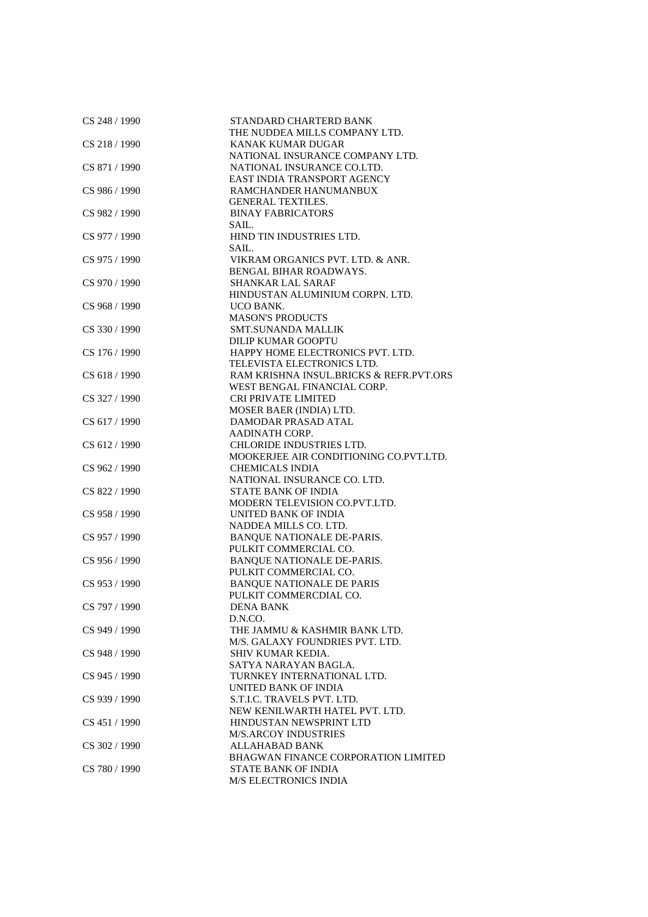| | |
|---|---|
| CS 248 / 1990 | STANDARD CHARTERD BANK<br>THE NUDDEA MILLS COMPANY LTD. |
| CS 218 / 1990 | KANAK KUMAR DUGAR<br>NATIONAL INSURANCE COMPANY LTD. |
| CS 871 / 1990 | NATIONAL INSURANCE CO.LTD.<br>EAST INDIA TRANSPORT AGENCY |
| CS 986 / 1990 | RAMCHANDER HANUMANBUX<br>GENERAL TEXTILES. |
| CS 982 / 1990 | BINAY FABRICATORS<br>SAIL. |
| CS 977 / 1990 | HIND TIN INDUSTRIES LTD.<br>SAIL. |
| CS 975 / 1990 | VIKRAM ORGANICS PVT. LTD. & ANR.<br>BENGAL BIHAR ROADWAYS. |
| CS 970 / 1990 | SHANKAR LAL SARAF<br>HINDUSTAN ALUMINIUM CORPN. LTD. |
| CS 968 / 1990 | UCO BANK.<br>MASON'S PRODUCTS |
| CS 330 / 1990 | SMT.SUNANDA MALLIK<br>DILIP KUMAR GOOPTU |
| CS 176 / 1990 | HAPPY HOME ELECTRONICS PVT. LTD.<br>TELEVISTA ELECTRONICS LTD. |
| CS 618 / 1990 | RAM KRISHNA INSUL.BRICKS & REFR.PVT.ORS<br>WEST BENGAL FINANCIAL CORP. |
| CS 327 / 1990 | CRI PRIVATE LIMITED<br>MOSER BAER (INDIA) LTD. |
| CS 617 / 1990 | DAMODAR PRASAD ATAL<br>AADINATH CORP. |
| CS 612 / 1990 | CHLORIDE INDUSTRIES LTD.<br>MOOKERJEE AIR CONDITIONING CO.PVT.LTD. |
| CS 962 / 1990 | CHEMICALS INDIA<br>NATIONAL INSURANCE CO. LTD. |
| CS 822 / 1990 | STATE BANK OF INDIA<br>MODERN TELEVISION CO.PVT.LTD. |
| CS 958 / 1990 | UNITED BANK OF INDIA<br>NADDEA MILLS CO. LTD. |
| CS 957 / 1990 | BANQUE NATIONALE DE-PARIS.<br>PULKIT COMMERCIAL CO. |
| CS 956 / 1990 | BANQUE NATIONALE DE-PARIS.<br>PULKIT COMMERCIAL CO. |
| CS 953 / 1990 | BANQUE NATIONALE DE PARIS<br>PULKIT COMMERCDIAL CO. |
| CS 797 / 1990 | DENA BANK<br>D.N.CO. |
| CS 949 / 1990 | THE JAMMU & KASHMIR BANK LTD.<br>M/S. GALAXY FOUNDRIES PVT. LTD. |
| CS 948 / 1990 | SHIV KUMAR KEDIA.<br>SATYA NARAYAN BAGLA. |
| CS 945 / 1990 | TURNKEY INTERNATIONAL LTD.<br>UNITED BANK OF INDIA |
| CS 939 / 1990 | S.T.I.C. TRAVELS PVT. LTD.<br>NEW KENILWARTH HATEL PVT. LTD. |
| CS 451 / 1990 | HINDUSTAN NEWSPRINT LTD<br>M/S.ARCOY INDUSTRIES |
| CS 302 / 1990 | ALLAHABAD BANK<br>BHAGWAN FINANCE CORPORATION LIMITED |
| CS 780 / 1990 | STATE BANK OF INDIA<br>M/S ELECTRONICS INDIA |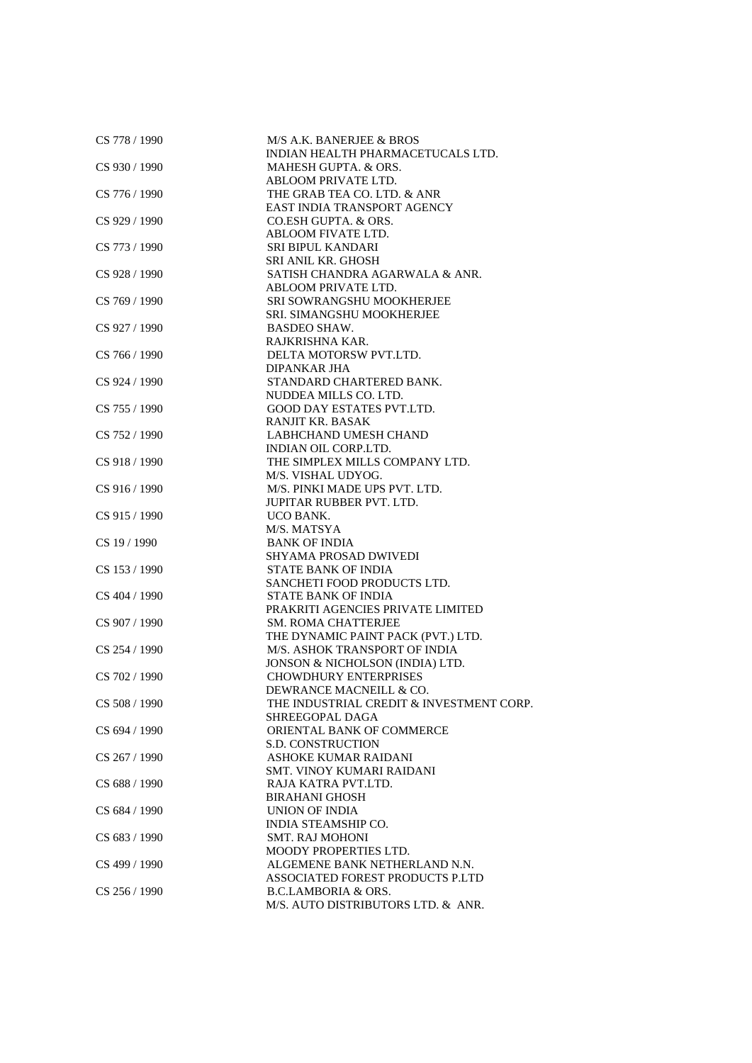| | |
|---|---|
| CS 778 / 1990 | M/S A.K. BANERJEE & BROS<br>INDIAN HEALTH PHARMACETUCALS LTD. |
| CS 930 / 1990 | MAHESH GUPTA. & ORS.<br>ABLOOM PRIVATE LTD. |
| CS 776 / 1990 | THE GRAB TEA CO. LTD. & ANR<br>EAST INDIA TRANSPORT AGENCY |
| CS 929 / 1990 | CO.ESH GUPTA. & ORS.<br>ABLOOM FIVATE LTD. |
| CS 773 / 1990 | SRI BIPUL KANDARI<br>SRI ANIL KR. GHOSH |
| CS 928 / 1990 | SATISH CHANDRA AGARWALA & ANR.<br>ABLOOM PRIVATE LTD. |
| CS 769 / 1990 | SRI SOWRANGSHU MOOKHERJEE<br>SRI. SIMANGSHU MOOKHERJEE |
| CS 927 / 1990 | BASDEO SHAW.<br>RAJKRISHNA KAR. |
| CS 766 / 1990 | DELTA MOTORSW PVT.LTD.<br>DIPANKAR JHA |
| CS 924 / 1990 | STANDARD CHARTERED BANK.<br>NUDDEA MILLS CO. LTD. |
| CS 755 / 1990 | GOOD DAY ESTATES PVT.LTD.<br>RANJIT KR. BASAK |
| CS 752 / 1990 | LABHCHAND UMESH CHAND<br>INDIAN OIL CORP.LTD. |
| CS 918 / 1990 | THE SIMPLEX MILLS COMPANY LTD.<br>M/S. VISHAL UDYOG. |
| CS 916 / 1990 | M/S. PINKI MADE UPS PVT. LTD.<br>JUPITAR RUBBER PVT. LTD. |
| CS 915 / 1990 | UCO BANK.<br>M/S. MATSYA |
| CS 19 / 1990 | BANK OF INDIA<br>SHYAMA PROSAD DWIVEDI |
| CS 153 / 1990 | STATE BANK OF INDIA<br>SANCHETI FOOD PRODUCTS LTD. |
| CS 404 / 1990 | STATE BANK OF INDIA<br>PRAKRITI AGENCIES PRIVATE LIMITED |
| CS 907 / 1990 | SM. ROMA CHATTERJEE<br>THE DYNAMIC PAINT PACK (PVT.) LTD. |
| CS 254 / 1990 | M/S. ASHOK TRANSPORT OF INDIA<br>JONSON & NICHOLSON (INDIA) LTD. |
| CS 702 / 1990 | CHOWDHURY ENTERPRISES<br>DEWRANCE MACNEILL & CO. |
| CS 508 / 1990 | THE INDUSTRIAL CREDIT & INVESTMENT CORP.<br>SHREEGOPAL DAGA |
| CS 694 / 1990 | ORIENTAL BANK OF COMMERCE<br>S.D. CONSTRUCTION |
| CS 267 / 1990 | ASHOKE KUMAR RAIDANI<br>SMT. VINOY KUMARI RAIDANI |
| CS 688 / 1990 | RAJA KATRA PVT.LTD.<br>BIRAHANI GHOSH |
| CS 684 / 1990 | UNION OF INDIA<br>INDIA STEAMSHIP CO. |
| CS 683 / 1990 | SMT. RAJ MOHONI<br>MOODY PROPERTIES LTD. |
| CS 499 / 1990 | ALGEMENE BANK NETHERLAND N.N.<br>ASSOCIATED FOREST PRODUCTS P.LTD |
| CS 256 / 1990 | B.C.LAMBORIA & ORS.<br>M/S. AUTO DISTRIBUTORS LTD. & ANR. |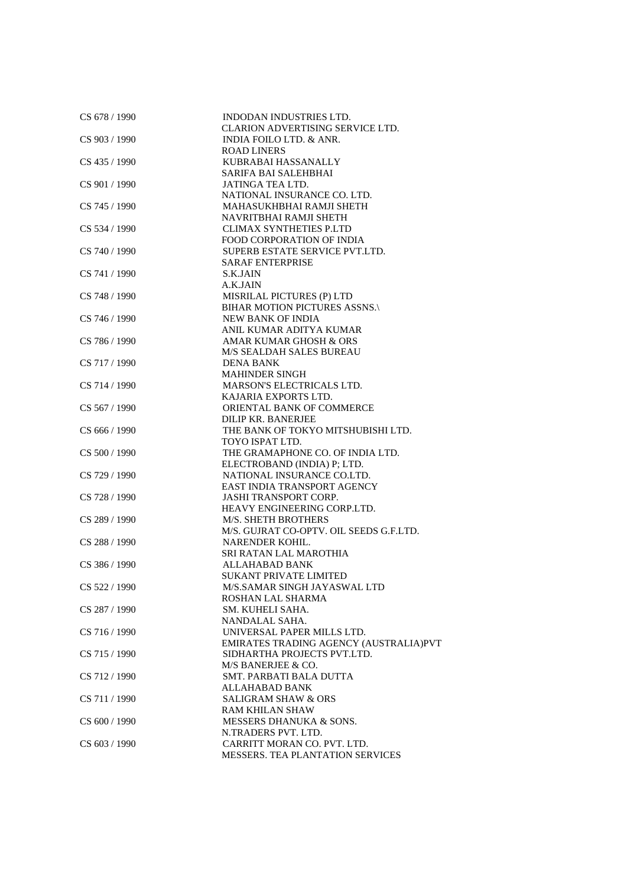| | |
|---|---|
| CS 678 / 1990 | INDODAN INDUSTRIES LTD.<br>CLARION ADVERTISING SERVICE LTD. |
| CS 903 / 1990 | INDIA FOILO LTD. & ANR.<br>ROAD LINERS |
| CS 435 / 1990 | KUBRABAI HASSANALLY<br>SARIFA BAI SALEHBHAI |
| CS 901 / 1990 | JATINGA TEA LTD.<br>NATIONAL INSURANCE CO. LTD. |
| CS 745 / 1990 | MAHASUKHBHAI RAMJI SHETH<br>NAVRITBHAI RAMJI SHETH |
| CS 534 / 1990 | CLIMAX SYNTHETIES P.LTD<br>FOOD CORPORATION OF INDIA |
| CS 740 / 1990 | SUPERB ESTATE SERVICE PVT.LTD.<br>SARAF ENTERPRISE |
| CS 741 / 1990 | S.K.JAIN<br>A.K.JAIN |
| CS 748 / 1990 | MISRILAL PICTURES (P) LTD<br>BIHAR MOTION PICTURES ASSNS.\ |
| CS 746 / 1990 | NEW BANK OF INDIA<br>ANIL KUMAR ADITYA KUMAR |
| CS 786 / 1990 | AMAR KUMAR GHOSH & ORS<br>M/S SEALDAH SALES BUREAU |
| CS 717 / 1990 | DENA BANK<br>MAHINDER SINGH |
| CS 714 / 1990 | MARSON'S ELECTRICALS LTD.<br>KAJARIA EXPORTS LTD. |
| CS 567 / 1990 | ORIENTAL BANK OF COMMERCE<br>DILIP KR. BANERJEE |
| CS 666 / 1990 | THE BANK OF TOKYO MITSHUBISHI LTD.<br>TOYO ISPAT LTD. |
| CS 500 / 1990 | THE GRAMAPHONE CO. OF INDIA LTD.<br>ELECTROBAND (INDIA) P; LTD. |
| CS 729 / 1990 | NATIONAL INSURANCE CO.LTD.<br>EAST INDIA TRANSPORT AGENCY |
| CS 728 / 1990 | JASHI TRANSPORT CORP.<br>HEAVY ENGINEERING CORP.LTD. |
| CS 289 / 1990 | M/S. SHETH BROTHERS<br>M/S. GUJRAT CO-OPTV. OIL SEEDS G.F.LTD. |
| CS 288 / 1990 | NARENDER KOHIL.<br>SRI RATAN LAL MAROTHIA |
| CS 386 / 1990 | ALLAHABAD BANK<br>SUKANT PRIVATE LIMITED |
| CS 522 / 1990 | M/S.SAMAR SINGH JAYASWAL LTD<br>ROSHAN LAL SHARMA |
| CS 287 / 1990 | SM. KUHELI SAHA.<br>NANDALAL SAHA. |
| CS 716 / 1990 | UNIVERSAL PAPER MILLS LTD.<br>EMIRATES TRADING AGENCY (AUSTRALIA)PVT |
| CS 715 / 1990 | SIDHARTHA PROJECTS PVT.LTD.<br>M/S BANERJEE & CO. |
| CS 712 / 1990 | SMT. PARBATI BALA DUTTA<br>ALLAHABAD BANK |
| CS 711 / 1990 | SALIGRAM SHAW & ORS<br>RAM KHILAN SHAW |
| CS 600 / 1990 | MESSERS DHANUKA & SONS.<br>N.TRADERS PVT. LTD. |
| CS 603 / 1990 | CARRITT MORAN CO. PVT. LTD.<br>MESSERS. TEA PLANTATION SERVICES |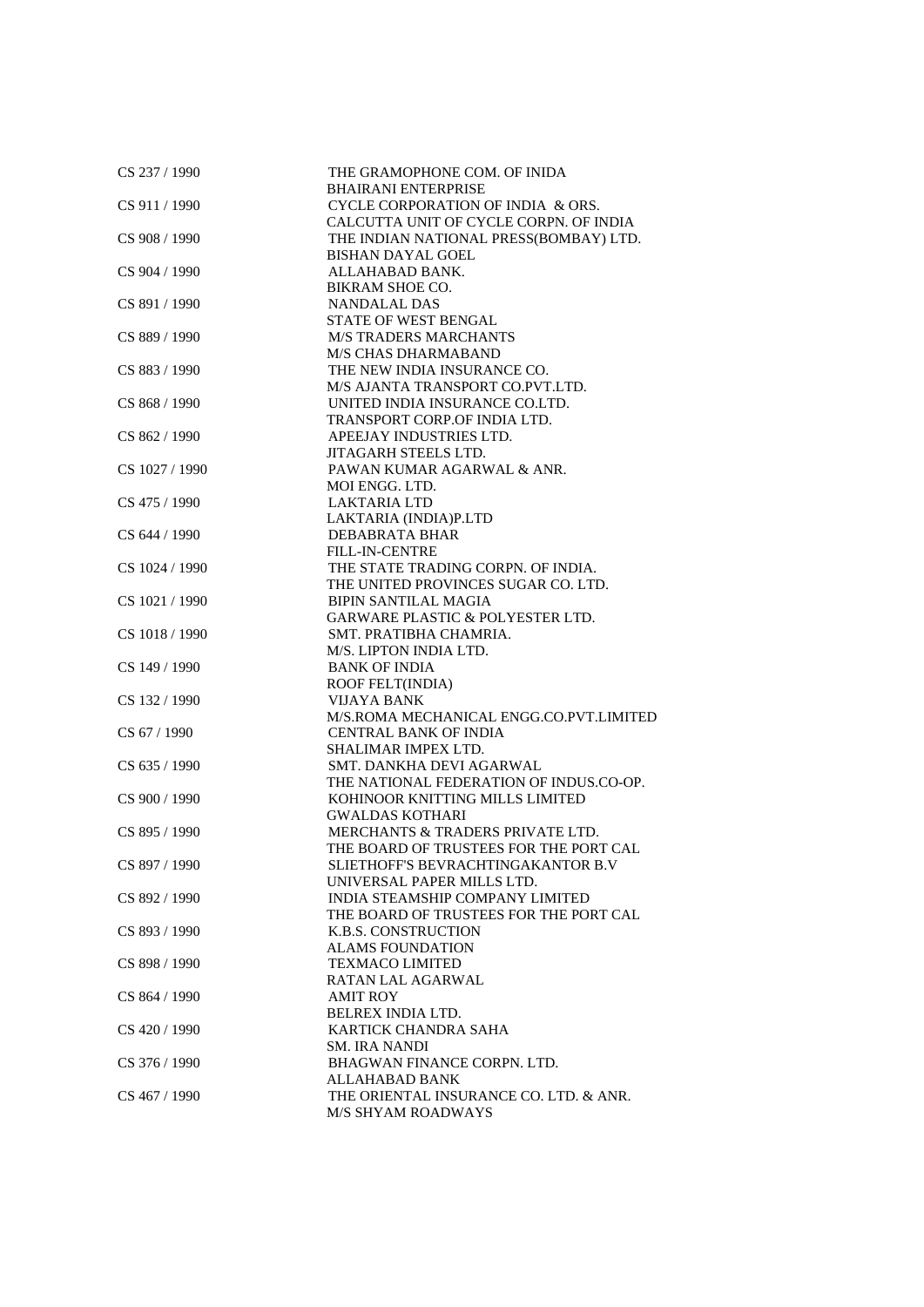| | |
|---|---|
| CS 237 / 1990 | THE GRAMOPHONE COM. OF INIDA<br>BHAIRANI ENTERPRISE |
| CS 911 / 1990 | CYCLE CORPORATION OF INDIA & ORS.<br>CALCUTTA UNIT OF CYCLE CORPN. OF INDIA |
| CS 908 / 1990 | THE INDIAN NATIONAL PRESS(BOMBAY) LTD.<br>BISHAN DAYAL GOEL |
| CS 904 / 1990 | ALLAHABAD BANK.<br>BIKRAM SHOE CO. |
| CS 891 / 1990 | NANDALAL DAS<br>STATE OF WEST BENGAL |
| CS 889 / 1990 | M/S TRADERS MARCHANTS<br>M/S CHAS DHARMABAND |
| CS 883 / 1990 | THE NEW INDIA INSURANCE CO.<br>M/S AJANTA TRANSPORT CO.PVT.LTD. |
| CS 868 / 1990 | UNITED INDIA INSURANCE CO.LTD.<br>TRANSPORT CORP.OF INDIA LTD. |
| CS 862 / 1990 | APEEJAY INDUSTRIES LTD.<br>JITAGARH STEELS LTD. |
| CS 1027 / 1990 | PAWAN KUMAR AGARWAL & ANR.<br>MOI ENGG. LTD. |
| CS 475 / 1990 | LAKTARIA LTD<br>LAKTARIA (INDIA)P.LTD |
| CS 644 / 1990 | DEBABRATA BHAR<br>FILL-IN-CENTRE |
| CS 1024 / 1990 | THE STATE TRADING CORPN. OF INDIA.<br>THE UNITED PROVINCES SUGAR CO. LTD. |
| CS 1021 / 1990 | BIPIN SANTILAL MAGIA<br>GARWARE PLASTIC & POLYESTER LTD. |
| CS 1018 / 1990 | SMT. PRATIBHA CHAMRIA.<br>M/S. LIPTON INDIA LTD. |
| CS 149 / 1990 | BANK OF INDIA<br>ROOF FELT(INDIA) |
| CS 132 / 1990 | VIJAYA BANK<br>M/S.ROMA MECHANICAL ENGG.CO.PVT.LIMITED |
| CS 67 / 1990 | CENTRAL BANK OF INDIA<br>SHALIMAR IMPEX LTD. |
| CS 635 / 1990 | SMT. DANKHA DEVI AGARWAL<br>THE NATIONAL FEDERATION OF INDUS.CO-OP. |
| CS 900 / 1990 | KOHINOOR KNITTING MILLS LIMITED<br>GWALDAS KOTHARI |
| CS 895 / 1990 | MERCHANTS & TRADERS PRIVATE LTD.<br>THE BOARD OF TRUSTEES FOR THE PORT CAL |
| CS 897 / 1990 | SLIETHOFF'S BEVRACHTINGAKANTOR B.V<br>UNIVERSAL PAPER MILLS LTD. |
| CS 892 / 1990 | INDIA STEAMSHIP COMPANY LIMITED<br>THE BOARD OF TRUSTEES FOR THE PORT CAL |
| CS 893 / 1990 | K.B.S. CONSTRUCTION<br>ALAMS FOUNDATION |
| CS 898 / 1990 | TEXMACO LIMITED<br>RATAN LAL AGARWAL |
| CS 864 / 1990 | AMIT ROY<br>BELREX INDIA LTD. |
| CS 420 / 1990 | KARTICK CHANDRA SAHA<br>SM. IRA NANDI |
| CS 376 / 1990 | BHAGWAN FINANCE CORPN. LTD.<br>ALLAHABAD BANK |
| CS 467 / 1990 | THE ORIENTAL INSURANCE CO. LTD. & ANR.<br>M/S SHYAM ROADWAYS |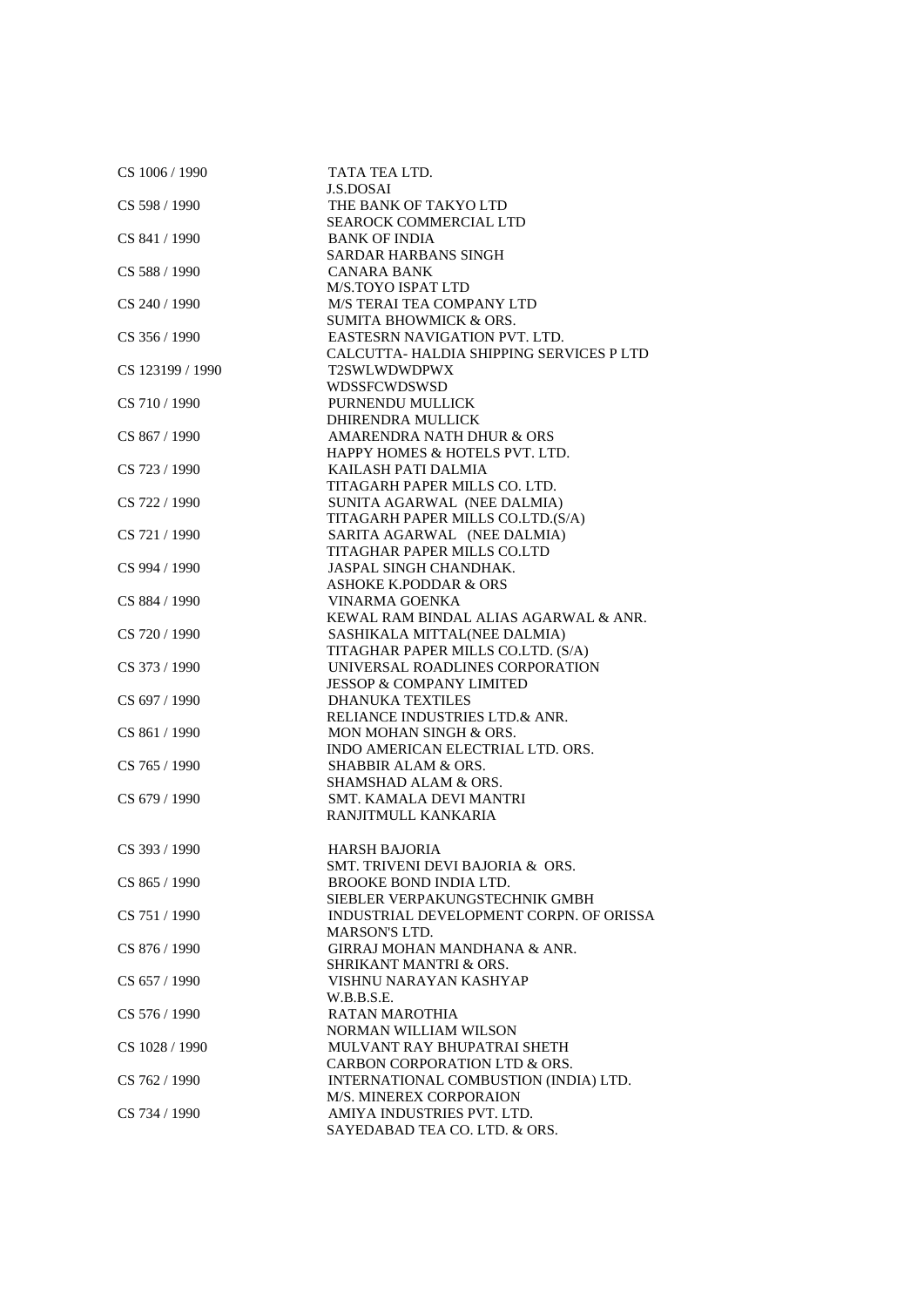| | |
|---|---|
| CS 1006 / 1990 | TATA TEA LTD.<br>J.S.DOSAI |
| CS 598 / 1990 | THE BANK OF TAKYO LTD<br>SEAROCK COMMERCIAL LTD |
| CS 841 / 1990 | BANK OF INDIA<br>SARDAR HARBANS SINGH |
| CS 588 / 1990 | CANARA BANK<br>M/S.TOYO ISPAT LTD |
| CS 240 / 1990 | M/S TERAI TEA COMPANY LTD<br>SUMITA BHOWMICK & ORS. |
| CS 356 / 1990 | EASTESRN NAVIGATION PVT. LTD.<br>CALCUTTA- HALDIA SHIPPING SERVICES P LTD |
| CS 123199 / 1990 | T2SWLWDWDPWX<br>WDSSFCWDSWSD |
| CS 710 / 1990 | PURNENDU MULLICK<br>DHIRENDRA MULLICK |
| CS 867 / 1990 | AMARENDRA NATH DHUR & ORS<br>HAPPY HOMES & HOTELS PVT. LTD. |
| CS 723 / 1990 | KAILASH PATI DALMIA<br>TITAGARH PAPER MILLS CO. LTD. |
| CS 722 / 1990 | SUNITA AGARWAL (NEE DALMIA)<br>TITAGARH PAPER MILLS CO.LTD.(S/A) |
| CS 721 / 1990 | SARITA AGARWAL (NEE DALMIA)<br>TITAGHAR PAPER MILLS CO.LTD |
| CS 994 / 1990 | JASPAL SINGH CHANDHAK.<br>ASHOKE K.PODDAR & ORS |
| CS 884 / 1990 | VINARMA GOENKA<br>KEWAL RAM BINDAL ALIAS AGARWAL & ANR. |
| CS 720 / 1990 | SASHIKALA MITTAL(NEE DALMIA)<br>TITAGHAR PAPER MILLS CO.LTD. (S/A) |
| CS 373 / 1990 | UNIVERSAL ROADLINES CORPORATION<br>JESSOP & COMPANY LIMITED |
| CS 697 / 1990 | DHANUKA TEXTILES<br>RELIANCE INDUSTRIES LTD.& ANR. |
| CS 861 / 1990 | MON MOHAN SINGH & ORS.<br>INDO AMERICAN ELECTRIAL LTD. ORS. |
| CS 765 / 1990 | SHABBIR ALAM & ORS.<br>SHAMSHAD ALAM & ORS. |
| CS 679 / 1990 | SMT. KAMALA DEVI MANTRI<br>RANJITMULL KANKARIA |
| CS 393 / 1990 | HARSH BAJORIA<br>SMT. TRIVENI DEVI BAJORIA & ORS. |
| CS 865 / 1990 | BROOKE BOND INDIA LTD.<br>SIEBLER VERPAKUNGSTECHNIK GMBH |
| CS 751 / 1990 | INDUSTRIAL DEVELOPMENT CORPN. OF ORISSA<br>MARSON'S LTD. |
| CS 876 / 1990 | GIRRAJ MOHAN MANDHANA & ANR.<br>SHRIKANT MANTRI & ORS. |
| CS 657 / 1990 | VISHNU NARAYAN KASHYAP<br>W.B.B.S.E. |
| CS 576 / 1990 | RATAN MAROTHIA<br>NORMAN WILLIAM WILSON |
| CS 1028 / 1990 | MULVANT RAY BHUPATRAI SHETH<br>CARBON CORPORATION LTD & ORS. |
| CS 762 / 1990 | INTERNATIONAL COMBUSTION (INDIA) LTD.<br>M/S. MINEREX CORPORAION |
| CS 734 / 1990 | AMIYA INDUSTRIES PVT. LTD.<br>SAYEDABAD TEA CO. LTD. & ORS. |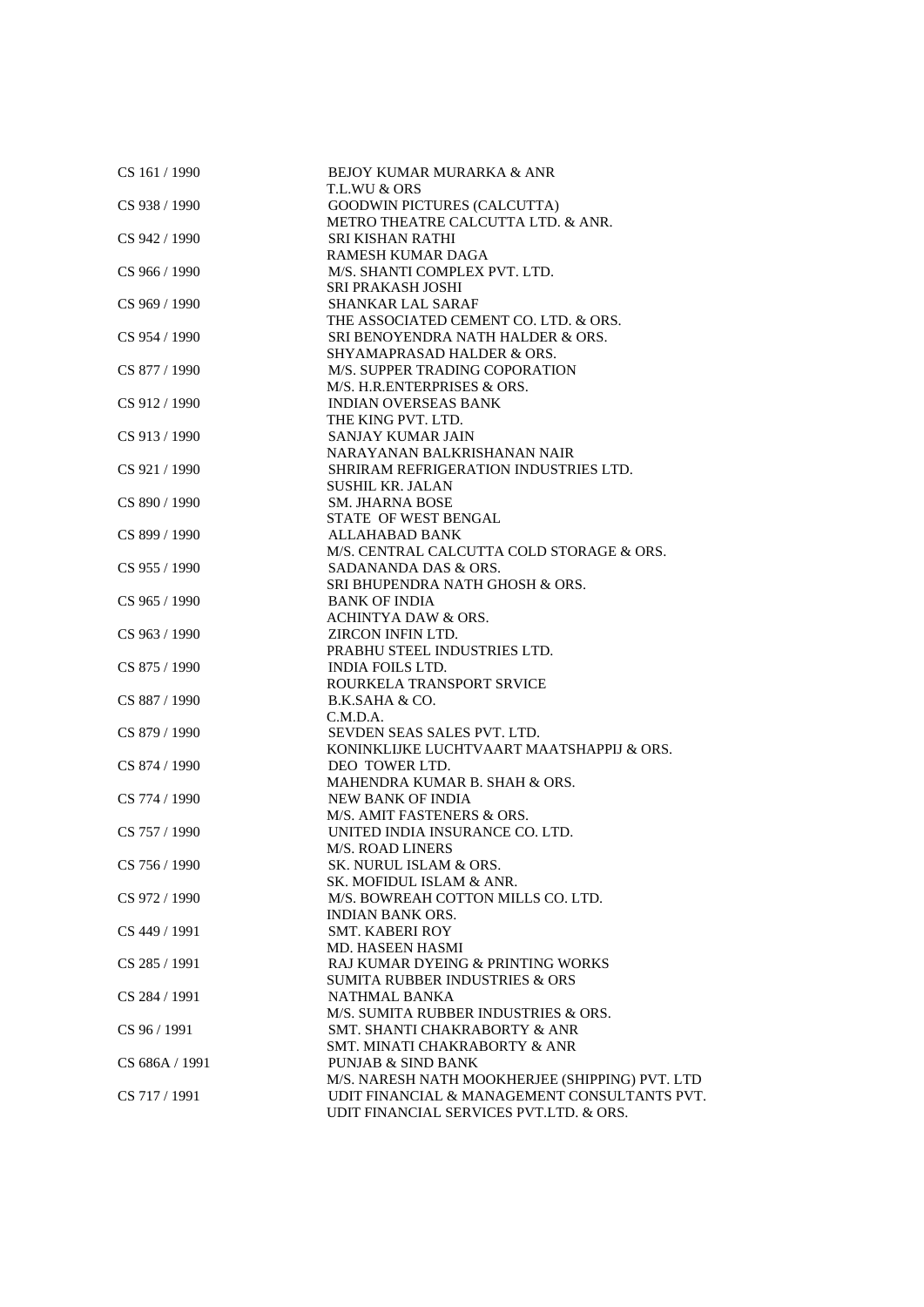| | |
|---|---|
| CS 161 / 1990 | BEJOY KUMAR MURARKA & ANR<br>T.L.WU & ORS |
| CS 938 / 1990 | GOODWIN PICTURES (CALCUTTA)<br>METRO THEATRE CALCUTTA LTD. & ANR. |
| CS 942 / 1990 | SRI KISHAN RATHI<br>RAMESH KUMAR DAGA |
| CS 966 / 1990 | M/S. SHANTI COMPLEX PVT. LTD.<br>SRI PRAKASH JOSHI |
| CS 969 / 1990 | SHANKAR LAL SARAF<br>THE ASSOCIATED CEMENT CO. LTD. & ORS. |
| CS 954 / 1990 | SRI BENOYENDRA NATH HALDER & ORS.<br>SHYAMAPRASAD HALDER & ORS. |
| CS 877 / 1990 | M/S. SUPPER TRADING COPORATION<br>M/S. H.R.ENTERPRISES & ORS. |
| CS 912 / 1990 | INDIAN OVERSEAS BANK<br>THE KING PVT. LTD. |
| CS 913 / 1990 | SANJAY KUMAR JAIN<br>NARAYANAN BALKRISHANAN NAIR |
| CS 921 / 1990 | SHRIRAM REFRIGERATION INDUSTRIES LTD.<br>SUSHIL KR. JALAN |
| CS 890 / 1990 | SM. JHARNA BOSE<br>STATE OF WEST BENGAL |
| CS 899 / 1990 | ALLAHABAD BANK<br>M/S. CENTRAL CALCUTTA COLD STORAGE & ORS. |
| CS 955 / 1990 | SADANANDA DAS & ORS.<br>SRI BHUPENDRA NATH GHOSH & ORS. |
| CS 965 / 1990 | BANK OF INDIA<br>ACHINTYA DAW & ORS. |
| CS 963 / 1990 | ZIRCON INFIN LTD.<br>PRABHU STEEL INDUSTRIES LTD. |
| CS 875 / 1990 | INDIA FOILS LTD.<br>ROURKELA TRANSPORT SRVICE |
| CS 887 / 1990 | B.K.SAHA & CO.<br>C.M.D.A. |
| CS 879 / 1990 | SEVDEN SEAS SALES PVT. LTD.<br>KONINKLIJKE LUCHTVAART MAATSHAPPIJ & ORS. |
| CS 874 / 1990 | DEO TOWER LTD.<br>MAHENDRA KUMAR B. SHAH & ORS. |
| CS 774 / 1990 | NEW BANK OF INDIA<br>M/S. AMIT FASTENERS & ORS. |
| CS 757 / 1990 | UNITED INDIA INSURANCE CO. LTD.<br>M/S. ROAD LINERS |
| CS 756 / 1990 | SK. NURUL ISLAM & ORS.<br>SK. MOFIDUL ISLAM & ANR. |
| CS 972 / 1990 | M/S. BOWREAH COTTON MILLS CO. LTD.<br>INDIAN BANK ORS. |
| CS 449 / 1991 | SMT. KABERI ROY<br>MD. HASEEN HASMI |
| CS 285 / 1991 | RAJ KUMAR DYEING & PRINTING WORKS<br>SUMITA RUBBER INDUSTRIES & ORS |
| CS 284 / 1991 | NATHMAL BANKA<br>M/S. SUMITA RUBBER INDUSTRIES & ORS. |
| CS 96 / 1991 | SMT. SHANTI CHAKRABORTY & ANR<br>SMT. MINATI CHAKRABORTY & ANR |
| CS 686A / 1991 | PUNJAB & SIND BANK<br>M/S. NARESH NATH MOOKHERJEE (SHIPPING) PVT. LTD |
| CS 717 / 1991 | UDIT FINANCIAL & MANAGEMENT CONSULTANTS PVT.<br>UDIT FINANCIAL SERVICES PVT.LTD. & ORS. |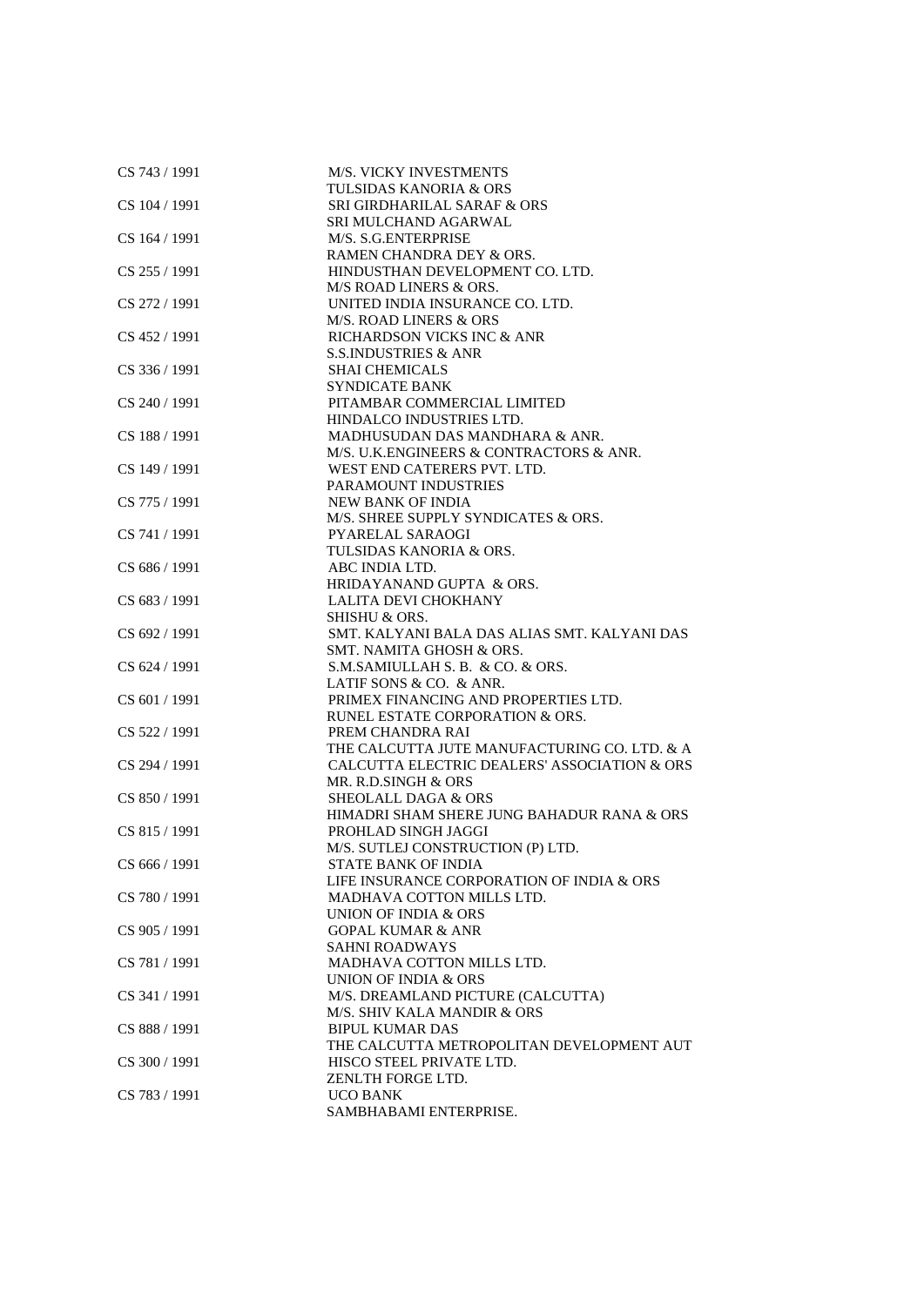| | |
|---|---|
| CS 743 / 1991 | M/S. VICKY INVESTMENTS<br>TULSIDAS KANORIA & ORS |
| CS 104 / 1991 | SRI GIRDHARILAL SARAF & ORS<br>SRI MULCHAND AGARWAL |
| CS 164 / 1991 | M/S. S.G.ENTERPRISE<br>RAMEN CHANDRA DEY & ORS. |
| CS 255 / 1991 | HINDUSTHAN DEVELOPMENT CO. LTD.<br>M/S ROAD LINERS & ORS. |
| CS 272 / 1991 | UNITED INDIA INSURANCE CO. LTD.<br>M/S. ROAD LINERS & ORS |
| CS 452 / 1991 | RICHARDSON VICKS INC & ANR<br>S.S.INDUSTRIES & ANR |
| CS 336 / 1991 | SHAI CHEMICALS<br>SYNDICATE BANK |
| CS 240 / 1991 | PITAMBAR COMMERCIAL LIMITED<br>HINDALCO INDUSTRIES LTD. |
| CS 188 / 1991 | MADHUSUDAN DAS MANDHARA & ANR.<br>M/S. U.K.ENGINEERS & CONTRACTORS & ANR. |
| CS 149 / 1991 | WEST END CATERERS PVT. LTD.<br>PARAMOUNT INDUSTRIES |
| CS 775 / 1991 | NEW BANK OF INDIA<br>M/S. SHREE SUPPLY SYNDICATES & ORS. |
| CS 741 / 1991 | PYARELAL SARAOGI<br>TULSIDAS KANORIA & ORS. |
| CS 686 / 1991 | ABC INDIA LTD.<br>HRIDAYANAND GUPTA & ORS. |
| CS 683 / 1991 | LALITA DEVI CHOKHANY<br>SHISHU & ORS. |
| CS 692 / 1991 | SMT. KALYANI BALA DAS ALIAS SMT. KALYANI DAS<br>SMT. NAMITA GHOSH & ORS. |
| CS 624 / 1991 | S.M.SAMIULLAH S. B. & CO. & ORS.<br>LATIF SONS & CO. & ANR. |
| CS 601 / 1991 | PRIMEX FINANCING AND PROPERTIES LTD.<br>RUNEL ESTATE CORPORATION & ORS. |
| CS 522 / 1991 | PREM CHANDRA RAI<br>THE CALCUTTA JUTE MANUFACTURING CO. LTD. & A |
| CS 294 / 1991 | CALCUTTA ELECTRIC DEALERS' ASSOCIATION & ORS<br>MR. R.D.SINGH & ORS |
| CS 850 / 1991 | SHEOLALL DAGA & ORS<br>HIMADRI SHAM SHERE JUNG BAHADUR RANA & ORS |
| CS 815 / 1991 | PROHLAD SINGH JAGGI<br>M/S. SUTLEJ CONSTRUCTION (P) LTD. |
| CS 666 / 1991 | STATE BANK OF INDIA<br>LIFE INSURANCE CORPORATION OF INDIA & ORS |
| CS 780 / 1991 | MADHAVA COTTON MILLS LTD.<br>UNION OF INDIA & ORS |
| CS 905 / 1991 | GOPAL KUMAR & ANR<br>SAHNI ROADWAYS |
| CS 781 / 1991 | MADHAVA COTTON MILLS LTD.<br>UNION OF INDIA & ORS |
| CS 341 / 1991 | M/S. DREAMLAND PICTURE (CALCUTTA)<br>M/S. SHIV KALA MANDIR & ORS |
| CS 888 / 1991 | BIPUL KUMAR DAS<br>THE CALCUTTA METROPOLITAN DEVELOPMENT AUT |
| CS 300 / 1991 | HISCO STEEL PRIVATE LTD.<br>ZENLTH FORGE LTD. |
| CS 783 / 1991 | UCO BANK<br>SAMBHABAMI ENTERPRISE. |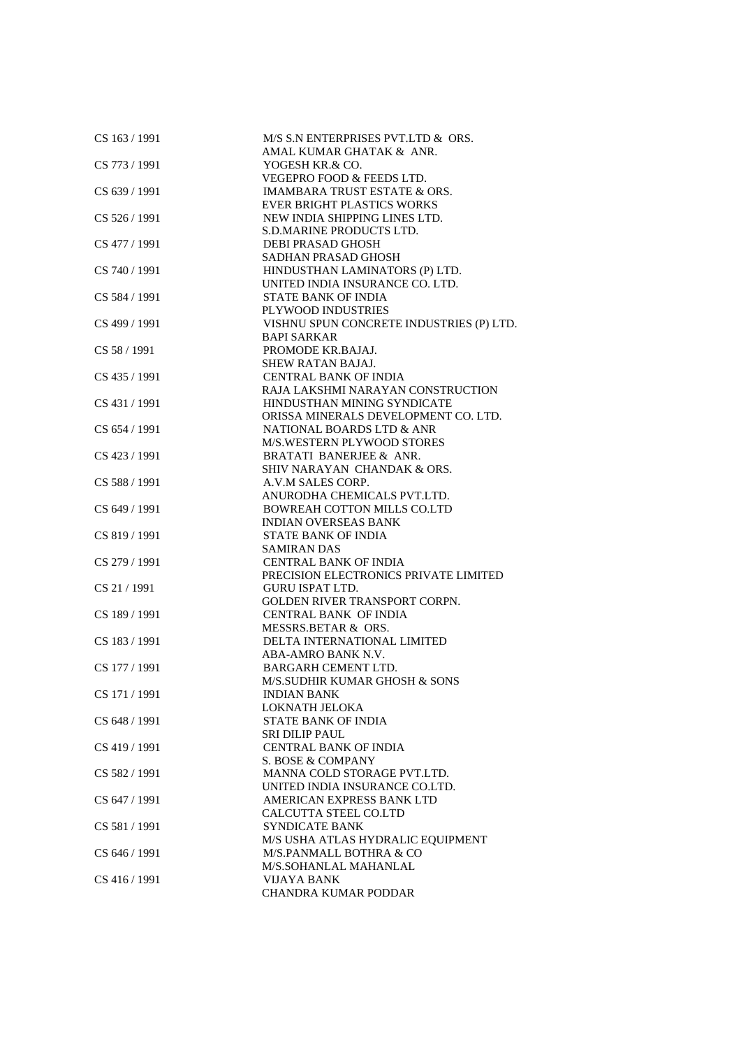| | |
|---|---|
| CS 163 / 1991 | M/S S.N ENTERPRISES PVT.LTD & ORS. |
| | AMAL KUMAR GHATAK & ANR. |
| CS 773 / 1991 | YOGESH KR.& CO. |
| | VEGEPRO FOOD & FEEDS LTD. |
| CS 639 / 1991 | IMAMBARA TRUST ESTATE & ORS. |
| | EVER BRIGHT PLASTICS WORKS |
| CS 526 / 1991 | NEW INDIA SHIPPING LINES LTD. |
| | S.D.MARINE PRODUCTS LTD. |
| CS 477 / 1991 | DEBI PRASAD GHOSH |
| | SADHAN PRASAD GHOSH |
| CS 740 / 1991 | HINDUSTHAN LAMINATORS (P) LTD. |
| | UNITED INDIA INSURANCE CO. LTD. |
| CS 584 / 1991 | STATE BANK OF INDIA |
| | PLYWOOD INDUSTRIES |
| CS 499 / 1991 | VISHNU SPUN CONCRETE INDUSTRIES (P) LTD. |
| | BAPI SARKAR |
| CS 58 / 1991 | PROMODE KR.BAJAJ. |
| | SHEW RATAN BAJAJ. |
| CS 435 / 1991 | CENTRAL BANK OF INDIA |
| | RAJA LAKSHMI NARAYAN CONSTRUCTION |
| CS 431 / 1991 | HINDUSTHAN MINING SYNDICATE |
| | ORISSA MINERALS DEVELOPMENT CO. LTD. |
| CS 654 / 1991 | NATIONAL BOARDS LTD & ANR |
| | M/S.WESTERN PLYWOOD STORES |
| CS 423 / 1991 | BRATATI BANERJEE & ANR. |
| | SHIV NARAYAN CHANDAK & ORS. |
| CS 588 / 1991 | A.V.M SALES CORP. |
| | ANURODHA CHEMICALS PVT.LTD. |
| CS 649 / 1991 | BOWREAH COTTON MILLS CO.LTD |
| | INDIAN OVERSEAS BANK |
| CS 819 / 1991 | STATE BANK OF INDIA |
| | SAMIRAN DAS |
| CS 279 / 1991 | CENTRAL BANK OF INDIA |
| | PRECISION ELECTRONICS PRIVATE LIMITED |
| CS 21 / 1991 | GURU ISPAT LTD. |
| | GOLDEN RIVER TRANSPORT CORPN. |
| CS 189 / 1991 | CENTRAL BANK OF INDIA |
| | MESSRS.BETAR & ORS. |
| CS 183 / 1991 | DELTA INTERNATIONAL LIMITED |
| | ABA-AMRO BANK N.V. |
| CS 177 / 1991 | BARGARH CEMENT LTD. |
| | M/S.SUDHIR KUMAR GHOSH & SONS |
| CS 171 / 1991 | INDIAN BANK |
| | LOKNATH JELOKA |
| CS 648 / 1991 | STATE BANK OF INDIA |
| | SRI DILIP PAUL |
| CS 419 / 1991 | CENTRAL BANK OF INDIA |
| | S. BOSE & COMPANY |
| CS 582 / 1991 | MANNA COLD STORAGE PVT.LTD. |
| | UNITED INDIA INSURANCE CO.LTD. |
| CS 647 / 1991 | AMERICAN EXPRESS BANK LTD |
| | CALCUTTA STEEL CO.LTD |
| CS 581 / 1991 | SYNDICATE BANK |
| | M/S USHA ATLAS HYDRALIC EQUIPMENT |
| CS 646 / 1991 | M/S.PANMALL BOTHRA & CO |
| | M/S.SOHANLAL MAHANLAL |
| CS 416 / 1991 | VIJAYA BANK |
| | CHANDRA KUMAR PODDAR |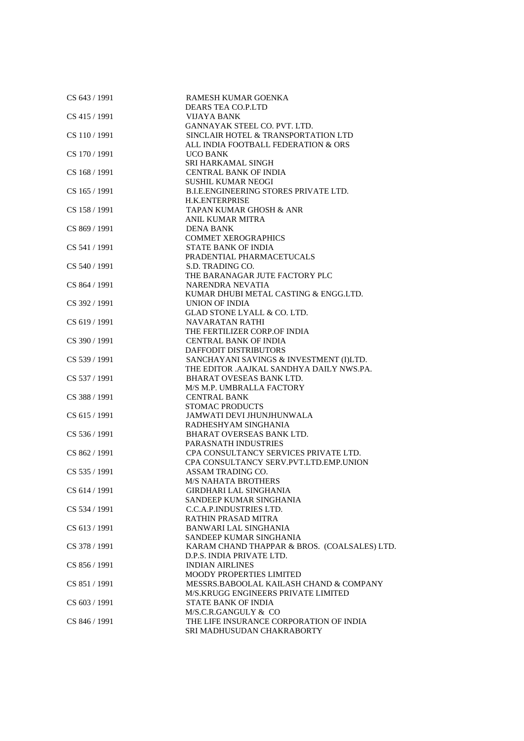| | |
|---|---|
| CS 643 / 1991 | RAMESH KUMAR GOENKA |
| | DEARS TEA CO.P.LTD |
| CS 415 / 1991 | VIJAYA BANK |
| | GANNAYAK STEEL CO. PVT. LTD. |
| CS 110 / 1991 | SINCLAIR HOTEL & TRANSPORTATION LTD |
| | ALL INDIA FOOTBALL FEDERATION & ORS |
| CS 170 / 1991 | UCO BANK |
| | SRI HARKAMAL SINGH |
| CS 168 / 1991 | CENTRAL BANK OF INDIA |
| | SUSHIL KUMAR NEOGI |
| CS 165 / 1991 | B.I.E.ENGINEERING STORES PRIVATE LTD. |
| | H.K.ENTERPRISE |
| CS 158 / 1991 | TAPAN KUMAR GHOSH & ANR |
| | ANIL KUMAR MITRA |
| CS 869 / 1991 | DENA BANK |
| | COMMET XEROGRAPHICS |
| CS 541 / 1991 | STATE BANK OF INDIA |
| | PRADENTIAL PHARMACETUCALS |
| CS 540 / 1991 | S.D. TRADING CO. |
| | THE BARANAGAR JUTE FACTORY PLC |
| CS 864 / 1991 | NARENDRA NEVATIA |
| | KUMAR DHUBI METAL CASTING & ENGG.LTD. |
| CS 392 / 1991 | UNION OF INDIA |
| | GLAD STONE LYALL & CO. LTD. |
| CS 619 / 1991 | NAVARATAN RATHI |
| | THE FERTILIZER CORP.OF INDIA |
| CS 390 / 1991 | CENTRAL BANK OF INDIA |
| | DAFFODIT DISTRIBUTORS |
| CS 539 / 1991 | SANCHAYANI SAVINGS & INVESTMENT (I)LTD. |
| | THE EDITOR .AAJKAL SANDHYA DAILY NWS.PA. |
| CS 537 / 1991 | BHARAT OVESEAS BANK LTD. |
| | M/S M.P. UMBRALLA FACTORY |
| CS 388 / 1991 | CENTRAL BANK |
| | STOMAC PRODUCTS |
| CS 615 / 1991 | JAMWATI DEVI JHUNJHUNWALA |
| | RADHESHYAM SINGHANIA |
| CS 536 / 1991 | BHARAT OVERSEAS BANK LTD. |
| | PARASNATH INDUSTRIES |
| CS 862 / 1991 | CPA CONSULTANCY SERVICES PRIVATE LTD. |
| | CPA CONSULTANCY SERV.PVT.LTD.EMP.UNION |
| CS 535 / 1991 | ASSAM TRADING CO. |
| | M/S NAHATA BROTHERS |
| CS 614 / 1991 | GIRDHARI LAL SINGHANIA |
| | SANDEEP KUMAR SINGHANIA |
| CS 534 / 1991 | C.C.A.P.INDUSTRIES LTD. |
| | RATHIN PRASAD MITRA |
| CS 613 / 1991 | BANWARI LAL SINGHANIA |
| | SANDEEP KUMAR SINGHANIA |
| CS 378 / 1991 | KARAM CHAND THAPPAR & BROS. (COALSALES) LTD. |
| | D.P.S. INDIA PRIVATE LTD. |
| CS 856 / 1991 | INDIAN AIRLINES |
| | MOODY PROPERTIES LIMITED |
| CS 851 / 1991 | MESSRS.BABOOLAL KAILASH CHAND & COMPANY |
| | M/S.KRUGG ENGINEERS PRIVATE LIMITED |
| CS 603 / 1991 | STATE BANK OF INDIA |
| | M/S.C.R.GANGULY & CO |
| CS 846 / 1991 | THE LIFE INSURANCE CORPORATION OF INDIA |
| | SRI MADHUSUDAN CHAKRABORTY |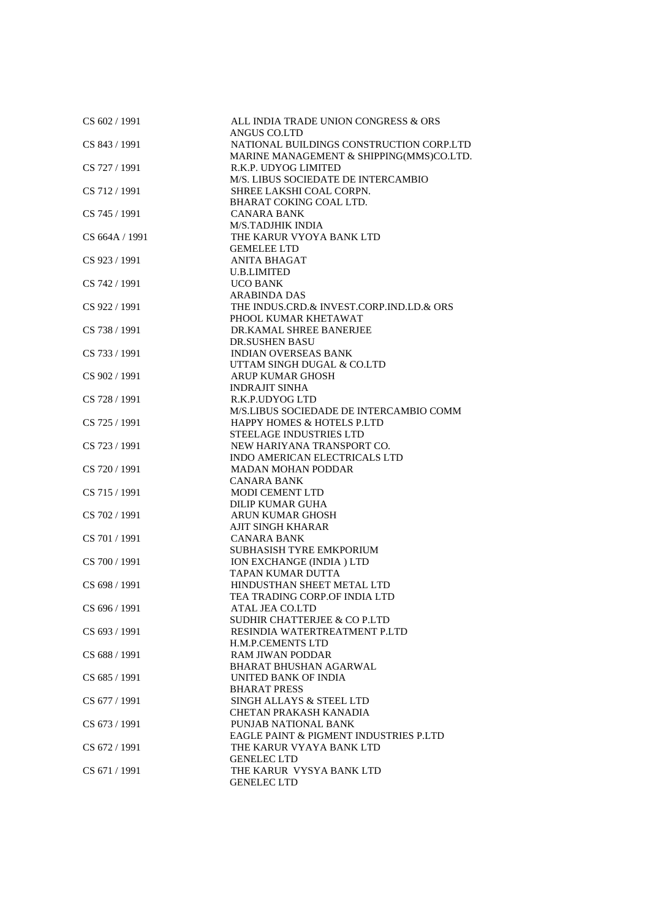| | |
|---|---|
| CS 602 / 1991 | ALL INDIA TRADE UNION CONGRESS & ORS |
| | ANGUS CO.LTD |
| CS 843 / 1991 | NATIONAL BUILDINGS CONSTRUCTION CORP.LTD |
| | MARINE MANAGEMENT & SHIPPING(MMS)CO.LTD. |
| CS 727 / 1991 | R.K.P. UDYOG LIMITED |
| | M/S. LIBUS SOCIEDATE DE INTERCAMBIO |
| CS 712 / 1991 | SHREE LAKSHI COAL CORPN. |
| | BHARAT COKING COAL LTD. |
| CS 745 / 1991 | CANARA BANK |
| | M/S.TADJHIK INDIA |
| CS 664A / 1991 | THE KARUR VYOYA BANK LTD |
| | GEMELEE LTD |
| CS 923 / 1991 | ANITA BHAGAT |
| | U.B.LIMITED |
| CS 742 / 1991 | UCO BANK |
| | ARABINDA DAS |
| CS 922 / 1991 | THE INDUS.CRD.& INVEST.CORP.IND.LD.& ORS |
| | PHOOL KUMAR KHETAWAT |
| CS 738 / 1991 | DR.KAMAL SHREE BANERJEE |
| | DR.SUSHEN BASU |
| CS 733 / 1991 | INDIAN OVERSEAS BANK |
| | UTTAM SINGH DUGAL & CO.LTD |
| CS 902 / 1991 | ARUP KUMAR GHOSH |
| | INDRAJIT SINHA |
| CS 728 / 1991 | R.K.P.UDYOG LTD |
| | M/S.LIBUS SOCIEDADE DE INTERCAMBIO COMM |
| CS 725 / 1991 | HAPPY HOMES & HOTELS P.LTD |
| | STEELAGE INDUSTRIES LTD |
| CS 723 / 1991 | NEW HARIYANA TRANSPORT CO. |
| | INDO AMERICAN ELECTRICALS LTD |
| CS 720 / 1991 | MADAN MOHAN PODDAR |
| | CANARA BANK |
| CS 715 / 1991 | MODI CEMENT LTD |
| | DILIP KUMAR GUHA |
| CS 702 / 1991 | ARUN KUMAR GHOSH |
| | AJIT SINGH KHARAR |
| CS 701 / 1991 | CANARA BANK |
| | SUBHASISH TYRE EMKPORIUM |
| CS 700 / 1991 | ION EXCHANGE (INDIA ) LTD |
| | TAPAN KUMAR DUTTA |
| CS 698 / 1991 | HINDUSTHAN SHEET METAL LTD |
| | TEA TRADING CORP.OF INDIA LTD |
| CS 696 / 1991 | ATAL JEA CO.LTD |
| | SUDHIR CHATTERJEE & CO P.LTD |
| CS 693 / 1991 | RESINDIA WATERTREATMENT P.LTD |
| | H.M.P.CEMENTS LTD |
| CS 688 / 1991 | RAM JIWAN PODDAR |
| | BHARAT BHUSHAN AGARWAL |
| CS 685 / 1991 | UNITED BANK OF INDIA |
| | BHARAT PRESS |
| CS 677 / 1991 | SINGH ALLAYS & STEEL LTD |
| | CHETAN PRAKASH KANADIA |
| CS 673 / 1991 | PUNJAB NATIONAL BANK |
| | EAGLE PAINT & PIGMENT INDUSTRIES P.LTD |
| CS 672 / 1991 | THE KARUR VYAYA BANK LTD |
| | GENELEC LTD |
| CS 671 / 1991 | THE KARUR VYSYA BANK LTD |
| | GENELEC LTD |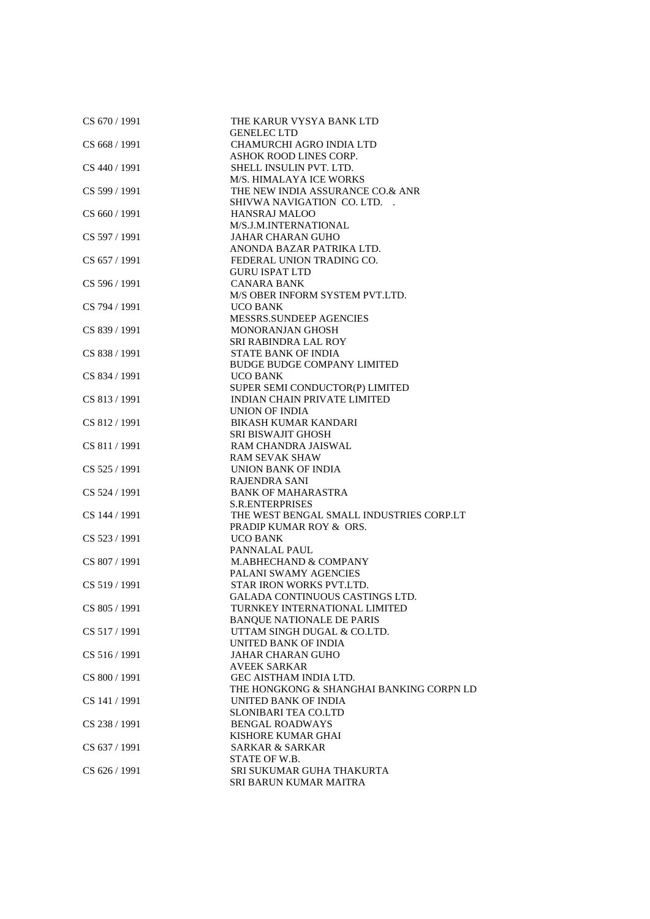| | |
|---|---|
| CS 670 / 1991 | THE KARUR VYSYA BANK LTD<br>GENELEC LTD |
| CS 668 / 1991 | CHAMURCHI AGRO INDIA LTD<br>ASHOK ROOD LINES CORP. |
| CS 440 / 1991 | SHELL INSULIN PVT. LTD.<br>M/S. HIMALAYA ICE WORKS |
| CS 599 / 1991 | THE NEW INDIA ASSURANCE CO.& ANR<br>SHIVWA NAVIGATION CO. LTD. . |
| CS 660 / 1991 | HANSRAJ MALOO<br>M/S.J.M.INTERNATIONAL |
| CS 597 / 1991 | JAHAR CHARAN GUHO<br>ANONDA BAZAR PATRIKA LTD. |
| CS 657 / 1991 | FEDERAL UNION TRADING CO.<br>GURU ISPAT LTD |
| CS 596 / 1991 | CANARA BANK<br>M/S OBER INFORM SYSTEM PVT.LTD. |
| CS 794 / 1991 | UCO BANK<br>MESSRS.SUNDEEP AGENCIES |
| CS 839 / 1991 | MONORANJAN GHOSH<br>SRI RABINDRA LAL ROY |
| CS 838 / 1991 | STATE BANK OF INDIA<br>BUDGE BUDGE COMPANY LIMITED |
| CS 834 / 1991 | UCO BANK<br>SUPER SEMI CONDUCTOR(P) LIMITED |
| CS 813 / 1991 | INDIAN CHAIN PRIVATE LIMITED<br>UNION OF INDIA |
| CS 812 / 1991 | BIKASH KUMAR KANDARI<br>SRI BISWAJIT GHOSH |
| CS 811 / 1991 | RAM CHANDRA JAISWAL<br>RAM SEVAK SHAW |
| CS 525 / 1991 | UNION BANK OF INDIA<br>RAJENDRA SANI |
| CS 524 / 1991 | BANK OF MAHARASTRA<br>S.R.ENTERPRISES |
| CS 144 / 1991 | THE WEST BENGAL SMALL INDUSTRIES CORP.LT<br>PRADIP KUMAR ROY & ORS. |
| CS 523 / 1991 | UCO BANK<br>PANNALAL PAUL |
| CS 807 / 1991 | M.ABHECHAND & COMPANY<br>PALANI SWAMY AGENCIES |
| CS 519 / 1991 | STAR IRON WORKS PVT.LTD.<br>GALADA CONTINUOUS CASTINGS LTD. |
| CS 805 / 1991 | TURNKEY INTERNATIONAL LIMITED<br>BANQUE NATIONALE DE PARIS |
| CS 517 / 1991 | UTTAM SINGH DUGAL & CO.LTD.<br>UNITED BANK OF INDIA |
| CS 516 / 1991 | JAHAR CHARAN GUHO<br>AVEEK SARKAR |
| CS 800 / 1991 | GEC AISTHAM INDIA LTD.<br>THE HONGKONG & SHANGHAI BANKING CORPN LD |
| CS 141 / 1991 | UNITED BANK OF INDIA<br>SLONIBARI TEA CO.LTD |
| CS 238 / 1991 | BENGAL ROADWAYS<br>KISHORE KUMAR GHAI |
| CS 637 / 1991 | SARKAR & SARKAR<br>STATE OF W.B. |
| CS 626 / 1991 | SRI SUKUMAR GUHA THAKURTA<br>SRI BARUN KUMAR MAITRA |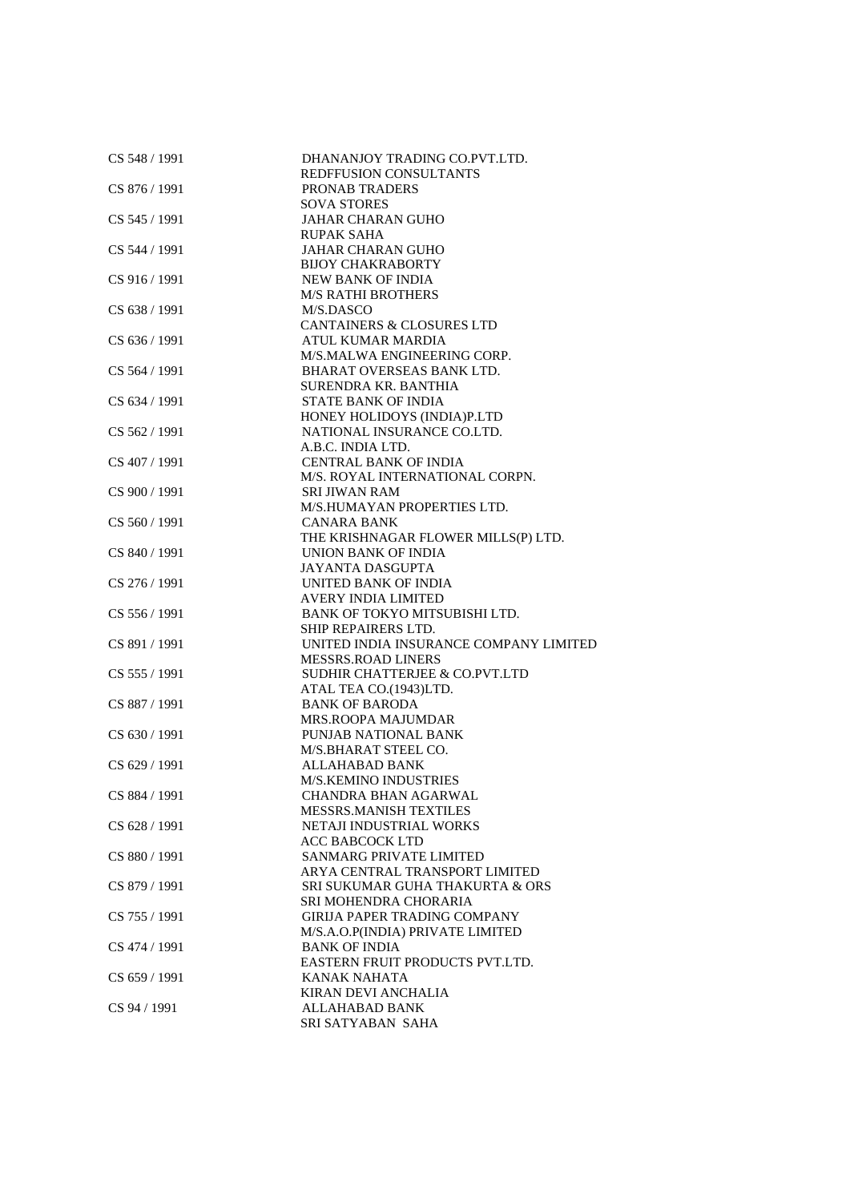| | |
|---|---|
| CS 548 / 1991 | DHANANJOY TRADING CO.PVT.LTD.<br>REDFFUSION CONSULTANTS |
| CS 876 / 1991 | PRONAB TRADERS<br>SOVA STORES |
| CS 545 / 1991 | JAHAR CHARAN GUHO<br>RUPAK SAHA |
| CS 544 / 1991 | JAHAR CHARAN GUHO<br>BIJOY CHAKRABORTY |
| CS 916 / 1991 | NEW BANK OF INDIA<br>M/S RATHI BROTHERS |
| CS 638 / 1991 | M/S.DASCO<br>CANTAINERS & CLOSURES LTD |
| CS 636 / 1991 | ATUL KUMAR MARDIA<br>M/S.MALWA ENGINEERING CORP. |
| CS 564 / 1991 | BHARAT OVERSEAS BANK LTD.<br>SURENDRA KR. BANTHIA |
| CS 634 / 1991 | STATE BANK OF INDIA<br>HONEY HOLIDOYS (INDIA)P.LTD |
| CS 562 / 1991 | NATIONAL INSURANCE CO.LTD.<br>A.B.C. INDIA LTD. |
| CS 407 / 1991 | CENTRAL BANK OF INDIA<br>M/S. ROYAL INTERNATIONAL CORPN. |
| CS 900 / 1991 | SRI JIWAN RAM<br>M/S.HUMAYAN PROPERTIES LTD. |
| CS 560 / 1991 | CANARA BANK<br>THE KRISHNAGAR FLOWER MILLS(P) LTD. |
| CS 840 / 1991 | UNION BANK OF INDIA<br>JAYANTA DASGUPTA |
| CS 276 / 1991 | UNITED BANK OF INDIA<br>AVERY INDIA LIMITED |
| CS 556 / 1991 | BANK OF TOKYO MITSUBISHI LTD.<br>SHIP REPAIRERS LTD. |
| CS 891 / 1991 | UNITED INDIA INSURANCE COMPANY LIMITED<br>MESSRS.ROAD LINERS |
| CS 555 / 1991 | SUDHIR CHATTERJEE & CO.PVT.LTD<br>ATAL TEA CO.(1943)LTD. |
| CS 887 / 1991 | BANK OF BARODA<br>MRS.ROOPA MAJUMDAR |
| CS 630 / 1991 | PUNJAB NATIONAL BANK<br>M/S.BHARAT STEEL CO. |
| CS 629 / 1991 | ALLAHABAD BANK<br>M/S.KEMINO INDUSTRIES |
| CS 884 / 1991 | CHANDRA BHAN AGARWAL<br>MESSRS.MANISH TEXTILES |
| CS 628 / 1991 | NETAJI INDUSTRIAL WORKS<br>ACC BABCOCK LTD |
| CS 880 / 1991 | SANMARG PRIVATE LIMITED<br>ARYA CENTRAL TRANSPORT LIMITED |
| CS 879 / 1991 | SRI SUKUMAR GUHA THAKURTA & ORS<br>SRI MOHENDRA CHORARIA |
| CS 755 / 1991 | GIRIJA PAPER TRADING COMPANY<br>M/S.A.O.P(INDIA) PRIVATE LIMITED |
| CS 474 / 1991 | BANK OF INDIA<br>EASTERN FRUIT PRODUCTS PVT.LTD. |
| CS 659 / 1991 | KANAK NAHATA<br>KIRAN DEVI ANCHALIA |
| CS 94 / 1991 | ALLAHABAD BANK<br>SRI SATYABAN SAHA |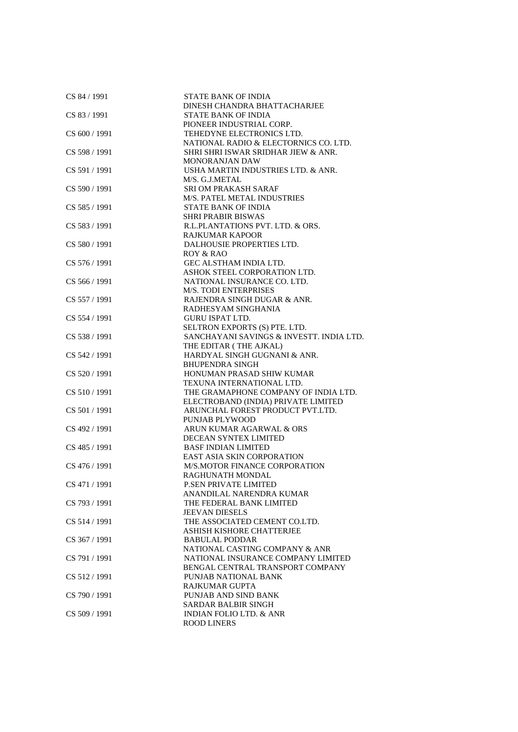| | |
|---|---|
| CS 84 / 1991 | STATE BANK OF INDIA<br>DINESH CHANDRA BHATTACHARJEE |
| CS 83 / 1991 | STATE BANK OF INDIA<br>PIONEER INDUSTRIAL CORP. |
| CS 600 / 1991 | TEHEDYNE ELECTRONICS LTD.<br>NATIONAL RADIO & ELECTORNICS CO. LTD. |
| CS 598 / 1991 | SHRI SHRI ISWAR SRIDHAR JIEW & ANR.<br>MONORANJAN DAW |
| CS 591 / 1991 | USHA MARTIN INDUSTRIES LTD. & ANR.<br>M/S. G.J.METAL |
| CS 590 / 1991 | SRI OM PRAKASH SARAF<br>M/S. PATEL METAL INDUSTRIES |
| CS 585 / 1991 | STATE BANK OF INDIA<br>SHRI PRABIR BISWAS |
| CS 583 / 1991 | R.L.PLANTATIONS PVT. LTD. & ORS.<br>RAJKUMAR KAPOOR |
| CS 580 / 1991 | DALHOUSIE PROPERTIES LTD.<br>ROY & RAO |
| CS 576 / 1991 | GEC ALSTHAM INDIA LTD.<br>ASHOK STEEL CORPORATION LTD. |
| CS 566 / 1991 | NATIONAL INSURANCE CO. LTD.<br>M/S. TODI ENTERPRISES |
| CS 557 / 1991 | RAJENDRA SINGH DUGAR & ANR.<br>RADHESYAM SINGHANIA |
| CS 554 / 1991 | GURU ISPAT LTD.<br>SELTRON EXPORTS (S) PTE. LTD. |
| CS 538 / 1991 | SANCHAYANI SAVINGS & INVESTT. INDIA LTD.<br>THE EDITAR ( THE AJKAL) |
| CS 542 / 1991 | HARDYAL SINGH GUGNANI & ANR.<br>BHUPENDRA SINGH |
| CS 520 / 1991 | HONUMAN PRASAD SHIW KUMAR<br>TEXUNA INTERNATIONAL LTD. |
| CS 510 / 1991 | THE GRAMAPHONE COMPANY OF INDIA LTD.<br>ELECTROBAND (INDIA) PRIVATE LIMITED |
| CS 501 / 1991 | ARUNCHAL FOREST PRODUCT PVT.LTD.<br>PUNJAB PLYWOOD |
| CS 492 / 1991 | ARUN KUMAR AGARWAL & ORS<br>DECEAN SYNTEX LIMITED |
| CS 485 / 1991 | BASF INDIAN LIMITED<br>EAST ASIA SKIN CORPORATION |
| CS 476 / 1991 | M/S.MOTOR FINANCE CORPORATION<br>RAGHUNATH MONDAL |
| CS 471 / 1991 | P.SEN PRIVATE LIMITED<br>ANANDILAL NARENDRA KUMAR |
| CS 793 / 1991 | THE FEDERAL BANK LIMITED<br>JEEVAN DIESELS |
| CS 514 / 1991 | THE ASSOCIATED CEMENT CO.LTD.<br>ASHISH KISHORE CHATTERJEE |
| CS 367 / 1991 | BABULAL PODDAR<br>NATIONAL CASTING COMPANY & ANR |
| CS 791 / 1991 | NATIONAL INSURANCE COMPANY LIMITED<br>BENGAL CENTRAL TRANSPORT COMPANY |
| CS 512 / 1991 | PUNJAB NATIONAL BANK<br>RAJKUMAR GUPTA |
| CS 790 / 1991 | PUNJAB AND SIND BANK<br>SARDAR BALBIR SINGH |
| CS 509 / 1991 | INDIAN FOLIO LTD. & ANR<br>ROOD LINERS |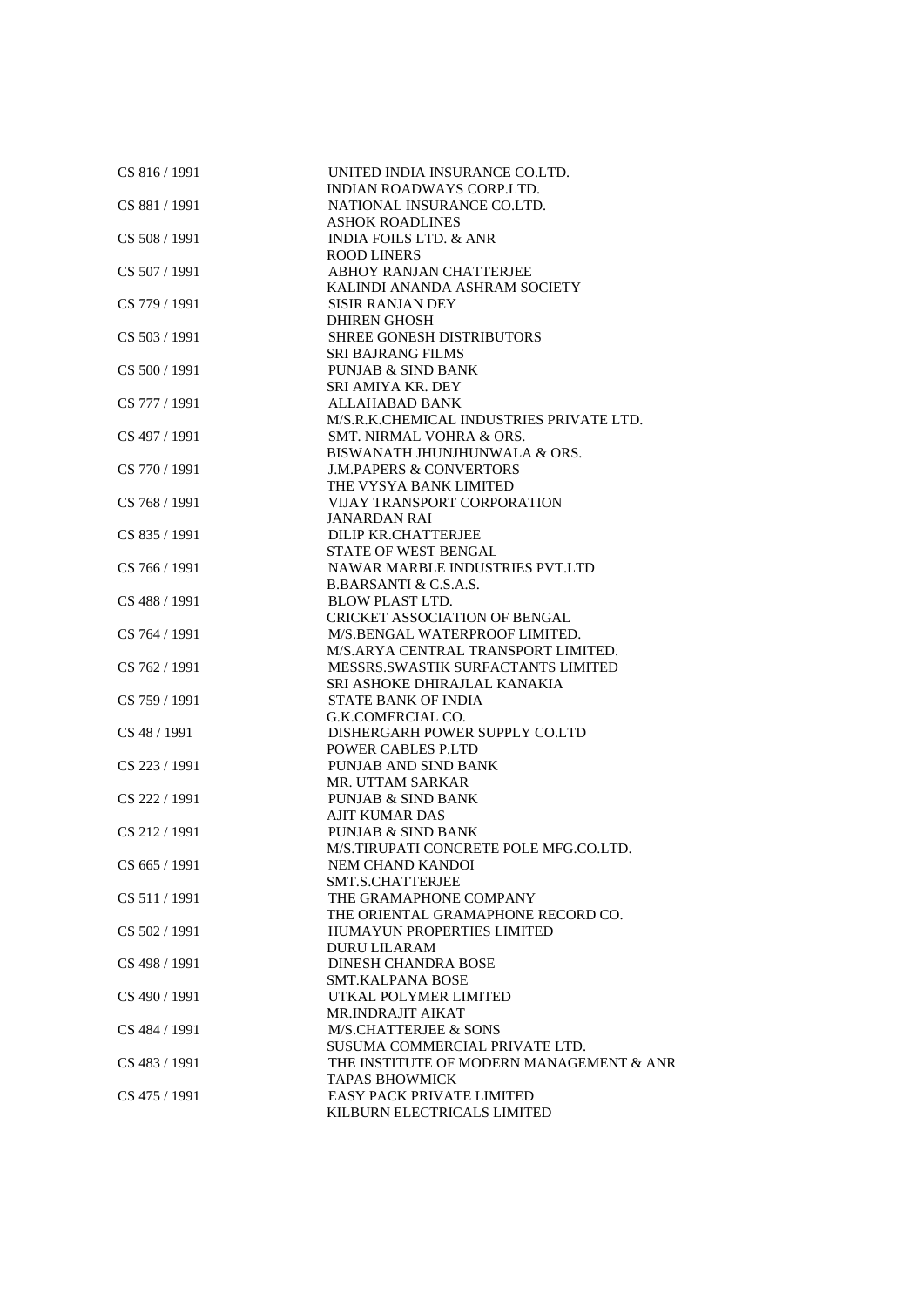| | |
|---|---|
| CS 816 / 1991 | UNITED INDIA INSURANCE CO.LTD. |
| | INDIAN ROADWAYS CORP.LTD. |
| CS 881 / 1991 | NATIONAL INSURANCE CO.LTD. |
| | ASHOK ROADLINES |
| CS 508 / 1991 | INDIA FOILS LTD. & ANR |
| | ROOD LINERS |
| CS 507 / 1991 | ABHOY RANJAN CHATTERJEE |
| | KALINDI ANANDA ASHRAM SOCIETY |
| CS 779 / 1991 | SISIR RANJAN DEY |
| | DHIREN GHOSH |
| CS 503 / 1991 | SHREE GONESH DISTRIBUTORS |
| | SRI BAJRANG FILMS |
| CS 500 / 1991 | PUNJAB & SIND BANK |
| | SRI AMIYA KR. DEY |
| CS 777 / 1991 | ALLAHABAD BANK |
| | M/S.R.K.CHEMICAL INDUSTRIES PRIVATE LTD. |
| CS 497 / 1991 | SMT. NIRMAL VOHRA & ORS. |
| | BISWANATH JHUNJHUNWALA & ORS. |
| CS 770 / 1991 | J.M.PAPERS & CONVERTORS |
| | THE VYSYA BANK LIMITED |
| CS 768 / 1991 | VIJAY TRANSPORT CORPORATION |
| | JANARDAN RAI |
| CS 835 / 1991 | DILIP KR.CHATTERJEE |
| | STATE OF WEST BENGAL |
| CS 766 / 1991 | NAWAR MARBLE INDUSTRIES PVT.LTD |
| | B.BARSANTI & C.S.A.S. |
| CS 488 / 1991 | BLOW PLAST LTD. |
| | CRICKET ASSOCIATION OF BENGAL |
| CS 764 / 1991 | M/S.BENGAL WATERPROOF LIMITED. |
| | M/S.ARYA CENTRAL TRANSPORT LIMITED. |
| CS 762 / 1991 | MESSRS.SWASTIK SURFACTANTS LIMITED |
| | SRI ASHOKE DHIRAJLAL KANAKIA |
| CS 759 / 1991 | STATE BANK OF INDIA |
| | G.K.COMERCIAL CO. |
| CS 48 / 1991 | DISHERGARH POWER SUPPLY CO.LTD |
| | POWER CABLES P.LTD |
| CS 223 / 1991 | PUNJAB AND SIND BANK |
| | MR. UTTAM SARKAR |
| CS 222 / 1991 | PUNJAB & SIND BANK |
| | AJIT KUMAR DAS |
| CS 212 / 1991 | PUNJAB & SIND BANK |
| | M/S.TIRUPATI CONCRETE POLE MFG.CO.LTD. |
| CS 665 / 1991 | NEM CHAND KANDOI |
| | SMT.S.CHATTERJEE |
| CS 511 / 1991 | THE GRAMAPHONE COMPANY |
| | THE ORIENTAL GRAMAPHONE RECORD CO. |
| CS 502 / 1991 | HUMAYUN PROPERTIES LIMITED |
| | DURU LILARAM |
| CS 498 / 1991 | DINESH CHANDRA BOSE |
| | SMT.KALPANA BOSE |
| CS 490 / 1991 | UTKAL POLYMER LIMITED |
| | MR.INDRAJIT AIKAT |
| CS 484 / 1991 | M/S.CHATTERJEE & SONS |
| | SUSUMA COMMERCIAL PRIVATE LTD. |
| CS 483 / 1991 | THE INSTITUTE OF MODERN MANAGEMENT & ANR |
| | TAPAS BHOWMICK |
| CS 475 / 1991 | EASY PACK PRIVATE LIMITED |
| | KILBURN ELECTRICALS LIMITED |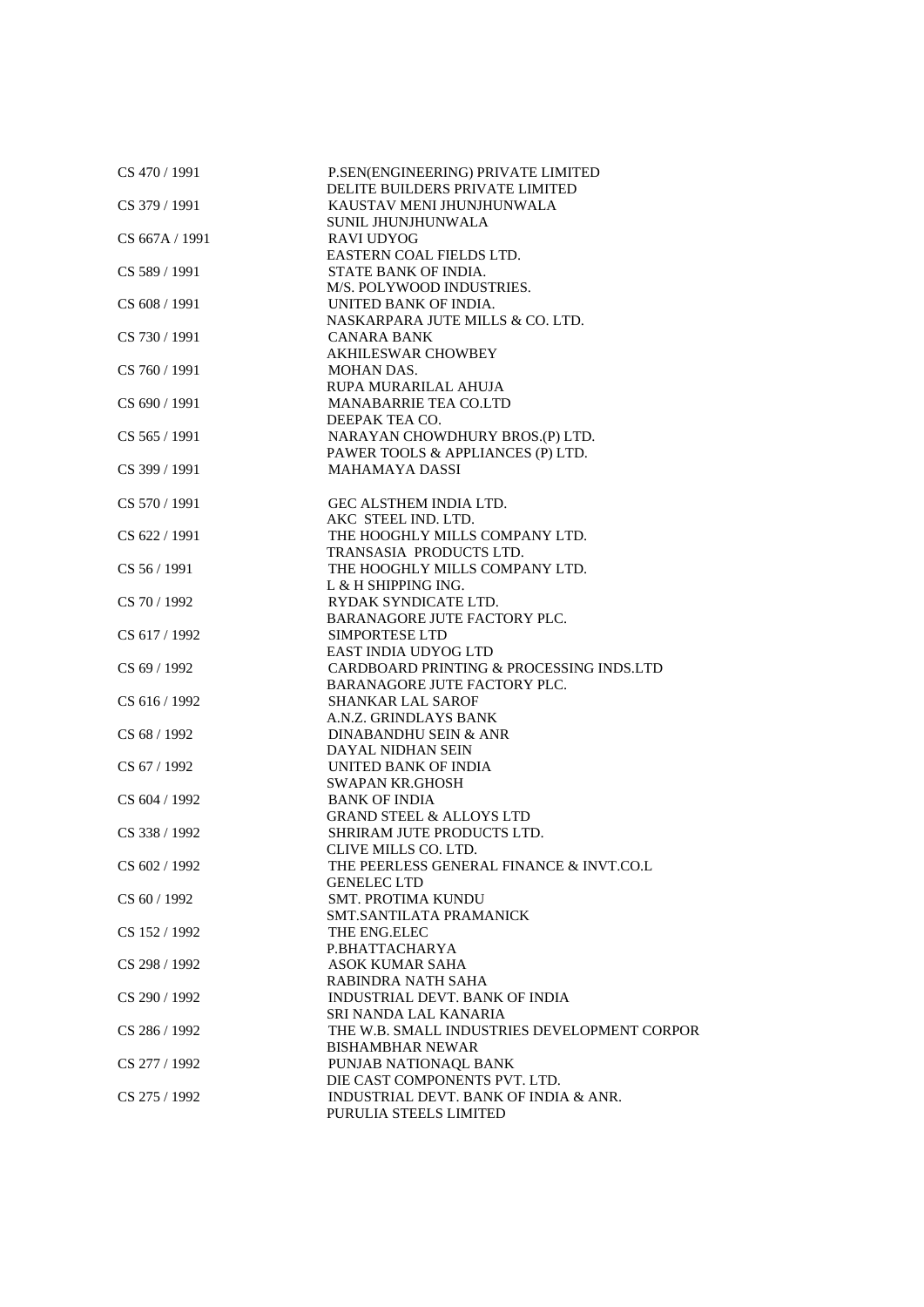| | |
|---|---|
| CS 470 / 1991 | P.SEN(ENGINEERING) PRIVATE LIMITED<br>DELITE BUILDERS PRIVATE LIMITED |
| CS 379 / 1991 | KAUSTAV MENI JHUNJHUNWALA<br>SUNIL JHUNJHUNWALA |
| CS 667A / 1991 | RAVI UDYOG<br>EASTERN COAL FIELDS LTD. |
| CS 589 / 1991 | STATE BANK OF INDIA.<br>M/S. POLYWOOD INDUSTRIES. |
| CS 608 / 1991 | UNITED BANK OF INDIA.<br>NASKARPARA JUTE MILLS & CO. LTD. |
| CS 730 / 1991 | CANARA BANK<br>AKHILESWAR CHOWBEY |
| CS 760 / 1991 | MOHAN DAS.<br>RUPA MURARILAL AHUJA |
| CS 690 / 1991 | MANABARRIE TEA CO.LTD<br>DEEPAK TEA CO. |
| CS 565 / 1991 | NARAYAN CHOWDHURY BROS.(P) LTD.<br>PAWER TOOLS & APPLIANCES (P) LTD. |
| CS 399 / 1991 | MAHAMAYA DASSI |
| CS 570 / 1991 | GEC ALSTHEM INDIA LTD.<br>AKC STEEL IND. LTD. |
| CS 622 / 1991 | THE HOOGHLY MILLS COMPANY LTD.<br>TRANSASIA PRODUCTS LTD. |
| CS 56 / 1991 | THE HOOGHLY MILLS COMPANY LTD.<br>L & H SHIPPING ING. |
| CS 70 / 1992 | RYDAK SYNDICATE LTD.<br>BARANAGORE JUTE FACTORY PLC. |
| CS 617 / 1992 | SIMPORTESE LTD<br>EAST INDIA UDYOG LTD |
| CS 69 / 1992 | CARDBOARD PRINTING & PROCESSING INDS.LTD<br>BARANAGORE JUTE FACTORY PLC. |
| CS 616 / 1992 | SHANKAR LAL SAROF<br>A.N.Z. GRINDLAYS BANK |
| CS 68 / 1992 | DINABANDHU SEIN & ANR<br>DAYAL NIDHAN SEIN |
| CS 67 / 1992 | UNITED BANK OF INDIA<br>SWAPAN KR.GHOSH |
| CS 604 / 1992 | BANK OF INDIA<br>GRAND STEEL & ALLOYS LTD |
| CS 338 / 1992 | SHRIRAM JUTE PRODUCTS LTD.<br>CLIVE MILLS CO. LTD. |
| CS 602 / 1992 | THE PEERLESS GENERAL FINANCE & INVT.CO.L<br>GENELEC LTD |
| CS 60 / 1992 | SMT. PROTIMA KUNDU<br>SMT.SANTILATA PRAMANICK |
| CS 152 / 1992 | THE ENG.ELEC<br>P.BHATTACHARYA |
| CS 298 / 1992 | ASOK KUMAR SAHA<br>RABINDRA NATH SAHA |
| CS 290 / 1992 | INDUSTRIAL DEVT. BANK OF INDIA<br>SRI NANDA LAL KANARIA |
| CS 286 / 1992 | THE W.B. SMALL INDUSTRIES DEVELOPMENT CORPOR<br>BISHAMBHAR NEWAR |
| CS 277 / 1992 | PUNJAB NATIONAQL BANK<br>DIE CAST COMPONENTS PVT. LTD. |
| CS 275 / 1992 | INDUSTRIAL DEVT. BANK OF INDIA & ANR.<br>PURULIA STEELS LIMITED |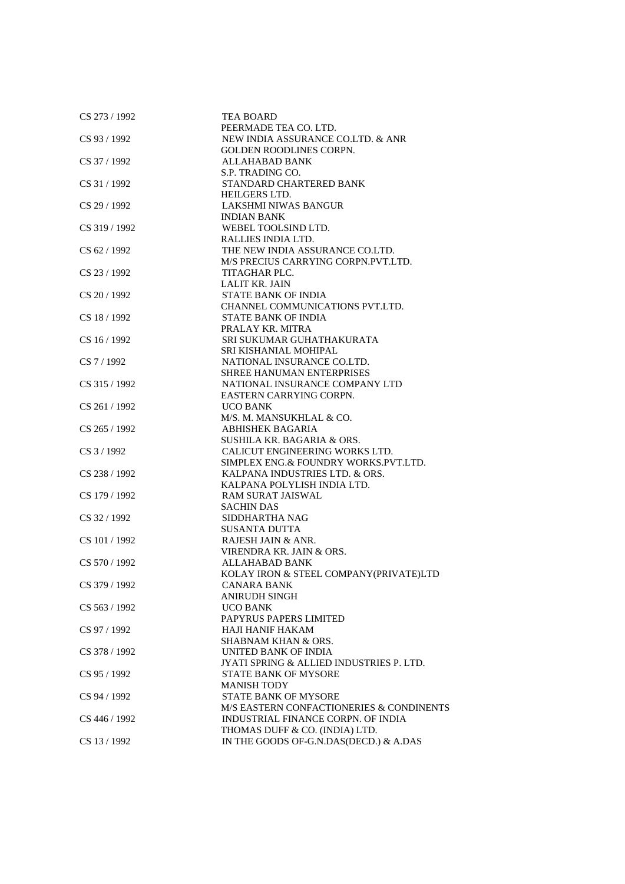| | |
|---|---|
| CS 273 / 1992 | TEA BOARD<br>PEERMADE TEA CO. LTD. |
| CS 93 / 1992 | NEW INDIA ASSURANCE CO.LTD. & ANR<br>GOLDEN ROODLINES CORPN. |
| CS 37 / 1992 | ALLAHABAD BANK<br>S.P. TRADING CO. |
| CS 31 / 1992 | STANDARD CHARTERED BANK<br>HEILGERS LTD. |
| CS 29 / 1992 | LAKSHMI NIWAS BANGUR<br>INDIAN BANK |
| CS 319 / 1992 | WEBEL TOOLSIND LTD.<br>RALLIES INDIA LTD. |
| CS 62 / 1992 | THE NEW INDIA ASSURANCE CO.LTD.<br>M/S PRECIUS CARRYING CORPN.PVT.LTD. |
| CS 23 / 1992 | TITAGHAR PLC.<br>LALIT KR. JAIN |
| CS 20 / 1992 | STATE BANK OF INDIA<br>CHANNEL COMMUNICATIONS PVT.LTD. |
| CS 18 / 1992 | STATE BANK OF INDIA<br>PRALAY KR. MITRA |
| CS 16 / 1992 | SRI SUKUMAR GUHATHAKURATA<br>SRI KISHANIAL MOHIPAL |
| CS 7 / 1992 | NATIONAL INSURANCE CO.LTD.<br>SHREE HANUMAN ENTERPRISES |
| CS 315 / 1992 | NATIONAL INSURANCE COMPANY LTD<br>EASTERN CARRYING CORPN. |
| CS 261 / 1992 | UCO BANK<br>M/S. M. MANSUKHLAL & CO. |
| CS 265 / 1992 | ABHISHEK BAGARIA<br>SUSHILA KR. BAGARIA & ORS. |
| CS 3 / 1992 | CALICUT ENGINEERING WORKS LTD.<br>SIMPLEX ENG.& FOUNDRY WORKS.PVT.LTD. |
| CS 238 / 1992 | KALPANA INDUSTRIES LTD. & ORS.<br>KALPANA POLYLISH INDIA LTD. |
| CS 179 / 1992 | RAM SURAT JAISWAL<br>SACHIN DAS |
| CS 32 / 1992 | SIDDHARTHA NAG<br>SUSANTA DUTTA |
| CS 101 / 1992 | RAJESH JAIN & ANR.<br>VIRENDRA KR. JAIN & ORS. |
| CS 570 / 1992 | ALLAHABAD BANK<br>KOLAY IRON & STEEL COMPANY(PRIVATE)LTD |
| CS 379 / 1992 | CANARA BANK<br>ANIRUDH SINGH |
| CS 563 / 1992 | UCO BANK<br>PAPYRUS PAPERS LIMITED |
| CS 97 / 1992 | HAJI HANIF HAKAM<br>SHABNAM KHAN & ORS. |
| CS 378 / 1992 | UNITED BANK OF INDIA<br>JYATI SPRING & ALLIED INDUSTRIES P. LTD. |
| CS 95 / 1992 | STATE BANK OF MYSORE<br>MANISH TODY |
| CS 94 / 1992 | STATE BANK OF MYSORE<br>M/S EASTERN CONFACTIONERIES & CONDINENTS |
| CS 446 / 1992 | INDUSTRIAL FINANCE CORPN. OF INDIA<br>THOMAS DUFF & CO. (INDIA) LTD. |
| CS 13 / 1992 | IN THE GOODS OF-G.N.DAS(DECD.) & A.DAS |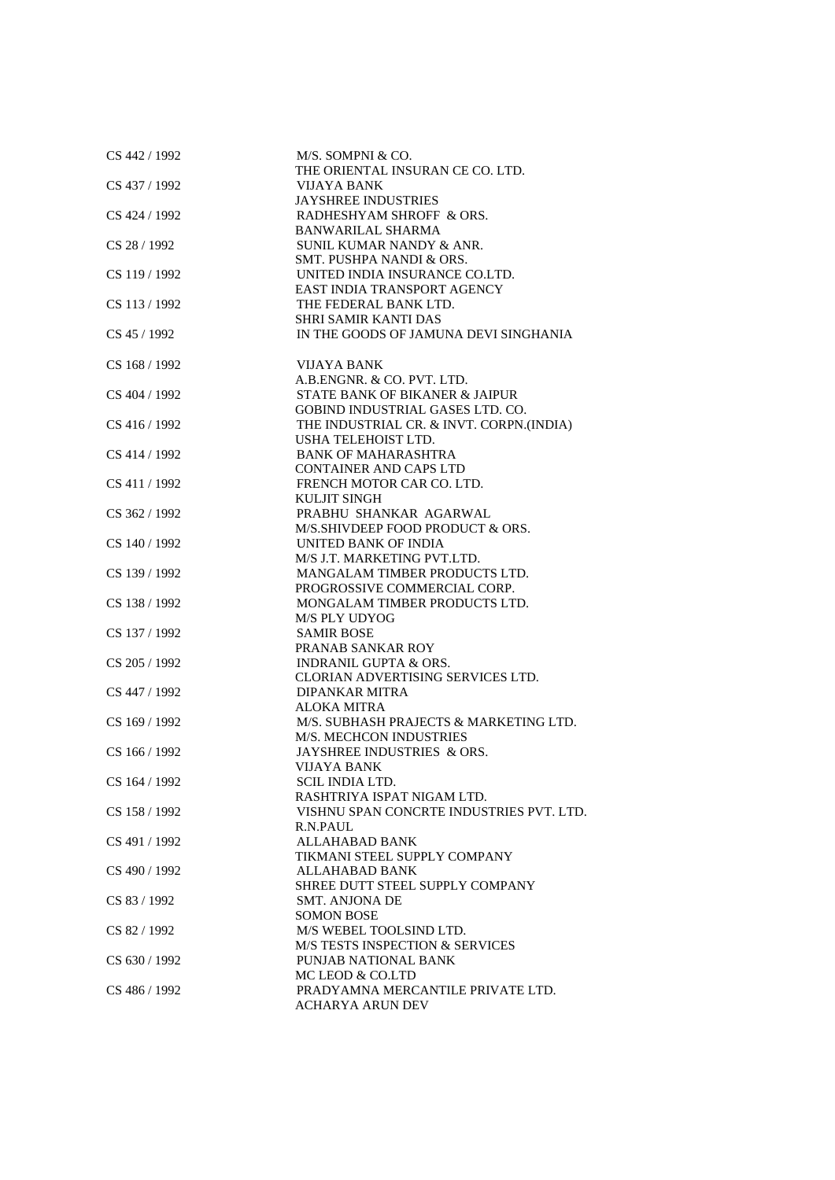| | |
|---|---|
| CS 442 / 1992 | M/S. SOMPNI & CO.<br>THE ORIENTAL INSURAN CE CO. LTD. |
| CS 437 / 1992 | VIJAYA BANK<br>JAYSHREE INDUSTRIES |
| CS 424 / 1992 | RADHESHYAM SHROFF & ORS.<br>BANWARILAL SHARMA |
| CS 28 / 1992 | SUNIL KUMAR NANDY & ANR.<br>SMT. PUSHPA NANDI & ORS. |
| CS 119 / 1992 | UNITED INDIA INSURANCE CO.LTD.<br>EAST INDIA TRANSPORT AGENCY |
| CS 113 / 1992 | THE FEDERAL BANK LTD.<br>SHRI SAMIR KANTI DAS |
| CS 45 / 1992 | IN THE GOODS OF JAMUNA DEVI SINGHANIA |
| CS 168 / 1992 | VIJAYA BANK<br>A.B.ENGNR. & CO. PVT. LTD. |
| CS 404 / 1992 | STATE BANK OF BIKANER & JAIPUR<br>GOBIND INDUSTRIAL GASES LTD. CO. |
| CS 416 / 1992 | THE INDUSTRIAL CR. & INVT. CORPN.(INDIA)<br>USHA TELEHOIST LTD. |
| CS 414 / 1992 | BANK OF MAHARASHTRA<br>CONTAINER AND CAPS LTD |
| CS 411 / 1992 | FRENCH MOTOR CAR CO. LTD.<br>KULJIT SINGH |
| CS 362 / 1992 | PRABHU SHANKAR AGARWAL<br>M/S.SHIVDEEP FOOD PRODUCT & ORS. |
| CS 140 / 1992 | UNITED BANK OF INDIA<br>M/S J.T. MARKETING PVT.LTD. |
| CS 139 / 1992 | MANGALAM TIMBER PRODUCTS LTD.<br>PROGROSSIVE COMMERCIAL CORP. |
| CS 138 / 1992 | MONGALAM TIMBER PRODUCTS LTD.<br>M/S PLY UDYOG |
| CS 137 / 1992 | SAMIR BOSE<br>PRANAB SANKAR ROY |
| CS 205 / 1992 | INDRANIL GUPTA & ORS.<br>CLORIAN ADVERTISING SERVICES LTD. |
| CS 447 / 1992 | DIPANKAR MITRA<br>ALOKA MITRA |
| CS 169 / 1992 | M/S. SUBHASH PRAJECTS & MARKETING LTD.<br>M/S. MECHCON INDUSTRIES |
| CS 166 / 1992 | JAYSHREE INDUSTRIES & ORS.<br>VIJAYA BANK |
| CS 164 / 1992 | SCIL INDIA LTD.<br>RASHTRIYA ISPAT NIGAM LTD. |
| CS 158 / 1992 | VISHNU SPAN CONCRTE INDUSTRIES PVT. LTD.<br>R.N.PAUL |
| CS 491 / 1992 | ALLAHABAD BANK<br>TIKMANI STEEL SUPPLY COMPANY |
| CS 490 / 1992 | ALLAHABAD BANK<br>SHREE DUTT STEEL SUPPLY COMPANY |
| CS 83 / 1992 | SMT. ANJONA DE<br>SOMON BOSE |
| CS 82 / 1992 | M/S WEBEL TOOLSIND LTD.<br>M/S TESTS INSPECTION & SERVICES |
| CS 630 / 1992 | PUNJAB NATIONAL BANK<br>MC LEOD & CO.LTD |
| CS 486 / 1992 | PRADYAMNA MERCANTILE PRIVATE LTD.<br>ACHARYA ARUN DEV |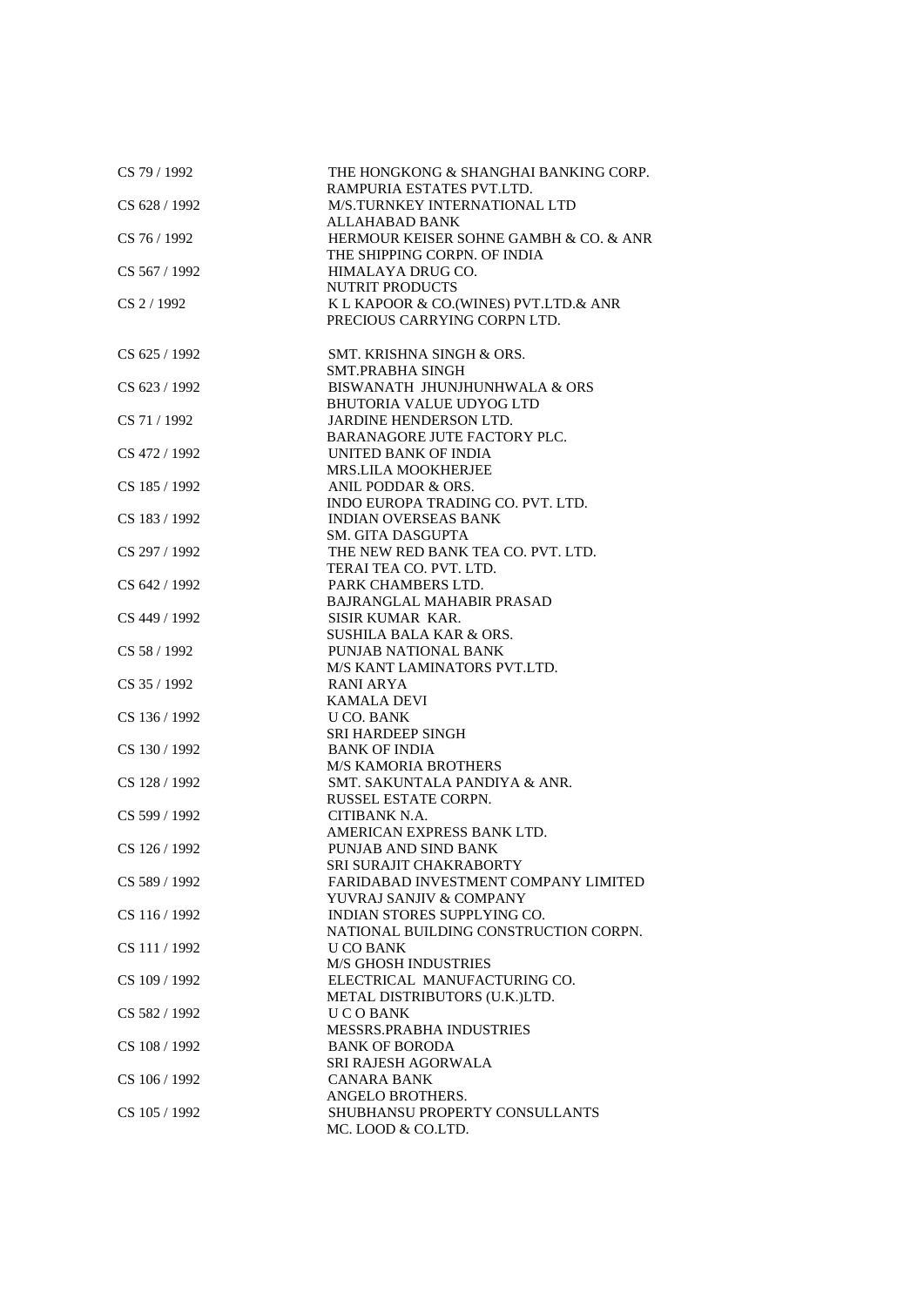| | |
|---|---|
| CS 79 / 1992 | THE HONGKONG & SHANGHAI BANKING CORP.<br>RAMPURIA ESTATES PVT.LTD. |
| CS 628 / 1992 | M/S.TURNKEY INTERNATIONAL LTD<br>ALLAHABAD BANK |
| CS 76 / 1992 | HERMOUR KEISER SOHNE GAMBH & CO. & ANR<br>THE SHIPPING CORPN. OF INDIA |
| CS 567 / 1992 | HIMALAYA DRUG CO.<br>NUTRIT PRODUCTS |
| CS 2 / 1992 | K L KAPOOR & CO.(WINES) PVT.LTD.& ANR<br>PRECIOUS CARRYING CORPN LTD. |
| CS 625 / 1992 | SMT. KRISHNA SINGH & ORS.<br>SMT.PRABHA SINGH |
| CS 623 / 1992 | BISWANATH JHUNJHUNHWALA & ORS<br>BHUTORIA VALUE UDYOG LTD |
| CS 71 / 1992 | JARDINE HENDERSON LTD.<br>BARANAGORE JUTE FACTORY PLC. |
| CS 472 / 1992 | UNITED BANK OF INDIA<br>MRS.LILA MOOKHERJEE |
| CS 185 / 1992 | ANIL PODDAR & ORS.<br>INDO EUROPA TRADING CO. PVT. LTD. |
| CS 183 / 1992 | INDIAN OVERSEAS BANK<br>SM. GITA DASGUPTA |
| CS 297 / 1992 | THE NEW RED BANK TEA CO. PVT. LTD.<br>TERAI TEA CO. PVT. LTD. |
| CS 642 / 1992 | PARK CHAMBERS LTD.<br>BAJRANGLAL MAHABIR PRASAD |
| CS 449 / 1992 | SISIR KUMAR KAR.<br>SUSHILA BALA KAR & ORS. |
| CS 58 / 1992 | PUNJAB NATIONAL BANK<br>M/S KANT LAMINATORS PVT.LTD. |
| CS 35 / 1992 | RANI ARYA<br>KAMALA DEVI |
| CS 136 / 1992 | U CO. BANK<br>SRI HARDEEP SINGH |
| CS 130 / 1992 | BANK OF INDIA<br>M/S KAMORIA BROTHERS |
| CS 128 / 1992 | SMT. SAKUNTALA PANDIYA & ANR.<br>RUSSEL ESTATE CORPN. |
| CS 599 / 1992 | CITIBANK N.A.<br>AMERICAN EXPRESS BANK LTD. |
| CS 126 / 1992 | PUNJAB AND SIND BANK<br>SRI SURAJIT CHAKRABORTY |
| CS 589 / 1992 | FARIDABAD INVESTMENT COMPANY LIMITED<br>YUVRAJ SANJIV & COMPANY |
| CS 116 / 1992 | INDIAN STORES SUPPLYING CO.<br>NATIONAL BUILDING CONSTRUCTION CORPN. |
| CS 111 / 1992 | U CO BANK<br>M/S GHOSH INDUSTRIES |
| CS 109 / 1992 | ELECTRICAL MANUFACTURING CO.<br>METAL DISTRIBUTORS (U.K.)LTD. |
| CS 582 / 1992 | U C O BANK<br>MESSRS.PRABHA INDUSTRIES |
| CS 108 / 1992 | BANK OF BORODA<br>SRI RAJESH AGORWALA |
| CS 106 / 1992 | CANARA BANK<br>ANGELO BROTHERS. |
| CS 105 / 1992 | SHUBHANSU PROPERTY CONSULLANTS<br>MC. LOOD & CO.LTD. |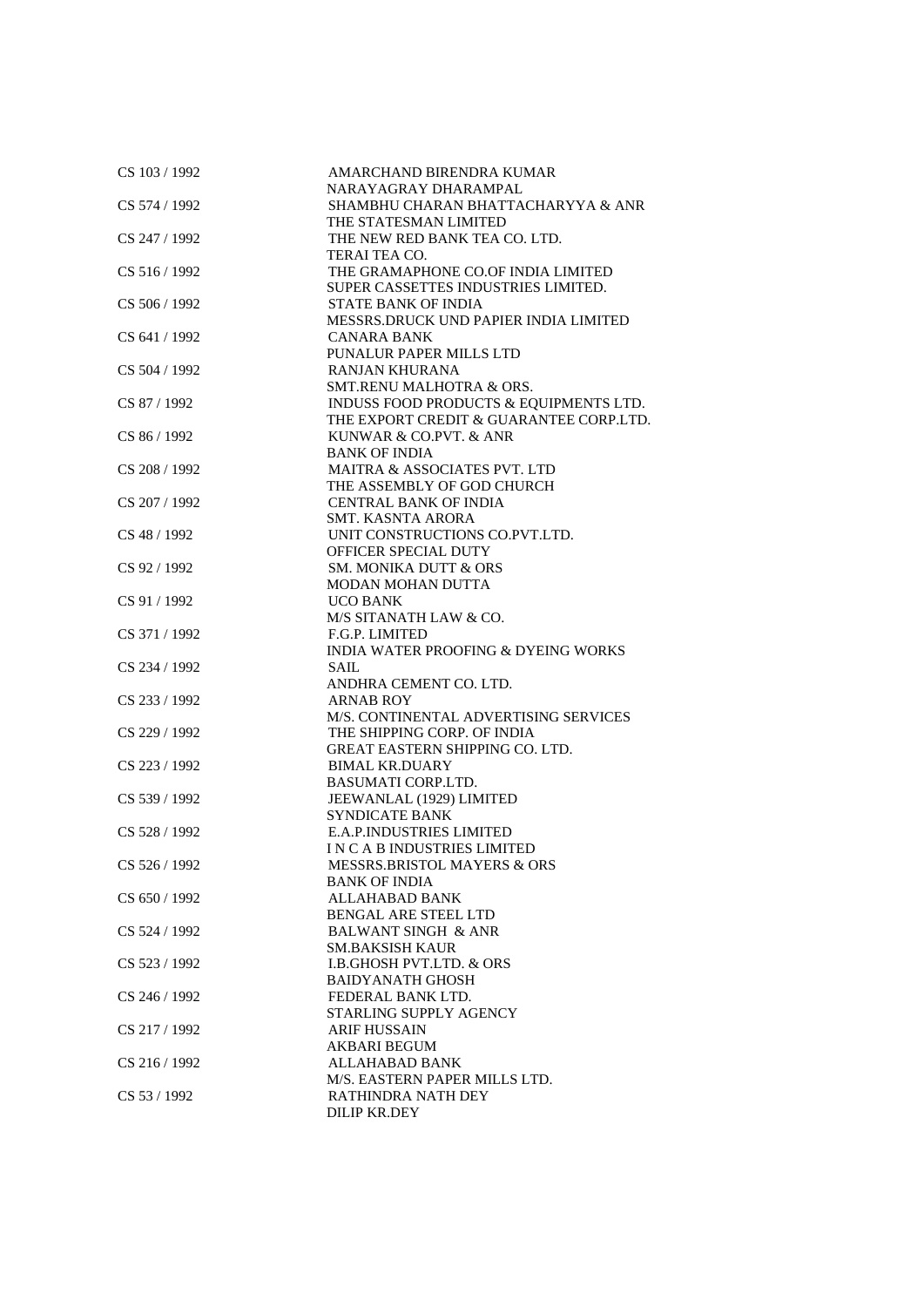| | |
|---|---|
| CS 103 / 1992 | AMARCHAND BIRENDRA KUMAR<br>NARAYAGRAY DHARAMPAL |
| CS 574 / 1992 | SHAMBHU CHARAN BHATTACHARYYA & ANR<br>THE STATESMAN LIMITED |
| CS 247 / 1992 | THE NEW RED BANK TEA CO. LTD.<br>TERAI TEA CO. |
| CS 516 / 1992 | THE GRAMAPHONE CO.OF INDIA LIMITED<br>SUPER CASSETTES INDUSTRIES LIMITED. |
| CS 506 / 1992 | STATE BANK OF INDIA<br>MESSRS.DRUCK UND PAPIER INDIA LIMITED |
| CS 641 / 1992 | CANARA BANK<br>PUNALUR PAPER MILLS LTD |
| CS 504 / 1992 | RANJAN KHURANA<br>SMT.RENU MALHOTRA & ORS. |
| CS 87 / 1992 | INDUSS FOOD PRODUCTS & EQUIPMENTS LTD.<br>THE EXPORT CREDIT & GUARANTEE CORP.LTD. |
| CS 86 / 1992 | KUNWAR & CO.PVT. & ANR<br>BANK OF INDIA |
| CS 208 / 1992 | MAITRA & ASSOCIATES PVT. LTD<br>THE ASSEMBLY OF GOD CHURCH |
| CS 207 / 1992 | CENTRAL BANK OF INDIA<br>SMT. KASNTA ARORA |
| CS 48 / 1992 | UNIT CONSTRUCTIONS CO.PVT.LTD.<br>OFFICER SPECIAL DUTY |
| CS 92 / 1992 | SM. MONIKA DUTT & ORS<br>MODAN MOHAN DUTTA |
| CS 91 / 1992 | UCO BANK<br>M/S SITANATH LAW & CO. |
| CS 371 / 1992 | F.G.P. LIMITED<br>INDIA WATER PROOFING & DYEING WORKS |
| CS 234 / 1992 | SAIL<br>ANDHRA CEMENT CO. LTD. |
| CS 233 / 1992 | ARNAB ROY<br>M/S. CONTINENTAL ADVERTISING SERVICES |
| CS 229 / 1992 | THE SHIPPING CORP. OF INDIA<br>GREAT EASTERN SHIPPING CO. LTD. |
| CS 223 / 1992 | BIMAL KR.DUARY<br>BASUMATI CORP.LTD. |
| CS 539 / 1992 | JEEWANLAL (1929) LIMITED<br>SYNDICATE BANK |
| CS 528 / 1992 | E.A.P.INDUSTRIES LIMITED<br>I N C A B INDUSTRIES LIMITED |
| CS 526 / 1992 | MESSRS.BRISTOL MAYERS & ORS<br>BANK OF INDIA |
| CS 650 / 1992 | ALLAHABAD BANK<br>BENGAL ARE STEEL LTD |
| CS 524 / 1992 | BALWANT SINGH & ANR<br>SM.BAKSISH KAUR |
| CS 523 / 1992 | I.B.GHOSH PVT.LTD. & ORS<br>BAIDYANATH GHOSH |
| CS 246 / 1992 | FEDERAL BANK LTD.<br>STARLING SUPPLY AGENCY |
| CS 217 / 1992 | ARIF HUSSAIN<br>AKBARI BEGUM |
| CS 216 / 1992 | ALLAHABAD BANK<br>M/S. EASTERN PAPER MILLS LTD. |
| CS 53 / 1992 | RATHINDRA NATH DEY<br>DILIP KR.DEY |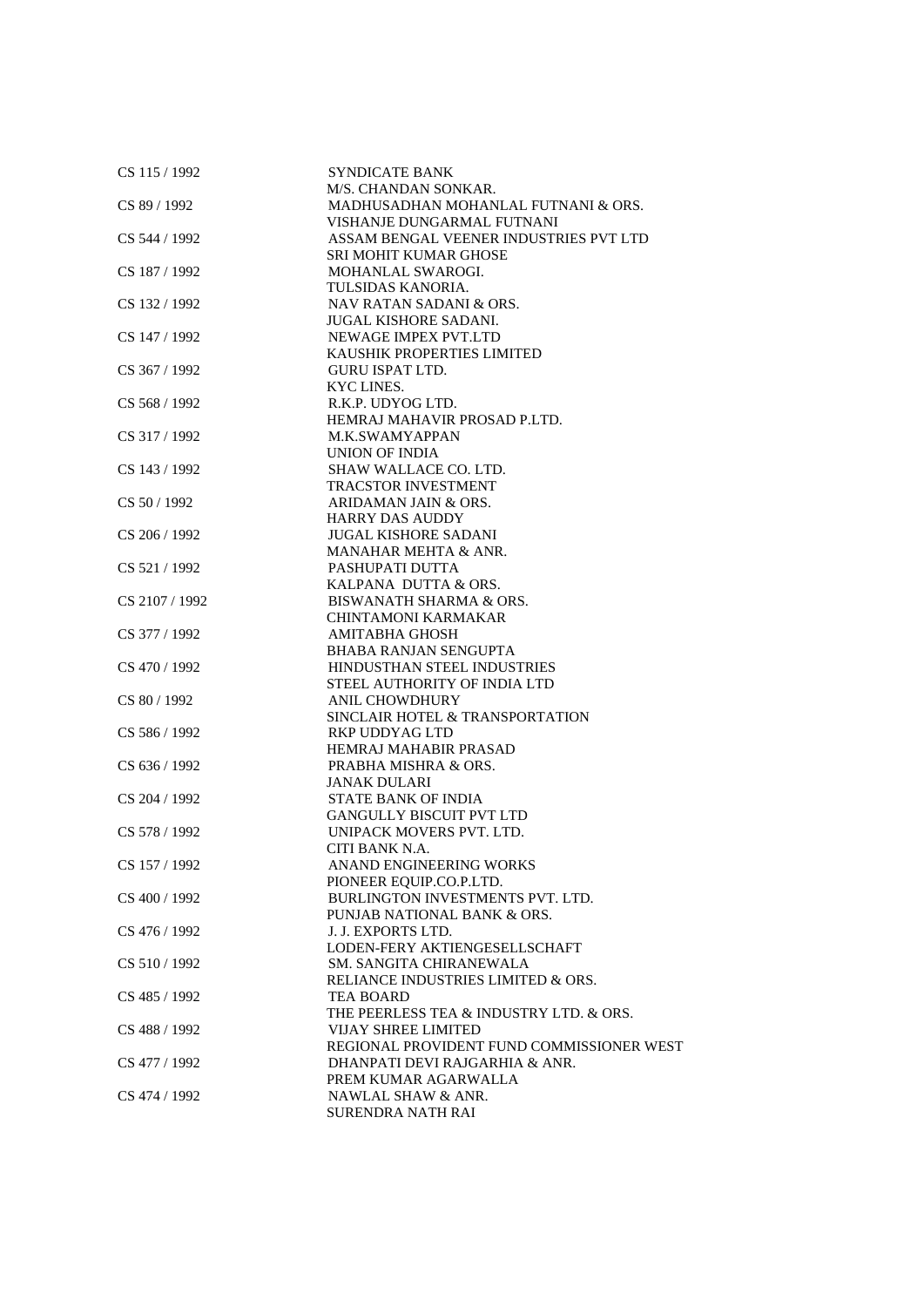| | |
|---|---|
| CS 115 / 1992 | SYNDICATE BANK<br>M/S. CHANDAN SONKAR. |
| CS 89 / 1992 | MADHUSADHAN MOHANLAL FUTNANI & ORS.<br>VISHANJE DUNGARMAL FUTNANI |
| CS 544 / 1992 | ASSAM BENGAL VEENER INDUSTRIES PVT LTD<br>SRI MOHIT KUMAR GHOSE |
| CS 187 / 1992 | MOHANLAL SWAROGI.<br>TULSIDAS KANORIA. |
| CS 132 / 1992 | NAV RATAN SADANI & ORS.<br>JUGAL KISHORE SADANI. |
| CS 147 / 1992 | NEWAGE IMPEX PVT.LTD<br>KAUSHIK PROPERTIES LIMITED |
| CS 367 / 1992 | GURU ISPAT LTD.<br>KYC LINES. |
| CS 568 / 1992 | R.K.P. UDYOG LTD.<br>HEMRAJ MAHAVIR PROSAD P.LTD. |
| CS 317 / 1992 | M.K.SWAMYAPPAN<br>UNION OF INDIA |
| CS 143 / 1992 | SHAW WALLACE CO. LTD.<br>TRACSTOR INVESTMENT |
| CS 50 / 1992 | ARIDAMAN JAIN & ORS.<br>HARRY DAS AUDDY |
| CS 206 / 1992 | JUGAL KISHORE SADANI<br>MANAHAR MEHTA & ANR. |
| CS 521 / 1992 | PASHUPATI DUTTA<br>KALPANA DUTTA & ORS. |
| CS 2107 / 1992 | BISWANATH SHARMA & ORS.<br>CHINTAMONI KARMAKAR |
| CS 377 / 1992 | AMITABHA GHOSH<br>BHABA RANJAN SENGUPTA |
| CS 470 / 1992 | HINDUSTHAN STEEL INDUSTRIES<br>STEEL AUTHORITY OF INDIA LTD |
| CS 80 / 1992 | ANIL CHOWDHURY<br>SINCLAIR HOTEL & TRANSPORTATION |
| CS 586 / 1992 | RKP UDDYAG LTD<br>HEMRAJ MAHABIR PRASAD |
| CS 636 / 1992 | PRABHA MISHRA & ORS.<br>JANAK DULARI |
| CS 204 / 1992 | STATE BANK OF INDIA<br>GANGULLY BISCUIT PVT LTD |
| CS 578 / 1992 | UNIPACK MOVERS PVT. LTD.<br>CITI BANK N.A. |
| CS 157 / 1992 | ANAND ENGINEERING WORKS<br>PIONEER EQUIP.CO.P.LTD. |
| CS 400 / 1992 | BURLINGTON INVESTMENTS PVT. LTD.<br>PUNJAB NATIONAL BANK & ORS. |
| CS 476 / 1992 | J. J. EXPORTS LTD.<br>LODEN-FERY AKTIENGESELLSCHAFT |
| CS 510 / 1992 | SM. SANGITA CHIRANEWALA<br>RELIANCE INDUSTRIES LIMITED & ORS. |
| CS 485 / 1992 | TEA BOARD<br>THE PEERLESS TEA & INDUSTRY LTD. & ORS. |
| CS 488 / 1992 | VIJAY SHREE LIMITED<br>REGIONAL PROVIDENT FUND COMMISSIONER WEST |
| CS 477 / 1992 | DHANPATI DEVI RAJGARHIA & ANR.<br>PREM KUMAR AGARWALLA |
| CS 474 / 1992 | NAWLAL SHAW & ANR.<br>SURENDRA NATH RAI |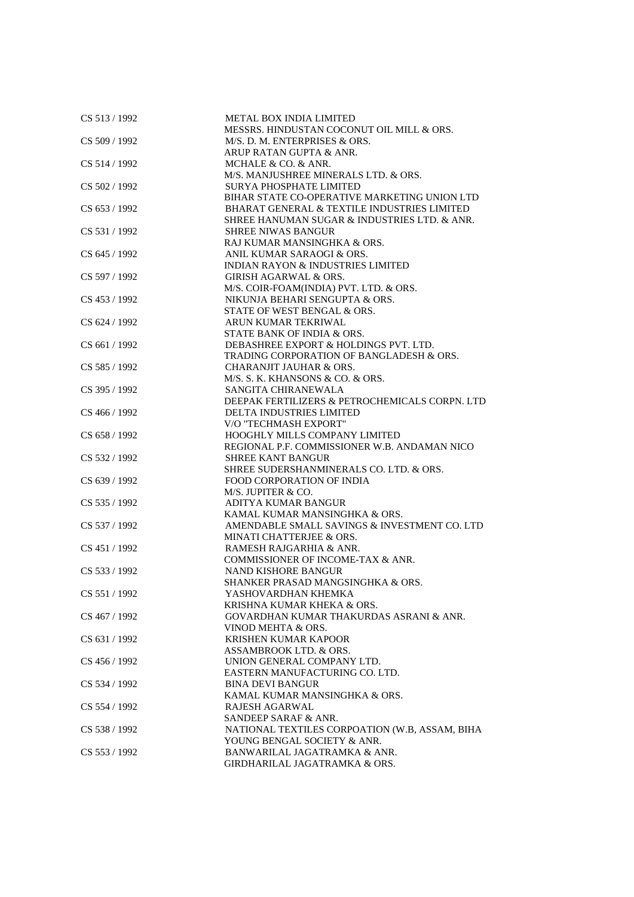| | |
|---|---|
| CS 513 / 1992 | METAL BOX INDIA LIMITED<br>MESSRS. HINDUSTAN COCONUT OIL MILL & ORS. |
| CS 509 / 1992 | M/S. D. M. ENTERPRISES & ORS.<br>ARUP RATAN GUPTA & ANR. |
| CS 514 / 1992 | MCHALE & CO. & ANR.<br>M/S. MANJUSHREE MINERALS LTD. & ORS. |
| CS 502 / 1992 | SURYA PHOSPHATE LIMITED<br>BIHAR STATE CO-OPERATIVE MARKETING UNION LTD |
| CS 653 / 1992 | BHARAT GENERAL & TEXTILE INDUSTRIES LIMITED<br>SHREE HANUMAN SUGAR & INDUSTRIES LTD. & ANR. |
| CS 531 / 1992 | SHREE NIWAS BANGUR<br>RAJ KUMAR MANSINGHKA & ORS. |
| CS 645 / 1992 | ANIL KUMAR SARAOGI & ORS.<br>INDIAN RAYON & INDUSTRIES LIMITED |
| CS 597 / 1992 | GIRISH AGARWAL & ORS.<br>M/S. COIR-FOAM(INDIA) PVT. LTD. & ORS. |
| CS 453 / 1992 | NIKUNJA BEHARI SENGUPTA & ORS.<br>STATE OF WEST BENGAL & ORS. |
| CS 624 / 1992 | ARUN KUMAR TEKRIWAL<br>STATE BANK OF INDIA & ORS. |
| CS 661 / 1992 | DEBASHREE EXPORT & HOLDINGS PVT. LTD.<br>TRADING CORPORATION OF BANGLADESH & ORS. |
| CS 585 / 1992 | CHARANJIT JAUHAR & ORS.<br>M/S. S. K. KHANSONS & CO. & ORS. |
| CS 395 / 1992 | SANGITA CHIRANEWALA<br>DEEPAK FERTILIZERS & PETROCHEMICALS CORPN. LTD |
| CS 466 / 1992 | DELTA INDUSTRIES LIMITED<br>V/O "TECHMASH EXPORT" |
| CS 658 / 1992 | HOOGHLY MILLS COMPANY LIMITED<br>REGIONAL P.F. COMMISSIONER W.B. ANDAMAN NICO |
| CS 532 / 1992 | SHREE KANT BANGUR<br>SHREE SUDERSHANMINERALS CO. LTD. & ORS. |
| CS 639 / 1992 | FOOD CORPORATION OF INDIA<br>M/S. JUPITER & CO. |
| CS 535 / 1992 | ADITYA KUMAR BANGUR<br>KAMAL KUMAR MANSINGHKA & ORS. |
| CS 537 / 1992 | AMENDABLE SMALL SAVINGS & INVESTMENT CO. LTD<br>MINATI CHATTERJEE & ORS. |
| CS 451 / 1992 | RAMESH RAJGARHIA & ANR.<br>COMMISSIONER OF INCOME-TAX & ANR. |
| CS 533 / 1992 | NAND KISHORE BANGUR<br>SHANKER PRASAD MANGSINGHKA & ORS. |
| CS 551 / 1992 | YASHOVARDHAN KHEMKA<br>KRISHNA KUMAR KHEKA & ORS. |
| CS 467 / 1992 | GOVARDHAN KUMAR THAKURDAS ASRANI & ANR.<br>VINOD MEHTA & ORS. |
| CS 631 / 1992 | KRISHEN KUMAR KAPOOR<br>ASSAMBROOK LTD. & ORS. |
| CS 456 / 1992 | UNION GENERAL COMPANY LTD.<br>EASTERN MANUFACTURING CO. LTD. |
| CS 534 / 1992 | BINA DEVI BANGUR<br>KAMAL KUMAR MANSINGHKA & ORS. |
| CS 554 / 1992 | RAJESH AGARWAL<br>SANDEEP SARAF & ANR. |
| CS 538 / 1992 | NATIONAL TEXTILES CORPOATION (W.B, ASSAM, BIHA<br>YOUNG BENGAL SOCIETY & ANR. |
| CS 553 / 1992 | BANWARILAL JAGATRAMKA & ANR.<br>GIRDHARILAL JAGATRAMKA & ORS. |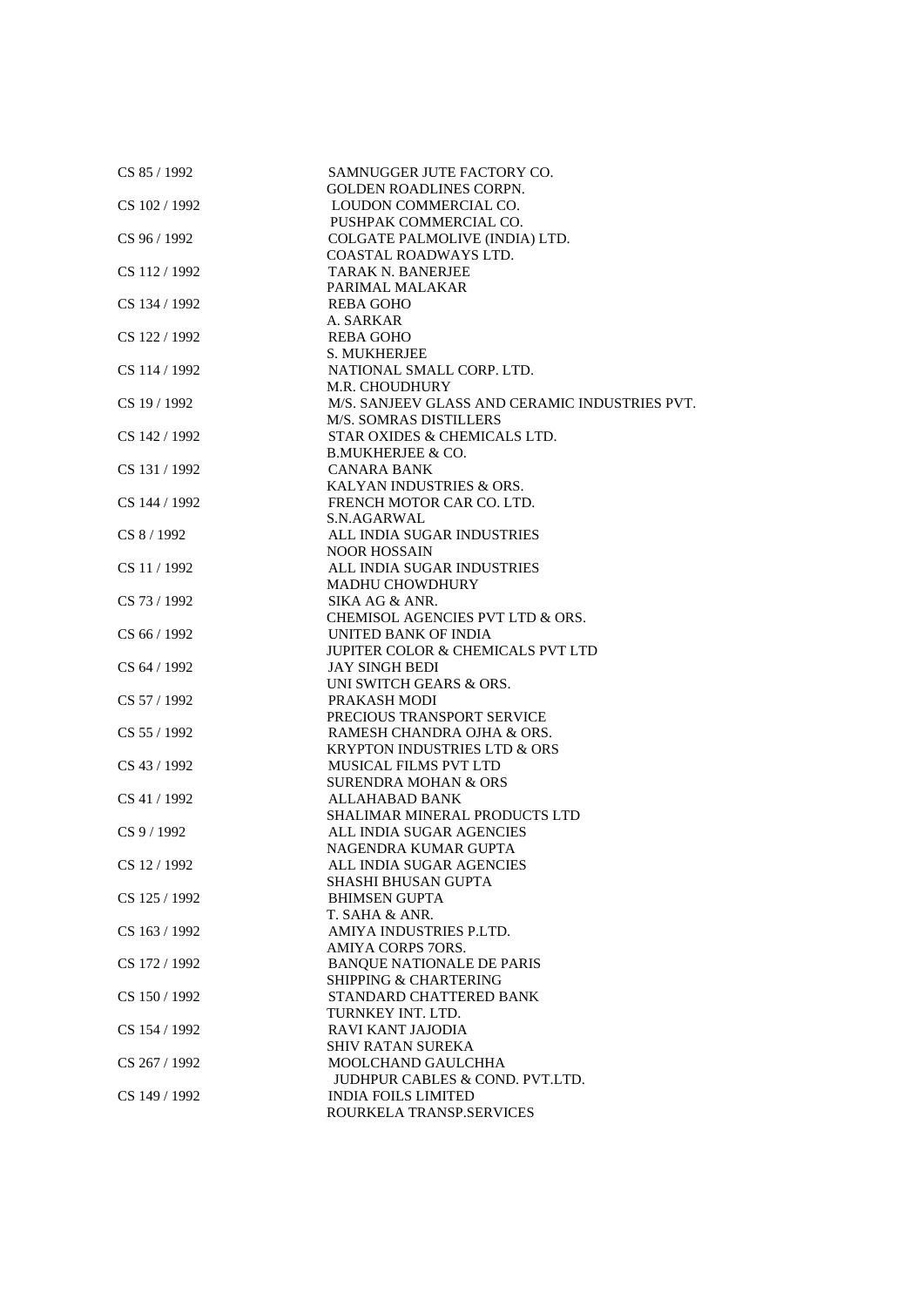| | |
|---|---|
| CS 85 / 1992 | SAMNUGGER JUTE FACTORY CO.<br>GOLDEN ROADLINES CORPN. |
| CS 102 / 1992 | LOUDON COMMERCIAL CO.<br>PUSHPAK COMMERCIAL CO. |
| CS 96 / 1992 | COLGATE PALMOLIVE (INDIA) LTD.<br>COASTAL ROADWAYS LTD. |
| CS 112 / 1992 | TARAK N. BANERJEE<br>PARIMAL MALAKAR |
| CS 134 / 1992 | REBA GOHO<br>A. SARKAR |
| CS 122 / 1992 | REBA GOHO<br>S. MUKHERJEE |
| CS 114 / 1992 | NATIONAL SMALL CORP. LTD.<br>M.R. CHOUDHURY |
| CS 19 / 1992 | M/S. SANJEEV GLASS AND CERAMIC INDUSTRIES PVT.<br>M/S. SOMRAS DISTILLERS |
| CS 142 / 1992 | STAR OXIDES & CHEMICALS LTD.<br>B.MUKHERJEE & CO. |
| CS 131 / 1992 | CANARA BANK<br>KALYAN INDUSTRIES & ORS. |
| CS 144 / 1992 | FRENCH MOTOR CAR CO. LTD.<br>S.N.AGARWAL |
| CS 8 / 1992 | ALL INDIA SUGAR INDUSTRIES<br>NOOR HOSSAIN |
| CS 11 / 1992 | ALL INDIA SUGAR INDUSTRIES<br>MADHU CHOWDHURY |
| CS 73 / 1992 | SIKA AG & ANR.<br>CHEMISOL AGENCIES PVT LTD & ORS. |
| CS 66 / 1992 | UNITED BANK OF INDIA<br>JUPITER COLOR & CHEMICALS PVT LTD |
| CS 64 / 1992 | JAY SINGH BEDI<br>UNI SWITCH GEARS & ORS. |
| CS 57 / 1992 | PRAKASH MODI<br>PRECIOUS TRANSPORT SERVICE |
| CS 55 / 1992 | RAMESH CHANDRA OJHA & ORS.<br>KRYPTON INDUSTRIES LTD & ORS |
| CS 43 / 1992 | MUSICAL FILMS PVT LTD<br>SURENDRA MOHAN & ORS |
| CS 41 / 1992 | ALLAHABAD BANK<br>SHALIMAR MINERAL PRODUCTS LTD |
| CS 9 / 1992 | ALL INDIA SUGAR AGENCIES<br>NAGENDRA KUMAR GUPTA |
| CS 12 / 1992 | ALL INDIA SUGAR AGENCIES<br>SHASHI BHUSAN GUPTA |
| CS 125 / 1992 | BHIMSEN GUPTA<br>T. SAHA & ANR. |
| CS 163 / 1992 | AMIYA INDUSTRIES P.LTD.<br>AMIYA CORPS 7ORS. |
| CS 172 / 1992 | BANQUE NATIONALE DE PARIS<br>SHIPPING & CHARTERING |
| CS 150 / 1992 | STANDARD CHATTERED BANK<br>TURNKEY INT. LTD. |
| CS 154 / 1992 | RAVI KANT JAJODIA<br>SHIV RATAN SUREKA |
| CS 267 / 1992 | MOOLCHAND GAULCHHA<br>JUDHPUR CABLES & COND. PVT.LTD. |
| CS 149 / 1992 | INDIA FOILS LIMITED<br>ROURKELA TRANSP.SERVICES |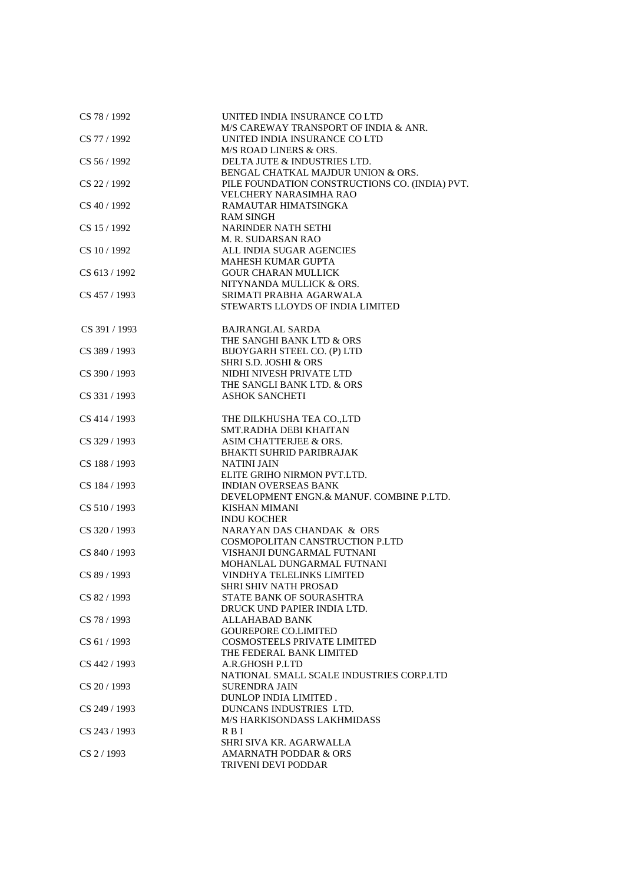| | |
|---|---|
| CS 78 / 1992 | UNITED INDIA INSURANCE CO LTD |
| | M/S CAREWAY TRANSPORT OF INDIA & ANR. |
| CS 77 / 1992 | UNITED INDIA INSURANCE CO LTD |
| | M/S ROAD LINERS & ORS. |
| CS 56 / 1992 | DELTA JUTE & INDUSTRIES LTD. |
| | BENGAL CHATKAL MAJDUR UNION & ORS. |
| CS 22 / 1992 | PILE FOUNDATION CONSTRUCTIONS CO. (INDIA) PVT. |
| | VELCHERY NARASIMHA RAO |
| CS 40 / 1992 | RAMAUTAR HIMATSINGKA |
| | RAM SINGH |
| CS 15 / 1992 | NARINDER NATH SETHI |
| | M. R. SUDARSAN RAO |
| CS 10 / 1992 | ALL INDIA SUGAR AGENCIES |
| | MAHESH KUMAR GUPTA |
| CS 613 / 1992 | GOUR CHARAN MULLICK |
| | NITYNANDA MULLICK & ORS. |
| CS 457 / 1993 | SRIMATI PRABHA AGARWALA |
| | STEWARTS LLOYDS OF INDIA LIMITED |
| CS 391 / 1993 | BAJRANGLAL SARDA |
| | THE SANGHI BANK LTD & ORS |
| CS 389 / 1993 | BIJOYGARH STEEL CO. (P) LTD |
| | SHRI S.D. JOSHI & ORS |
| CS 390 / 1993 | NIDHI NIVESH PRIVATE LTD |
| | THE SANGLI BANK LTD. & ORS |
| CS 331 / 1993 | ASHOK SANCHETI |
| CS 414 / 1993 | THE DILKHUSHA TEA CO.,LTD |
| | SMT.RADHA DEBI KHAITAN |
| CS 329 / 1993 | ASIM CHATTERJEE & ORS. |
| | BHAKTI SUHRID PARIBRAJAK |
| CS 188 / 1993 | NATINI JAIN |
| | ELITE GRIHO NIRMON PVT.LTD. |
| CS 184 / 1993 | INDIAN OVERSEAS BANK |
| | DEVELOPMENT ENGN.& MANUF. COMBINE P.LTD. |
| CS 510 / 1993 | KISHAN MIMANI |
| | INDU KOCHER |
| CS 320 / 1993 | NARAYAN DAS CHANDAK & ORS |
| | COSMOPOLITAN CANSTRUCTION P.LTD |
| CS 840 / 1993 | VISHANJI DUNGARMAL FUTNANI |
| | MOHANLAL DUNGARMAL FUTNANI |
| CS 89 / 1993 | VINDHYA TELELINKS LIMITED |
| | SHRI SHIV NATH PROSAD |
| CS 82 / 1993 | STATE BANK OF SOURASHTRA |
| | DRUCK UND PAPIER INDIA LTD. |
| CS 78 / 1993 | ALLAHABAD BANK |
| | GOUREPORE CO.LIMITED |
| CS 61 / 1993 | COSMOSTEELS PRIVATE LIMITED |
| | THE FEDERAL BANK LIMITED |
| CS 442 / 1993 | A.R.GHOSH P.LTD |
| | NATIONAL SMALL SCALE INDUSTRIES CORP.LTD |
| CS 20 / 1993 | SURENDRA JAIN |
| | DUNLOP INDIA LIMITED . |
| CS 249 / 1993 | DUNCANS INDUSTRIES LTD. |
| | M/S HARKISONDASS LAKHMIDASS |
| CS 243 / 1993 | R B I |
| | SHRI SIVA KR. AGARWALLA |
| CS 2 / 1993 | AMARNATH PODDAR & ORS |
| | TRIVENI DEVI PODDAR |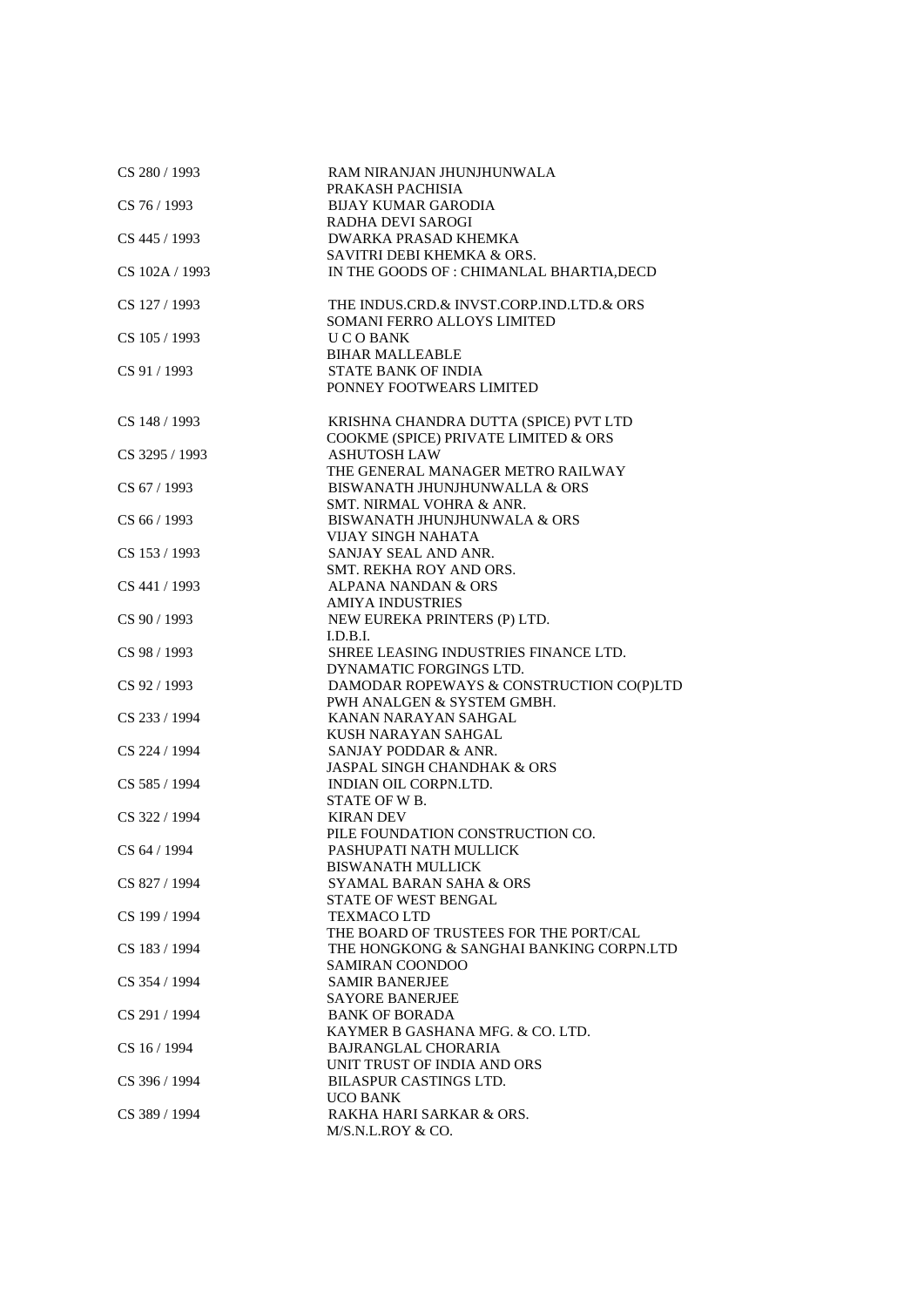| | |
|---|---|
| CS 280 / 1993 | RAM NIRANJAN JHUNJHUNWALA<br>PRAKASH PACHISIA |
| CS 76 / 1993 | BIJAY KUMAR GARODIA<br>RADHA DEVI SAROGI |
| CS 445 / 1993 | DWARKA PRASAD KHEMKA<br>SAVITRI DEBI KHEMKA & ORS. |
| CS 102A / 1993 | IN THE GOODS OF : CHIMANLAL BHARTIA,DECD |
| CS 127 / 1993 | THE INDUS.CRD.& INVST.CORP.IND.LTD.& ORS<br>SOMANI FERRO ALLOYS LIMITED |
| CS 105 / 1993 | U C O BANK<br>BIHAR MALLEABLE |
| CS 91 / 1993 | STATE BANK OF INDIA<br>PONNEY FOOTWEARS LIMITED |
| CS 148 / 1993 | KRISHNA CHANDRA DUTTA (SPICE) PVT LTD<br>COOKME (SPICE) PRIVATE LIMITED & ORS |
| CS 3295 / 1993 | ASHUTOSH LAW<br>THE GENERAL MANAGER METRO RAILWAY |
| CS 67 / 1993 | BISWANATH JHUNJHUNWALLA & ORS<br>SMT. NIRMAL VOHRA & ANR. |
| CS 66 / 1993 | BISWANATH JHUNJHUNWALA & ORS<br>VIJAY SINGH NAHATA |
| CS 153 / 1993 | SANJAY SEAL AND ANR.<br>SMT. REKHA ROY AND ORS. |
| CS 441 / 1993 | ALPANA NANDAN & ORS<br>AMIYA INDUSTRIES |
| CS 90 / 1993 | NEW EUREKA PRINTERS (P) LTD.<br>I.D.B.I. |
| CS 98 / 1993 | SHREE LEASING INDUSTRIES FINANCE LTD.<br>DYNAMATIC FORGINGS LTD. |
| CS 92 / 1993 | DAMODAR ROPEWAYS & CONSTRUCTION CO(P)LTD<br>PWH ANALGEN & SYSTEM GMBH. |
| CS 233 / 1994 | KANAN NARAYAN SAHGAL<br>KUSH NARAYAN SAHGAL |
| CS 224 / 1994 | SANJAY PODDAR & ANR.<br>JASPAL SINGH CHANDHAK & ORS |
| CS 585 / 1994 | INDIAN OIL CORPN.LTD.<br>STATE OF W B. |
| CS 322 / 1994 | KIRAN DEV<br>PILE FOUNDATION CONSTRUCTION CO. |
| CS 64 / 1994 | PASHUPATI NATH MULLICK<br>BISWANATH MULLICK |
| CS 827 / 1994 | SYAMAL BARAN SAHA & ORS<br>STATE OF WEST BENGAL |
| CS 199 / 1994 | TEXMACO LTD<br>THE BOARD OF TRUSTEES FOR THE PORT/CAL |
| CS 183 / 1994 | THE HONGKONG & SANGHAI BANKING CORPN.LTD<br>SAMIRAN COONDOO |
| CS 354 / 1994 | SAMIR BANERJEE<br>SAYORE BANERJEE |
| CS 291 / 1994 | BANK OF BORADA<br>KAYMER B GASHANA MFG. & CO. LTD. |
| CS 16 / 1994 | BAJRANGLAL CHORARIA<br>UNIT TRUST OF INDIA AND ORS |
| CS 396 / 1994 | BILASPUR CASTINGS LTD.<br>UCO BANK |
| CS 389 / 1994 | RAKHA HARI SARKAR & ORS.<br>M/S.N.L.ROY & CO. |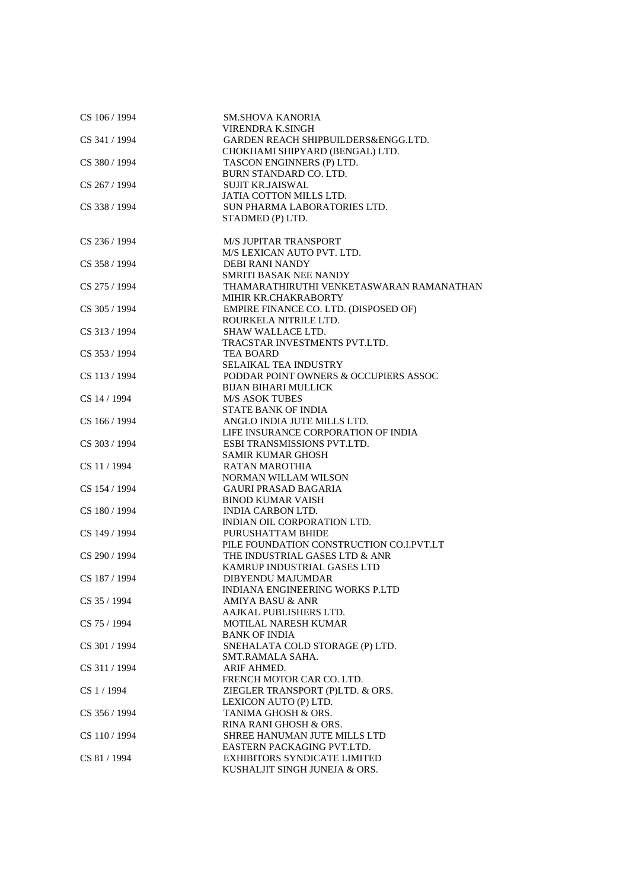| | |
|---|---|
| CS 106 / 1994 | SM.SHOVA KANORIA<br>VIRENDRA K.SINGH |
| CS 341 / 1994 | GARDEN REACH SHIPBUILDERS&ENGG.LTD.<br>CHOKHAMI SHIPYARD (BENGAL) LTD. |
| CS 380 / 1994 | TASCON ENGINNERS (P) LTD.<br>BURN STANDARD CO. LTD. |
| CS 267 / 1994 | SUJIT KR.JAISWAL<br>JATIA COTTON MILLS LTD. |
| CS 338 / 1994 | SUN PHARMA LABORATORIES LTD.<br>STADMED (P) LTD. |
| CS 236 / 1994 | M/S JUPITAR TRANSPORT<br>M/S LEXICAN AUTO PVT. LTD. |
| CS 358 / 1994 | DEBI RANI NANDY<br>SMRITI BASAK NEE NANDY |
| CS 275 / 1994 | THAMARATHIRUTHI VENKETASWARAN RAMANATHAN<br>MIHIR KR.CHAKRABORTY |
| CS 305 / 1994 | EMPIRE FINANCE CO. LTD. (DISPOSED OF)<br>ROURKELA NITRILE LTD. |
| CS 313 / 1994 | SHAW WALLACE LTD.<br>TRACSTAR INVESTMENTS PVT.LTD. |
| CS 353 / 1994 | TEA BOARD<br>SELAIKAL TEA INDUSTRY |
| CS 113 / 1994 | PODDAR POINT OWNERS & OCCUPIERS ASSOC<br>BIJAN BIHARI MULLICK |
| CS 14 / 1994 | M/S ASOK TUBES<br>STATE BANK OF INDIA |
| CS 166 / 1994 | ANGLO INDIA JUTE MILLS LTD.<br>LIFE INSURANCE CORPORATION OF INDIA |
| CS 303 / 1994 | ESBI TRANSMISSIONS PVT.LTD.<br>SAMIR KUMAR GHOSH |
| CS 11 / 1994 | RATAN MAROTHIA<br>NORMAN WILLAM WILSON |
| CS 154 / 1994 | GAURI PRASAD BAGARIA<br>BINOD KUMAR VAISH |
| CS 180 / 1994 | INDIA CARBON LTD.<br>INDIAN OIL CORPORATION LTD. |
| CS 149 / 1994 | PURUSHATTAM BHIDE<br>PILE FOUNDATION CONSTRUCTION CO.I.PVT.LT |
| CS 290 / 1994 | THE INDUSTRIAL GASES LTD & ANR<br>KAMRUP INDUSTRIAL GASES LTD |
| CS 187 / 1994 | DIBYENDU MAJUMDAR<br>INDIANA ENGINEERING WORKS P.LTD |
| CS 35 / 1994 | AMIYA BASU & ANR<br>AAJKAL PUBLISHERS LTD. |
| CS 75 / 1994 | MOTILAL NARESH KUMAR<br>BANK OF INDIA |
| CS 301 / 1994 | SNEHALATA COLD STORAGE (P) LTD.<br>SMT.RAMALA SAHA. |
| CS 311 / 1994 | ARIF AHMED.<br>FRENCH MOTOR CAR CO. LTD. |
| CS 1 / 1994 | ZIEGLER TRANSPORT (P)LTD. & ORS.<br>LEXICON AUTO (P) LTD. |
| CS 356 / 1994 | TANIMA GHOSH & ORS.<br>RINA RANI GHOSH & ORS. |
| CS 110 / 1994 | SHREE HANUMAN JUTE MILLS LTD<br>EASTERN PACKAGING PVT.LTD. |
| CS 81 / 1994 | EXHIBITORS SYNDICATE LIMITED<br>KUSHALJIT SINGH JUNEJA & ORS. |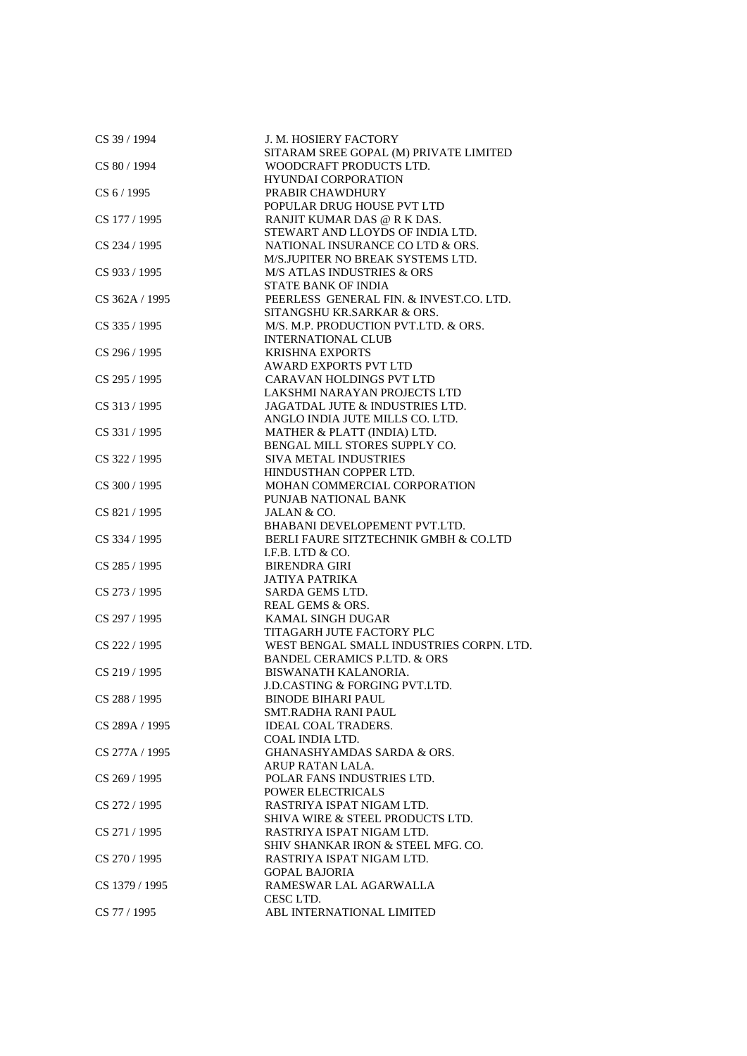| | |
|---|---|
| CS 39 / 1994 | J. M. HOSIERY FACTORY |
| | SITARAM SREE GOPAL (M) PRIVATE LIMITED |
| CS 80 / 1994 | WOODCRAFT PRODUCTS LTD. |
| | HYUNDAI CORPORATION |
| CS 6 / 1995 | PRABIR CHAWDHURY |
| | POPULAR DRUG HOUSE PVT LTD |
| CS 177 / 1995 | RANJIT KUMAR DAS @ R K DAS. |
| | STEWART AND LLOYDS OF INDIA LTD. |
| CS 234 / 1995 | NATIONAL INSURANCE CO LTD & ORS. |
| | M/S.JUPITER NO BREAK SYSTEMS LTD. |
| CS 933 / 1995 | M/S ATLAS INDUSTRIES & ORS |
| | STATE BANK OF INDIA |
| CS 362A / 1995 | PEERLESS GENERAL FIN. & INVEST.CO. LTD. |
| | SITANGSHU KR.SARKAR & ORS. |
| CS 335 / 1995 | M/S. M.P. PRODUCTION PVT.LTD. & ORS. |
| | INTERNATIONAL CLUB |
| CS 296 / 1995 | KRISHNA EXPORTS |
| | AWARD EXPORTS PVT LTD |
| CS 295 / 1995 | CARAVAN HOLDINGS PVT LTD |
| | LAKSHMI NARAYAN PROJECTS LTD |
| CS 313 / 1995 | JAGATDAL JUTE & INDUSTRIES LTD. |
| | ANGLO INDIA JUTE MILLS CO. LTD. |
| CS 331 / 1995 | MATHER & PLATT (INDIA) LTD. |
| | BENGAL MILL STORES SUPPLY CO. |
| CS 322 / 1995 | SIVA METAL INDUSTRIES |
| | HINDUSTHAN COPPER LTD. |
| CS 300 / 1995 | MOHAN COMMERCIAL CORPORATION |
| | PUNJAB NATIONAL BANK |
| CS 821 / 1995 | JALAN & CO. |
| | BHABANI DEVELOPEMENT PVT.LTD. |
| CS 334 / 1995 | BERLI FAURE SITZTECHNIK GMBH & CO.LTD |
| | I.F.B. LTD & CO. |
| CS 285 / 1995 | BIRENDRA GIRI |
| | JATIYA PATRIKA |
| CS 273 / 1995 | SARDA GEMS LTD. |
| | REAL GEMS & ORS. |
| CS 297 / 1995 | KAMAL SINGH DUGAR |
| | TITAGARH JUTE FACTORY PLC |
| CS 222 / 1995 | WEST BENGAL SMALL INDUSTRIES CORPN. LTD. |
| | BANDEL CERAMICS P.LTD. & ORS |
| CS 219 / 1995 | BISWANATH KALANORIA. |
| | J.D.CASTING & FORGING PVT.LTD. |
| CS 288 / 1995 | BINODE BIHARI PAUL |
| | SMT.RADHA RANI PAUL |
| CS 289A / 1995 | IDEAL COAL TRADERS. |
| | COAL INDIA LTD. |
| CS 277A / 1995 | GHANASHYAMDAS SARDA & ORS. |
| | ARUP RATAN LALA. |
| CS 269 / 1995 | POLAR FANS INDUSTRIES LTD. |
| | POWER ELECTRICALS |
| CS 272 / 1995 | RASTRIYA ISPAT NIGAM LTD. |
| | SHIVA WIRE & STEEL PRODUCTS LTD. |
| CS 271 / 1995 | RASTRIYA ISPAT NIGAM LTD. |
| | SHIV SHANKAR IRON & STEEL MFG. CO. |
| CS 270 / 1995 | RASTRIYA ISPAT NIGAM LTD. |
| | GOPAL BAJORIA |
| CS 1379 / 1995 | RAMESWAR LAL AGARWALLA |
| | CESC LTD. |
| CS 77 / 1995 | ABL INTERNATIONAL LIMITED |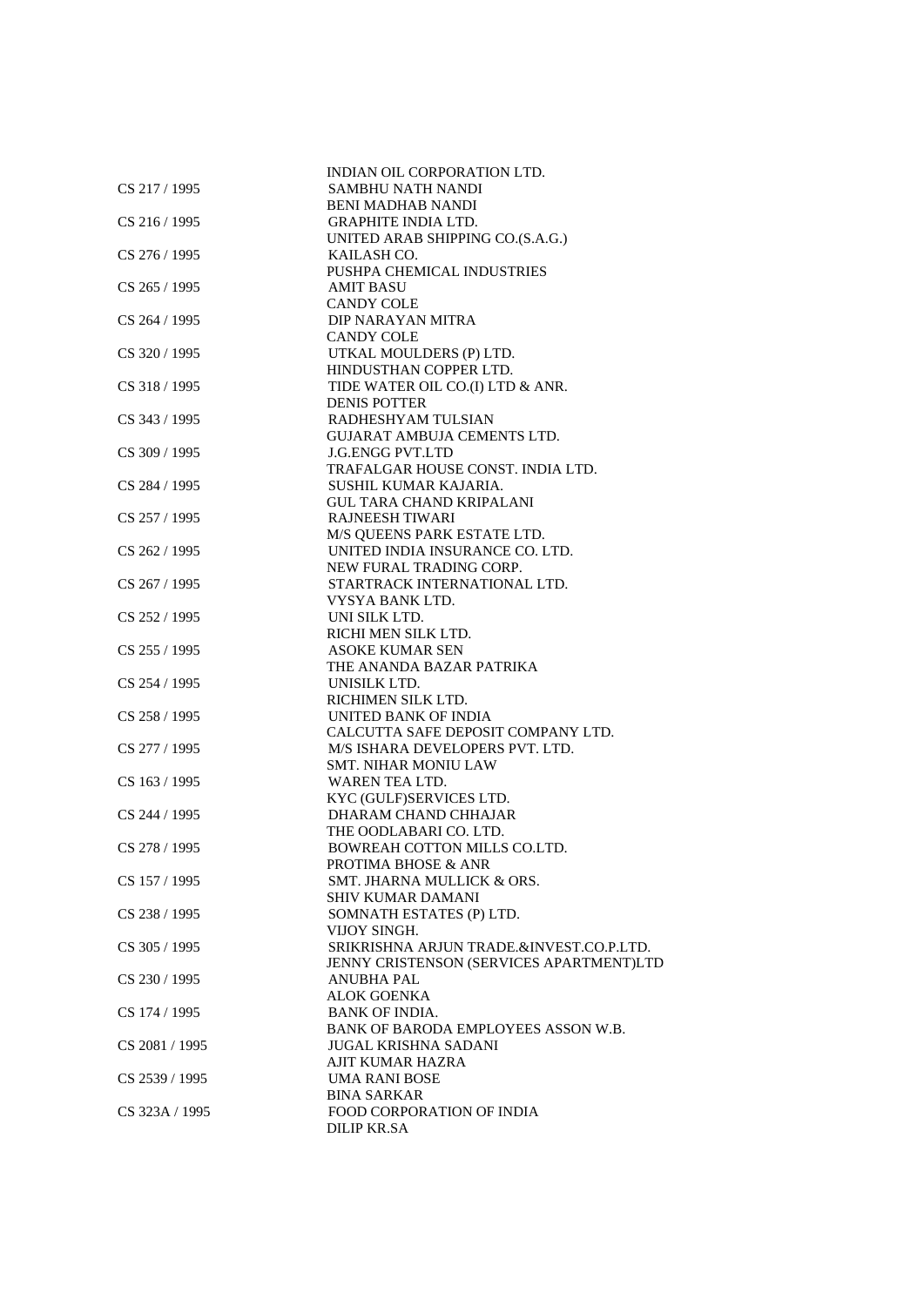| | |
|---|---|
| | INDIAN OIL CORPORATION LTD. |
| CS 217 / 1995 | SAMBHU NATH NANDI |
| | BENI MADHAB NANDI |
| CS 216 / 1995 | GRAPHITE INDIA LTD. |
| | UNITED ARAB SHIPPING CO.(S.A.G.) |
| CS 276 / 1995 | KAILASH CO. |
| | PUSHPA CHEMICAL INDUSTRIES |
| CS 265 / 1995 | AMIT BASU |
| | CANDY COLE |
| CS 264 / 1995 | DIP NARAYAN MITRA |
| | CANDY COLE |
| CS 320 / 1995 | UTKAL MOULDERS (P) LTD. |
| | HINDUSTHAN COPPER LTD. |
| CS 318 / 1995 | TIDE WATER OIL CO.(I) LTD & ANR. |
| | DENIS POTTER |
| CS 343 / 1995 | RADHESHYAM TULSIAN |
| | GUJARAT AMBUJA CEMENTS LTD. |
| CS 309 / 1995 | J.G.ENGG PVT.LTD |
| | TRAFALGAR HOUSE CONST. INDIA LTD. |
| CS 284 / 1995 | SUSHIL KUMAR KAJARIA. |
| | GUL TARA CHAND KRIPALANI |
| CS 257 / 1995 | RAJNEESH TIWARI |
| | M/S QUEENS PARK ESTATE LTD. |
| CS 262 / 1995 | UNITED INDIA INSURANCE CO. LTD. |
| | NEW FURAL TRADING CORP. |
| CS 267 / 1995 | STARTRACK INTERNATIONAL LTD. |
| | VYSYA BANK LTD. |
| CS 252 / 1995 | UNI SILK LTD. |
| | RICHI MEN SILK LTD. |
| CS 255 / 1995 | ASOKE KUMAR SEN |
| | THE ANANDA BAZAR PATRIKA |
| CS 254 / 1995 | UNISILK LTD. |
| | RICHIMEN SILK LTD. |
| CS 258 / 1995 | UNITED BANK OF INDIA |
| | CALCUTTA SAFE DEPOSIT COMPANY LTD. |
| CS 277 / 1995 | M/S ISHARA DEVELOPERS PVT. LTD. |
| | SMT. NIHAR MONIU LAW |
| CS 163 / 1995 | WAREN TEA LTD. |
| | KYC (GULF)SERVICES LTD. |
| CS 244 / 1995 | DHARAM CHAND CHHAJAR |
| | THE OODLABARI CO. LTD. |
| CS 278 / 1995 | BOWREAH COTTON MILLS CO.LTD. |
| | PROTIMA BHOSE & ANR |
| CS 157 / 1995 | SMT. JHARNA MULLICK & ORS. |
| | SHIV KUMAR DAMANI |
| CS 238 / 1995 | SOMNATH ESTATES (P) LTD. |
| | VIJOY SINGH. |
| CS 305 / 1995 | SRIKRISHNA ARJUN TRADE.&INVEST.CO.P.LTD. |
| | JENNY CRISTENSON (SERVICES APARTMENT)LTD |
| CS 230 / 1995 | ANUBHA PAL |
| | ALOK GOENKA |
| CS 174 / 1995 | BANK OF INDIA. |
| | BANK OF BARODA EMPLOYEES ASSON W.B. |
| CS 2081 / 1995 | JUGAL KRISHNA SADANI |
| | AJIT KUMAR HAZRA |
| CS 2539 / 1995 | UMA RANI BOSE |
| | BINA SARKAR |
| CS 323A / 1995 | FOOD CORPORATION OF INDIA |
| | DILIP KR.SA |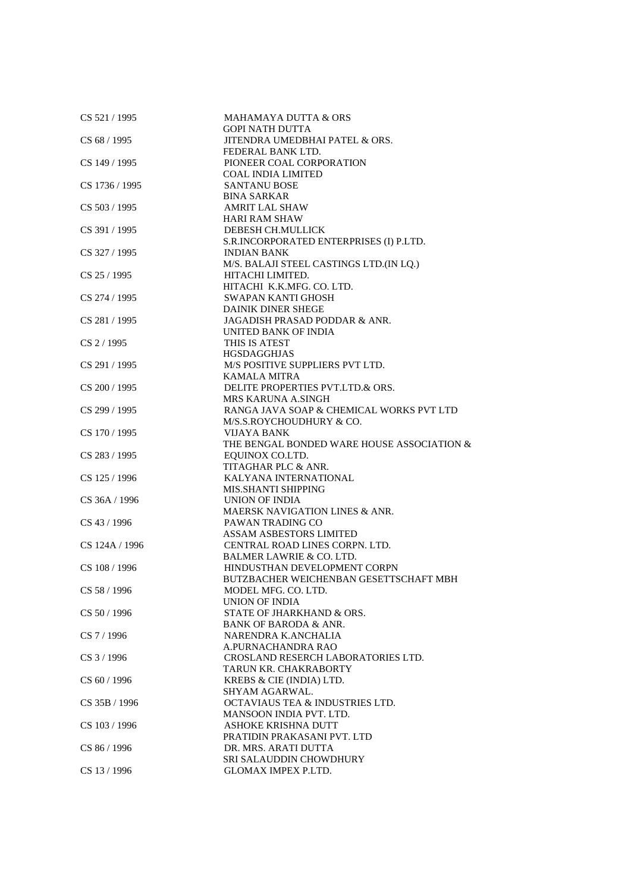| | |
|---|---|
| CS 521 / 1995 | MAHAMAYA DUTTA & ORS |
| | GOPI NATH DUTTA |
| CS 68 / 1995 | JITENDRA UMEDBHAI PATEL & ORS. |
| | FEDERAL BANK LTD. |
| CS 149 / 1995 | PIONEER COAL CORPORATION |
| | COAL INDIA LIMITED |
| CS 1736 / 1995 | SANTANU BOSE |
| | BINA SARKAR |
| CS 503 / 1995 | AMRIT LAL SHAW |
| | HARI RAM SHAW |
| CS 391 / 1995 | DEBESH CH.MULLICK |
| | S.R.INCORPORATED ENTERPRISES (I) P.LTD. |
| CS 327 / 1995 | INDIAN BANK |
| | M/S. BALAJI STEEL CASTINGS LTD.(IN LQ.) |
| CS 25 / 1995 | HITACHI LIMITED. |
| | HITACHI K.K.MFG. CO. LTD. |
| CS 274 / 1995 | SWAPAN KANTI GHOSH |
| | DAINIK DINER SHEGE |
| CS 281 / 1995 | JAGADISH PRASAD PODDAR & ANR. |
| | UNITED BANK OF INDIA |
| CS 2 / 1995 | THIS IS ATEST |
| | HGSDAGGHJAS |
| CS 291 / 1995 | M/S POSITIVE SUPPLIERS PVT LTD. |
| | KAMALA MITRA |
| CS 200 / 1995 | DELITE PROPERTIES PVT.LTD.& ORS. |
| | MRS KARUNA A.SINGH |
| CS 299 / 1995 | RANGA JAVA SOAP & CHEMICAL WORKS PVT LTD |
| | M/S.S.ROYCHOUDHURY & CO. |
| CS 170 / 1995 | VIJAYA BANK |
| | THE BENGAL BONDED WARE HOUSE ASSOCIATION & |
| CS 283 / 1995 | EQUINOX CO.LTD. |
| | TITAGHAR PLC & ANR. |
| CS 125 / 1996 | KALYANA INTERNATIONAL |
| | MIS.SHANTI SHIPPING |
| CS 36A / 1996 | UNION OF INDIA |
| | MAERSK NAVIGATION LINES & ANR. |
| CS 43 / 1996 | PAWAN TRADING CO |
| | ASSAM ASBESTORS LIMITED |
| CS 124A / 1996 | CENTRAL ROAD LINES CORPN. LTD. |
| | BALMER LAWRIE & CO. LTD. |
| CS 108 / 1996 | HINDUSTHAN DEVELOPMENT CORPN |
| | BUTZBACHER WEICHENBAN GESETTSCHAFT MBH |
| CS 58 / 1996 | MODEL MFG. CO. LTD. |
| | UNION OF INDIA |
| CS 50 / 1996 | STATE OF JHARKHAND & ORS. |
| | BANK OF BARODA & ANR. |
| CS 7 / 1996 | NARENDRA K.ANCHALIA |
| | A.PURNACHANDRA RAO |
| CS 3 / 1996 | CROSLAND RESERCH LABORATORIES LTD. |
| | TARUN KR. CHAKRABORTY |
| CS 60 / 1996 | KREBS & CIE (INDIA) LTD. |
| | SHYAM AGARWAL. |
| CS 35B / 1996 | OCTAVIAUS TEA & INDUSTRIES LTD. |
| | MANSOON INDIA PVT. LTD. |
| CS 103 / 1996 | ASHOKE KRISHNA DUTT |
| | PRATIDIN PRAKASANI PVT. LTD |
| CS 86 / 1996 | DR. MRS. ARATI DUTTA |
| | SRI SALAUDDIN CHOWDHURY |
| CS 13 / 1996 | GLOMAX IMPEX P.LTD. |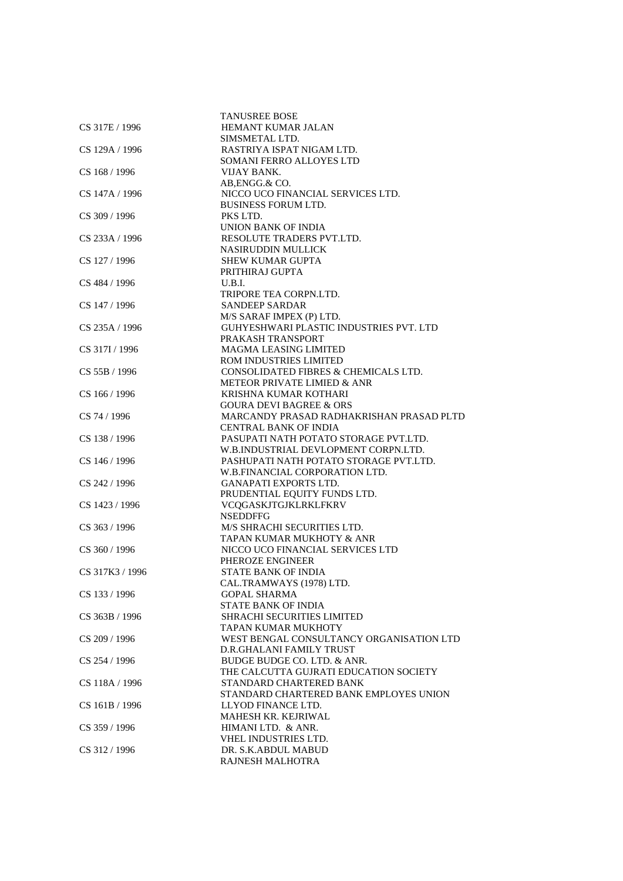| | |
|---|---|
| | TANUSREE BOSE |
| CS 317E / 1996 | HEMANT KUMAR JALAN |
| | SIMSMETAL LTD. |
| CS 129A / 1996 | RASTRIYA ISPAT NIGAM LTD. |
| | SOMANI FERRO ALLOYES LTD |
| CS 168 / 1996 | VIJAY BANK. |
| | AB,ENGG.& CO. |
| CS 147A / 1996 | NICCO UCO FINANCIAL SERVICES LTD. |
| | BUSINESS FORUM LTD. |
| CS 309 / 1996 | PKS LTD. |
| | UNION BANK OF INDIA |
| CS 233A / 1996 | RESOLUTE TRADERS PVT.LTD. |
| | NASIRUDDIN MULLICK |
| CS 127 / 1996 | SHEW KUMAR GUPTA |
| | PRITHIRAJ GUPTA |
| CS 484 / 1996 | U.B.I. |
| | TRIPORE TEA CORPN.LTD. |
| CS 147 / 1996 | SANDEEP SARDAR |
| | M/S SARAF IMPEX (P) LTD. |
| CS 235A / 1996 | GUHYESHWARI PLASTIC INDUSTRIES PVT. LTD |
| | PRAKASH TRANSPORT |
| CS 317I / 1996 | MAGMA LEASING LIMITED |
| | ROM INDUSTRIES LIMITED |
| CS 55B / 1996 | CONSOLIDATED FIBRES & CHEMICALS LTD. |
| | METEOR PRIVATE LIMIED & ANR |
| CS 166 / 1996 | KRISHNA KUMAR KOTHARI |
| | GOURA DEVI BAGREE & ORS |
| CS 74 / 1996 | MARCANDY PRASAD RADHAKRISHAN PRASAD PLTD |
| | CENTRAL BANK OF INDIA |
| CS 138 / 1996 | PASUPATI NATH POTATO STORAGE PVT.LTD. |
| | W.B.INDUSTRIAL DEVLOPMENT CORPN.LTD. |
| CS 146 / 1996 | PASHUPATI NATH POTATO STORAGE PVT.LTD. |
| | W.B.FINANCIAL CORPORATION LTD. |
| CS 242 / 1996 | GANAPATI EXPORTS LTD. |
| | PRUDENTIAL EQUITY FUNDS LTD. |
| CS 1423 / 1996 | VCQGASKJTGJKLRKLFKRV |
| | NSEDDFFG |
| CS 363 / 1996 | M/S SHRACHI SECURITIES LTD. |
| | TAPAN KUMAR MUKHOTY & ANR |
| CS 360 / 1996 | NICCO UCO FINANCIAL SERVICES LTD |
| | PHEROZE ENGINEER |
| CS 317K3 / 1996 | STATE BANK OF INDIA |
| | CAL.TRAMWAYS (1978) LTD. |
| CS 133 / 1996 | GOPAL SHARMA |
| | STATE BANK OF INDIA |
| CS 363B / 1996 | SHRACHI SECURITIES LIMITED |
| | TAPAN KUMAR MUKHOTY |
| CS 209 / 1996 | WEST BENGAL CONSULTANCY ORGANISATION LTD |
| | D.R.GHALANI FAMILY TRUST |
| CS 254 / 1996 | BUDGE BUDGE CO. LTD. & ANR. |
| | THE CALCUTTA GUJRATI EDUCATION SOCIETY |
| CS 118A / 1996 | STANDARD CHARTERED BANK |
| | STANDARD CHARTERED BANK EMPLOYES UNION |
| CS 161B / 1996 | LLYOD FINANCE LTD. |
| | MAHESH KR. KEJRIWAL |
| CS 359 / 1996 | HIMANI LTD. & ANR. |
| | VHEL INDUSTRIES LTD. |
| CS 312 / 1996 | DR. S.K.ABDUL MABUD |
| | RAJNESH MALHOTRA |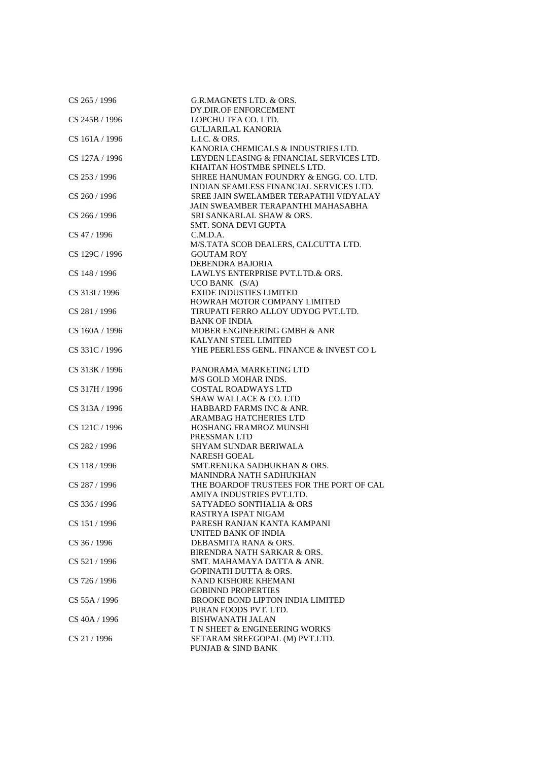| | |
|---|---|
| CS 265 / 1996 | G.R.MAGNETS LTD. & ORS. |
| | DY.DIR.OF ENFORCEMENT |
| CS 245B / 1996 | LOPCHU TEA CO. LTD. |
| | GULJARILAL KANORIA |
| CS 161A / 1996 | L.I.C. & ORS. |
| | KANORIA CHEMICALS & INDUSTRIES LTD. |
| CS 127A / 1996 | LEYDEN LEASING & FINANCIAL SERVICES LTD. |
| | KHAITAN HOSTMBE SPINELS LTD. |
| CS 253 / 1996 | SHREE HANUMAN FOUNDRY & ENGG. CO. LTD. |
| | INDIAN SEAMLESS FINANCIAL SERVICES LTD. |
| CS 260 / 1996 | SREE JAIN SWELAMBER TERAPATHI VIDYALAY |
| | JAIN SWEAMBER TERAPANTHI MAHASABHA |
| CS 266 / 1996 | SRI SANKARLAL SHAW & ORS. |
| | SMT. SONA DEVI GUPTA |
| CS 47 / 1996 | C.M.D.A. |
| | M/S.TATA SCOB DEALERS, CALCUTTA LTD. |
| CS 129C / 1996 | GOUTAM ROY |
| | DEBENDRA BAJORIA |
| CS 148 / 1996 | LAWLYS ENTERPRISE PVT.LTD.& ORS. |
| | UCO BANK (S/A) |
| CS 313I / 1996 | EXIDE INDUSTIES LIMITED |
| | HOWRAH MOTOR COMPANY LIMITED |
| CS 281 / 1996 | TIRUPATI FERRO ALLOY UDYOG PVT.LTD. |
| | BANK OF INDIA |
| CS 160A / 1996 | MOBER ENGINEERING GMBH & ANR |
| | KALYANI STEEL LIMITED |
| CS 331C / 1996 | YHE PEERLESS GENL. FINANCE & INVEST CO L |
| CS 313K / 1996 | PANORAMA MARKETING LTD |
| | M/S GOLD MOHAR INDS. |
| CS 317H / 1996 | COSTAL ROADWAYS LTD |
| | SHAW WALLACE & CO. LTD |
| CS 313A / 1996 | HABBARD FARMS INC & ANR. |
| | ARAMBAG HATCHERIES LTD |
| CS 121C / 1996 | HOSHANG FRAMROZ MUNSHI |
| | PRESSMAN LTD |
| CS 282 / 1996 | SHYAM SUNDAR BERIWALA |
| | NARESH GOEAL |
| CS 118 / 1996 | SMT.RENUKA SADHUKHAN & ORS. |
| | MANINDRA NATH SADHUKHAN |
| CS 287 / 1996 | THE BOARDOF TRUSTEES FOR THE PORT OF CAL |
| | AMIYA INDUSTRIES PVT.LTD. |
| CS 336 / 1996 | SATYADEO SONTHALIA & ORS |
| | RASTRYA ISPAT NIGAM |
| CS 151 / 1996 | PARESH RANJAN KANTA KAMPANI |
| | UNITED BANK OF INDIA |
| CS 36 / 1996 | DEBASMITA RANA & ORS. |
| | BIRENDRA NATH SARKAR & ORS. |
| CS 521 / 1996 | SMT. MAHAMAYA DATTA & ANR. |
| | GOPINATH DUTTA & ORS. |
| CS 726 / 1996 | NAND KISHORE KHEMANI |
| | GOBINND PROPERTIES |
| CS 55A / 1996 | BROOKE BOND LIPTON INDIA LIMITED |
| | PURAN FOODS PVT. LTD. |
| CS 40A / 1996 | BISHWANATH JALAN |
| | T N SHEET & ENGINEERING WORKS |
| CS 21 / 1996 | SETARAM SREEGOPAL (M) PVT.LTD. |
| | PUNJAB & SIND BANK |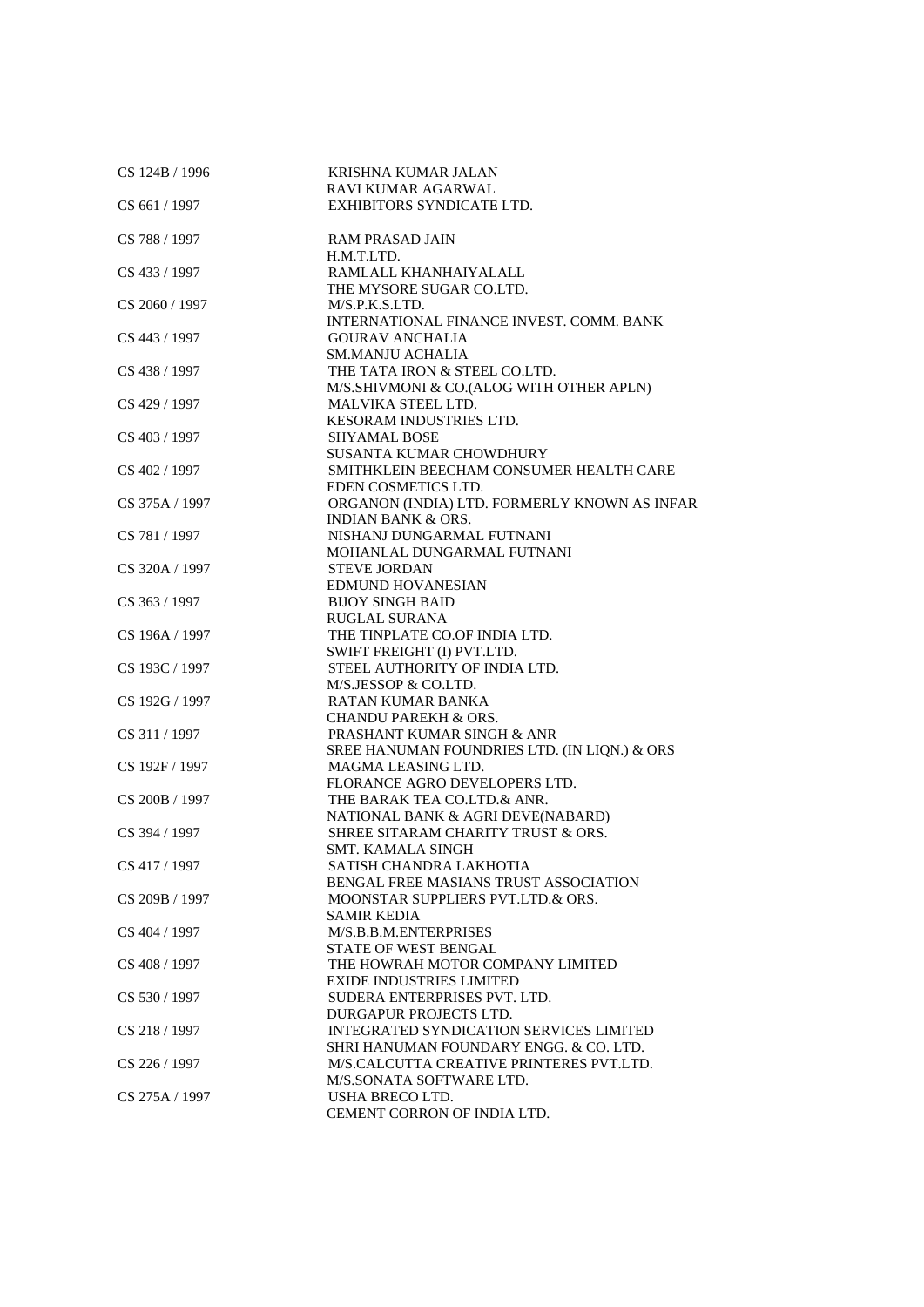| | |
|---|---|
| CS 124B / 1996 | KRISHNA KUMAR JALAN |
| | RAVI KUMAR AGARWAL |
| CS 661 / 1997 | EXHIBITORS SYNDICATE LTD. |
| CS 788 / 1997 | RAM PRASAD JAIN |
| | H.M.T.LTD. |
| CS 433 / 1997 | RAMLALL KHANHAIYALALL |
| | THE MYSORE SUGAR CO.LTD. |
| CS 2060 / 1997 | M/S.P.K.S.LTD. |
| | INTERNATIONAL FINANCE INVEST. COMM. BANK |
| CS 443 / 1997 | GOURAV ANCHALIA |
| | SM.MANJU ACHALIA |
| CS 438 / 1997 | THE TATA IRON & STEEL CO.LTD. |
| | M/S.SHIVMONI & CO.(ALOG WITH OTHER APLN) |
| CS 429 / 1997 | MALVIKA STEEL LTD. |
| | KESORAM INDUSTRIES LTD. |
| CS 403 / 1997 | SHYAMAL BOSE |
| | SUSANTA KUMAR CHOWDHURY |
| CS 402 / 1997 | SMITHKLEIN BEECHAM CONSUMER HEALTH CARE |
| | EDEN COSMETICS LTD. |
| CS 375A / 1997 | ORGANON (INDIA) LTD. FORMERLY KNOWN AS INFAR |
| | INDIAN BANK & ORS. |
| CS 781 / 1997 | NISHANJ DUNGARMAL FUTNANI |
| | MOHANLAL DUNGARMAL FUTNANI |
| CS 320A / 1997 | STEVE JORDAN |
| | EDMUND HOVANESIAN |
| CS 363 / 1997 | BIJOY SINGH BAID |
| | RUGLAL SURANA |
| CS 196A / 1997 | THE TINPLATE CO.OF INDIA LTD. |
| | SWIFT FREIGHT (I) PVT.LTD. |
| CS 193C / 1997 | STEEL AUTHORITY OF INDIA LTD. |
| | M/S.JESSOP & CO.LTD. |
| CS 192G / 1997 | RATAN KUMAR BANKA |
| | CHANDU PAREKH & ORS. |
| CS 311 / 1997 | PRASHANT KUMAR SINGH & ANR |
| | SREE HANUMAN FOUNDRIES LTD. (IN LIQN.) & ORS |
| CS 192F / 1997 | MAGMA LEASING LTD. |
| | FLORANCE AGRO DEVELOPERS LTD. |
| CS 200B / 1997 | THE BARAK TEA CO.LTD.& ANR. |
| | NATIONAL BANK & AGRI DEVE(NABARD) |
| CS 394 / 1997 | SHREE SITARAM CHARITY TRUST & ORS. |
| | SMT. KAMALA SINGH |
| CS 417 / 1997 | SATISH CHANDRA LAKHOTIA |
| | BENGAL FREE MASIANS TRUST ASSOCIATION |
| CS 209B / 1997 | MOONSTAR SUPPLIERS PVT.LTD.& ORS. |
| | SAMIR KEDIA |
| CS 404 / 1997 | M/S.B.B.M.ENTERPRISES |
| | STATE OF WEST BENGAL |
| CS 408 / 1997 | THE HOWRAH MOTOR COMPANY LIMITED |
| | EXIDE INDUSTRIES LIMITED |
| CS 530 / 1997 | SUDERA ENTERPRISES PVT. LTD. |
| | DURGAPUR PROJECTS LTD. |
| CS 218 / 1997 | INTEGRATED SYNDICATION SERVICES LIMITED |
| | SHRI HANUMAN FOUNDARY ENGG. & CO. LTD. |
| CS 226 / 1997 | M/S.CALCUTTA CREATIVE PRINTERES PVT.LTD. |
| | M/S.SONATA SOFTWARE LTD. |
| CS 275A / 1997 | USHA BRECO LTD. |
| | CEMENT CORRON OF INDIA LTD. |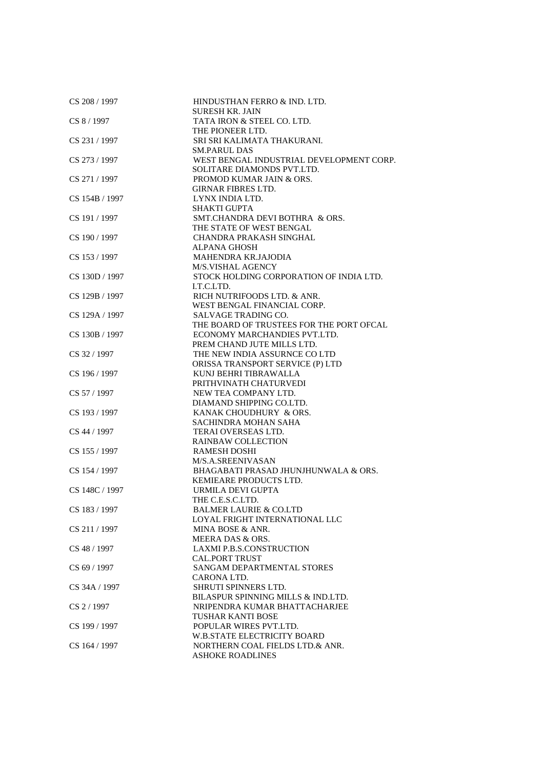| | |
|---|---|
| CS 208 / 1997 | HINDUSTHAN FERRO & IND. LTD.<br>SURESH KR. JAIN |
| CS 8 / 1997 | TATA IRON & STEEL CO. LTD.<br>THE PIONEER LTD. |
| CS 231 / 1997 | SRI SRI KALIMATA THAKURANI.<br>SM.PARUL DAS |
| CS 273 / 1997 | WEST BENGAL INDUSTRIAL DEVELOPMENT CORP.<br>SOLITARE DIAMONDS PVT.LTD. |
| CS 271 / 1997 | PROMOD KUMAR JAIN & ORS.<br>GIRNAR FIBRES LTD. |
| CS 154B / 1997 | LYNX INDIA LTD.<br>SHAKTI GUPTA |
| CS 191 / 1997 | SMT.CHANDRA DEVI BOTHRA & ORS.<br>THE STATE OF WEST BENGAL |
| CS 190 / 1997 | CHANDRA PRAKASH SINGHAL<br>ALPANA GHOSH |
| CS 153 / 1997 | MAHENDRA KR.JAJODIA<br>M/S.VISHAL AGENCY |
| CS 130D / 1997 | STOCK HOLDING CORPORATION OF INDIA LTD.<br>I.T.C.LTD. |
| CS 129B / 1997 | RICH NUTRIFOODS LTD. & ANR.<br>WEST BENGAL FINANCIAL CORP. |
| CS 129A / 1997 | SALVAGE TRADING CO.<br>THE BOARD OF TRUSTEES FOR THE PORT OFCAL |
| CS 130B / 1997 | ECONOMY MARCHANDIES PVT.LTD.<br>PREM CHAND JUTE MILLS LTD. |
| CS 32 / 1997 | THE NEW INDIA ASSURNCE CO LTD<br>ORISSA TRANSPORT SERVICE (P) LTD |
| CS 196 / 1997 | KUNJ BEHRI TIBRAWALLA<br>PRITHVINATH CHATURVEDI |
| CS 57 / 1997 | NEW TEA COMPANY LTD.<br>DIAMAND SHIPPING CO.LTD. |
| CS 193 / 1997 | KANAK CHOUDHURY & ORS.<br>SACHINDRA MOHAN SAHA |
| CS 44 / 1997 | TERAI OVERSEAS LTD.<br>RAINBAW COLLECTION |
| CS 155 / 1997 | RAMESH DOSHI<br>M/S.A.SREENIVASAN |
| CS 154 / 1997 | BHAGABATI PRASAD JHUNJHUNWALA & ORS.<br>KEMIEARE PRODUCTS LTD. |
| CS 148C / 1997 | URMILA DEVI GUPTA<br>THE C.E.S.C.LTD. |
| CS 183 / 1997 | BALMER LAURIE & CO.LTD<br>LOYAL FRIGHT INTERNATIONAL LLC |
| CS 211 / 1997 | MINA BOSE & ANR.<br>MEERA DAS & ORS. |
| CS 48 / 1997 | LAXMI P.B.S.CONSTRUCTION<br>CAL.PORT TRUST |
| CS 69 / 1997 | SANGAM DEPARTMENTAL STORES<br>CARONA LTD. |
| CS 34A / 1997 | SHRUTI SPINNERS LTD.<br>BILASPUR SPINNING MILLS & IND.LTD. |
| CS 2 / 1997 | NRIPENDRA KUMAR BHATTACHARJEE<br>TUSHAR KANTI BOSE |
| CS 199 / 1997 | POPULAR WIRES PVT.LTD.<br>W.B.STATE ELECTRICITY BOARD |
| CS 164 / 1997 | NORTHERN COAL FIELDS LTD.& ANR.<br>ASHOKE ROADLINES |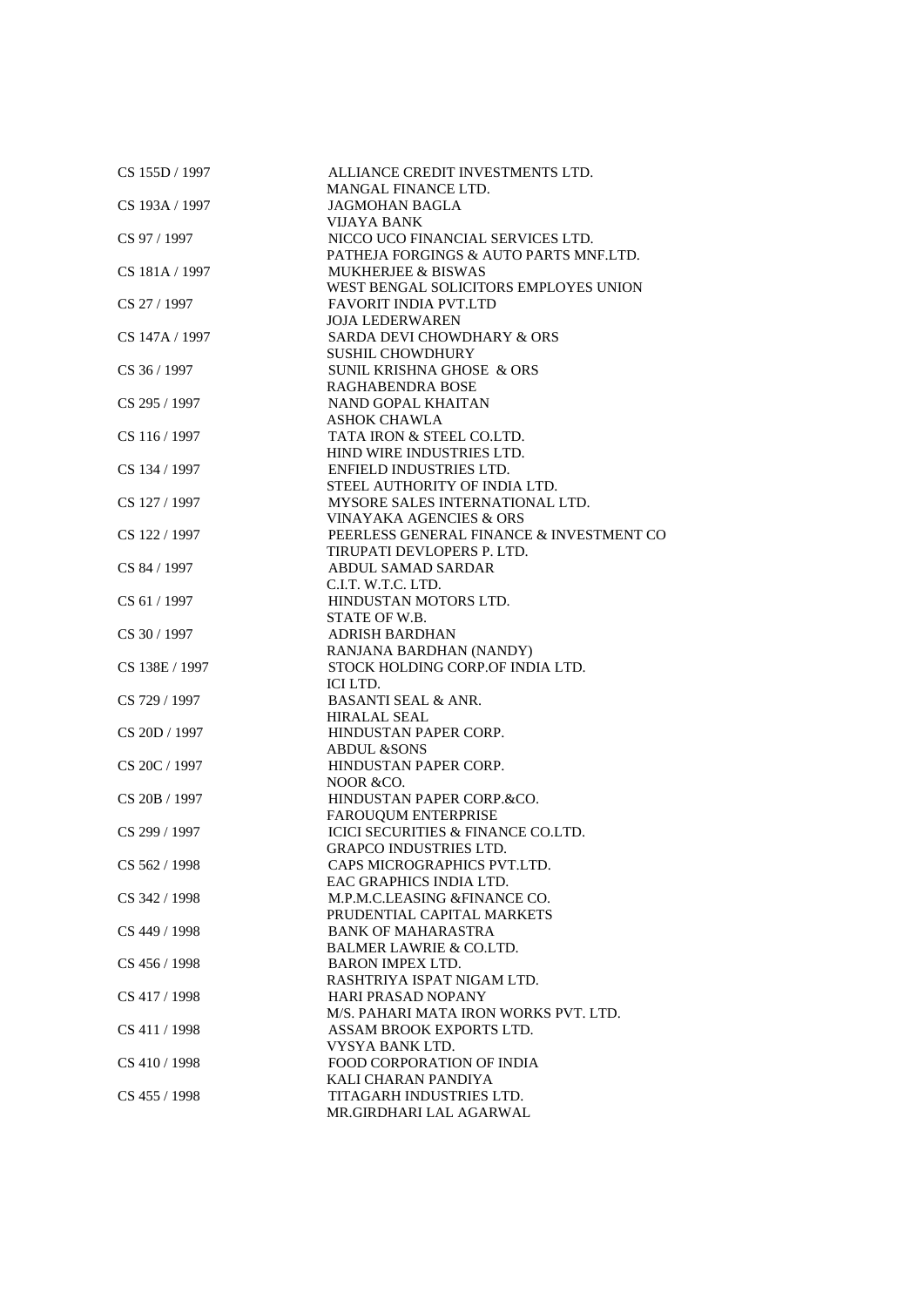| | |
|---|---|
| CS 155D / 1997 | ALLIANCE CREDIT INVESTMENTS LTD. |
| | MANGAL FINANCE LTD. |
| CS 193A / 1997 | JAGMOHAN BAGLA |
| | VIJAYA BANK |
| CS 97 / 1997 | NICCO UCO FINANCIAL SERVICES LTD. |
| | PATHEJA FORGINGS & AUTO PARTS MNF.LTD. |
| CS 181A / 1997 | MUKHERJEE & BISWAS |
| | WEST BENGAL SOLICITORS EMPLOYES UNION |
| CS 27 / 1997 | FAVORIT INDIA PVT.LTD |
| | JOJA LEDERWAREN |
| CS 147A / 1997 | SARDA DEVI CHOWDHARY & ORS |
| | SUSHIL CHOWDHURY |
| CS 36 / 1997 | SUNIL KRISHNA GHOSE & ORS |
| | RAGHABENDRA BOSE |
| CS 295 / 1997 | NAND GOPAL KHAITAN |
| | ASHOK CHAWLA |
| CS 116 / 1997 | TATA IRON & STEEL CO.LTD. |
| | HIND WIRE INDUSTRIES LTD. |
| CS 134 / 1997 | ENFIELD INDUSTRIES LTD. |
| | STEEL AUTHORITY OF INDIA LTD. |
| CS 127 / 1997 | MYSORE SALES INTERNATIONAL LTD. |
| | VINAYAKA AGENCIES & ORS |
| CS 122 / 1997 | PEERLESS GENERAL FINANCE & INVESTMENT CO |
| | TIRUPATI DEVLOPERS P. LTD. |
| CS 84 / 1997 | ABDUL SAMAD SARDAR |
| | C.I.T. W.T.C. LTD. |
| CS 61 / 1997 | HINDUSTAN MOTORS LTD. |
| | STATE OF W.B. |
| CS 30 / 1997 | ADRISH BARDHAN |
| | RANJANA BARDHAN (NANDY) |
| CS 138E / 1997 | STOCK HOLDING CORP.OF INDIA LTD. |
| | ICI LTD. |
| CS 729 / 1997 | BASANTI SEAL & ANR. |
| | HIRALAL SEAL |
| CS 20D / 1997 | HINDUSTAN PAPER CORP. |
| | ABDUL &SONS |
| CS 20C / 1997 | HINDUSTAN PAPER CORP. |
| | NOOR &CO. |
| CS 20B / 1997 | HINDUSTAN PAPER CORP.&CO. |
| | FAROUQUM ENTERPRISE |
| CS 299 / 1997 | ICICI SECURITIES & FINANCE CO.LTD. |
| | GRAPCO INDUSTRIES LTD. |
| CS 562 / 1998 | CAPS MICROGRAPHICS PVT.LTD. |
| | EAC GRAPHICS INDIA LTD. |
| CS 342 / 1998 | M.P.M.C.LEASING &FINANCE CO. |
| | PRUDENTIAL CAPITAL MARKETS |
| CS 449 / 1998 | BANK OF MAHARASTRA |
| | BALMER LAWRIE & CO.LTD. |
| CS 456 / 1998 | BARON IMPEX LTD. |
| | RASHTRIYA ISPAT NIGAM LTD. |
| CS 417 / 1998 | HARI PRASAD NOPANY |
| | M/S. PAHARI MATA IRON WORKS PVT. LTD. |
| CS 411 / 1998 | ASSAM BROOK EXPORTS LTD. |
| | VYSYA BANK LTD. |
| CS 410 / 1998 | FOOD CORPORATION OF INDIA |
| | KALI CHARAN PANDIYA |
| CS 455 / 1998 | TITAGARH INDUSTRIES LTD. |
| | MR.GIRDHARI LAL AGARWAL |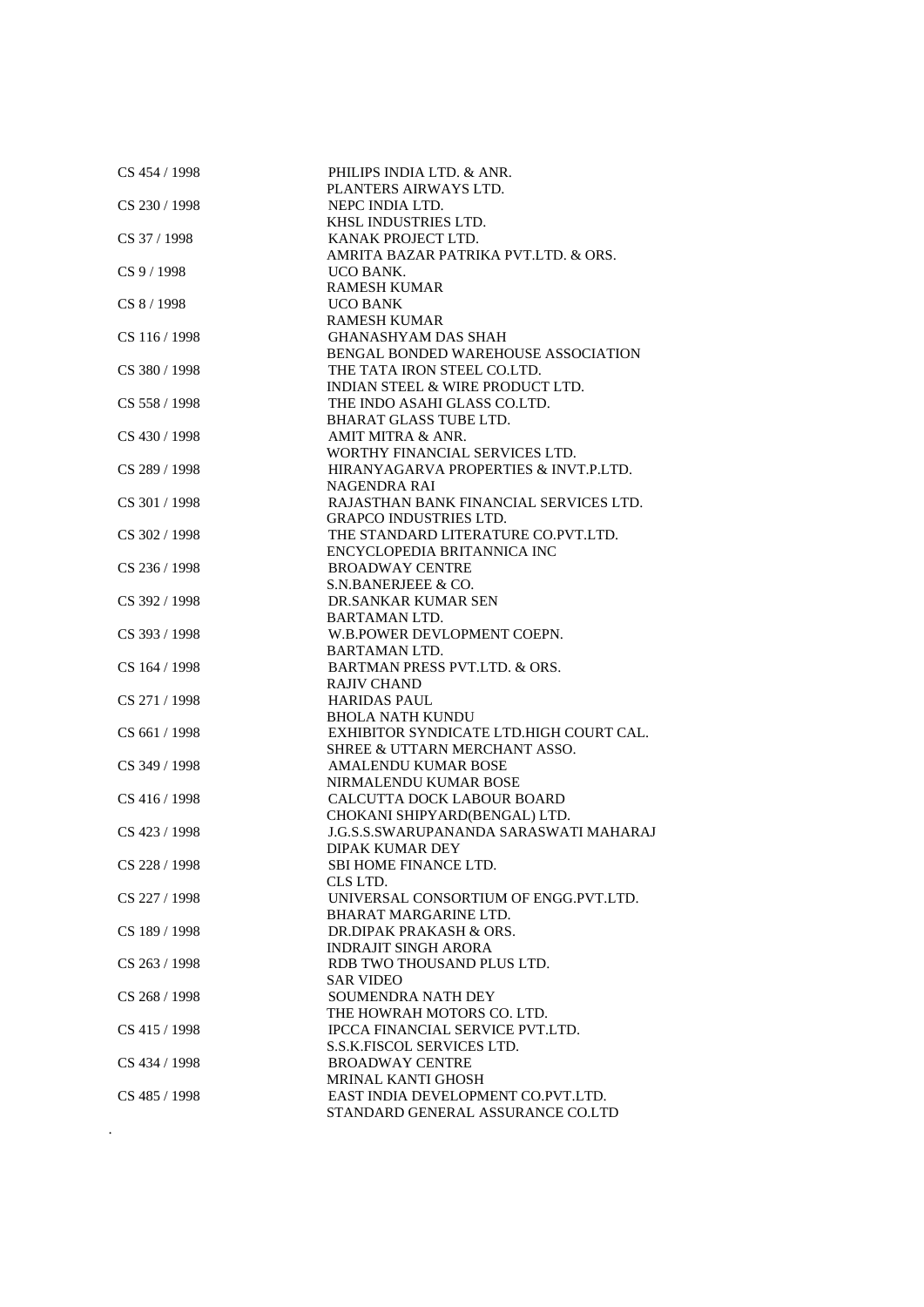| | |
|---|---|
| CS 454 / 1998 | PHILIPS INDIA LTD. & ANR.<br>PLANTERS AIRWAYS LTD. |
| CS 230 / 1998 | NEPC INDIA LTD.<br>KHSL INDUSTRIES LTD. |
| CS 37 / 1998 | KANAK PROJECT LTD.<br>AMRITA BAZAR PATRIKA PVT.LTD. & ORS. |
| CS 9 / 1998 | UCO BANK.<br>RAMESH KUMAR |
| CS 8 / 1998 | UCO BANK<br>RAMESH KUMAR |
| CS 116 / 1998 | GHANASHYAM DAS SHAH<br>BENGAL BONDED WAREHOUSE ASSOCIATION |
| CS 380 / 1998 | THE TATA IRON STEEL CO.LTD.<br>INDIAN STEEL & WIRE PRODUCT LTD. |
| CS 558 / 1998 | THE INDO ASAHI GLASS CO.LTD.<br>BHARAT GLASS TUBE LTD. |
| CS 430 / 1998 | AMIT MITRA & ANR.<br>WORTHY FINANCIAL SERVICES LTD. |
| CS 289 / 1998 | HIRANYAGARVA PROPERTIES & INVT.P.LTD.<br>NAGENDRA RAI |
| CS 301 / 1998 | RAJASTHAN BANK FINANCIAL SERVICES LTD.<br>GRAPCO INDUSTRIES LTD. |
| CS 302 / 1998 | THE STANDARD LITERATURE CO.PVT.LTD.<br>ENCYCLOPEDIA BRITANNICA INC |
| CS 236 / 1998 | BROADWAY CENTRE<br>S.N.BANERJEEE & CO. |
| CS 392 / 1998 | DR.SANKAR KUMAR SEN<br>BARTAMAN LTD. |
| CS 393 / 1998 | W.B.POWER DEVLOPMENT COEPN.<br>BARTAMAN LTD. |
| CS 164 / 1998 | BARTMAN PRESS PVT.LTD. & ORS.<br>RAJIV CHAND |
| CS 271 / 1998 | HARIDAS PAUL<br>BHOLA NATH KUNDU |
| CS 661 / 1998 | EXHIBITOR SYNDICATE LTD.HIGH COURT CAL.<br>SHREE & UTTARN MERCHANT ASSO. |
| CS 349 / 1998 | AMALENDU KUMAR BOSE<br>NIRMALENDU KUMAR BOSE |
| CS 416 / 1998 | CALCUTTA DOCK LABOUR BOARD<br>CHOKANI SHIPYARD(BENGAL) LTD. |
| CS 423 / 1998 | J.G.S.S.SWARUPANANDA SARASWATI MAHARAJ<br>DIPAK KUMAR DEY |
| CS 228 / 1998 | SBI HOME FINANCE LTD.<br>CLS LTD. |
| CS 227 / 1998 | UNIVERSAL CONSORTIUM OF ENGG.PVT.LTD.<br>BHARAT MARGARINE LTD. |
| CS 189 / 1998 | DR.DIPAK PRAKASH & ORS.<br>INDRAJIT SINGH ARORA |
| CS 263 / 1998 | RDB TWO THOUSAND PLUS LTD.<br>SAR VIDEO |
| CS 268 / 1998 | SOUMENDRA NATH DEY<br>THE HOWRAH MOTORS CO. LTD. |
| CS 415 / 1998 | IPCCA FINANCIAL SERVICE PVT.LTD.<br>S.S.K.FISCOL SERVICES LTD. |
| CS 434 / 1998 | BROADWAY CENTRE<br>MRINAL KANTI GHOSH |
| CS 485 / 1998 | EAST INDIA DEVELOPMENT CO.PVT.LTD.<br>STANDARD GENERAL ASSURANCE CO.LTD |

.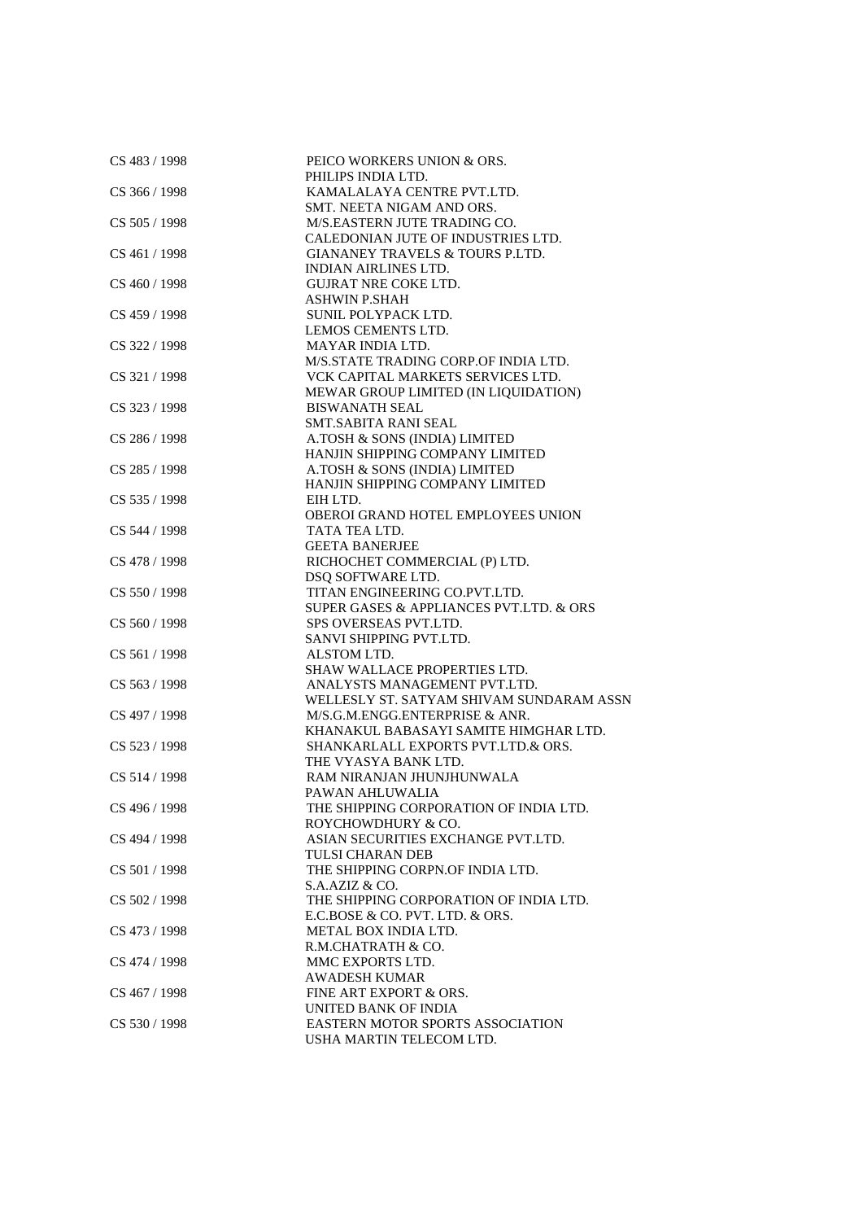| | |
|---|---|
| CS 483 / 1998 | PEICO WORKERS UNION & ORS.<br>PHILIPS INDIA LTD. |
| CS 366 / 1998 | KAMALALAYA CENTRE PVT.LTD.<br>SMT. NEETA NIGAM AND ORS. |
| CS 505 / 1998 | M/S.EASTERN JUTE TRADING CO.<br>CALEDONIAN JUTE OF INDUSTRIES LTD. |
| CS 461 / 1998 | GIANANEY TRAVELS & TOURS P.LTD.<br>INDIAN AIRLINES LTD. |
| CS 460 / 1998 | GUJRAT NRE COKE LTD.<br>ASHWIN P.SHAH |
| CS 459 / 1998 | SUNIL POLYPACK LTD.<br>LEMOS CEMENTS LTD. |
| CS 322 / 1998 | MAYAR INDIA LTD.<br>M/S.STATE TRADING CORP.OF INDIA LTD. |
| CS 321 / 1998 | VCK CAPITAL MARKETS SERVICES LTD.<br>MEWAR GROUP LIMITED (IN LIQUIDATION) |
| CS 323 / 1998 | BISWANATH SEAL<br>SMT.SABITA RANI SEAL |
| CS 286 / 1998 | A.TOSH & SONS (INDIA) LIMITED<br>HANJIN SHIPPING COMPANY LIMITED |
| CS 285 / 1998 | A.TOSH & SONS (INDIA) LIMITED<br>HANJIN SHIPPING COMPANY LIMITED |
| CS 535 / 1998 | EIH LTD.<br>OBEROI GRAND HOTEL EMPLOYEES UNION |
| CS 544 / 1998 | TATA TEA LTD.<br>GEETA BANERJEE |
| CS 478 / 1998 | RICHOCHET COMMERCIAL (P) LTD.<br>DSQ SOFTWARE LTD. |
| CS 550 / 1998 | TITAN ENGINEERING CO.PVT.LTD.<br>SUPER GASES & APPLIANCES PVT.LTD. & ORS |
| CS 560 / 1998 | SPS OVERSEAS PVT.LTD.<br>SANVI SHIPPING PVT.LTD. |
| CS 561 / 1998 | ALSTOM LTD.<br>SHAW WALLACE PROPERTIES LTD. |
| CS 563 / 1998 | ANALYSTS MANAGEMENT PVT.LTD.<br>WELLESLY ST. SATYAM SHIVAM SUNDARAM ASSN |
| CS 497 / 1998 | M/S.G.M.ENGG.ENTERPRISE & ANR.<br>KHANAKUL BABASAYI SAMITE HIMGHAR LTD. |
| CS 523 / 1998 | SHANKARLALL EXPORTS PVT.LTD.& ORS.<br>THE VYASYA BANK LTD. |
| CS 514 / 1998 | RAM NIRANJAN JHUNJHUNWALA<br>PAWAN AHLUWALIA |
| CS 496 / 1998 | THE SHIPPING CORPORATION OF INDIA LTD.<br>ROYCHOWDHURY & CO. |
| CS 494 / 1998 | ASIAN SECURITIES EXCHANGE PVT.LTD.<br>TULSI CHARAN DEB |
| CS 501 / 1998 | THE SHIPPING CORPN.OF INDIA LTD.<br>S.A.AZIZ & CO. |
| CS 502 / 1998 | THE SHIPPING CORPORATION OF INDIA LTD.<br>E.C.BOSE & CO. PVT. LTD. & ORS. |
| CS 473 / 1998 | METAL BOX INDIA LTD.<br>R.M.CHATRATH & CO. |
| CS 474 / 1998 | MMC EXPORTS LTD.<br>AWADESH KUMAR |
| CS 467 / 1998 | FINE ART EXPORT & ORS.<br>UNITED BANK OF INDIA |
| CS 530 / 1998 | EASTERN MOTOR SPORTS ASSOCIATION<br>USHA MARTIN TELECOM LTD. |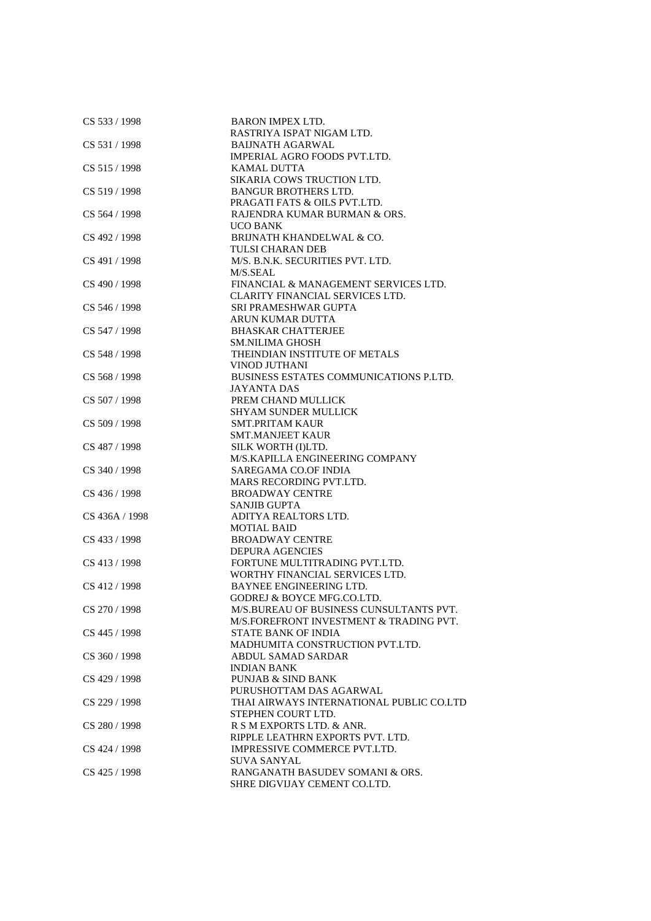| | |
|---|---|
| CS 533 / 1998 | BARON IMPEX LTD. |
| | RASTRIYA ISPAT NIGAM LTD. |
| CS 531 / 1998 | BAIJNATH AGARWAL |
| | IMPERIAL AGRO FOODS PVT.LTD. |
| CS 515 / 1998 | KAMAL DUTTA |
| | SIKARIA COWS TRUCTION LTD. |
| CS 519 / 1998 | BANGUR BROTHERS LTD. |
| | PRAGATI FATS & OILS PVT.LTD. |
| CS 564 / 1998 | RAJENDRA KUMAR BURMAN & ORS. |
| | UCO BANK |
| CS 492 / 1998 | BRIJNATH KHANDELWAL & CO. |
| | TULSI CHARAN DEB |
| CS 491 / 1998 | M/S. B.N.K. SECURITIES PVT. LTD. |
| | M/S.SEAL |
| CS 490 / 1998 | FINANCIAL & MANAGEMENT SERVICES LTD. |
| | CLARITY FINANCIAL SERVICES LTD. |
| CS 546 / 1998 | SRI PRAMESHWAR GUPTA |
| | ARUN KUMAR DUTTA |
| CS 547 / 1998 | BHASKAR CHATTERJEE |
| | SM.NILIMA GHOSH |
| CS 548 / 1998 | THEINDIAN INSTITUTE OF METALS |
| | VINOD JUTHANI |
| CS 568 / 1998 | BUSINESS ESTATES COMMUNICATIONS P.LTD. |
| | JAYANTA DAS |
| CS 507 / 1998 | PREM CHAND MULLICK |
| | SHYAM SUNDER MULLICK |
| CS 509 / 1998 | SMT.PRITAM KAUR |
| | SMT.MANJEET KAUR |
| CS 487 / 1998 | SILK WORTH (I)LTD. |
| | M/S.KAPILLA ENGINEERING COMPANY |
| CS 340 / 1998 | SAREGAMA CO.OF INDIA |
| | MARS RECORDING PVT.LTD. |
| CS 436 / 1998 | BROADWAY CENTRE |
| | SANJIB GUPTA |
| CS 436A / 1998 | ADITYA REALTORS LTD. |
| | MOTIAL BAID |
| CS 433 / 1998 | BROADWAY CENTRE |
| | DEPURA AGENCIES |
| CS 413 / 1998 | FORTUNE MULTITRADING PVT.LTD. |
| | WORTHY FINANCIAL SERVICES LTD. |
| CS 412 / 1998 | BAYNEE ENGINEERING LTD. |
| | GODREJ & BOYCE MFG.CO.LTD. |
| CS 270 / 1998 | M/S.BUREAU OF BUSINESS CUNSULTANTS PVT. |
| | M/S.FOREFRONT INVESTMENT & TRADING PVT. |
| CS 445 / 1998 | STATE BANK OF INDIA |
| | MADHUMITA CONSTRUCTION PVT.LTD. |
| CS 360 / 1998 | ABDUL SAMAD SARDAR |
| | INDIAN BANK |
| CS 429 / 1998 | PUNJAB & SIND BANK |
| | PURUSHOTTAM DAS AGARWAL |
| CS 229 / 1998 | THAI AIRWAYS INTERNATIONAL PUBLIC CO.LTD |
| | STEPHEN COURT LTD. |
| CS 280 / 1998 | R S M EXPORTS LTD. & ANR. |
| | RIPPLE LEATHRN EXPORTS PVT. LTD. |
| CS 424 / 1998 | IMPRESSIVE COMMERCE PVT.LTD. |
| | SUVA SANYAL |
| CS 425 / 1998 | RANGANATH BASUDEV SOMANI & ORS. |
| | SHRE DIGVIJAY CEMENT CO.LTD. |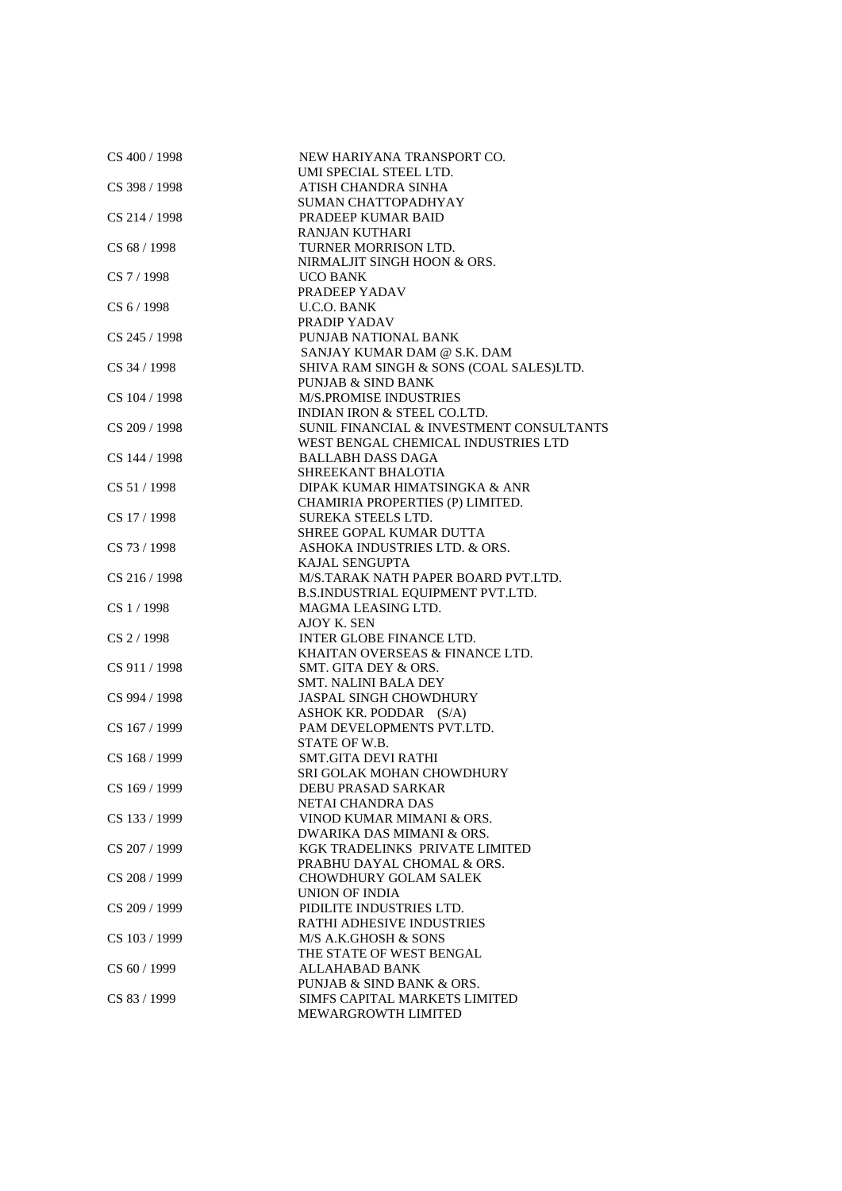| | |
|---|---|
| CS 400 / 1998 | NEW HARIYANA TRANSPORT CO. |
| | UMI SPECIAL STEEL LTD. |
| CS 398 / 1998 | ATISH CHANDRA SINHA |
| | SUMAN CHATTOPADHYAY |
| CS 214 / 1998 | PRADEEP KUMAR BAID |
| | RANJAN KUTHARI |
| CS 68 / 1998 | TURNER MORRISON LTD. |
| | NIRMALJIT SINGH HOON & ORS. |
| CS 7 / 1998 | UCO BANK |
| | PRADEEP YADAV |
| CS 6 / 1998 | U.C.O. BANK |
| | PRADIP YADAV |
| CS 245 / 1998 | PUNJAB NATIONAL BANK |
| | SANJAY KUMAR DAM @ S.K. DAM |
| CS 34 / 1998 | SHIVA RAM SINGH & SONS (COAL SALES)LTD. |
| | PUNJAB & SIND BANK |
| CS 104 / 1998 | M/S.PROMISE INDUSTRIES |
| | INDIAN IRON & STEEL CO.LTD. |
| CS 209 / 1998 | SUNIL FINANCIAL & INVESTMENT CONSULTANTS |
| | WEST BENGAL CHEMICAL INDUSTRIES LTD |
| CS 144 / 1998 | BALLABH DASS DAGA |
| | SHREEKANT BHALOTIA |
| CS 51 / 1998 | DIPAK KUMAR HIMATSINGKA & ANR |
| | CHAMIRIA PROPERTIES (P) LIMITED. |
| CS 17 / 1998 | SUREKA STEELS LTD. |
| | SHREE GOPAL KUMAR DUTTA |
| CS 73 / 1998 | ASHOKA INDUSTRIES LTD. & ORS. |
| | KAJAL SENGUPTA |
| CS 216 / 1998 | M/S.TARAK NATH PAPER BOARD PVT.LTD. |
| | B.S.INDUSTRIAL EQUIPMENT PVT.LTD. |
| CS 1 / 1998 | MAGMA LEASING LTD. |
| | AJOY K. SEN |
| CS 2 / 1998 | INTER GLOBE FINANCE LTD. |
| | KHAITAN OVERSEAS & FINANCE LTD. |
| CS 911 / 1998 | SMT. GITA DEY & ORS. |
| | SMT. NALINI BALA DEY |
| CS 994 / 1998 | JASPAL SINGH CHOWDHURY |
| | ASHOK KR. PODDAR (S/A) |
| CS 167 / 1999 | PAM DEVELOPMENTS PVT.LTD. |
| | STATE OF W.B. |
| CS 168 / 1999 | SMT.GITA DEVI RATHI |
| | SRI GOLAK MOHAN CHOWDHURY |
| CS 169 / 1999 | DEBU PRASAD SARKAR |
| | NETAI CHANDRA DAS |
| CS 133 / 1999 | VINOD KUMAR MIMANI & ORS. |
| | DWARIKA DAS MIMANI & ORS. |
| CS 207 / 1999 | KGK TRADELINKS PRIVATE LIMITED |
| | PRABHU DAYAL CHOMAL & ORS. |
| CS 208 / 1999 | CHOWDHURY GOLAM SALEK |
| | UNION OF INDIA |
| CS 209 / 1999 | PIDILITE INDUSTRIES LTD. |
| | RATHI ADHESIVE INDUSTRIES |
| CS 103 / 1999 | M/S A.K.GHOSH & SONS |
| | THE STATE OF WEST BENGAL |
| CS 60 / 1999 | ALLAHABAD BANK |
| | PUNJAB & SIND BANK & ORS. |
| CS 83 / 1999 | SIMFS CAPITAL MARKETS LIMITED |
| | MEWARGROWTH LIMITED |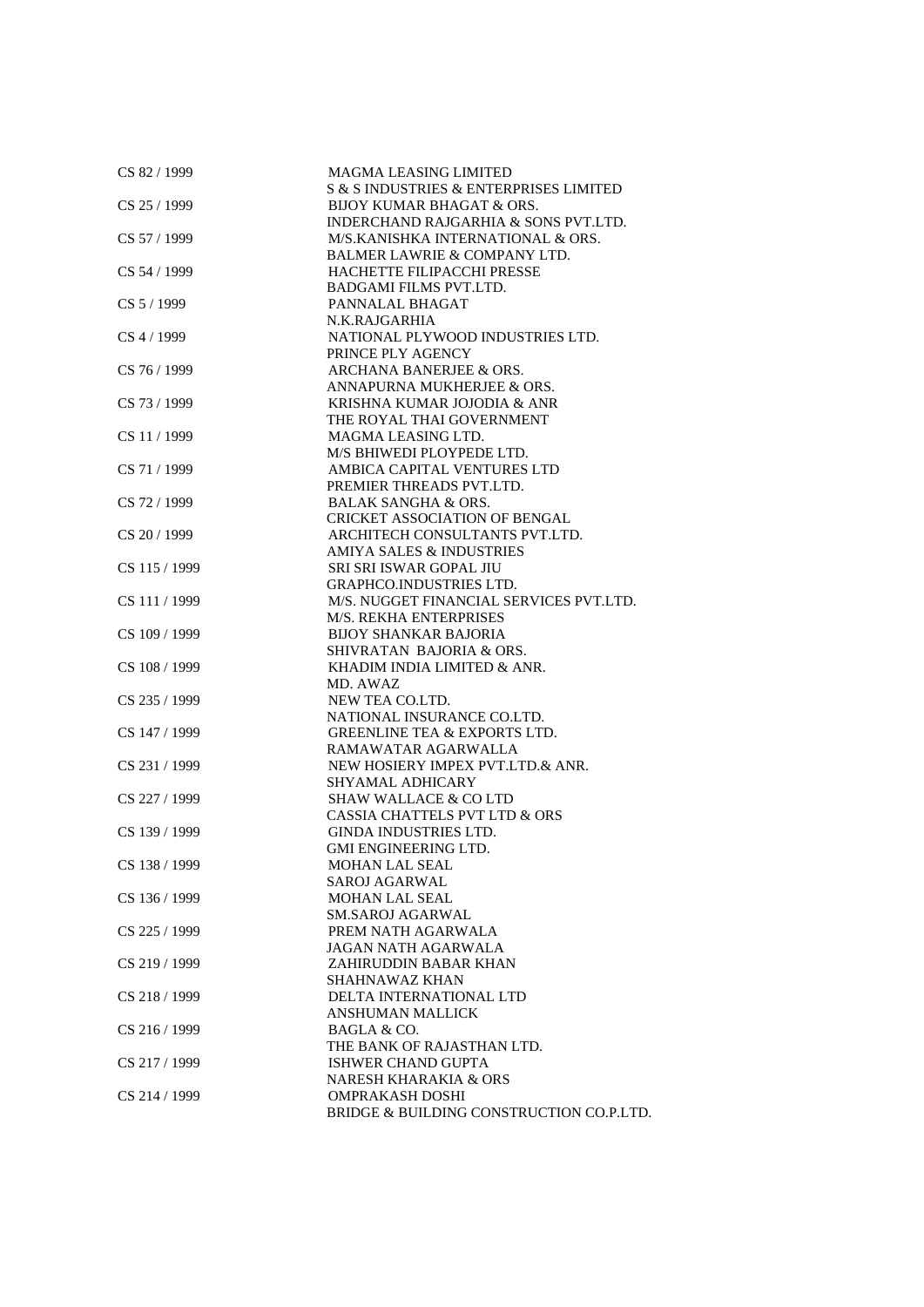| | |
|---|---|
| CS 82 / 1999 | MAGMA LEASING LIMITED<br>S & S INDUSTRIES & ENTERPRISES LIMITED |
| CS 25 / 1999 | BIJOY KUMAR BHAGAT & ORS.<br>INDERCHAND RAJGARHIA & SONS PVT.LTD. |
| CS 57 / 1999 | M/S.KANISHKA INTERNATIONAL & ORS.<br>BALMER LAWRIE & COMPANY LTD. |
| CS 54 / 1999 | HACHETTE FILIPACCHI PRESSE<br>BADGAMI FILMS PVT.LTD. |
| CS 5 / 1999 | PANNALAL BHAGAT<br>N.K.RAJGARHIA |
| CS 4 / 1999 | NATIONAL PLYWOOD INDUSTRIES LTD.<br>PRINCE PLY AGENCY |
| CS 76 / 1999 | ARCHANA BANERJEE & ORS.<br>ANNAPURNA MUKHERJEE & ORS. |
| CS 73 / 1999 | KRISHNA KUMAR JOJODIA & ANR<br>THE ROYAL THAI GOVERNMENT |
| CS 11 / 1999 | MAGMA LEASING LTD.<br>M/S BHIWEDI PLOYPEDE LTD. |
| CS 71 / 1999 | AMBICA CAPITAL VENTURES LTD<br>PREMIER THREADS PVT.LTD. |
| CS 72 / 1999 | BALAK SANGHA & ORS.<br>CRICKET ASSOCIATION OF BENGAL |
| CS 20 / 1999 | ARCHITECH CONSULTANTS PVT.LTD.<br>AMIYA SALES & INDUSTRIES |
| CS 115 / 1999 | SRI SRI ISWAR GOPAL JIU<br>GRAPHCO.INDUSTRIES LTD. |
| CS 111 / 1999 | M/S. NUGGET FINANCIAL SERVICES PVT.LTD.<br>M/S. REKHA ENTERPRISES |
| CS 109 / 1999 | BIJOY SHANKAR BAJORIA<br>SHIVRATAN BAJORIA & ORS. |
| CS 108 / 1999 | KHADIM INDIA LIMITED & ANR.<br>MD. AWAZ |
| CS 235 / 1999 | NEW TEA CO.LTD.<br>NATIONAL INSURANCE CO.LTD. |
| CS 147 / 1999 | GREENLINE TEA & EXPORTS LTD.<br>RAMAWATAR AGARWALLA |
| CS 231 / 1999 | NEW HOSIERY IMPEX PVT.LTD.& ANR.<br>SHYAMAL ADHICARY |
| CS 227 / 1999 | SHAW WALLACE & CO LTD<br>CASSIA CHATTELS PVT LTD & ORS |
| CS 139 / 1999 | GINDA INDUSTRIES LTD.<br>GMI ENGINEERING LTD. |
| CS 138 / 1999 | MOHAN LAL SEAL<br>SAROJ AGARWAL |
| CS 136 / 1999 | MOHAN LAL SEAL<br>SM.SAROJ AGARWAL |
| CS 225 / 1999 | PREM NATH AGARWALA<br>JAGAN NATH AGARWALA |
| CS 219 / 1999 | ZAHIRUDDIN BABAR KHAN<br>SHAHNAWAZ KHAN |
| CS 218 / 1999 | DELTA INTERNATIONAL LTD<br>ANSHUMAN MALLICK |
| CS 216 / 1999 | BAGLA & CO.<br>THE BANK OF RAJASTHAN LTD. |
| CS 217 / 1999 | ISHWER CHAND GUPTA<br>NARESH KHARAKIA & ORS |
| CS 214 / 1999 | OMPRAKASH DOSHI<br>BRIDGE & BUILDING CONSTRUCTION CO.P.LTD. |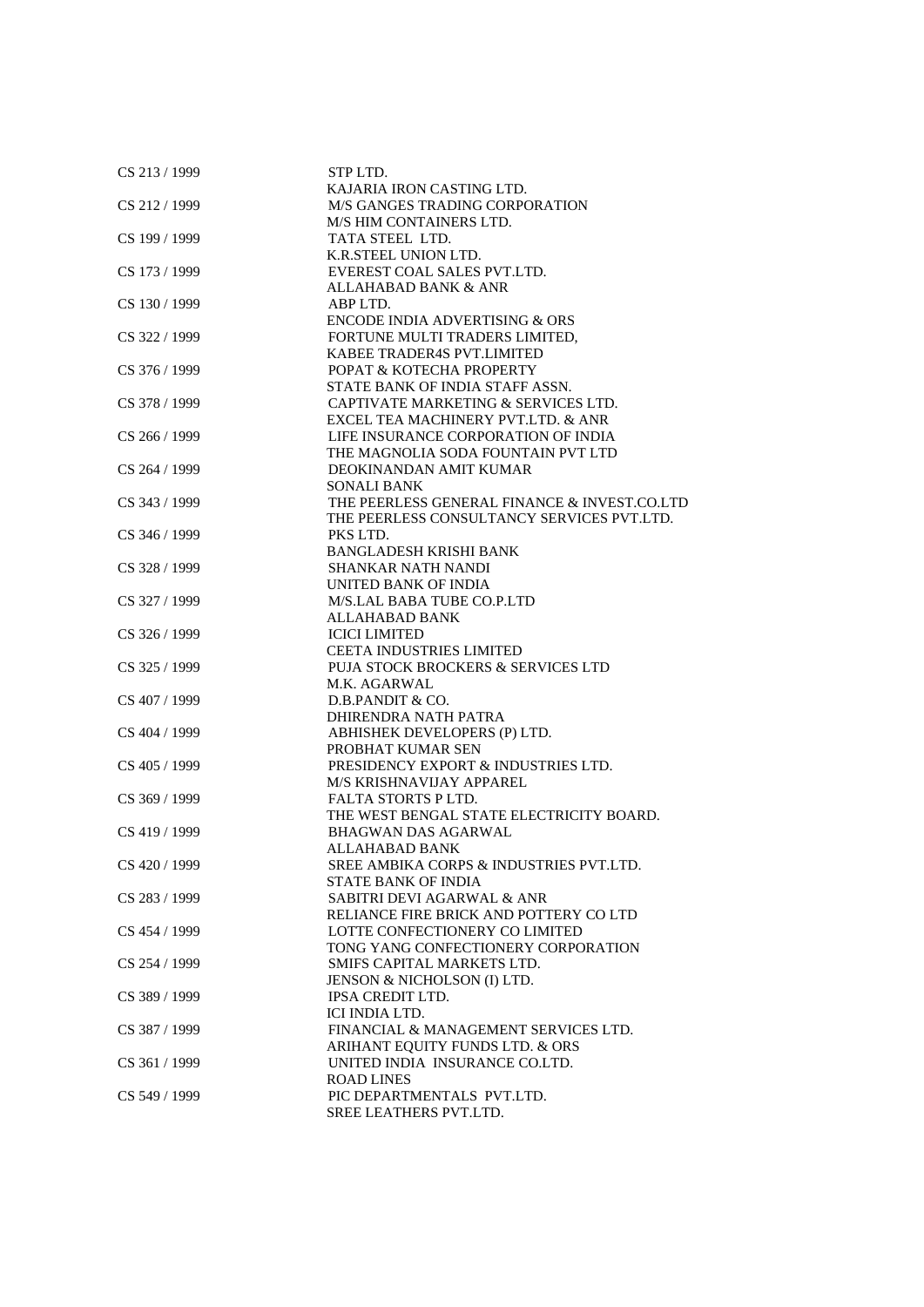| | |
|---|---|
| CS 213 / 1999 | STP LTD. |
| | KAJARIA IRON CASTING LTD. |
| CS 212 / 1999 | M/S GANGES TRADING CORPORATION |
| | M/S HIM CONTAINERS LTD. |
| CS 199 / 1999 | TATA STEEL LTD. |
| | K.R.STEEL UNION LTD. |
| CS 173 / 1999 | EVEREST COAL SALES PVT.LTD. |
| | ALLAHABAD BANK & ANR |
| CS 130 / 1999 | ABP LTD. |
| | ENCODE INDIA ADVERTISING & ORS |
| CS 322 / 1999 | FORTUNE MULTI TRADERS LIMITED, |
| | KABEE TRADER4S PVT.LIMITED |
| CS 376 / 1999 | POPAT & KOTECHA PROPERTY |
| | STATE BANK OF INDIA STAFF ASSN. |
| CS 378 / 1999 | CAPTIVATE MARKETING & SERVICES LTD. |
| | EXCEL TEA MACHINERY PVT.LTD. & ANR |
| CS 266 / 1999 | LIFE INSURANCE CORPORATION OF INDIA |
| | THE MAGNOLIA SODA FOUNTAIN PVT LTD |
| CS 264 / 1999 | DEOKINANDAN AMIT KUMAR |
| | SONALI BANK |
| CS 343 / 1999 | THE PEERLESS GENERAL FINANCE & INVEST.CO.LTD |
| | THE PEERLESS CONSULTANCY SERVICES PVT.LTD. |
| CS 346 / 1999 | PKS LTD. |
| | BANGLADESH KRISHI BANK |
| CS 328 / 1999 | SHANKAR NATH NANDI |
| | UNITED BANK OF INDIA |
| CS 327 / 1999 | M/S.LAL BABA TUBE CO.P.LTD |
| | ALLAHABAD BANK |
| CS 326 / 1999 | ICICI LIMITED |
| | CEETA INDUSTRIES LIMITED |
| CS 325 / 1999 | PUJA STOCK BROCKERS & SERVICES LTD |
| | M.K. AGARWAL |
| CS 407 / 1999 | D.B.PANDIT & CO. |
| | DHIRENDRA NATH PATRA |
| CS 404 / 1999 | ABHISHEK DEVELOPERS (P) LTD. |
| | PROBHAT KUMAR SEN |
| CS 405 / 1999 | PRESIDENCY EXPORT & INDUSTRIES LTD. |
| | M/S KRISHNAVIJAY APPAREL |
| CS 369 / 1999 | FALTA STORTS P LTD. |
| | THE WEST BENGAL STATE ELECTRICITY BOARD. |
| CS 419 / 1999 | BHAGWAN DAS AGARWAL |
| | ALLAHABAD BANK |
| CS 420 / 1999 | SREE AMBIKA CORPS & INDUSTRIES PVT.LTD. |
| | STATE BANK OF INDIA |
| CS 283 / 1999 | SABITRI DEVI AGARWAL & ANR |
| | RELIANCE FIRE BRICK AND POTTERY CO LTD |
| CS 454 / 1999 | LOTTE CONFECTIONERY CO LIMITED |
| | TONG YANG CONFECTIONERY CORPORATION |
| CS 254 / 1999 | SMIFS CAPITAL MARKETS LTD. |
| | JENSON & NICHOLSON (I) LTD. |
| CS 389 / 1999 | IPSA CREDIT LTD. |
| | ICI INDIA LTD. |
| CS 387 / 1999 | FINANCIAL & MANAGEMENT SERVICES LTD. |
| | ARIHANT EQUITY FUNDS LTD. & ORS |
| CS 361 / 1999 | UNITED INDIA INSURANCE CO.LTD. |
| | ROAD LINES |
| CS 549 / 1999 | PIC DEPARTMENTALS PVT.LTD. |
| | SREE LEATHERS PVT.LTD. |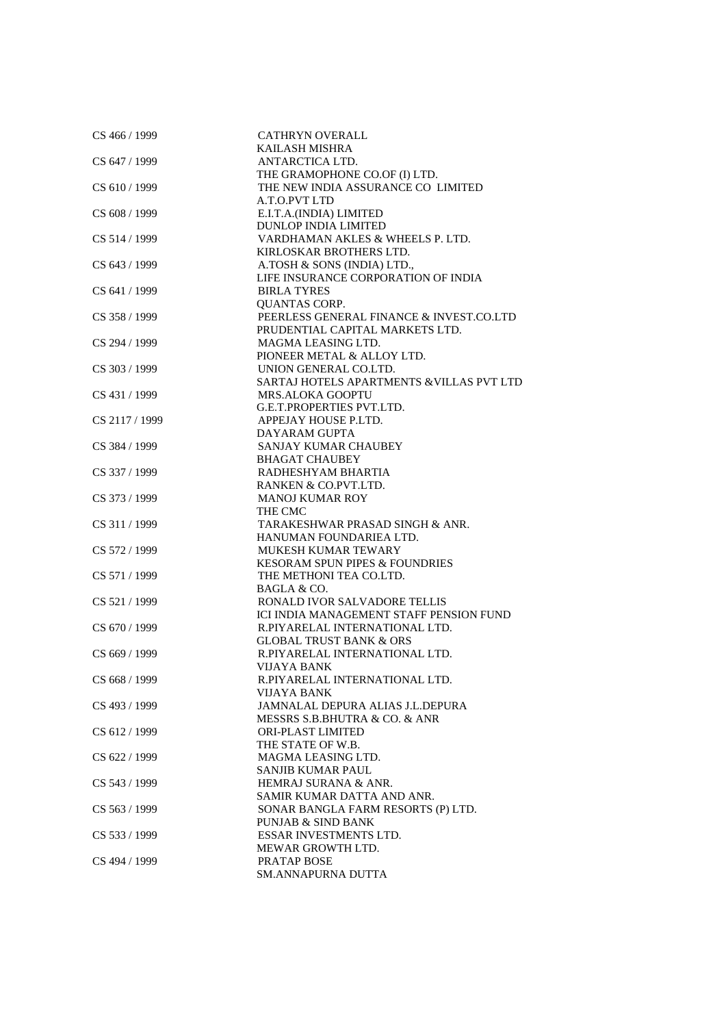| | |
|---|---|
| CS 466 / 1999 | CATHRYN OVERALL |
| | KAILASH MISHRA |
| CS 647 / 1999 | ANTARCTICA LTD. |
| | THE GRAMOPHONE CO.OF (I) LTD. |
| CS 610 / 1999 | THE NEW INDIA ASSURANCE CO LIMITED |
| | A.T.O.PVT LTD |
| CS 608 / 1999 | E.I.T.A.(INDIA) LIMITED |
| | DUNLOP INDIA LIMITED |
| CS 514 / 1999 | VARDHAMAN AKLES & WHEELS P. LTD. |
| | KIRLOSKAR BROTHERS LTD. |
| CS 643 / 1999 | A.TOSH & SONS (INDIA) LTD., |
| | LIFE INSURANCE CORPORATION OF INDIA |
| CS 641 / 1999 | BIRLA TYRES |
| | QUANTAS CORP. |
| CS 358 / 1999 | PEERLESS GENERAL FINANCE & INVEST.CO.LTD |
| | PRUDENTIAL CAPITAL MARKETS LTD. |
| CS 294 / 1999 | MAGMA LEASING LTD. |
| | PIONEER METAL & ALLOY LTD. |
| CS 303 / 1999 | UNION GENERAL CO.LTD. |
| | SARTAJ HOTELS APARTMENTS &VILLAS PVT LTD |
| CS 431 / 1999 | MRS.ALOKA GOOPTU |
| | G.E.T.PROPERTIES PVT.LTD. |
| CS 2117 / 1999 | APPEJAY HOUSE P.LTD. |
| | DAYARAM GUPTA |
| CS 384 / 1999 | SANJAY KUMAR CHAUBEY |
| | BHAGAT CHAUBEY |
| CS 337 / 1999 | RADHESHYAM BHARTIA |
| | RANKEN & CO.PVT.LTD. |
| CS 373 / 1999 | MANOJ KUMAR ROY |
| | THE CMC |
| CS 311 / 1999 | TARAKESHWAR PRASAD SINGH & ANR. |
| | HANUMAN FOUNDARIEA LTD. |
| CS 572 / 1999 | MUKESH KUMAR TEWARY |
| | KESORAM SPUN PIPES & FOUNDRIES |
| CS 571 / 1999 | THE METHONI TEA CO.LTD. |
| | BAGLA & CO. |
| CS 521 / 1999 | RONALD IVOR SALVADORE TELLIS |
| | ICI INDIA MANAGEMENT STAFF PENSION FUND |
| CS 670 / 1999 | R.PIYARELAL INTERNATIONAL LTD. |
| | GLOBAL TRUST BANK & ORS |
| CS 669 / 1999 | R.PIYARELAL INTERNATIONAL LTD. |
| | VIJAYA BANK |
| CS 668 / 1999 | R.PIYARELAL INTERNATIONAL LTD. |
| | VIJAYA BANK |
| CS 493 / 1999 | JAMNALAL DEPURA ALIAS J.L.DEPURA |
| | MESSRS S.B.BHUTRA & CO. & ANR |
| CS 612 / 1999 | ORI-PLAST LIMITED |
| | THE STATE OF W.B. |
| CS 622 / 1999 | MAGMA LEASING LTD. |
| | SANJIB KUMAR PAUL |
| CS 543 / 1999 | HEMRAJ SURANA & ANR. |
| | SAMIR KUMAR DATTA AND ANR. |
| CS 563 / 1999 | SONAR BANGLA FARM RESORTS (P) LTD. |
| | PUNJAB & SIND BANK |
| CS 533 / 1999 | ESSAR INVESTMENTS LTD. |
| | MEWAR GROWTH LTD. |
| CS 494 / 1999 | PRATAP BOSE |
| | SM.ANNAPURNA DUTTA |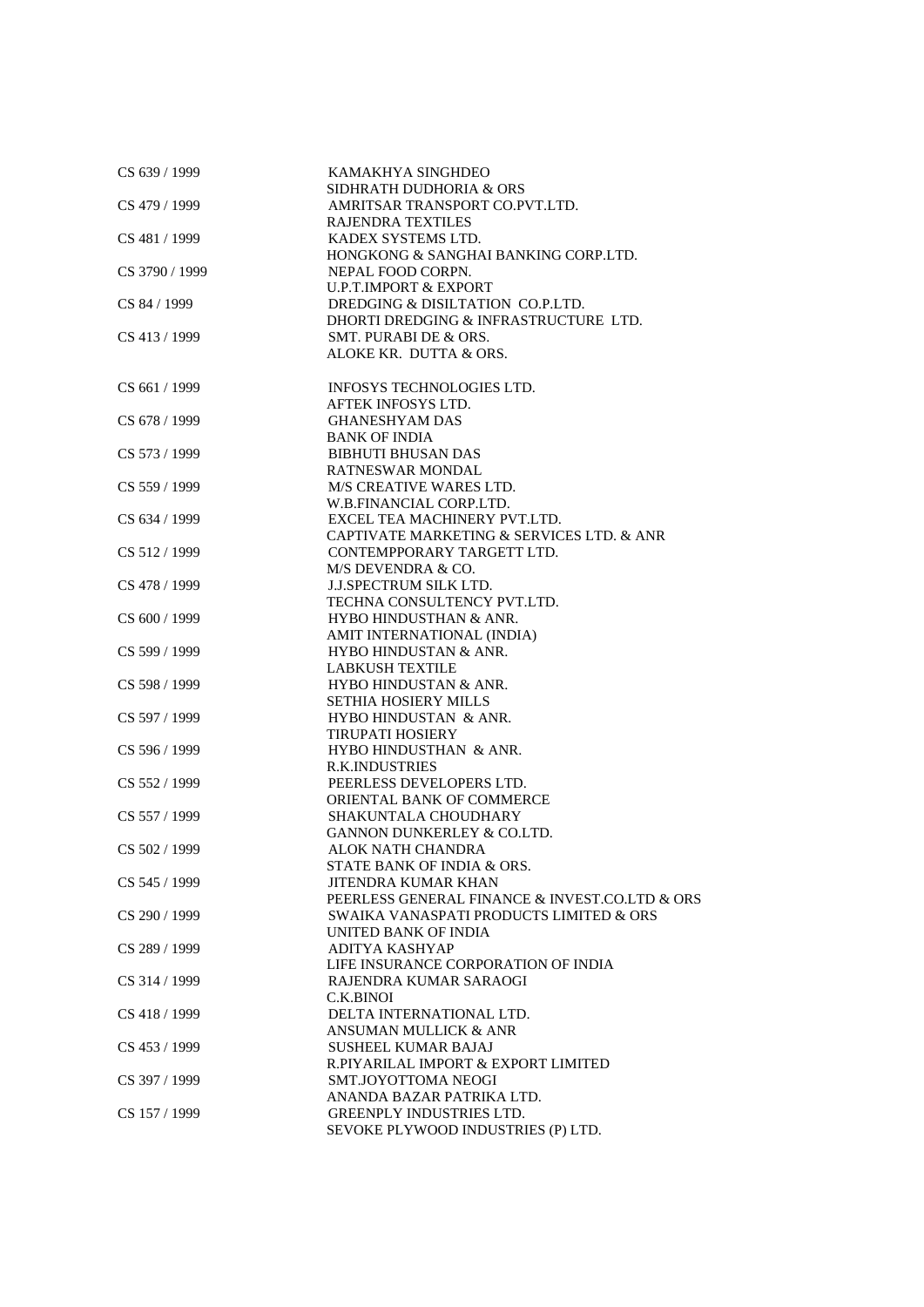| | |
|---|---|
| CS 639 / 1999 | KAMAKHYA SINGHDEO |
| | SIDHRATH DUDHORIA & ORS |
| CS 479 / 1999 | AMRITSAR TRANSPORT CO.PVT.LTD. |
| | RAJENDRA TEXTILES |
| CS 481 / 1999 | KADEX SYSTEMS LTD. |
| | HONGKONG & SANGHAI BANKING CORP.LTD. |
| CS 3790 / 1999 | NEPAL FOOD CORPN. |
| | U.P.T.IMPORT & EXPORT |
| CS 84 / 1999 | DREDGING & DISILTATION CO.P.LTD. |
| | DHORTI DREDGING & INFRASTRUCTURE LTD. |
| CS 413 / 1999 | SMT. PURABI DE & ORS. |
| | ALOKE KR. DUTTA & ORS. |
| CS 661 / 1999 | INFOSYS TECHNOLOGIES LTD. |
| | AFTEK INFOSYS LTD. |
| CS 678 / 1999 | GHANESHYAM DAS |
| | BANK OF INDIA |
| CS 573 / 1999 | BIBHUTI BHUSAN DAS |
| | RATNESWAR MONDAL |
| CS 559 / 1999 | M/S CREATIVE WARES LTD. |
| | W.B.FINANCIAL CORP.LTD. |
| CS 634 / 1999 | EXCEL TEA MACHINERY PVT.LTD. |
| | CAPTIVATE MARKETING & SERVICES LTD. & ANR |
| CS 512 / 1999 | CONTEMPPORARY TARGETT LTD. |
| | M/S DEVENDRA & CO. |
| CS 478 / 1999 | J.J.SPECTRUM SILK LTD. |
| | TECHNA CONSULTENCY PVT.LTD. |
| CS 600 / 1999 | HYBO HINDUSTHAN & ANR. |
| | AMIT INTERNATIONAL (INDIA) |
| CS 599 / 1999 | HYBO HINDUSTAN & ANR. |
| | LABKUSH TEXTILE |
| CS 598 / 1999 | HYBO HINDUSTAN & ANR. |
| | SETHIA HOSIERY MILLS |
| CS 597 / 1999 | HYBO HINDUSTAN & ANR. |
| | TIRUPATI HOSIERY |
| CS 596 / 1999 | HYBO HINDUSTHAN & ANR. |
| | R.K.INDUSTRIES |
| CS 552 / 1999 | PEERLESS DEVELOPERS LTD. |
| | ORIENTAL BANK OF COMMERCE |
| CS 557 / 1999 | SHAKUNTALA CHOUDHARY |
| | GANNON DUNKERLEY & CO.LTD. |
| CS 502 / 1999 | ALOK NATH CHANDRA |
| | STATE BANK OF INDIA & ORS. |
| CS 545 / 1999 | JITENDRA KUMAR KHAN |
| | PEERLESS GENERAL FINANCE & INVEST.CO.LTD & ORS |
| CS 290 / 1999 | SWAIKA VANASPATI PRODUCTS LIMITED & ORS |
| | UNITED BANK OF INDIA |
| CS 289 / 1999 | ADITYA KASHYAP |
| | LIFE INSURANCE CORPORATION OF INDIA |
| CS 314 / 1999 | RAJENDRA KUMAR SARAOGI |
| | C.K.BINOI |
| CS 418 / 1999 | DELTA INTERNATIONAL LTD. |
| | ANSUMAN MULLICK & ANR |
| CS 453 / 1999 | SUSHEEL KUMAR BAJAJ |
| | R.PIYARILAL IMPORT & EXPORT LIMITED |
| CS 397 / 1999 | SMT.JOYOTTOMA NEOGI |
| | ANANDA BAZAR PATRIKA LTD. |
| CS 157 / 1999 | GREENPLY INDUSTRIES LTD. |
| | SEVOKE PLYWOOD INDUSTRIES (P) LTD. |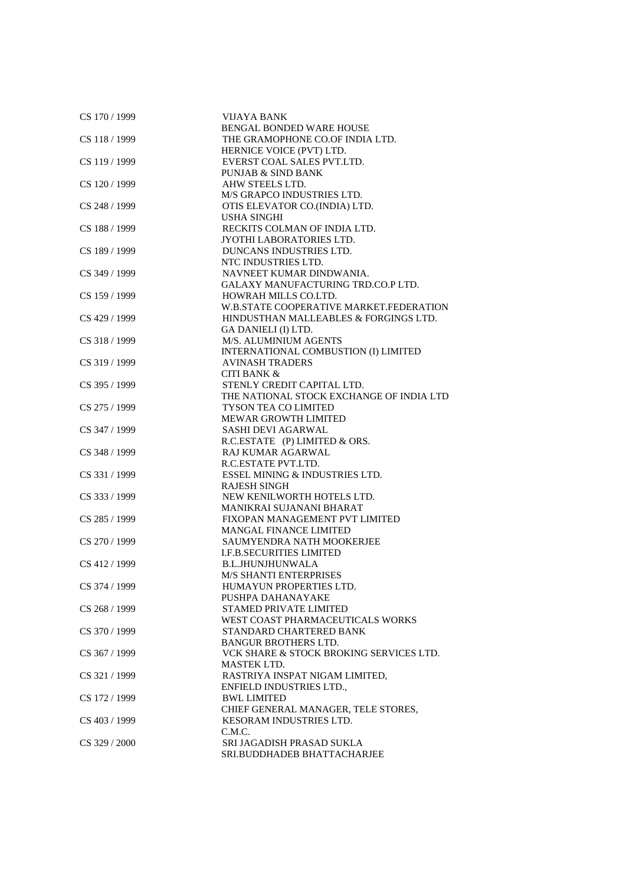| | |
|---|---|
| CS 170 / 1999 | VIJAYA BANK<br>BENGAL BONDED WARE HOUSE |
| CS 118 / 1999 | THE GRAMOPHONE CO.OF INDIA LTD.<br>HERNICE VOICE (PVT) LTD. |
| CS 119 / 1999 | EVERST COAL SALES PVT.LTD.<br>PUNJAB & SIND BANK |
| CS 120 / 1999 | AHW STEELS LTD.<br>M/S GRAPCO INDUSTRIES LTD. |
| CS 248 / 1999 | OTIS ELEVATOR CO.(INDIA) LTD.<br>USHA SINGHI |
| CS 188 / 1999 | RECKITS COLMAN OF INDIA LTD.<br>JYOTHI LABORATORIES LTD. |
| CS 189 / 1999 | DUNCANS INDUSTRIES LTD.<br>NTC INDUSTRIES LTD. |
| CS 349 / 1999 | NAVNEET KUMAR DINDWANIA.<br>GALAXY MANUFACTURING TRD.CO.P LTD. |
| CS 159 / 1999 | HOWRAH MILLS CO.LTD.<br>W.B.STATE COOPERATIVE MARKET.FEDERATION |
| CS 429 / 1999 | HINDUSTHAN MALLEABLES & FORGINGS LTD.<br>GA DANIELI (I) LTD. |
| CS 318 / 1999 | M/S. ALUMINIUM AGENTS<br>INTERNATIONAL COMBUSTION (I) LIMITED |
| CS 319 / 1999 | AVINASH TRADERS<br>CITI BANK & |
| CS 395 / 1999 | STENLY CREDIT CAPITAL LTD.<br>THE NATIONAL STOCK EXCHANGE OF INDIA LTD |
| CS 275 / 1999 | TYSON TEA CO LIMITED<br>MEWAR GROWTH LIMITED |
| CS 347 / 1999 | SASHI DEVI AGARWAL<br>R.C.ESTATE (P) LIMITED & ORS. |
| CS 348 / 1999 | RAJ KUMAR AGARWAL<br>R.C.ESTATE PVT.LTD. |
| CS 331 / 1999 | ESSEL MINING & INDUSTRIES LTD.<br>RAJESH SINGH |
| CS 333 / 1999 | NEW KENILWORTH HOTELS LTD.<br>MANIKRAI SUJANANI BHARAT |
| CS 285 / 1999 | FIXOPAN MANAGEMENT PVT LIMITED<br>MANGAL FINANCE LIMITED |
| CS 270 / 1999 | SAUMYENDRA NATH MOOKERJEE<br>I.F.B.SECURITIES LIMITED |
| CS 412 / 1999 | B.L.JHUNJHUNWALA<br>M/S SHANTI ENTERPRISES |
| CS 374 / 1999 | HUMAYUN PROPERTIES LTD.<br>PUSHPA DAHANAYAKE |
| CS 268 / 1999 | STAMED PRIVATE LIMITED<br>WEST COAST PHARMACEUTICALS WORKS |
| CS 370 / 1999 | STANDARD CHARTERED BANK<br>BANGUR BROTHERS LTD. |
| CS 367 / 1999 | VCK SHARE & STOCK BROKING SERVICES LTD.<br>MASTEK LTD. |
| CS 321 / 1999 | RASTRIYA INSPAT NIGAM LIMITED,<br>ENFIELD INDUSTRIES LTD., |
| CS 172 / 1999 | BWL LIMITED<br>CHIEF GENERAL MANAGER, TELE STORES, |
| CS 403 / 1999 | KESORAM INDUSTRIES LTD.<br>C.M.C. |
| CS 329 / 2000 | SRI JAGADISH PRASAD SUKLA<br>SRI.BUDDHADEB BHATTACHARJEE |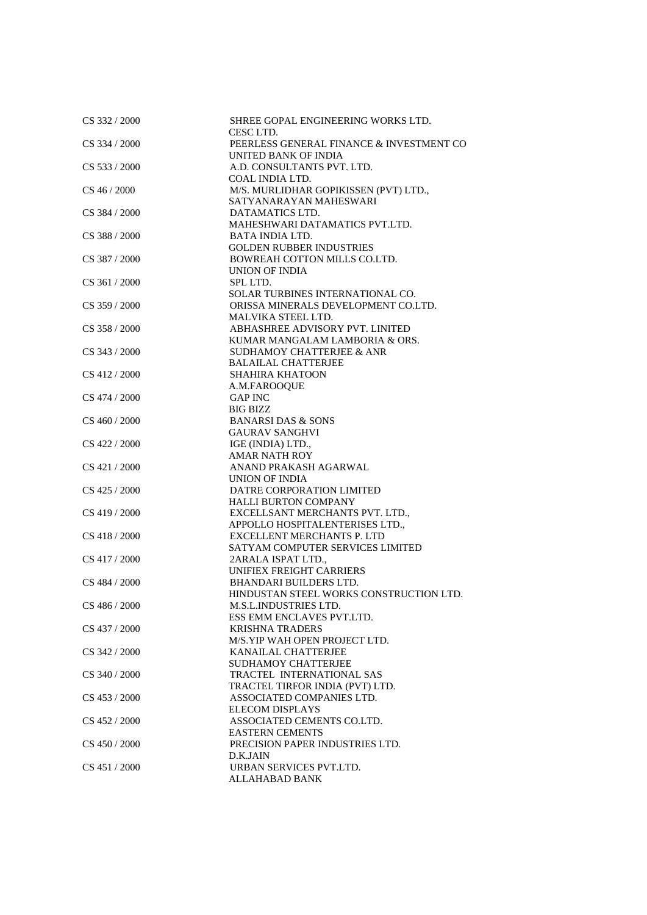| | |
|---|---|
| CS 332 / 2000 | SHREE GOPAL ENGINEERING WORKS LTD.<br>CESC LTD. |
| CS 334 / 2000 | PEERLESS GENERAL FINANCE & INVESTMENT CO<br>UNITED BANK OF INDIA |
| CS 533 / 2000 | A.D. CONSULTANTS PVT. LTD.<br>COAL INDIA LTD. |
| CS 46 / 2000 | M/S. MURLIDHAR GOPIKISSEN (PVT) LTD.,<br>SATYANARAYAN MAHESWARI |
| CS 384 / 2000 | DATAMATICS LTD.<br>MAHESHWARI DATAMATICS PVT.LTD. |
| CS 388 / 2000 | BATA INDIA LTD.<br>GOLDEN RUBBER INDUSTRIES |
| CS 387 / 2000 | BOWREAH COTTON MILLS CO.LTD.<br>UNION OF INDIA |
| CS 361 / 2000 | SPL LTD.<br>SOLAR TURBINES INTERNATIONAL CO. |
| CS 359 / 2000 | ORISSA MINERALS DEVELOPMENT CO.LTD.<br>MALVIKA STEEL LTD. |
| CS 358 / 2000 | ABHASHREE ADVISORY PVT. LINITED<br>KUMAR MANGALAM LAMBORIA & ORS. |
| CS 343 / 2000 | SUDHAMOY CHATTERJEE & ANR<br>BALAILAL CHATTERJEE |
| CS 412 / 2000 | SHAHIRA KHATOON<br>A.M.FAROOQUE |
| CS 474 / 2000 | GAP INC<br>BIG BIZZ |
| CS 460 / 2000 | BANARSI DAS & SONS<br>GAURAV SANGHVI |
| CS 422 / 2000 | IGE (INDIA) LTD.,<br>AMAR NATH ROY |
| CS 421 / 2000 | ANAND PRAKASH AGARWAL<br>UNION OF INDIA |
| CS 425 / 2000 | DATRE CORPORATION LIMITED<br>HALLI BURTON COMPANY |
| CS 419 / 2000 | EXCELLSANT MERCHANTS PVT. LTD.,<br>APPOLLO HOSPITALENTERISES LTD., |
| CS 418 / 2000 | EXCELLENT MERCHANTS P. LTD<br>SATYAM COMPUTER SERVICES LIMITED |
| CS 417 / 2000 | 2ARALA ISPAT LTD.,<br>UNIFIEX FREIGHT CARRIERS |
| CS 484 / 2000 | BHANDARI BUILDERS LTD.<br>HINDUSTAN STEEL WORKS CONSTRUCTION LTD. |
| CS 486 / 2000 | M.S.L.INDUSTRIES LTD.<br>ESS EMM ENCLAVES PVT.LTD. |
| CS 437 / 2000 | KRISHNA TRADERS<br>M/S.YIP WAH OPEN PROJECT LTD. |
| CS 342 / 2000 | KANAILAL CHATTERJEE<br>SUDHAMOY CHATTERJEE |
| CS 340 / 2000 | TRACTEL INTERNATIONAL SAS<br>TRACTEL TIRFOR INDIA (PVT) LTD. |
| CS 453 / 2000 | ASSOCIATED COMPANIES LTD.<br>ELECOM DISPLAYS |
| CS 452 / 2000 | ASSOCIATED CEMENTS CO.LTD.<br>EASTERN CEMENTS |
| CS 450 / 2000 | PRECISION PAPER INDUSTRIES LTD.<br>D.K.JAIN |
| CS 451 / 2000 | URBAN SERVICES PVT.LTD.<br>ALLAHABAD BANK |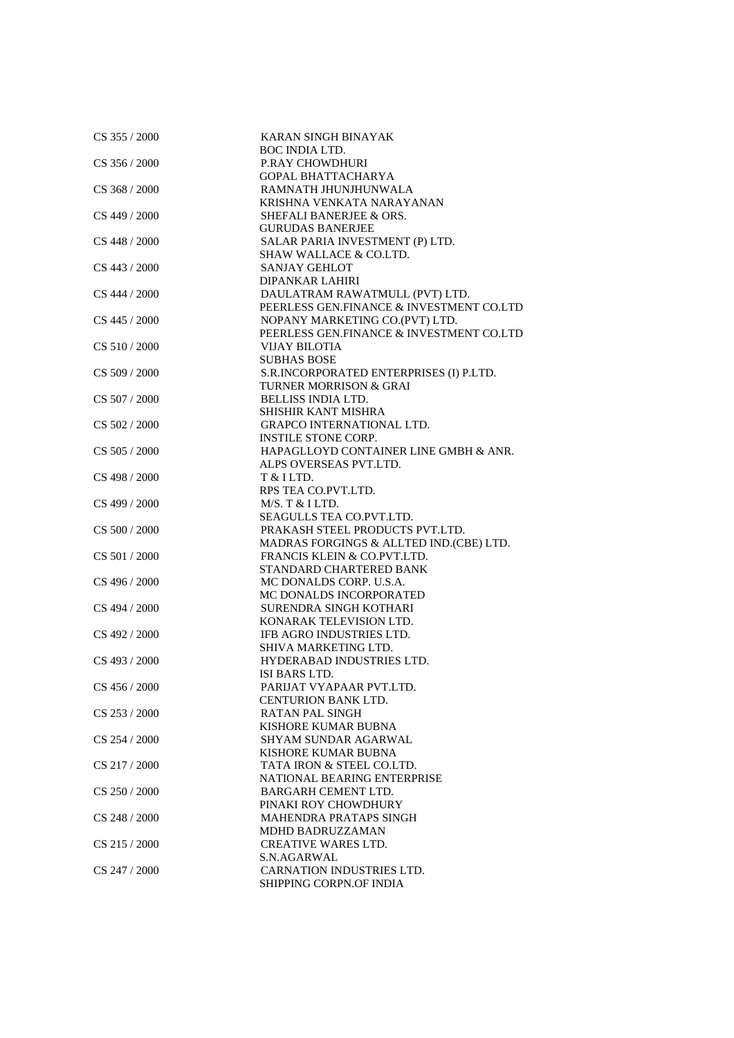| | |
|---|---|
| CS 355 / 2000 | KARAN SINGH BINAYAK |
| | BOC INDIA LTD. |
| CS 356 / 2000 | P.RAY CHOWDHURI |
| | GOPAL BHATTACHARYA |
| CS 368 / 2000 | RAMNATH JHUNJHUNWALA |
| | KRISHNA VENKATA NARAYANAN |
| CS 449 / 2000 | SHEFALI BANERJEE & ORS. |
| | GURUDAS BANERJEE |
| CS 448 / 2000 | SALAR PARIA INVESTMENT (P) LTD. |
| | SHAW WALLACE & CO.LTD. |
| CS 443 / 2000 | SANJAY GEHLOT |
| | DIPANKAR LAHIRI |
| CS 444 / 2000 | DAULATRAM RAWATMULL (PVT) LTD. |
| | PEERLESS GEN.FINANCE & INVESTMENT CO.LTD |
| CS 445 / 2000 | NOPANY MARKETING CO.(PVT) LTD. |
| | PEERLESS GEN.FINANCE & INVESTMENT CO.LTD |
| CS 510 / 2000 | VIJAY BILOTIA |
| | SUBHAS BOSE |
| CS 509 / 2000 | S.R.INCORPORATED ENTERPRISES (I) P.LTD. |
| | TURNER MORRISON & GRAI |
| CS 507 / 2000 | BELLISS INDIA LTD. |
| | SHISHIR KANT MISHRA |
| CS 502 / 2000 | GRAPCO INTERNATIONAL LTD. |
| | INSTILE STONE CORP. |
| CS 505 / 2000 | HAPAGLLOYD CONTAINER LINE GMBH & ANR. |
| | ALPS OVERSEAS PVT.LTD. |
| CS 498 / 2000 | T & I LTD. |
| | RPS TEA CO.PVT.LTD. |
| CS 499 / 2000 | M/S. T & I LTD. |
| | SEAGULLS TEA CO.PVT.LTD. |
| CS 500 / 2000 | PRAKASH STEEL PRODUCTS PVT.LTD. |
| | MADRAS FORGINGS & ALLTED IND.(CBE) LTD. |
| CS 501 / 2000 | FRANCIS KLEIN & CO.PVT.LTD. |
| | STANDARD CHARTERED BANK |
| CS 496 / 2000 | MC DONALDS CORP. U.S.A. |
| | MC DONALDS INCORPORATED |
| CS 494 / 2000 | SURENDRA SINGH KOTHARI |
| | KONARAK TELEVISION LTD. |
| CS 492 / 2000 | IFB AGRO INDUSTRIES LTD. |
| | SHIVA MARKETING LTD. |
| CS 493 / 2000 | HYDERABAD INDUSTRIES LTD. |
| | ISI BARS LTD. |
| CS 456 / 2000 | PARIJAT VYAPAAR PVT.LTD. |
| | CENTURION BANK LTD. |
| CS 253 / 2000 | RATAN PAL SINGH |
| | KISHORE KUMAR BUBNA |
| CS 254 / 2000 | SHYAM SUNDAR AGARWAL |
| | KISHORE KUMAR BUBNA |
| CS 217 / 2000 | TATA IRON & STEEL CO.LTD. |
| | NATIONAL BEARING ENTERPRISE |
| CS 250 / 2000 | BARGARH CEMENT LTD. |
| | PINAKI ROY CHOWDHURY |
| CS 248 / 2000 | MAHENDRA PRATAPS SINGH |
| | MDHD BADRUZZAMAN |
| CS 215 / 2000 | CREATIVE WARES LTD. |
| | S.N.AGARWAL |
| CS 247 / 2000 | CARNATION INDUSTRIES LTD. |
| | SHIPPING CORPN.OF INDIA |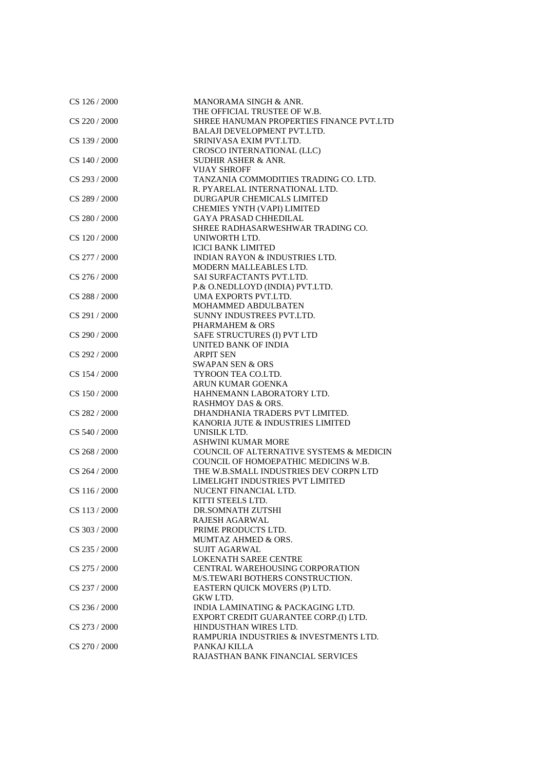| | |
|---|---|
| CS 126 / 2000 | MANORAMA SINGH & ANR. |
| | THE OFFICIAL TRUSTEE OF W.B. |
| CS 220 / 2000 | SHREE HANUMAN PROPERTIES FINANCE PVT.LTD |
| | BALAJI DEVELOPMENT PVT.LTD. |
| CS 139 / 2000 | SRINIVASA EXIM PVT.LTD. |
| | CROSCO INTERNATIONAL (LLC) |
| CS 140 / 2000 | SUDHIR ASHER & ANR. |
| | VIJAY SHROFF |
| CS 293 / 2000 | TANZANIA COMMODITIES TRADING CO. LTD. |
| | R. PYARELAL INTERNATIONAL LTD. |
| CS 289 / 2000 | DURGAPUR CHEMICALS LIMITED |
| | CHEMIES YNTH (VAPI) LIMITED |
| CS 280 / 2000 | GAYA PRASAD CHHEDILAL |
| | SHREE RADHASARWESHWAR TRADING CO. |
| CS 120 / 2000 | UNIWORTH LTD. |
| | ICICI BANK LIMITED |
| CS 277 / 2000 | INDIAN RAYON & INDUSTRIES LTD. |
| | MODERN MALLEABLES LTD. |
| CS 276 / 2000 | SAI SURFACTANTS PVT.LTD. |
| | P.& O.NEDLLOYD (INDIA) PVT.LTD. |
| CS 288 / 2000 | UMA EXPORTS PVT.LTD. |
| | MOHAMMED ABDULBATEN |
| CS 291 / 2000 | SUNNY INDUSTREES PVT.LTD. |
| | PHARMAHEM & ORS |
| CS 290 / 2000 | SAFE STRUCTURES (I) PVT LTD |
| | UNITED BANK OF INDIA |
| CS 292 / 2000 | ARPIT SEN |
| | SWAPAN SEN & ORS |
| CS 154 / 2000 | TYROON TEA CO.LTD. |
| | ARUN KUMAR GOENKA |
| CS 150 / 2000 | HAHNEMANN LABORATORY LTD. |
| | RASHMOY DAS & ORS. |
| CS 282 / 2000 | DHANDHANIA TRADERS PVT LIMITED. |
| | KANORIA JUTE & INDUSTRIES LIMITED |
| CS 540 / 2000 | UNISILK LTD. |
| | ASHWINI KUMAR MORE |
| CS 268 / 2000 | COUNCIL OF ALTERNATIVE SYSTEMS & MEDICIN |
| | COUNCIL OF HOMOEPATHIC MEDICINS W.B. |
| CS 264 / 2000 | THE W.B.SMALL INDUSTRIES DEV CORPN LTD |
| | LIMELIGHT INDUSTRIES PVT LIMITED |
| CS 116 / 2000 | NUCENT FINANCIAL LTD. |
| | KITTI STEELS LTD. |
| CS 113 / 2000 | DR.SOMNATH ZUTSHI |
| | RAJESH AGARWAL |
| CS 303 / 2000 | PRIME PRODUCTS LTD. |
| | MUMTAZ AHMED & ORS. |
| CS 235 / 2000 | SUJIT AGARWAL |
| | LOKENATH SAREE CENTRE |
| CS 275 / 2000 | CENTRAL WAREHOUSING CORPORATION |
| | M/S.TEWARI BOTHERS CONSTRUCTION. |
| CS 237 / 2000 | EASTERN QUICK MOVERS (P) LTD. |
| | GKW LTD. |
| CS 236 / 2000 | INDIA LAMINATING & PACKAGING LTD. |
| | EXPORT CREDIT GUARANTEE CORP.(I) LTD. |
| CS 273 / 2000 | HINDUSTHAN WIRES LTD. |
| | RAMPURIA INDUSTRIES & INVESTMENTS LTD. |
| CS 270 / 2000 | PANKAJ KILLA |
| | RAJASTHAN BANK FINANCIAL SERVICES |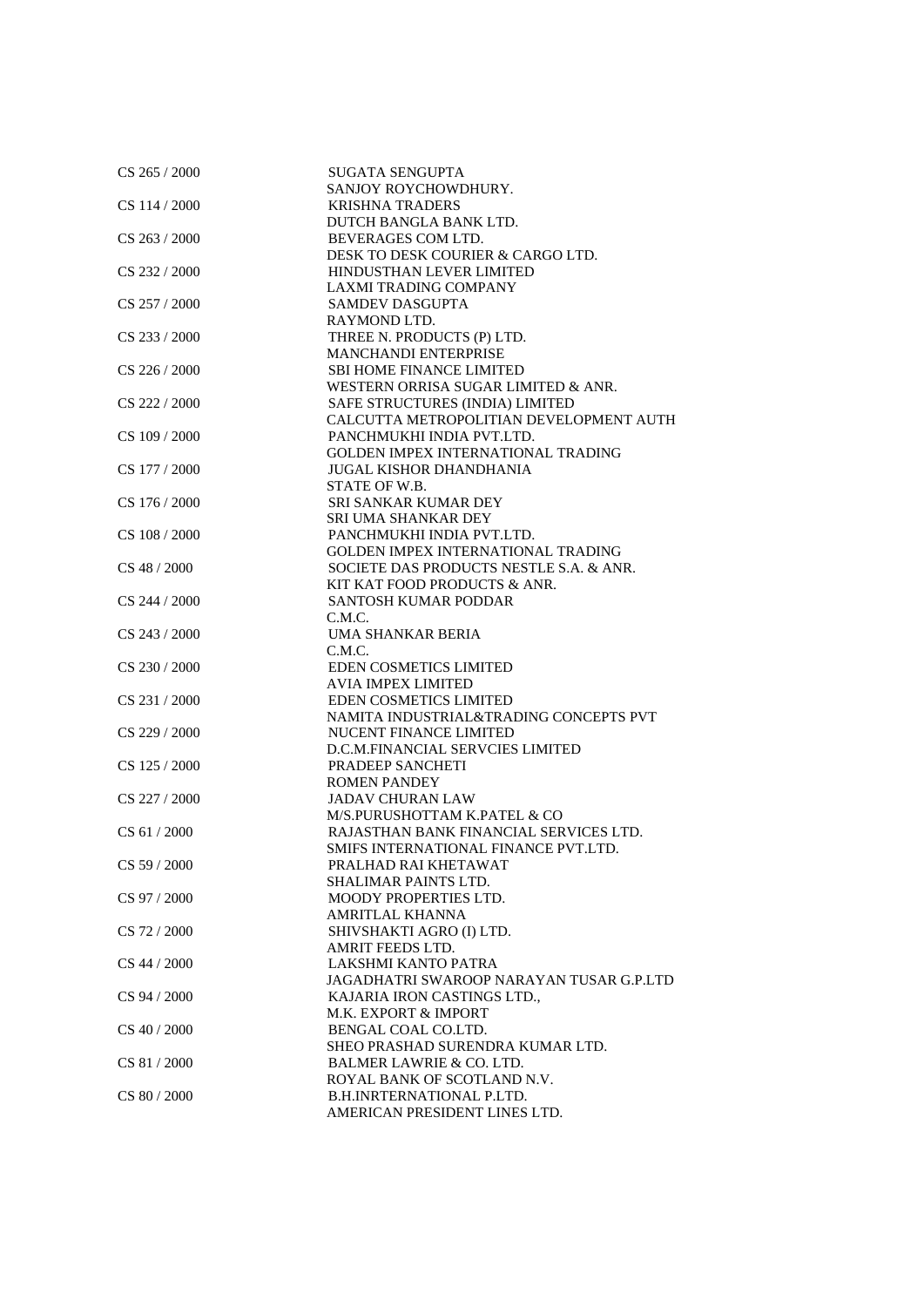| | |
|---|---|
| CS 265 / 2000 | SUGATA SENGUPTA<br>SANJOY ROYCHOWDHURY. |
| CS 114 / 2000 | KRISHNA TRADERS<br>DUTCH BANGLA BANK LTD. |
| CS 263 / 2000 | BEVERAGES COM LTD.<br>DESK TO DESK COURIER & CARGO LTD. |
| CS 232 / 2000 | HINDUSTHAN LEVER LIMITED<br>LAXMI TRADING COMPANY |
| CS 257 / 2000 | SAMDEV DASGUPTA<br>RAYMOND LTD. |
| CS 233 / 2000 | THREE N. PRODUCTS (P) LTD.<br>MANCHANDI ENTERPRISE |
| CS 226 / 2000 | SBI HOME FINANCE LIMITED<br>WESTERN ORRISA SUGAR LIMITED & ANR. |
| CS 222 / 2000 | SAFE STRUCTURES (INDIA) LIMITED<br>CALCUTTA METROPOLITIAN DEVELOPMENT AUTH |
| CS 109 / 2000 | PANCHMUKHI INDIA PVT.LTD.<br>GOLDEN IMPEX INTERNATIONAL TRADING |
| CS 177 / 2000 | JUGAL KISHOR DHANDHANIA<br>STATE OF W.B. |
| CS 176 / 2000 | SRI SANKAR KUMAR DEY<br>SRI UMA SHANKAR DEY |
| CS 108 / 2000 | PANCHMUKHI INDIA PVT.LTD.<br>GOLDEN IMPEX INTERNATIONAL TRADING |
| CS 48 / 2000 | SOCIETE DAS PRODUCTS NESTLE S.A. & ANR.<br>KIT KAT FOOD PRODUCTS & ANR. |
| CS 244 / 2000 | SANTOSH KUMAR PODDAR<br>C.M.C. |
| CS 243 / 2000 | UMA SHANKAR BERIA<br>C.M.C. |
| CS 230 / 2000 | EDEN COSMETICS LIMITED<br>AVIA IMPEX LIMITED |
| CS 231 / 2000 | EDEN COSMETICS LIMITED<br>NAMITA INDUSTRIAL&TRADING CONCEPTS PVT |
| CS 229 / 2000 | NUCENT FINANCE LIMITED<br>D.C.M.FINANCIAL SERVCIES LIMITED |
| CS 125 / 2000 | PRADEEP SANCHETI<br>ROMEN PANDEY |
| CS 227 / 2000 | JADAV CHURAN LAW<br>M/S.PURUSHOTTAM K.PATEL & CO |
| CS 61 / 2000 | RAJASTHAN BANK FINANCIAL SERVICES LTD.<br>SMIFS INTERNATIONAL FINANCE PVT.LTD. |
| CS 59 / 2000 | PRALHAD RAI KHETAWAT<br>SHALIMAR PAINTS LTD. |
| CS 97 / 2000 | MOODY PROPERTIES LTD.<br>AMRITLAL KHANNA |
| CS 72 / 2000 | SHIVSHAKTI AGRO (I) LTD.<br>AMRIT FEEDS LTD. |
| CS 44 / 2000 | LAKSHMI KANTO PATRA<br>JAGADHATRI SWAROOP NARAYAN TUSAR G.P.LTD |
| CS 94 / 2000 | KAJARIA IRON CASTINGS LTD.,<br>M.K. EXPORT & IMPORT |
| CS 40 / 2000 | BENGAL COAL CO.LTD.<br>SHEO PRASHAD SURENDRA KUMAR LTD. |
| CS 81 / 2000 | BALMER LAWRIE & CO. LTD.<br>ROYAL BANK OF SCOTLAND N.V. |
| CS 80 / 2000 | B.H.INRTERNATIONAL P.LTD.<br>AMERICAN PRESIDENT LINES LTD. |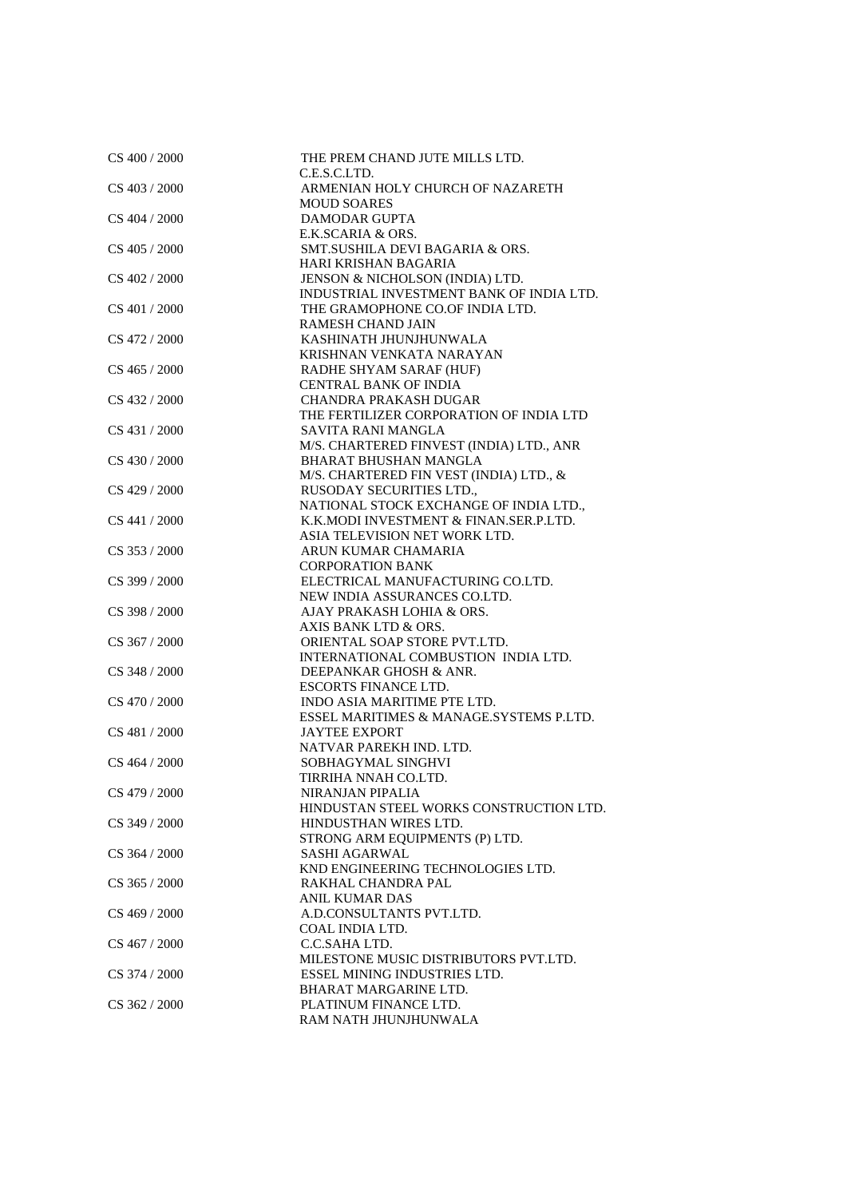| | |
|---|---|
| CS 400 / 2000 | THE PREM CHAND JUTE MILLS LTD. |
| | C.E.S.C.LTD. |
| CS 403 / 2000 | ARMENIAN HOLY CHURCH OF NAZARETH |
| | MOUD SOARES |
| CS 404 / 2000 | DAMODAR GUPTA |
| | E.K.SCARIA & ORS. |
| CS 405 / 2000 | SMT.SUSHILA DEVI BAGARIA & ORS. |
| | HARI KRISHAN BAGARIA |
| CS 402 / 2000 | JENSON & NICHOLSON (INDIA) LTD. |
| | INDUSTRIAL INVESTMENT BANK OF INDIA LTD. |
| CS 401 / 2000 | THE GRAMOPHONE CO.OF INDIA LTD. |
| | RAMESH CHAND JAIN |
| CS 472 / 2000 | KASHINATH JHUNJHUNWALA |
| | KRISHNAN VENKATA NARAYAN |
| CS 465 / 2000 | RADHE SHYAM SARAF (HUF) |
| | CENTRAL BANK OF INDIA |
| CS 432 / 2000 | CHANDRA PRAKASH DUGAR |
| | THE FERTILIZER CORPORATION OF INDIA LTD |
| CS 431 / 2000 | SAVITA RANI MANGLA |
| | M/S. CHARTERED FINVEST (INDIA) LTD., ANR |
| CS 430 / 2000 | BHARAT BHUSHAN MANGLA |
| | M/S. CHARTERED FIN VEST (INDIA) LTD., & |
| CS 429 / 2000 | RUSODAY SECURITIES LTD., |
| | NATIONAL STOCK EXCHANGE OF INDIA LTD., |
| CS 441 / 2000 | K.K.MODI INVESTMENT & FINAN.SER.P.LTD. |
| | ASIA TELEVISION NET WORK LTD. |
| CS 353 / 2000 | ARUN KUMAR CHAMARIA |
| | CORPORATION BANK |
| CS 399 / 2000 | ELECTRICAL MANUFACTURING CO.LTD. |
| | NEW INDIA ASSURANCES CO.LTD. |
| CS 398 / 2000 | AJAY PRAKASH LOHIA & ORS. |
| | AXIS BANK LTD & ORS. |
| CS 367 / 2000 | ORIENTAL SOAP STORE PVT.LTD. |
| | INTERNATIONAL COMBUSTION INDIA LTD. |
| CS 348 / 2000 | DEEPANKAR GHOSH & ANR. |
| | ESCORTS FINANCE LTD. |
| CS 470 / 2000 | INDO ASIA MARITIME PTE LTD. |
| | ESSEL MARITIMES & MANAGE.SYSTEMS P.LTD. |
| CS 481 / 2000 | JAYTEE EXPORT |
| | NATVAR PAREKH IND. LTD. |
| CS 464 / 2000 | SOBHAGYMAL SINGHVI |
| | TIRRIHA NNAH CO.LTD. |
| CS 479 / 2000 | NIRANJAN PIPALIA |
| | HINDUSTAN STEEL WORKS CONSTRUCTION LTD. |
| CS 349 / 2000 | HINDUSTHAN WIRES LTD. |
| | STRONG ARM EQUIPMENTS (P) LTD. |
| CS 364 / 2000 | SASHI AGARWAL |
| | KND ENGINEERING TECHNOLOGIES LTD. |
| CS 365 / 2000 | RAKHAL CHANDRA PAL |
| | ANIL KUMAR DAS |
| CS 469 / 2000 | A.D.CONSULTANTS PVT.LTD. |
| | COAL INDIA LTD. |
| CS 467 / 2000 | C.C.SAHA LTD. |
| | MILESTONE MUSIC DISTRIBUTORS PVT.LTD. |
| CS 374 / 2000 | ESSEL MINING INDUSTRIES LTD. |
| | BHARAT MARGARINE LTD. |
| CS 362 / 2000 | PLATINUM FINANCE LTD. |
| | RAM NATH JHUNJHUNWALA |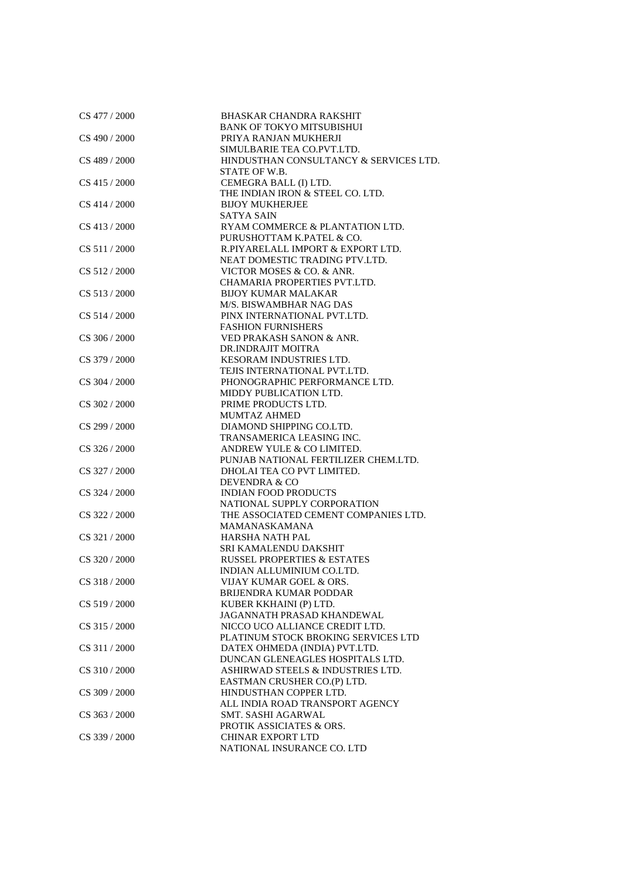| | |
|---|---|
| CS 477 / 2000 | BHASKAR CHANDRA RAKSHIT<br>BANK OF TOKYO MITSUBISHUI |
| CS 490 / 2000 | PRIYA RANJAN MUKHERJI<br>SIMULBARIE TEA CO.PVT.LTD. |
| CS 489 / 2000 | HINDUSTHAN CONSULTANCY & SERVICES LTD.<br>STATE OF W.B. |
| CS 415 / 2000 | CEMEGRA BALL (I) LTD.<br>THE INDIAN IRON & STEEL CO. LTD. |
| CS 414 / 2000 | BIJOY MUKHERJEE<br>SATYA SAIN |
| CS 413 / 2000 | RYAM COMMERCE & PLANTATION LTD.<br>PURUSHOTTAM K.PATEL & CO. |
| CS 511 / 2000 | R.PIYARELALL IMPORT & EXPORT LTD.<br>NEAT DOMESTIC TRADING PTV.LTD. |
| CS 512 / 2000 | VICTOR MOSES & CO. & ANR.<br>CHAMARIA PROPERTIES PVT.LTD. |
| CS 513 / 2000 | BIJOY KUMAR MALAKAR<br>M/S. BISWAMBHAR NAG DAS |
| CS 514 / 2000 | PINX INTERNATIONAL PVT.LTD.<br>FASHION FURNISHERS |
| CS 306 / 2000 | VED PRAKASH SANON & ANR.<br>DR.INDRAJIT MOITRA |
| CS 379 / 2000 | KESORAM INDUSTRIES LTD.<br>TEJIS INTERNATIONAL PVT.LTD. |
| CS 304 / 2000 | PHONOGRAPHIC PERFORMANCE LTD.<br>MIDDY PUBLICATION LTD. |
| CS 302 / 2000 | PRIME PRODUCTS LTD.<br>MUMTAZ AHMED |
| CS 299 / 2000 | DIAMOND SHIPPING CO.LTD.<br>TRANSAMERICA LEASING INC. |
| CS 326 / 2000 | ANDREW YULE & CO LIMITED.<br>PUNJAB NATIONAL FERTILIZER CHEM.LTD. |
| CS 327 / 2000 | DHOLAI TEA CO PVT LIMITED.<br>DEVENDRA & CO |
| CS 324 / 2000 | INDIAN FOOD PRODUCTS<br>NATIONAL SUPPLY CORPORATION |
| CS 322 / 2000 | THE ASSOCIATED CEMENT COMPANIES LTD.<br>MAMANASKAMANA |
| CS 321 / 2000 | HARSHA NATH PAL<br>SRI KAMALENDU DAKSHIT |
| CS 320 / 2000 | RUSSEL PROPERTIES & ESTATES<br>INDIAN ALLUMINIUM CO.LTD. |
| CS 318 / 2000 | VIJAY KUMAR GOEL & ORS.<br>BRIJENDRA KUMAR PODDAR |
| CS 519 / 2000 | KUBER KKHAINI (P) LTD.<br>JAGANNATH PRASAD KHANDEWAL |
| CS 315 / 2000 | NICCO UCO ALLIANCE CREDIT LTD.<br>PLATINUM STOCK BROKING SERVICES LTD |
| CS 311 / 2000 | DATEX OHMEDA (INDIA) PVT.LTD.<br>DUNCAN GLENEAGLES HOSPITALS LTD. |
| CS 310 / 2000 | ASHIRWAD STEELS & INDUSTRIES LTD.<br>EASTMAN CRUSHER CO.(P) LTD. |
| CS 309 / 2000 | HINDUSTHAN COPPER LTD.<br>ALL INDIA ROAD TRANSPORT AGENCY |
| CS 363 / 2000 | SMT. SASHI AGARWAL<br>PROTIK ASSICIATES & ORS. |
| CS 339 / 2000 | CHINAR EXPORT LTD<br>NATIONAL INSURANCE CO. LTD |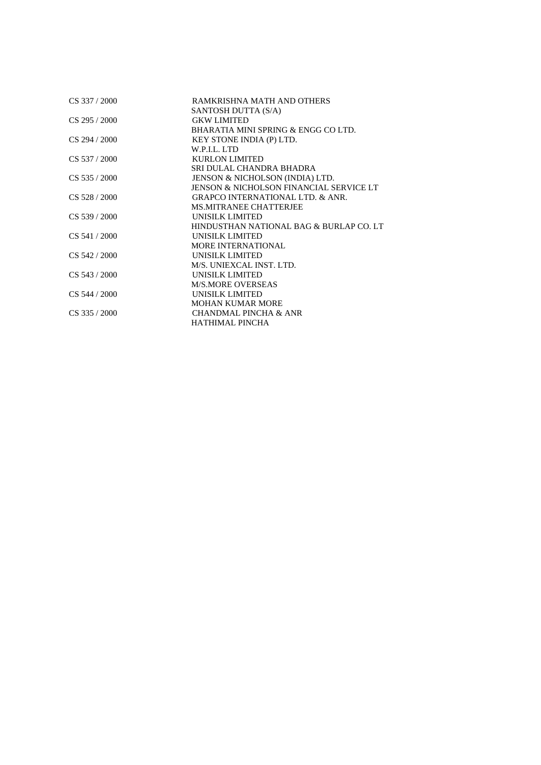| | |
|---|---|
| CS 337 / 2000 | RAMKRISHNA MATH AND OTHERS |
| | SANTOSH DUTTA (S/A) |
| CS 295 / 2000 | GKW LIMITED |
| | BHARATIA MINI SPRING & ENGG CO LTD. |
| CS 294 / 2000 | KEY STONE INDIA (P) LTD. |
| | W.P.I.L. LTD |
| CS 537 / 2000 | KURLON LIMITED |
| | SRI DULAL CHANDRA BHADRA |
| CS 535 / 2000 | JENSON & NICHOLSON (INDIA) LTD. |
| | JENSON & NICHOLSON FINANCIAL SERVICE LT |
| CS 528 / 2000 | GRAPCO INTERNATIONAL LTD. & ANR. |
| | MS.MITRANEE CHATTERJEE |
| CS 539 / 2000 | UNISILK LIMITED |
| | HINDUSTHAN NATIONAL BAG & BURLAP CO. LT |
| CS 541 / 2000 | UNISILK LIMITED |
| | MORE INTERNATIONAL |
| CS 542 / 2000 | UNISILK LIMITED |
| | M/S. UNIEXCAL INST. LTD. |
| CS 543 / 2000 | UNISILK LIMITED |
| | M/S.MORE OVERSEAS |
| CS 544 / 2000 | UNISILK LIMITED |
| | MOHAN KUMAR MORE |
| CS 335 / 2000 | CHANDMAL PINCHA & ANR |
| | HATHIMAL PINCHA |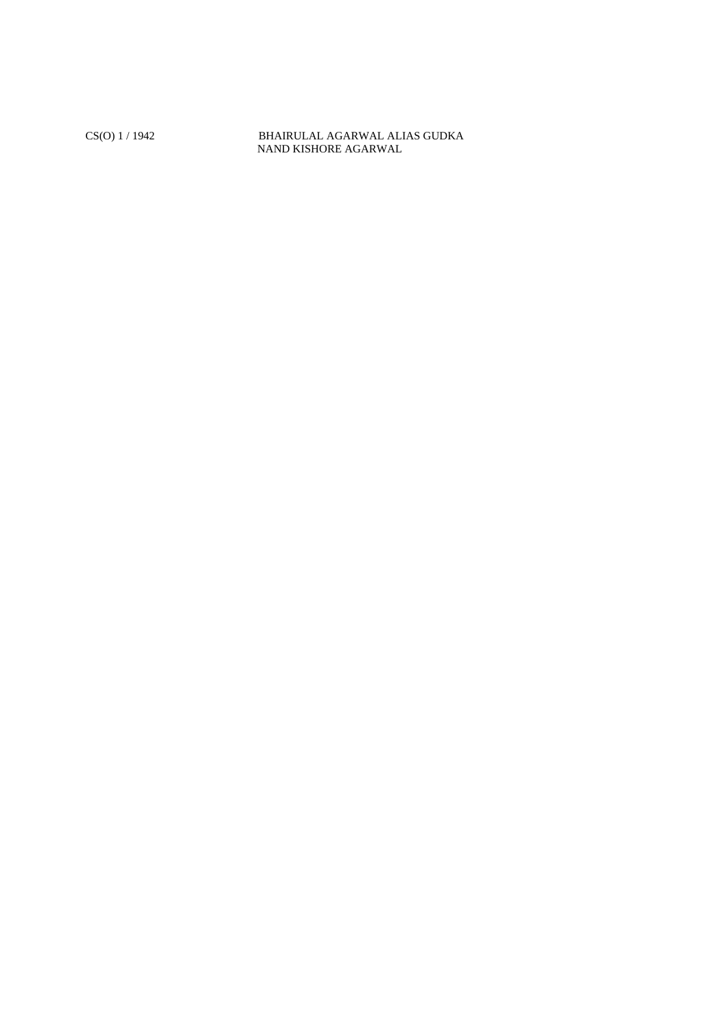CS(O) 1 / 1942 BHAIRULAL AGARWAL ALIAS GUDKA
NAND KISHORE AGARWAL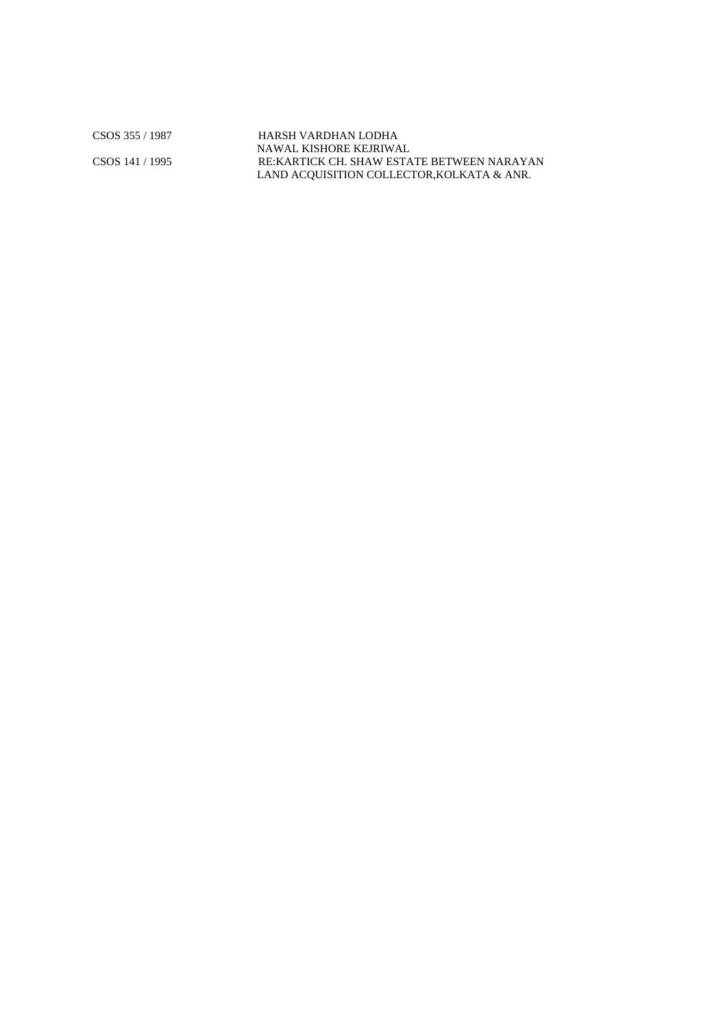| | |
|---|---|
| CSOS 355 / 1987 | HARSH VARDHAN LODHA |
| | NAWAL KISHORE KEJRIWAL |
| CSOS 141 / 1995 | RE:KARTICK CH. SHAW ESTATE BETWEEN NARAYAN |
| | LAND ACQUISITION COLLECTOR,KOLKATA & ANR. |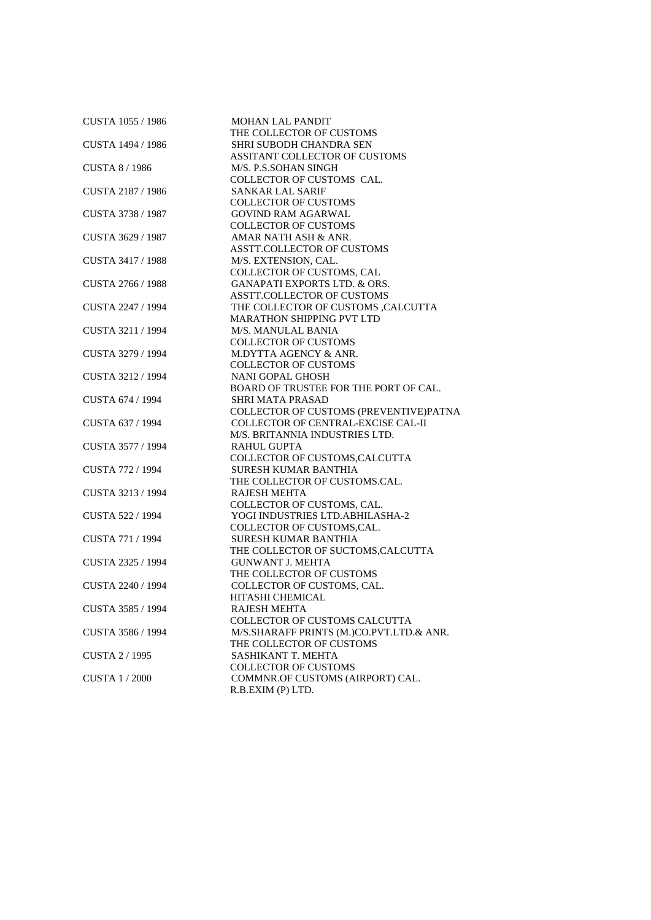| | |
|---|---|
| CUSTA 1055 / 1986 | MOHAN LAL PANDIT |
| | THE COLLECTOR OF CUSTOMS |
| CUSTA 1494 / 1986 | SHRI SUBODH CHANDRA SEN |
| | ASSITANT COLLECTOR OF CUSTOMS |
| CUSTA 8 / 1986 | M/S. P.S.SOHAN SINGH |
| | COLLECTOR OF CUSTOMS CAL. |
| CUSTA 2187 / 1986 | SANKAR LAL SARIF |
| | COLLECTOR OF CUSTOMS |
| CUSTA 3738 / 1987 | GOVIND RAM AGARWAL |
| | COLLECTOR OF CUSTOMS |
| CUSTA 3629 / 1987 | AMAR NATH ASH & ANR. |
| | ASSTT.COLLECTOR OF CUSTOMS |
| CUSTA 3417 / 1988 | M/S. EXTENSION, CAL. |
| | COLLECTOR OF CUSTOMS, CAL |
| CUSTA 2766 / 1988 | GANAPATI EXPORTS LTD. & ORS. |
| | ASSTT.COLLECTOR OF CUSTOMS |
| CUSTA 2247 / 1994 | THE COLLECTOR OF CUSTOMS ,CALCUTTA |
| | MARATHON SHIPPING PVT LTD |
| CUSTA 3211 / 1994 | M/S. MANULAL BANIA |
| | COLLECTOR OF CUSTOMS |
| CUSTA 3279 / 1994 | M.DYTTA AGENCY & ANR. |
| | COLLECTOR OF CUSTOMS |
| CUSTA 3212 / 1994 | NANI GOPAL GHOSH |
| | BOARD OF TRUSTEE FOR THE PORT OF CAL. |
| CUSTA 674 / 1994 | SHRI MATA PRASAD |
| | COLLECTOR OF CUSTOMS (PREVENTIVE)PATNA |
| CUSTA 637 / 1994 | COLLECTOR OF CENTRAL-EXCISE CAL-II |
| | M/S. BRITANNIA INDUSTRIES LTD. |
| CUSTA 3577 / 1994 | RAHUL GUPTA |
| | COLLECTOR OF CUSTOMS,CALCUTTA |
| CUSTA 772 / 1994 | SURESH KUMAR BANTHIA |
| | THE COLLECTOR OF CUSTOMS.CAL. |
| CUSTA 3213 / 1994 | RAJESH MEHTA |
| | COLLECTOR OF CUSTOMS, CAL. |
| CUSTA 522 / 1994 | YOGI INDUSTRIES LTD.ABHILASHA-2 |
| | COLLECTOR OF CUSTOMS,CAL. |
| CUSTA 771 / 1994 | SURESH KUMAR BANTHIA |
| | THE COLLECTOR OF SUCTOMS,CALCUTTA |
| CUSTA 2325 / 1994 | GUNWANT J. MEHTA |
| | THE COLLECTOR OF CUSTOMS |
| CUSTA 2240 / 1994 | COLLECTOR OF CUSTOMS, CAL. |
| | HITASHI CHEMICAL |
| CUSTA 3585 / 1994 | RAJESH MEHTA |
| | COLLECTOR OF CUSTOMS CALCUTTA |
| CUSTA 3586 / 1994 | M/S.SHARAFF PRINTS (M.)CO.PVT.LTD.& ANR. |
| | THE COLLECTOR OF CUSTOMS |
| CUSTA 2 / 1995 | SASHIKANT T. MEHTA |
| | COLLECTOR OF CUSTOMS |
| CUSTA 1 / 2000 | COMMNR.OF CUSTOMS (AIRPORT) CAL. |
| | R.B.EXIM (P) LTD. |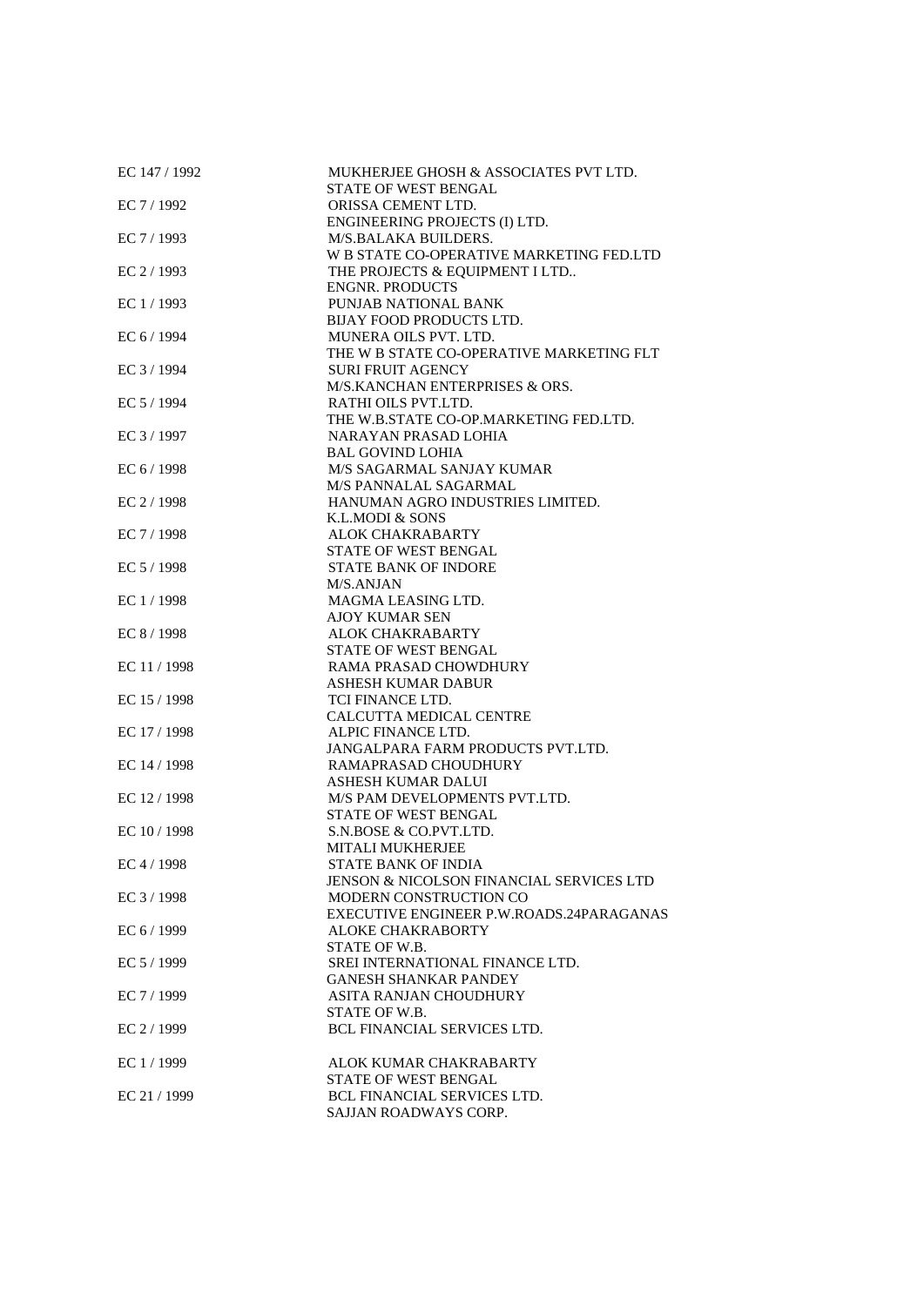| | |
|---|---|
| EC 147 / 1992 | MUKHERJEE GHOSH & ASSOCIATES PVT LTD.<br>STATE OF WEST BENGAL |
| EC 7 / 1992 | ORISSA CEMENT LTD.<br>ENGINEERING PROJECTS (I) LTD. |
| EC 7 / 1993 | M/S.BALAKA BUILDERS.<br>W B STATE CO-OPERATIVE MARKETING FED.LTD |
| EC 2 / 1993 | THE PROJECTS & EQUIPMENT I LTD..<br>ENGNR. PRODUCTS |
| EC 1 / 1993 | PUNJAB NATIONAL BANK<br>BIJAY FOOD PRODUCTS LTD. |
| EC 6 / 1994 | MUNERA OILS PVT. LTD.<br>THE W B STATE CO-OPERATIVE MARKETING FLT |
| EC 3 / 1994 | SURI FRUIT AGENCY<br>M/S.KANCHAN ENTERPRISES & ORS. |
| EC 5 / 1994 | RATHI OILS PVT.LTD.<br>THE W.B.STATE CO-OP.MARKETING FED.LTD. |
| EC 3 / 1997 | NARAYAN PRASAD LOHIA<br>BAL GOVIND LOHIA |
| EC 6 / 1998 | M/S SAGARMAL SANJAY KUMAR<br>M/S PANNALAL SAGARMAL |
| EC 2 / 1998 | HANUMAN AGRO INDUSTRIES LIMITED.<br>K.L.MODI & SONS |
| EC 7 / 1998 | ALOK CHAKRABARTY<br>STATE OF WEST BENGAL |
| EC 5 / 1998 | STATE BANK OF INDORE<br>M/S.ANJAN |
| EC 1 / 1998 | MAGMA LEASING LTD.<br>AJOY KUMAR SEN |
| EC 8 / 1998 | ALOK CHAKRABARTY<br>STATE OF WEST BENGAL |
| EC 11 / 1998 | RAMA PRASAD CHOWDHURY<br>ASHESH KUMAR DABUR |
| EC 15 / 1998 | TCI FINANCE LTD.<br>CALCUTTA MEDICAL CENTRE |
| EC 17 / 1998 | ALPIC FINANCE LTD.<br>JANGALPARA FARM PRODUCTS PVT.LTD. |
| EC 14 / 1998 | RAMAPRASAD CHOUDHURY<br>ASHESH KUMAR DALUI |
| EC 12 / 1998 | M/S PAM DEVELOPMENTS PVT.LTD.<br>STATE OF WEST BENGAL |
| EC 10 / 1998 | S.N.BOSE & CO.PVT.LTD.<br>MITALI MUKHERJEE |
| EC 4 / 1998 | STATE BANK OF INDIA<br>JENSON & NICOLSON FINANCIAL SERVICES LTD |
| EC 3 / 1998 | MODERN CONSTRUCTION CO<br>EXECUTIVE ENGINEER P.W.ROADS.24PARAGANAS |
| EC 6 / 1999 | ALOKE CHAKRABORTY<br>STATE OF W.B. |
| EC 5 / 1999 | SREI INTERNATIONAL FINANCE LTD.<br>GANESH SHANKAR PANDEY |
| EC 7 / 1999 | ASITA RANJAN CHOUDHURY<br>STATE OF W.B. |
| EC 2 / 1999 | BCL FINANCIAL SERVICES LTD. |
| EC 1 / 1999 | ALOK KUMAR CHAKRABARTY<br>STATE OF WEST BENGAL |
| EC 21 / 1999 | BCL FINANCIAL SERVICES LTD.<br>SAJJAN ROADWAYS CORP. |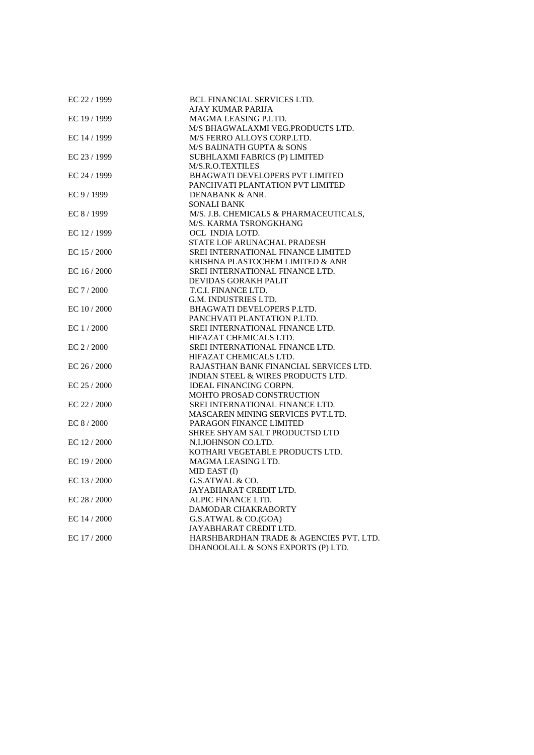| | |
|---|---|
| EC 22 / 1999 | BCL FINANCIAL SERVICES LTD.<br>AJAY KUMAR PARIJA |
| EC 19 / 1999 | MAGMA LEASING P.LTD.<br>M/S BHAGWALAXMI VEG.PRODUCTS LTD. |
| EC 14 / 1999 | M/S FERRO ALLOYS CORP.LTD.<br>M/S BAIJNATH GUPTA & SONS |
| EC 23 / 1999 | SUBHLAXMI FABRICS (P) LIMITED<br>M/S.R.O.TEXTILES |
| EC 24 / 1999 | BHAGWATI DEVELOPERS PVT LIMITED<br>PANCHVATI PLANTATION PVT LIMITED |
| EC 9 / 1999 | DENABANK & ANR.<br>SONALI BANK |
| EC 8 / 1999 | M/S. J.B. CHEMICALS & PHARMACEUTICALS,<br>M/S. KARMA TSRONGKHANG |
| EC 12 / 1999 | OCL INDIA LOTD.<br>STATE LOF ARUNACHAL PRADESH |
| EC 15 / 2000 | SREI INTERNATIONAL FINANCE LIMITED<br>KRISHNA PLASTOCHEM LIMITED & ANR |
| EC 16 / 2000 | SREI INTERNATIONAL FINANCE LTD.<br>DEVIDAS GORAKH PALIT |
| EC 7 / 2000 | T.C.I. FINANCE LTD.<br>G.M. INDUSTRIES LTD. |
| EC 10 / 2000 | BHAGWATI DEVELOPERS P.LTD.<br>PANCHVATI PLANTATION P.LTD. |
| EC 1 / 2000 | SREI INTERNATIONAL FINANCE LTD.<br>HIFAZAT CHEMICALS LTD. |
| EC 2 / 2000 | SREI INTERNATIONAL FINANCE LTD.<br>HIFAZAT CHEMICALS LTD. |
| EC 26 / 2000 | RAJASTHAN BANK FINANCIAL SERVICES LTD.<br>INDIAN STEEL & WIRES PRODUCTS LTD. |
| EC 25 / 2000 | IDEAL FINANCING CORPN.<br>MOHTO PROSAD CONSTRUCTION |
| EC 22 / 2000 | SREI INTERNATIONAL FINANCE LTD.<br>MASCAREN MINING SERVICES PVT.LTD. |
| EC 8 / 2000 | PARAGON FINANCE LIMITED<br>SHREE SHYAM SALT PRODUCTSD LTD |
| EC 12 / 2000 | N.I.JOHNSON CO.LTD.<br>KOTHARI VEGETABLE PRODUCTS LTD. |
| EC 19 / 2000 | MAGMA LEASING LTD.<br>MID EAST (I) |
| EC 13 / 2000 | G.S.ATWAL & CO.<br>JAYABHARAT CREDIT LTD. |
| EC 28 / 2000 | ALPIC FINANCE LTD.<br>DAMODAR CHAKRABORTY |
| EC 14 / 2000 | G.S.ATWAL & CO.(GOA)<br>JAYABHARAT CREDIT LTD. |
| EC 17 / 2000 | HARSHBARDHAN TRADE & AGENCIES PVT. LTD.<br>DHANOOLALL & SONS EXPORTS (P) LTD. |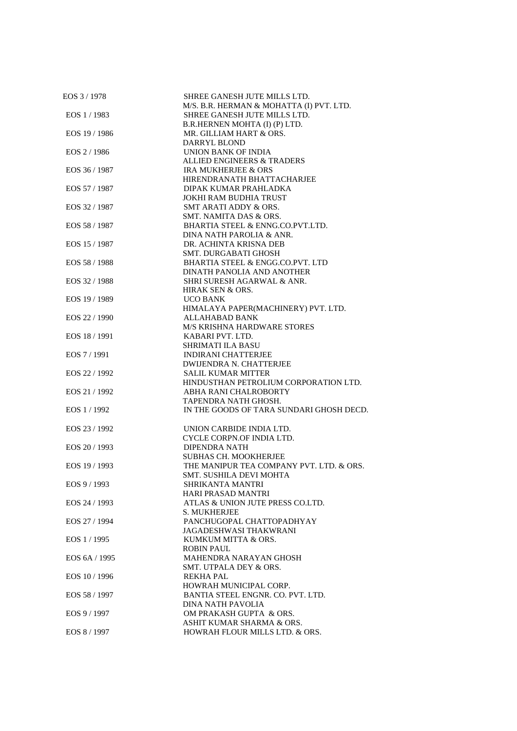| | |
|---|---|
| EOS 3 / 1978 | SHREE GANESH JUTE MILLS LTD.<br>M/S. B.R. HERMAN & MOHATTA (I) PVT. LTD. |
| EOS 1 / 1983 | SHREE GANESH JUTE MILLS LTD.<br>B.R.HERNEN MOHTA (I) (P) LTD. |
| EOS 19 / 1986 | MR. GILLIAM HART & ORS.<br>DARRYL BLOND |
| EOS 2 / 1986 | UNION BANK OF INDIA<br>ALLIED ENGINEERS & TRADERS |
| EOS 36 / 1987 | IRA MUKHERJEE & ORS<br>HIRENDRANATH BHATTACHARJEE |
| EOS 57 / 1987 | DIPAK KUMAR PRAHLADKA<br>JOKHI RAM BUDHIA TRUST |
| EOS 32 / 1987 | SMT ARATI ADDY & ORS.<br>SMT. NAMITA DAS & ORS. |
| EOS 58 / 1987 | BHARTIA STEEL & ENNG.CO.PVT.LTD.<br>DINA NATH PAROLIA & ANR. |
| EOS 15 / 1987 | DR. ACHINTA KRISNA DEB<br>SMT. DURGABATI GHOSH |
| EOS 58 / 1988 | BHARTIA STEEL & ENGG.CO.PVT. LTD<br>DINATH PANOLIA AND ANOTHER |
| EOS 32 / 1988 | SHRI SURESH AGARWAL & ANR.<br>HIRAK SEN & ORS. |
| EOS 19 / 1989 | UCO BANK<br>HIMALAYA PAPER(MACHINERY) PVT. LTD. |
| EOS 22 / 1990 | ALLAHABAD BANK<br>M/S KRISHNA HARDWARE STORES |
| EOS 18 / 1991 | KABARI PVT. LTD.<br>SHRIMATI ILA BASU |
| EOS 7 / 1991 | INDIRANI CHATTERJEE<br>DWIJENDRA N. CHATTERJEE |
| EOS 22 / 1992 | SALIL KUMAR MITTER<br>HINDUSTHAN PETROLIUM CORPORATION LTD. |
| EOS 21 / 1992 | ABHA RANI CHALROBORTY<br>TAPENDRA NATH GHOSH. |
| EOS 1 / 1992 | IN THE GOODS OF TARA SUNDARI GHOSH DECD. |
| EOS 23 / 1992 | UNION CARBIDE INDIA LTD.<br>CYCLE CORPN.OF INDIA LTD. |
| EOS 20 / 1993 | DIPENDRA NATH<br>SUBHAS CH. MOOKHERJEE |
| EOS 19 / 1993 | THE MANIPUR TEA COMPANY PVT. LTD. & ORS.<br>SMT. SUSHILA DEVI MOHTA |
| EOS 9 / 1993 | SHRIKANTA MANTRI<br>HARI PRASAD MANTRI |
| EOS 24 / 1993 | ATLAS & UNION JUTE PRESS CO.LTD.<br>S. MUKHERJEE |
| EOS 27 / 1994 | PANCHUGOPAL CHATTOPADHYAY<br>JAGADESHWASI THAKWRANI |
| EOS 1 / 1995 | KUMKUM MITTA & ORS.<br>ROBIN PAUL |
| EOS 6A / 1995 | MAHENDRA NARAYAN GHOSH<br>SMT. UTPALA DEY & ORS. |
| EOS 10 / 1996 | REKHA PAL<br>HOWRAH MUNICIPAL CORP. |
| EOS 58 / 1997 | BANTIA STEEL ENGNR. CO. PVT. LTD.<br>DINA NATH PAVOLIA |
| EOS 9 / 1997 | OM PRAKASH GUPTA & ORS.<br>ASHIT KUMAR SHARMA & ORS. |
| EOS 8 / 1997 | HOWRAH FLOUR MILLS LTD. & ORS. |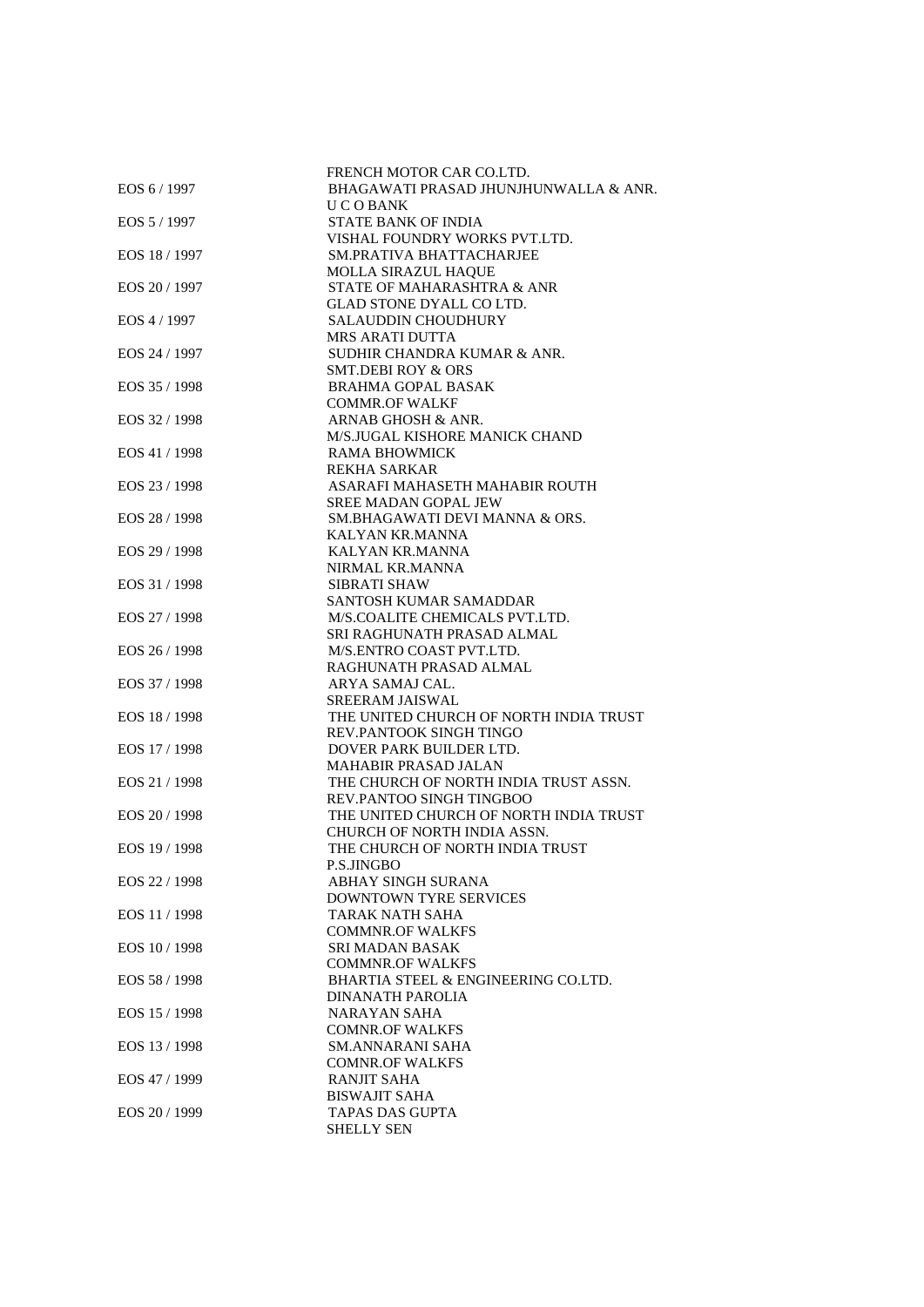| | |
|---|---|
| | FRENCH MOTOR CAR CO.LTD. |
| EOS 6 / 1997 | BHAGAWATI PRASAD JHUNJHUNWALLA & ANR. |
| | U C O BANK |
| EOS 5 / 1997 | STATE BANK OF INDIA |
| | VISHAL FOUNDRY WORKS PVT.LTD. |
| EOS 18 / 1997 | SM.PRATIVA BHATTACHARJEE |
| | MOLLA SIRAZUL HAQUE |
| EOS 20 / 1997 | STATE OF MAHARASHTRA & ANR |
| | GLAD STONE DYALL CO LTD. |
| EOS 4 / 1997 | SALAUDDIN CHOUDHURY |
| | MRS ARATI DUTTA |
| EOS 24 / 1997 | SUDHIR CHANDRA KUMAR & ANR. |
| | SMT.DEBI ROY & ORS |
| EOS 35 / 1998 | BRAHMA GOPAL BASAK |
| | COMMR.OF WALKF |
| EOS 32 / 1998 | ARNAB GHOSH & ANR. |
| | M/S.JUGAL KISHORE MANICK CHAND |
| EOS 41 / 1998 | RAMA BHOWMICK |
| | REKHA SARKAR |
| EOS 23 / 1998 | ASARAFI MAHASETH MAHABIR ROUTH |
| | SREE MADAN GOPAL JEW |
| EOS 28 / 1998 | SM.BHAGAWATI DEVI MANNA & ORS. |
| | KALYAN KR.MANNA |
| EOS 29 / 1998 | KALYAN KR.MANNA |
| | NIRMAL KR.MANNA |
| EOS 31 / 1998 | SIBRATI SHAW |
| | SANTOSH KUMAR SAMADDAR |
| EOS 27 / 1998 | M/S.COALITE CHEMICALS PVT.LTD. |
| | SRI RAGHUNATH PRASAD ALMAL |
| EOS 26 / 1998 | M/S.ENTRO COAST PVT.LTD. |
| | RAGHUNATH PRASAD ALMAL |
| EOS 37 / 1998 | ARYA SAMAJ CAL. |
| | SREERAM JAISWAL |
| EOS 18 / 1998 | THE UNITED CHURCH OF NORTH INDIA TRUST |
| | REV.PANTOOK SINGH TINGO |
| EOS 17 / 1998 | DOVER PARK BUILDER LTD. |
| | MAHABIR PRASAD JALAN |
| EOS 21 / 1998 | THE CHURCH OF NORTH INDIA TRUST ASSN. |
| | REV.PANTOO SINGH TINGBOO |
| EOS 20 / 1998 | THE UNITED CHURCH OF NORTH INDIA TRUST |
| | CHURCH OF NORTH INDIA ASSN. |
| EOS 19 / 1998 | THE CHURCH OF NORTH INDIA TRUST |
| | P.S.JINGBO |
| EOS 22 / 1998 | ABHAY SINGH SURANA |
| | DOWNTOWN TYRE SERVICES |
| EOS 11 / 1998 | TARAK NATH SAHA |
| | COMMNR.OF WALKFS |
| EOS 10 / 1998 | SRI MADAN BASAK |
| | COMMNR.OF WALKFS |
| EOS 58 / 1998 | BHARTIA STEEL & ENGINEERING CO.LTD. |
| | DINANATH PAROLIA |
| EOS 15 / 1998 | NARAYAN SAHA |
| | COMNR.OF WALKFS |
| EOS 13 / 1998 | SM.ANNARANI SAHA |
| | COMNR.OF WALKFS |
| EOS 47 / 1999 | RANJIT SAHA |
| | BISWAJIT SAHA |
| EOS 20 / 1999 | TAPAS DAS GUPTA |
| | SHELLY SEN |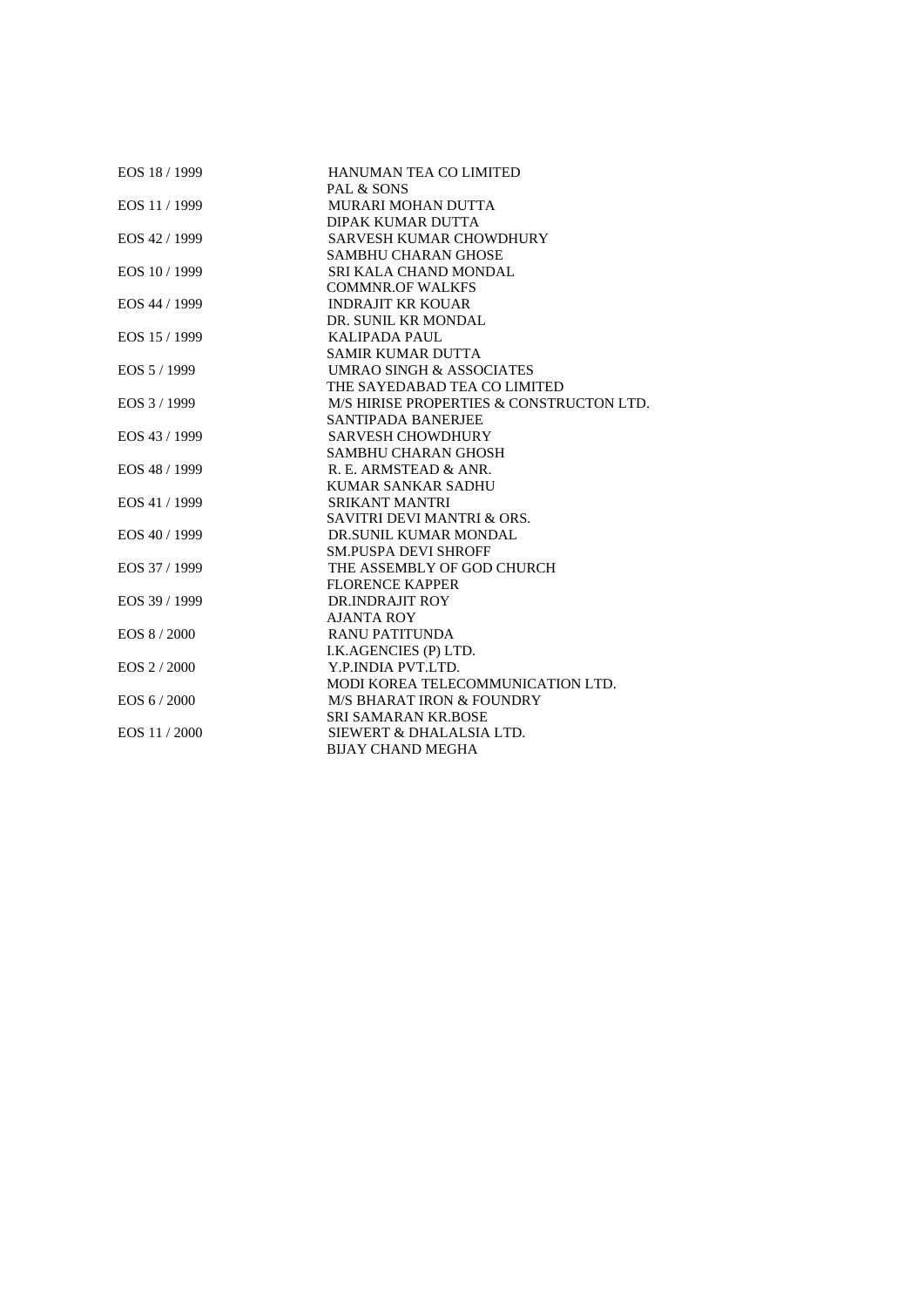| | |
|---|---|
| EOS 18 / 1999 | HANUMAN TEA CO LIMITED |
| | PAL & SONS |
| EOS 11 / 1999 | MURARI MOHAN DUTTA |
| | DIPAK KUMAR DUTTA |
| EOS 42 / 1999 | SARVESH KUMAR CHOWDHURY |
| | SAMBHU CHARAN GHOSE |
| EOS 10 / 1999 | SRI KALA CHAND MONDAL |
| | COMMNR.OF WALKFS |
| EOS 44 / 1999 | INDRAJIT KR KOUAR |
| | DR. SUNIL KR MONDAL |
| EOS 15 / 1999 | KALIPADA PAUL |
| | SAMIR KUMAR DUTTA |
| EOS 5 / 1999 | UMRAO SINGH & ASSOCIATES |
| | THE SAYEDABAD TEA CO LIMITED |
| EOS 3 / 1999 | M/S HIRISE PROPERTIES & CONSTRUCTON LTD. |
| | SANTIPADA BANERJEE |
| EOS 43 / 1999 | SARVESH CHOWDHURY |
| | SAMBHU CHARAN GHOSH |
| EOS 48 / 1999 | R. E. ARMSTEAD & ANR. |
| | KUMAR SANKAR SADHU |
| EOS 41 / 1999 | SRIKANT MANTRI |
| | SAVITRI DEVI MANTRI & ORS. |
| EOS 40 / 1999 | DR.SUNIL KUMAR MONDAL |
| | SM.PUSPA DEVI SHROFF |
| EOS 37 / 1999 | THE ASSEMBLY OF GOD CHURCH |
| | FLORENCE KAPPER |
| EOS 39 / 1999 | DR.INDRAJIT ROY |
| | AJANTA ROY |
| EOS 8 / 2000 | RANU PATITUNDA |
| | I.K.AGENCIES (P) LTD. |
| EOS 2 / 2000 | Y.P.INDIA PVT.LTD. |
| | MODI KOREA TELECOMMUNICATION LTD. |
| EOS 6 / 2000 | M/S BHARAT IRON & FOUNDRY |
| | SRI SAMARAN KR.BOSE |
| EOS 11 / 2000 | SIEWERT & DHALALSIA LTD. |
| | BIJAY CHAND MEGHA |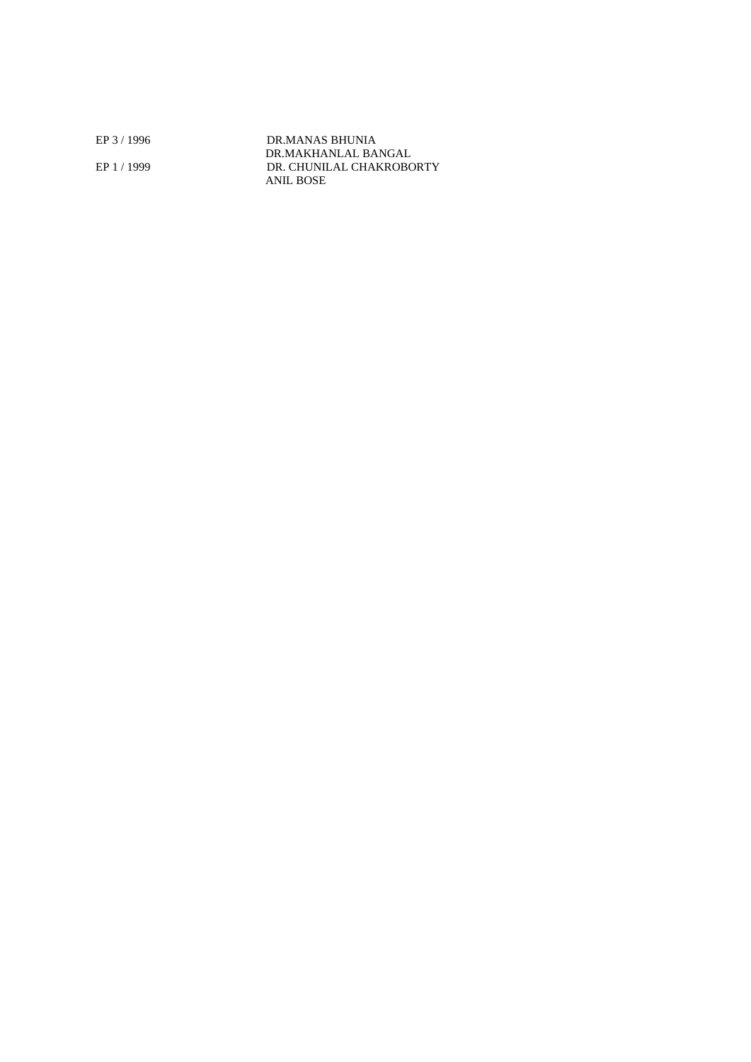| | |
|---|---|
| EP 3 / 1996 | DR.MANAS BHUNIA |
| | DR.MAKHANLAL BANGAL |
| EP 1 / 1999 | DR. CHUNILAL CHAKROBORTY |
| | ANIL BOSE |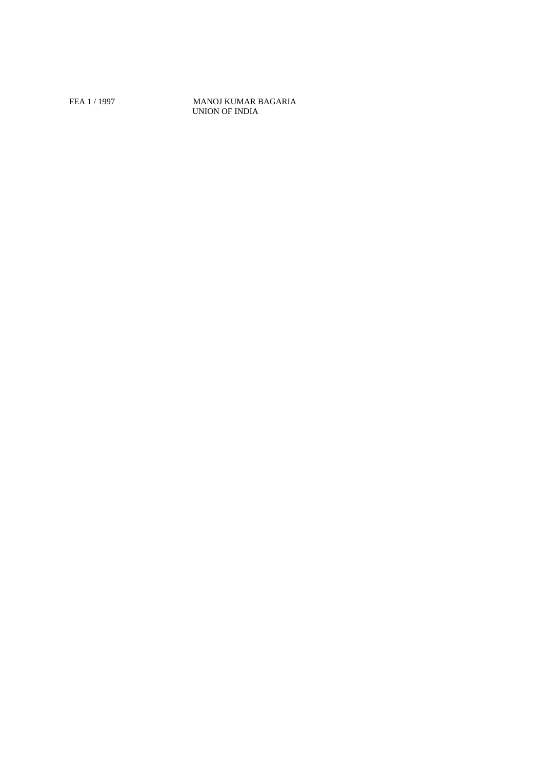FEA 1 / 1997 MANOJ KUMAR BAGARIA
UNION OF INDIA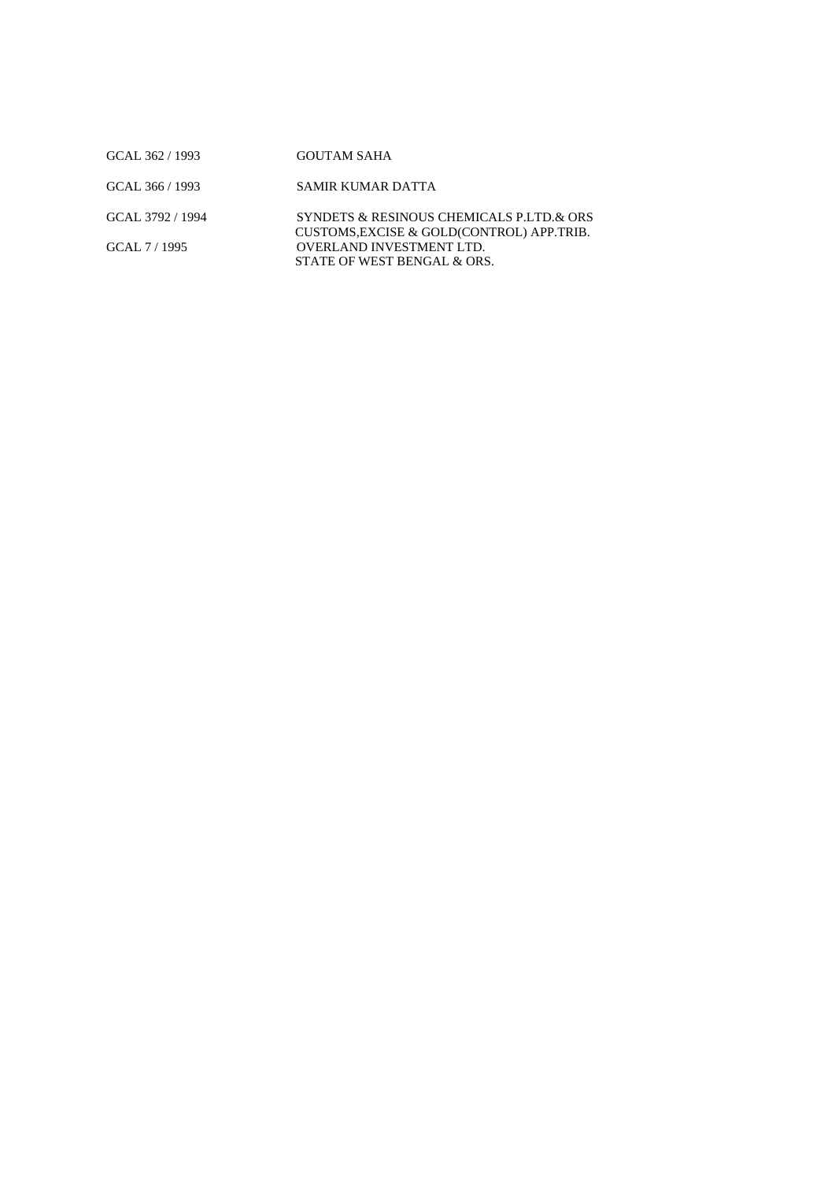| | |
|---|---|
| GCAL 362 / 1993 | GOUTAM SAHA |
| GCAL 366 / 1993 | SAMIR KUMAR DATTA |
| GCAL 3792 / 1994 | SYNDETS & RESINOUS CHEMICALS P.LTD.& ORS<br>CUSTOMS,EXCISE & GOLD(CONTROL) APP.TRIB. |
| GCAL 7 / 1995 | OVERLAND INVESTMENT LTD.<br>STATE OF WEST BENGAL & ORS. |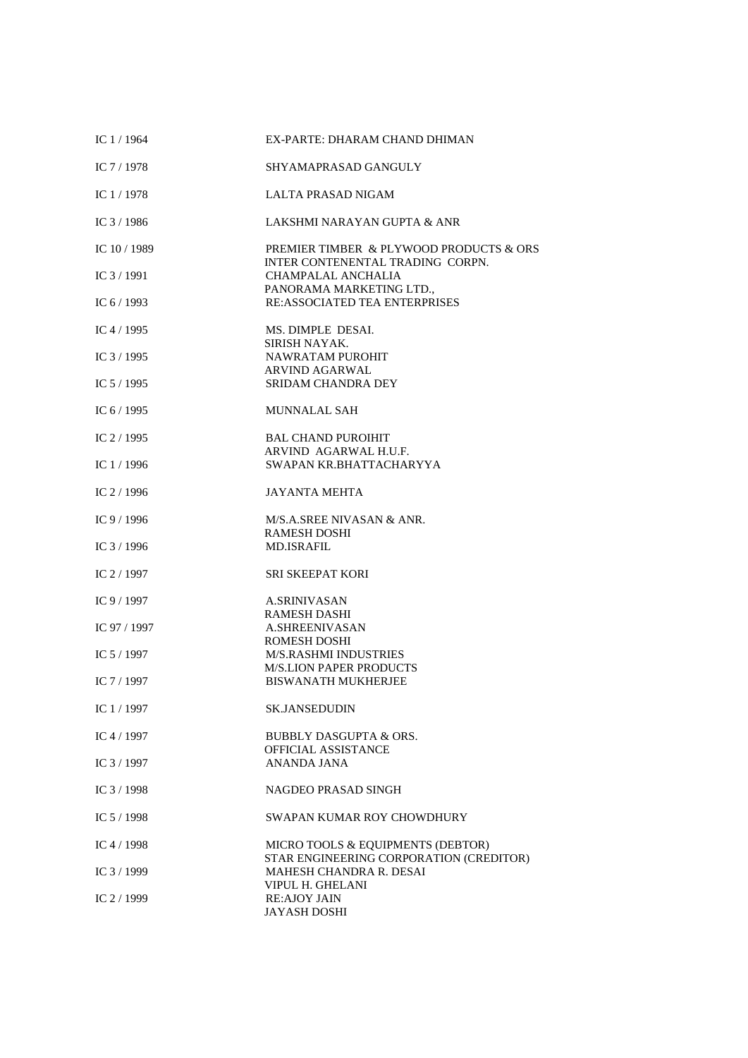| | |
|---|---|
| IC 1 / 1964 | EX-PARTE: DHARAM CHAND DHIMAN |
| IC 7 / 1978 | SHYAMAPRASAD GANGULY |
| IC 1 / 1978 | LALTA PRASAD NIGAM |
| IC 3 / 1986 | LAKSHMI NARAYAN GUPTA & ANR |
| IC 10 / 1989 | PREMIER TIMBER & PLYWOOD PRODUCTS & ORS<br>INTER CONTENENTAL TRADING CORPN. |
| IC 3 / 1991 | CHAMPALAL ANCHALIA<br>PANORAMA MARKETING LTD., |
| IC 6 / 1993 | RE:ASSOCIATED TEA ENTERPRISES |
| IC 4 / 1995 | MS. DIMPLE DESAI.<br>SIRISH NAYAK. |
| IC 3 / 1995 | NAWRATAM PUROHIT<br>ARVIND AGARWAL |
| IC 5 / 1995 | SRIDAM CHANDRA DEY |
| IC 6 / 1995 | MUNNALAL SAH |
| IC 2 / 1995 | BAL CHAND PUROIHIT<br>ARVIND AGARWAL H.U.F. |
| IC 1 / 1996 | SWAPAN KR.BHATTACHARYYA |
| IC 2 / 1996 | JAYANTA MEHTA |
| IC 9 / 1996 | M/S.A.SREE NIVASAN & ANR.<br>RAMESH DOSHI |
| IC 3 / 1996 | MD.ISRAFIL |
| IC 2 / 1997 | SRI SKEEPAT KORI |
| IC 9 / 1997 | A.SRINIVASAN<br>RAMESH DASHI |
| IC 97 / 1997 | A.SHREENIVASAN<br>ROMESH DOSHI |
| IC 5 / 1997 | M/S.RASHMI INDUSTRIES<br>M/S.LION PAPER PRODUCTS |
| IC 7 / 1997 | BISWANATH MUKHERJEE |
| IC 1 / 1997 | SK.JANSEDUDIN |
| IC 4 / 1997 | BUBBLY DASGUPTA & ORS.<br>OFFICIAL ASSISTANCE |
| IC 3 / 1997 | ANANDA JANA |
| IC 3 / 1998 | NAGDEO PRASAD SINGH |
| IC 5 / 1998 | SWAPAN KUMAR ROY CHOWDHURY |
| IC 4 / 1998 | MICRO TOOLS & EQUIPMENTS (DEBTOR)<br>STAR ENGINEERING CORPORATION (CREDITOR) |
| IC 3 / 1999 | MAHESH CHANDRA R. DESAI<br>VIPUL H. GHELANI |
| IC 2 / 1999 | RE:AJOY JAIN<br>JAYASH DOSHI |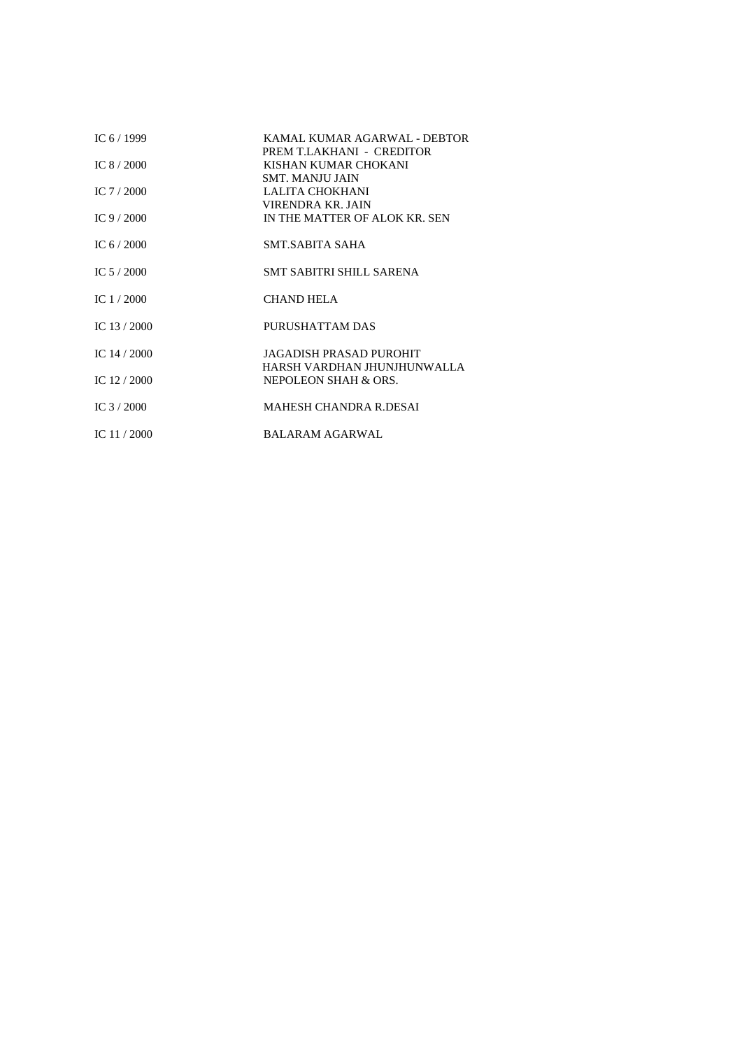| | |
|---|---|
| IC 6 / 1999 | KAMAL KUMAR AGARWAL - DEBTOR<br>PREM T.LAKHANI - CREDITOR |
| IC 8 / 2000 | KISHAN KUMAR CHOKANI<br>SMT. MANJU JAIN |
| IC 7 / 2000 | LALITA CHOKHANI<br>VIRENDRA KR. JAIN |
| IC 9 / 2000 | IN THE MATTER OF ALOK KR. SEN |
| IC 6 / 2000 | SMT.SABITA SAHA |
| IC 5 / 2000 | SMT SABITRI SHILL SARENA |
| IC 1 / 2000 | CHAND HELA |
| IC 13 / 2000 | PURUSHATTAM DAS |
| IC 14 / 2000 | JAGADISH PRASAD PUROHIT<br>HARSH VARDHAN JHUNJHUNWALLA |
| IC 12 / 2000 | NEPOLEON SHAH & ORS. |
| IC 3 / 2000 | MAHESH CHANDRA R.DESAI |
| IC 11 / 2000 | BALARAM AGARWAL |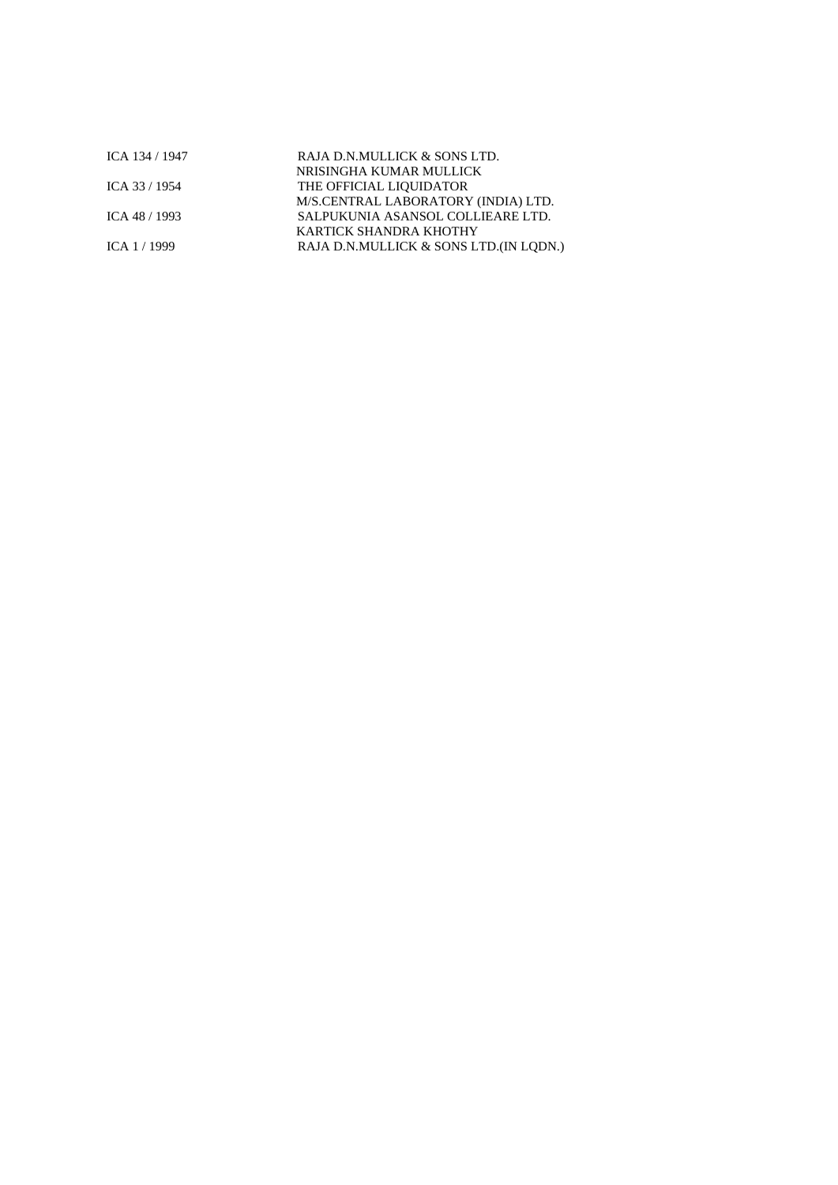| | |
|---|---|
| ICA 134 / 1947 | RAJA D.N.MULLICK & SONS LTD. |
| | NRISINGHA KUMAR MULLICK |
| ICA 33 / 1954 | THE OFFICIAL LIQUIDATOR |
| | M/S.CENTRAL LABORATORY (INDIA) LTD. |
| ICA 48 / 1993 | SALPUKUNIA ASANSOL COLLIEARE LTD. |
| | KARTICK SHANDRA KHOTHY |
| ICA 1 / 1999 | RAJA D.N.MULLICK & SONS LTD.(IN LQDN.) |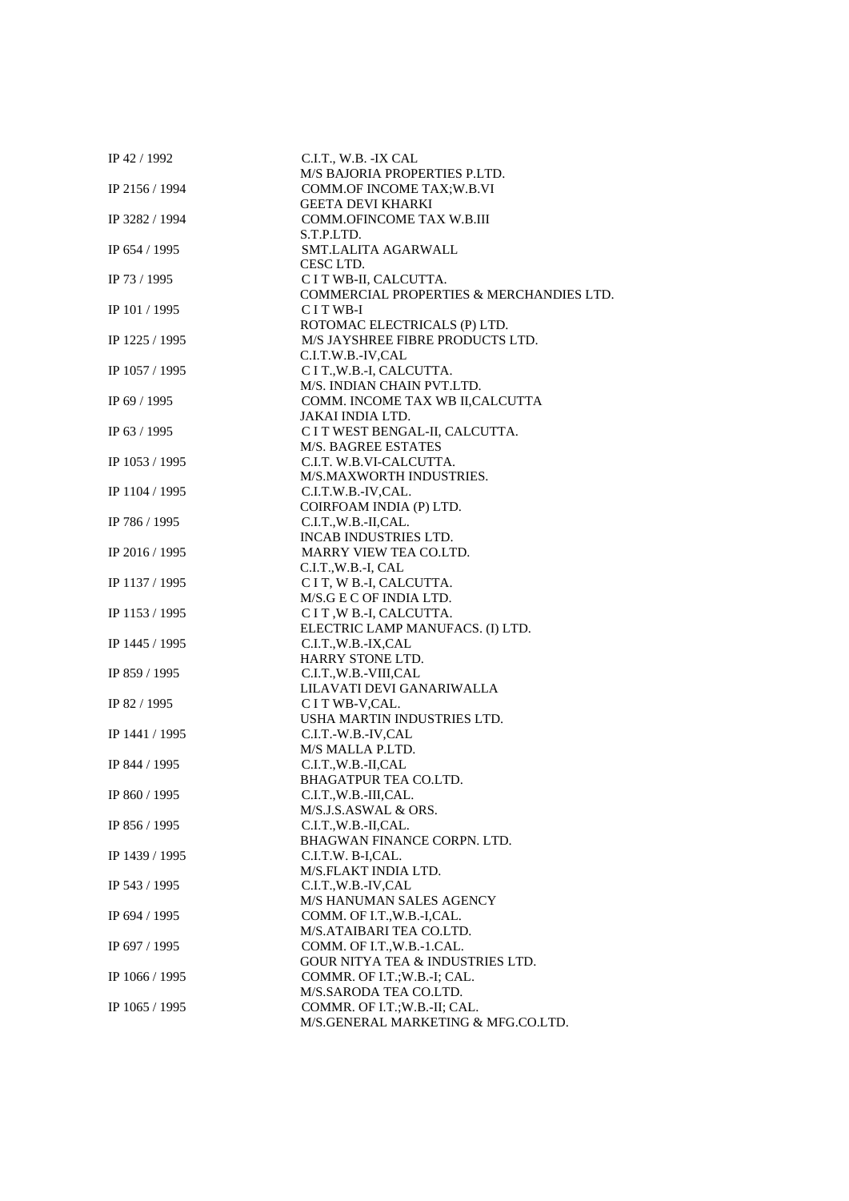| | |
|---|---|
| IP 42 / 1992 | C.I.T., W.B. -IX CAL<br>M/S BAJORIA PROPERTIES P.LTD. |
| IP 2156 / 1994 | COMM.OF INCOME TAX;W.B.VI<br>GEETA DEVI KHARKI |
| IP 3282 / 1994 | COMM.OFINCOME TAX W.B.III<br>S.T.P.LTD. |
| IP 654 / 1995 | SMT.LALITA AGARWALL<br>CESC LTD. |
| IP 73 / 1995 | C I T WB-II, CALCUTTA.<br>COMMERCIAL PROPERTIES & MERCHANDIES LTD. |
| IP 101 / 1995 | C I T WB-I<br>ROTOMAC ELECTRICALS (P) LTD. |
| IP 1225 / 1995 | M/S JAYSHREE FIBRE PRODUCTS LTD.<br>C.I.T.W.B.-IV,CAL |
| IP 1057 / 1995 | C I T.,W.B.-I, CALCUTTA.<br>M/S. INDIAN CHAIN PVT.LTD. |
| IP 69 / 1995 | COMM. INCOME TAX WB II,CALCUTTA<br>JAKAI INDIA LTD. |
| IP 63 / 1995 | C I T WEST BENGAL-II, CALCUTTA.<br>M/S. BAGREE ESTATES |
| IP 1053 / 1995 | C.I.T. W.B.VI-CALCUTTA.<br>M/S.MAXWORTH INDUSTRIES. |
| IP 1104 / 1995 | C.I.T.W.B.-IV,CAL.<br>COIRFOAM INDIA (P) LTD. |
| IP 786 / 1995 | C.I.T.,W.B.-II,CAL.<br>INCAB INDUSTRIES LTD. |
| IP 2016 / 1995 | MARRY VIEW TEA CO.LTD.<br>C.I.T.,W.B.-I, CAL |
| IP 1137 / 1995 | C I T, W B.-I, CALCUTTA.<br>M/S.G E C OF INDIA LTD. |
| IP 1153 / 1995 | C I T ,W B.-I, CALCUTTA.<br>ELECTRIC LAMP MANUFACS. (I) LTD. |
| IP 1445 / 1995 | C.I.T.,W.B.-IX,CAL<br>HARRY STONE LTD. |
| IP 859 / 1995 | C.I.T.,W.B.-VIII,CAL<br>LILAVATI DEVI GANARIWALLA |
| IP 82 / 1995 | C I T WB-V,CAL.<br>USHA MARTIN INDUSTRIES LTD. |
| IP 1441 / 1995 | C.I.T.-W.B.-IV,CAL<br>M/S MALLA P.LTD. |
| IP 844 / 1995 | C.I.T.,W.B.-II,CAL<br>BHAGATPUR TEA CO.LTD. |
| IP 860 / 1995 | C.I.T.,W.B.-III,CAL.<br>M/S.J.S.ASWAL & ORS. |
| IP 856 / 1995 | C.I.T.,W.B.-II,CAL.<br>BHAGWAN FINANCE CORPN. LTD. |
| IP 1439 / 1995 | C.I.T.W. B-I,CAL.<br>M/S.FLAKT INDIA LTD. |
| IP 543 / 1995 | C.I.T.,W.B.-IV,CAL<br>M/S HANUMAN SALES AGENCY |
| IP 694 / 1995 | COMM. OF I.T.,W.B.-I,CAL.<br>M/S.ATAIBARI TEA CO.LTD. |
| IP 697 / 1995 | COMM. OF I.T.,W.B.-1.CAL.<br>GOUR NITYA TEA & INDUSTRIES LTD. |
| IP 1066 / 1995 | COMMR. OF I.T.;W.B.-I; CAL.<br>M/S.SARODA TEA CO.LTD. |
| IP 1065 / 1995 | COMMR. OF I.T.;W.B.-II; CAL.<br>M/S.GENERAL MARKETING & MFG.CO.LTD. |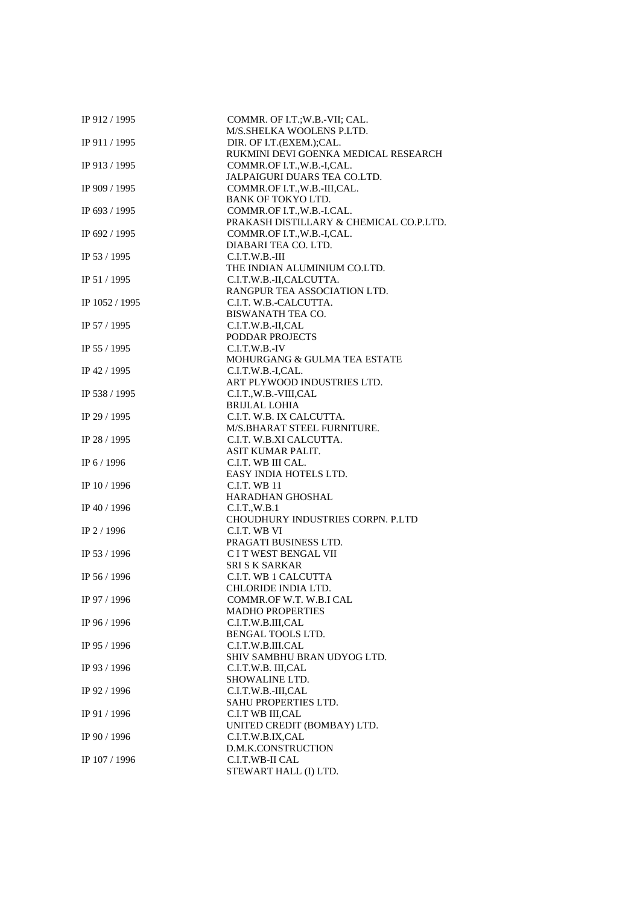| | |
|---|---|
| IP 912 / 1995 | COMMR. OF I.T.;W.B.-VII; CAL.<br>M/S.SHELKA WOOLENS P.LTD. |
| IP 911 / 1995 | DIR. OF I.T.(EXEM.);CAL.<br>RUKMINI DEVI GOENKA MEDICAL RESEARCH |
| IP 913 / 1995 | COMMR.OF I.T.,W.B.-I,CAL.<br>JALPAIGURI DUARS TEA CO.LTD. |
| IP 909 / 1995 | COMMR.OF I.T.,W.B.-III,CAL.<br>BANK OF TOKYO LTD. |
| IP 693 / 1995 | COMMR.OF I.T.,W.B.-I.CAL.<br>PRAKASH DISTILLARY & CHEMICAL CO.P.LTD. |
| IP 692 / 1995 | COMMR.OF I.T.,W.B.-I,CAL.<br>DIABARI TEA CO. LTD. |
| IP 53 / 1995 | C.I.T.W.B.-III<br>THE INDIAN ALUMINIUM CO.LTD. |
| IP 51 / 1995 | C.I.T.W.B.-II,CALCUTTA.<br>RANGPUR TEA ASSOCIATION LTD. |
| IP 1052 / 1995 | C.I.T. W.B.-CALCUTTA.<br>BISWANATH TEA CO. |
| IP 57 / 1995 | C.I.T.W.B.-II,CAL<br>PODDAR PROJECTS |
| IP 55 / 1995 | C.I.T.W.B.-IV<br>MOHURGANG & GULMA TEA ESTATE |
| IP 42 / 1995 | C.I.T.W.B.-I,CAL.<br>ART PLYWOOD INDUSTRIES LTD. |
| IP 538 / 1995 | C.I.T.,W.B.-VIII,CAL<br>BRIJLAL LOHIA |
| IP 29 / 1995 | C.I.T. W.B. IX CALCUTTA.<br>M/S.BHARAT STEEL FURNITURE. |
| IP 28 / 1995 | C.I.T. W.B.XI CALCUTTA.<br>ASIT KUMAR PALIT. |
| IP 6 / 1996 | C.I.T. WB III CAL.<br>EASY INDIA HOTELS LTD. |
| IP 10 / 1996 | C.I.T. WB 11<br>HARADHAN GHOSHAL |
| IP 40 / 1996 | C.I.T.,W.B.1<br>CHOUDHURY INDUSTRIES CORPN. P.LTD |
| IP 2 / 1996 | C.I.T. WB VI<br>PRAGATI BUSINESS LTD. |
| IP 53 / 1996 | C I T WEST BENGAL VII<br>SRI S K SARKAR |
| IP 56 / 1996 | C.I.T. WB 1 CALCUTTA<br>CHLORIDE INDIA LTD. |
| IP 97 / 1996 | COMMR.OF W.T. W.B.I CAL<br>MADHO PROPERTIES |
| IP 96 / 1996 | C.I.T.W.B.III,CAL<br>BENGAL TOOLS LTD. |
| IP 95 / 1996 | C.I.T.W.B.III.CAL<br>SHIV SAMBHU BRAN UDYOG LTD. |
| IP 93 / 1996 | C.I.T.W.B. III,CAL<br>SHOWALINE LTD. |
| IP 92 / 1996 | C.I.T.W.B.-III,CAL<br>SAHU PROPERTIES LTD. |
| IP 91 / 1996 | C.I.T WB III,CAL<br>UNITED CREDIT (BOMBAY) LTD. |
| IP 90 / 1996 | C.I.T.W.B.IX,CAL<br>D.M.K.CONSTRUCTION |
| IP 107 / 1996 | C.I.T.WB-II CAL<br>STEWART HALL (I) LTD. |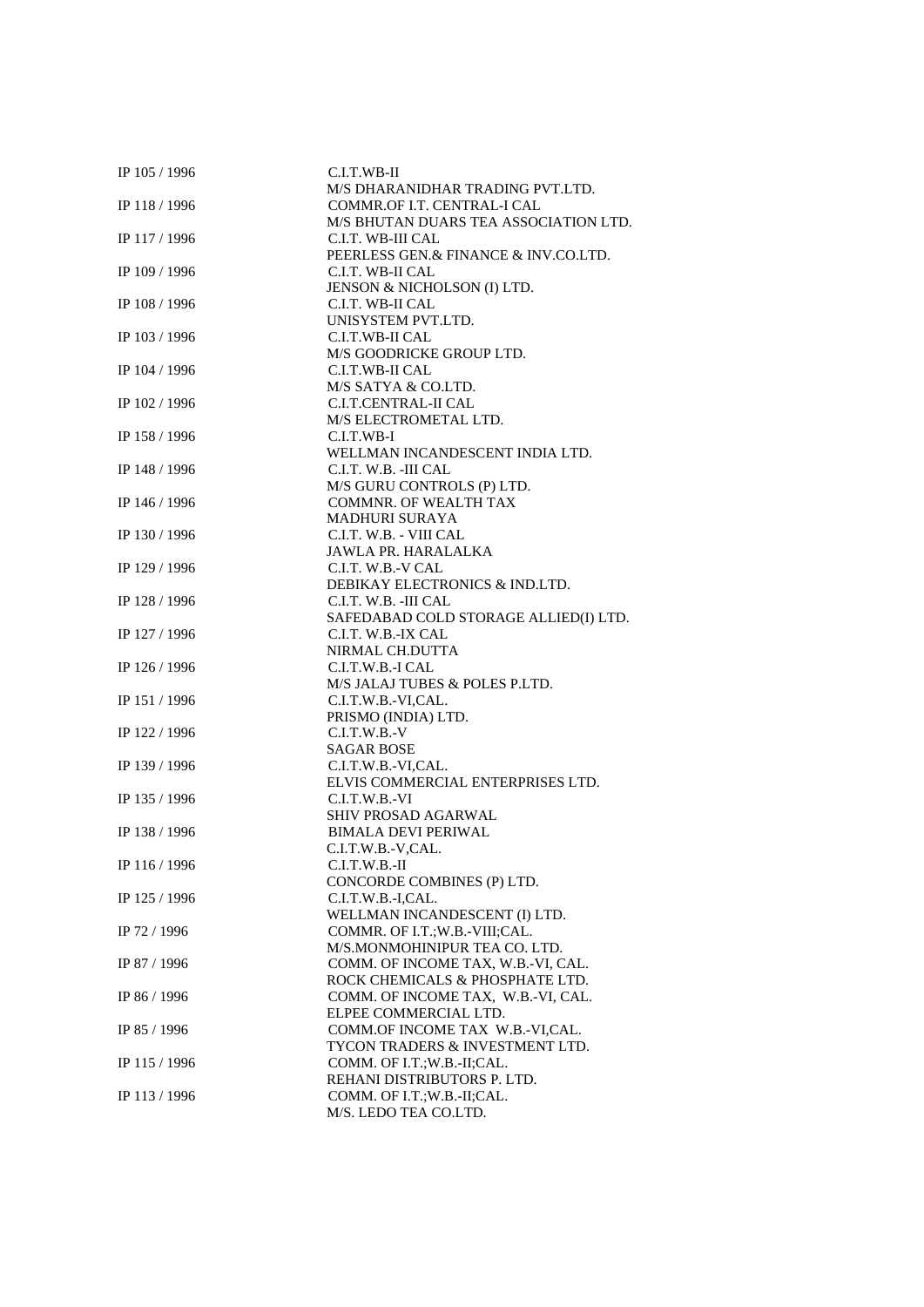| | |
|---|---|
| IP 105 / 1996 | C.I.T.WB-II<br>M/S DHARANIDHAR TRADING PVT.LTD. |
| IP 118 / 1996 | COMMR.OF I.T. CENTRAL-I CAL<br>M/S BHUTAN DUARS TEA ASSOCIATION LTD. |
| IP 117 / 1996 | C.I.T. WB-III CAL<br>PEERLESS GEN.& FINANCE & INV.CO.LTD. |
| IP 109 / 1996 | C.I.T. WB-II CAL<br>JENSON & NICHOLSON (I) LTD. |
| IP 108 / 1996 | C.I.T. WB-II CAL<br>UNISYSTEM PVT.LTD. |
| IP 103 / 1996 | C.I.T.WB-II CAL<br>M/S GOODRICKE GROUP LTD. |
| IP 104 / 1996 | C.I.T.WB-II CAL<br>M/S SATYA & CO.LTD. |
| IP 102 / 1996 | C.I.T.CENTRAL-II CAL<br>M/S ELECTROMETAL LTD. |
| IP 158 / 1996 | C.I.T.WB-I<br>WELLMAN INCANDESCENT INDIA LTD. |
| IP 148 / 1996 | C.I.T. W.B. -III CAL<br>M/S GURU CONTROLS (P) LTD. |
| IP 146 / 1996 | COMMNR. OF WEALTH TAX<br>MADHURI SURAYA |
| IP 130 / 1996 | C.I.T. W.B. - VIII CAL<br>JAWLA PR. HARALALKA |
| IP 129 / 1996 | C.I.T. W.B.-V CAL<br>DEBIKAY ELECTRONICS & IND.LTD. |
| IP 128 / 1996 | C.I.T. W.B. -III CAL<br>SAFEDABAD COLD STORAGE ALLIED(I) LTD. |
| IP 127 / 1996 | C.I.T. W.B.-IX CAL<br>NIRMAL CH.DUTTA |
| IP 126 / 1996 | C.I.T.W.B.-I CAL<br>M/S JALAJ TUBES & POLES P.LTD. |
| IP 151 / 1996 | C.I.T.W.B.-VI,CAL.<br>PRISMO (INDIA) LTD. |
| IP 122 / 1996 | C.I.T.W.B.-V<br>SAGAR BOSE |
| IP 139 / 1996 | C.I.T.W.B.-VI,CAL.<br>ELVIS COMMERCIAL ENTERPRISES LTD. |
| IP 135 / 1996 | C.I.T.W.B.-VI<br>SHIV PROSAD AGARWAL |
| IP 138 / 1996 | BIMALA DEVI PERIWAL<br>C.I.T.W.B.-V,CAL. |
| IP 116 / 1996 | C.I.T.W.B.-II<br>CONCORDE COMBINES (P) LTD. |
| IP 125 / 1996 | C.I.T.W.B.-I,CAL.<br>WELLMAN INCANDESCENT (I) LTD. |
| IP 72 / 1996 | COMMR. OF I.T.;W.B.-VIII;CAL.<br>M/S.MONMOHINIPUR TEA CO. LTD. |
| IP 87 / 1996 | COMM. OF INCOME TAX, W.B.-VI, CAL.<br>ROCK CHEMICALS & PHOSPHATE LTD. |
| IP 86 / 1996 | COMM. OF INCOME TAX, W.B.-VI, CAL.<br>ELPEE COMMERCIAL LTD. |
| IP 85 / 1996 | COMM.OF INCOME TAX W.B.-VI,CAL.<br>TYCON TRADERS & INVESTMENT LTD. |
| IP 115 / 1996 | COMM. OF I.T.;W.B.-II;CAL.<br>REHANI DISTRIBUTORS P. LTD. |
| IP 113 / 1996 | COMM. OF I.T.;W.B.-II;CAL.<br>M/S. LEDO TEA CO.LTD. |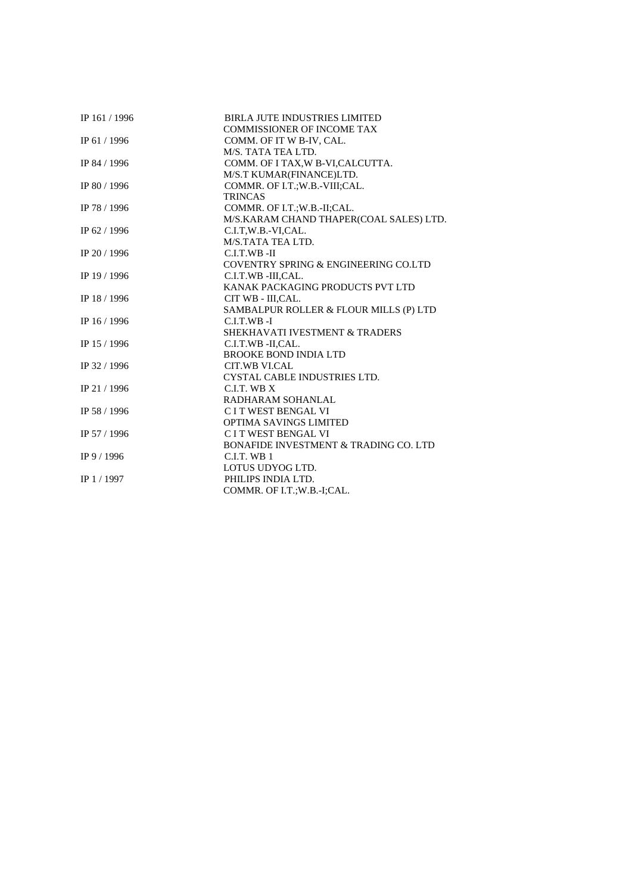| | |
|---|---|
| IP 161 / 1996 | BIRLA JUTE INDUSTRIES LIMITED |
| | COMMISSIONER OF INCOME TAX |
| IP 61 / 1996 | COMM. OF IT W B-IV, CAL. |
| | M/S. TATA TEA LTD. |
| IP 84 / 1996 | COMM. OF I TAX,W B-VI,CALCUTTA. |
| | M/S.T KUMAR(FINANCE)LTD. |
| IP 80 / 1996 | COMMR. OF I.T.;W.B.-VIII;CAL. |
| | TRINCAS |
| IP 78 / 1996 | COMMR. OF I.T.;W.B.-II;CAL. |
| | M/S.KARAM CHAND THAPER(COAL SALES) LTD. |
| IP 62 / 1996 | C.I.T,W.B.-VI,CAL. |
| | M/S.TATA TEA LTD. |
| IP 20 / 1996 | C.I.T.WB -II |
| | COVENTRY SPRING & ENGINEERING CO.LTD |
| IP 19 / 1996 | C.I.T.WB -III,CAL. |
| | KANAK PACKAGING PRODUCTS PVT LTD |
| IP 18 / 1996 | CIT WB - III,CAL. |
| | SAMBALPUR ROLLER & FLOUR MILLS (P) LTD |
| IP 16 / 1996 | C.I.T.WB -I |
| | SHEKHAVATI IVESTMENT & TRADERS |
| IP 15 / 1996 | C.I.T.WB -II,CAL. |
| | BROOKE BOND INDIA LTD |
| IP 32 / 1996 | CIT.WB VI.CAL |
| | CYSTAL CABLE INDUSTRIES LTD. |
| IP 21 / 1996 | C.I.T. WB X |
| | RADHARAM SOHANLAL |
| IP 58 / 1996 | C I T WEST BENGAL VI |
| | OPTIMA SAVINGS LIMITED |
| IP 57 / 1996 | C I T WEST BENGAL VI |
| | BONAFIDE INVESTMENT & TRADING CO. LTD |
| IP 9 / 1996 | C.I.T. WB 1 |
| | LOTUS UDYOG LTD. |
| IP 1 / 1997 | PHILIPS INDIA LTD. |
| | COMMR. OF I.T.;W.B.-I;CAL. |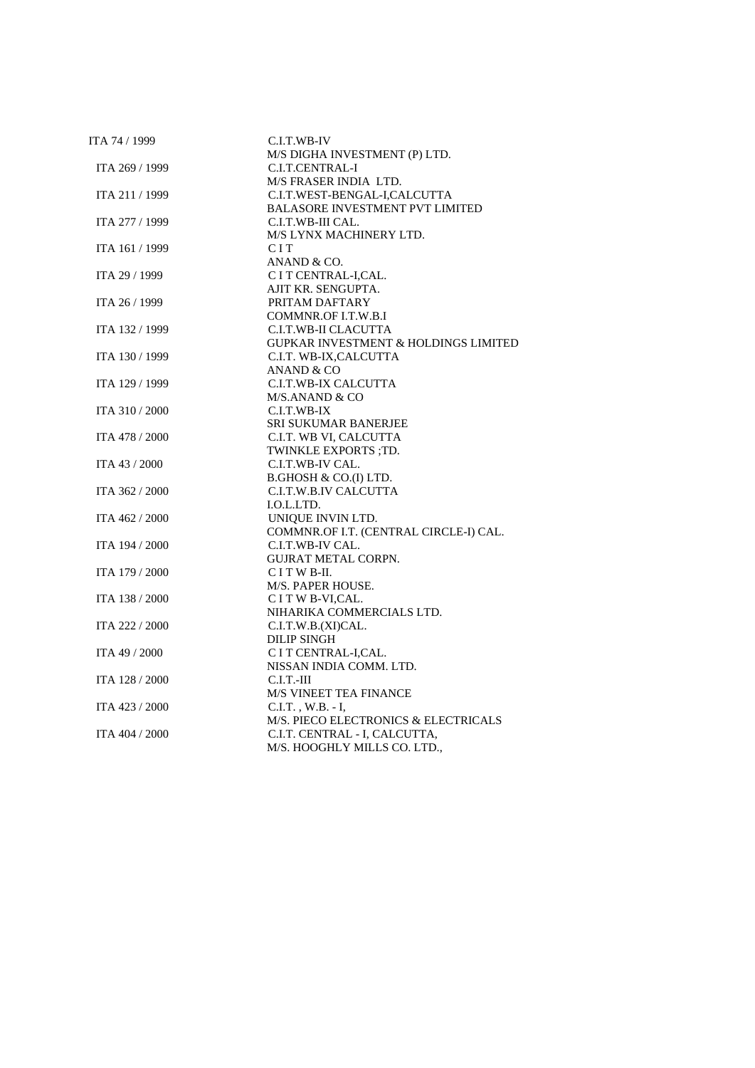| | |
|---|---|
| ITA 74 / 1999 | C.I.T.WB-IV |
| | M/S DIGHA INVESTMENT (P) LTD. |
| ITA 269 / 1999 | C.I.T.CENTRAL-I |
| | M/S FRASER INDIA LTD. |
| ITA 211 / 1999 | C.I.T.WEST-BENGAL-I,CALCUTTA |
| | BALASORE INVESTMENT PVT LIMITED |
| ITA 277 / 1999 | C.I.T.WB-III CAL. |
| | M/S LYNX MACHINERY LTD. |
| ITA 161 / 1999 | C I T |
| | ANAND & CO. |
| ITA 29 / 1999 | C I T CENTRAL-I,CAL. |
| | AJIT KR. SENGUPTA. |
| ITA 26 / 1999 | PRITAM DAFTARY |
| | COMMNR.OF I.T.W.B.I |
| ITA 132 / 1999 | C.I.T.WB-II CLACUTTA |
| | GUPKAR INVESTMENT & HOLDINGS LIMITED |
| ITA 130 / 1999 | C.I.T. WB-IX,CALCUTTA |
| | ANAND & CO |
| ITA 129 / 1999 | C.I.T.WB-IX CALCUTTA |
| | M/S.ANAND & CO |
| ITA 310 / 2000 | C.I.T.WB-IX |
| | SRI SUKUMAR BANERJEE |
| ITA 478 / 2000 | C.I.T. WB VI, CALCUTTA |
| | TWINKLE EXPORTS ;TD. |
| ITA 43 / 2000 | C.I.T.WB-IV CAL. |
| | B.GHOSH & CO.(I) LTD. |
| ITA 362 / 2000 | C.I.T.W.B.IV CALCUTTA |
| | I.O.L.LTD. |
| ITA 462 / 2000 | UNIQUE INVIN LTD. |
| | COMMNR.OF I.T. (CENTRAL CIRCLE-I) CAL. |
| ITA 194 / 2000 | C.I.T.WB-IV CAL. |
| | GUJRAT METAL CORPN. |
| ITA 179 / 2000 | C I T W B-II. |
| | M/S. PAPER HOUSE. |
| ITA 138 / 2000 | C I T W B-VI,CAL. |
| | NIHARIKA COMMERCIALS LTD. |
| ITA 222 / 2000 | C.I.T.W.B.(XI)CAL. |
| | DILIP SINGH |
| ITA 49 / 2000 | C I T CENTRAL-I,CAL. |
| | NISSAN INDIA COMM. LTD. |
| ITA 128 / 2000 | C.I.T.-III |
| | M/S VINEET TEA FINANCE |
| ITA 423 / 2000 | C.I.T. , W.B. - I, |
| | M/S. PIECO ELECTRONICS & ELECTRICALS |
| ITA 404 / 2000 | C.I.T. CENTRAL - I, CALCUTTA, |
| | M/S. HOOGHLY MILLS CO. LTD., |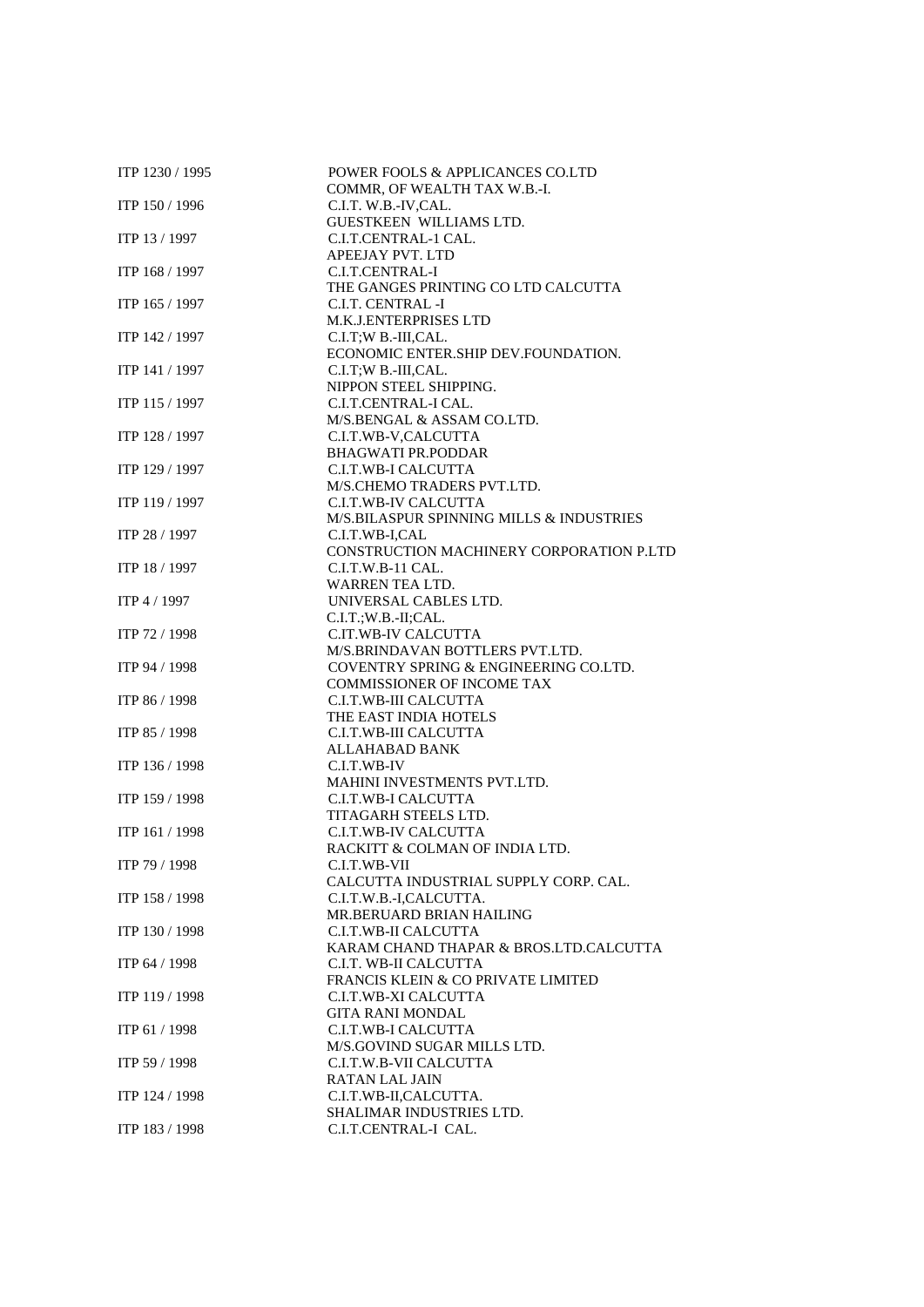| | |
|---|---|
| ITP 1230 / 1995 | POWER FOOLS & APPLICANCES CO.LTD<br>COMMR, OF WEALTH TAX W.B.-I. |
| ITP 150 / 1996 | C.I.T. W.B.-IV,CAL.<br>GUESTKEEN WILLIAMS LTD. |
| ITP 13 / 1997 | C.I.T.CENTRAL-1 CAL.<br>APEEJAY PVT. LTD |
| ITP 168 / 1997 | C.I.T.CENTRAL-I<br>THE GANGES PRINTING CO LTD CALCUTTA |
| ITP 165 / 1997 | C.I.T. CENTRAL -I<br>M.K.J.ENTERPRISES LTD |
| ITP 142 / 1997 | C.I.T;W B.-III,CAL.<br>ECONOMIC ENTER.SHIP DEV.FOUNDATION. |
| ITP 141 / 1997 | C.I.T;W B.-III,CAL.<br>NIPPON STEEL SHIPPING. |
| ITP 115 / 1997 | C.I.T.CENTRAL-I CAL.<br>M/S.BENGAL & ASSAM CO.LTD. |
| ITP 128 / 1997 | C.I.T.WB-V,CALCUTTA<br>BHAGWATI PR.PODDAR |
| ITP 129 / 1997 | C.I.T.WB-I CALCUTTA<br>M/S.CHEMO TRADERS PVT.LTD. |
| ITP 119 / 1997 | C.I.T.WB-IV CALCUTTA<br>M/S.BILASPUR SPINNING MILLS & INDUSTRIES |
| ITP 28 / 1997 | C.I.T.WB-I,CAL<br>CONSTRUCTION MACHINERY CORPORATION P.LTD |
| ITP 18 / 1997 | C.I.T.W.B-11 CAL.<br>WARREN TEA LTD. |
| ITP 4 / 1997 | UNIVERSAL CABLES LTD.<br>C.I.T.;W.B.-II;CAL. |
| ITP 72 / 1998 | C.IT.WB-IV CALCUTTA<br>M/S.BRINDAVAN BOTTLERS PVT.LTD. |
| ITP 94 / 1998 | COVENTRY SPRING & ENGINEERING CO.LTD.<br>COMMISSIONER OF INCOME TAX |
| ITP 86 / 1998 | C.I.T.WB-III CALCUTTA<br>THE EAST INDIA HOTELS |
| ITP 85 / 1998 | C.I.T.WB-III CALCUTTA<br>ALLAHABAD BANK |
| ITP 136 / 1998 | C.I.T.WB-IV<br>MAHINI INVESTMENTS PVT.LTD. |
| ITP 159 / 1998 | C.I.T.WB-I CALCUTTA<br>TITAGARH STEELS LTD. |
| ITP 161 / 1998 | C.I.T.WB-IV CALCUTTA<br>RACKITT & COLMAN OF INDIA LTD. |
| ITP 79 / 1998 | C.I.T.WB-VII<br>CALCUTTA INDUSTRIAL SUPPLY CORP. CAL. |
| ITP 158 / 1998 | C.I.T.W.B.-I,CALCUTTA.<br>MR.BERUARD BRIAN HAILING |
| ITP 130 / 1998 | C.I.T.WB-II CALCUTTA<br>KARAM CHAND THAPAR & BROS.LTD.CALCUTTA |
| ITP 64 / 1998 | C.I.T. WB-II CALCUTTA<br>FRANCIS KLEIN & CO PRIVATE LIMITED |
| ITP 119 / 1998 | C.I.T.WB-XI CALCUTTA<br>GITA RANI MONDAL |
| ITP 61 / 1998 | C.I.T.WB-I CALCUTTA<br>M/S.GOVIND SUGAR MILLS LTD. |
| ITP 59 / 1998 | C.I.T.W.B-VII CALCUTTA<br>RATAN LAL JAIN |
| ITP 124 / 1998 | C.I.T.WB-II,CALCUTTA.<br>SHALIMAR INDUSTRIES LTD. |
| ITP 183 / 1998 | C.I.T.CENTRAL-I CAL. |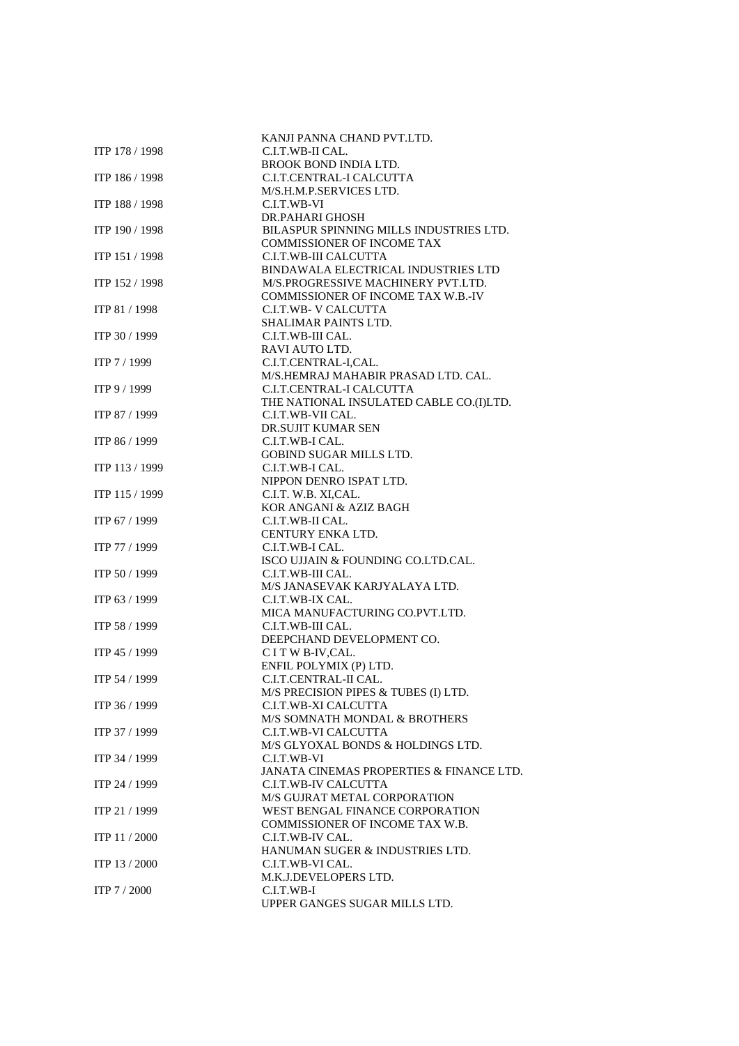| | |
|---|---|
| | KANJI PANNA CHAND PVT.LTD. |
| ITP 178 / 1998 | C.I.T.WB-II CAL. |
| | BROOK BOND INDIA LTD. |
| ITP 186 / 1998 | C.I.T.CENTRAL-I CALCUTTA |
| | M/S.H.M.P.SERVICES LTD. |
| ITP 188 / 1998 | C.I.T.WB-VI |
| | DR.PAHARI GHOSH |
| ITP 190 / 1998 | BILASPUR SPINNING MILLS INDUSTRIES LTD. |
| | COMMISSIONER OF INCOME TAX |
| ITP 151 / 1998 | C.I.T.WB-III CALCUTTA |
| | BINDAWALA ELECTRICAL INDUSTRIES LTD |
| ITP 152 / 1998 | M/S.PROGRESSIVE MACHINERY PVT.LTD. |
| | COMMISSIONER OF INCOME TAX W.B.-IV |
| ITP 81 / 1998 | C.I.T.WB- V CALCUTTA |
| | SHALIMAR PAINTS LTD. |
| ITP 30 / 1999 | C.I.T.WB-III CAL. |
| | RAVI AUTO LTD. |
| ITP 7 / 1999 | C.I.T.CENTRAL-I,CAL. |
| | M/S.HEMRAJ MAHABIR PRASAD LTD. CAL. |
| ITP 9 / 1999 | C.I.T.CENTRAL-I CALCUTTA |
| | THE NATIONAL INSULATED CABLE CO.(I)LTD. |
| ITP 87 / 1999 | C.I.T.WB-VII CAL. |
| | DR.SUJIT KUMAR SEN |
| ITP 86 / 1999 | C.I.T.WB-I CAL. |
| | GOBIND SUGAR MILLS LTD. |
| ITP 113 / 1999 | C.I.T.WB-I CAL. |
| | NIPPON DENRO ISPAT LTD. |
| ITP 115 / 1999 | C.I.T. W.B. XI,CAL. |
| | KOR ANGANI & AZIZ BAGH |
| ITP 67 / 1999 | C.I.T.WB-II CAL. |
| | CENTURY ENKA LTD. |
| ITP 77 / 1999 | C.I.T.WB-I CAL. |
| | ISCO UJJAIN & FOUNDING CO.LTD.CAL. |
| ITP 50 / 1999 | C.I.T.WB-III CAL. |
| | M/S JANASEVAK KARJYALAYA LTD. |
| ITP 63 / 1999 | C.I.T.WB-IX CAL. |
| | MICA MANUFACTURING CO.PVT.LTD. |
| ITP 58 / 1999 | C.I.T.WB-III CAL. |
| | DEEPCHAND DEVELOPMENT CO. |
| ITP 45 / 1999 | C I T W B-IV,CAL. |
| | ENFIL POLYMIX (P) LTD. |
| ITP 54 / 1999 | C.I.T.CENTRAL-II CAL. |
| | M/S PRECISION PIPES & TUBES (I) LTD. |
| ITP 36 / 1999 | C.I.T.WB-XI CALCUTTA |
| | M/S SOMNATH MONDAL & BROTHERS |
| ITP 37 / 1999 | C.I.T.WB-VI CALCUTTA |
| | M/S GLYOXAL BONDS & HOLDINGS LTD. |
| ITP 34 / 1999 | C.I.T.WB-VI |
| | JANATA CINEMAS PROPERTIES & FINANCE LTD. |
| ITP 24 / 1999 | C.I.T.WB-IV CALCUTTA |
| | M/S GUJRAT METAL CORPORATION |
| ITP 21 / 1999 | WEST BENGAL FINANCE CORPORATION |
| | COMMISSIONER OF INCOME TAX W.B. |
| ITP 11 / 2000 | C.I.T.WB-IV CAL. |
| | HANUMAN SUGER & INDUSTRIES LTD. |
| ITP 13 / 2000 | C.I.T.WB-VI CAL. |
| | M.K.J.DEVELOPERS LTD. |
| ITP 7 / 2000 | C.I.T.WB-I |
| | UPPER GANGES SUGAR MILLS LTD. |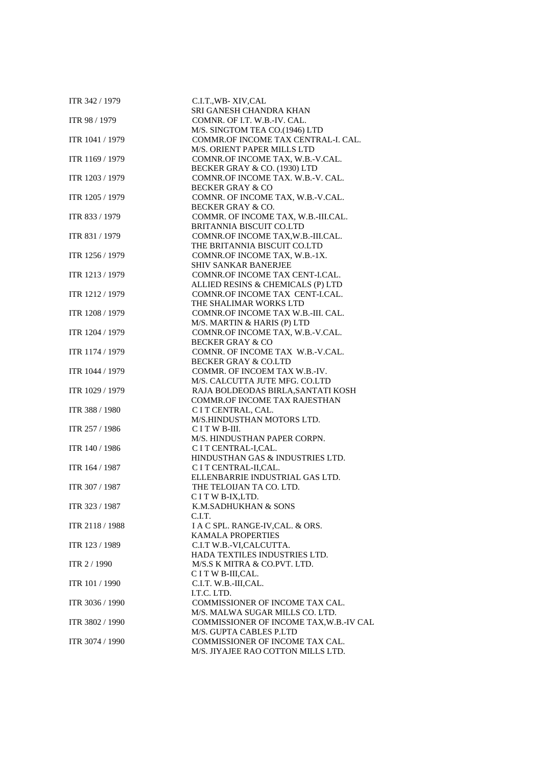| | |
|---|---|
| ITR 342 / 1979 | C.I.T.,WB- XIV,CAL<br>SRI GANESH CHANDRA KHAN |
| ITR 98 / 1979 | COMNR. OF I.T. W.B.-IV. CAL.<br>M/S. SINGTOM TEA CO.(1946) LTD |
| ITR 1041 / 1979 | COMMR.OF INCOME TAX CENTRAL-I. CAL.<br>M/S. ORIENT PAPER MILLS LTD |
| ITR 1169 / 1979 | COMNR.OF INCOME TAX, W.B.-V.CAL.<br>BECKER GRAY & CO. (1930) LTD |
| ITR 1203 / 1979 | COMNR.OF INCOME TAX. W.B.-V. CAL.<br>BECKER GRAY & CO |
| ITR 1205 / 1979 | COMNR. OF INCOME TAX, W.B.-V.CAL.<br>BECKER GRAY & CO. |
| ITR 833 / 1979 | COMMR. OF INCOME TAX, W.B.-III.CAL.<br>BRITANNIA BISCUIT CO.LTD |
| ITR 831 / 1979 | COMNR.OF INCOME TAX,W.B.-III.CAL.<br>THE BRITANNIA BISCUIT CO.LTD |
| ITR 1256 / 1979 | COMNR.OF INCOME TAX, W.B.-1X.<br>SHIV SANKAR BANERJEE |
| ITR 1213 / 1979 | COMNR.OF INCOME TAX CENT-I.CAL.<br>ALLIED RESINS & CHEMICALS (P) LTD |
| ITR 1212 / 1979 | COMNR.OF INCOME TAX CENT-I.CAL.<br>THE SHALIMAR WORKS LTD |
| ITR 1208 / 1979 | COMNR.OF INCOME TAX W.B.-III. CAL.<br>M/S. MARTIN & HARIS (P) LTD |
| ITR 1204 / 1979 | COMNR.OF INCOME TAX, W.B.-V.CAL.<br>BECKER GRAY & CO |
| ITR 1174 / 1979 | COMNR. OF INCOME TAX W.B.-V.CAL.<br>BECKER GRAY & CO.LTD |
| ITR 1044 / 1979 | COMMR. OF INCOEM TAX W.B.-IV.<br>M/S. CALCUTTA JUTE MFG. CO.LTD |
| ITR 1029 / 1979 | RAJA BOLDEODAS BIRLA,SANTATI KOSH<br>COMMR.OF INCOME TAX RAJESTHAN |
| ITR 388 / 1980 | C I T CENTRAL, CAL.<br>M/S.HINDUSTHAN MOTORS LTD. |
| ITR 257 / 1986 | C I T W B-III.<br>M/S. HINDUSTHAN PAPER CORPN. |
| ITR 140 / 1986 | C I T CENTRAL-I,CAL.<br>HINDUSTHAN GAS & INDUSTRIES LTD. |
| ITR 164 / 1987 | C I T CENTRAL-II,CAL.<br>ELLENBARRIE INDUSTRIAL GAS LTD. |
| ITR 307 / 1987 | THE TELOIJAN TA CO. LTD.<br>C I T W B-IX,LTD. |
| ITR 323 / 1987 | K.M.SADHUKHAN & SONS<br>C.I.T. |
| ITR 2118 / 1988 | I A C SPL. RANGE-IV,CAL. & ORS.<br>KAMALA PROPERTIES |
| ITR 123 / 1989 | C.I.T W.B.-VI,CALCUTTA.<br>HADA TEXTILES INDUSTRIES LTD. |
| ITR 2 / 1990 | M/S.S K MITRA & CO.PVT. LTD.<br>C I T W B-III,CAL. |
| ITR 101 / 1990 | C.I.T. W.B.-III,CAL.<br>I.T.C. LTD. |
| ITR 3036 / 1990 | COMMISSIONER OF INCOME TAX CAL.<br>M/S. MALWA SUGAR MILLS CO. LTD. |
| ITR 3802 / 1990 | COMMISSIONER OF INCOME TAX,W.B.-IV CAL<br>M/S. GUPTA CABLES P.LTD |
| ITR 3074 / 1990 | COMMISSIONER OF INCOME TAX CAL.<br>M/S. JIYAJEE RAO COTTON MILLS LTD. |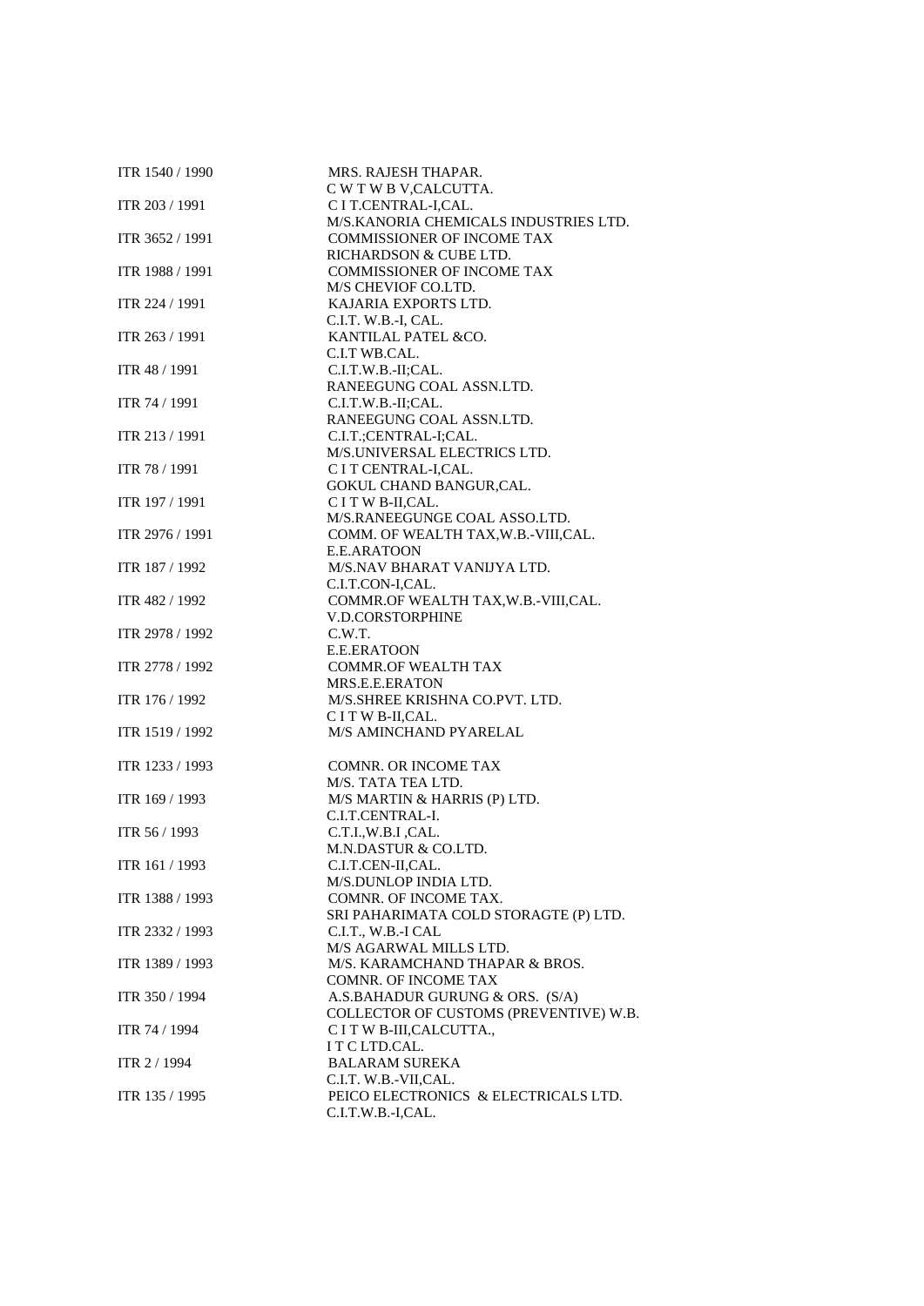| | |
|---|---|
| ITR 1540 / 1990 | MRS. RAJESH THAPAR.<br>C W T W B V,CALCUTTA. |
| ITR 203 / 1991 | C I T.CENTRAL-I,CAL.<br>M/S.KANORIA CHEMICALS INDUSTRIES LTD. |
| ITR 3652 / 1991 | COMMISSIONER OF INCOME TAX<br>RICHARDSON & CUBE LTD. |
| ITR 1988 / 1991 | COMMISSIONER OF INCOME TAX<br>M/S CHEVIOF CO.LTD. |
| ITR 224 / 1991 | KAJARIA EXPORTS LTD.<br>C.I.T. W.B.-I, CAL. |
| ITR 263 / 1991 | KANTILAL PATEL &CO.<br>C.I.T WB.CAL. |
| ITR 48 / 1991 | C.I.T.W.B.-II;CAL.<br>RANEEGUNG COAL ASSN.LTD. |
| ITR 74 / 1991 | C.I.T.W.B.-II;CAL.<br>RANEEGUNG COAL ASSN.LTD. |
| ITR 213 / 1991 | C.I.T.;CENTRAL-I;CAL.<br>M/S.UNIVERSAL ELECTRICS LTD. |
| ITR 78 / 1991 | C I T CENTRAL-I,CAL.<br>GOKUL CHAND BANGUR,CAL. |
| ITR 197 / 1991 | C I T W B-II,CAL.<br>M/S.RANEEGUNGE COAL ASSO.LTD. |
| ITR 2976 / 1991 | COMM. OF WEALTH TAX,W.B.-VIII,CAL.<br>E.E.ARATOON |
| ITR 187 / 1992 | M/S.NAV BHARAT VANIJYA LTD.<br>C.I.T.CON-I,CAL. |
| ITR 482 / 1992 | COMMR.OF WEALTH TAX,W.B.-VIII,CAL.<br>V.D.CORSTORPHINE |
| ITR 2978 / 1992 | C.W.T.<br>E.E.ERATOON |
| ITR 2778 / 1992 | COMMR.OF WEALTH TAX<br>MRS.E.E.ERATON |
| ITR 176 / 1992 | M/S.SHREE KRISHNA CO.PVT. LTD.<br>C I T W B-II,CAL. |
| ITR 1519 / 1992 | M/S AMINCHAND PYARELAL |
| ITR 1233 / 1993 | COMNR. OR INCOME TAX<br>M/S. TATA TEA LTD. |
| ITR 169 / 1993 | M/S MARTIN & HARRIS (P) LTD.<br>C.I.T.CENTRAL-I. |
| ITR 56 / 1993 | C.T.I.,W.B.I ,CAL.<br>M.N.DASTUR & CO.LTD. |
| ITR 161 / 1993 | C.I.T.CEN-II,CAL.<br>M/S.DUNLOP INDIA LTD. |
| ITR 1388 / 1993 | COMNR. OF INCOME TAX.<br>SRI PAHARIMATA COLD STORAGTE (P) LTD. |
| ITR 2332 / 1993 | C.I.T., W.B.-I CAL<br>M/S AGARWAL MILLS LTD. |
| ITR 1389 / 1993 | M/S. KARAMCHAND THAPAR & BROS.<br>COMNR. OF INCOME TAX |
| ITR 350 / 1994 | A.S.BAHADUR GURUNG & ORS. (S/A)<br>COLLECTOR OF CUSTOMS (PREVENTIVE) W.B. |
| ITR 74 / 1994 | C I T W B-III,CALCUTTA.,<br>I T C LTD.CAL. |
| ITR 2 / 1994 | BALARAM SUREKA<br>C.I.T. W.B.-VII,CAL. |
| ITR 135 / 1995 | PEICO ELECTRONICS & ELECTRICALS LTD.<br>C.I.T.W.B.-I,CAL. |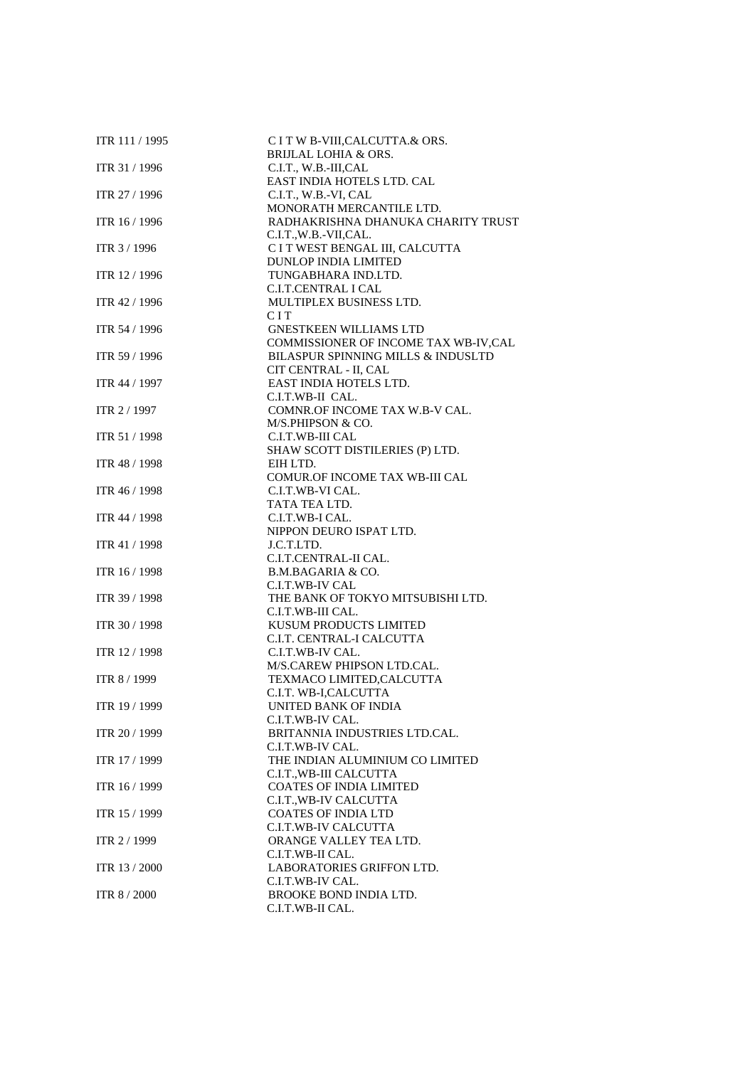| | |
|---|---|
| ITR 111 / 1995 | C I T W B-VIII,CALCUTTA.& ORS.<br>BRIJLAL LOHIA & ORS. |
| ITR 31 / 1996 | C.I.T., W.B.-III,CAL<br>EAST INDIA HOTELS LTD. CAL |
| ITR 27 / 1996 | C.I.T., W.B.-VI, CAL<br>MONORATH MERCANTILE LTD. |
| ITR 16 / 1996 | RADHAKRISHNA DHANUKA CHARITY TRUST<br>C.I.T.,W.B.-VII,CAL. |
| ITR 3 / 1996 | C I T WEST BENGAL III, CALCUTTA<br>DUNLOP INDIA LIMITED |
| ITR 12 / 1996 | TUNGABHARA IND.LTD.<br>C.I.T.CENTRAL I CAL |
| ITR 42 / 1996 | MULTIPLEX BUSINESS LTD.<br>C I T |
| ITR 54 / 1996 | GNESTKEEN WILLIAMS LTD<br>COMMISSIONER OF INCOME TAX WB-IV,CAL |
| ITR 59 / 1996 | BILASPUR SPINNING MILLS & INDUSLTD<br>CIT CENTRAL - II, CAL |
| ITR 44 / 1997 | EAST INDIA HOTELS LTD.<br>C.I.T.WB-II CAL. |
| ITR 2 / 1997 | COMNR.OF INCOME TAX W.B-V CAL.<br>M/S.PHIPSON & CO. |
| ITR 51 / 1998 | C.I.T.WB-III CAL<br>SHAW SCOTT DISTILERIES (P) LTD. |
| ITR 48 / 1998 | EIH LTD.<br>COMUR.OF INCOME TAX WB-III CAL |
| ITR 46 / 1998 | C.I.T.WB-VI CAL.<br>TATA TEA LTD. |
| ITR 44 / 1998 | C.I.T.WB-I CAL.<br>NIPPON DEURO ISPAT LTD. |
| ITR 41 / 1998 | J.C.T.LTD.<br>C.I.T.CENTRAL-II CAL. |
| ITR 16 / 1998 | B.M.BAGARIA & CO.<br>C.I.T.WB-IV CAL |
| ITR 39 / 1998 | THE BANK OF TOKYO MITSUBISHI LTD.<br>C.I.T.WB-III CAL. |
| ITR 30 / 1998 | KUSUM PRODUCTS LIMITED<br>C.I.T. CENTRAL-I CALCUTTA |
| ITR 12 / 1998 | C.I.T.WB-IV CAL.<br>M/S.CAREW PHIPSON LTD.CAL. |
| ITR 8 / 1999 | TEXMACO LIMITED,CALCUTTA<br>C.I.T. WB-I,CALCUTTA |
| ITR 19 / 1999 | UNITED BANK OF INDIA<br>C.I.T.WB-IV CAL. |
| ITR 20 / 1999 | BRITANNIA INDUSTRIES LTD.CAL.<br>C.I.T.WB-IV CAL. |
| ITR 17 / 1999 | THE INDIAN ALUMINIUM CO LIMITED<br>C.I.T.,WB-III CALCUTTA |
| ITR 16 / 1999 | COATES OF INDIA LIMITED<br>C.I.T.,WB-IV CALCUTTA |
| ITR 15 / 1999 | COATES OF INDIA LTD<br>C.I.T.WB-IV CALCUTTA |
| ITR 2 / 1999 | ORANGE VALLEY TEA LTD.<br>C.I.T.WB-II CAL. |
| ITR 13 / 2000 | LABORATORIES GRIFFON LTD.<br>C.I.T.WB-IV CAL. |
| ITR 8 / 2000 | BROOKE BOND INDIA LTD.<br>C.I.T.WB-II CAL. |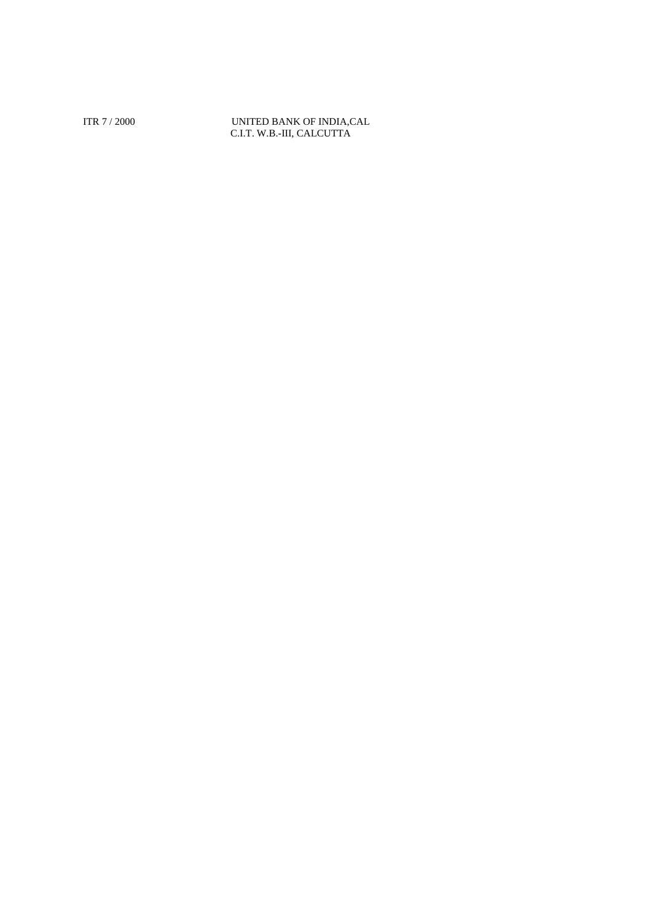ITR 7 / 2000 UNITED BANK OF INDIA,CAL
C.I.T. W.B.-III, CALCUTTA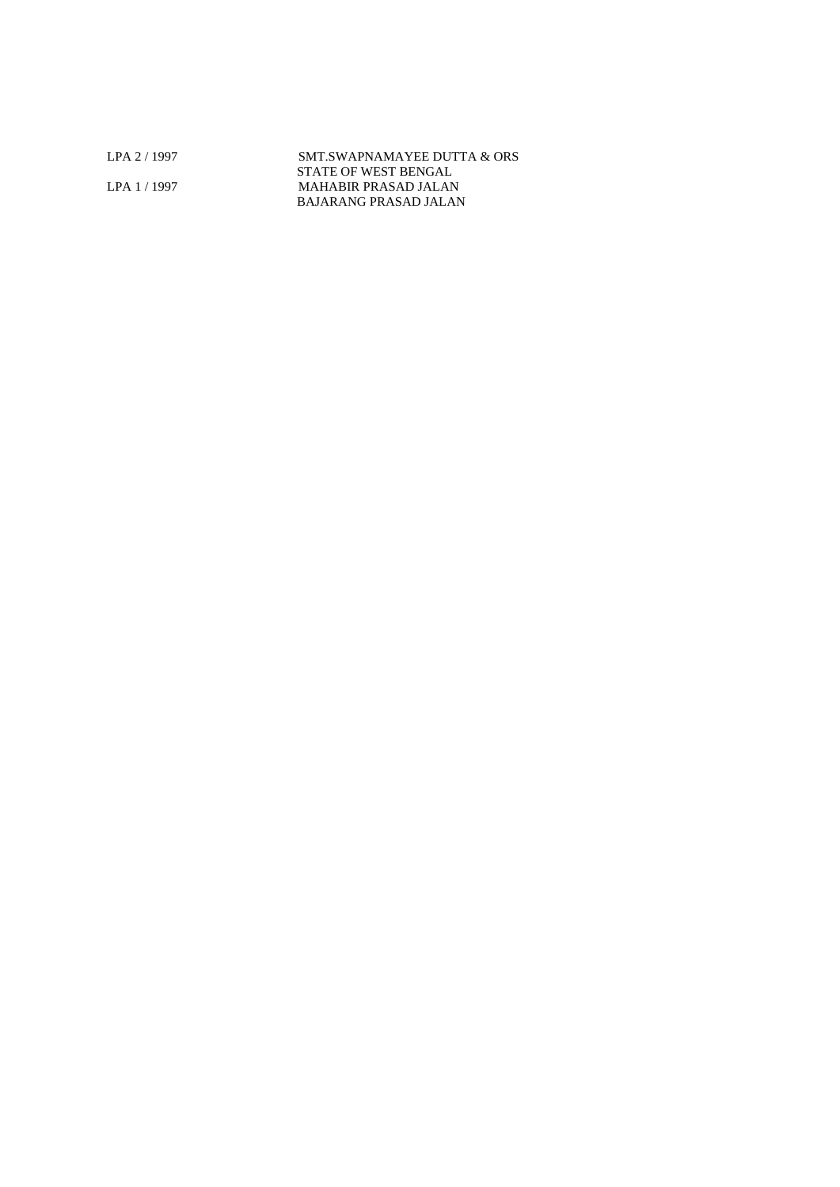| | |
|---|---|
| LPA 2 / 1997 | SMT.SWAPNAMAYEE DUTTA & ORS |
| | STATE OF WEST BENGAL |
| LPA 1 / 1997 | MAHABIR PRASAD JALAN |
| | BAJARANG PRASAD JALAN |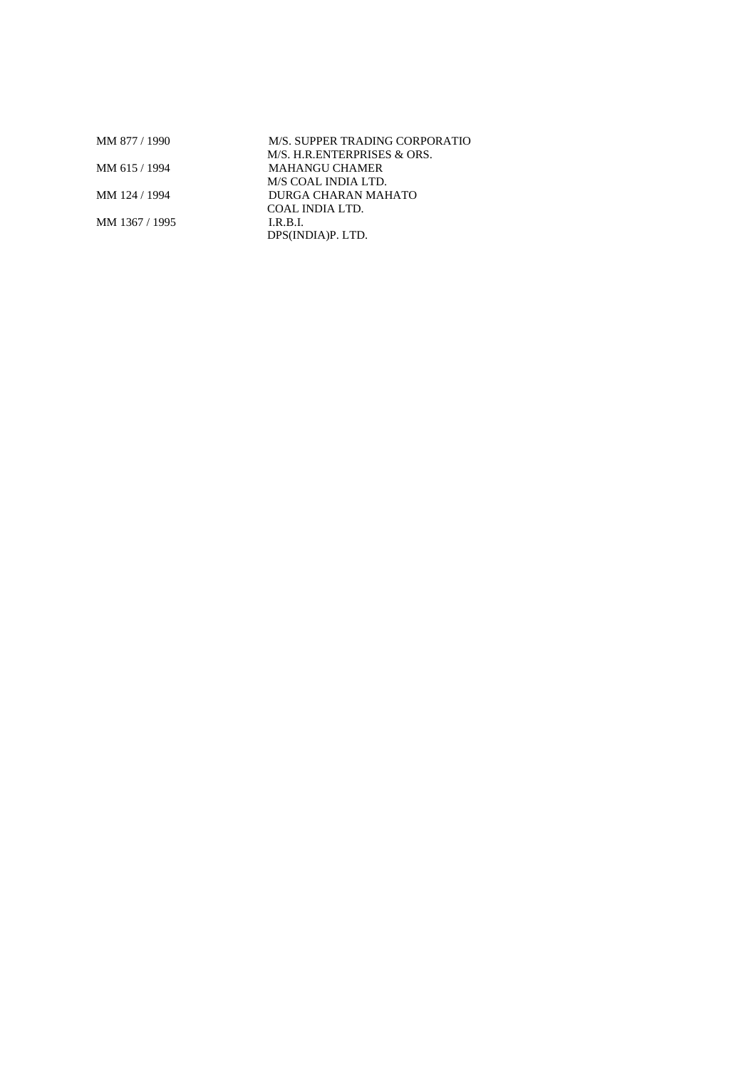| | |
|---|---|
| MM 877 / 1990 | M/S. SUPPER TRADING CORPORATIO |
| | M/S. H.R.ENTERPRISES & ORS. |
| MM 615 / 1994 | MAHANGU CHAMER |
| | M/S COAL INDIA LTD. |
| MM 124 / 1994 | DURGA CHARAN MAHATO |
| | COAL INDIA LTD. |
| MM 1367 / 1995 | I.R.B.I. |
| | DPS(INDIA)P. LTD. |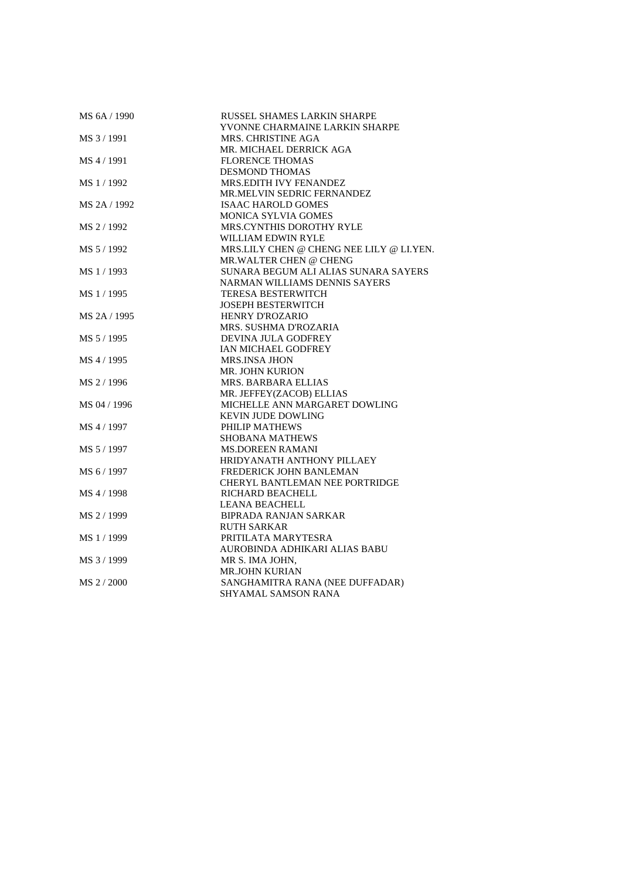| | |
|---|---|
| MS 6A / 1990 | RUSSEL SHAMES LARKIN SHARPE<br>YVONNE CHARMAINE LARKIN SHARPE |
| MS 3 / 1991 | MRS. CHRISTINE AGA<br>MR. MICHAEL DERRICK AGA |
| MS 4 / 1991 | FLORENCE THOMAS<br>DESMOND THOMAS |
| MS 1 / 1992 | MRS.EDITH IVY FENANDEZ<br>MR.MELVIN SEDRIC FERNANDEZ |
| MS 2A / 1992 | ISAAC HAROLD GOMES<br>MONICA SYLVIA GOMES |
| MS 2 / 1992 | MRS.CYNTHIS DOROTHY RYLE<br>WILLIAM EDWIN RYLE |
| MS 5 / 1992 | MRS.LILY CHEN @ CHENG NEE LILY @ LI.YEN.<br>MR.WALTER CHEN @ CHENG |
| MS 1 / 1993 | SUNARA BEGUM ALI ALIAS SUNARA SAYERS<br>NARMAN WILLIAMS DENNIS SAYERS |
| MS 1 / 1995 | TERESA BESTERWITCH<br>JOSEPH BESTERWITCH |
| MS 2A / 1995 | HENRY D'ROZARIO<br>MRS. SUSHMA D'ROZARIA |
| MS 5 / 1995 | DEVINA JULA GODFREY<br>IAN MICHAEL GODFREY |
| MS 4 / 1995 | MRS.INSA JHON<br>MR. JOHN KURION |
| MS 2 / 1996 | MRS. BARBARA ELLIAS<br>MR. JEFFEY(ZACOB) ELLIAS |
| MS 04 / 1996 | MICHELLE ANN MARGARET DOWLING<br>KEVIN JUDE DOWLING |
| MS 4 / 1997 | PHILIP MATHEWS<br>SHOBANA MATHEWS |
| MS 5 / 1997 | MS.DOREEN RAMANI<br>HRIDYANATH ANTHONY PILLAEY |
| MS 6 / 1997 | FREDERICK JOHN BANLEMAN<br>CHERYL BANTLEMAN NEE PORTRIDGE |
| MS 4 / 1998 | RICHARD BEACHELL<br>LEANA BEACHELL |
| MS 2 / 1999 | BIPRADA RANJAN SARKAR<br>RUTH SARKAR |
| MS 1 / 1999 | PRITILATA MARYTESRA<br>AUROBINDA ADHIKARI ALIAS BABU |
| MS 3 / 1999 | MR S. IMA JOHN,<br>MR.JOHN KURIAN |
| MS 2 / 2000 | SANGHAMITRA RANA (NEE DUFFADAR)<br>SHYAMAL SAMSON RANA |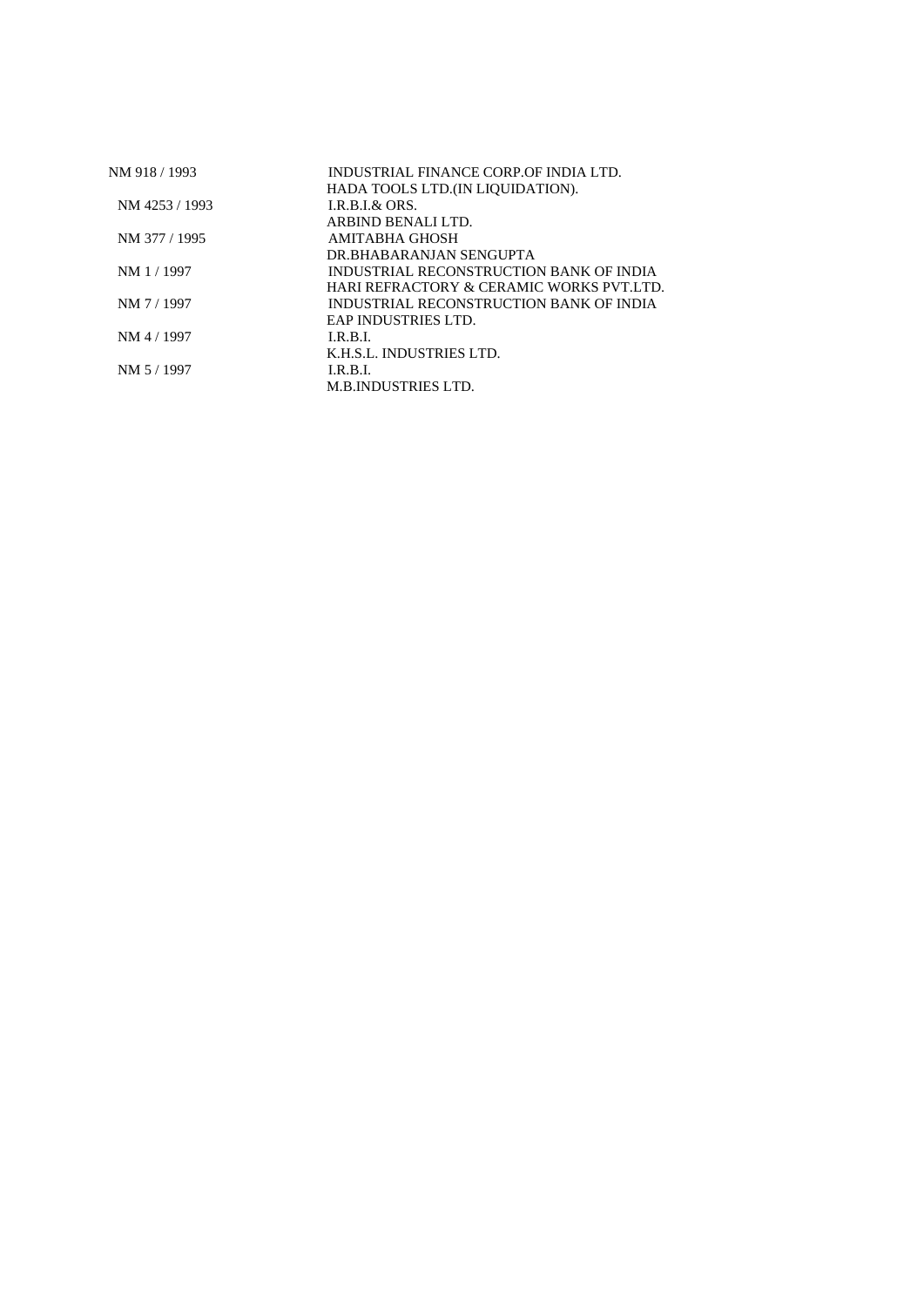| | |
|---|---|
| NM 918 / 1993 | INDUSTRIAL FINANCE CORP.OF INDIA LTD. |
| | HADA TOOLS LTD.(IN LIQUIDATION). |
| NM 4253 / 1993 | I.R.B.I.& ORS. |
| | ARBIND BENALI LTD. |
| NM 377 / 1995 | AMITABHA GHOSH |
| | DR.BHABARANJAN SENGUPTA |
| NM 1 / 1997 | INDUSTRIAL RECONSTRUCTION BANK OF INDIA |
| | HARI REFRACTORY & CERAMIC WORKS PVT.LTD. |
| NM 7 / 1997 | INDUSTRIAL RECONSTRUCTION BANK OF INDIA |
| | EAP INDUSTRIES LTD. |
| NM 4 / 1997 | I.R.B.I. |
| | K.H.S.L. INDUSTRIES LTD. |
| NM 5 / 1997 | I.R.B.I. |
| | M.B.INDUSTRIES LTD. |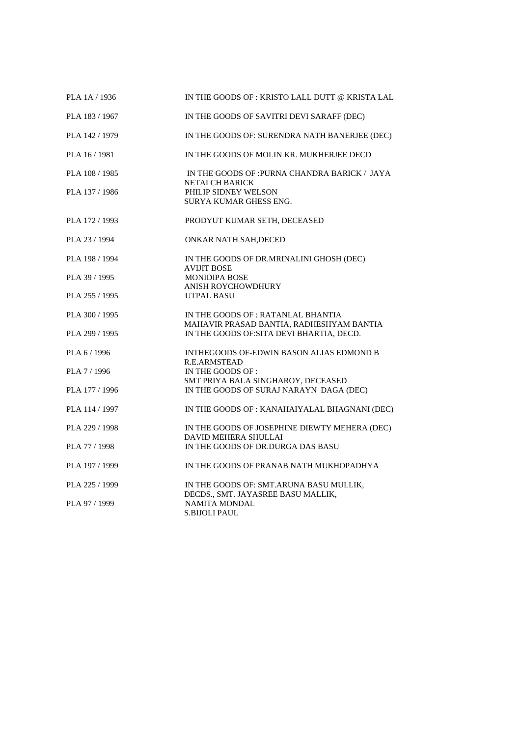| | |
|---|---|
| PLA 1A / 1936 | IN THE GOODS OF : KRISTO LALL DUTT @ KRISTA LAL |
| PLA 183 / 1967 | IN THE GOODS OF SAVITRI DEVI SARAFF (DEC) |
| PLA 142 / 1979 | IN THE GOODS OF: SURENDRA NATH BANERJEE (DEC) |
| PLA 16 / 1981 | IN THE GOODS OF MOLIN KR. MUKHERJEE DECD |
| PLA 108 / 1985 | IN THE GOODS OF :PURNA CHANDRA BARICK / JAYA NETAI CH BARICK |
| PLA 137 / 1986 | PHILIP SIDNEY WELSON SURYA KUMAR GHESS ENG. |
| PLA 172 / 1993 | PRODYUT KUMAR SETH, DECEASED |
| PLA 23 / 1994 | ONKAR NATH SAH,DECED |
| PLA 198 / 1994 | IN THE GOODS OF DR.MRINALINI GHOSH (DEC) AVIJIT BOSE |
| PLA 39 / 1995 | MONIDIPA BOSE ANISH ROYCHOWDHURY |
| PLA 255 / 1995 | UTPAL BASU |
| PLA 300 / 1995 | IN THE GOODS OF : RATANLAL BHANTIA MAHAVIR PRASAD BANTIA, RADHESHYAM BANTIA |
| PLA 299 / 1995 | IN THE GOODS OF:SITA DEVI BHARTIA, DECD. |
| PLA 6 / 1996 | INTHEGOODS OF-EDWIN BASON ALIAS EDMOND B R.E.ARMSTEAD |
| PLA 7 / 1996 | IN THE GOODS OF : SMT PRIYA BALA SINGHAROY, DECEASED |
| PLA 177 / 1996 | IN THE GOODS OF SURAJ NARAYN DAGA (DEC) |
| PLA 114 / 1997 | IN THE GOODS OF : KANAHAIYALAL BHAGNANI (DEC) |
| PLA 229 / 1998 | IN THE GOODS OF JOSEPHINE DIEWTY MEHERA (DEC) DAVID MEHERA SHULLAI |
| PLA 77 / 1998 | IN THE GOODS OF DR.DURGA DAS BASU |
| PLA 197 / 1999 | IN THE GOODS OF PRANAB NATH MUKHOPADHYA |
| PLA 225 / 1999 | IN THE GOODS OF: SMT.ARUNA BASU MULLIK, DECDS., SMT. JAYASREE BASU MALLIK, |
| PLA 97 / 1999 | NAMITA MONDAL S.BIJOLI PAUL |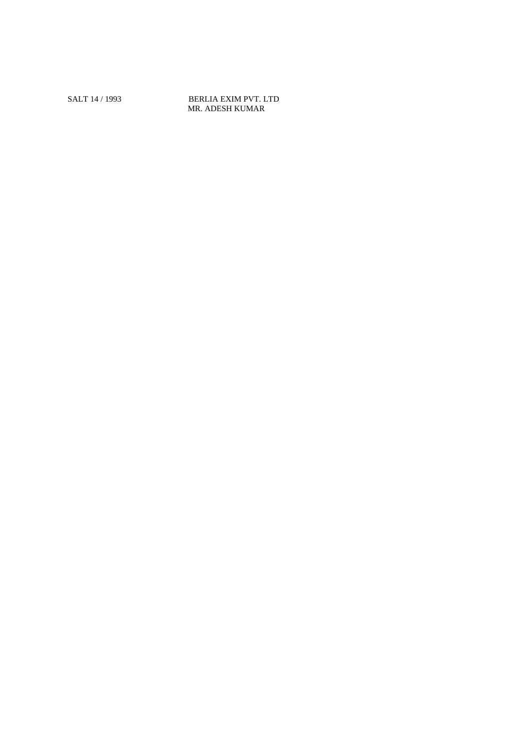| | |
|---|---|
| SALT 14 / 1993 | BERLIA EXIM PVT. LTD<br>MR. ADESH KUMAR |